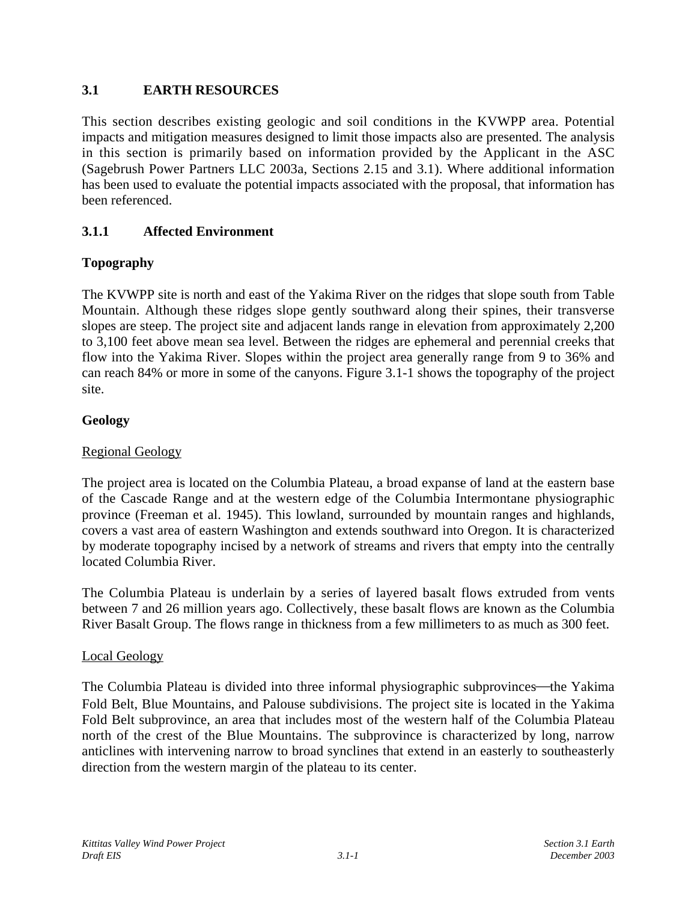## 3.1 EARTH RESOURCES

This section describes existing geologic and soil conditions in the KVWPP area. Potential impacts and mitigation measures designed to limit those impacts also are presented. The analysis in this section is primarily based on information provided by the Applicant in the ASC (Sagebrush Power Partners LLC 2003a, Sections 2.15 and 3.1). Where additional information has been used to evaluate the potential impacts associated with the proposal, that information has been referenced.

### 3.1.1 Affected Environment

**Topography**

The KVWPP site is north and east of the Yakima River on the ridges that slope south from Table Mountain. Although these ridges slope gently southward along their spines, their transverse slopes are steep. The project site and adjacent lands range in elevation from approximately 2,200 to 3,100 feet above mean sea level. Between the ridges are ephemeral and perennial creeks that flow into the Yakima River. Slopes within the project area generally range from 9 to 36% and can reach 84% or more in some of the canyons. Figure 3.1-1 shows the topography of the project site.

**Geology**

Regional Geology

The project area is located on the Columbia Plateau, a broad expanse of land at the eastern base of the Cascade Range and at the western edge of the Columbia Intermontane physiographic province (Freeman et al. 1945). This lowland, surrounded by mountain ranges and highlands, covers a vast area of eastern Washington and extends southward into Oregon. It is characterized by moderate topography incised by a network of streams and rivers that empty into the centrally located Columbia River.

The Columbia Plateau is underlain by a series of layered basalt flows extruded from vents between 7 and 26 million years ago. Collectively, these basalt flows are known as the Columbia River Basalt Group. The flows range in thickness from a few millimeters to as much as 300 feet.

Local Geology

The Columbia Plateau is divided into three informal physiographic subprovinces—the Yakima Fold Belt, Blue Mountains, and Palouse subdivisions. The project site is located in the Yakima Fold Belt subprovince, an area that includes most of the western half of the Columbia Plateau north of the crest of the Blue Mountains. The subprovince is characterized by long, narrow anticlines with intervening narrow to broad synclines that extend in an easterly to southeasterly direction from the western margin of the plateau to its center.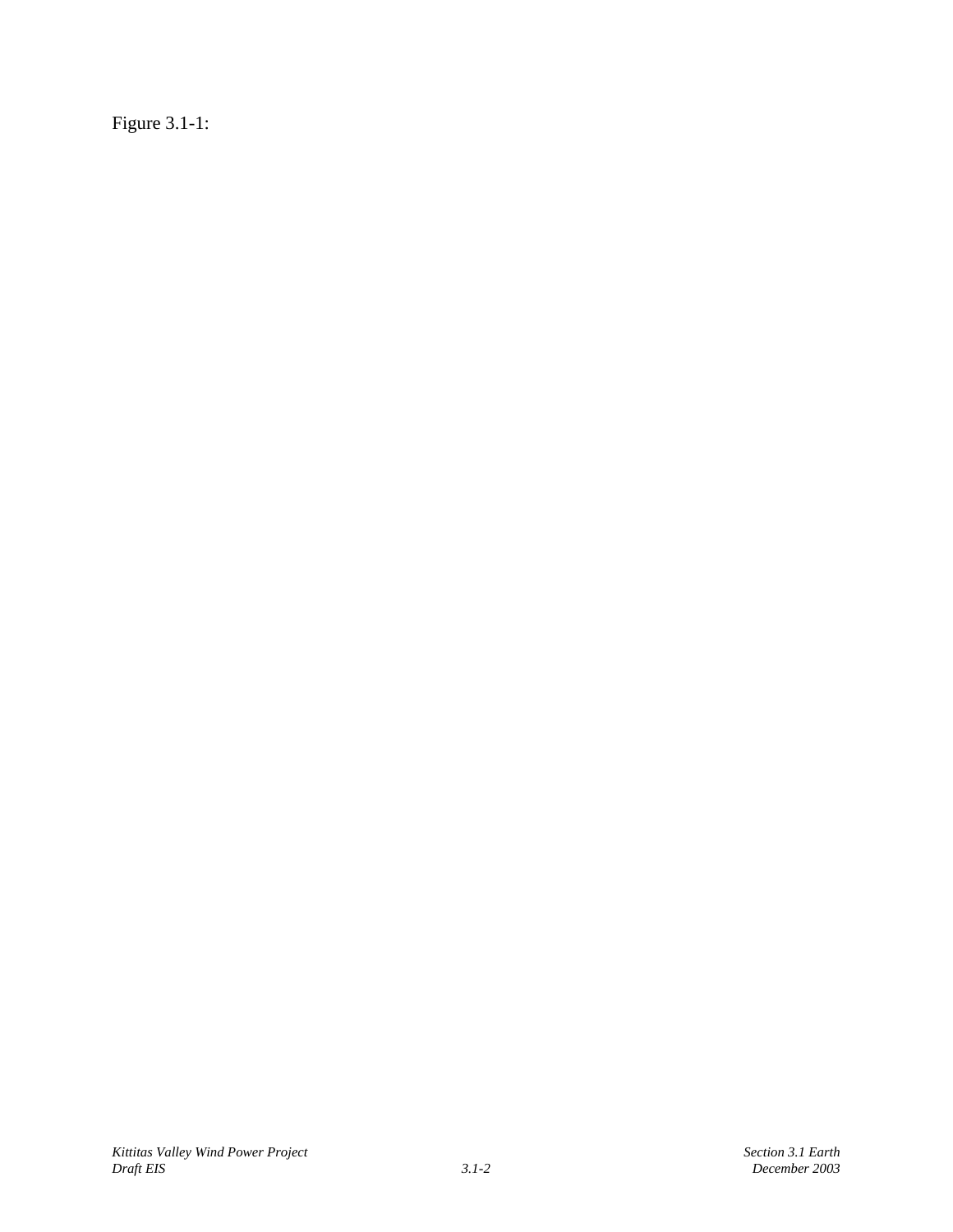Figure 3.1-1: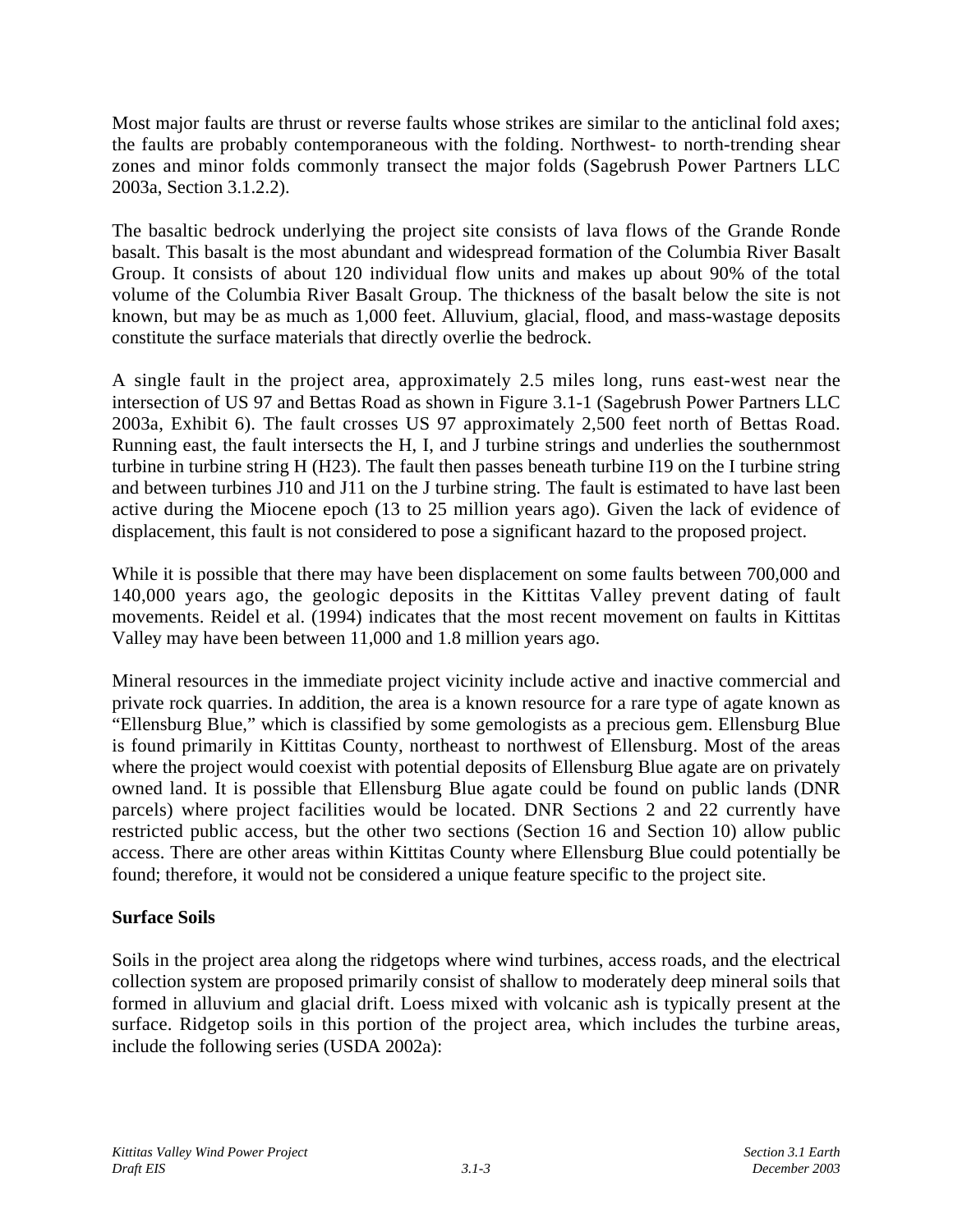Most major faults are thrust or reverse faults whose strikes are similar to the anticlinal fold axes; the faults are probably contemporaneous with the folding. Northwest- to north-trending shear zones and minor folds commonly transect the major folds (Sagebrush Power Partners LLC 2003a, Section 3.1.2.2).

The basaltic bedrock underlying the project site consists of lava flows of the Grande Ronde basalt. This basalt is the most abundant and widespread formation of the Columbia River Basalt Group. It consists of about 120 individual flow units and makes up about 90% of the total volume of the Columbia River Basalt Group. The thickness of the basalt below the site is not known, but may be as much as 1,000 feet. Alluvium, glacial, flood, and mass-wastage deposits constitute the surface materials that directly overlie the bedrock.

A single fault in the project area, approximately 2.5 miles long, runs east-west near the intersection of US 97 and Bettas Road as shown in Figure 3.1-1 (Sagebrush Power Partners LLC 2003a, Exhibit 6). The fault crosses US 97 approximately 2,500 feet north of Bettas Road. Running east, the fault intersects the H, I, and J turbine strings and underlies the southernmost turbine in turbine string H (H23). The fault then passes beneath turbine I19 on the I turbine string and between turbines J10 and J11 on the J turbine string. The fault is estimated to have last been active during the Miocene epoch (13 to 25 million years ago). Given the lack of evidence of displacement, this fault is not considered to pose a significant hazard to the proposed project.

While it is possible that there may have been displacement on some faults between 700,000 and 140,000 years ago, the geologic deposits in the Kittitas Valley prevent dating of fault movements. Reidel et al. (1994) indicates that the most recent movement on faults in Kittitas Valley may have been between 11,000 and 1.8 million years ago.

Mineral resources in the immediate project vicinity include active and inactive commercial and private rock quarries. In addition, the area is a known resource for a rare type of agate known as "Ellensburg Blue," which is classified by some gemologists as a precious gem. Ellensburg Blue is found primarily in Kittitas County, northeast to northwest of Ellensburg. Most of the areas where the project would coexist with potential deposits of Ellensburg Blue agate are on privately owned land. It is possible that Ellensburg Blue agate could be found on public lands (DNR parcels) where project facilities would be located. DNR Sections 2 and 22 currently have restricted public access, but the other two sections (Section 16 and Section 10) allow public access. There are other areas within Kittitas County where Ellensburg Blue could potentially be found; therefore, it would not be considered a unique feature specific to the project site.

**Surface Soils**

Soils in the project area along the ridgetops where wind turbines, access roads, and the electrical collection system are proposed primarily consist of shallow to moderately deep mineral soils that formed in alluvium and glacial drift. Loess mixed with volcanic ash is typically present at the surface. Ridgetop soils in this portion of the project area, which includes the turbine areas, include the following series (USDA 2002a):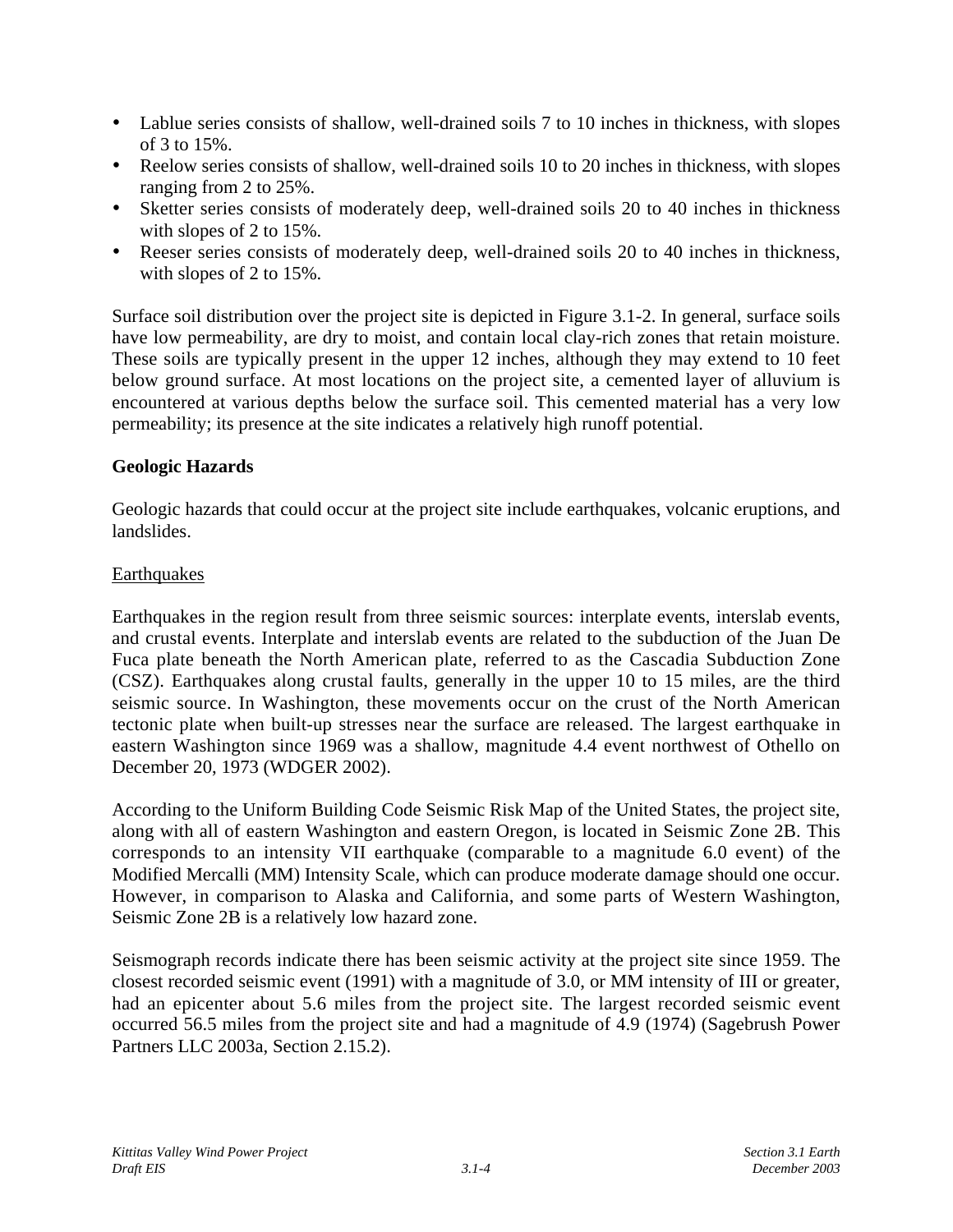- Lablue series consists of shallow, well-drained soils 7 to 10 inches in thickness, with slopes of 3 to 15%.
- Reelow series consists of shallow, well-drained soils 10 to 20 inches in thickness, with slopes ranging from 2 to 25%.
- Sketter series consists of moderately deep, well-drained soils 20 to 40 inches in thickness with slopes of 2 to 15%.
- Reeser series consists of moderately deep, well-drained soils 20 to 40 inches in thickness, with slopes of 2 to 15%.

Surface soil distribution over the project site is depicted in Figure 3.1-2. In general, surface soils have low permeability, are dry to moist, and contain local clay-rich zones that retain moisture. These soils are typically present in the upper 12 inches, although they may extend to 10 feet below ground surface. At most locations on the project site, a cemented layer of alluvium is encountered at various depths below the surface soil. This cemented material has a very low permeability; its presence at the site indicates a relatively high runoff potential.

**Geologic Hazards**

Geologic hazards that could occur at the project site include earthquakes, volcanic eruptions, and landslides.

Earthquakes

Earthquakes in the region result from three seismic sources: interplate events, interslab events, and crustal events. Interplate and interslab events are related to the subduction of the Juan De Fuca plate beneath the North American plate, referred to as the Cascadia Subduction Zone (CSZ). Earthquakes along crustal faults, generally in the upper 10 to 15 miles, are the third seismic source. In Washington, these movements occur on the crust of the North American tectonic plate when built-up stresses near the surface are released. The largest earthquake in eastern Washington since 1969 was a shallow, magnitude 4.4 event northwest of Othello on December 20, 1973 (WDGER 2002).

According to the Uniform Building Code Seismic Risk Map of the United States, the project site, along with all of eastern Washington and eastern Oregon, is located in Seismic Zone 2B. This corresponds to an intensity VII earthquake (comparable to a magnitude 6.0 event) of the Modified Mercalli (MM) Intensity Scale, which can produce moderate damage should one occur. However, in comparison to Alaska and California, and some parts of Western Washington, Seismic Zone 2B is a relatively low hazard zone.

Seismograph records indicate there has been seismic activity at the project site since 1959. The closest recorded seismic event (1991) with a magnitude of 3.0, or MM intensity of III or greater, had an epicenter about 5.6 miles from the project site. The largest recorded seismic event occurred 56.5 miles from the project site and had a magnitude of 4.9 (1974) (Sagebrush Power Partners LLC 2003a, Section 2.15.2).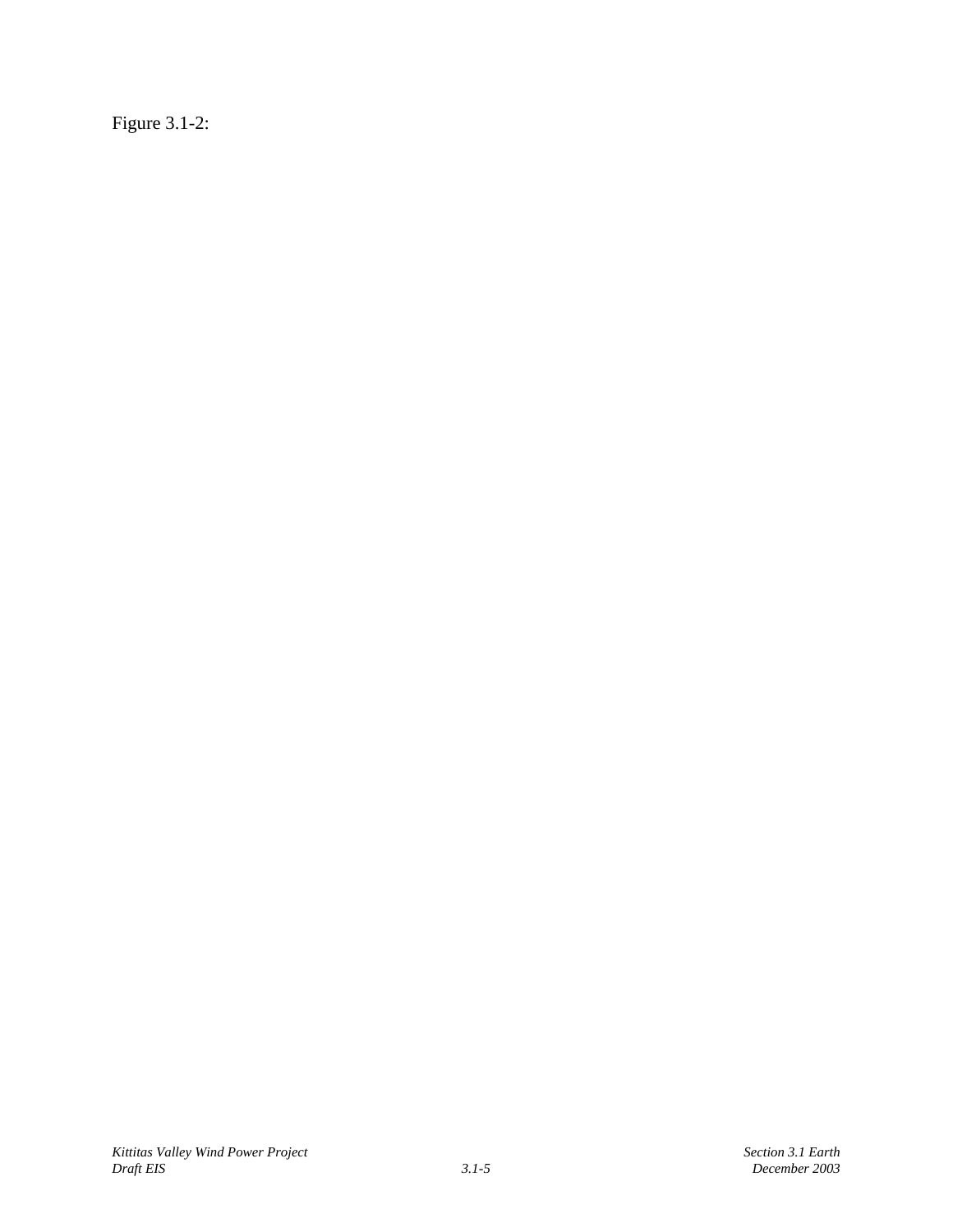Figure 3.1-2: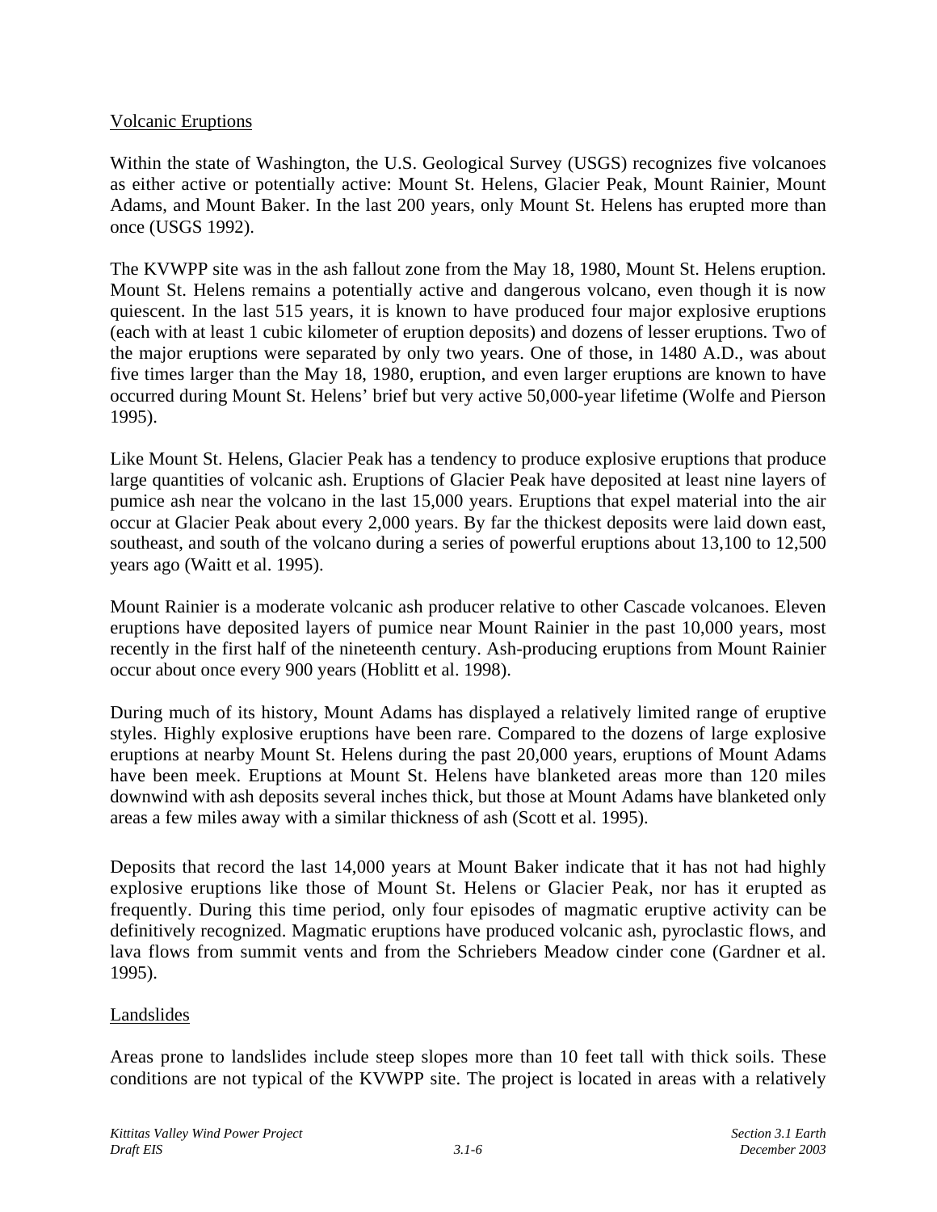Volcanic Eruptions

Within the state of Washington, the U.S. Geological Survey (USGS) recognizes five volcanoes as either active or potentially active: Mount St. Helens, Glacier Peak, Mount Rainier, Mount Adams, and Mount Baker. In the last 200 years, only Mount St. Helens has erupted more than once (USGS 1992).

The KVWPP site was in the ash fallout zone from the May 18, 1980, Mount St. Helens eruption. Mount St. Helens remains a potentially active and dangerous volcano, even though it is now quiescent. In the last 515 years, it is known to have produced four major explosive eruptions (each with at least 1 cubic kilometer of eruption deposits) and dozens of lesser eruptions. Two of the major eruptions were separated by only two years. One of those, in 1480 A.D., was about five times larger than the May 18, 1980, eruption, and even larger eruptions are known to have occurred during Mount St. Helens' brief but very active 50,000-year lifetime (Wolfe and Pierson 1995).

Like Mount St. Helens, Glacier Peak has a tendency to produce explosive eruptions that produce large quantities of volcanic ash. Eruptions of Glacier Peak have deposited at least nine layers of pumice ash near the volcano in the last 15,000 years. Eruptions that expel material into the air occur at Glacier Peak about every 2,000 years. By far the thickest deposits were laid down east, southeast, and south of the volcano during a series of powerful eruptions about 13,100 to 12,500 years ago (Waitt et al. 1995).

Mount Rainier is a moderate volcanic ash producer relative to other Cascade volcanoes. Eleven eruptions have deposited layers of pumice near Mount Rainier in the past 10,000 years, most recently in the first half of the nineteenth century. Ash-producing eruptions from Mount Rainier occur about once every 900 years (Hoblitt et al. 1998).

During much of its history, Mount Adams has displayed a relatively limited range of eruptive styles. Highly explosive eruptions have been rare. Compared to the dozens of large explosive eruptions at nearby Mount St. Helens during the past 20,000 years, eruptions of Mount Adams have been meek. Eruptions at Mount St. Helens have blanketed areas more than 120 miles downwind with ash deposits several inches thick, but those at Mount Adams have blanketed only areas a few miles away with a similar thickness of ash (Scott et al. 1995).

Deposits that record the last 14,000 years at Mount Baker indicate that it has not had highly explosive eruptions like those of Mount St. Helens or Glacier Peak, nor has it erupted as frequently. During this time period, only four episodes of magmatic eruptive activity can be definitively recognized. Magmatic eruptions have produced volcanic ash, pyroclastic flows, and lava flows from summit vents and from the Schriebers Meadow cinder cone (Gardner et al. 1995).

Landslides

Areas prone to landslides include steep slopes more than 10 feet tall with thick soils. These conditions are not typical of the KVWPP site. The project is located in areas with a relatively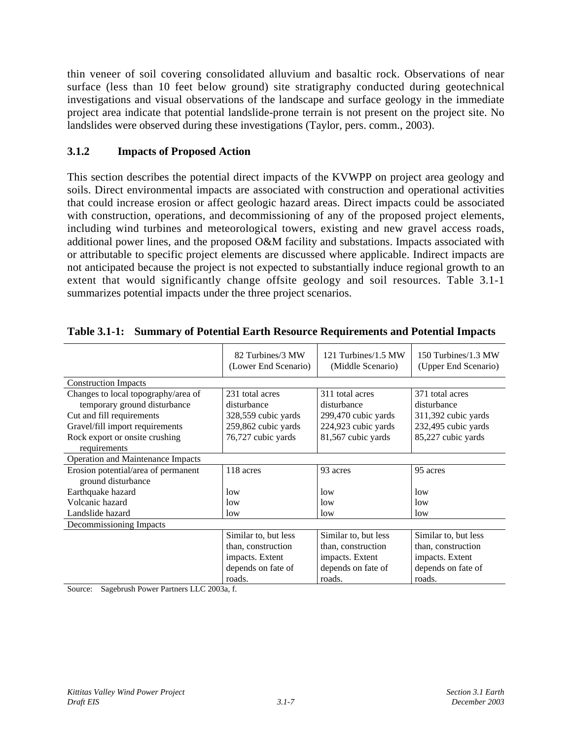thin veneer of soil covering consolidated alluvium and basaltic rock. Observations of near surface (less than 10 feet below ground) site stratigraphy conducted during geotechnical investigations and visual observations of the landscape and surface geology in the immediate project area indicate that potential landslide-prone terrain is not present on the project site. No landslides were observed during these investigations (Taylor, pers. comm., 2003).

### 3.1.2 Impacts of Proposed Action

This section describes the potential direct impacts of the KVWPP on project area geology and soils. Direct environmental impacts are associated with construction and operational activities that could increase erosion or affect geologic hazard areas. Direct impacts could be associated with construction, operations, and decommissioning of any of the proposed project elements, including wind turbines and meteorological towers, existing and new gravel access roads, additional power lines, and the proposed O&M facility and substations. Impacts associated with or attributable to specific project elements are discussed where applicable. Indirect impacts are not anticipated because the project is not expected to substantially induce regional growth to an extent that would significantly change offsite geology and soil resources. Table 3.1-1 summarizes potential impacts under the three project scenarios.

**Table 3.1-1: Summary of Potential Earth Resource Requirements and Potential Impacts**

| | 82 Turbines/3 MW (Lower End Scenario) | 121 Turbines/1.5 MW (Middle Scenario) | 150 Turbines/1.3 MW (Upper End Scenario) |
|---|---|---|---|
| Construction Impacts | | | |
| Changes to local topography/area of temporary ground disturbance | 231 total acres disturbance | 311 total acres disturbance | 371 total acres disturbance |
| Cut and fill requirements | 328,559 cubic yards | 299,470 cubic yards | 311,392 cubic yards |
| Gravel/fill import requirements | 259,862 cubic yards | 224,923 cubic yards | 232,495 cubic yards |
| Rock export or onsite crushing requirements | 76,727 cubic yards | 81,567 cubic yards | 85,227 cubic yards |
| Operation and Maintenance Impacts | | | |
| Erosion potential/area of permanent ground disturbance | 118 acres | 93 acres | 95 acres |
| Earthquake hazard | low | low | low |
| Volcanic hazard | low | low | low |
| Landslide hazard | low | low | low |
| Decommissioning Impacts | | | |
| | Similar to, but less than, construction impacts. Extent depends on fate of roads. | Similar to, but less than, construction impacts. Extent depends on fate of roads. | Similar to, but less than, construction impacts. Extent depends on fate of roads. |

Source: Sagebrush Power Partners LLC 2003a, f.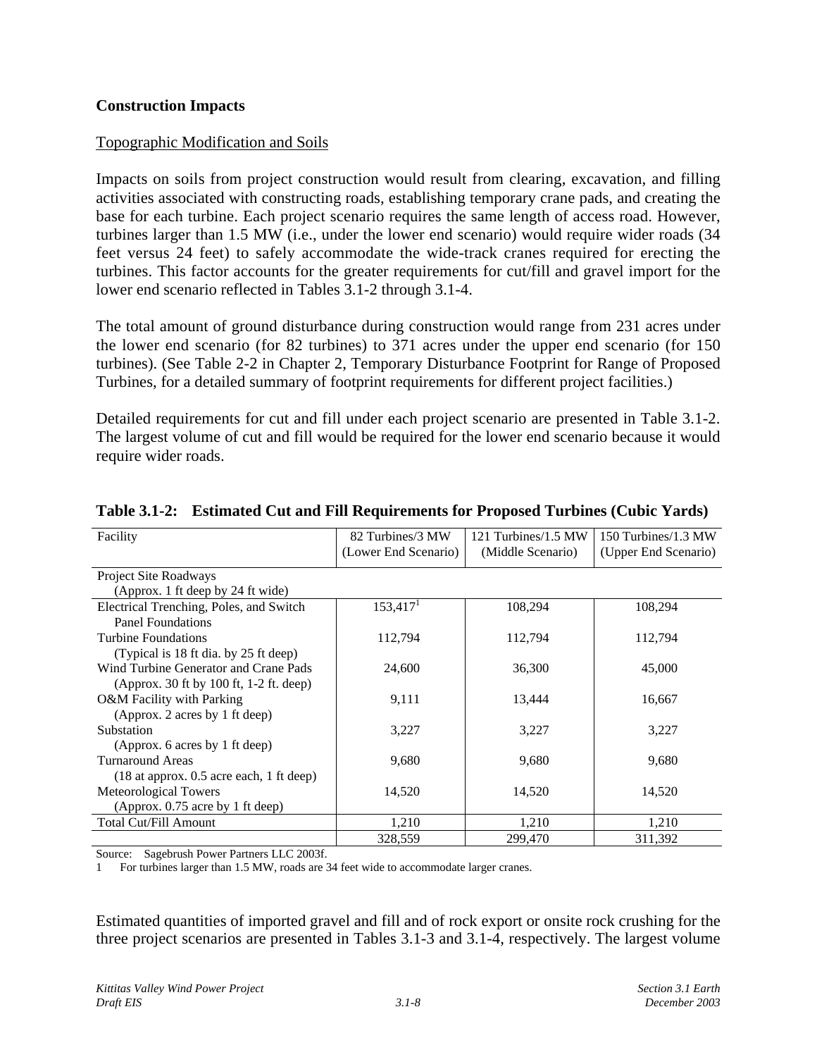## Construction Impacts

Topographic Modification and Soils

Impacts on soils from project construction would result from clearing, excavation, and filling activities associated with constructing roads, establishing temporary crane pads, and creating the base for each turbine. Each project scenario requires the same length of access road. However, turbines larger than 1.5 MW (i.e., under the lower end scenario) would require wider roads (34 feet versus 24 feet) to safely accommodate the wide-track cranes required for erecting the turbines. This factor accounts for the greater requirements for cut/fill and gravel import for the lower end scenario reflected in Tables 3.1-2 through 3.1-4.

The total amount of ground disturbance during construction would range from 231 acres under the lower end scenario (for 82 turbines) to 371 acres under the upper end scenario (for 150 turbines). (See Table 2-2 in Chapter 2, Temporary Disturbance Footprint for Range of Proposed Turbines, for a detailed summary of footprint requirements for different project facilities.)

Detailed requirements for cut and fill under each project scenario are presented in Table 3.1-2. The largest volume of cut and fill would be required for the lower end scenario because it would require wider roads.

**Table 3.1-2: Estimated Cut and Fill Requirements for Proposed Turbines (Cubic Yards)**

| Facility | 82 Turbines/3 MW (Lower End Scenario) | 121 Turbines/1.5 MW (Middle Scenario) | 150 Turbines/1.3 MW (Upper End Scenario) |
|---|---|---|---|
| Project Site Roadways (Approx. 1 ft deep by 24 ft wide) | | | |
| Electrical Trenching, Poles, and Switch Panel Foundations | 153,417[1] | 108,294 | 108,294 |
| Turbine Foundations (Typical is 18 ft dia. by 25 ft deep) | 112,794 | 112,794 | 112,794 |
| Wind Turbine Generator and Crane Pads (Approx. 30 ft by 100 ft, 1-2 ft. deep) | 24,600 | 36,300 | 45,000 |
| O&M Facility with Parking (Approx. 2 acres by 1 ft deep) | 9,111 | 13,444 | 16,667 |
| Substation (Approx. 6 acres by 1 ft deep) | 3,227 | 3,227 | 3,227 |
| Turnaround Areas (18 at approx. 0.5 acre each, 1 ft deep) | 9,680 | 9,680 | 9,680 |
| Meteorological Towers (Approx. 0.75 acre by 1 ft deep) | 14,520 | 14,520 | 14,520 |
| Total Cut/Fill Amount | 1,210 | 1,210 | 1,210 |
| | 328,559 | 299,470 | 311,392 |

Source: Sagebrush Power Partners LLC 2003f.

1 For turbines larger than 1.5 MW, roads are 34 feet wide to accommodate larger cranes.

Estimated quantities of imported gravel and fill and of rock export or onsite rock crushing for the three project scenarios are presented in Tables 3.1-3 and 3.1-4, respectively. The largest volume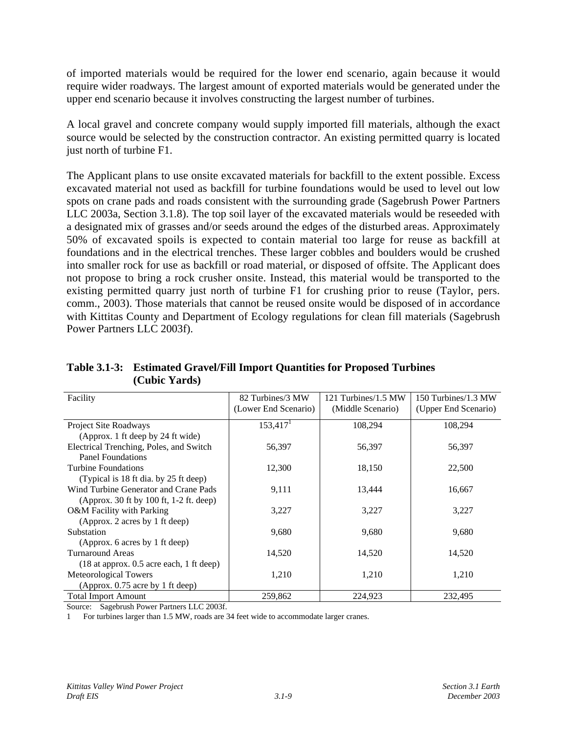of imported materials would be required for the lower end scenario, again because it would require wider roadways. The largest amount of exported materials would be generated under the upper end scenario because it involves constructing the largest number of turbines.

A local gravel and concrete company would supply imported fill materials, although the exact source would be selected by the construction contractor. An existing permitted quarry is located just north of turbine F1.

The Applicant plans to use onsite excavated materials for backfill to the extent possible. Excess excavated material not used as backfill for turbine foundations would be used to level out low spots on crane pads and roads consistent with the surrounding grade (Sagebrush Power Partners LLC 2003a, Section 3.1.8). The top soil layer of the excavated materials would be reseeded with a designated mix of grasses and/or seeds around the edges of the disturbed areas. Approximately 50% of excavated spoils is expected to contain material too large for reuse as backfill at foundations and in the electrical trenches. These larger cobbles and boulders would be crushed into smaller rock for use as backfill or road material, or disposed of offsite. The Applicant does not propose to bring a rock crusher onsite. Instead, this material would be transported to the existing permitted quarry just north of turbine F1 for crushing prior to reuse (Taylor, pers. comm., 2003). Those materials that cannot be reused onsite would be disposed of in accordance with Kittitas County and Department of Ecology regulations for clean fill materials (Sagebrush Power Partners LLC 2003f).

**Table 3.1-3: Estimated Gravel/Fill Import Quantities for Proposed Turbines (Cubic Yards)**

| Facility | 82 Turbines/3 MW (Lower End Scenario) | 121 Turbines/1.5 MW (Middle Scenario) | 150 Turbines/1.3 MW (Upper End Scenario) |
|---|---|---|---|
| Project Site Roadways (Approx. 1 ft deep by 24 ft wide) | 153,417[1] | 108,294 | 108,294 |
| Electrical Trenching, Poles, and Switch Panel Foundations | 56,397 | 56,397 | 56,397 |
| Turbine Foundations (Typical is 18 ft dia. by 25 ft deep) | 12,300 | 18,150 | 22,500 |
| Wind Turbine Generator and Crane Pads (Approx. 30 ft by 100 ft, 1-2 ft. deep) | 9,111 | 13,444 | 16,667 |
| O&M Facility with Parking (Approx. 2 acres by 1 ft deep) | 3,227 | 3,227 | 3,227 |
| Substation (Approx. 6 acres by 1 ft deep) | 9,680 | 9,680 | 9,680 |
| Turnaround Areas (18 at approx. 0.5 acre each, 1 ft deep) | 14,520 | 14,520 | 14,520 |
| Meteorological Towers (Approx. 0.75 acre by 1 ft deep) | 1,210 | 1,210 | 1,210 |
| Total Import Amount | 259,862 | 224,923 | 232,495 |

Source: Sagebrush Power Partners LLC 2003f.

1 For turbines larger than 1.5 MW, roads are 34 feet wide to accommodate larger cranes.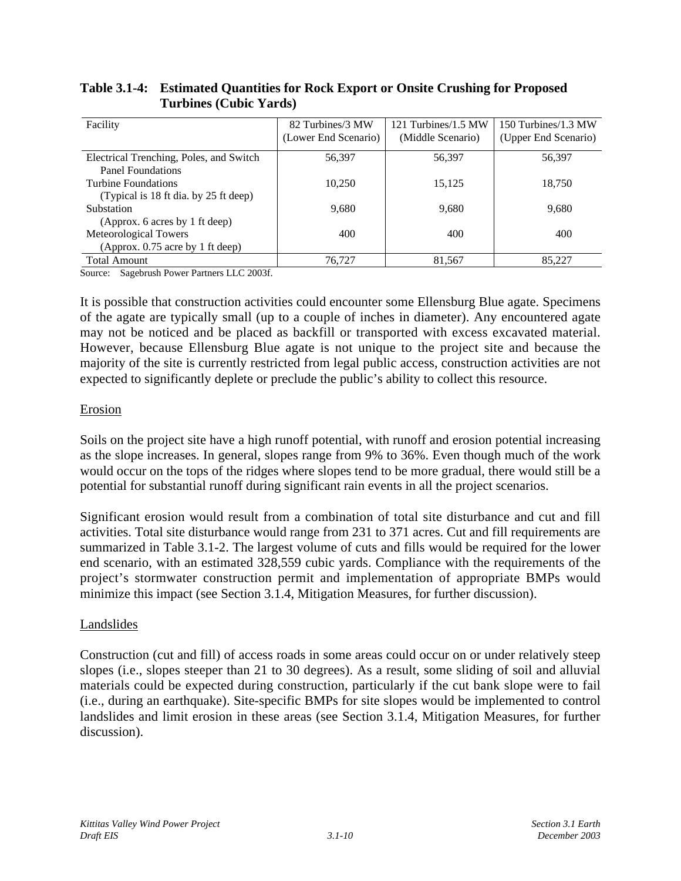**Table 3.1-4: Estimated Quantities for Rock Export or Onsite Crushing for Proposed Turbines (Cubic Yards)**

| Facility | 82 Turbines/3 MW (Lower End Scenario) | 121 Turbines/1.5 MW (Middle Scenario) | 150 Turbines/1.3 MW (Upper End Scenario) |
|---|---|---|---|
| Electrical Trenching, Poles, and Switch Panel Foundations | 56,397 | 56,397 | 56,397 |
| Turbine Foundations (Typical is 18 ft dia. by 25 ft deep) | 10,250 | 15,125 | 18,750 |
| Substation (Approx. 6 acres by 1 ft deep) | 9,680 | 9,680 | 9,680 |
| Meteorological Towers (Approx. 0.75 acre by 1 ft deep) | 400 | 400 | 400 |
| Total Amount | 76,727 | 81,567 | 85,227 |

Source: Sagebrush Power Partners LLC 2003f.

It is possible that construction activities could encounter some Ellensburg Blue agate. Specimens of the agate are typically small (up to a couple of inches in diameter). Any encountered agate may not be noticed and be placed as backfill or transported with excess excavated material. However, because Ellensburg Blue agate is not unique to the project site and because the majority of the site is currently restricted from legal public access, construction activities are not expected to significantly deplete or preclude the public's ability to collect this resource.

Erosion

Soils on the project site have a high runoff potential, with runoff and erosion potential increasing as the slope increases. In general, slopes range from 9% to 36%. Even though much of the work would occur on the tops of the ridges where slopes tend to be more gradual, there would still be a potential for substantial runoff during significant rain events in all the project scenarios.

Significant erosion would result from a combination of total site disturbance and cut and fill activities. Total site disturbance would range from 231 to 371 acres. Cut and fill requirements are summarized in Table 3.1-2. The largest volume of cuts and fills would be required for the lower end scenario, with an estimated 328,559 cubic yards. Compliance with the requirements of the project's stormwater construction permit and implementation of appropriate BMPs would minimize this impact (see Section 3.1.4, Mitigation Measures, for further discussion).

Landslides

Construction (cut and fill) of access roads in some areas could occur on or under relatively steep slopes (i.e., slopes steeper than 21 to 30 degrees). As a result, some sliding of soil and alluvial materials could be expected during construction, particularly if the cut bank slope were to fail (i.e., during an earthquake). Site-specific BMPs for site slopes would be implemented to control landslides and limit erosion in these areas (see Section 3.1.4, Mitigation Measures, for further discussion).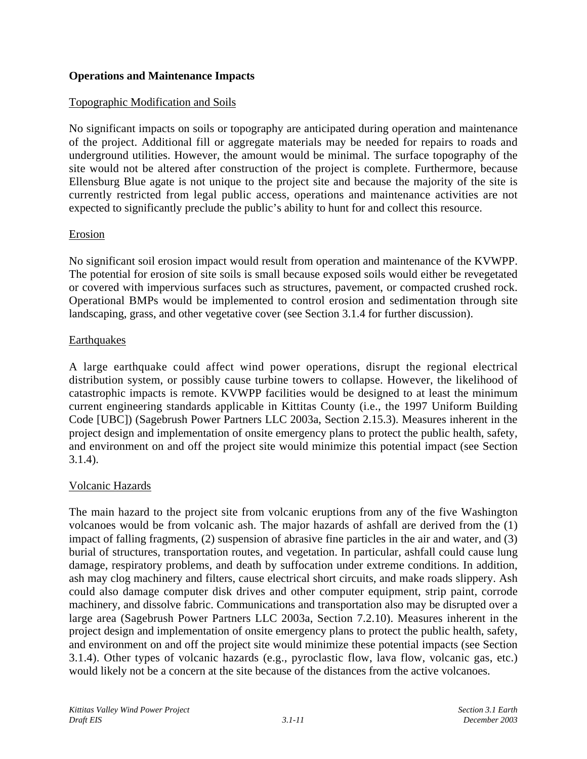**Operations and Maintenance Impacts**

Topographic Modification and Soils

No significant impacts on soils or topography are anticipated during operation and maintenance of the project. Additional fill or aggregate materials may be needed for repairs to roads and underground utilities. However, the amount would be minimal. The surface topography of the site would not be altered after construction of the project is complete. Furthermore, because Ellensburg Blue agate is not unique to the project site and because the majority of the site is currently restricted from legal public access, operations and maintenance activities are not expected to significantly preclude the public's ability to hunt for and collect this resource.

Erosion

No significant soil erosion impact would result from operation and maintenance of the KVWPP. The potential for erosion of site soils is small because exposed soils would either be revegetated or covered with impervious surfaces such as structures, pavement, or compacted crushed rock. Operational BMPs would be implemented to control erosion and sedimentation through site landscaping, grass, and other vegetative cover (see Section 3.1.4 for further discussion).

Earthquakes

A large earthquake could affect wind power operations, disrupt the regional electrical distribution system, or possibly cause turbine towers to collapse. However, the likelihood of catastrophic impacts is remote. KVWPP facilities would be designed to at least the minimum current engineering standards applicable in Kittitas County (i.e., the 1997 Uniform Building Code [UBC]) (Sagebrush Power Partners LLC 2003a, Section 2.15.3). Measures inherent in the project design and implementation of onsite emergency plans to protect the public health, safety, and environment on and off the project site would minimize this potential impact (see Section 3.1.4).

Volcanic Hazards

The main hazard to the project site from volcanic eruptions from any of the five Washington volcanoes would be from volcanic ash. The major hazards of ashfall are derived from the (1) impact of falling fragments, (2) suspension of abrasive fine particles in the air and water, and (3) burial of structures, transportation routes, and vegetation. In particular, ashfall could cause lung damage, respiratory problems, and death by suffocation under extreme conditions. In addition, ash may clog machinery and filters, cause electrical short circuits, and make roads slippery. Ash could also damage computer disk drives and other computer equipment, strip paint, corrode machinery, and dissolve fabric. Communications and transportation also may be disrupted over a large area (Sagebrush Power Partners LLC 2003a, Section 7.2.10). Measures inherent in the project design and implementation of onsite emergency plans to protect the public health, safety, and environment on and off the project site would minimize these potential impacts (see Section 3.1.4). Other types of volcanic hazards (e.g., pyroclastic flow, lava flow, volcanic gas, etc.) would likely not be a concern at the site because of the distances from the active volcanoes.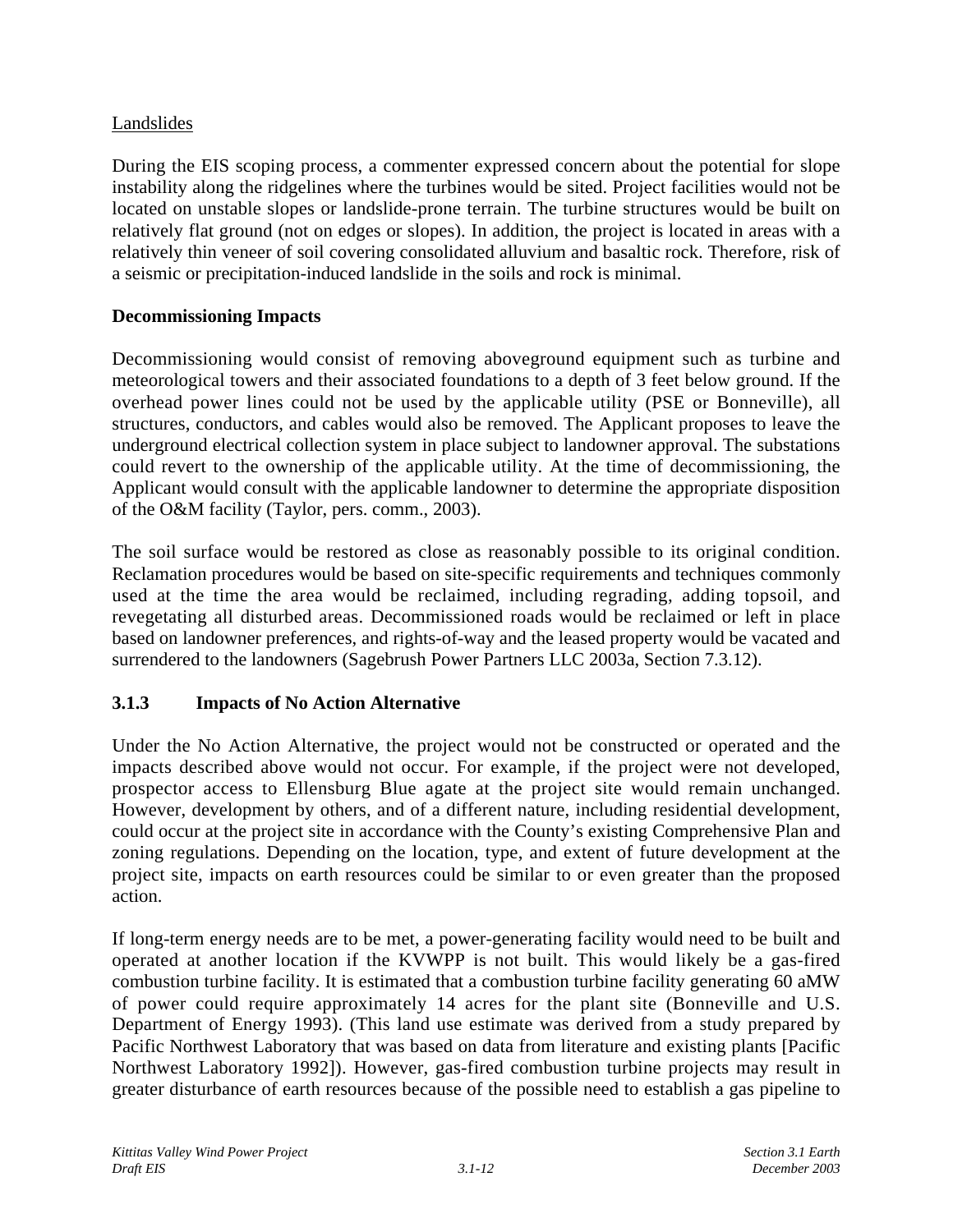Landslides

During the EIS scoping process, a commenter expressed concern about the potential for slope instability along the ridgelines where the turbines would be sited. Project facilities would not be located on unstable slopes or landslide-prone terrain. The turbine structures would be built on relatively flat ground (not on edges or slopes). In addition, the project is located in areas with a relatively thin veneer of soil covering consolidated alluvium and basaltic rock. Therefore, risk of a seismic or precipitation-induced landslide in the soils and rock is minimal.

**Decommissioning Impacts**

Decommissioning would consist of removing aboveground equipment such as turbine and meteorological towers and their associated foundations to a depth of 3 feet below ground. If the overhead power lines could not be used by the applicable utility (PSE or Bonneville), all structures, conductors, and cables would also be removed. The Applicant proposes to leave the underground electrical collection system in place subject to landowner approval. The substations could revert to the ownership of the applicable utility. At the time of decommissioning, the Applicant would consult with the applicable landowner to determine the appropriate disposition of the O&M facility (Taylor, pers. comm., 2003).

The soil surface would be restored as close as reasonably possible to its original condition. Reclamation procedures would be based on site-specific requirements and techniques commonly used at the time the area would be reclaimed, including regrading, adding topsoil, and revegetating all disturbed areas. Decommissioned roads would be reclaimed or left in place based on landowner preferences, and rights-of-way and the leased property would be vacated and surrendered to the landowners (Sagebrush Power Partners LLC 2003a, Section 7.3.12).

### 3.1.3 Impacts of No Action Alternative

Under the No Action Alternative, the project would not be constructed or operated and the impacts described above would not occur. For example, if the project were not developed, prospector access to Ellensburg Blue agate at the project site would remain unchanged. However, development by others, and of a different nature, including residential development, could occur at the project site in accordance with the County's existing Comprehensive Plan and zoning regulations. Depending on the location, type, and extent of future development at the project site, impacts on earth resources could be similar to or even greater than the proposed action.

If long-term energy needs are to be met, a power-generating facility would need to be built and operated at another location if the KVWPP is not built. This would likely be a gas-fired combustion turbine facility. It is estimated that a combustion turbine facility generating 60 aMW of power could require approximately 14 acres for the plant site (Bonneville and U.S. Department of Energy 1993). (This land use estimate was derived from a study prepared by Pacific Northwest Laboratory that was based on data from literature and existing plants [Pacific Northwest Laboratory 1992]). However, gas-fired combustion turbine projects may result in greater disturbance of earth resources because of the possible need to establish a gas pipeline to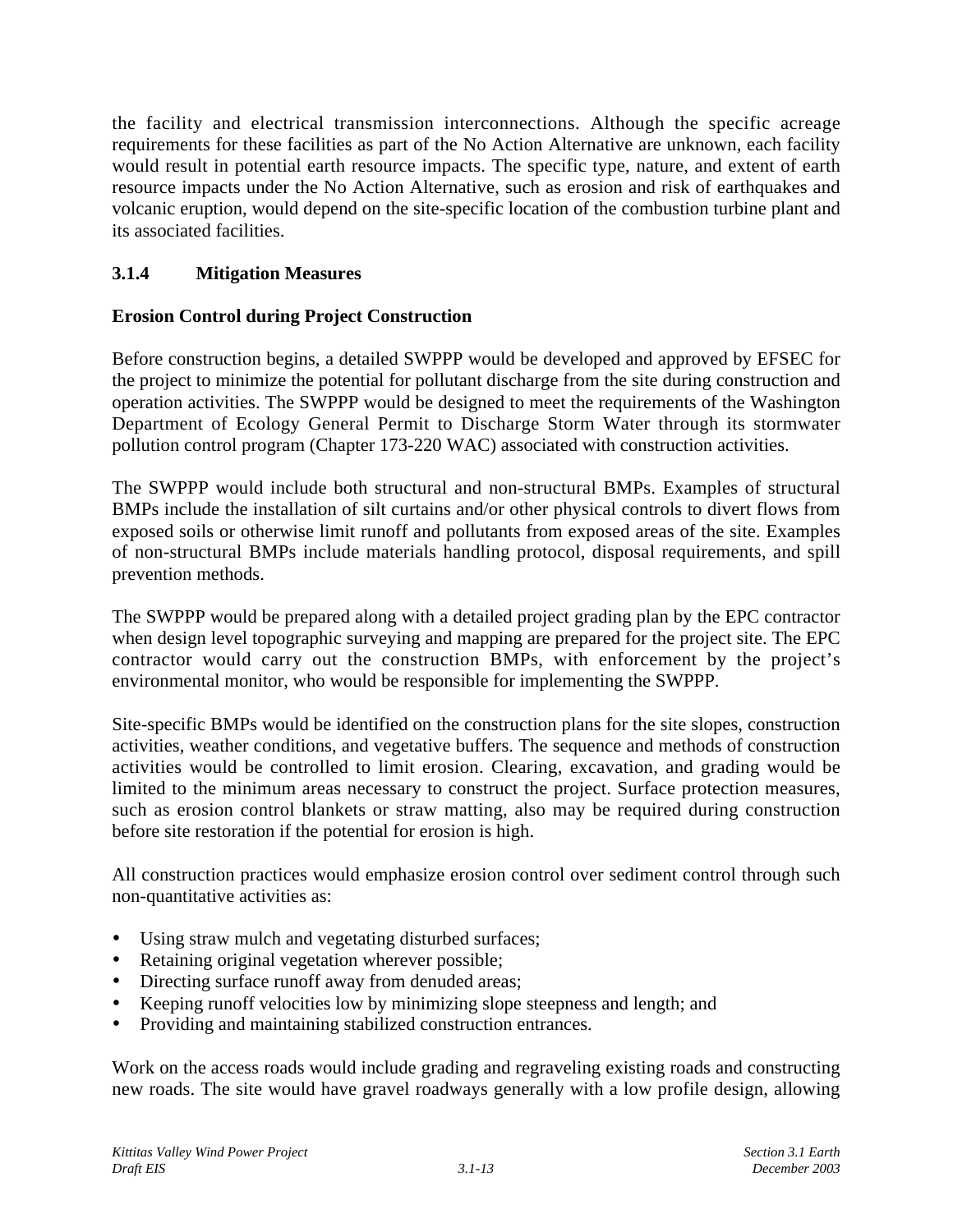the facility and electrical transmission interconnections. Although the specific acreage requirements for these facilities as part of the No Action Alternative are unknown, each facility would result in potential earth resource impacts. The specific type, nature, and extent of earth resource impacts under the No Action Alternative, such as erosion and risk of earthquakes and volcanic eruption, would depend on the site-specific location of the combustion turbine plant and its associated facilities.

### 3.1.4 Mitigation Measures

**Erosion Control during Project Construction**

Before construction begins, a detailed SWPPP would be developed and approved by EFSEC for the project to minimize the potential for pollutant discharge from the site during construction and operation activities. The SWPPP would be designed to meet the requirements of the Washington Department of Ecology General Permit to Discharge Storm Water through its stormwater pollution control program (Chapter 173-220 WAC) associated with construction activities.

The SWPPP would include both structural and non-structural BMPs. Examples of structural BMPs include the installation of silt curtains and/or other physical controls to divert flows from exposed soils or otherwise limit runoff and pollutants from exposed areas of the site. Examples of non-structural BMPs include materials handling protocol, disposal requirements, and spill prevention methods.

The SWPPP would be prepared along with a detailed project grading plan by the EPC contractor when design level topographic surveying and mapping are prepared for the project site. The EPC contractor would carry out the construction BMPs, with enforcement by the project's environmental monitor, who would be responsible for implementing the SWPPP.

Site-specific BMPs would be identified on the construction plans for the site slopes, construction activities, weather conditions, and vegetative buffers. The sequence and methods of construction activities would be controlled to limit erosion. Clearing, excavation, and grading would be limited to the minimum areas necessary to construct the project. Surface protection measures, such as erosion control blankets or straw matting, also may be required during construction before site restoration if the potential for erosion is high.

All construction practices would emphasize erosion control over sediment control through such non-quantitative activities as:

- Using straw mulch and vegetating disturbed surfaces;
- Retaining original vegetation wherever possible;
- Directing surface runoff away from denuded areas;
- Keeping runoff velocities low by minimizing slope steepness and length; and
- Providing and maintaining stabilized construction entrances.

Work on the access roads would include grading and regraveling existing roads and constructing new roads. The site would have gravel roadways generally with a low profile design, allowing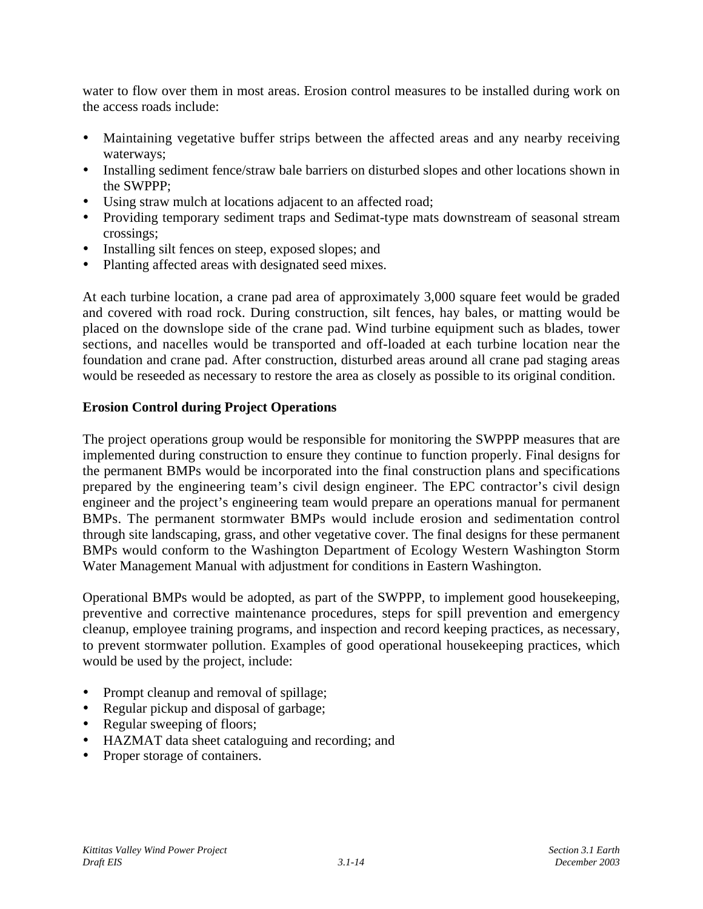water to flow over them in most areas. Erosion control measures to be installed during work on the access roads include:

- Maintaining vegetative buffer strips between the affected areas and any nearby receiving waterways;
- Installing sediment fence/straw bale barriers on disturbed slopes and other locations shown in the SWPPP;
- Using straw mulch at locations adjacent to an affected road;
- Providing temporary sediment traps and Sedimat-type mats downstream of seasonal stream crossings;
- Installing silt fences on steep, exposed slopes; and
- Planting affected areas with designated seed mixes.

At each turbine location, a crane pad area of approximately 3,000 square feet would be graded and covered with road rock. During construction, silt fences, hay bales, or matting would be placed on the downslope side of the crane pad. Wind turbine equipment such as blades, tower sections, and nacelles would be transported and off-loaded at each turbine location near the foundation and crane pad. After construction, disturbed areas around all crane pad staging areas would be reseeded as necessary to restore the area as closely as possible to its original condition.

**Erosion Control during Project Operations**

The project operations group would be responsible for monitoring the SWPPP measures that are implemented during construction to ensure they continue to function properly. Final designs for the permanent BMPs would be incorporated into the final construction plans and specifications prepared by the engineering team's civil design engineer. The EPC contractor's civil design engineer and the project's engineering team would prepare an operations manual for permanent BMPs. The permanent stormwater BMPs would include erosion and sedimentation control through site landscaping, grass, and other vegetative cover. The final designs for these permanent BMPs would conform to the Washington Department of Ecology Western Washington Storm Water Management Manual with adjustment for conditions in Eastern Washington.

Operational BMPs would be adopted, as part of the SWPPP, to implement good housekeeping, preventive and corrective maintenance procedures, steps for spill prevention and emergency cleanup, employee training programs, and inspection and record keeping practices, as necessary, to prevent stormwater pollution. Examples of good operational housekeeping practices, which would be used by the project, include:

- Prompt cleanup and removal of spillage;
- Regular pickup and disposal of garbage;
- Regular sweeping of floors;
- HAZMAT data sheet cataloguing and recording; and
- Proper storage of containers.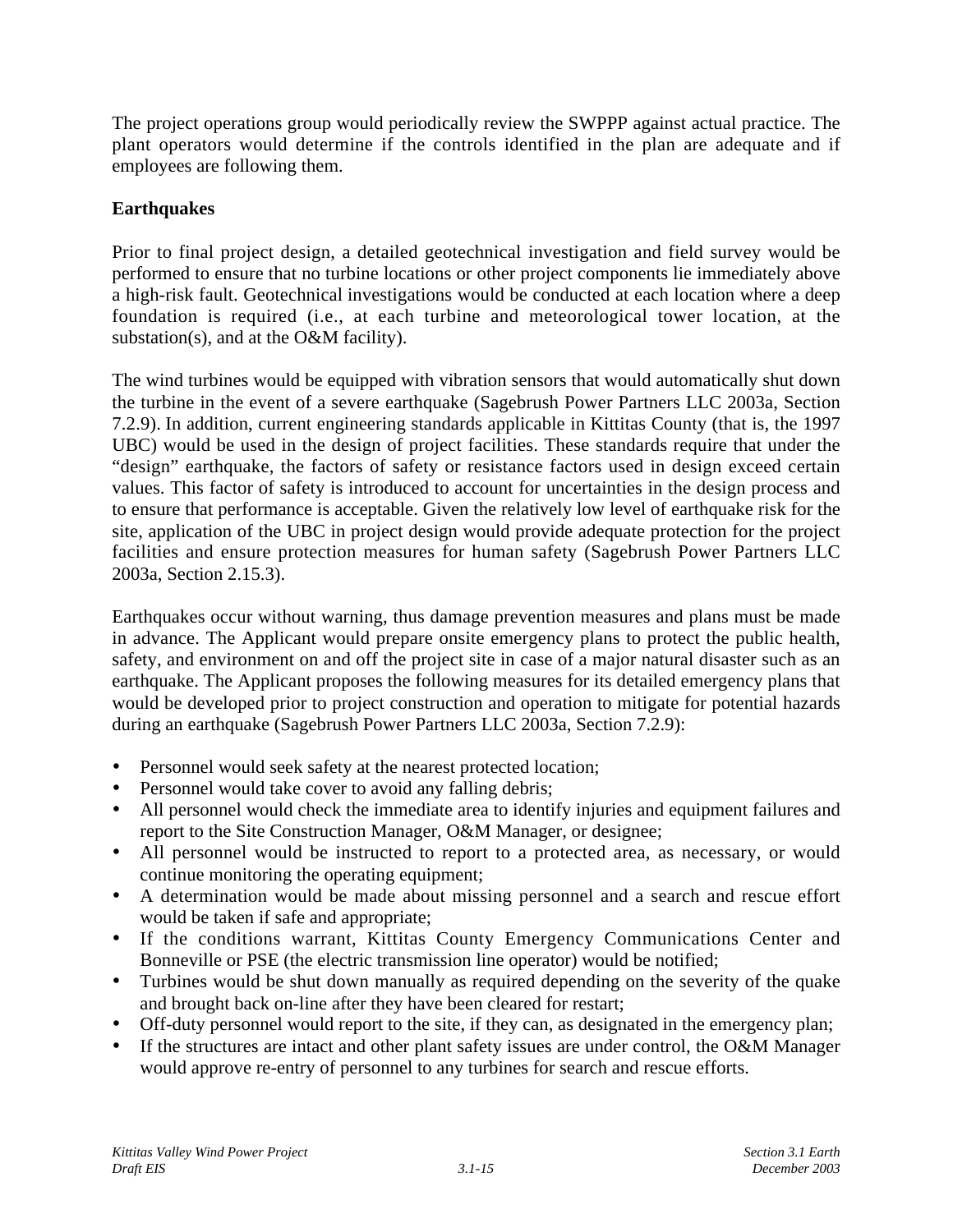The project operations group would periodically review the SWPPP against actual practice. The plant operators would determine if the controls identified in the plan are adequate and if employees are following them.

**Earthquakes**

Prior to final project design, a detailed geotechnical investigation and field survey would be performed to ensure that no turbine locations or other project components lie immediately above a high-risk fault. Geotechnical investigations would be conducted at each location where a deep foundation is required (i.e., at each turbine and meteorological tower location, at the substation(s), and at the O&M facility).

The wind turbines would be equipped with vibration sensors that would automatically shut down the turbine in the event of a severe earthquake (Sagebrush Power Partners LLC 2003a, Section 7.2.9). In addition, current engineering standards applicable in Kittitas County (that is, the 1997 UBC) would be used in the design of project facilities. These standards require that under the "design" earthquake, the factors of safety or resistance factors used in design exceed certain values. This factor of safety is introduced to account for uncertainties in the design process and to ensure that performance is acceptable. Given the relatively low level of earthquake risk for the site, application of the UBC in project design would provide adequate protection for the project facilities and ensure protection measures for human safety (Sagebrush Power Partners LLC 2003a, Section 2.15.3).

Earthquakes occur without warning, thus damage prevention measures and plans must be made in advance. The Applicant would prepare onsite emergency plans to protect the public health, safety, and environment on and off the project site in case of a major natural disaster such as an earthquake. The Applicant proposes the following measures for its detailed emergency plans that would be developed prior to project construction and operation to mitigate for potential hazards during an earthquake (Sagebrush Power Partners LLC 2003a, Section 7.2.9):

- Personnel would seek safety at the nearest protected location;
- Personnel would take cover to avoid any falling debris;
- All personnel would check the immediate area to identify injuries and equipment failures and report to the Site Construction Manager, O&M Manager, or designee;
- All personnel would be instructed to report to a protected area, as necessary, or would continue monitoring the operating equipment;
- A determination would be made about missing personnel and a search and rescue effort would be taken if safe and appropriate;
- If the conditions warrant, Kittitas County Emergency Communications Center and Bonneville or PSE (the electric transmission line operator) would be notified;
- Turbines would be shut down manually as required depending on the severity of the quake and brought back on-line after they have been cleared for restart;
- Off-duty personnel would report to the site, if they can, as designated in the emergency plan;
- If the structures are intact and other plant safety issues are under control, the O&M Manager would approve re-entry of personnel to any turbines for search and rescue efforts.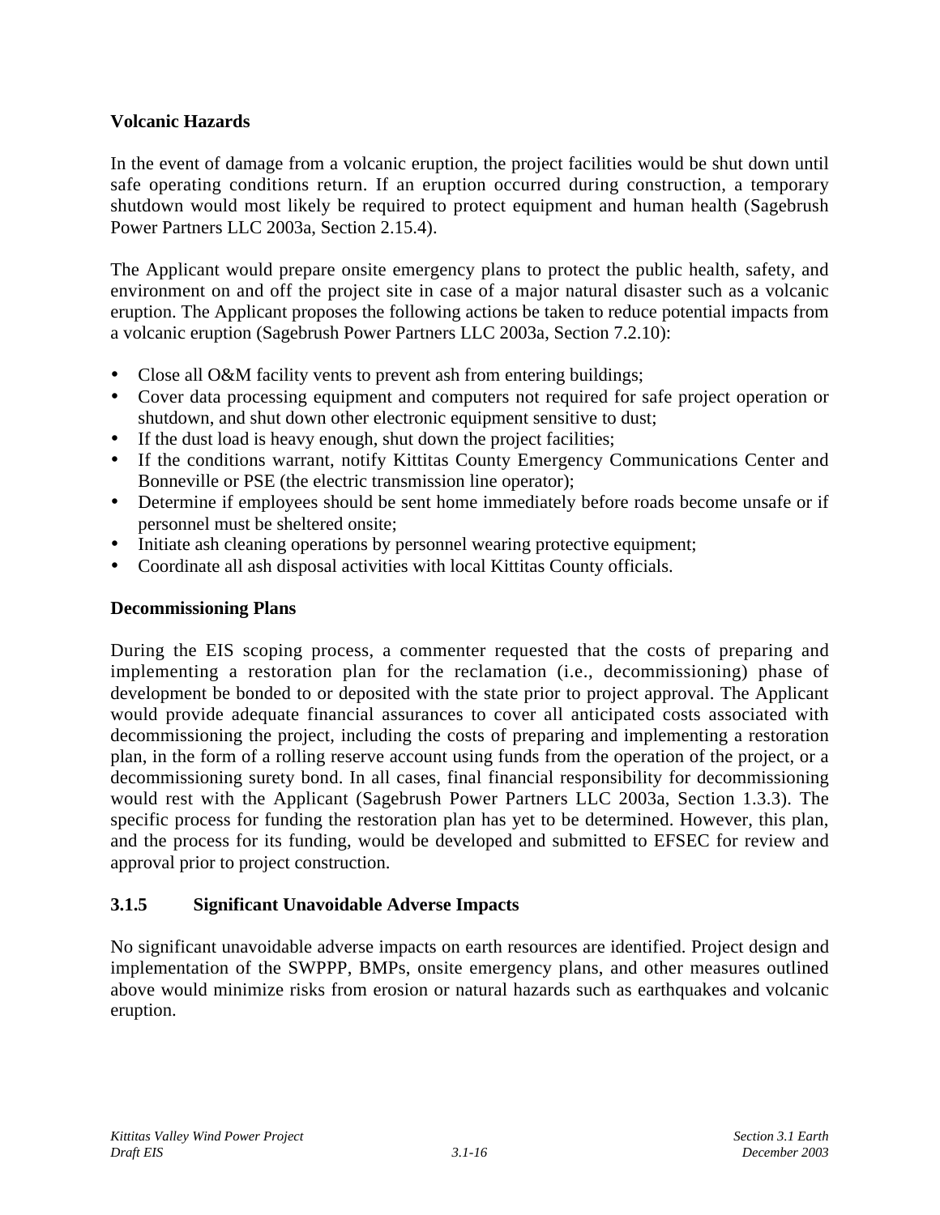**Volcanic Hazards**

In the event of damage from a volcanic eruption, the project facilities would be shut down until safe operating conditions return. If an eruption occurred during construction, a temporary shutdown would most likely be required to protect equipment and human health (Sagebrush Power Partners LLC 2003a, Section 2.15.4).

The Applicant would prepare onsite emergency plans to protect the public health, safety, and environment on and off the project site in case of a major natural disaster such as a volcanic eruption. The Applicant proposes the following actions be taken to reduce potential impacts from a volcanic eruption (Sagebrush Power Partners LLC 2003a, Section 7.2.10):

- Close all O&M facility vents to prevent ash from entering buildings;
- Cover data processing equipment and computers not required for safe project operation or shutdown, and shut down other electronic equipment sensitive to dust;
- If the dust load is heavy enough, shut down the project facilities;
- If the conditions warrant, notify Kittitas County Emergency Communications Center and Bonneville or PSE (the electric transmission line operator);
- Determine if employees should be sent home immediately before roads become unsafe or if personnel must be sheltered onsite;
- Initiate ash cleaning operations by personnel wearing protective equipment;
- Coordinate all ash disposal activities with local Kittitas County officials.

**Decommissioning Plans**

During the EIS scoping process, a commenter requested that the costs of preparing and implementing a restoration plan for the reclamation (i.e., decommissioning) phase of development be bonded to or deposited with the state prior to project approval. The Applicant would provide adequate financial assurances to cover all anticipated costs associated with decommissioning the project, including the costs of preparing and implementing a restoration plan, in the form of a rolling reserve account using funds from the operation of the project, or a decommissioning surety bond. In all cases, final financial responsibility for decommissioning would rest with the Applicant (Sagebrush Power Partners LLC 2003a, Section 1.3.3). The specific process for funding the restoration plan has yet to be determined. However, this plan, and the process for its funding, would be developed and submitted to EFSEC for review and approval prior to project construction.

### 3.1.5 Significant Unavoidable Adverse Impacts

No significant unavoidable adverse impacts on earth resources are identified. Project design and implementation of the SWPPP, BMPs, onsite emergency plans, and other measures outlined above would minimize risks from erosion or natural hazards such as earthquakes and volcanic eruption.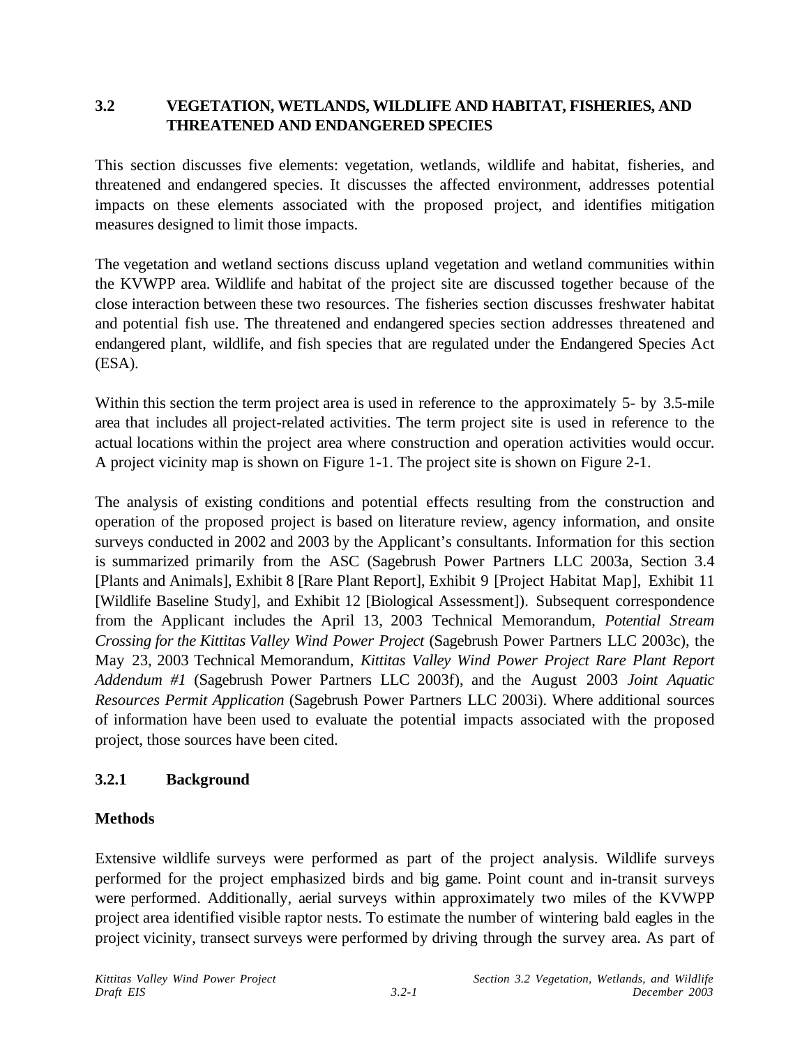## 3.2 VEGETATION, WETLANDS, WILDLIFE AND HABITAT, FISHERIES, AND THREATENED AND ENDANGERED SPECIES

This section discusses five elements: vegetation, wetlands, wildlife and habitat, fisheries, and threatened and endangered species. It discusses the affected environment, addresses potential impacts on these elements associated with the proposed project, and identifies mitigation measures designed to limit those impacts.

The vegetation and wetland sections discuss upland vegetation and wetland communities within the KVWPP area. Wildlife and habitat of the project site are discussed together because of the close interaction between these two resources. The fisheries section discusses freshwater habitat and potential fish use. The threatened and endangered species section addresses threatened and endangered plant, wildlife, and fish species that are regulated under the Endangered Species Act (ESA).

Within this section the term project area is used in reference to the approximately 5- by 3.5-mile area that includes all project-related activities. The term project site is used in reference to the actual locations within the project area where construction and operation activities would occur. A project vicinity map is shown on Figure 1-1. The project site is shown on Figure 2-1.

The analysis of existing conditions and potential effects resulting from the construction and operation of the proposed project is based on literature review, agency information, and onsite surveys conducted in 2002 and 2003 by the Applicant's consultants. Information for this section is summarized primarily from the ASC (Sagebrush Power Partners LLC 2003a, Section 3.4 [Plants and Animals], Exhibit 8 [Rare Plant Report], Exhibit 9 [Project Habitat Map], Exhibit 11 [Wildlife Baseline Study], and Exhibit 12 [Biological Assessment]). Subsequent correspondence from the Applicant includes the April 13, 2003 Technical Memorandum, *Potential Stream Crossing for the Kittitas Valley Wind Power Project* (Sagebrush Power Partners LLC 2003c), the May 23, 2003 Technical Memorandum, *Kittitas Valley Wind Power Project Rare Plant Report Addendum #1* (Sagebrush Power Partners LLC 2003f), and the August 2003 *Joint Aquatic Resources Permit Application* (Sagebrush Power Partners LLC 2003i). Where additional sources of information have been used to evaluate the potential impacts associated with the proposed project, those sources have been cited.

### 3.2.1 Background

**Methods**

Extensive wildlife surveys were performed as part of the project analysis. Wildlife surveys performed for the project emphasized birds and big game. Point count and in-transit surveys were performed. Additionally, aerial surveys within approximately two miles of the KVWPP project area identified visible raptor nests. To estimate the number of wintering bald eagles in the project vicinity, transect surveys were performed by driving through the survey area. As part of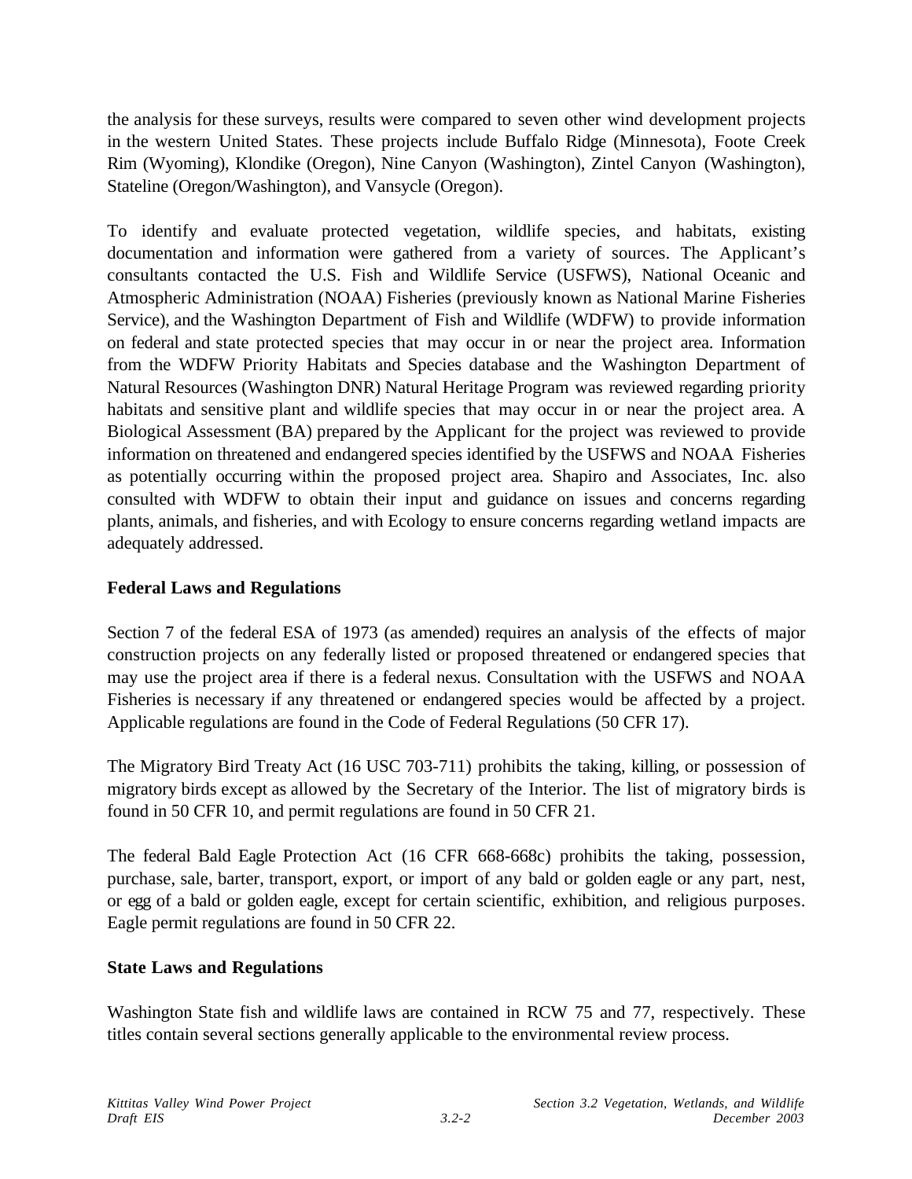the analysis for these surveys, results were compared to seven other wind development projects in the western United States. These projects include Buffalo Ridge (Minnesota), Foote Creek Rim (Wyoming), Klondike (Oregon), Nine Canyon (Washington), Zintel Canyon (Washington), Stateline (Oregon/Washington), and Vansycle (Oregon).

To identify and evaluate protected vegetation, wildlife species, and habitats, existing documentation and information were gathered from a variety of sources. The Applicant's consultants contacted the U.S. Fish and Wildlife Service (USFWS), National Oceanic and Atmospheric Administration (NOAA) Fisheries (previously known as National Marine Fisheries Service), and the Washington Department of Fish and Wildlife (WDFW) to provide information on federal and state protected species that may occur in or near the project area. Information from the WDFW Priority Habitats and Species database and the Washington Department of Natural Resources (Washington DNR) Natural Heritage Program was reviewed regarding priority habitats and sensitive plant and wildlife species that may occur in or near the project area. A Biological Assessment (BA) prepared by the Applicant for the project was reviewed to provide information on threatened and endangered species identified by the USFWS and NOAA Fisheries as potentially occurring within the proposed project area. Shapiro and Associates, Inc. also consulted with WDFW to obtain their input and guidance on issues and concerns regarding plants, animals, and fisheries, and with Ecology to ensure concerns regarding wetland impacts are adequately addressed.

### Federal Laws and Regulations

Section 7 of the federal ESA of 1973 (as amended) requires an analysis of the effects of major construction projects on any federally listed or proposed threatened or endangered species that may use the project area if there is a federal nexus. Consultation with the USFWS and NOAA Fisheries is necessary if any threatened or endangered species would be affected by a project. Applicable regulations are found in the Code of Federal Regulations (50 CFR 17).

The Migratory Bird Treaty Act (16 USC 703-711) prohibits the taking, killing, or possession of migratory birds except as allowed by the Secretary of the Interior. The list of migratory birds is found in 50 CFR 10, and permit regulations are found in 50 CFR 21.

The federal Bald Eagle Protection Act (16 CFR 668-668c) prohibits the taking, possession, purchase, sale, barter, transport, export, or import of any bald or golden eagle or any part, nest, or egg of a bald or golden eagle, except for certain scientific, exhibition, and religious purposes. Eagle permit regulations are found in 50 CFR 22.

### State Laws and Regulations

Washington State fish and wildlife laws are contained in RCW 75 and 77, respectively. These titles contain several sections generally applicable to the environmental review process.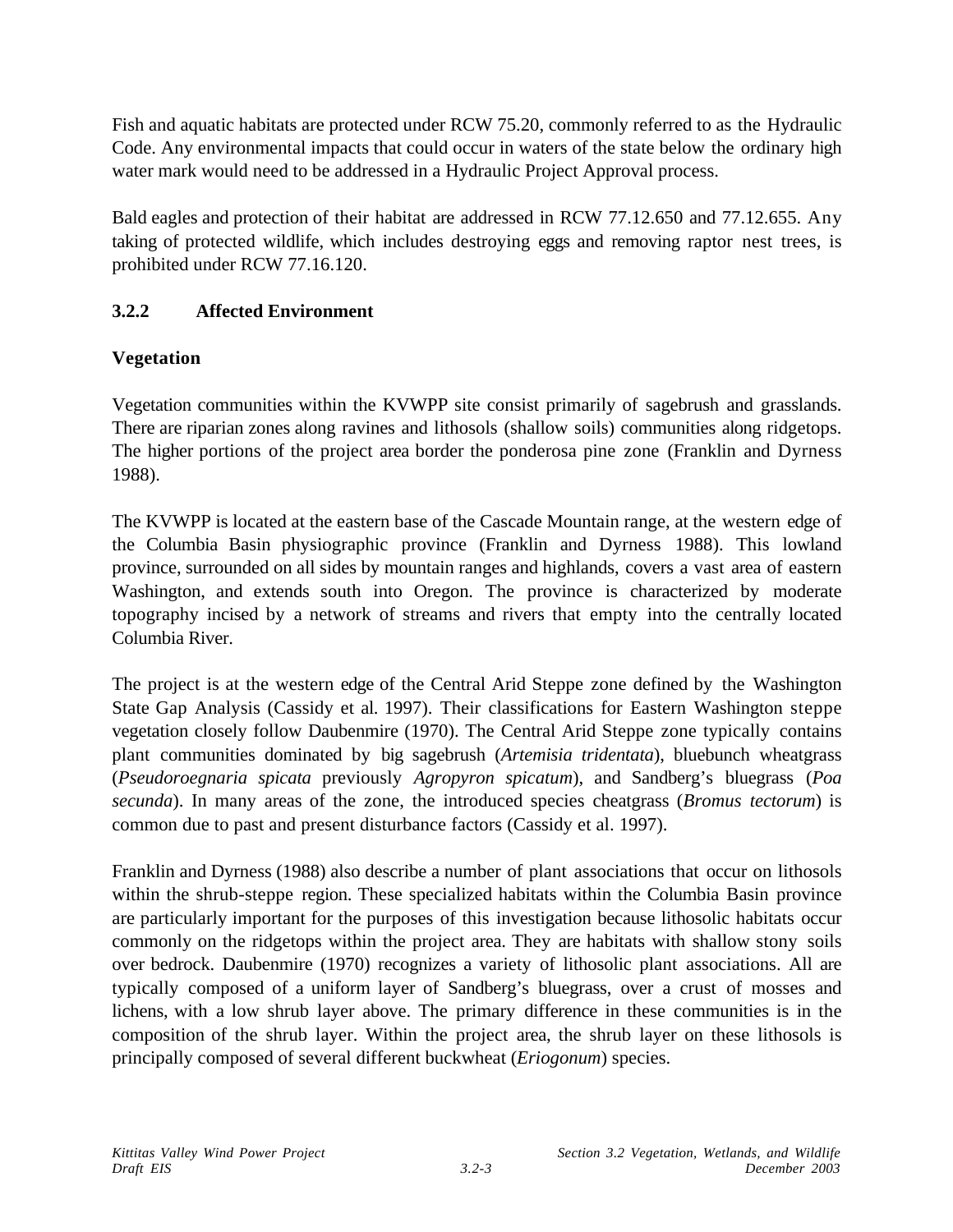Fish and aquatic habitats are protected under RCW 75.20, commonly referred to as the Hydraulic Code. Any environmental impacts that could occur in waters of the state below the ordinary high water mark would need to be addressed in a Hydraulic Project Approval process.

Bald eagles and protection of their habitat are addressed in RCW 77.12.650 and 77.12.655. Any taking of protected wildlife, which includes destroying eggs and removing raptor nest trees, is prohibited under RCW 77.16.120.

### 3.2.2 Affected Environment

#### Vegetation

Vegetation communities within the KVWPP site consist primarily of sagebrush and grasslands. There are riparian zones along ravines and lithosols (shallow soils) communities along ridgetops. The higher portions of the project area border the ponderosa pine zone (Franklin and Dyrness 1988).

The KVWPP is located at the eastern base of the Cascade Mountain range, at the western edge of the Columbia Basin physiographic province (Franklin and Dyrness 1988). This lowland province, surrounded on all sides by mountain ranges and highlands, covers a vast area of eastern Washington, and extends south into Oregon. The province is characterized by moderate topography incised by a network of streams and rivers that empty into the centrally located Columbia River.

The project is at the western edge of the Central Arid Steppe zone defined by the Washington State Gap Analysis (Cassidy et al. 1997). Their classifications for Eastern Washington steppe vegetation closely follow Daubenmire (1970). The Central Arid Steppe zone typically contains plant communities dominated by big sagebrush (*Artemisia tridentata*), bluebunch wheatgrass (*Pseudoroegnaria spicata* previously *Agropyron spicatum*), and Sandberg's bluegrass (*Poa secunda*). In many areas of the zone, the introduced species cheatgrass (*Bromus tectorum*) is common due to past and present disturbance factors (Cassidy et al. 1997).

Franklin and Dyrness (1988) also describe a number of plant associations that occur on lithosols within the shrub-steppe region. These specialized habitats within the Columbia Basin province are particularly important for the purposes of this investigation because lithosolic habitats occur commonly on the ridgetops within the project area. They are habitats with shallow stony soils over bedrock. Daubenmire (1970) recognizes a variety of lithosolic plant associations. All are typically composed of a uniform layer of Sandberg's bluegrass, over a crust of mosses and lichens, with a low shrub layer above. The primary difference in these communities is in the composition of the shrub layer. Within the project area, the shrub layer on these lithosols is principally composed of several different buckwheat (*Eriogonum*) species.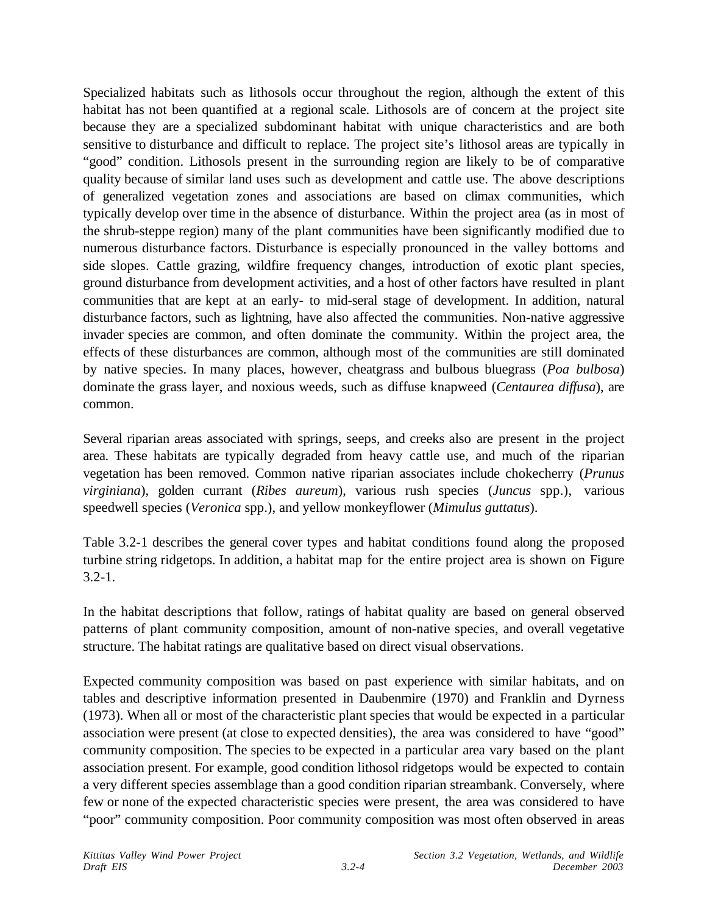Specialized habitats such as lithosols occur throughout the region, although the extent of this habitat has not been quantified at a regional scale. Lithosols are of concern at the project site because they are a specialized subdominant habitat with unique characteristics and are both sensitive to disturbance and difficult to replace. The project site's lithosol areas are typically in "good" condition. Lithosols present in the surrounding region are likely to be of comparative quality because of similar land uses such as development and cattle use. The above descriptions of generalized vegetation zones and associations are based on climax communities, which typically develop over time in the absence of disturbance. Within the project area (as in most of the shrub-steppe region) many of the plant communities have been significantly modified due to numerous disturbance factors. Disturbance is especially pronounced in the valley bottoms and side slopes. Cattle grazing, wildfire frequency changes, introduction of exotic plant species, ground disturbance from development activities, and a host of other factors have resulted in plant communities that are kept at an early- to mid-seral stage of development. In addition, natural disturbance factors, such as lightning, have also affected the communities. Non-native aggressive invader species are common, and often dominate the community. Within the project area, the effects of these disturbances are common, although most of the communities are still dominated by native species. In many places, however, cheatgrass and bulbous bluegrass (*Poa bulbosa*) dominate the grass layer, and noxious weeds, such as diffuse knapweed (*Centaurea diffusa*), are common.

Several riparian areas associated with springs, seeps, and creeks also are present in the project area. These habitats are typically degraded from heavy cattle use, and much of the riparian vegetation has been removed. Common native riparian associates include chokecherry (*Prunus virginiana*), golden currant (*Ribes aureum*), various rush species (*Juncus* spp.), various speedwell species (*Veronica* spp.), and yellow monkeyflower (*Mimulus guttatus*).

Table 3.2-1 describes the general cover types and habitat conditions found along the proposed turbine string ridgetops. In addition, a habitat map for the entire project area is shown on Figure 3.2-1.

In the habitat descriptions that follow, ratings of habitat quality are based on general observed patterns of plant community composition, amount of non-native species, and overall vegetative structure. The habitat ratings are qualitative based on direct visual observations.

Expected community composition was based on past experience with similar habitats, and on tables and descriptive information presented in Daubenmire (1970) and Franklin and Dyrness (1973). When all or most of the characteristic plant species that would be expected in a particular association were present (at close to expected densities), the area was considered to have "good" community composition. The species to be expected in a particular area vary based on the plant association present. For example, good condition lithosol ridgetops would be expected to contain a very different species assemblage than a good condition riparian streambank. Conversely, where few or none of the expected characteristic species were present, the area was considered to have "poor" community composition. Poor community composition was most often observed in areas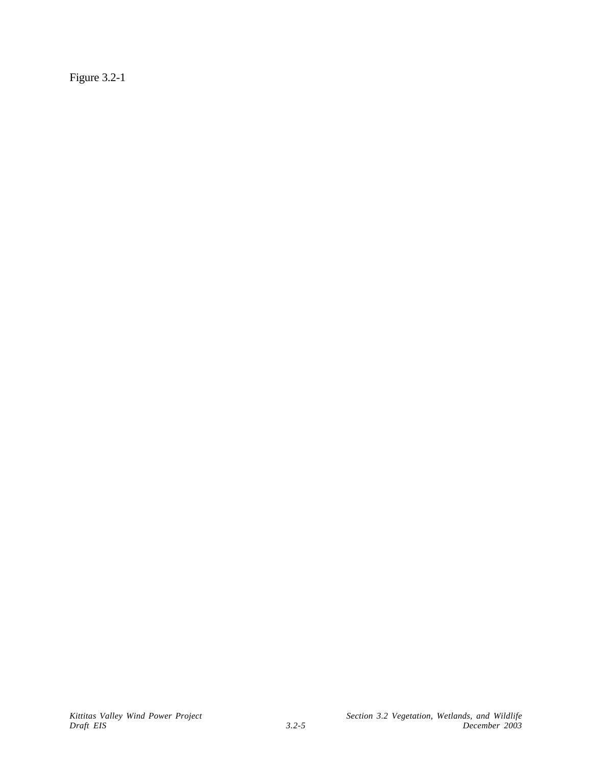Figure 3.2-1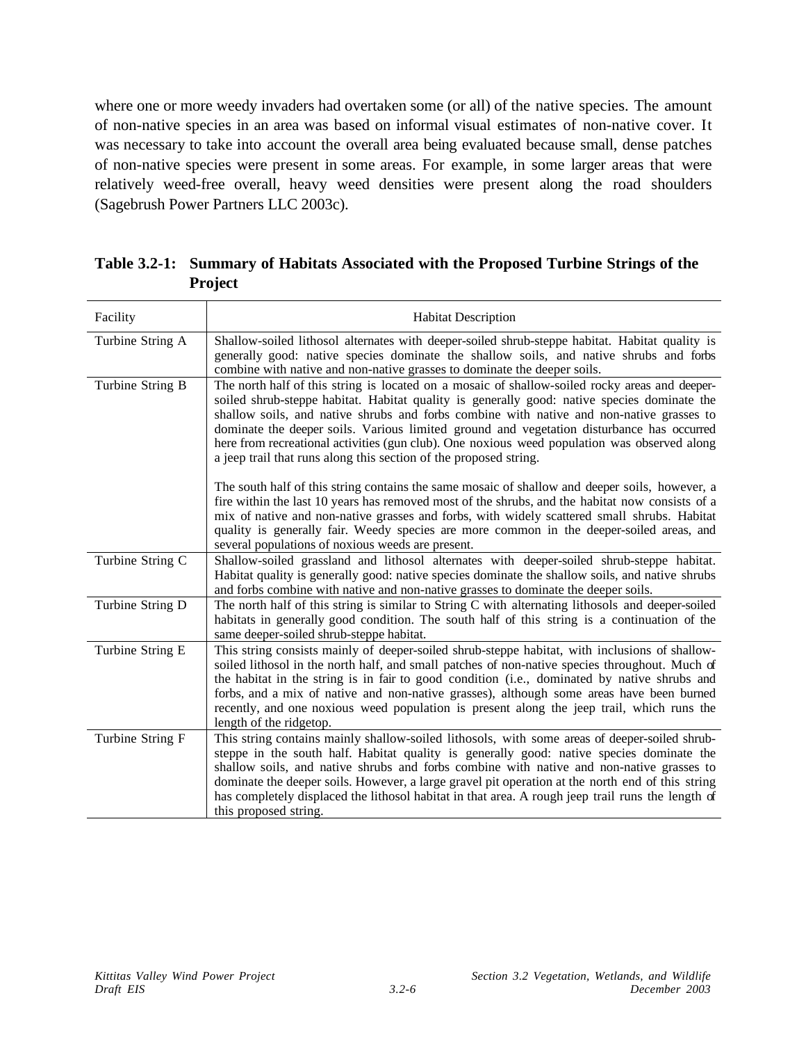where one or more weedy invaders had overtaken some (or all) of the native species. The amount of non-native species in an area was based on informal visual estimates of non-native cover. It was necessary to take into account the overall area being evaluated because small, dense patches of non-native species were present in some areas. For example, in some larger areas that were relatively weed-free overall, heavy weed densities were present along the road shoulders (Sagebrush Power Partners LLC 2003c).

**Table 3.2-1: Summary of Habitats Associated with the Proposed Turbine Strings of the Project**

| Facility | Habitat Description |
|---|---|
| Turbine String A | Shallow-soiled lithosol alternates with deeper-soiled shrub-steppe habitat. Habitat quality is generally good: native species dominate the shallow soils, and native shrubs and forbs combine with native and non-native grasses to dominate the deeper soils. |
| Turbine String B | The north half of this string is located on a mosaic of shallow-soiled rocky areas and deeper-soiled shrub-steppe habitat. Habitat quality is generally good: native species dominate the shallow soils, and native shrubs and forbs combine with native and non-native grasses to dominate the deeper soils. Various limited ground and vegetation disturbance has occurred here from recreational activities (gun club). One noxious weed population was observed along a jeep trail that runs along this section of the proposed string.<br><br>The south half of this string contains the same mosaic of shallow and deeper soils, however, a fire within the last 10 years has removed most of the shrubs, and the habitat now consists of a mix of native and non-native grasses and forbs, with widely scattered small shrubs. Habitat quality is generally fair. Weedy species are more common in the deeper-soiled areas, and several populations of noxious weeds are present. |
| Turbine String C | Shallow-soiled grassland and lithosol alternates with deeper-soiled shrub-steppe habitat. Habitat quality is generally good: native species dominate the shallow soils, and native shrubs and forbs combine with native and non-native grasses to dominate the deeper soils. |
| Turbine String D | The north half of this string is similar to String C with alternating lithosols and deeper-soiled habitats in generally good condition. The south half of this string is a continuation of the same deeper-soiled shrub-steppe habitat. |
| Turbine String E | This string consists mainly of deeper-soiled shrub-steppe habitat, with inclusions of shallow-soiled lithosol in the north half, and small patches of non-native species throughout. Much of the habitat in the string is in fair to good condition (i.e., dominated by native shrubs and forbs, and a mix of native and non-native grasses), although some areas have been burned recently, and one noxious weed population is present along the jeep trail, which runs the length of the ridgetop. |
| Turbine String F | This string contains mainly shallow-soiled lithosols, with some areas of deeper-soiled shrub-steppe in the south half. Habitat quality is generally good: native species dominate the shallow soils, and native shrubs and forbs combine with native and non-native grasses to dominate the deeper soils. However, a large gravel pit operation at the north end of this string has completely displaced the lithosol habitat in that area. A rough jeep trail runs the length of this proposed string. |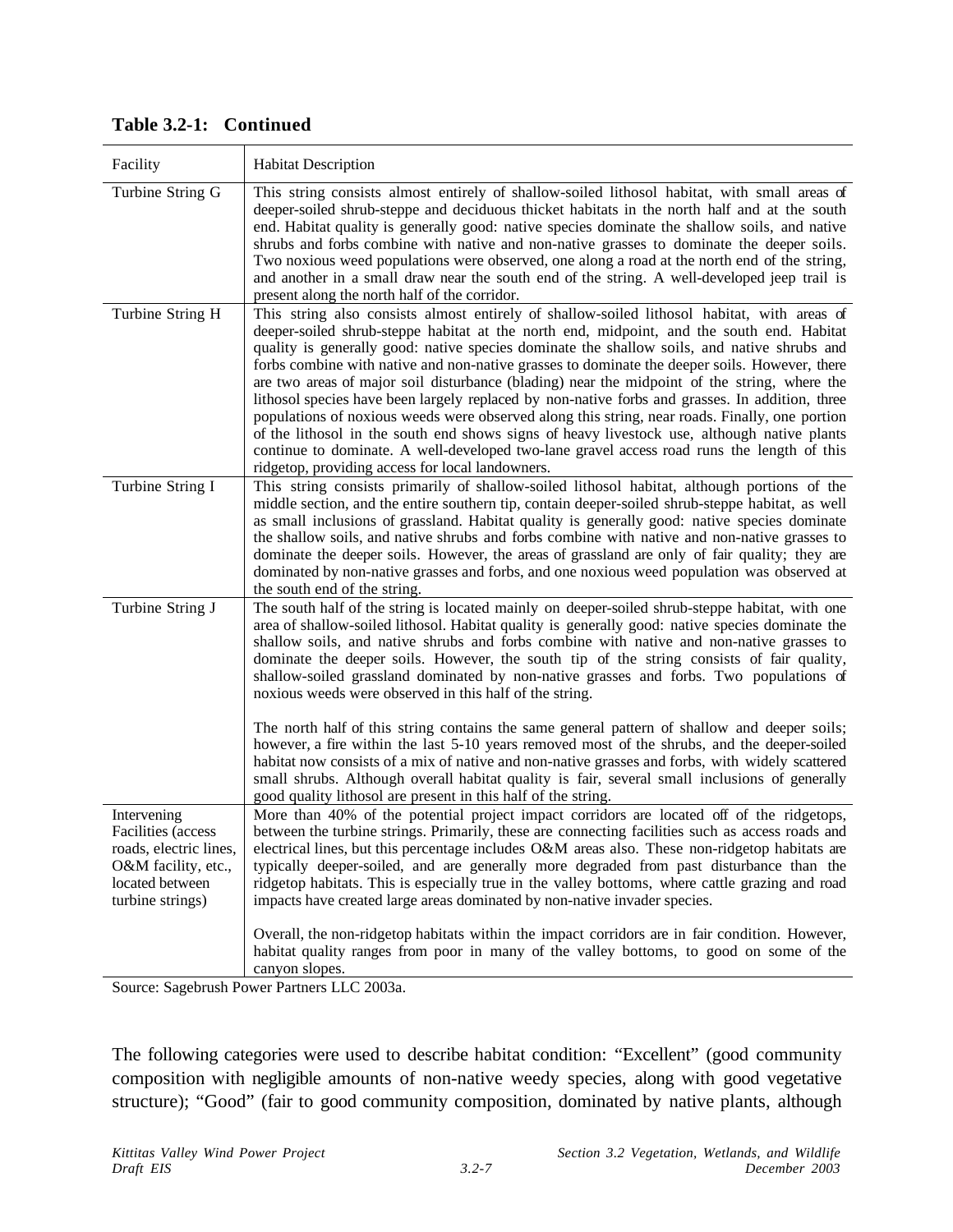**Table 3.2-1: Continued**

| Facility | Habitat Description |
|---|---|
| Turbine String G | This string consists almost entirely of shallow-soiled lithosol habitat, with small areas of deeper-soiled shrub-steppe and deciduous thicket habitats in the north half and at the south end. Habitat quality is generally good: native species dominate the shallow soils, and native shrubs and forbs combine with native and non-native grasses to dominate the deeper soils. Two noxious weed populations were observed, one along a road at the north end of the string, and another in a small draw near the south end of the string. A well-developed jeep trail is present along the north half of the corridor. |
| Turbine String H | This string also consists almost entirely of shallow-soiled lithosol habitat, with areas of deeper-soiled shrub-steppe habitat at the north end, midpoint, and the south end. Habitat quality is generally good: native species dominate the shallow soils, and native shrubs and forbs combine with native and non-native grasses to dominate the deeper soils. However, there are two areas of major soil disturbance (blading) near the midpoint of the string, where the lithosol species have been largely replaced by non-native forbs and grasses. In addition, three populations of noxious weeds were observed along this string, near roads. Finally, one portion of the lithosol in the south end shows signs of heavy livestock use, although native plants continue to dominate. A well-developed two-lane gravel access road runs the length of this ridgetop, providing access for local landowners. |
| Turbine String I | This string consists primarily of shallow-soiled lithosol habitat, although portions of the middle section, and the entire southern tip, contain deeper-soiled shrub-steppe habitat, as well as small inclusions of grassland. Habitat quality is generally good: native species dominate the shallow soils, and native shrubs and forbs combine with native and non-native grasses to dominate the deeper soils. However, the areas of grassland are only of fair quality; they are dominated by non-native grasses and forbs, and one noxious weed population was observed at the south end of the string. |
| Turbine String J | The south half of the string is located mainly on deeper-soiled shrub-steppe habitat, with one area of shallow-soiled lithosol. Habitat quality is generally good: native species dominate the shallow soils, and native shrubs and forbs combine with native and non-native grasses to dominate the deeper soils. However, the south tip of the string consists of fair quality, shallow-soiled grassland dominated by non-native grasses and forbs. Two populations of noxious weeds were observed in this half of the string.<br><br>The north half of this string contains the same general pattern of shallow and deeper soils; however, a fire within the last 5-10 years removed most of the shrubs, and the deeper-soiled habitat now consists of a mix of native and non-native grasses and forbs, with widely scattered small shrubs. Although overall habitat quality is fair, several small inclusions of generally good quality lithosol are present in this half of the string. |
| Intervening Facilities (access roads, electric lines, O&M facility, etc., located between turbine strings) | More than 40% of the potential project impact corridors are located off of the ridgetops, between the turbine strings. Primarily, these are connecting facilities such as access roads and electrical lines, but this percentage includes O&M areas also. These non-ridgetop habitats are typically deeper-soiled, and are generally more degraded from past disturbance than the ridgetop habitats. This is especially true in the valley bottoms, where cattle grazing and road impacts have created large areas dominated by non-native invader species.<br><br>Overall, the non-ridgetop habitats within the impact corridors are in fair condition. However, habitat quality ranges from poor in many of the valley bottoms, to good on some of the canyon slopes. |

Source: Sagebrush Power Partners LLC 2003a.

The following categories were used to describe habitat condition: "Excellent" (good community composition with negligible amounts of non-native weedy species, along with good vegetative structure); "Good" (fair to good community composition, dominated by native plants, although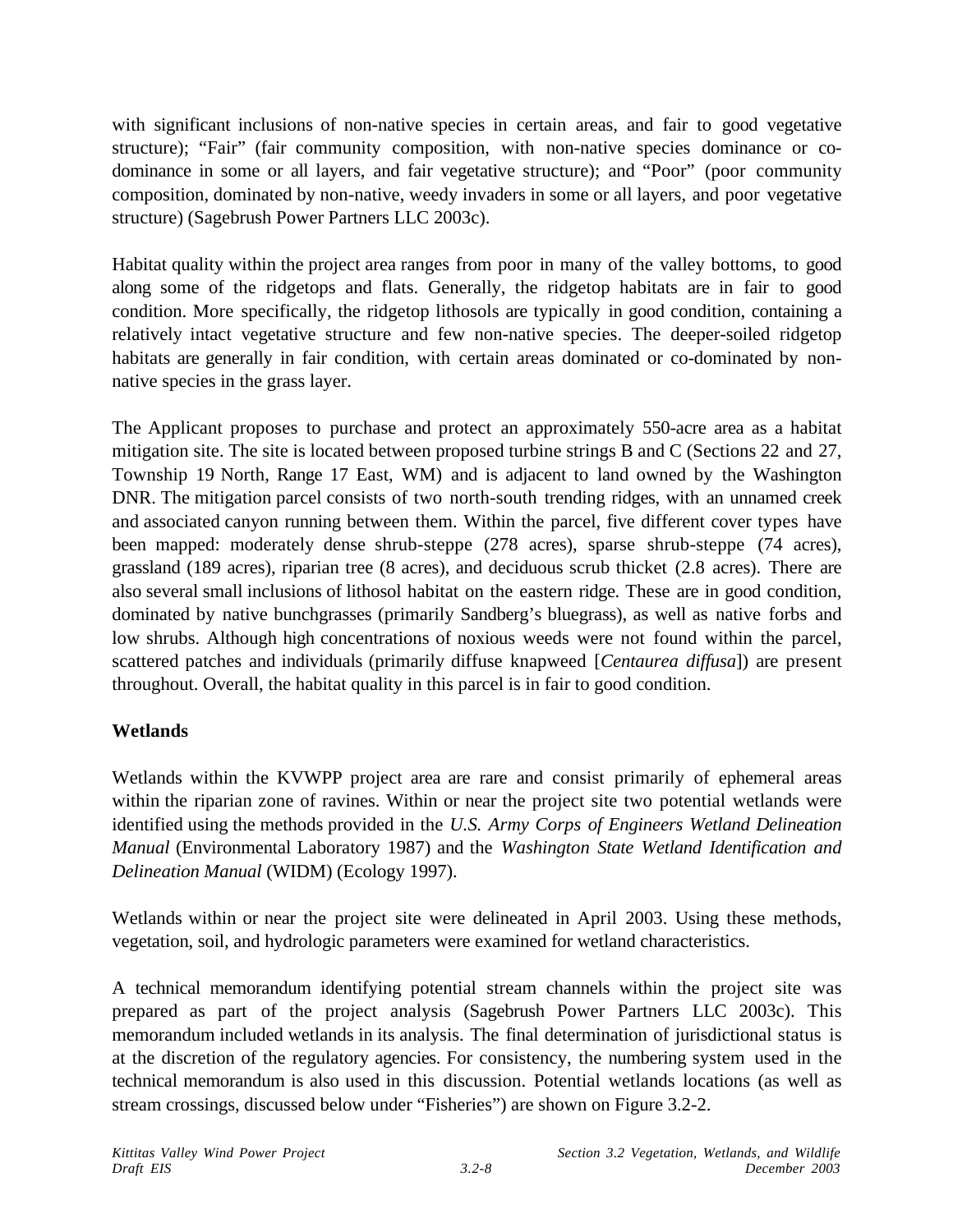with significant inclusions of non-native species in certain areas, and fair to good vegetative structure); “Fair” (fair community composition, with non-native species dominance or co-dominance in some or all layers, and fair vegetative structure); and “Poor” (poor community composition, dominated by non-native, weedy invaders in some or all layers, and poor vegetative structure) (Sagebrush Power Partners LLC 2003c).

Habitat quality within the project area ranges from poor in many of the valley bottoms, to good along some of the ridgetops and flats. Generally, the ridgetop habitats are in fair to good condition. More specifically, the ridgetop lithosols are typically in good condition, containing a relatively intact vegetative structure and few non-native species. The deeper-soiled ridgetop habitats are generally in fair condition, with certain areas dominated or co-dominated by non-native species in the grass layer.

The Applicant proposes to purchase and protect an approximately 550-acre area as a habitat mitigation site. The site is located between proposed turbine strings B and C (Sections 22 and 27, Township 19 North, Range 17 East, WM) and is adjacent to land owned by the Washington DNR. The mitigation parcel consists of two north-south trending ridges, with an unnamed creek and associated canyon running between them. Within the parcel, five different cover types have been mapped: moderately dense shrub-steppe (278 acres), sparse shrub-steppe (74 acres), grassland (189 acres), riparian tree (8 acres), and deciduous scrub thicket (2.8 acres). There are also several small inclusions of lithosol habitat on the eastern ridge. These are in good condition, dominated by native bunchgrasses (primarily Sandberg’s bluegrass), as well as native forbs and low shrubs. Although high concentrations of noxious weeds were not found within the parcel, scattered patches and individuals (primarily diffuse knapweed [*Centaurea diffusa*]) are present throughout. Overall, the habitat quality in this parcel is in fair to good condition.

**Wetlands**

Wetlands within the KVWPP project area are rare and consist primarily of ephemeral areas within the riparian zone of ravines. Within or near the project site two potential wetlands were identified using the methods provided in the *U.S. Army Corps of Engineers Wetland Delineation Manual* (Environmental Laboratory 1987) and the *Washington State Wetland Identification and Delineation Manual* (WIDM) (Ecology 1997).

Wetlands within or near the project site were delineated in April 2003. Using these methods, vegetation, soil, and hydrologic parameters were examined for wetland characteristics.

A technical memorandum identifying potential stream channels within the project site was prepared as part of the project analysis (Sagebrush Power Partners LLC 2003c). This memorandum included wetlands in its analysis. The final determination of jurisdictional status is at the discretion of the regulatory agencies. For consistency, the numbering system used in the technical memorandum is also used in this discussion. Potential wetlands locations (as well as stream crossings, discussed below under “Fisheries”) are shown on Figure 3.2-2.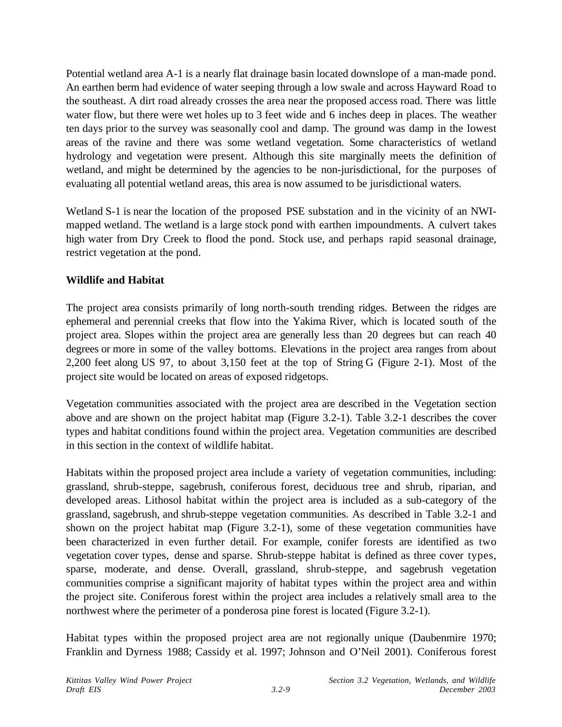Potential wetland area A-1 is a nearly flat drainage basin located downslope of a man-made pond. An earthen berm had evidence of water seeping through a low swale and across Hayward Road to the southeast. A dirt road already crosses the area near the proposed access road. There was little water flow, but there were wet holes up to 3 feet wide and 6 inches deep in places. The weather ten days prior to the survey was seasonally cool and damp. The ground was damp in the lowest areas of the ravine and there was some wetland vegetation. Some characteristics of wetland hydrology and vegetation were present. Although this site marginally meets the definition of wetland, and might be determined by the agencies to be non-jurisdictional, for the purposes of evaluating all potential wetland areas, this area is now assumed to be jurisdictional waters.

Wetland S-1 is near the location of the proposed PSE substation and in the vicinity of an NWI-mapped wetland. The wetland is a large stock pond with earthen impoundments. A culvert takes high water from Dry Creek to flood the pond. Stock use, and perhaps rapid seasonal drainage, restrict vegetation at the pond.

**Wildlife and Habitat**

The project area consists primarily of long north-south trending ridges. Between the ridges are ephemeral and perennial creeks that flow into the Yakima River, which is located south of the project area. Slopes within the project area are generally less than 20 degrees but can reach 40 degrees or more in some of the valley bottoms. Elevations in the project area ranges from about 2,200 feet along US 97, to about 3,150 feet at the top of String G (Figure 2-1). Most of the project site would be located on areas of exposed ridgetops.

Vegetation communities associated with the project area are described in the Vegetation section above and are shown on the project habitat map (Figure 3.2-1). Table 3.2-1 describes the cover types and habitat conditions found within the project area. Vegetation communities are described in this section in the context of wildlife habitat.

Habitats within the proposed project area include a variety of vegetation communities, including: grassland, shrub-steppe, sagebrush, coniferous forest, deciduous tree and shrub, riparian, and developed areas. Lithosol habitat within the project area is included as a sub-category of the grassland, sagebrush, and shrub-steppe vegetation communities. As described in Table 3.2-1 and shown on the project habitat map (Figure 3.2-1), some of these vegetation communities have been characterized in even further detail. For example, conifer forests are identified as two vegetation cover types, dense and sparse. Shrub-steppe habitat is defined as three cover types, sparse, moderate, and dense. Overall, grassland, shrub-steppe, and sagebrush vegetation communities comprise a significant majority of habitat types within the project area and within the project site. Coniferous forest within the project area includes a relatively small area to the northwest where the perimeter of a ponderosa pine forest is located (Figure 3.2-1).

Habitat types within the proposed project area are not regionally unique (Daubenmire 1970; Franklin and Dyrness 1988; Cassidy et al. 1997; Johnson and O'Neil 2001). Coniferous forest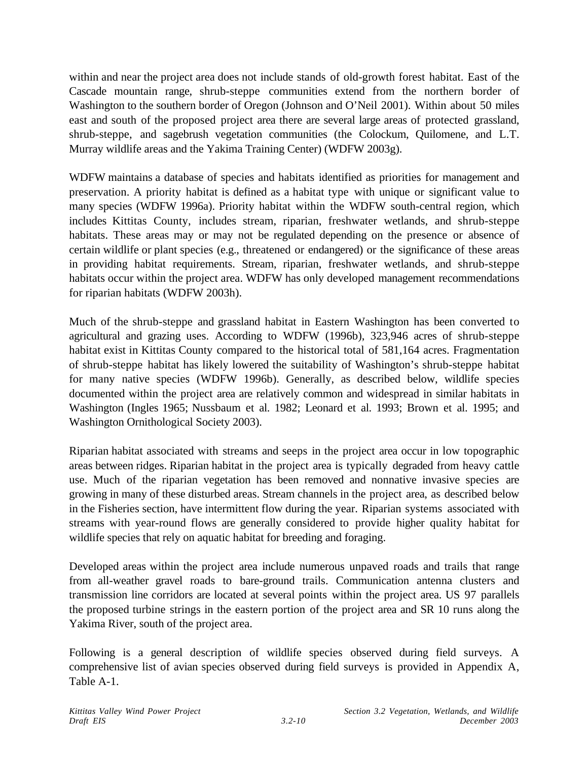within and near the project area does not include stands of old-growth forest habitat. East of the Cascade mountain range, shrub-steppe communities extend from the northern border of Washington to the southern border of Oregon (Johnson and O'Neil 2001). Within about 50 miles east and south of the proposed project area there are several large areas of protected grassland, shrub-steppe, and sagebrush vegetation communities (the Colockum, Quilomene, and L.T. Murray wildlife areas and the Yakima Training Center) (WDFW 2003g).

WDFW maintains a database of species and habitats identified as priorities for management and preservation. A priority habitat is defined as a habitat type with unique or significant value to many species (WDFW 1996a). Priority habitat within the WDFW south-central region, which includes Kittitas County, includes stream, riparian, freshwater wetlands, and shrub-steppe habitats. These areas may or may not be regulated depending on the presence or absence of certain wildlife or plant species (e.g., threatened or endangered) or the significance of these areas in providing habitat requirements. Stream, riparian, freshwater wetlands, and shrub-steppe habitats occur within the project area. WDFW has only developed management recommendations for riparian habitats (WDFW 2003h).

Much of the shrub-steppe and grassland habitat in Eastern Washington has been converted to agricultural and grazing uses. According to WDFW (1996b), 323,946 acres of shrub-steppe habitat exist in Kittitas County compared to the historical total of 581,164 acres. Fragmentation of shrub-steppe habitat has likely lowered the suitability of Washington's shrub-steppe habitat for many native species (WDFW 1996b). Generally, as described below, wildlife species documented within the project area are relatively common and widespread in similar habitats in Washington (Ingles 1965; Nussbaum et al. 1982; Leonard et al. 1993; Brown et al. 1995; and Washington Ornithological Society 2003).

Riparian habitat associated with streams and seeps in the project area occur in low topographic areas between ridges. Riparian habitat in the project area is typically degraded from heavy cattle use. Much of the riparian vegetation has been removed and nonnative invasive species are growing in many of these disturbed areas. Stream channels in the project area, as described below in the Fisheries section, have intermittent flow during the year. Riparian systems associated with streams with year-round flows are generally considered to provide higher quality habitat for wildlife species that rely on aquatic habitat for breeding and foraging.

Developed areas within the project area include numerous unpaved roads and trails that range from all-weather gravel roads to bare-ground trails. Communication antenna clusters and transmission line corridors are located at several points within the project area. US 97 parallels the proposed turbine strings in the eastern portion of the project area and SR 10 runs along the Yakima River, south of the project area.

Following is a general description of wildlife species observed during field surveys. A comprehensive list of avian species observed during field surveys is provided in Appendix A, Table A-1.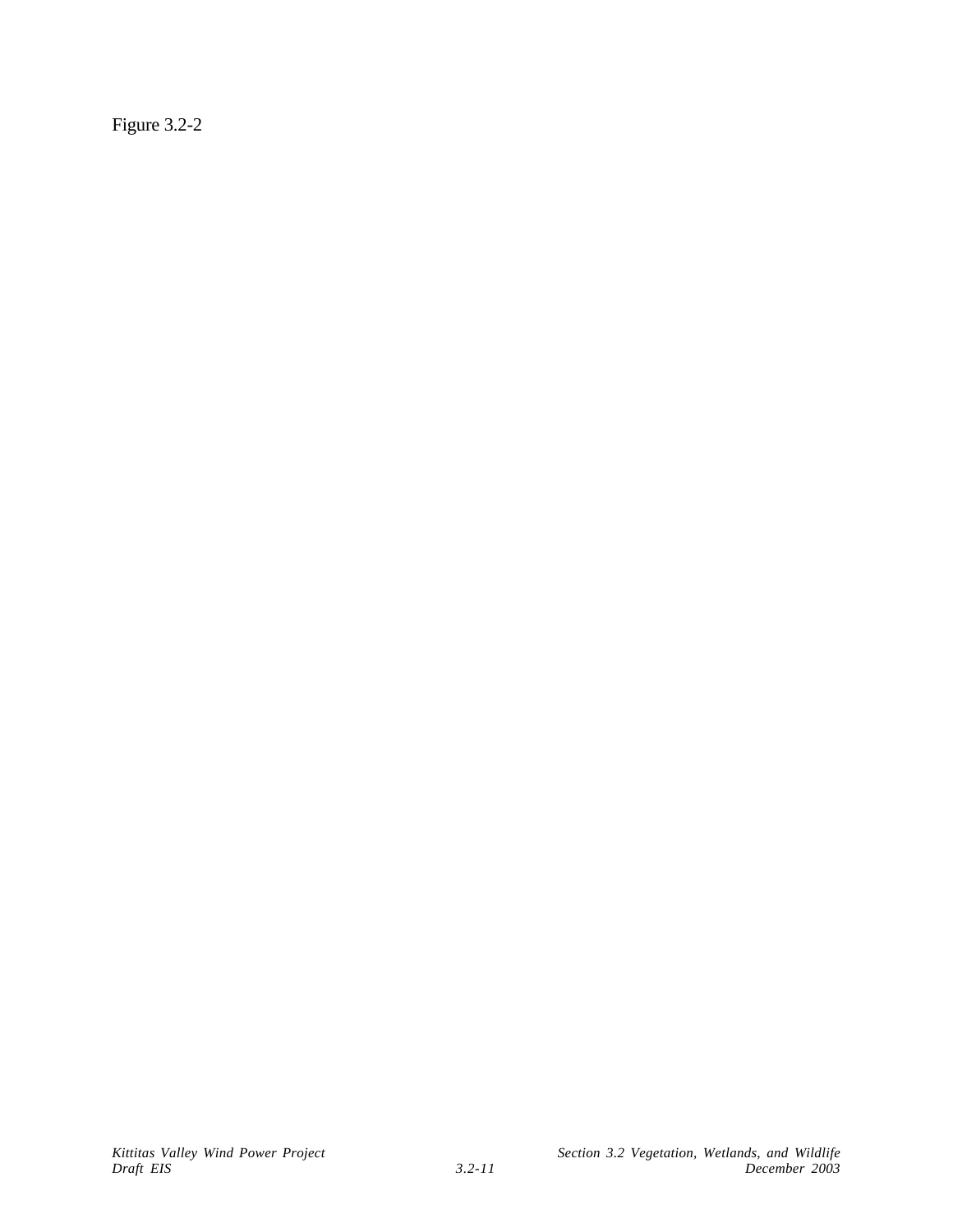Figure 3.2-2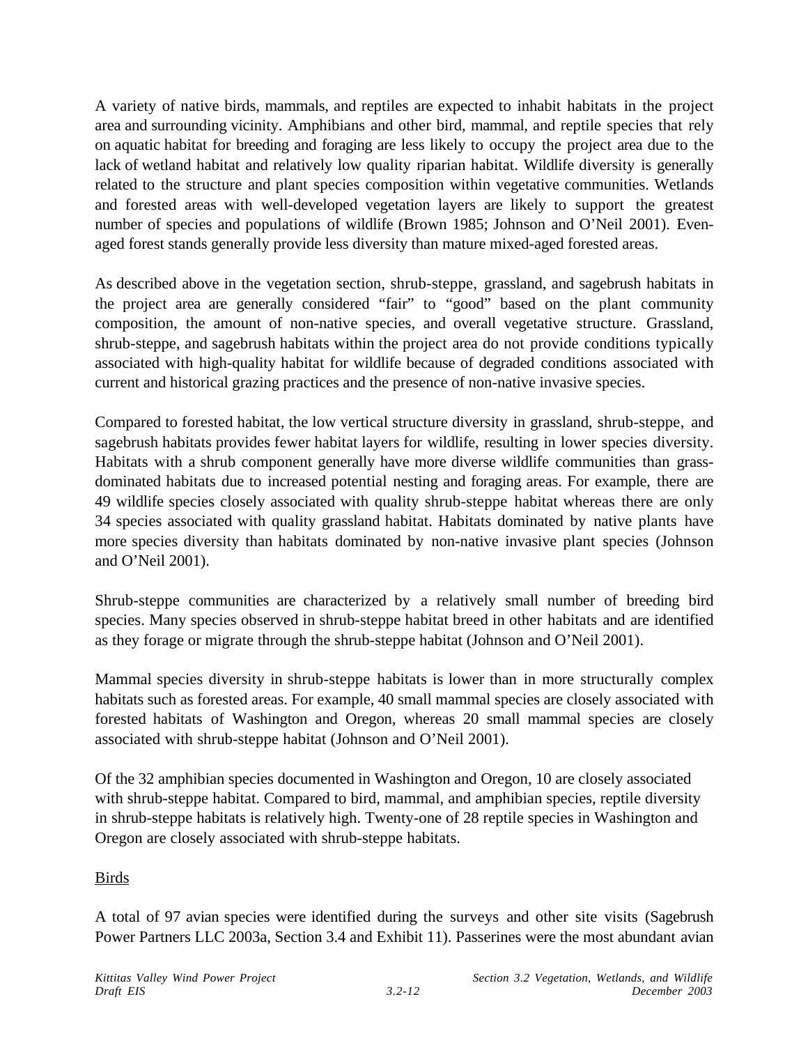A variety of native birds, mammals, and reptiles are expected to inhabit habitats in the project area and surrounding vicinity. Amphibians and other bird, mammal, and reptile species that rely on aquatic habitat for breeding and foraging are less likely to occupy the project area due to the lack of wetland habitat and relatively low quality riparian habitat. Wildlife diversity is generally related to the structure and plant species composition within vegetative communities. Wetlands and forested areas with well-developed vegetation layers are likely to support the greatest number of species and populations of wildlife (Brown 1985; Johnson and O'Neil 2001). Even-aged forest stands generally provide less diversity than mature mixed-aged forested areas.

As described above in the vegetation section, shrub-steppe, grassland, and sagebrush habitats in the project area are generally considered "fair" to "good" based on the plant community composition, the amount of non-native species, and overall vegetative structure. Grassland, shrub-steppe, and sagebrush habitats within the project area do not provide conditions typically associated with high-quality habitat for wildlife because of degraded conditions associated with current and historical grazing practices and the presence of non-native invasive species.

Compared to forested habitat, the low vertical structure diversity in grassland, shrub-steppe, and sagebrush habitats provides fewer habitat layers for wildlife, resulting in lower species diversity. Habitats with a shrub component generally have more diverse wildlife communities than grass-dominated habitats due to increased potential nesting and foraging areas. For example, there are 49 wildlife species closely associated with quality shrub-steppe habitat whereas there are only 34 species associated with quality grassland habitat. Habitats dominated by native plants have more species diversity than habitats dominated by non-native invasive plant species (Johnson and O'Neil 2001).

Shrub-steppe communities are characterized by a relatively small number of breeding bird species. Many species observed in shrub-steppe habitat breed in other habitats and are identified as they forage or migrate through the shrub-steppe habitat (Johnson and O'Neil 2001).

Mammal species diversity in shrub-steppe habitats is lower than in more structurally complex habitats such as forested areas. For example, 40 small mammal species are closely associated with forested habitats of Washington and Oregon, whereas 20 small mammal species are closely associated with shrub-steppe habitat (Johnson and O'Neil 2001).

Of the 32 amphibian species documented in Washington and Oregon, 10 are closely associated with shrub-steppe habitat. Compared to bird, mammal, and amphibian species, reptile diversity in shrub-steppe habitats is relatively high. Twenty-one of 28 reptile species in Washington and Oregon are closely associated with shrub-steppe habitats.

Birds

A total of 97 avian species were identified during the surveys and other site visits (Sagebrush Power Partners LLC 2003a, Section 3.4 and Exhibit 11). Passerines were the most abundant avian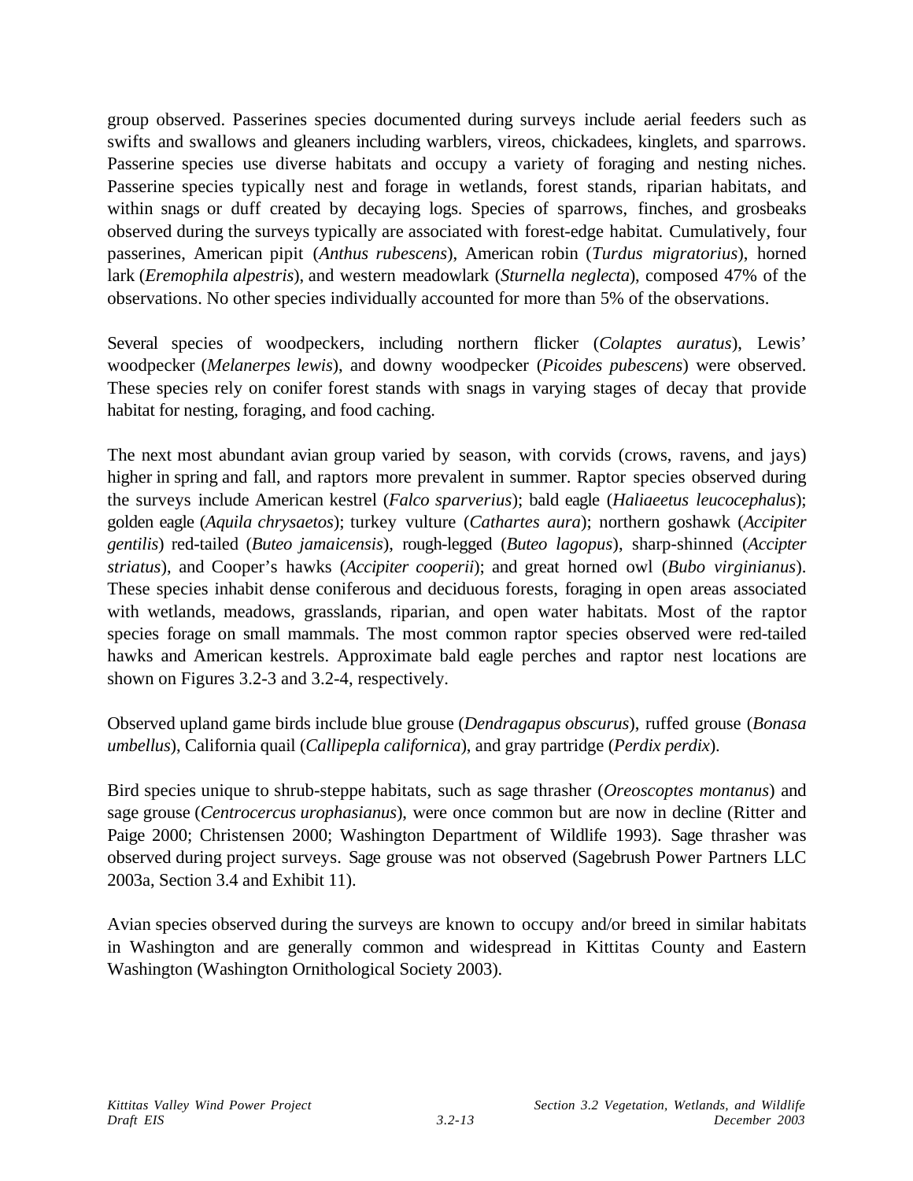group observed. Passerines species documented during surveys include aerial feeders such as swifts and swallows and gleaners including warblers, vireos, chickadees, kinglets, and sparrows. Passerine species use diverse habitats and occupy a variety of foraging and nesting niches. Passerine species typically nest and forage in wetlands, forest stands, riparian habitats, and within snags or duff created by decaying logs. Species of sparrows, finches, and grosbeaks observed during the surveys typically are associated with forest-edge habitat. Cumulatively, four passerines, American pipit (*Anthus rubescens*), American robin (*Turdus migratorius*), horned lark (*Eremophila alpestris*), and western meadowlark (*Sturnella neglecta*), composed 47% of the observations. No other species individually accounted for more than 5% of the observations.

Several species of woodpeckers, including northern flicker (*Colaptes auratus*), Lewis' woodpecker (*Melanerpes lewis*), and downy woodpecker (*Picoides pubescens*) were observed. These species rely on conifer forest stands with snags in varying stages of decay that provide habitat for nesting, foraging, and food caching.

The next most abundant avian group varied by season, with corvids (crows, ravens, and jays) higher in spring and fall, and raptors more prevalent in summer. Raptor species observed during the surveys include American kestrel (*Falco sparverius*); bald eagle (*Haliaeetus leucocephalus*); golden eagle (*Aquila chrysaetos*); turkey vulture (*Cathartes aura*); northern goshawk (*Accipiter gentilis*) red-tailed (*Buteo jamaicensis*), rough-legged (*Buteo lagopus*), sharp-shinned (*Accipter striatus*), and Cooper's hawks (*Accipiter cooperii*); and great horned owl (*Bubo virginianus*). These species inhabit dense coniferous and deciduous forests, foraging in open areas associated with wetlands, meadows, grasslands, riparian, and open water habitats. Most of the raptor species forage on small mammals. The most common raptor species observed were red-tailed hawks and American kestrels. Approximate bald eagle perches and raptor nest locations are shown on Figures 3.2-3 and 3.2-4, respectively.

Observed upland game birds include blue grouse (*Dendragapus obscurus*), ruffed grouse (*Bonasa umbellus*), California quail (*Callipepla californica*), and gray partridge (*Perdix perdix*).

Bird species unique to shrub-steppe habitats, such as sage thrasher (*Oreoscoptes montanus*) and sage grouse (*Centrocercus urophasianus*), were once common but are now in decline (Ritter and Paige 2000; Christensen 2000; Washington Department of Wildlife 1993). Sage thrasher was observed during project surveys. Sage grouse was not observed (Sagebrush Power Partners LLC 2003a, Section 3.4 and Exhibit 11).

Avian species observed during the surveys are known to occupy and/or breed in similar habitats in Washington and are generally common and widespread in Kittitas County and Eastern Washington (Washington Ornithological Society 2003).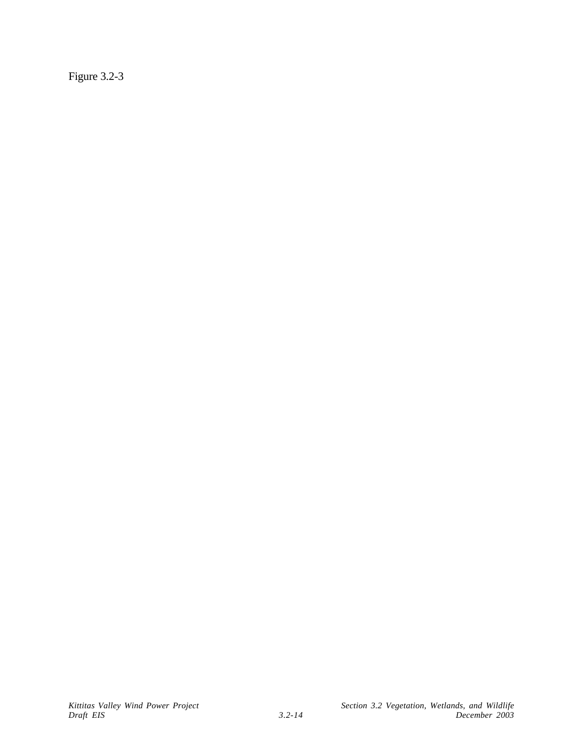Figure 3.2-3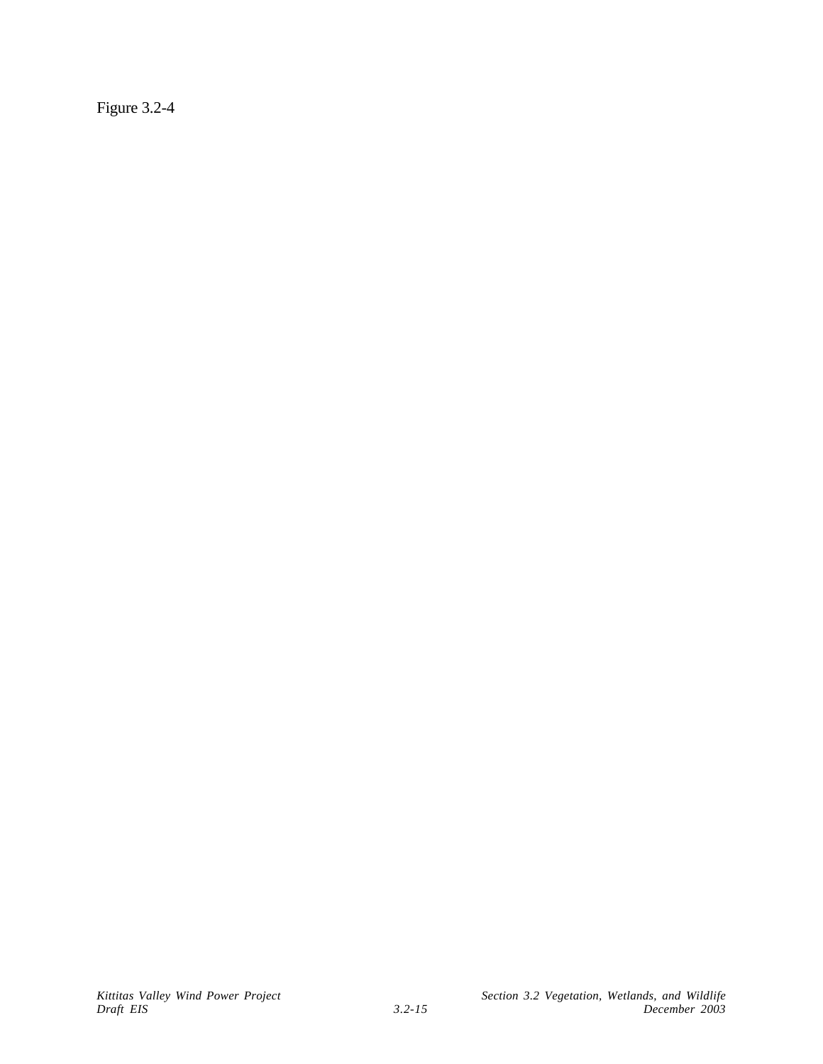Figure 3.2-4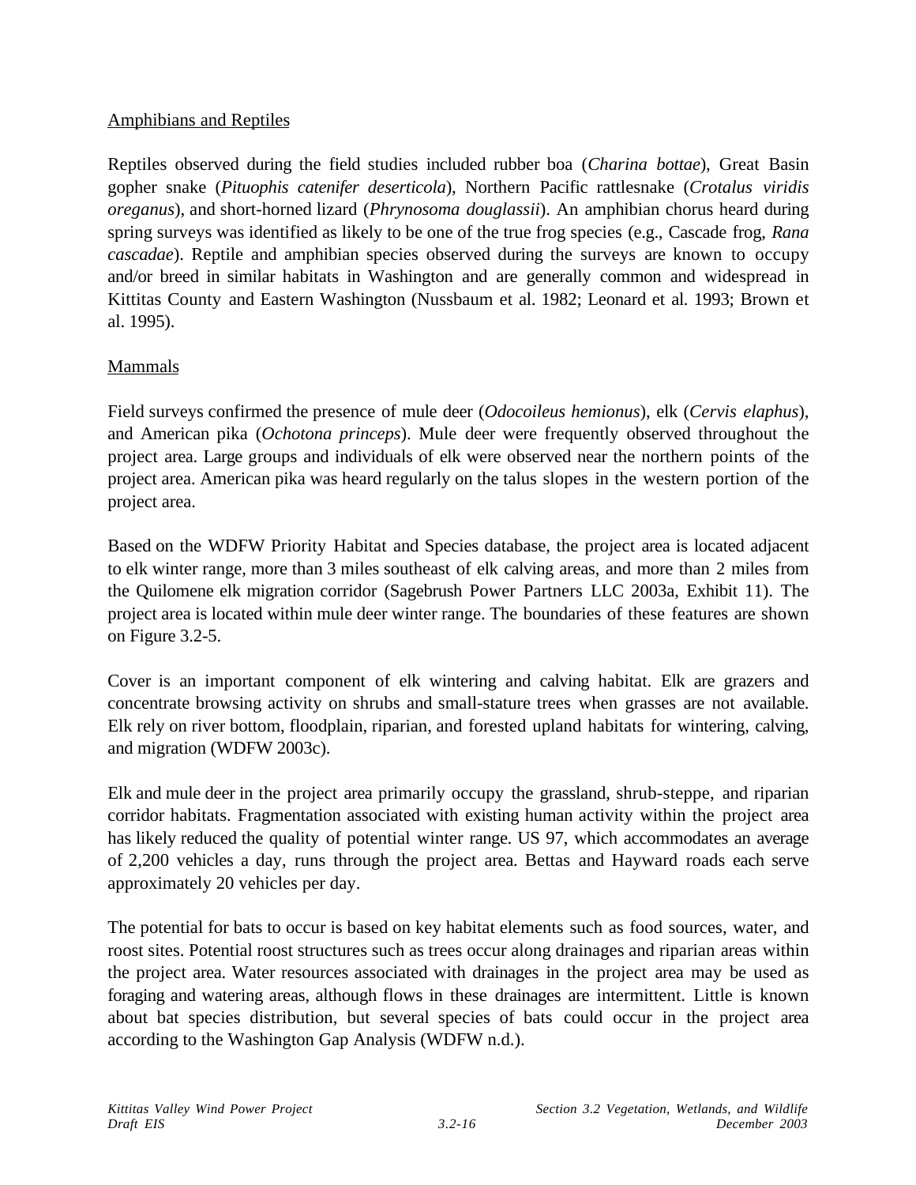Amphibians and Reptiles

Reptiles observed during the field studies included rubber boa (*Charina bottae*), Great Basin gopher snake (*Pituophis catenifer deserticola*), Northern Pacific rattlesnake (*Crotalus viridis oreganus*), and short-horned lizard (*Phrynosoma douglassii*). An amphibian chorus heard during spring surveys was identified as likely to be one of the true frog species (e.g., Cascade frog, *Rana cascadae*). Reptile and amphibian species observed during the surveys are known to occupy and/or breed in similar habitats in Washington and are generally common and widespread in Kittitas County and Eastern Washington (Nussbaum et al. 1982; Leonard et al. 1993; Brown et al. 1995).

Mammals

Field surveys confirmed the presence of mule deer (*Odocoileus hemionus*), elk (*Cervis elaphus*), and American pika (*Ochotona princeps*). Mule deer were frequently observed throughout the project area. Large groups and individuals of elk were observed near the northern points of the project area. American pika was heard regularly on the talus slopes in the western portion of the project area.

Based on the WDFW Priority Habitat and Species database, the project area is located adjacent to elk winter range, more than 3 miles southeast of elk calving areas, and more than 2 miles from the Quilomene elk migration corridor (Sagebrush Power Partners LLC 2003a, Exhibit 11). The project area is located within mule deer winter range. The boundaries of these features are shown on Figure 3.2-5.

Cover is an important component of elk wintering and calving habitat. Elk are grazers and concentrate browsing activity on shrubs and small-stature trees when grasses are not available. Elk rely on river bottom, floodplain, riparian, and forested upland habitats for wintering, calving, and migration (WDFW 2003c).

Elk and mule deer in the project area primarily occupy the grassland, shrub-steppe, and riparian corridor habitats. Fragmentation associated with existing human activity within the project area has likely reduced the quality of potential winter range. US 97, which accommodates an average of 2,200 vehicles a day, runs through the project area. Bettas and Hayward roads each serve approximately 20 vehicles per day.

The potential for bats to occur is based on key habitat elements such as food sources, water, and roost sites. Potential roost structures such as trees occur along drainages and riparian areas within the project area. Water resources associated with drainages in the project area may be used as foraging and watering areas, although flows in these drainages are intermittent. Little is known about bat species distribution, but several species of bats could occur in the project area according to the Washington Gap Analysis (WDFW n.d.).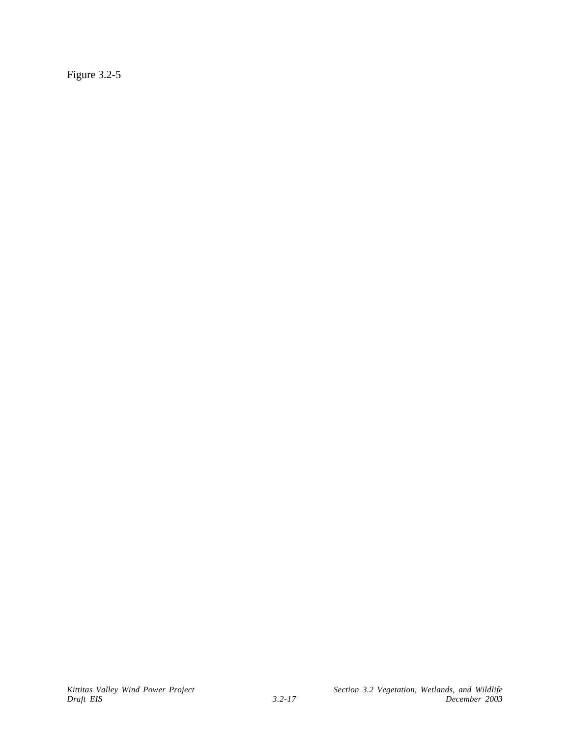Figure 3.2-5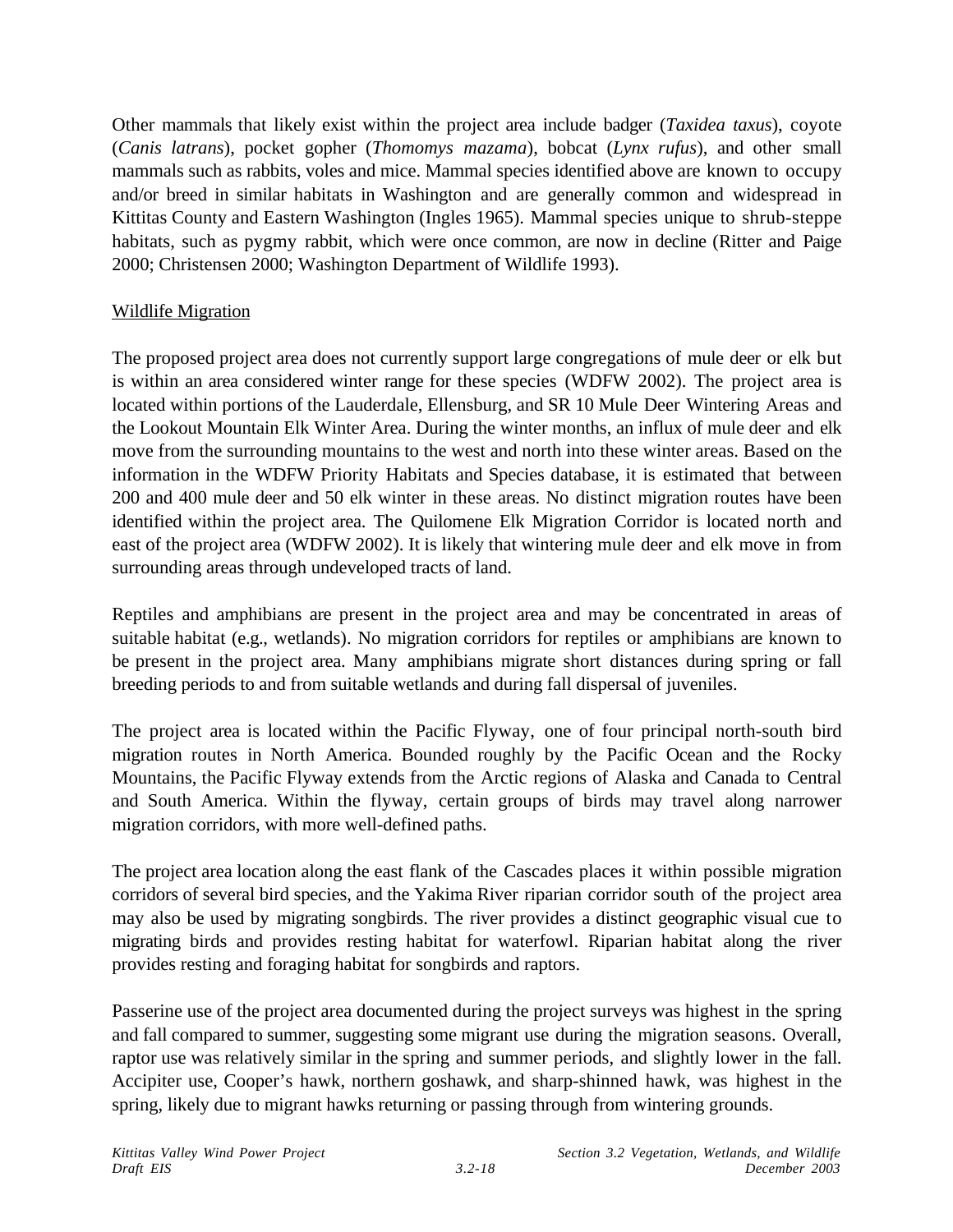Other mammals that likely exist within the project area include badger (*Taxidea taxus*), coyote (*Canis latrans*), pocket gopher (*Thomomys mazama*), bobcat (*Lynx rufus*), and other small mammals such as rabbits, voles and mice. Mammal species identified above are known to occupy and/or breed in similar habitats in Washington and are generally common and widespread in Kittitas County and Eastern Washington (Ingles 1965). Mammal species unique to shrub-steppe habitats, such as pygmy rabbit, which were once common, are now in decline (Ritter and Paige 2000; Christensen 2000; Washington Department of Wildlife 1993).

<u>Wildlife Migration</u>

The proposed project area does not currently support large congregations of mule deer or elk but is within an area considered winter range for these species (WDFW 2002). The project area is located within portions of the Lauderdale, Ellensburg, and SR 10 Mule Deer Wintering Areas and the Lookout Mountain Elk Winter Area. During the winter months, an influx of mule deer and elk move from the surrounding mountains to the west and north into these winter areas. Based on the information in the WDFW Priority Habitats and Species database, it is estimated that between 200 and 400 mule deer and 50 elk winter in these areas. No distinct migration routes have been identified within the project area. The Quilomene Elk Migration Corridor is located north and east of the project area (WDFW 2002). It is likely that wintering mule deer and elk move in from surrounding areas through undeveloped tracts of land.

Reptiles and amphibians are present in the project area and may be concentrated in areas of suitable habitat (e.g., wetlands). No migration corridors for reptiles or amphibians are known to be present in the project area. Many amphibians migrate short distances during spring or fall breeding periods to and from suitable wetlands and during fall dispersal of juveniles.

The project area is located within the Pacific Flyway, one of four principal north-south bird migration routes in North America. Bounded roughly by the Pacific Ocean and the Rocky Mountains, the Pacific Flyway extends from the Arctic regions of Alaska and Canada to Central and South America. Within the flyway, certain groups of birds may travel along narrower migration corridors, with more well-defined paths.

The project area location along the east flank of the Cascades places it within possible migration corridors of several bird species, and the Yakima River riparian corridor south of the project area may also be used by migrating songbirds. The river provides a distinct geographic visual cue to migrating birds and provides resting habitat for waterfowl. Riparian habitat along the river provides resting and foraging habitat for songbirds and raptors.

Passerine use of the project area documented during the project surveys was highest in the spring and fall compared to summer, suggesting some migrant use during the migration seasons. Overall, raptor use was relatively similar in the spring and summer periods, and slightly lower in the fall. Accipiter use, Cooper's hawk, northern goshawk, and sharp-shinned hawk, was highest in the spring, likely due to migrant hawks returning or passing through from wintering grounds.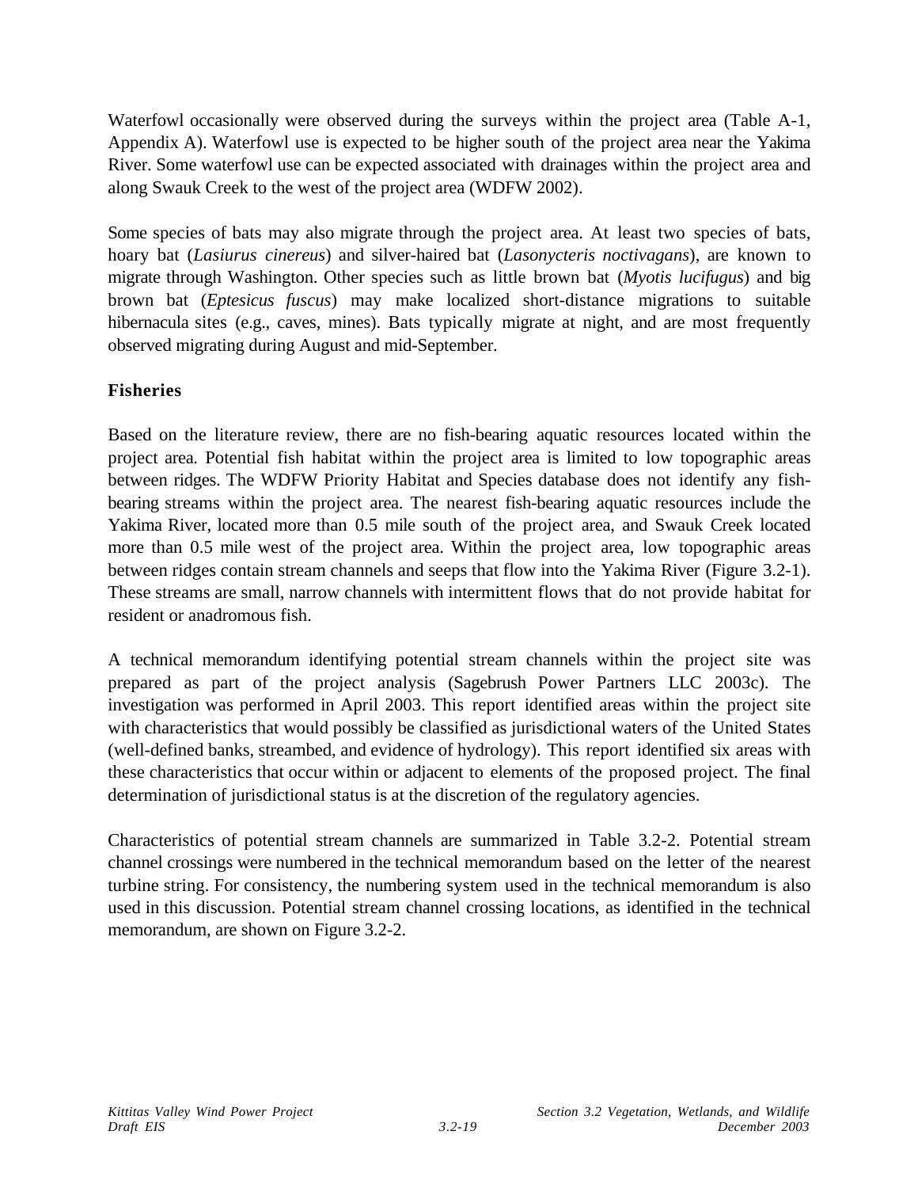Waterfowl occasionally were observed during the surveys within the project area (Table A-1, Appendix A). Waterfowl use is expected to be higher south of the project area near the Yakima River. Some waterfowl use can be expected associated with drainages within the project area and along Swauk Creek to the west of the project area (WDFW 2002).

Some species of bats may also migrate through the project area. At least two species of bats, hoary bat (*Lasiurus cinereus*) and silver-haired bat (*Lasonycteris noctivagans*), are known to migrate through Washington. Other species such as little brown bat (*Myotis lucifugus*) and big brown bat (*Eptesicus fuscus*) may make localized short-distance migrations to suitable hibernacula sites (e.g., caves, mines). Bats typically migrate at night, and are most frequently observed migrating during August and mid-September.

### Fisheries

Based on the literature review, there are no fish-bearing aquatic resources located within the project area. Potential fish habitat within the project area is limited to low topographic areas between ridges. The WDFW Priority Habitat and Species database does not identify any fish-bearing streams within the project area. The nearest fish-bearing aquatic resources include the Yakima River, located more than 0.5 mile south of the project area, and Swauk Creek located more than 0.5 mile west of the project area. Within the project area, low topographic areas between ridges contain stream channels and seeps that flow into the Yakima River (Figure 3.2-1). These streams are small, narrow channels with intermittent flows that do not provide habitat for resident or anadromous fish.

A technical memorandum identifying potential stream channels within the project site was prepared as part of the project analysis (Sagebrush Power Partners LLC 2003c). The investigation was performed in April 2003. This report identified areas within the project site with characteristics that would possibly be classified as jurisdictional waters of the United States (well-defined banks, streambed, and evidence of hydrology). This report identified six areas with these characteristics that occur within or adjacent to elements of the proposed project. The final determination of jurisdictional status is at the discretion of the regulatory agencies.

Characteristics of potential stream channels are summarized in Table 3.2-2. Potential stream channel crossings were numbered in the technical memorandum based on the letter of the nearest turbine string. For consistency, the numbering system used in the technical memorandum is also used in this discussion. Potential stream channel crossing locations, as identified in the technical memorandum, are shown on Figure 3.2-2.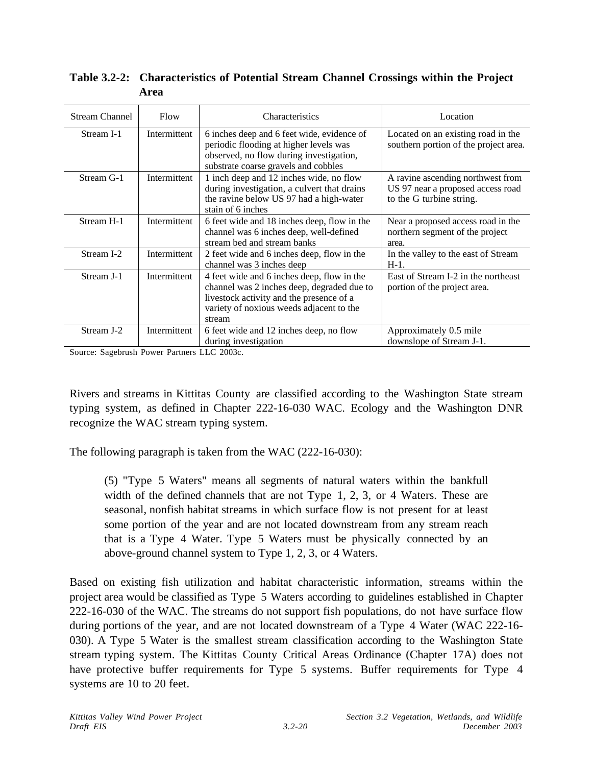**Table 3.2-2: Characteristics of Potential Stream Channel Crossings within the Project Area**

| Stream Channel | Flow | Characteristics | Location |
|---|---|---|---|
| Stream I-1 | Intermittent | 6 inches deep and 6 feet wide, evidence of periodic flooding at higher levels was observed, no flow during investigation, substrate coarse gravels and cobbles | Located on an existing road in the southern portion of the project area. |
| Stream G-1 | Intermittent | 1 inch deep and 12 inches wide, no flow during investigation, a culvert that drains the ravine below US 97 had a high-water stain of 6 inches | A ravine ascending northwest from US 97 near a proposed access road to the G turbine string. |
| Stream H-1 | Intermittent | 6 feet wide and 18 inches deep, flow in the channel was 6 inches deep, well-defined stream bed and stream banks | Near a proposed access road in the northern segment of the project area. |
| Stream I-2 | Intermittent | 2 feet wide and 6 inches deep, flow in the channel was 3 inches deep | In the valley to the east of Stream H-1. |
| Stream J-1 | Intermittent | 4 feet wide and 6 inches deep, flow in the channel was 2 inches deep, degraded due to livestock activity and the presence of a variety of noxious weeds adjacent to the stream | East of Stream I-2 in the northeast portion of the project area. |
| Stream J-2 | Intermittent | 6 feet wide and 12 inches deep, no flow during investigation | Approximately 0.5 mile downslope of Stream J-1. |

Source: Sagebrush Power Partners LLC 2003c.

Rivers and streams in Kittitas County are classified according to the Washington State stream typing system, as defined in Chapter 222-16-030 WAC. Ecology and the Washington DNR recognize the WAC stream typing system.

The following paragraph is taken from the WAC (222-16-030):

> (5) "Type 5 Waters" means all segments of natural waters within the bankfull width of the defined channels that are not Type 1, 2, 3, or 4 Waters. These are seasonal, nonfish habitat streams in which surface flow is not present for at least some portion of the year and are not located downstream from any stream reach that is a Type 4 Water. Type 5 Waters must be physically connected by an above-ground channel system to Type 1, 2, 3, or 4 Waters.

Based on existing fish utilization and habitat characteristic information, streams within the project area would be classified as Type 5 Waters according to guidelines established in Chapter 222-16-030 of the WAC. The streams do not support fish populations, do not have surface flow during portions of the year, and are not located downstream of a Type 4 Water (WAC 222-16-030). A Type 5 Water is the smallest stream classification according to the Washington State stream typing system. The Kittitas County Critical Areas Ordinance (Chapter 17A) does not have protective buffer requirements for Type 5 systems. Buffer requirements for Type 4 systems are 10 to 20 feet.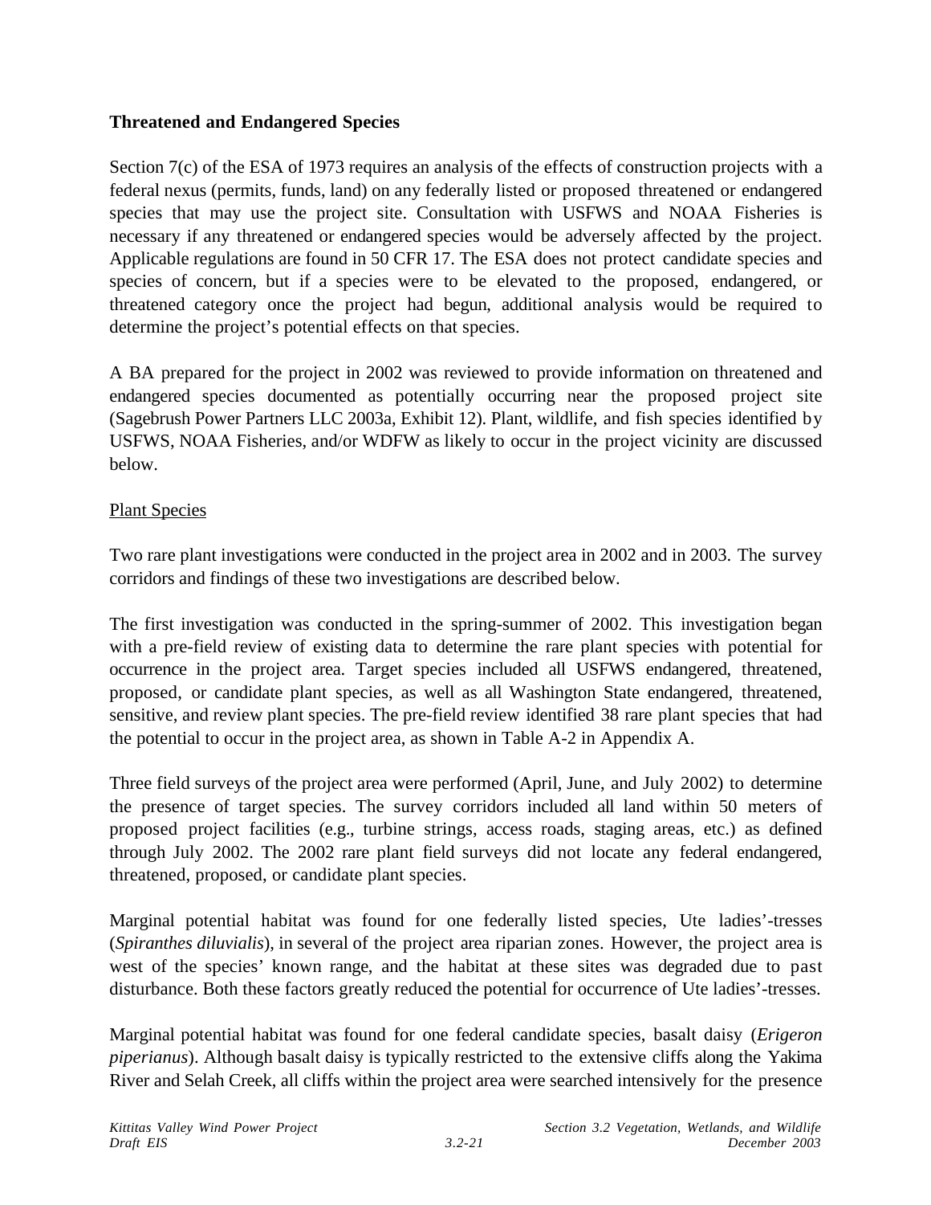### Threatened and Endangered Species

Section 7(c) of the ESA of 1973 requires an analysis of the effects of construction projects with a federal nexus (permits, funds, land) on any federally listed or proposed threatened or endangered species that may use the project site. Consultation with USFWS and NOAA Fisheries is necessary if any threatened or endangered species would be adversely affected by the project. Applicable regulations are found in 50 CFR 17. The ESA does not protect candidate species and species of concern, but if a species were to be elevated to the proposed, endangered, or threatened category once the project had begun, additional analysis would be required to determine the project's potential effects on that species.

A BA prepared for the project in 2002 was reviewed to provide information on threatened and endangered species documented as potentially occurring near the proposed project site (Sagebrush Power Partners LLC 2003a, Exhibit 12). Plant, wildlife, and fish species identified by USFWS, NOAA Fisheries, and/or WDFW as likely to occur in the project vicinity are discussed below.

<u>Plant Species</u>

Two rare plant investigations were conducted in the project area in 2002 and in 2003. The survey corridors and findings of these two investigations are described below.

The first investigation was conducted in the spring-summer of 2002. This investigation began with a pre-field review of existing data to determine the rare plant species with potential for occurrence in the project area. Target species included all USFWS endangered, threatened, proposed, or candidate plant species, as well as all Washington State endangered, threatened, sensitive, and review plant species. The pre-field review identified 38 rare plant species that had the potential to occur in the project area, as shown in Table A-2 in Appendix A.

Three field surveys of the project area were performed (April, June, and July 2002) to determine the presence of target species. The survey corridors included all land within 50 meters of proposed project facilities (e.g., turbine strings, access roads, staging areas, etc.) as defined through July 2002. The 2002 rare plant field surveys did not locate any federal endangered, threatened, proposed, or candidate plant species.

Marginal potential habitat was found for one federally listed species, Ute ladies'-tresses (*Spiranthes diluvialis*), in several of the project area riparian zones. However, the project area is west of the species' known range, and the habitat at these sites was degraded due to past disturbance. Both these factors greatly reduced the potential for occurrence of Ute ladies'-tresses.

Marginal potential habitat was found for one federal candidate species, basalt daisy (*Erigeron piperianus*). Although basalt daisy is typically restricted to the extensive cliffs along the Yakima River and Selah Creek, all cliffs within the project area were searched intensively for the presence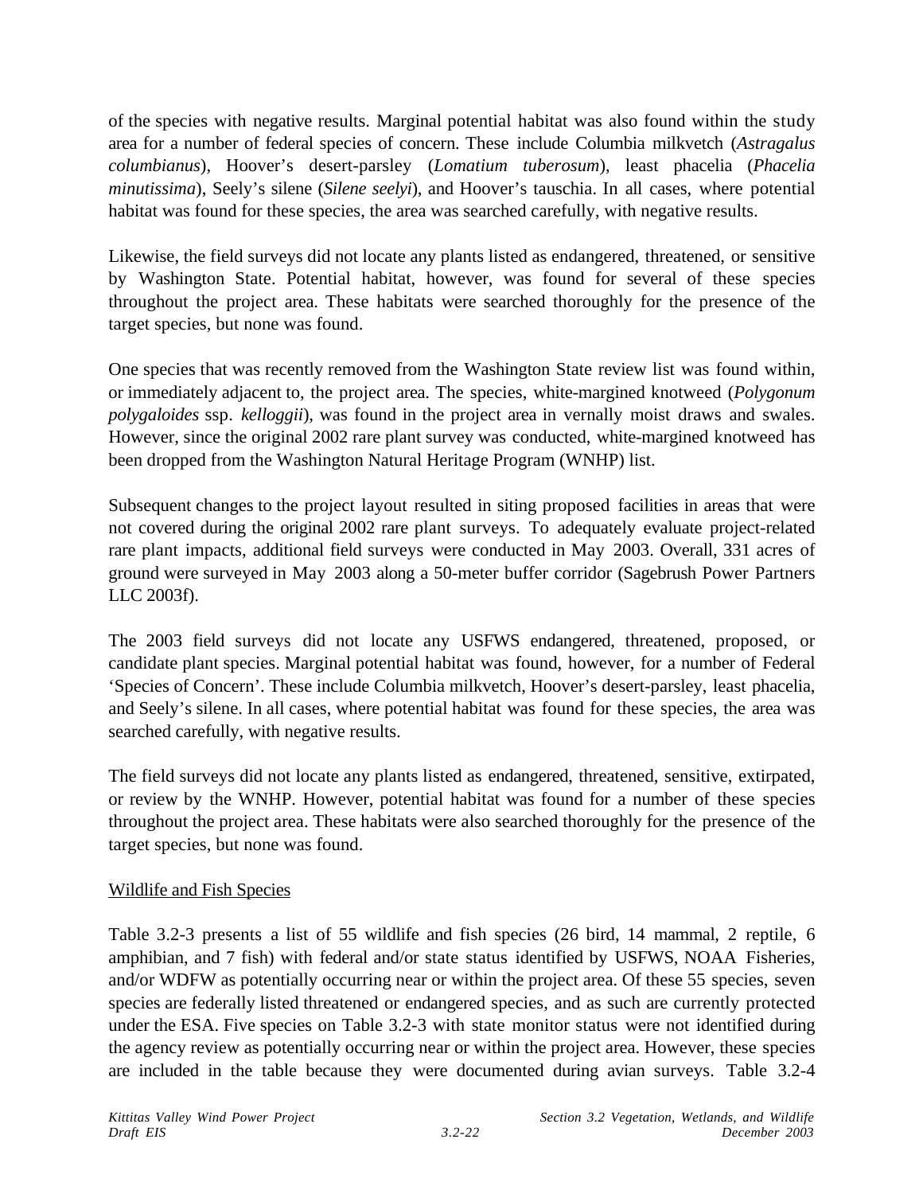of the species with negative results. Marginal potential habitat was also found within the study area for a number of federal species of concern. These include Columbia milkvetch (*Astragalus columbianus*), Hoover's desert-parsley (*Lomatium tuberosum*), least phacelia (*Phacelia minutissima*), Seely's silene (*Silene seelyi*), and Hoover's tauschia. In all cases, where potential habitat was found for these species, the area was searched carefully, with negative results.

Likewise, the field surveys did not locate any plants listed as endangered, threatened, or sensitive by Washington State. Potential habitat, however, was found for several of these species throughout the project area. These habitats were searched thoroughly for the presence of the target species, but none was found.

One species that was recently removed from the Washington State review list was found within, or immediately adjacent to, the project area. The species, white-margined knotweed (*Polygonum polygaloides* ssp. *kelloggii*), was found in the project area in vernally moist draws and swales. However, since the original 2002 rare plant survey was conducted, white-margined knotweed has been dropped from the Washington Natural Heritage Program (WNHP) list.

Subsequent changes to the project layout resulted in siting proposed facilities in areas that were not covered during the original 2002 rare plant surveys. To adequately evaluate project-related rare plant impacts, additional field surveys were conducted in May 2003. Overall, 331 acres of ground were surveyed in May 2003 along a 50-meter buffer corridor (Sagebrush Power Partners LLC 2003f).

The 2003 field surveys did not locate any USFWS endangered, threatened, proposed, or candidate plant species. Marginal potential habitat was found, however, for a number of Federal 'Species of Concern'. These include Columbia milkvetch, Hoover's desert-parsley, least phacelia, and Seely's silene. In all cases, where potential habitat was found for these species, the area was searched carefully, with negative results.

The field surveys did not locate any plants listed as endangered, threatened, sensitive, extirpated, or review by the WNHP. However, potential habitat was found for a number of these species throughout the project area. These habitats were also searched thoroughly for the presence of the target species, but none was found.

Wildlife and Fish Species

Table 3.2-3 presents a list of 55 wildlife and fish species (26 bird, 14 mammal, 2 reptile, 6 amphibian, and 7 fish) with federal and/or state status identified by USFWS, NOAA Fisheries, and/or WDFW as potentially occurring near or within the project area. Of these 55 species, seven species are federally listed threatened or endangered species, and as such are currently protected under the ESA. Five species on Table 3.2-3 with state monitor status were not identified during the agency review as potentially occurring near or within the project area. However, these species are included in the table because they were documented during avian surveys. Table 3.2-4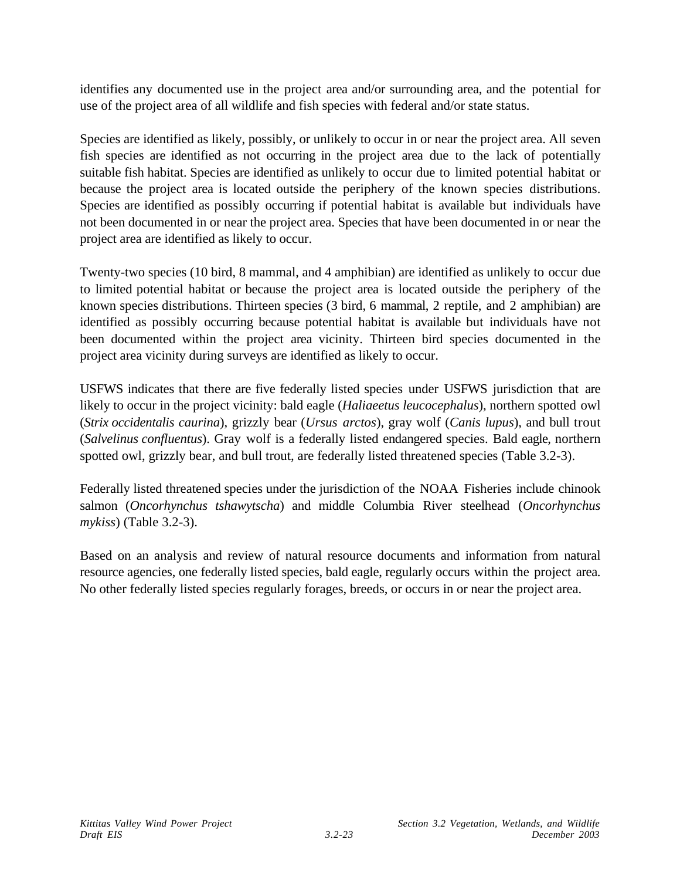identifies any documented use in the project area and/or surrounding area, and the potential for use of the project area of all wildlife and fish species with federal and/or state status.

Species are identified as likely, possibly, or unlikely to occur in or near the project area. All seven fish species are identified as not occurring in the project area due to the lack of potentially suitable fish habitat. Species are identified as unlikely to occur due to limited potential habitat or because the project area is located outside the periphery of the known species distributions. Species are identified as possibly occurring if potential habitat is available but individuals have not been documented in or near the project area. Species that have been documented in or near the project area are identified as likely to occur.

Twenty-two species (10 bird, 8 mammal, and 4 amphibian) are identified as unlikely to occur due to limited potential habitat or because the project area is located outside the periphery of the known species distributions. Thirteen species (3 bird, 6 mammal, 2 reptile, and 2 amphibian) are identified as possibly occurring because potential habitat is available but individuals have not been documented within the project area vicinity. Thirteen bird species documented in the project area vicinity during surveys are identified as likely to occur.

USFWS indicates that there are five federally listed species under USFWS jurisdiction that are likely to occur in the project vicinity: bald eagle (*Haliaeetus leucocephalus*), northern spotted owl (*Strix occidentalis caurina*), grizzly bear (*Ursus arctos*), gray wolf (*Canis lupus*), and bull trout (*Salvelinus confluentus*). Gray wolf is a federally listed endangered species. Bald eagle, northern spotted owl, grizzly bear, and bull trout, are federally listed threatened species (Table 3.2-3).

Federally listed threatened species under the jurisdiction of the NOAA Fisheries include chinook salmon (*Oncorhynchus tshawytscha*) and middle Columbia River steelhead (*Oncorhynchus mykiss*) (Table 3.2-3).

Based on an analysis and review of natural resource documents and information from natural resource agencies, one federally listed species, bald eagle, regularly occurs within the project area. No other federally listed species regularly forages, breeds, or occurs in or near the project area.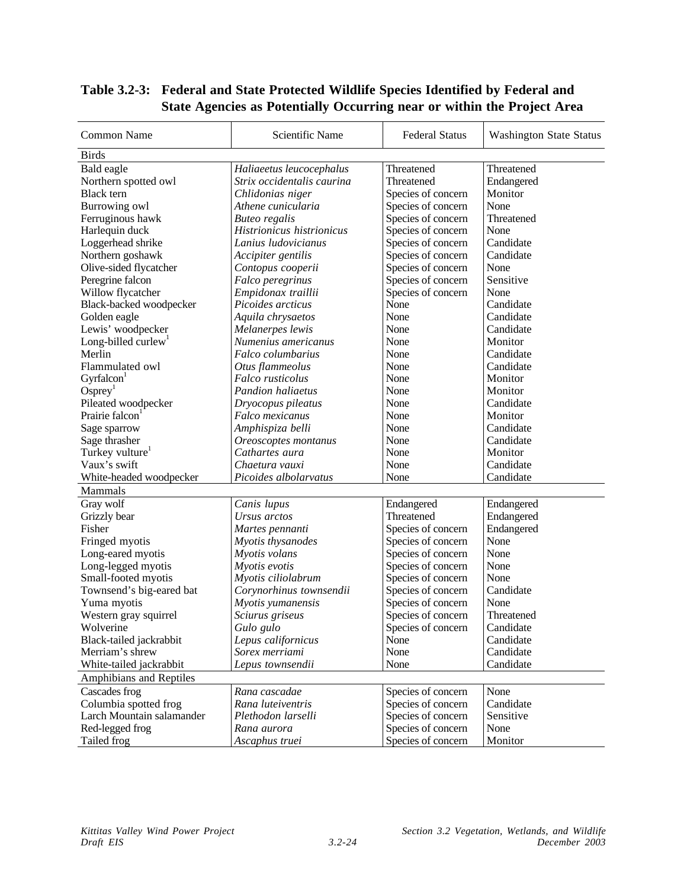**Table 3.2-3: Federal and State Protected Wildlife Species Identified by Federal and State Agencies as Potentially Occurring near or within the Project Area**

| Common Name | Scientific Name | Federal Status | Washington State Status |
|---|---|---|---|
| Birds | | | |
| Bald eagle | *Haliaeetus leucocephalus* | Threatened | Threatened |
| Northern spotted owl | *Strix occidentalis caurina* | Threatened | Endangered |
| Black tern | *Chlidonias niger* | Species of concern | Monitor |
| Burrowing owl | *Athene cunicularia* | Species of concern | None |
| Ferruginous hawk | *Buteo regalis* | Species of concern | Threatened |
| Harlequin duck | *Histrionicus histrionicus* | Species of concern | None |
| Loggerhead shrike | *Lanius ludovicianus* | Species of concern | Candidate |
| Northern goshawk | *Accipiter gentilis* | Species of concern | Candidate |
| Olive-sided flycatcher | *Contopus cooperii* | Species of concern | None |
| Peregrine falcon | *Falco peregrinus* | Species of concern | Sensitive |
| Willow flycatcher | *Empidonax traillii* | Species of concern | None |
| Black-backed woodpecker | *Picoides arcticus* | None | Candidate |
| Golden eagle | *Aquila chrysaetos* | None | Candidate |
| Lewis' woodpecker | *Melanerpes lewis* | None | Candidate |
| Long-billed curlew[1] | *Numenius americanus* | None | Monitor |
| Merlin | *Falco columbarius* | None | Candidate |
| Flammulated owl | *Otus flammeolus* | None | Candidate |
| Gyrfalcon[1] | *Falco rusticolus* | None | Monitor |
| Osprey[1] | *Pandion haliaetus* | None | Monitor |
| Pileated woodpecker | *Dryocopus pileatus* | None | Candidate |
| Prairie falcon[1] | *Falco mexicanus* | None | Monitor |
| Sage sparrow | *Amphispiza belli* | None | Candidate |
| Sage thrasher | *Oreoscoptes montanus* | None | Candidate |
| Turkey vulture[1] | *Cathartes aura* | None | Monitor |
| Vaux's swift | *Chaetura vauxi* | None | Candidate |
| White-headed woodpecker | *Picoides albolarvatus* | None | Candidate |
| Mammals | | | |
| Gray wolf | *Canis lupus* | Endangered | Endangered |
| Grizzly bear | *Ursus arctos* | Threatened | Endangered |
| Fisher | *Martes pennanti* | Species of concern | Endangered |
| Fringed myotis | *Myotis thysanodes* | Species of concern | None |
| Long-eared myotis | *Myotis volans* | Species of concern | None |
| Long-legged myotis | *Myotis evotis* | Species of concern | None |
| Small-footed myotis | *Myotis ciliolabrum* | Species of concern | None |
| Townsend's big-eared bat | *Corynorhinus townsendii* | Species of concern | Candidate |
| Yuma myotis | *Myotis yumanensis* | Species of concern | None |
| Western gray squirrel | *Sciurus griseus* | Species of concern | Threatened |
| Wolverine | *Gulo gulo* | Species of concern | Candidate |
| Black-tailed jackrabbit | *Lepus californicus* | None | Candidate |
| Merriam's shrew | *Sorex merriami* | None | Candidate |
| White-tailed jackrabbit | *Lepus townsendii* | None | Candidate |
| Amphibians and Reptiles | | | |
| Cascades frog | *Rana cascadae* | Species of concern | None |
| Columbia spotted frog | *Rana luteiventris* | Species of concern | Candidate |
| Larch Mountain salamander | *Plethodon larselli* | Species of concern | Sensitive |
| Red-legged frog | *Rana aurora* | Species of concern | None |
| Tailed frog | *Ascaphus truei* | Species of concern | Monitor |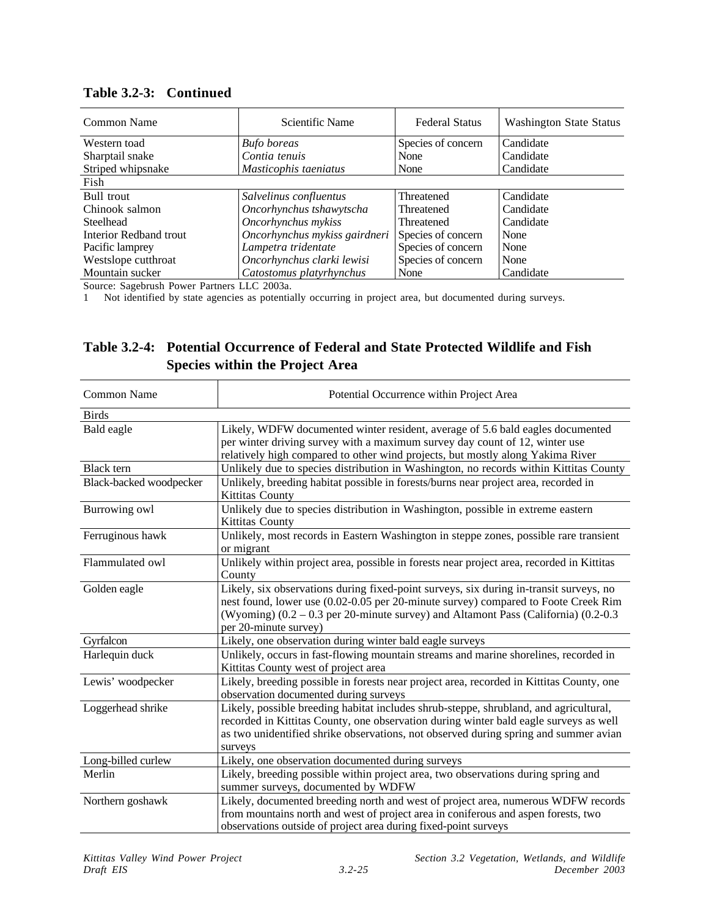**Table 3.2-3: Continued**

| Common Name | Scientific Name | Federal Status | Washington State Status |
|---|---|---|---|
| Western toad | *Bufo boreas* | Species of concern | Candidate |
| Sharptail snake | *Contia tenuis* | None | Candidate |
| Striped whipsnake | *Masticophis taeniatus* | None | Candidate |
| Fish | | | |
| Bull trout | *Salvelinus confluentus* | Threatened | Candidate |
| Chinook salmon | *Oncorhynchus tshawytscha* | Threatened | Candidate |
| Steelhead | *Oncorhynchus mykiss* | Threatened | Candidate |
| Interior Redband trout | *Oncorhynchus mykiss gairdneri* | Species of concern | None |
| Pacific lamprey | *Lampetra tridentate* | Species of concern | None |
| Westslope cutthroat | *Oncorhynchus clarki lewisi* | Species of concern | None |
| Mountain sucker | *Catostomus platyrhynchus* | None | Candidate |

Source: Sagebrush Power Partners LLC 2003a.

1 Not identified by state agencies as potentially occurring in project area, but documented during surveys.

**Table 3.2-4: Potential Occurrence of Federal and State Protected Wildlife and Fish Species within the Project Area**

| Common Name | Potential Occurrence within Project Area |
|---|---|
| Birds | |
| Bald eagle | Likely, WDFW documented winter resident, average of 5.6 bald eagles documented per winter driving survey with a maximum survey day count of 12, winter use relatively high compared to other wind projects, but mostly along Yakima River |
| Black tern | Unlikely due to species distribution in Washington, no records within Kittitas County |
| Black-backed woodpecker | Unlikely, breeding habitat possible in forests/burns near project area, recorded in Kittitas County |
| Burrowing owl | Unlikely due to species distribution in Washington, possible in extreme eastern Kittitas County |
| Ferruginous hawk | Unlikely, most records in Eastern Washington in steppe zones, possible rare transient or migrant |
| Flammulated owl | Unlikely within project area, possible in forests near project area, recorded in Kittitas County |
| Golden eagle | Likely, six observations during fixed-point surveys, six during in-transit surveys, no nest found, lower use (0.02-0.05 per 20-minute survey) compared to Foote Creek Rim (Wyoming) (0.2 – 0.3 per 20-minute survey) and Altamont Pass (California) (0.2-0.3 per 20-minute survey) |
| Gyrfalcon | Likely, one observation during winter bald eagle surveys |
| Harlequin duck | Unlikely, occurs in fast-flowing mountain streams and marine shorelines, recorded in Kittitas County west of project area |
| Lewis' woodpecker | Likely, breeding possible in forests near project area, recorded in Kittitas County, one observation documented during surveys |
| Loggerhead shrike | Likely, possible breeding habitat includes shrub-steppe, shrubland, and agricultural, recorded in Kittitas County, one observation during winter bald eagle surveys as well as two unidentified shrike observations, not observed during spring and summer avian surveys |
| Long-billed curlew | Likely, one observation documented during surveys |
| Merlin | Likely, breeding possible within project area, two observations during spring and summer surveys, documented by WDFW |
| Northern goshawk | Likely, documented breeding north and west of project area, numerous WDFW records from mountains north and west of project area in coniferous and aspen forests, two observations outside of project area during fixed-point surveys |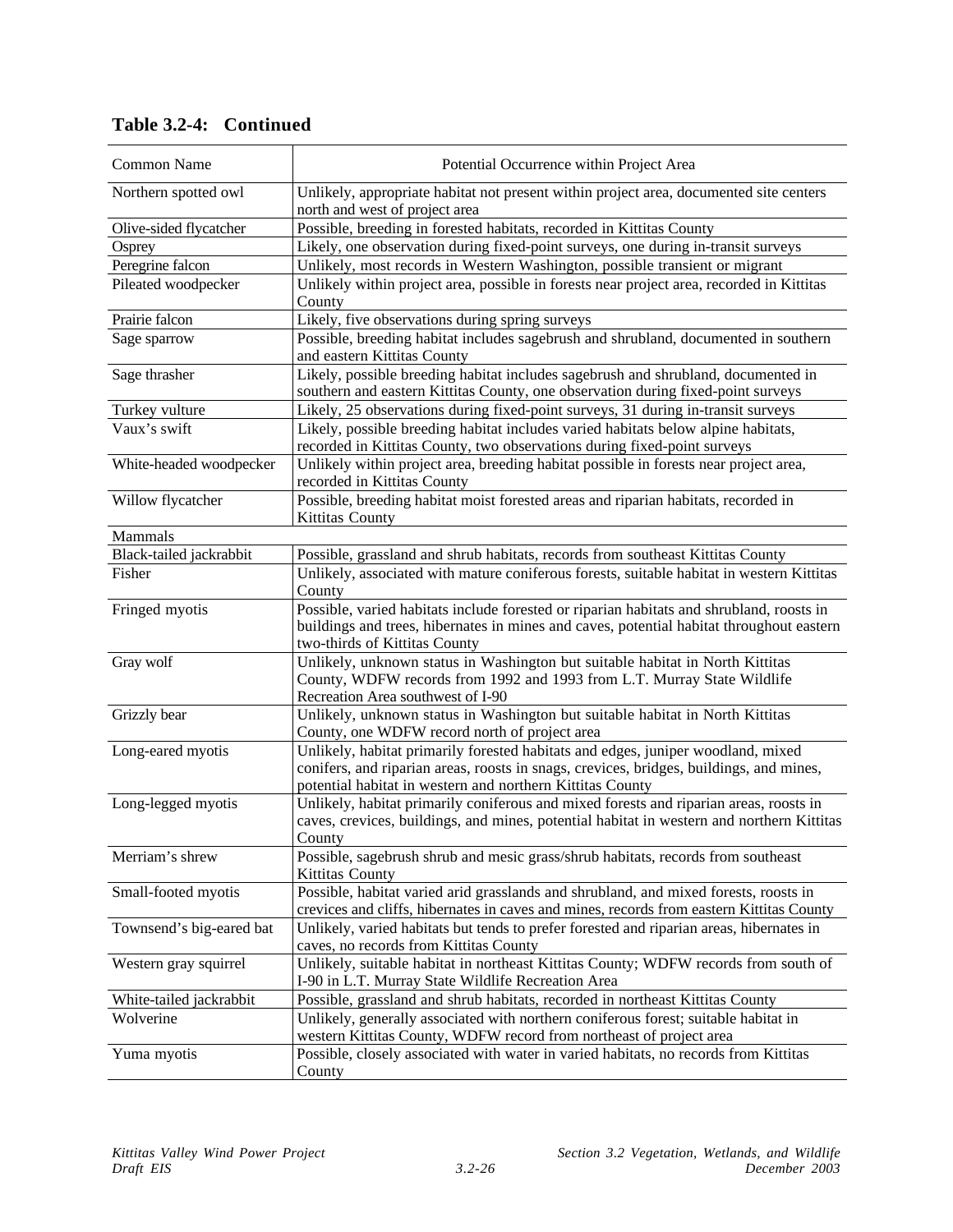**Table 3.2-4: Continued**

| Common Name | Potential Occurrence within Project Area |
|---|---|
| Northern spotted owl | Unlikely, appropriate habitat not present within project area, documented site centers north and west of project area |
| Olive-sided flycatcher | Possible, breeding in forested habitats, recorded in Kittitas County |
| Osprey | Likely, one observation during fixed-point surveys, one during in-transit surveys |
| Peregrine falcon | Unlikely, most records in Western Washington, possible transient or migrant |
| Pileated woodpecker | Unlikely within project area, possible in forests near project area, recorded in Kittitas County |
| Prairie falcon | Likely, five observations during spring surveys |
| Sage sparrow | Possible, breeding habitat includes sagebrush and shrubland, documented in southern and eastern Kittitas County |
| Sage thrasher | Likely, possible breeding habitat includes sagebrush and shrubland, documented in southern and eastern Kittitas County, one observation during fixed-point surveys |
| Turkey vulture | Likely, 25 observations during fixed-point surveys, 31 during in-transit surveys |
| Vaux's swift | Likely, possible breeding habitat includes varied habitats below alpine habitats, recorded in Kittitas County, two observations during fixed-point surveys |
| White-headed woodpecker | Unlikely within project area, breeding habitat possible in forests near project area, recorded in Kittitas County |
| Willow flycatcher | Possible, breeding habitat moist forested areas and riparian habitats, recorded in Kittitas County |
| Mammals | |
| Black-tailed jackrabbit | Possible, grassland and shrub habitats, records from southeast Kittitas County |
| Fisher | Unlikely, associated with mature coniferous forests, suitable habitat in western Kittitas County |
| Fringed myotis | Possible, varied habitats include forested or riparian habitats and shrubland, roosts in buildings and trees, hibernates in mines and caves, potential habitat throughout eastern two-thirds of Kittitas County |
| Gray wolf | Unlikely, unknown status in Washington but suitable habitat in North Kittitas County, WDFW records from 1992 and 1993 from L.T. Murray State Wildlife Recreation Area southwest of I-90 |
| Grizzly bear | Unlikely, unknown status in Washington but suitable habitat in North Kittitas County, one WDFW record north of project area |
| Long-eared myotis | Unlikely, habitat primarily forested habitats and edges, juniper woodland, mixed conifers, and riparian areas, roosts in snags, crevices, bridges, buildings, and mines, potential habitat in western and northern Kittitas County |
| Long-legged myotis | Unlikely, habitat primarily coniferous and mixed forests and riparian areas, roosts in caves, crevices, buildings, and mines, potential habitat in western and northern Kittitas County |
| Merriam's shrew | Possible, sagebrush shrub and mesic grass/shrub habitats, records from southeast Kittitas County |
| Small-footed myotis | Possible, habitat varied arid grasslands and shrubland, and mixed forests, roosts in crevices and cliffs, hibernates in caves and mines, records from eastern Kittitas County |
| Townsend's big-eared bat | Unlikely, varied habitats but tends to prefer forested and riparian areas, hibernates in caves, no records from Kittitas County |
| Western gray squirrel | Unlikely, suitable habitat in northeast Kittitas County; WDFW records from south of I-90 in L.T. Murray State Wildlife Recreation Area |
| White-tailed jackrabbit | Possible, grassland and shrub habitats, recorded in northeast Kittitas County |
| Wolverine | Unlikely, generally associated with northern coniferous forest; suitable habitat in western Kittitas County, WDFW record from northeast of project area |
| Yuma myotis | Possible, closely associated with water in varied habitats, no records from Kittitas County |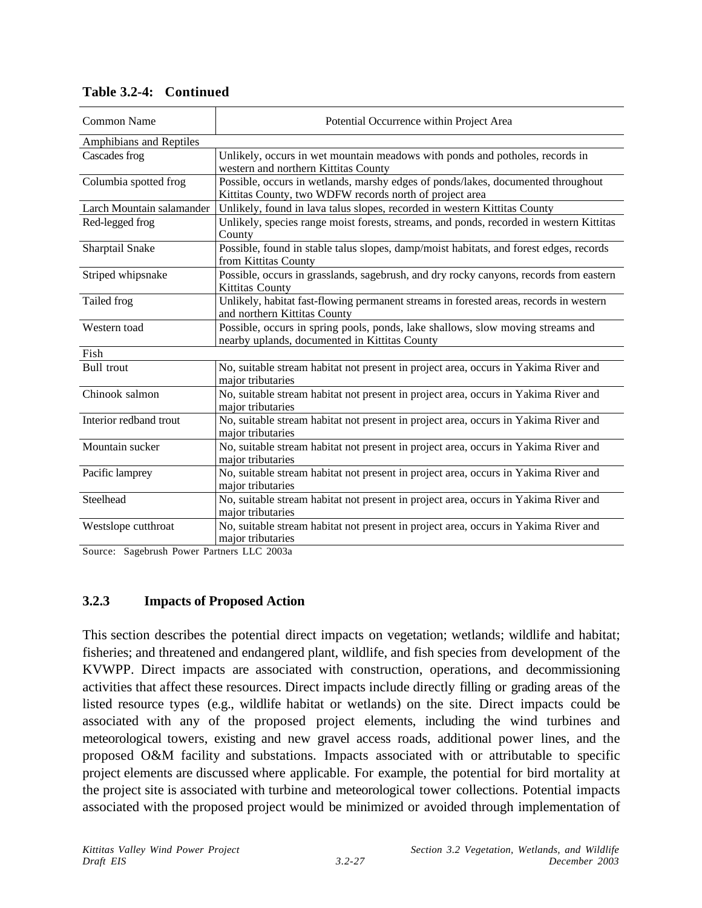**Table 3.2-4: Continued**

| Common Name | Potential Occurrence within Project Area |
|---|---|
| Amphibians and Reptiles | |
| Cascades frog | Unlikely, occurs in wet mountain meadows with ponds and potholes, records in western and northern Kittitas County |
| Columbia spotted frog | Possible, occurs in wetlands, marshy edges of ponds/lakes, documented throughout Kittitas County, two WDFW records north of project area |
| Larch Mountain salamander | Unlikely, found in lava talus slopes, recorded in western Kittitas County |
| Red-legged frog | Unlikely, species range moist forests, streams, and ponds, recorded in western Kittitas County |
| Sharptail Snake | Possible, found in stable talus slopes, damp/moist habitats, and forest edges, records from Kittitas County |
| Striped whipsnake | Possible, occurs in grasslands, sagebrush, and dry rocky canyons, records from eastern Kittitas County |
| Tailed frog | Unlikely, habitat fast-flowing permanent streams in forested areas, records in western and northern Kittitas County |
| Western toad | Possible, occurs in spring pools, ponds, lake shallows, slow moving streams and nearby uplands, documented in Kittitas County |
| Fish | |
| Bull trout | No, suitable stream habitat not present in project area, occurs in Yakima River and major tributaries |
| Chinook salmon | No, suitable stream habitat not present in project area, occurs in Yakima River and major tributaries |
| Interior redband trout | No, suitable stream habitat not present in project area, occurs in Yakima River and major tributaries |
| Mountain sucker | No, suitable stream habitat not present in project area, occurs in Yakima River and major tributaries |
| Pacific lamprey | No, suitable stream habitat not present in project area, occurs in Yakima River and major tributaries |
| Steelhead | No, suitable stream habitat not present in project area, occurs in Yakima River and major tributaries |
| Westslope cutthroat | No, suitable stream habitat not present in project area, occurs in Yakima River and major tributaries |

Source: Sagebrush Power Partners LLC 2003a

### 3.2.3 Impacts of Proposed Action

This section describes the potential direct impacts on vegetation; wetlands; wildlife and habitat; fisheries; and threatened and endangered plant, wildlife, and fish species from development of the KVWPP. Direct impacts are associated with construction, operations, and decommissioning activities that affect these resources. Direct impacts include directly filling or grading areas of the listed resource types (e.g., wildlife habitat or wetlands) on the site. Direct impacts could be associated with any of the proposed project elements, including the wind turbines and meteorological towers, existing and new gravel access roads, additional power lines, and the proposed O&M facility and substations. Impacts associated with or attributable to specific project elements are discussed where applicable. For example, the potential for bird mortality at the project site is associated with turbine and meteorological tower collections. Potential impacts associated with the proposed project would be minimized or avoided through implementation of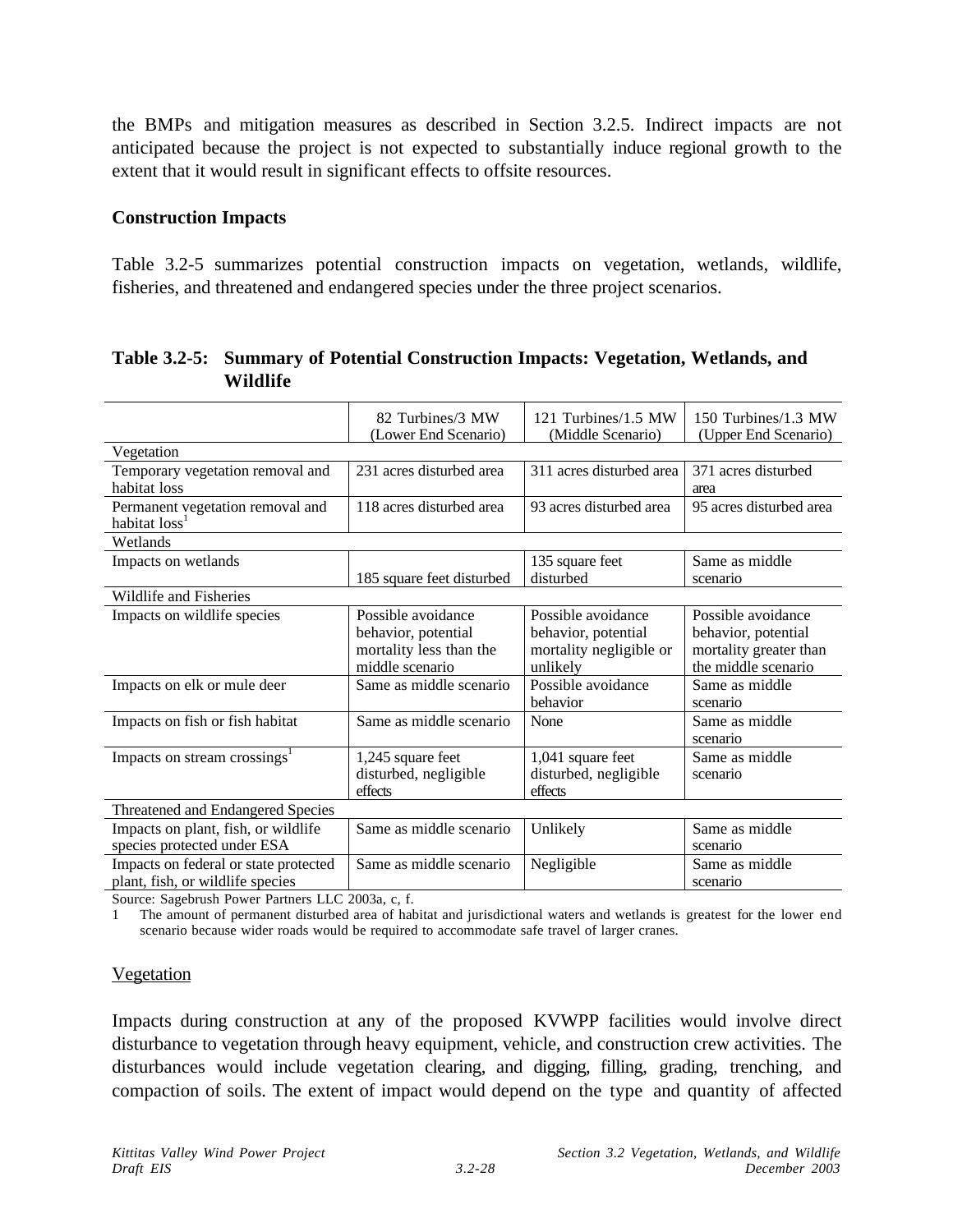the BMPs and mitigation measures as described in Section 3.2.5. Indirect impacts are not anticipated because the project is not expected to substantially induce regional growth to the extent that it would result in significant effects to offsite resources.

**Construction Impacts**

Table 3.2-5 summarizes potential construction impacts on vegetation, wetlands, wildlife, fisheries, and threatened and endangered species under the three project scenarios.

**Table 3.2-5: Summary of Potential Construction Impacts: Vegetation, Wetlands, and Wildlife**

| | 82 Turbines/3 MW (Lower End Scenario) | 121 Turbines/1.5 MW (Middle Scenario) | 150 Turbines/1.3 MW (Upper End Scenario) |
|---|---|---|---|
| Vegetation | | | |
| Temporary vegetation removal and habitat loss | 231 acres disturbed area | 311 acres disturbed area | 371 acres disturbed area |
| Permanent vegetation removal and habitat loss[1] | 118 acres disturbed area | 93 acres disturbed area | 95 acres disturbed area |
| Wetlands | | | |
| Impacts on wetlands | 185 square feet disturbed | 135 square feet disturbed | Same as middle scenario |
| Wildlife and Fisheries | | | |
| Impacts on wildlife species | Possible avoidance behavior, potential mortality less than the middle scenario | Possible avoidance behavior, potential mortality negligible or unlikely | Possible avoidance behavior, potential mortality greater than the middle scenario |
| Impacts on elk or mule deer | Same as middle scenario | Possible avoidance behavior | Same as middle scenario |
| Impacts on fish or fish habitat | Same as middle scenario | None | Same as middle scenario |
| Impacts on stream crossings[1] | 1,245 square feet disturbed, negligible effects | 1,041 square feet disturbed, negligible effects | Same as middle scenario |
| Threatened and Endangered Species | | | |
| Impacts on plant, fish, or wildlife species protected under ESA | Same as middle scenario | Unlikely | Same as middle scenario |
| Impacts on federal or state protected plant, fish, or wildlife species | Same as middle scenario | Negligible | Same as middle scenario |

Source: Sagebrush Power Partners LLC 2003a, c, f.

1 The amount of permanent disturbed area of habitat and jurisdictional waters and wetlands is greatest for the lower end scenario because wider roads would be required to accommodate safe travel of larger cranes.

Vegetation

Impacts during construction at any of the proposed KVWPP facilities would involve direct disturbance to vegetation through heavy equipment, vehicle, and construction crew activities. The disturbances would include vegetation clearing, and digging, filling, grading, trenching, and compaction of soils. The extent of impact would depend on the type and quantity of affected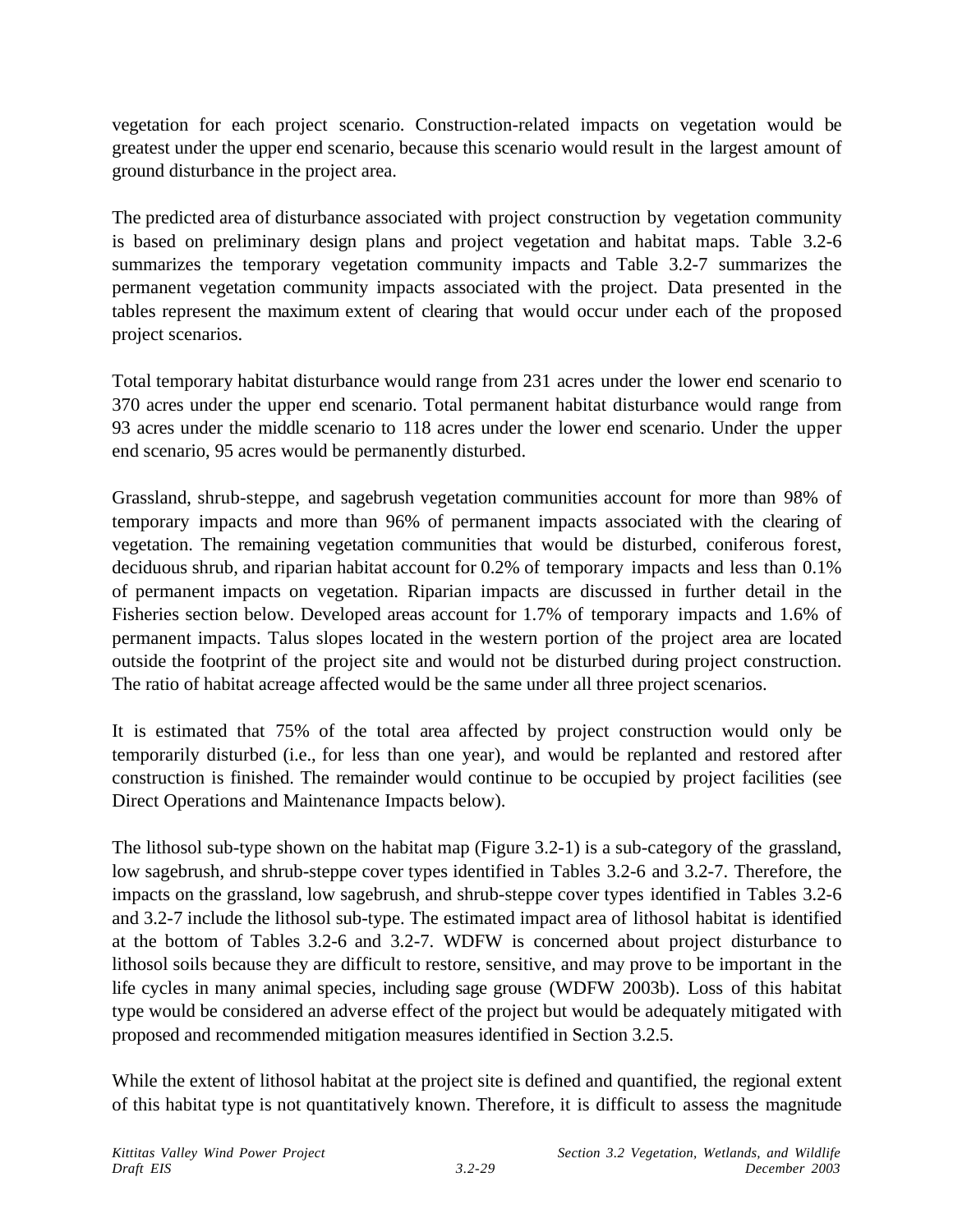vegetation for each project scenario. Construction-related impacts on vegetation would be greatest under the upper end scenario, because this scenario would result in the largest amount of ground disturbance in the project area.

The predicted area of disturbance associated with project construction by vegetation community is based on preliminary design plans and project vegetation and habitat maps. Table 3.2-6 summarizes the temporary vegetation community impacts and Table 3.2-7 summarizes the permanent vegetation community impacts associated with the project. Data presented in the tables represent the maximum extent of clearing that would occur under each of the proposed project scenarios.

Total temporary habitat disturbance would range from 231 acres under the lower end scenario to 370 acres under the upper end scenario. Total permanent habitat disturbance would range from 93 acres under the middle scenario to 118 acres under the lower end scenario. Under the upper end scenario, 95 acres would be permanently disturbed.

Grassland, shrub-steppe, and sagebrush vegetation communities account for more than 98% of temporary impacts and more than 96% of permanent impacts associated with the clearing of vegetation. The remaining vegetation communities that would be disturbed, coniferous forest, deciduous shrub, and riparian habitat account for 0.2% of temporary impacts and less than 0.1% of permanent impacts on vegetation. Riparian impacts are discussed in further detail in the Fisheries section below. Developed areas account for 1.7% of temporary impacts and 1.6% of permanent impacts. Talus slopes located in the western portion of the project area are located outside the footprint of the project site and would not be disturbed during project construction. The ratio of habitat acreage affected would be the same under all three project scenarios.

It is estimated that 75% of the total area affected by project construction would only be temporarily disturbed (i.e., for less than one year), and would be replanted and restored after construction is finished. The remainder would continue to be occupied by project facilities (see Direct Operations and Maintenance Impacts below).

The lithosol sub-type shown on the habitat map (Figure 3.2-1) is a sub-category of the grassland, low sagebrush, and shrub-steppe cover types identified in Tables 3.2-6 and 3.2-7. Therefore, the impacts on the grassland, low sagebrush, and shrub-steppe cover types identified in Tables 3.2-6 and 3.2-7 include the lithosol sub-type. The estimated impact area of lithosol habitat is identified at the bottom of Tables 3.2-6 and 3.2-7. WDFW is concerned about project disturbance to lithosol soils because they are difficult to restore, sensitive, and may prove to be important in the life cycles in many animal species, including sage grouse (WDFW 2003b). Loss of this habitat type would be considered an adverse effect of the project but would be adequately mitigated with proposed and recommended mitigation measures identified in Section 3.2.5.

While the extent of lithosol habitat at the project site is defined and quantified, the regional extent of this habitat type is not quantitatively known. Therefore, it is difficult to assess the magnitude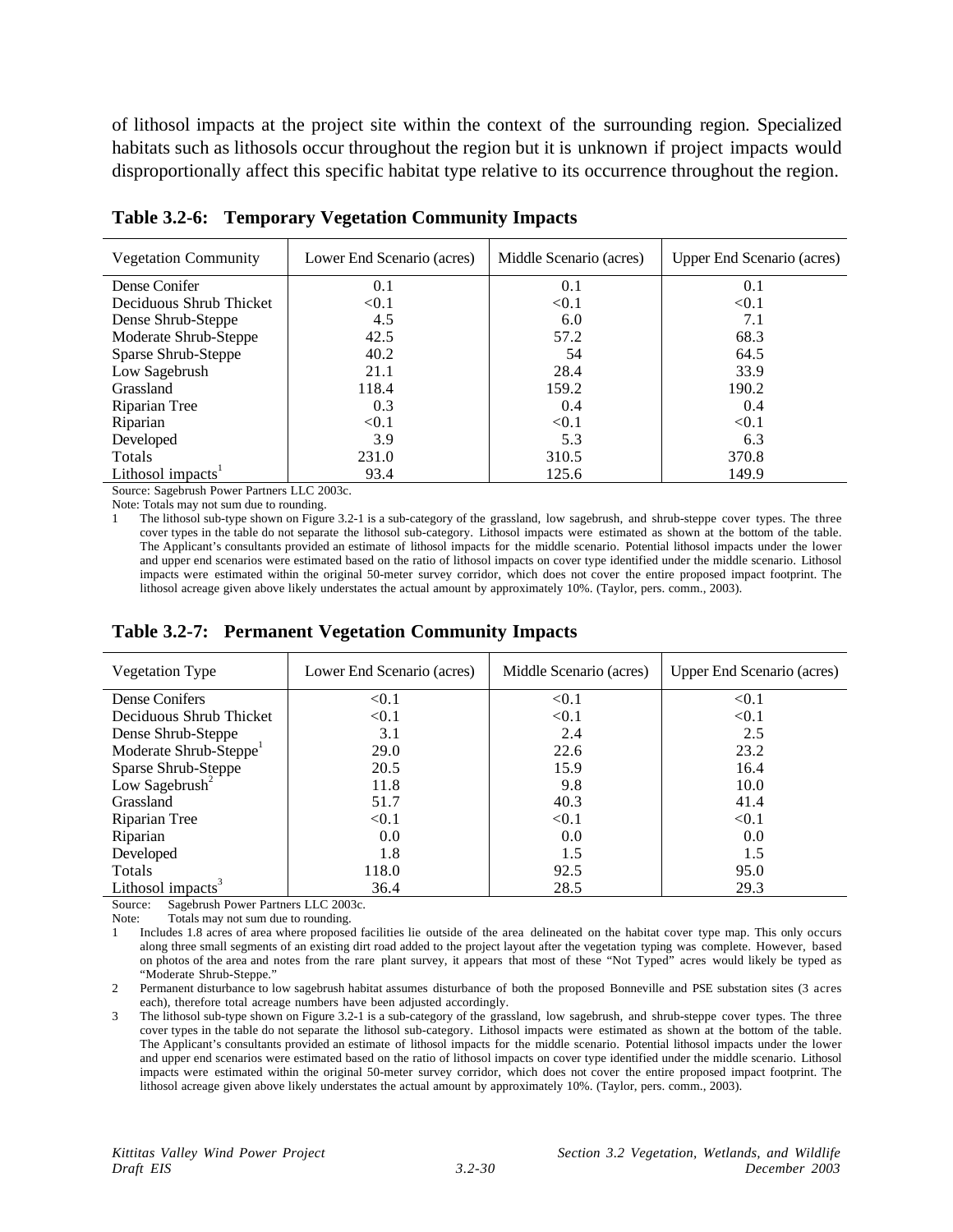of lithosol impacts at the project site within the context of the surrounding region. Specialized habitats such as lithosols occur throughout the region but it is unknown if project impacts would disproportionally affect this specific habitat type relative to its occurrence throughout the region.

**Table 3.2-6: Temporary Vegetation Community Impacts**

| Vegetation Community | Lower End Scenario (acres) | Middle Scenario (acres) | Upper End Scenario (acres) |
|---|---|---|---|
| Dense Conifer | 0.1 | 0.1 | 0.1 |
| Deciduous Shrub Thicket | <0.1 | <0.1 | <0.1 |
| Dense Shrub-Steppe | 4.5 | 6.0 | 7.1 |
| Moderate Shrub-Steppe | 42.5 | 57.2 | 68.3 |
| Sparse Shrub-Steppe | 40.2 | 54 | 64.5 |
| Low Sagebrush | 21.1 | 28.4 | 33.9 |
| Grassland | 118.4 | 159.2 | 190.2 |
| Riparian Tree | 0.3 | 0.4 | 0.4 |
| Riparian | <0.1 | <0.1 | <0.1 |
| Developed | 3.9 | 5.3 | 6.3 |
| Totals | 231.0 | 310.5 | 370.8 |
| Lithosol impacts[1] | 93.4 | 125.6 | 149.9 |

Source: Sagebrush Power Partners LLC 2003c.

Note: Totals may not sum due to rounding.

1 The lithosol sub-type shown on Figure 3.2-1 is a sub-category of the grassland, low sagebrush, and shrub-steppe cover types. The three cover types in the table do not separate the lithosol sub-category. Lithosol impacts were estimated as shown at the bottom of the table. The Applicant's consultants provided an estimate of lithosol impacts for the middle scenario. Potential lithosol impacts under the lower and upper end scenarios were estimated based on the ratio of lithosol impacts on cover type identified under the middle scenario. Lithosol impacts were estimated within the original 50-meter survey corridor, which does not cover the entire proposed impact footprint. The lithosol acreage given above likely understates the actual amount by approximately 10%. (Taylor, pers. comm., 2003).

**Table 3.2-7: Permanent Vegetation Community Impacts**

| Vegetation Type | Lower End Scenario (acres) | Middle Scenario (acres) | Upper End Scenario (acres) |
|---|---|---|---|
| Dense Conifers | <0.1 | <0.1 | <0.1 |
| Deciduous Shrub Thicket | <0.1 | <0.1 | <0.1 |
| Dense Shrub-Steppe | 3.1 | 2.4 | 2.5 |
| Moderate Shrub-Steppe[1] | 29.0 | 22.6 | 23.2 |
| Sparse Shrub-Steppe | 20.5 | 15.9 | 16.4 |
| Low Sagebrush[2] | 11.8 | 9.8 | 10.0 |
| Grassland | 51.7 | 40.3 | 41.4 |
| Riparian Tree | <0.1 | <0.1 | <0.1 |
| Riparian | 0.0 | 0.0 | 0.0 |
| Developed | 1.8 | 1.5 | 1.5 |
| Totals | 118.0 | 92.5 | 95.0 |
| Lithosol impacts[3] | 36.4 | 28.5 | 29.3 |

Source: Sagebrush Power Partners LLC 2003c.

Note: Totals may not sum due to rounding.

1 Includes 1.8 acres of area where proposed facilities lie outside of the area delineated on the habitat cover type map. This only occurs along three small segments of an existing dirt road added to the project layout after the vegetation typing was complete. However, based on photos of the area and notes from the rare plant survey, it appears that most of these "Not Typed" acres would likely be typed as "Moderate Shrub-Steppe."

2 Permanent disturbance to low sagebrush habitat assumes disturbance of both the proposed Bonneville and PSE substation sites (3 acres each), therefore total acreage numbers have been adjusted accordingly.

3 The lithosol sub-type shown on Figure 3.2-1 is a sub-category of the grassland, low sagebrush, and shrub-steppe cover types. The three cover types in the table do not separate the lithosol sub-category. Lithosol impacts were estimated as shown at the bottom of the table. The Applicant's consultants provided an estimate of lithosol impacts for the middle scenario. Potential lithosol impacts under the lower and upper end scenarios were estimated based on the ratio of lithosol impacts on cover type identified under the middle scenario. Lithosol impacts were estimated within the original 50-meter survey corridor, which does not cover the entire proposed impact footprint. The lithosol acreage given above likely understates the actual amount by approximately 10%. (Taylor, pers. comm., 2003).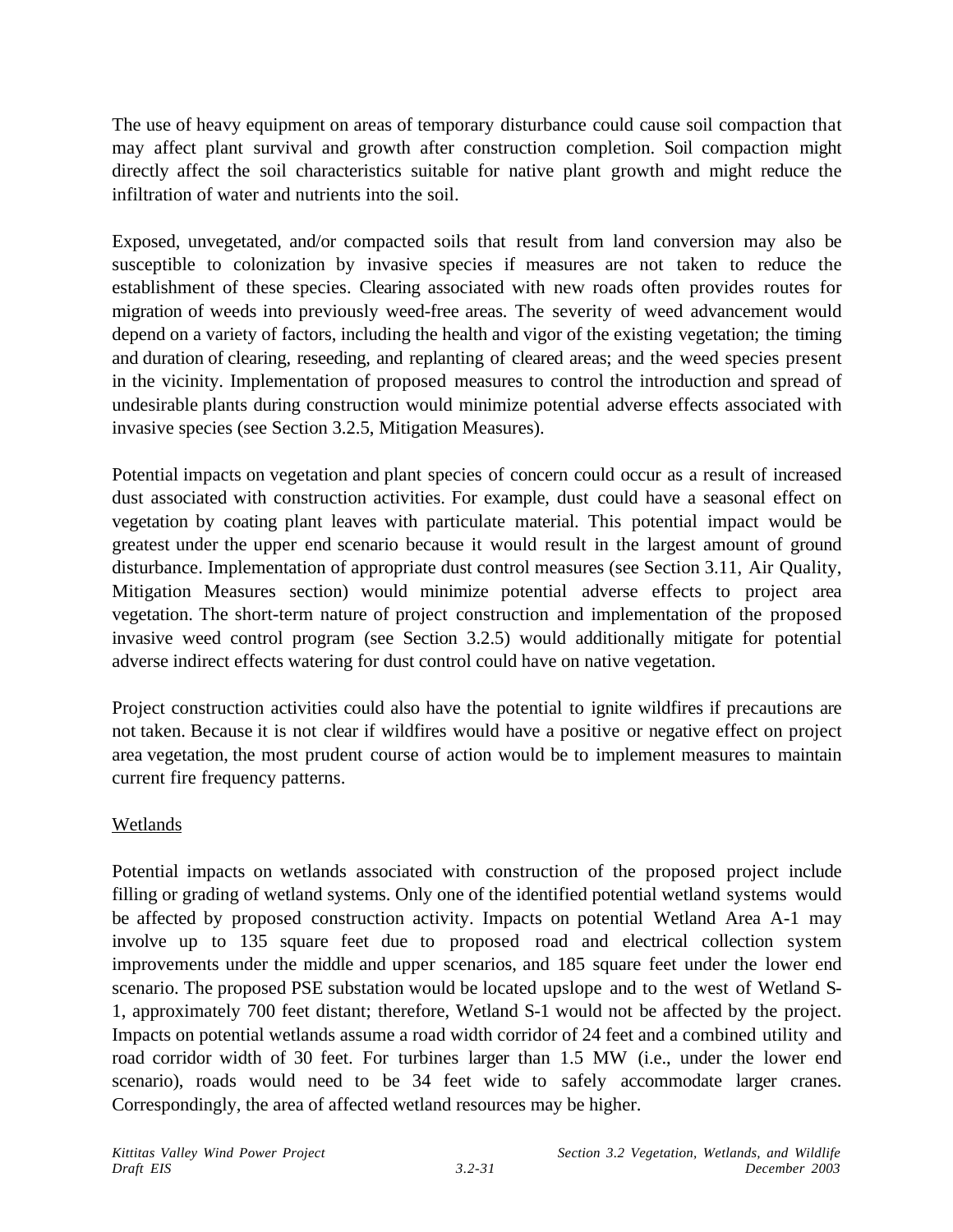The use of heavy equipment on areas of temporary disturbance could cause soil compaction that may affect plant survival and growth after construction completion. Soil compaction might directly affect the soil characteristics suitable for native plant growth and might reduce the infiltration of water and nutrients into the soil.

Exposed, unvegetated, and/or compacted soils that result from land conversion may also be susceptible to colonization by invasive species if measures are not taken to reduce the establishment of these species. Clearing associated with new roads often provides routes for migration of weeds into previously weed-free areas. The severity of weed advancement would depend on a variety of factors, including the health and vigor of the existing vegetation; the timing and duration of clearing, reseeding, and replanting of cleared areas; and the weed species present in the vicinity. Implementation of proposed measures to control the introduction and spread of undesirable plants during construction would minimize potential adverse effects associated with invasive species (see Section 3.2.5, Mitigation Measures).

Potential impacts on vegetation and plant species of concern could occur as a result of increased dust associated with construction activities. For example, dust could have a seasonal effect on vegetation by coating plant leaves with particulate material. This potential impact would be greatest under the upper end scenario because it would result in the largest amount of ground disturbance. Implementation of appropriate dust control measures (see Section 3.11, Air Quality, Mitigation Measures section) would minimize potential adverse effects to project area vegetation. The short-term nature of project construction and implementation of the proposed invasive weed control program (see Section 3.2.5) would additionally mitigate for potential adverse indirect effects watering for dust control could have on native vegetation.

Project construction activities could also have the potential to ignite wildfires if precautions are not taken. Because it is not clear if wildfires would have a positive or negative effect on project area vegetation, the most prudent course of action would be to implement measures to maintain current fire frequency patterns.

<u>Wetlands</u>

Potential impacts on wetlands associated with construction of the proposed project include filling or grading of wetland systems. Only one of the identified potential wetland systems would be affected by proposed construction activity. Impacts on potential Wetland Area A-1 may involve up to 135 square feet due to proposed road and electrical collection system improvements under the middle and upper scenarios, and 185 square feet under the lower end scenario. The proposed PSE substation would be located upslope and to the west of Wetland S-1, approximately 700 feet distant; therefore, Wetland S-1 would not be affected by the project. Impacts on potential wetlands assume a road width corridor of 24 feet and a combined utility and road corridor width of 30 feet. For turbines larger than 1.5 MW (i.e., under the lower end scenario), roads would need to be 34 feet wide to safely accommodate larger cranes. Correspondingly, the area of affected wetland resources may be higher.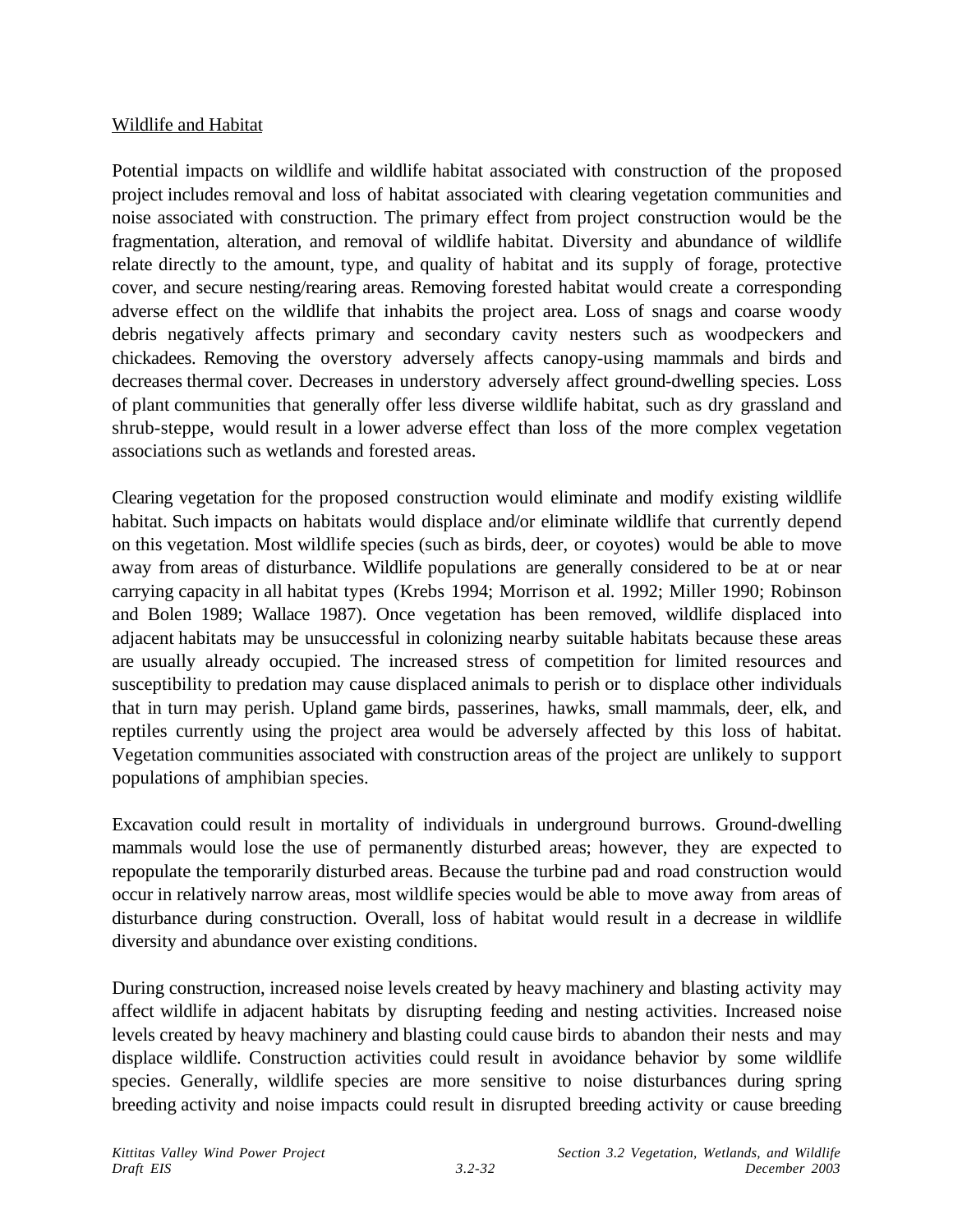Wildlife and Habitat

Potential impacts on wildlife and wildlife habitat associated with construction of the proposed project includes removal and loss of habitat associated with clearing vegetation communities and noise associated with construction. The primary effect from project construction would be the fragmentation, alteration, and removal of wildlife habitat. Diversity and abundance of wildlife relate directly to the amount, type, and quality of habitat and its supply of forage, protective cover, and secure nesting/rearing areas. Removing forested habitat would create a corresponding adverse effect on the wildlife that inhabits the project area. Loss of snags and coarse woody debris negatively affects primary and secondary cavity nesters such as woodpeckers and chickadees. Removing the overstory adversely affects canopy-using mammals and birds and decreases thermal cover. Decreases in understory adversely affect ground-dwelling species. Loss of plant communities that generally offer less diverse wildlife habitat, such as dry grassland and shrub-steppe, would result in a lower adverse effect than loss of the more complex vegetation associations such as wetlands and forested areas.

Clearing vegetation for the proposed construction would eliminate and modify existing wildlife habitat. Such impacts on habitats would displace and/or eliminate wildlife that currently depend on this vegetation. Most wildlife species (such as birds, deer, or coyotes) would be able to move away from areas of disturbance. Wildlife populations are generally considered to be at or near carrying capacity in all habitat types (Krebs 1994; Morrison et al. 1992; Miller 1990; Robinson and Bolen 1989; Wallace 1987). Once vegetation has been removed, wildlife displaced into adjacent habitats may be unsuccessful in colonizing nearby suitable habitats because these areas are usually already occupied. The increased stress of competition for limited resources and susceptibility to predation may cause displaced animals to perish or to displace other individuals that in turn may perish. Upland game birds, passerines, hawks, small mammals, deer, elk, and reptiles currently using the project area would be adversely affected by this loss of habitat. Vegetation communities associated with construction areas of the project are unlikely to support populations of amphibian species.

Excavation could result in mortality of individuals in underground burrows. Ground-dwelling mammals would lose the use of permanently disturbed areas; however, they are expected to repopulate the temporarily disturbed areas. Because the turbine pad and road construction would occur in relatively narrow areas, most wildlife species would be able to move away from areas of disturbance during construction. Overall, loss of habitat would result in a decrease in wildlife diversity and abundance over existing conditions.

During construction, increased noise levels created by heavy machinery and blasting activity may affect wildlife in adjacent habitats by disrupting feeding and nesting activities. Increased noise levels created by heavy machinery and blasting could cause birds to abandon their nests and may displace wildlife. Construction activities could result in avoidance behavior by some wildlife species. Generally, wildlife species are more sensitive to noise disturbances during spring breeding activity and noise impacts could result in disrupted breeding activity or cause breeding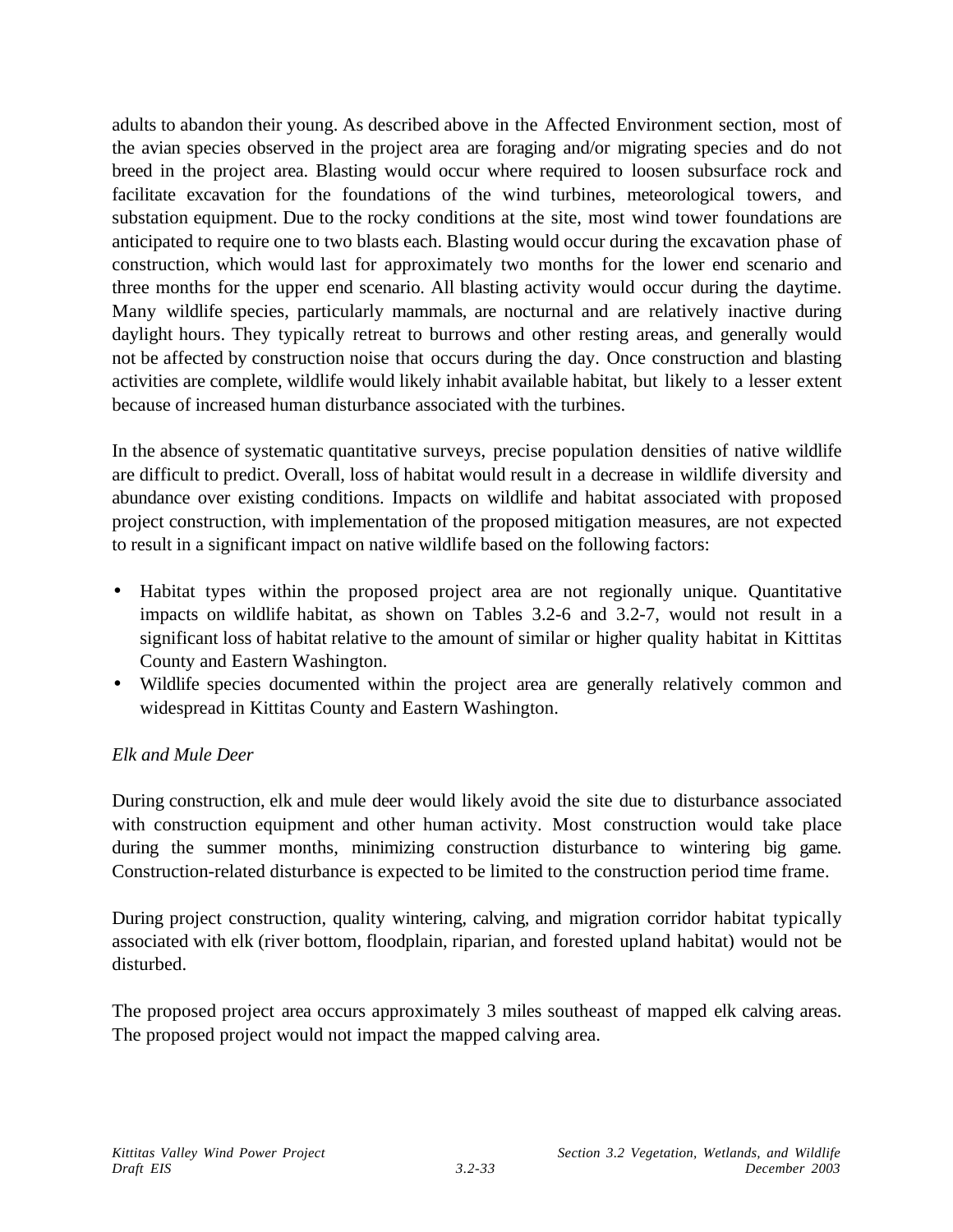adults to abandon their young. As described above in the Affected Environment section, most of the avian species observed in the project area are foraging and/or migrating species and do not breed in the project area. Blasting would occur where required to loosen subsurface rock and facilitate excavation for the foundations of the wind turbines, meteorological towers, and substation equipment. Due to the rocky conditions at the site, most wind tower foundations are anticipated to require one to two blasts each. Blasting would occur during the excavation phase of construction, which would last for approximately two months for the lower end scenario and three months for the upper end scenario. All blasting activity would occur during the daytime. Many wildlife species, particularly mammals, are nocturnal and are relatively inactive during daylight hours. They typically retreat to burrows and other resting areas, and generally would not be affected by construction noise that occurs during the day. Once construction and blasting activities are complete, wildlife would likely inhabit available habitat, but likely to a lesser extent because of increased human disturbance associated with the turbines.

In the absence of systematic quantitative surveys, precise population densities of native wildlife are difficult to predict. Overall, loss of habitat would result in a decrease in wildlife diversity and abundance over existing conditions. Impacts on wildlife and habitat associated with proposed project construction, with implementation of the proposed mitigation measures, are not expected to result in a significant impact on native wildlife based on the following factors:

- Habitat types within the proposed project area are not regionally unique. Quantitative impacts on wildlife habitat, as shown on Tables 3.2-6 and 3.2-7, would not result in a significant loss of habitat relative to the amount of similar or higher quality habitat in Kittitas County and Eastern Washington.
- Wildlife species documented within the project area are generally relatively common and widespread in Kittitas County and Eastern Washington.

*Elk and Mule Deer*

During construction, elk and mule deer would likely avoid the site due to disturbance associated with construction equipment and other human activity. Most construction would take place during the summer months, minimizing construction disturbance to wintering big game. Construction-related disturbance is expected to be limited to the construction period time frame.

During project construction, quality wintering, calving, and migration corridor habitat typically associated with elk (river bottom, floodplain, riparian, and forested upland habitat) would not be disturbed.

The proposed project area occurs approximately 3 miles southeast of mapped elk calving areas. The proposed project would not impact the mapped calving area.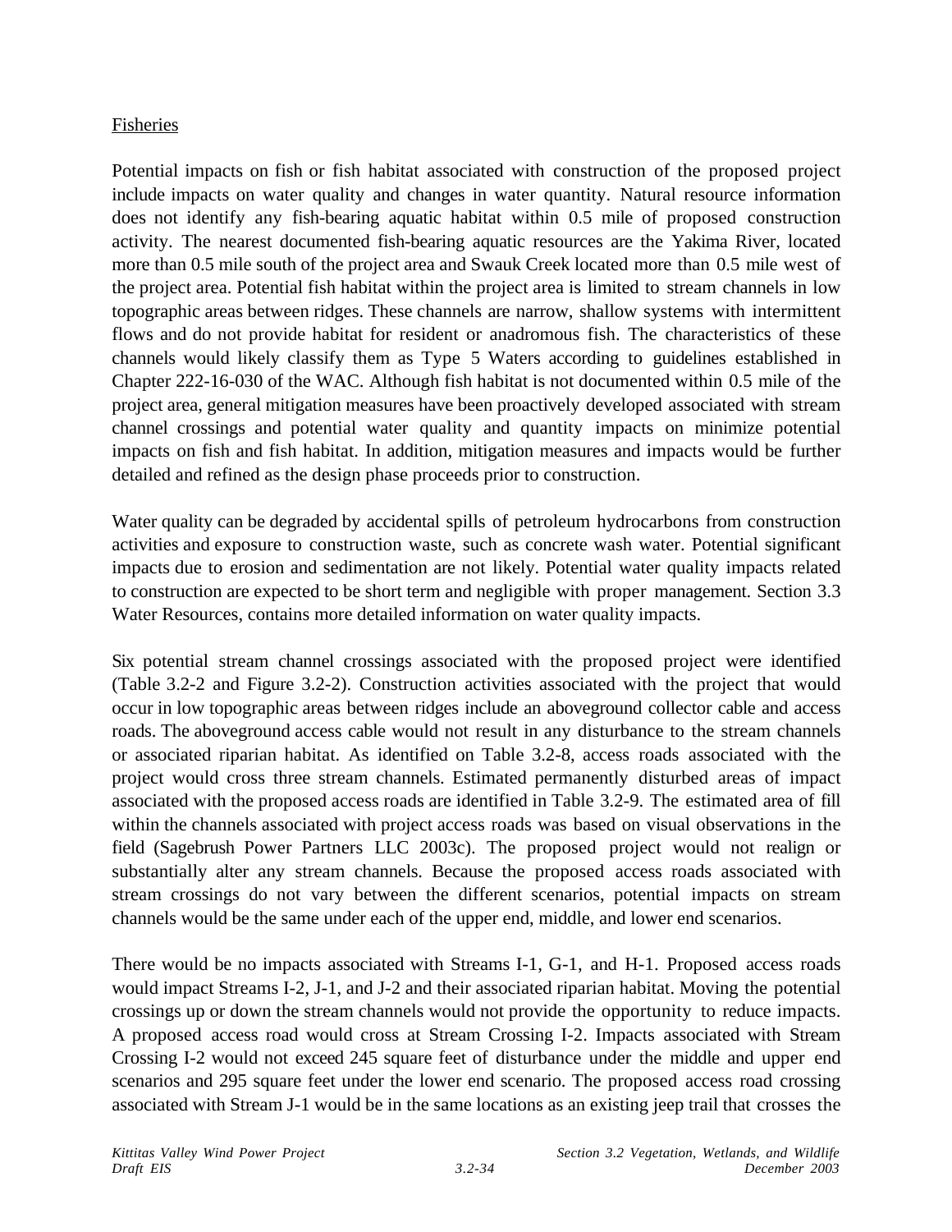Fisheries

Potential impacts on fish or fish habitat associated with construction of the proposed project include impacts on water quality and changes in water quantity. Natural resource information does not identify any fish-bearing aquatic habitat within 0.5 mile of proposed construction activity. The nearest documented fish-bearing aquatic resources are the Yakima River, located more than 0.5 mile south of the project area and Swauk Creek located more than 0.5 mile west of the project area. Potential fish habitat within the project area is limited to stream channels in low topographic areas between ridges. These channels are narrow, shallow systems with intermittent flows and do not provide habitat for resident or anadromous fish. The characteristics of these channels would likely classify them as Type 5 Waters according to guidelines established in Chapter 222-16-030 of the WAC. Although fish habitat is not documented within 0.5 mile of the project area, general mitigation measures have been proactively developed associated with stream channel crossings and potential water quality and quantity impacts on minimize potential impacts on fish and fish habitat. In addition, mitigation measures and impacts would be further detailed and refined as the design phase proceeds prior to construction.

Water quality can be degraded by accidental spills of petroleum hydrocarbons from construction activities and exposure to construction waste, such as concrete wash water. Potential significant impacts due to erosion and sedimentation are not likely. Potential water quality impacts related to construction are expected to be short term and negligible with proper management. Section 3.3 Water Resources, contains more detailed information on water quality impacts.

Six potential stream channel crossings associated with the proposed project were identified (Table 3.2-2 and Figure 3.2-2). Construction activities associated with the project that would occur in low topographic areas between ridges include an aboveground collector cable and access roads. The aboveground access cable would not result in any disturbance to the stream channels or associated riparian habitat. As identified on Table 3.2-8, access roads associated with the project would cross three stream channels. Estimated permanently disturbed areas of impact associated with the proposed access roads are identified in Table 3.2-9. The estimated area of fill within the channels associated with project access roads was based on visual observations in the field (Sagebrush Power Partners LLC 2003c). The proposed project would not realign or substantially alter any stream channels. Because the proposed access roads associated with stream crossings do not vary between the different scenarios, potential impacts on stream channels would be the same under each of the upper end, middle, and lower end scenarios.

There would be no impacts associated with Streams I-1, G-1, and H-1. Proposed access roads would impact Streams I-2, J-1, and J-2 and their associated riparian habitat. Moving the potential crossings up or down the stream channels would not provide the opportunity to reduce impacts. A proposed access road would cross at Stream Crossing I-2. Impacts associated with Stream Crossing I-2 would not exceed 245 square feet of disturbance under the middle and upper end scenarios and 295 square feet under the lower end scenario. The proposed access road crossing associated with Stream J-1 would be in the same locations as an existing jeep trail that crosses the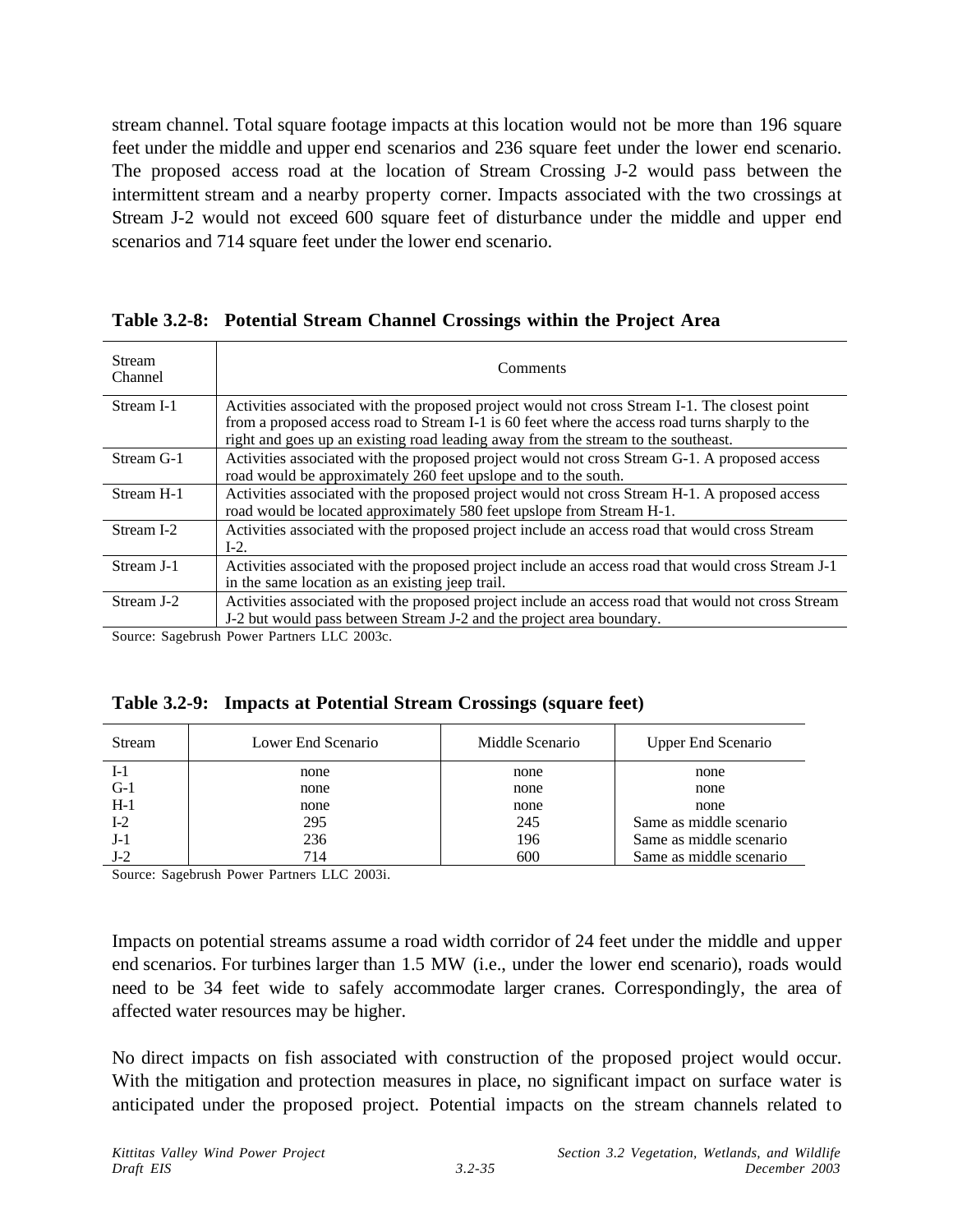stream channel. Total square footage impacts at this location would not be more than 196 square feet under the middle and upper end scenarios and 236 square feet under the lower end scenario. The proposed access road at the location of Stream Crossing J-2 would pass between the intermittent stream and a nearby property corner. Impacts associated with the two crossings at Stream J-2 would not exceed 600 square feet of disturbance under the middle and upper end scenarios and 714 square feet under the lower end scenario.

**Table 3.2-8: Potential Stream Channel Crossings within the Project Area**

| Stream Channel | Comments |
|---|---|
| Stream I-1 | Activities associated with the proposed project would not cross Stream I-1. The closest point from a proposed access road to Stream I-1 is 60 feet where the access road turns sharply to the right and goes up an existing road leading away from the stream to the southeast. |
| Stream G-1 | Activities associated with the proposed project would not cross Stream G-1. A proposed access road would be approximately 260 feet upslope and to the south. |
| Stream H-1 | Activities associated with the proposed project would not cross Stream H-1. A proposed access road would be located approximately 580 feet upslope from Stream H-1. |
| Stream I-2 | Activities associated with the proposed project include an access road that would cross Stream I-2. |
| Stream J-1 | Activities associated with the proposed project include an access road that would cross Stream J-1 in the same location as an existing jeep trail. |
| Stream J-2 | Activities associated with the proposed project include an access road that would not cross Stream J-2 but would pass between Stream J-2 and the project area boundary. |

Source: Sagebrush Power Partners LLC 2003c.

**Table 3.2-9: Impacts at Potential Stream Crossings (square feet)**

| Stream | Lower End Scenario | Middle Scenario | Upper End Scenario |
|---|---|---|---|
| I-1 | none | none | none |
| G-1 | none | none | none |
| H-1 | none | none | none |
| I-2 | 295 | 245 | Same as middle scenario |
| J-1 | 236 | 196 | Same as middle scenario |
| J-2 | 714 | 600 | Same as middle scenario |

Source: Sagebrush Power Partners LLC 2003i.

Impacts on potential streams assume a road width corridor of 24 feet under the middle and upper end scenarios. For turbines larger than 1.5 MW (i.e., under the lower end scenario), roads would need to be 34 feet wide to safely accommodate larger cranes. Correspondingly, the area of affected water resources may be higher.

No direct impacts on fish associated with construction of the proposed project would occur. With the mitigation and protection measures in place, no significant impact on surface water is anticipated under the proposed project. Potential impacts on the stream channels related to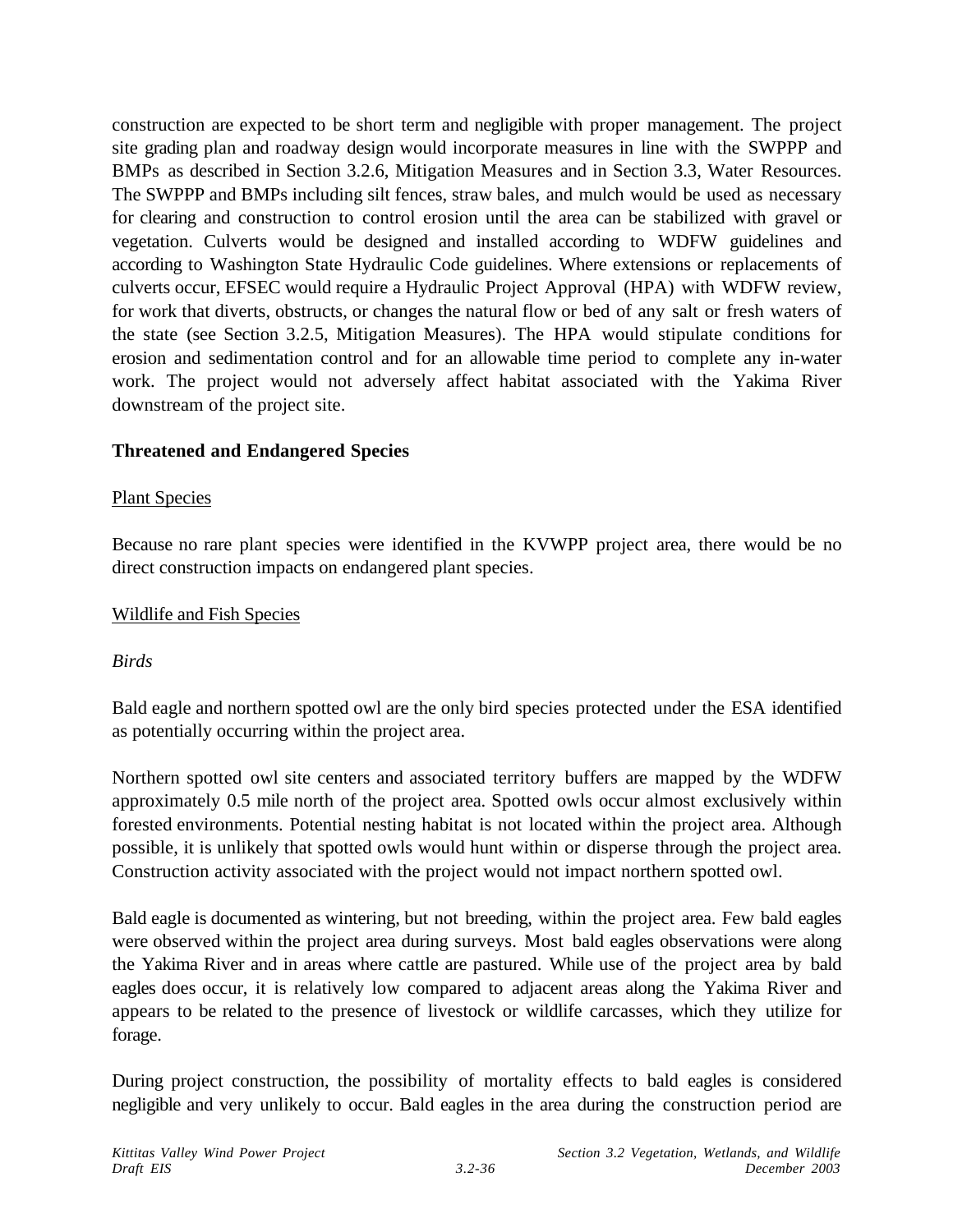construction are expected to be short term and negligible with proper management. The project site grading plan and roadway design would incorporate measures in line with the SWPPP and BMPs as described in Section 3.2.6, Mitigation Measures and in Section 3.3, Water Resources. The SWPPP and BMPs including silt fences, straw bales, and mulch would be used as necessary for clearing and construction to control erosion until the area can be stabilized with gravel or vegetation. Culverts would be designed and installed according to WDFW guidelines and according to Washington State Hydraulic Code guidelines. Where extensions or replacements of culverts occur, EFSEC would require a Hydraulic Project Approval (HPA) with WDFW review, for work that diverts, obstructs, or changes the natural flow or bed of any salt or fresh waters of the state (see Section 3.2.5, Mitigation Measures). The HPA would stipulate conditions for erosion and sedimentation control and for an allowable time period to complete any in-water work. The project would not adversely affect habitat associated with the Yakima River downstream of the project site.

**Threatened and Endangered Species**

Plant Species

Because no rare plant species were identified in the KVWPP project area, there would be no direct construction impacts on endangered plant species.

Wildlife and Fish Species

*Birds*

Bald eagle and northern spotted owl are the only bird species protected under the ESA identified as potentially occurring within the project area.

Northern spotted owl site centers and associated territory buffers are mapped by the WDFW approximately 0.5 mile north of the project area. Spotted owls occur almost exclusively within forested environments. Potential nesting habitat is not located within the project area. Although possible, it is unlikely that spotted owls would hunt within or disperse through the project area. Construction activity associated with the project would not impact northern spotted owl.

Bald eagle is documented as wintering, but not breeding, within the project area. Few bald eagles were observed within the project area during surveys. Most bald eagles observations were along the Yakima River and in areas where cattle are pastured. While use of the project area by bald eagles does occur, it is relatively low compared to adjacent areas along the Yakima River and appears to be related to the presence of livestock or wildlife carcasses, which they utilize for forage.

During project construction, the possibility of mortality effects to bald eagles is considered negligible and very unlikely to occur. Bald eagles in the area during the construction period are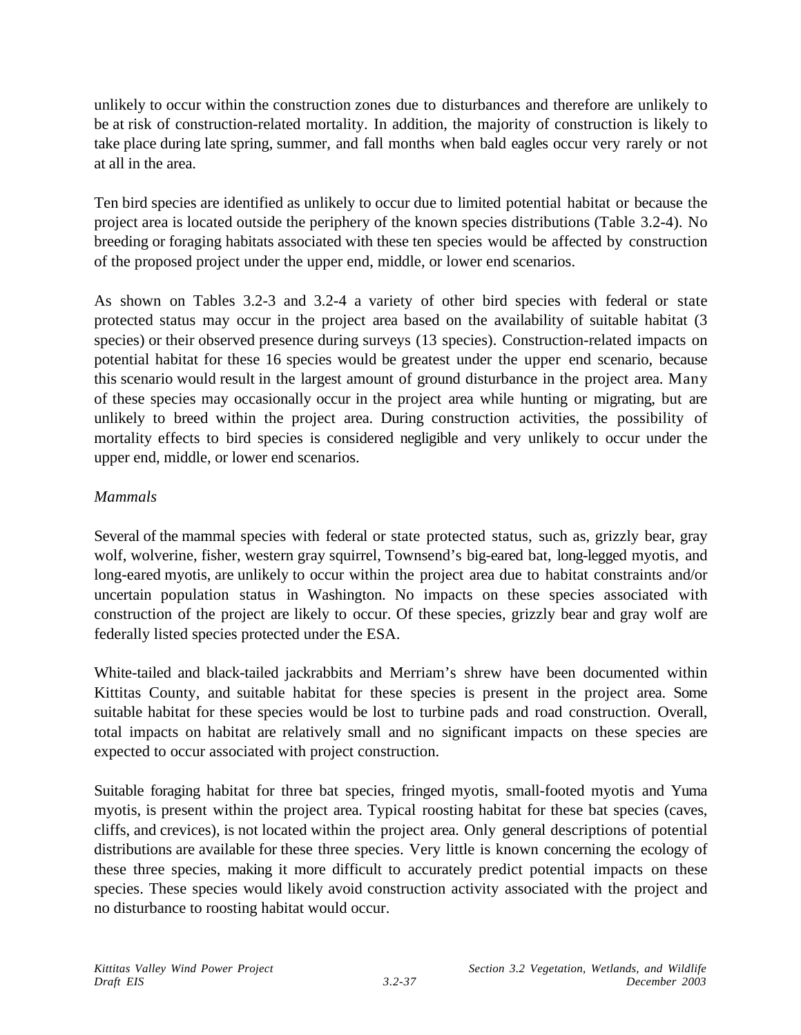unlikely to occur within the construction zones due to disturbances and therefore are unlikely to be at risk of construction-related mortality. In addition, the majority of construction is likely to take place during late spring, summer, and fall months when bald eagles occur very rarely or not at all in the area.

Ten bird species are identified as unlikely to occur due to limited potential habitat or because the project area is located outside the periphery of the known species distributions (Table 3.2-4). No breeding or foraging habitats associated with these ten species would be affected by construction of the proposed project under the upper end, middle, or lower end scenarios.

As shown on Tables 3.2-3 and 3.2-4 a variety of other bird species with federal or state protected status may occur in the project area based on the availability of suitable habitat (3 species) or their observed presence during surveys (13 species). Construction-related impacts on potential habitat for these 16 species would be greatest under the upper end scenario, because this scenario would result in the largest amount of ground disturbance in the project area. Many of these species may occasionally occur in the project area while hunting or migrating, but are unlikely to breed within the project area. During construction activities, the possibility of mortality effects to bird species is considered negligible and very unlikely to occur under the upper end, middle, or lower end scenarios.

*Mammals*

Several of the mammal species with federal or state protected status, such as, grizzly bear, gray wolf, wolverine, fisher, western gray squirrel, Townsend's big-eared bat, long-legged myotis, and long-eared myotis, are unlikely to occur within the project area due to habitat constraints and/or uncertain population status in Washington. No impacts on these species associated with construction of the project are likely to occur. Of these species, grizzly bear and gray wolf are federally listed species protected under the ESA.

White-tailed and black-tailed jackrabbits and Merriam's shrew have been documented within Kittitas County, and suitable habitat for these species is present in the project area. Some suitable habitat for these species would be lost to turbine pads and road construction. Overall, total impacts on habitat are relatively small and no significant impacts on these species are expected to occur associated with project construction.

Suitable foraging habitat for three bat species, fringed myotis, small-footed myotis and Yuma myotis, is present within the project area. Typical roosting habitat for these bat species (caves, cliffs, and crevices), is not located within the project area. Only general descriptions of potential distributions are available for these three species. Very little is known concerning the ecology of these three species, making it more difficult to accurately predict potential impacts on these species. These species would likely avoid construction activity associated with the project and no disturbance to roosting habitat would occur.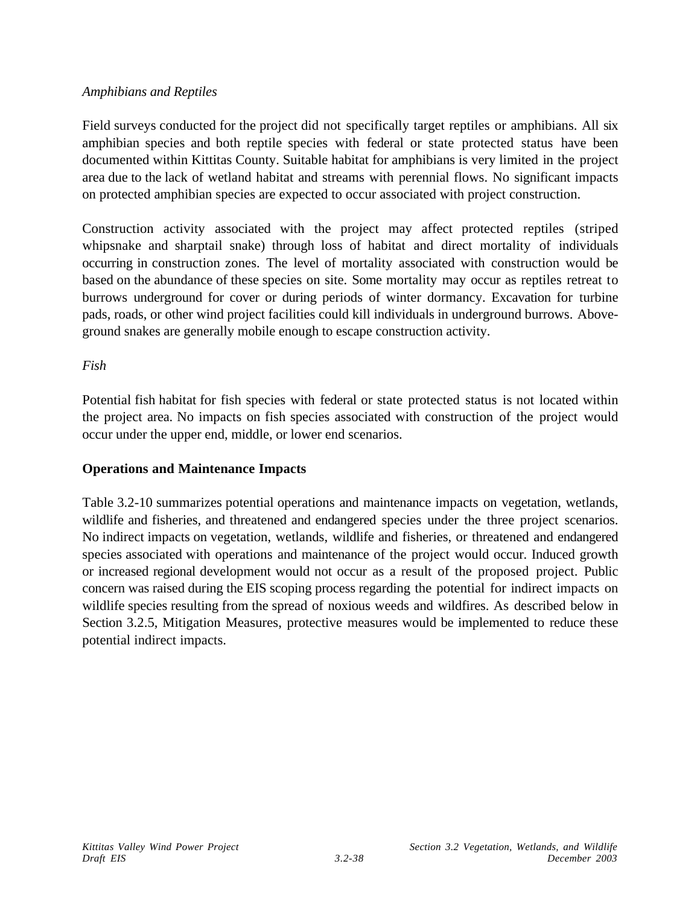*Amphibians and Reptiles*

Field surveys conducted for the project did not specifically target reptiles or amphibians. All six amphibian species and both reptile species with federal or state protected status have been documented within Kittitas County. Suitable habitat for amphibians is very limited in the project area due to the lack of wetland habitat and streams with perennial flows. No significant impacts on protected amphibian species are expected to occur associated with project construction.

Construction activity associated with the project may affect protected reptiles (striped whipsnake and sharptail snake) through loss of habitat and direct mortality of individuals occurring in construction zones. The level of mortality associated with construction would be based on the abundance of these species on site. Some mortality may occur as reptiles retreat to burrows underground for cover or during periods of winter dormancy. Excavation for turbine pads, roads, or other wind project facilities could kill individuals in underground burrows. Above-ground snakes are generally mobile enough to escape construction activity.

*Fish*

Potential fish habitat for fish species with federal or state protected status is not located within the project area. No impacts on fish species associated with construction of the project would occur under the upper end, middle, or lower end scenarios.

**Operations and Maintenance Impacts**

Table 3.2-10 summarizes potential operations and maintenance impacts on vegetation, wetlands, wildlife and fisheries, and threatened and endangered species under the three project scenarios. No indirect impacts on vegetation, wetlands, wildlife and fisheries, or threatened and endangered species associated with operations and maintenance of the project would occur. Induced growth or increased regional development would not occur as a result of the proposed project. Public concern was raised during the EIS scoping process regarding the potential for indirect impacts on wildlife species resulting from the spread of noxious weeds and wildfires. As described below in Section 3.2.5, Mitigation Measures, protective measures would be implemented to reduce these potential indirect impacts.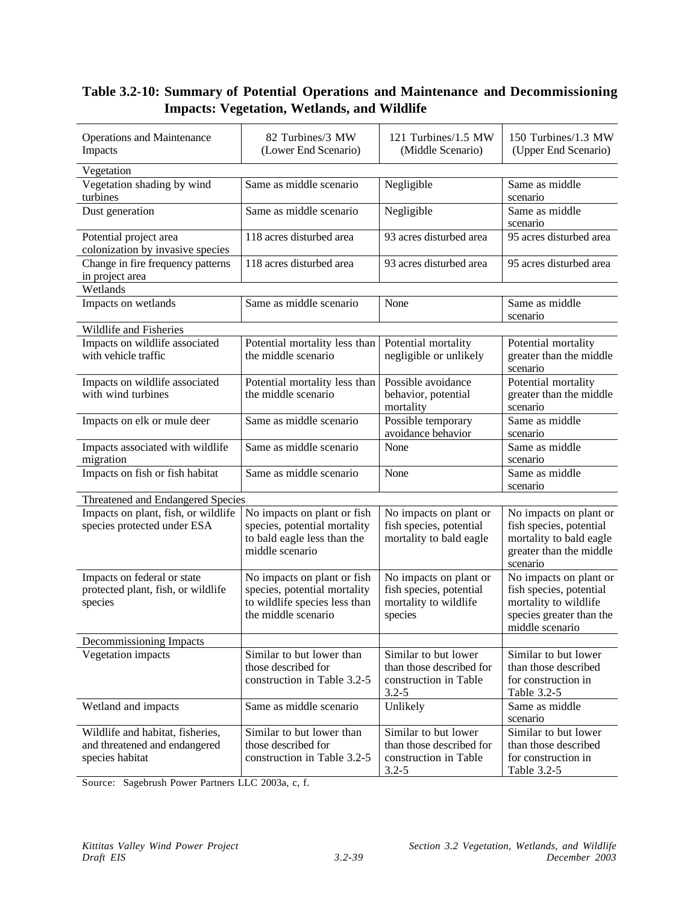**Table 3.2-10: Summary of Potential Operations and Maintenance and Decommissioning Impacts: Vegetation, Wetlands, and Wildlife**

| Operations and Maintenance Impacts | 82 Turbines/3 MW (Lower End Scenario) | 121 Turbines/1.5 MW (Middle Scenario) | 150 Turbines/1.3 MW (Upper End Scenario) |
|---|---|---|---|
| Vegetation | | | |
| Vegetation shading by wind turbines | Same as middle scenario | Negligible | Same as middle scenario |
| Dust generation | Same as middle scenario | Negligible | Same as middle scenario |
| Potential project area colonization by invasive species | 118 acres disturbed area | 93 acres disturbed area | 95 acres disturbed area |
| Change in fire frequency patterns in project area | 118 acres disturbed area | 93 acres disturbed area | 95 acres disturbed area |
| Wetlands | | | |
| Impacts on wetlands | Same as middle scenario | None | Same as middle scenario |
| Wildlife and Fisheries | | | |
| Impacts on wildlife associated with vehicle traffic | Potential mortality less than the middle scenario | Potential mortality negligible or unlikely | Potential mortality greater than the middle scenario |
| Impacts on wildlife associated with wind turbines | Potential mortality less than the middle scenario | Possible avoidance behavior, potential mortality | Potential mortality greater than the middle scenario |
| Impacts on elk or mule deer | Same as middle scenario | Possible temporary avoidance behavior | Same as middle scenario |
| Impacts associated with wildlife migration | Same as middle scenario | None | Same as middle scenario |
| Impacts on fish or fish habitat | Same as middle scenario | None | Same as middle scenario |
| Threatened and Endangered Species | | | |
| Impacts on plant, fish, or wildlife species protected under ESA | No impacts on plant or fish species, potential mortality to bald eagle less than the middle scenario | No impacts on plant or fish species, potential mortality to bald eagle | No impacts on plant or fish species, potential mortality to bald eagle greater than the middle scenario |
| Impacts on federal or state protected plant, fish, or wildlife species | No impacts on plant or fish species, potential mortality to wildlife species less than the middle scenario | No impacts on plant or fish species, potential mortality to wildlife species | No impacts on plant or fish species, potential mortality to wildlife species greater than the middle scenario |
| Decommissioning Impacts | | | |
| Vegetation impacts | Similar to but lower than those described for construction in Table 3.2-5 | Similar to but lower than those described for construction in Table 3.2-5 | Similar to but lower than those described for construction in Table 3.2-5 |
| Wetland and impacts | Same as middle scenario | Unlikely | Same as middle scenario |
| Wildlife and habitat, fisheries, and threatened and endangered species habitat | Similar to but lower than those described for construction in Table 3.2-5 | Similar to but lower than those described for construction in Table 3.2-5 | Similar to but lower than those described for construction in Table 3.2-5 |

Source: Sagebrush Power Partners LLC 2003a, c, f.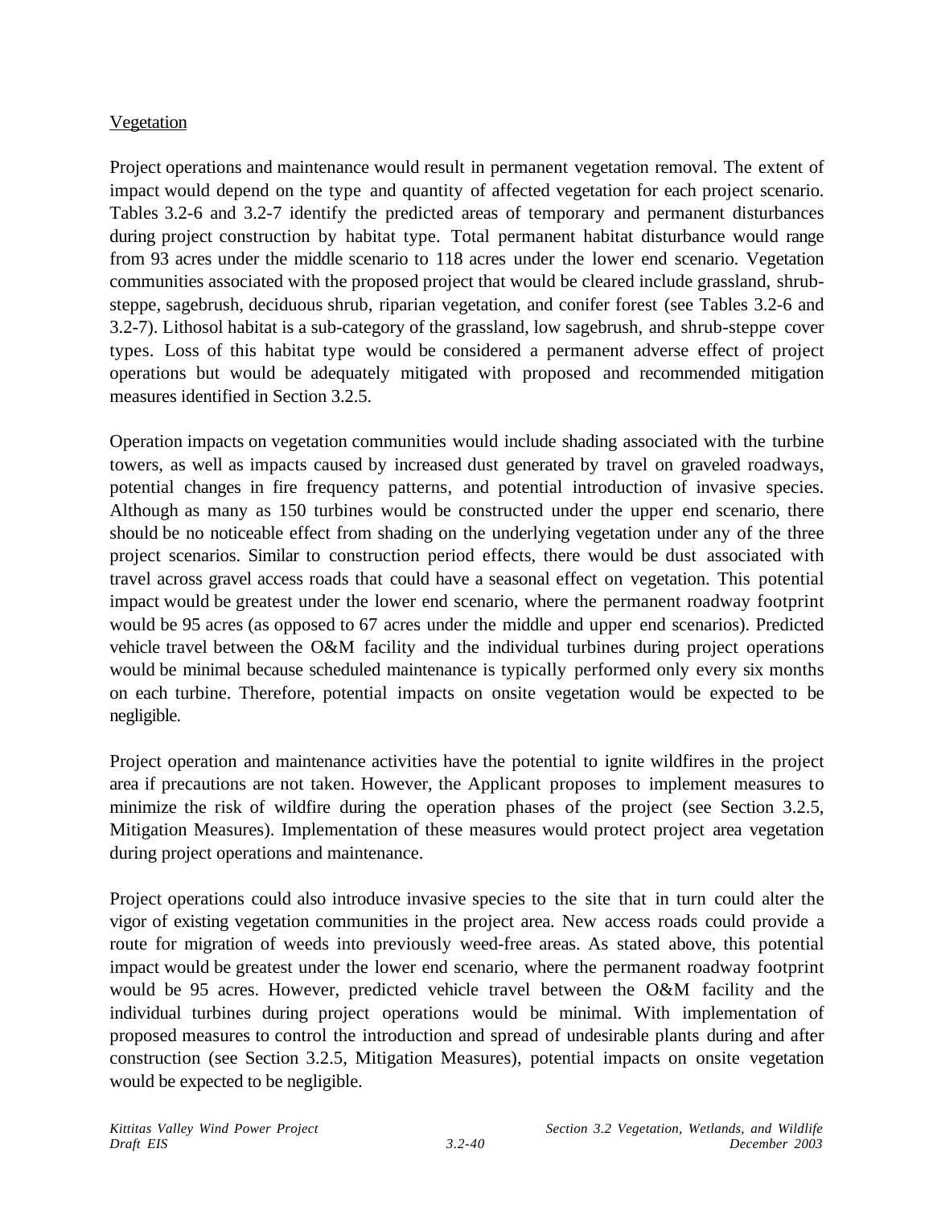<u>Vegetation</u>

Project operations and maintenance would result in permanent vegetation removal. The extent of impact would depend on the type and quantity of affected vegetation for each project scenario. Tables 3.2-6 and 3.2-7 identify the predicted areas of temporary and permanent disturbances during project construction by habitat type. Total permanent habitat disturbance would range from 93 acres under the middle scenario to 118 acres under the lower end scenario. Vegetation communities associated with the proposed project that would be cleared include grassland, shrub-steppe, sagebrush, deciduous shrub, riparian vegetation, and conifer forest (see Tables 3.2-6 and 3.2-7). Lithosol habitat is a sub-category of the grassland, low sagebrush, and shrub-steppe cover types. Loss of this habitat type would be considered a permanent adverse effect of project operations but would be adequately mitigated with proposed and recommended mitigation measures identified in Section 3.2.5.

Operation impacts on vegetation communities would include shading associated with the turbine towers, as well as impacts caused by increased dust generated by travel on graveled roadways, potential changes in fire frequency patterns, and potential introduction of invasive species. Although as many as 150 turbines would be constructed under the upper end scenario, there should be no noticeable effect from shading on the underlying vegetation under any of the three project scenarios. Similar to construction period effects, there would be dust associated with travel across gravel access roads that could have a seasonal effect on vegetation. This potential impact would be greatest under the lower end scenario, where the permanent roadway footprint would be 95 acres (as opposed to 67 acres under the middle and upper end scenarios). Predicted vehicle travel between the O&M facility and the individual turbines during project operations would be minimal because scheduled maintenance is typically performed only every six months on each turbine. Therefore, potential impacts on onsite vegetation would be expected to be negligible.

Project operation and maintenance activities have the potential to ignite wildfires in the project area if precautions are not taken. However, the Applicant proposes to implement measures to minimize the risk of wildfire during the operation phases of the project (see Section 3.2.5, Mitigation Measures). Implementation of these measures would protect project area vegetation during project operations and maintenance.

Project operations could also introduce invasive species to the site that in turn could alter the vigor of existing vegetation communities in the project area. New access roads could provide a route for migration of weeds into previously weed-free areas. As stated above, this potential impact would be greatest under the lower end scenario, where the permanent roadway footprint would be 95 acres. However, predicted vehicle travel between the O&M facility and the individual turbines during project operations would be minimal. With implementation of proposed measures to control the introduction and spread of undesirable plants during and after construction (see Section 3.2.5, Mitigation Measures), potential impacts on onsite vegetation would be expected to be negligible.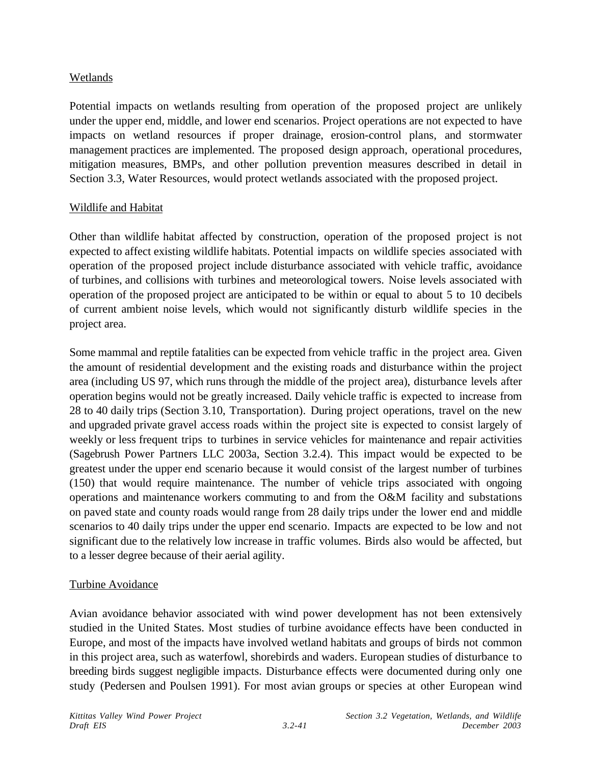Wetlands

Potential impacts on wetlands resulting from operation of the proposed project are unlikely under the upper end, middle, and lower end scenarios. Project operations are not expected to have impacts on wetland resources if proper drainage, erosion-control plans, and stormwater management practices are implemented. The proposed design approach, operational procedures, mitigation measures, BMPs, and other pollution prevention measures described in detail in Section 3.3, Water Resources, would protect wetlands associated with the proposed project.

Wildlife and Habitat

Other than wildlife habitat affected by construction, operation of the proposed project is not expected to affect existing wildlife habitats. Potential impacts on wildlife species associated with operation of the proposed project include disturbance associated with vehicle traffic, avoidance of turbines, and collisions with turbines and meteorological towers. Noise levels associated with operation of the proposed project are anticipated to be within or equal to about 5 to 10 decibels of current ambient noise levels, which would not significantly disturb wildlife species in the project area.

Some mammal and reptile fatalities can be expected from vehicle traffic in the project area. Given the amount of residential development and the existing roads and disturbance within the project area (including US 97, which runs through the middle of the project area), disturbance levels after operation begins would not be greatly increased. Daily vehicle traffic is expected to increase from 28 to 40 daily trips (Section 3.10, Transportation). During project operations, travel on the new and upgraded private gravel access roads within the project site is expected to consist largely of weekly or less frequent trips to turbines in service vehicles for maintenance and repair activities (Sagebrush Power Partners LLC 2003a, Section 3.2.4). This impact would be expected to be greatest under the upper end scenario because it would consist of the largest number of turbines (150) that would require maintenance. The number of vehicle trips associated with ongoing operations and maintenance workers commuting to and from the O&M facility and substations on paved state and county roads would range from 28 daily trips under the lower end and middle scenarios to 40 daily trips under the upper end scenario. Impacts are expected to be low and not significant due to the relatively low increase in traffic volumes. Birds also would be affected, but to a lesser degree because of their aerial agility.

Turbine Avoidance

Avian avoidance behavior associated with wind power development has not been extensively studied in the United States. Most studies of turbine avoidance effects have been conducted in Europe, and most of the impacts have involved wetland habitats and groups of birds not common in this project area, such as waterfowl, shorebirds and waders. European studies of disturbance to breeding birds suggest negligible impacts. Disturbance effects were documented during only one study (Pedersen and Poulsen 1991). For most avian groups or species at other European wind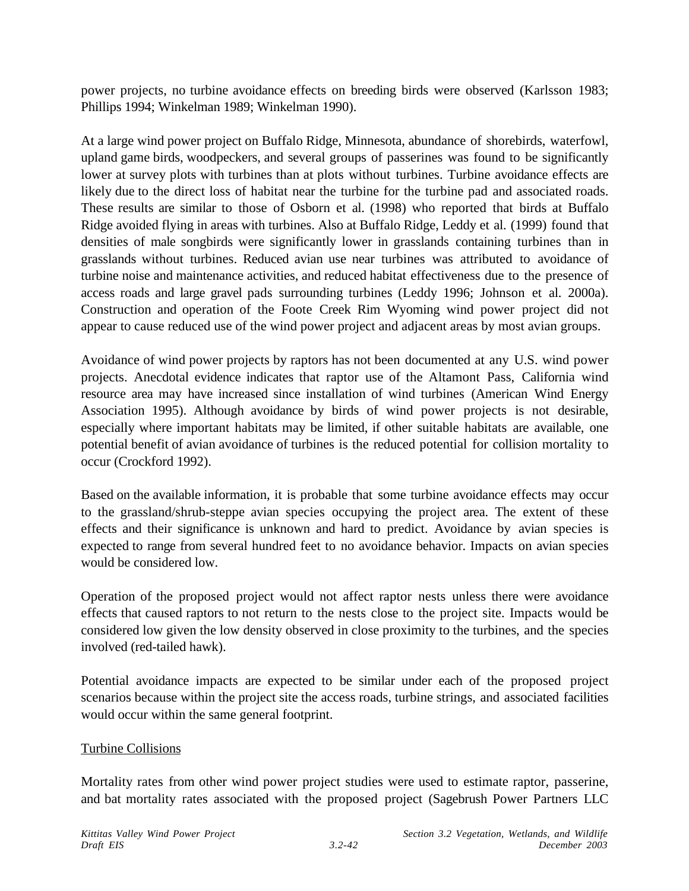power projects, no turbine avoidance effects on breeding birds were observed (Karlsson 1983; Phillips 1994; Winkelman 1989; Winkelman 1990).

At a large wind power project on Buffalo Ridge, Minnesota, abundance of shorebirds, waterfowl, upland game birds, woodpeckers, and several groups of passerines was found to be significantly lower at survey plots with turbines than at plots without turbines. Turbine avoidance effects are likely due to the direct loss of habitat near the turbine for the turbine pad and associated roads. These results are similar to those of Osborn et al. (1998) who reported that birds at Buffalo Ridge avoided flying in areas with turbines. Also at Buffalo Ridge, Leddy et al. (1999) found that densities of male songbirds were significantly lower in grasslands containing turbines than in grasslands without turbines. Reduced avian use near turbines was attributed to avoidance of turbine noise and maintenance activities, and reduced habitat effectiveness due to the presence of access roads and large gravel pads surrounding turbines (Leddy 1996; Johnson et al. 2000a). Construction and operation of the Foote Creek Rim Wyoming wind power project did not appear to cause reduced use of the wind power project and adjacent areas by most avian groups.

Avoidance of wind power projects by raptors has not been documented at any U.S. wind power projects. Anecdotal evidence indicates that raptor use of the Altamont Pass, California wind resource area may have increased since installation of wind turbines (American Wind Energy Association 1995). Although avoidance by birds of wind power projects is not desirable, especially where important habitats may be limited, if other suitable habitats are available, one potential benefit of avian avoidance of turbines is the reduced potential for collision mortality to occur (Crockford 1992).

Based on the available information, it is probable that some turbine avoidance effects may occur to the grassland/shrub-steppe avian species occupying the project area. The extent of these effects and their significance is unknown and hard to predict. Avoidance by avian species is expected to range from several hundred feet to no avoidance behavior. Impacts on avian species would be considered low.

Operation of the proposed project would not affect raptor nests unless there were avoidance effects that caused raptors to not return to the nests close to the project site. Impacts would be considered low given the low density observed in close proximity to the turbines, and the species involved (red-tailed hawk).

Potential avoidance impacts are expected to be similar under each of the proposed project scenarios because within the project site the access roads, turbine strings, and associated facilities would occur within the same general footprint.

Turbine Collisions

Mortality rates from other wind power project studies were used to estimate raptor, passerine, and bat mortality rates associated with the proposed project (Sagebrush Power Partners LLC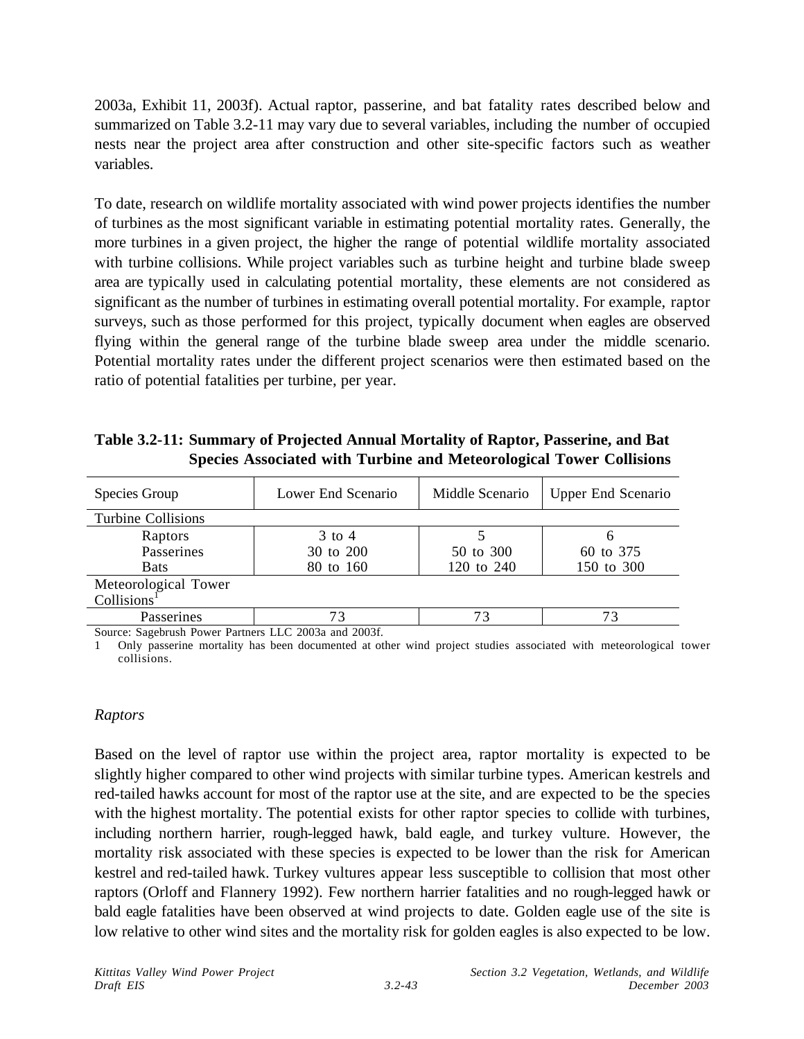2003a, Exhibit 11, 2003f). Actual raptor, passerine, and bat fatality rates described below and summarized on Table 3.2-11 may vary due to several variables, including the number of occupied nests near the project area after construction and other site-specific factors such as weather variables.

To date, research on wildlife mortality associated with wind power projects identifies the number of turbines as the most significant variable in estimating potential mortality rates. Generally, the more turbines in a given project, the higher the range of potential wildlife mortality associated with turbine collisions. While project variables such as turbine height and turbine blade sweep area are typically used in calculating potential mortality, these elements are not considered as significant as the number of turbines in estimating overall potential mortality. For example, raptor surveys, such as those performed for this project, typically document when eagles are observed flying within the general range of the turbine blade sweep area under the middle scenario. Potential mortality rates under the different project scenarios were then estimated based on the ratio of potential fatalities per turbine, per year.

**Table 3.2-11: Summary of Projected Annual Mortality of Raptor, Passerine, and Bat Species Associated with Turbine and Meteorological Tower Collisions**

| Species Group | Lower End Scenario | Middle Scenario | Upper End Scenario |
|---|---|---|---|
| Turbine Collisions | | | |
| Raptors | 3 to 4 | 5 | 6 |
| Passerines | 30 to 200 | 50 to 300 | 60 to 375 |
| Bats | 80 to 160 | 120 to 240 | 150 to 300 |
| Meteorological Tower Collisions[1] | | | |
| Passerines | 73 | 73 | 73 |

Source: Sagebrush Power Partners LLC 2003a and 2003f.

1 Only passerine mortality has been documented at other wind project studies associated with meteorological tower collisions.

*Raptors*

Based on the level of raptor use within the project area, raptor mortality is expected to be slightly higher compared to other wind projects with similar turbine types. American kestrels and red-tailed hawks account for most of the raptor use at the site, and are expected to be the species with the highest mortality. The potential exists for other raptor species to collide with turbines, including northern harrier, rough-legged hawk, bald eagle, and turkey vulture. However, the mortality risk associated with these species is expected to be lower than the risk for American kestrel and red-tailed hawk. Turkey vultures appear less susceptible to collision that most other raptors (Orloff and Flannery 1992). Few northern harrier fatalities and no rough-legged hawk or bald eagle fatalities have been observed at wind projects to date. Golden eagle use of the site is low relative to other wind sites and the mortality risk for golden eagles is also expected to be low.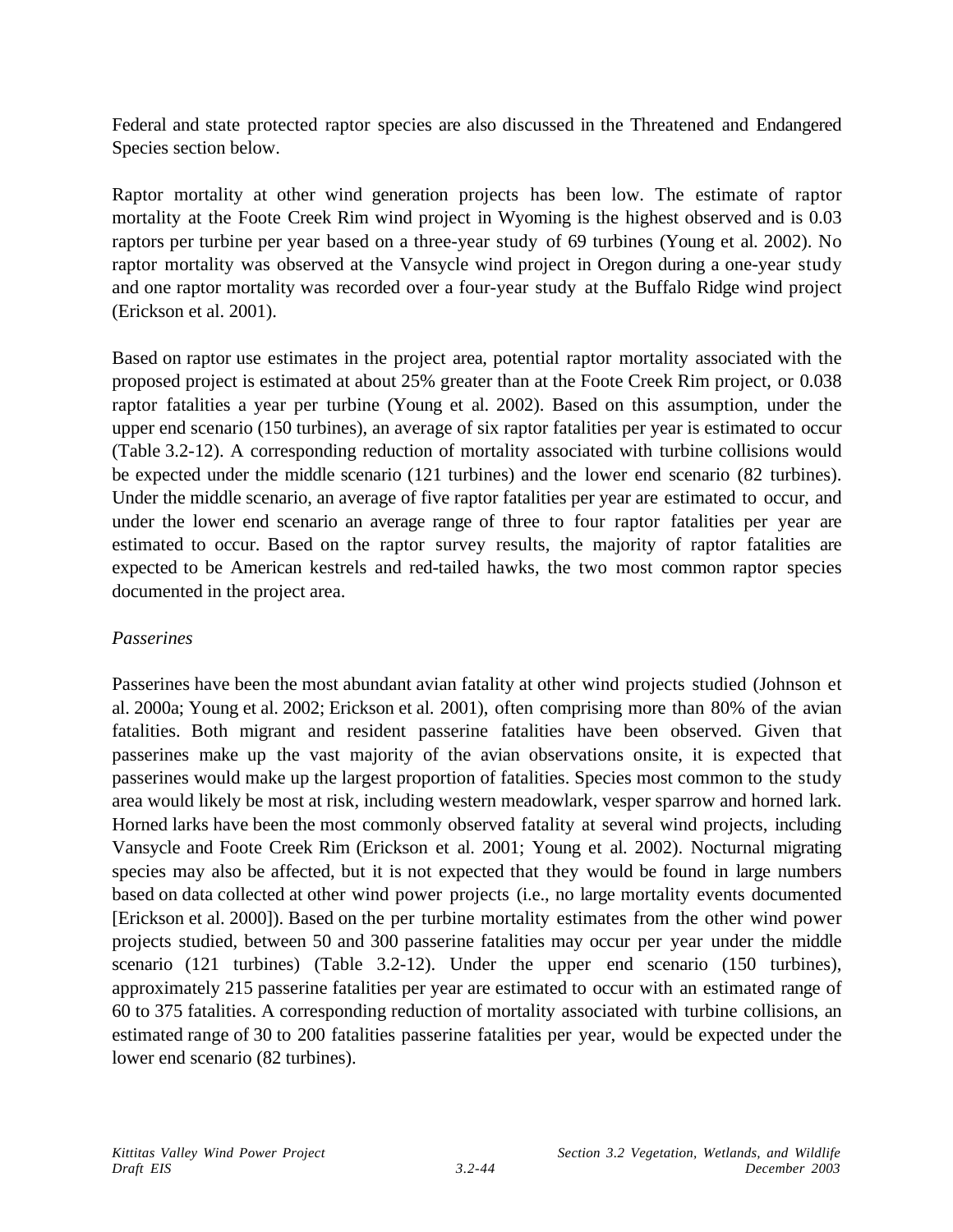Federal and state protected raptor species are also discussed in the Threatened and Endangered Species section below.

Raptor mortality at other wind generation projects has been low. The estimate of raptor mortality at the Foote Creek Rim wind project in Wyoming is the highest observed and is 0.03 raptors per turbine per year based on a three-year study of 69 turbines (Young et al. 2002). No raptor mortality was observed at the Vansycle wind project in Oregon during a one-year study and one raptor mortality was recorded over a four-year study at the Buffalo Ridge wind project (Erickson et al. 2001).

Based on raptor use estimates in the project area, potential raptor mortality associated with the proposed project is estimated at about 25% greater than at the Foote Creek Rim project, or 0.038 raptor fatalities a year per turbine (Young et al. 2002). Based on this assumption, under the upper end scenario (150 turbines), an average of six raptor fatalities per year is estimated to occur (Table 3.2-12). A corresponding reduction of mortality associated with turbine collisions would be expected under the middle scenario (121 turbines) and the lower end scenario (82 turbines). Under the middle scenario, an average of five raptor fatalities per year are estimated to occur, and under the lower end scenario an average range of three to four raptor fatalities per year are estimated to occur. Based on the raptor survey results, the majority of raptor fatalities are expected to be American kestrels and red-tailed hawks, the two most common raptor species documented in the project area.

*Passerines*

Passerines have been the most abundant avian fatality at other wind projects studied (Johnson et al. 2000a; Young et al. 2002; Erickson et al. 2001), often comprising more than 80% of the avian fatalities. Both migrant and resident passerine fatalities have been observed. Given that passerines make up the vast majority of the avian observations onsite, it is expected that passerines would make up the largest proportion of fatalities. Species most common to the study area would likely be most at risk, including western meadowlark, vesper sparrow and horned lark. Horned larks have been the most commonly observed fatality at several wind projects, including Vansycle and Foote Creek Rim (Erickson et al. 2001; Young et al. 2002). Nocturnal migrating species may also be affected, but it is not expected that they would be found in large numbers based on data collected at other wind power projects (i.e., no large mortality events documented [Erickson et al. 2000]). Based on the per turbine mortality estimates from the other wind power projects studied, between 50 and 300 passerine fatalities may occur per year under the middle scenario (121 turbines) (Table 3.2-12). Under the upper end scenario (150 turbines), approximately 215 passerine fatalities per year are estimated to occur with an estimated range of 60 to 375 fatalities. A corresponding reduction of mortality associated with turbine collisions, an estimated range of 30 to 200 fatalities passerine fatalities per year, would be expected under the lower end scenario (82 turbines).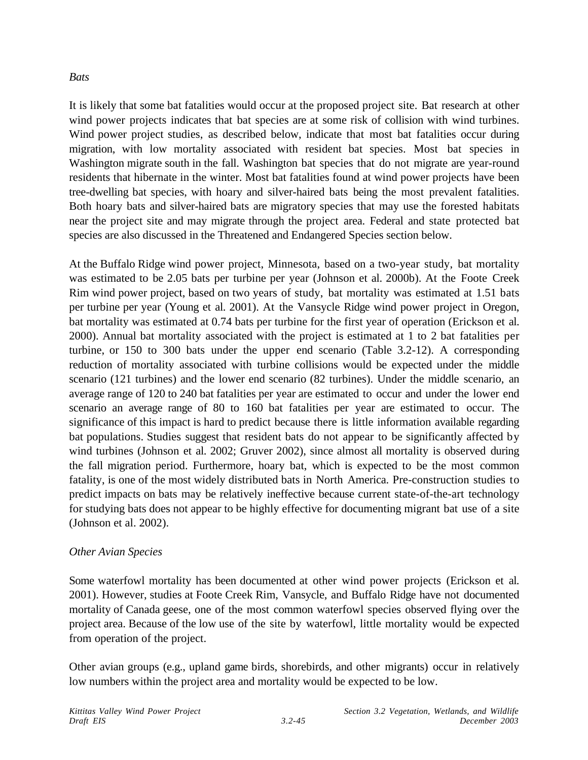*Bats*

It is likely that some bat fatalities would occur at the proposed project site. Bat research at other wind power projects indicates that bat species are at some risk of collision with wind turbines. Wind power project studies, as described below, indicate that most bat fatalities occur during migration, with low mortality associated with resident bat species. Most bat species in Washington migrate south in the fall. Washington bat species that do not migrate are year-round residents that hibernate in the winter. Most bat fatalities found at wind power projects have been tree-dwelling bat species, with hoary and silver-haired bats being the most prevalent fatalities. Both hoary bats and silver-haired bats are migratory species that may use the forested habitats near the project site and may migrate through the project area. Federal and state protected bat species are also discussed in the Threatened and Endangered Species section below.

At the Buffalo Ridge wind power project, Minnesota, based on a two-year study, bat mortality was estimated to be 2.05 bats per turbine per year (Johnson et al. 2000b). At the Foote Creek Rim wind power project, based on two years of study, bat mortality was estimated at 1.51 bats per turbine per year (Young et al. 2001). At the Vansycle Ridge wind power project in Oregon, bat mortality was estimated at 0.74 bats per turbine for the first year of operation (Erickson et al. 2000). Annual bat mortality associated with the project is estimated at 1 to 2 bat fatalities per turbine, or 150 to 300 bats under the upper end scenario (Table 3.2-12). A corresponding reduction of mortality associated with turbine collisions would be expected under the middle scenario (121 turbines) and the lower end scenario (82 turbines). Under the middle scenario, an average range of 120 to 240 bat fatalities per year are estimated to occur and under the lower end scenario an average range of 80 to 160 bat fatalities per year are estimated to occur. The significance of this impact is hard to predict because there is little information available regarding bat populations. Studies suggest that resident bats do not appear to be significantly affected by wind turbines (Johnson et al. 2002; Gruver 2002), since almost all mortality is observed during the fall migration period. Furthermore, hoary bat, which is expected to be the most common fatality, is one of the most widely distributed bats in North America. Pre-construction studies to predict impacts on bats may be relatively ineffective because current state-of-the-art technology for studying bats does not appear to be highly effective for documenting migrant bat use of a site (Johnson et al. 2002).

*Other Avian Species*

Some waterfowl mortality has been documented at other wind power projects (Erickson et al. 2001). However, studies at Foote Creek Rim, Vansycle, and Buffalo Ridge have not documented mortality of Canada geese, one of the most common waterfowl species observed flying over the project area. Because of the low use of the site by waterfowl, little mortality would be expected from operation of the project.

Other avian groups (e.g., upland game birds, shorebirds, and other migrants) occur in relatively low numbers within the project area and mortality would be expected to be low.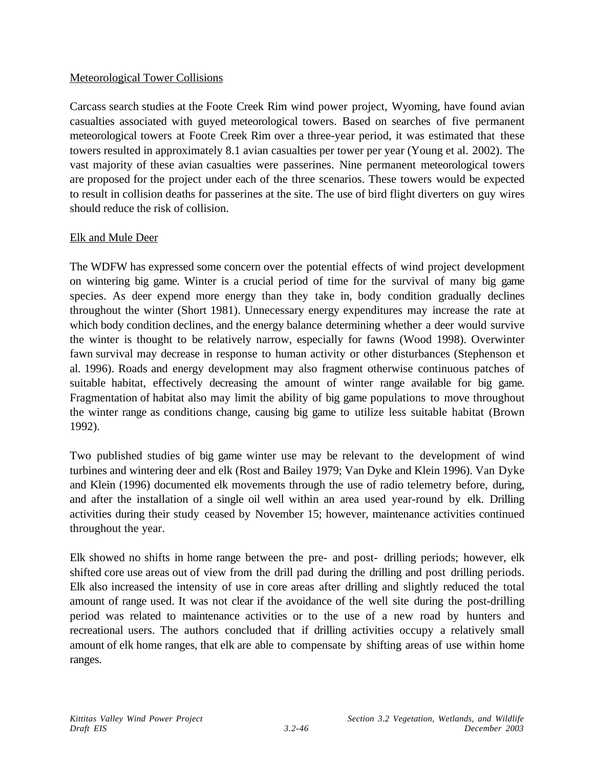Meteorological Tower Collisions

Carcass search studies at the Foote Creek Rim wind power project, Wyoming, have found avian casualties associated with guyed meteorological towers. Based on searches of five permanent meteorological towers at Foote Creek Rim over a three-year period, it was estimated that these towers resulted in approximately 8.1 avian casualties per tower per year (Young et al. 2002). The vast majority of these avian casualties were passerines. Nine permanent meteorological towers are proposed for the project under each of the three scenarios. These towers would be expected to result in collision deaths for passerines at the site. The use of bird flight diverters on guy wires should reduce the risk of collision.

Elk and Mule Deer

The WDFW has expressed some concern over the potential effects of wind project development on wintering big game. Winter is a crucial period of time for the survival of many big game species. As deer expend more energy than they take in, body condition gradually declines throughout the winter (Short 1981). Unnecessary energy expenditures may increase the rate at which body condition declines, and the energy balance determining whether a deer would survive the winter is thought to be relatively narrow, especially for fawns (Wood 1998). Overwinter fawn survival may decrease in response to human activity or other disturbances (Stephenson et al. 1996). Roads and energy development may also fragment otherwise continuous patches of suitable habitat, effectively decreasing the amount of winter range available for big game. Fragmentation of habitat also may limit the ability of big game populations to move throughout the winter range as conditions change, causing big game to utilize less suitable habitat (Brown 1992).

Two published studies of big game winter use may be relevant to the development of wind turbines and wintering deer and elk (Rost and Bailey 1979; Van Dyke and Klein 1996). Van Dyke and Klein (1996) documented elk movements through the use of radio telemetry before, during, and after the installation of a single oil well within an area used year-round by elk. Drilling activities during their study ceased by November 15; however, maintenance activities continued throughout the year.

Elk showed no shifts in home range between the pre- and post- drilling periods; however, elk shifted core use areas out of view from the drill pad during the drilling and post drilling periods. Elk also increased the intensity of use in core areas after drilling and slightly reduced the total amount of range used. It was not clear if the avoidance of the well site during the post-drilling period was related to maintenance activities or to the use of a new road by hunters and recreational users. The authors concluded that if drilling activities occupy a relatively small amount of elk home ranges, that elk are able to compensate by shifting areas of use within home ranges.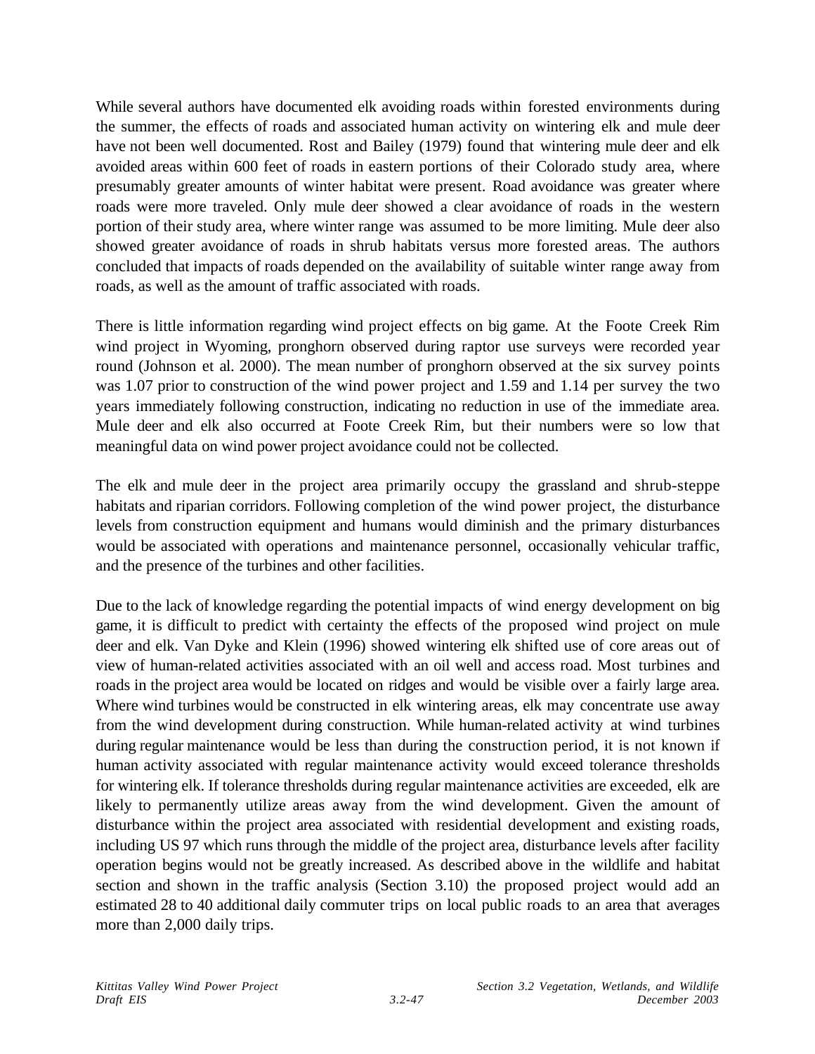While several authors have documented elk avoiding roads within forested environments during the summer, the effects of roads and associated human activity on wintering elk and mule deer have not been well documented. Rost and Bailey (1979) found that wintering mule deer and elk avoided areas within 600 feet of roads in eastern portions of their Colorado study area, where presumably greater amounts of winter habitat were present. Road avoidance was greater where roads were more traveled. Only mule deer showed a clear avoidance of roads in the western portion of their study area, where winter range was assumed to be more limiting. Mule deer also showed greater avoidance of roads in shrub habitats versus more forested areas. The authors concluded that impacts of roads depended on the availability of suitable winter range away from roads, as well as the amount of traffic associated with roads.

There is little information regarding wind project effects on big game. At the Foote Creek Rim wind project in Wyoming, pronghorn observed during raptor use surveys were recorded year round (Johnson et al. 2000). The mean number of pronghorn observed at the six survey points was 1.07 prior to construction of the wind power project and 1.59 and 1.14 per survey the two years immediately following construction, indicating no reduction in use of the immediate area. Mule deer and elk also occurred at Foote Creek Rim, but their numbers were so low that meaningful data on wind power project avoidance could not be collected.

The elk and mule deer in the project area primarily occupy the grassland and shrub-steppe habitats and riparian corridors. Following completion of the wind power project, the disturbance levels from construction equipment and humans would diminish and the primary disturbances would be associated with operations and maintenance personnel, occasionally vehicular traffic, and the presence of the turbines and other facilities.

Due to the lack of knowledge regarding the potential impacts of wind energy development on big game, it is difficult to predict with certainty the effects of the proposed wind project on mule deer and elk. Van Dyke and Klein (1996) showed wintering elk shifted use of core areas out of view of human-related activities associated with an oil well and access road. Most turbines and roads in the project area would be located on ridges and would be visible over a fairly large area. Where wind turbines would be constructed in elk wintering areas, elk may concentrate use away from the wind development during construction. While human-related activity at wind turbines during regular maintenance would be less than during the construction period, it is not known if human activity associated with regular maintenance activity would exceed tolerance thresholds for wintering elk. If tolerance thresholds during regular maintenance activities are exceeded, elk are likely to permanently utilize areas away from the wind development. Given the amount of disturbance within the project area associated with residential development and existing roads, including US 97 which runs through the middle of the project area, disturbance levels after facility operation begins would not be greatly increased. As described above in the wildlife and habitat section and shown in the traffic analysis (Section 3.10) the proposed project would add an estimated 28 to 40 additional daily commuter trips on local public roads to an area that averages more than 2,000 daily trips.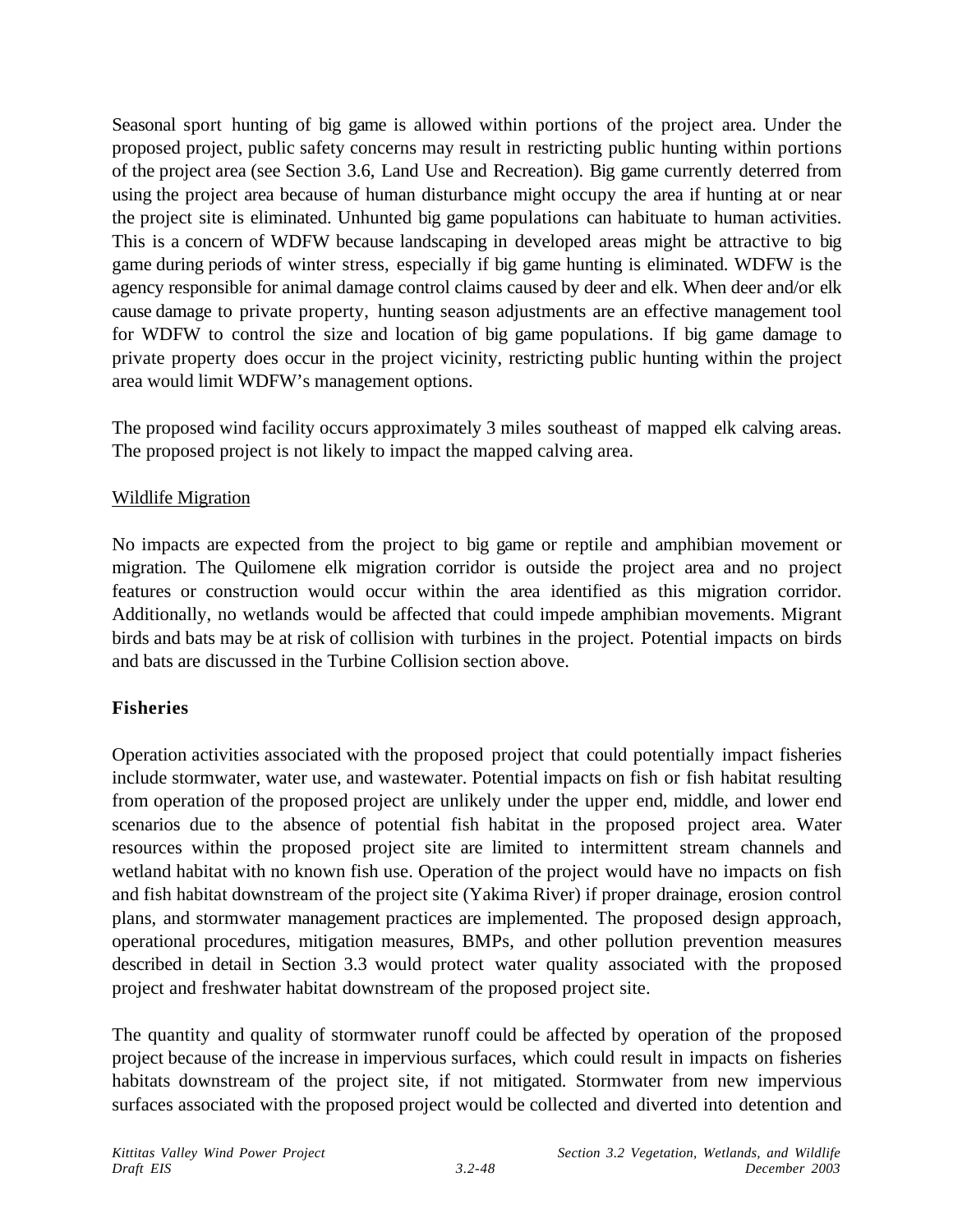Seasonal sport hunting of big game is allowed within portions of the project area. Under the proposed project, public safety concerns may result in restricting public hunting within portions of the project area (see Section 3.6, Land Use and Recreation). Big game currently deterred from using the project area because of human disturbance might occupy the area if hunting at or near the project site is eliminated. Unhunted big game populations can habituate to human activities. This is a concern of WDFW because landscaping in developed areas might be attractive to big game during periods of winter stress, especially if big game hunting is eliminated. WDFW is the agency responsible for animal damage control claims caused by deer and elk. When deer and/or elk cause damage to private property, hunting season adjustments are an effective management tool for WDFW to control the size and location of big game populations. If big game damage to private property does occur in the project vicinity, restricting public hunting within the project area would limit WDFW's management options.

The proposed wind facility occurs approximately 3 miles southeast of mapped elk calving areas. The proposed project is not likely to impact the mapped calving area.

Wildlife Migration

No impacts are expected from the project to big game or reptile and amphibian movement or migration. The Quilomene elk migration corridor is outside the project area and no project features or construction would occur within the area identified as this migration corridor. Additionally, no wetlands would be affected that could impede amphibian movements. Migrant birds and bats may be at risk of collision with turbines in the project. Potential impacts on birds and bats are discussed in the Turbine Collision section above.

**Fisheries**

Operation activities associated with the proposed project that could potentially impact fisheries include stormwater, water use, and wastewater. Potential impacts on fish or fish habitat resulting from operation of the proposed project are unlikely under the upper end, middle, and lower end scenarios due to the absence of potential fish habitat in the proposed project area. Water resources within the proposed project site are limited to intermittent stream channels and wetland habitat with no known fish use. Operation of the project would have no impacts on fish and fish habitat downstream of the project site (Yakima River) if proper drainage, erosion control plans, and stormwater management practices are implemented. The proposed design approach, operational procedures, mitigation measures, BMPs, and other pollution prevention measures described in detail in Section 3.3 would protect water quality associated with the proposed project and freshwater habitat downstream of the proposed project site.

The quantity and quality of stormwater runoff could be affected by operation of the proposed project because of the increase in impervious surfaces, which could result in impacts on fisheries habitats downstream of the project site, if not mitigated. Stormwater from new impervious surfaces associated with the proposed project would be collected and diverted into detention and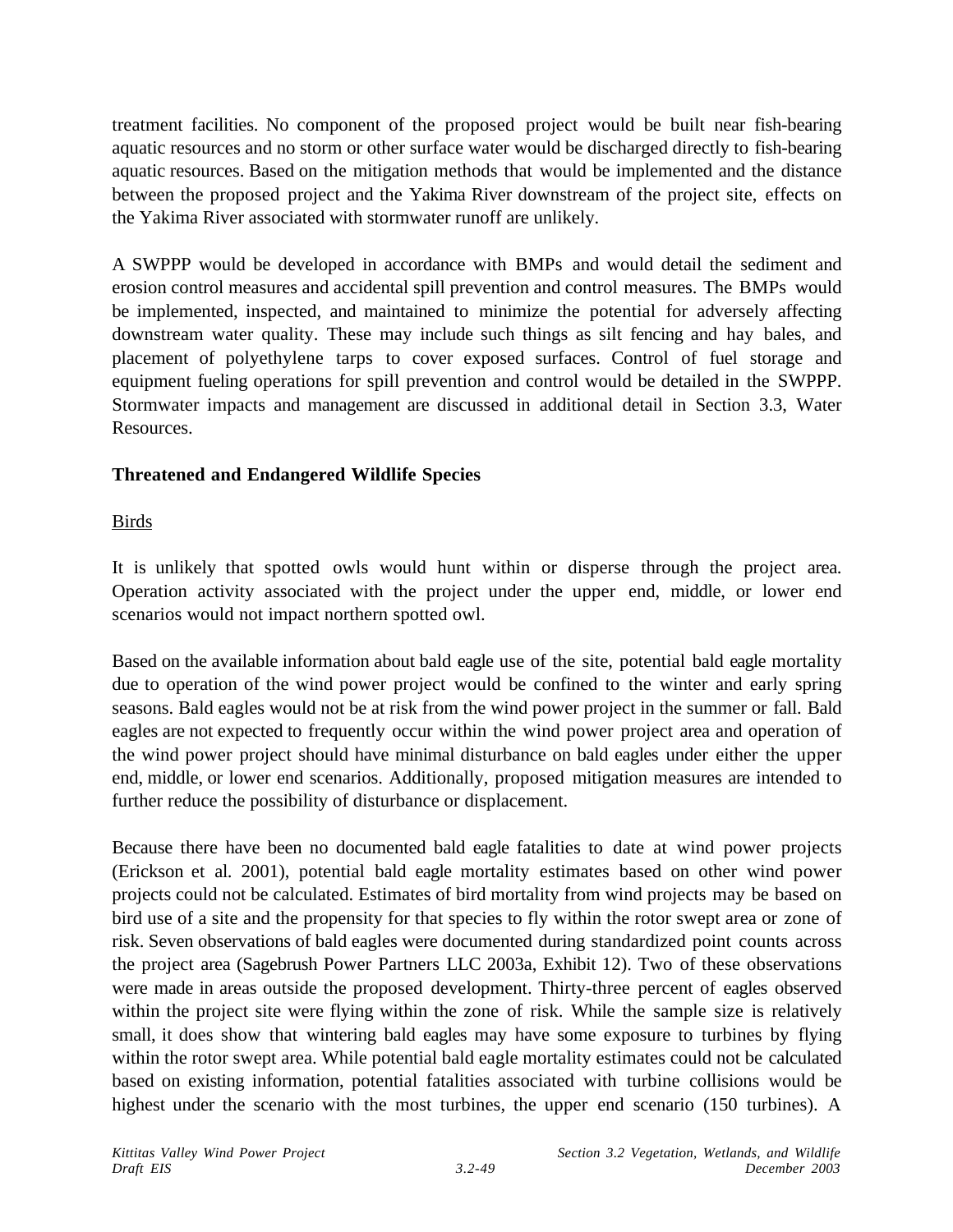treatment facilities. No component of the proposed project would be built near fish-bearing aquatic resources and no storm or other surface water would be discharged directly to fish-bearing aquatic resources. Based on the mitigation methods that would be implemented and the distance between the proposed project and the Yakima River downstream of the project site, effects on the Yakima River associated with stormwater runoff are unlikely.

A SWPPP would be developed in accordance with BMPs and would detail the sediment and erosion control measures and accidental spill prevention and control measures. The BMPs would be implemented, inspected, and maintained to minimize the potential for adversely affecting downstream water quality. These may include such things as silt fencing and hay bales, and placement of polyethylene tarps to cover exposed surfaces. Control of fuel storage and equipment fueling operations for spill prevention and control would be detailed in the SWPPP. Stormwater impacts and management are discussed in additional detail in Section 3.3, Water Resources.

### Threatened and Endangered Wildlife Species

#### Birds

It is unlikely that spotted owls would hunt within or disperse through the project area. Operation activity associated with the project under the upper end, middle, or lower end scenarios would not impact northern spotted owl.

Based on the available information about bald eagle use of the site, potential bald eagle mortality due to operation of the wind power project would be confined to the winter and early spring seasons. Bald eagles would not be at risk from the wind power project in the summer or fall. Bald eagles are not expected to frequently occur within the wind power project area and operation of the wind power project should have minimal disturbance on bald eagles under either the upper end, middle, or lower end scenarios. Additionally, proposed mitigation measures are intended to further reduce the possibility of disturbance or displacement.

Because there have been no documented bald eagle fatalities to date at wind power projects (Erickson et al. 2001), potential bald eagle mortality estimates based on other wind power projects could not be calculated. Estimates of bird mortality from wind projects may be based on bird use of a site and the propensity for that species to fly within the rotor swept area or zone of risk. Seven observations of bald eagles were documented during standardized point counts across the project area (Sagebrush Power Partners LLC 2003a, Exhibit 12). Two of these observations were made in areas outside the proposed development. Thirty-three percent of eagles observed within the project site were flying within the zone of risk. While the sample size is relatively small, it does show that wintering bald eagles may have some exposure to turbines by flying within the rotor swept area. While potential bald eagle mortality estimates could not be calculated based on existing information, potential fatalities associated with turbine collisions would be highest under the scenario with the most turbines, the upper end scenario (150 turbines). A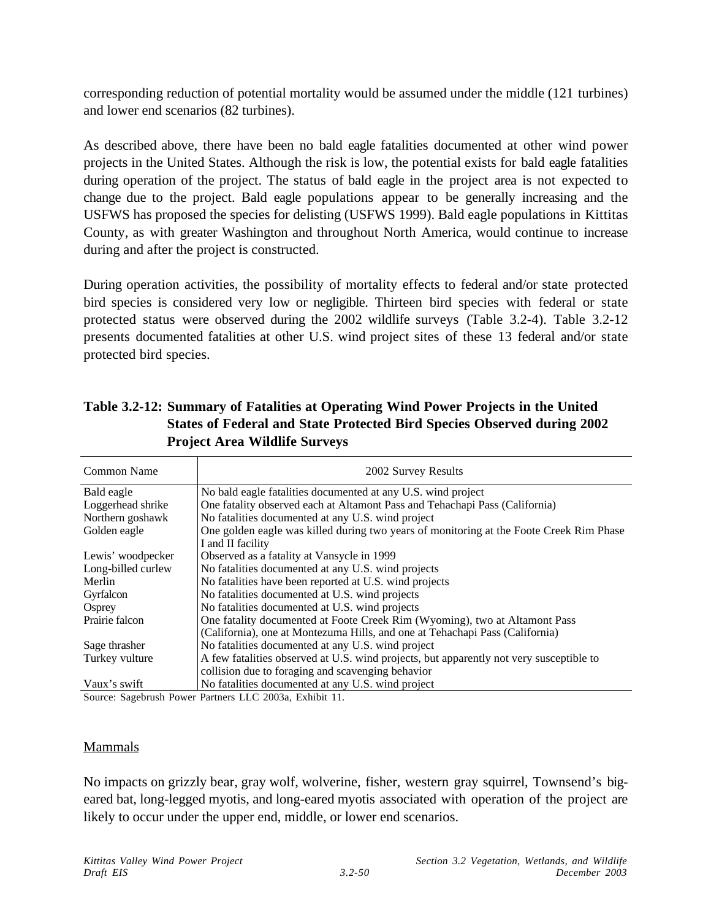corresponding reduction of potential mortality would be assumed under the middle (121 turbines) and lower end scenarios (82 turbines).

As described above, there have been no bald eagle fatalities documented at other wind power projects in the United States. Although the risk is low, the potential exists for bald eagle fatalities during operation of the project. The status of bald eagle in the project area is not expected to change due to the project. Bald eagle populations appear to be generally increasing and the USFWS has proposed the species for delisting (USFWS 1999). Bald eagle populations in Kittitas County, as with greater Washington and throughout North America, would continue to increase during and after the project is constructed.

During operation activities, the possibility of mortality effects to federal and/or state protected bird species is considered very low or negligible. Thirteen bird species with federal or state protected status were observed during the 2002 wildlife surveys (Table 3.2-4). Table 3.2-12 presents documented fatalities at other U.S. wind project sites of these 13 federal and/or state protected bird species.

**Table 3.2-12: Summary of Fatalities at Operating Wind Power Projects in the United States of Federal and State Protected Bird Species Observed during 2002 Project Area Wildlife Surveys**

| Common Name | 2002 Survey Results |
|---|---|
| Bald eagle | No bald eagle fatalities documented at any U.S. wind project |
| Loggerhead shrike | One fatality observed each at Altamont Pass and Tehachapi Pass (California) |
| Northern goshawk | No fatalities documented at any U.S. wind project |
| Golden eagle | One golden eagle was killed during two years of monitoring at the Foote Creek Rim Phase I and II facility |
| Lewis' woodpecker | Observed as a fatality at Vansycle in 1999 |
| Long-billed curlew | No fatalities documented at any U.S. wind projects |
| Merlin | No fatalities have been reported at U.S. wind projects |
| Gyrfalcon | No fatalities documented at U.S. wind projects |
| Osprey | No fatalities documented at U.S. wind projects |
| Prairie falcon | One fatality documented at Foote Creek Rim (Wyoming), two at Altamont Pass (California), one at Montezuma Hills, and one at Tehachapi Pass (California) |
| Sage thrasher | No fatalities documented at any U.S. wind project |
| Turkey vulture | A few fatalities observed at U.S. wind projects, but apparently not very susceptible to collision due to foraging and scavenging behavior |
| Vaux's swift | No fatalities documented at any U.S. wind project |

Source: Sagebrush Power Partners LLC 2003a, Exhibit 11.

## Mammals

No impacts on grizzly bear, gray wolf, wolverine, fisher, western gray squirrel, Townsend's big-eared bat, long-legged myotis, and long-eared myotis associated with operation of the project are likely to occur under the upper end, middle, or lower end scenarios.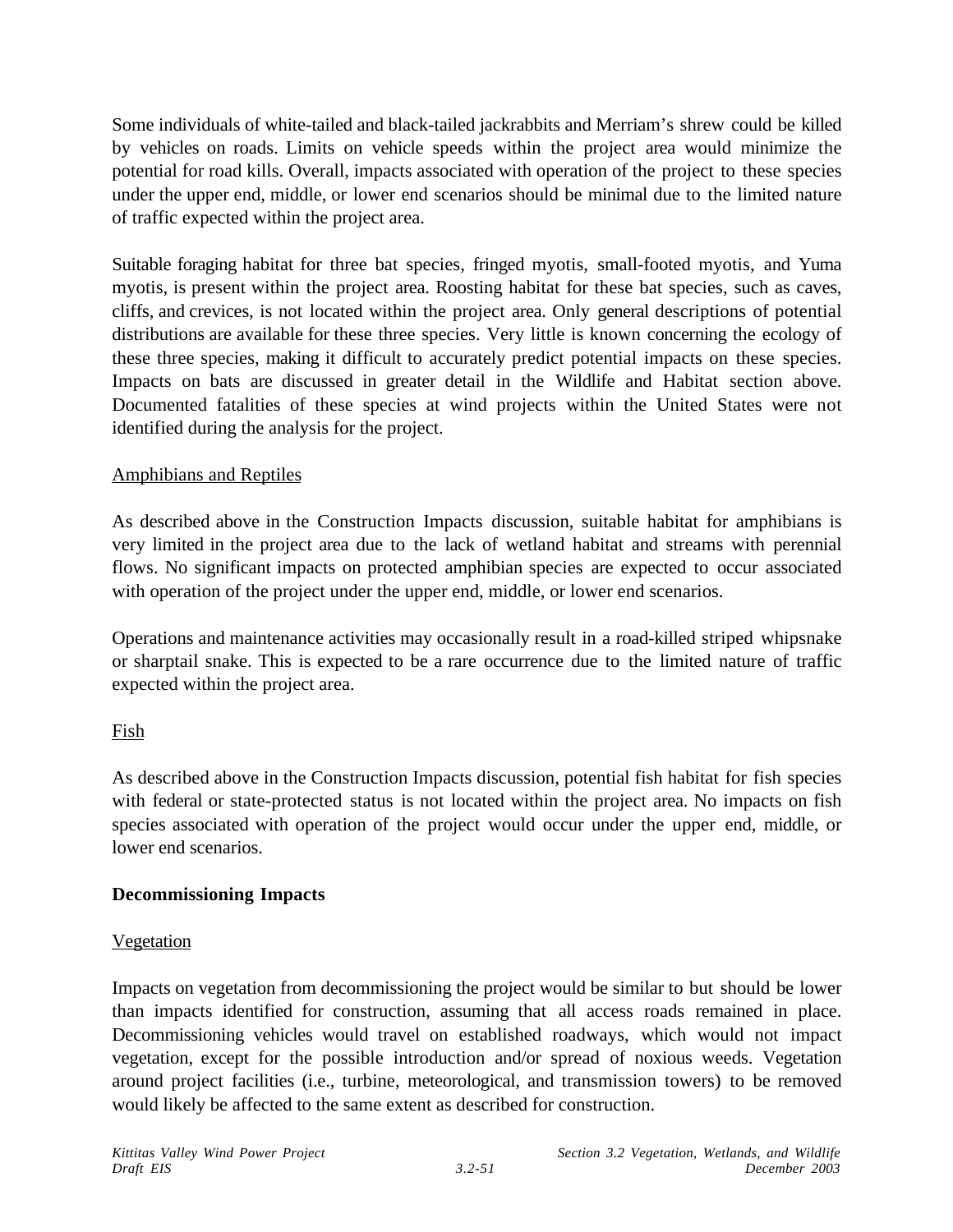Some individuals of white-tailed and black-tailed jackrabbits and Merriam's shrew could be killed by vehicles on roads. Limits on vehicle speeds within the project area would minimize the potential for road kills. Overall, impacts associated with operation of the project to these species under the upper end, middle, or lower end scenarios should be minimal due to the limited nature of traffic expected within the project area.

Suitable foraging habitat for three bat species, fringed myotis, small-footed myotis, and Yuma myotis, is present within the project area. Roosting habitat for these bat species, such as caves, cliffs, and crevices, is not located within the project area. Only general descriptions of potential distributions are available for these three species. Very little is known concerning the ecology of these three species, making it difficult to accurately predict potential impacts on these species. Impacts on bats are discussed in greater detail in the Wildlife and Habitat section above. Documented fatalities of these species at wind projects within the United States were not identified during the analysis for the project.

<u>Amphibians and Reptiles</u>

As described above in the Construction Impacts discussion, suitable habitat for amphibians is very limited in the project area due to the lack of wetland habitat and streams with perennial flows. No significant impacts on protected amphibian species are expected to occur associated with operation of the project under the upper end, middle, or lower end scenarios.

Operations and maintenance activities may occasionally result in a road-killed striped whipsnake or sharptail snake. This is expected to be a rare occurrence due to the limited nature of traffic expected within the project area.

<u>Fish</u>

As described above in the Construction Impacts discussion, potential fish habitat for fish species with federal or state-protected status is not located within the project area. No impacts on fish species associated with operation of the project would occur under the upper end, middle, or lower end scenarios.

**Decommissioning Impacts**

<u>Vegetation</u>

Impacts on vegetation from decommissioning the project would be similar to but should be lower than impacts identified for construction, assuming that all access roads remained in place. Decommissioning vehicles would travel on established roadways, which would not impact vegetation, except for the possible introduction and/or spread of noxious weeds. Vegetation around project facilities (i.e., turbine, meteorological, and transmission towers) to be removed would likely be affected to the same extent as described for construction.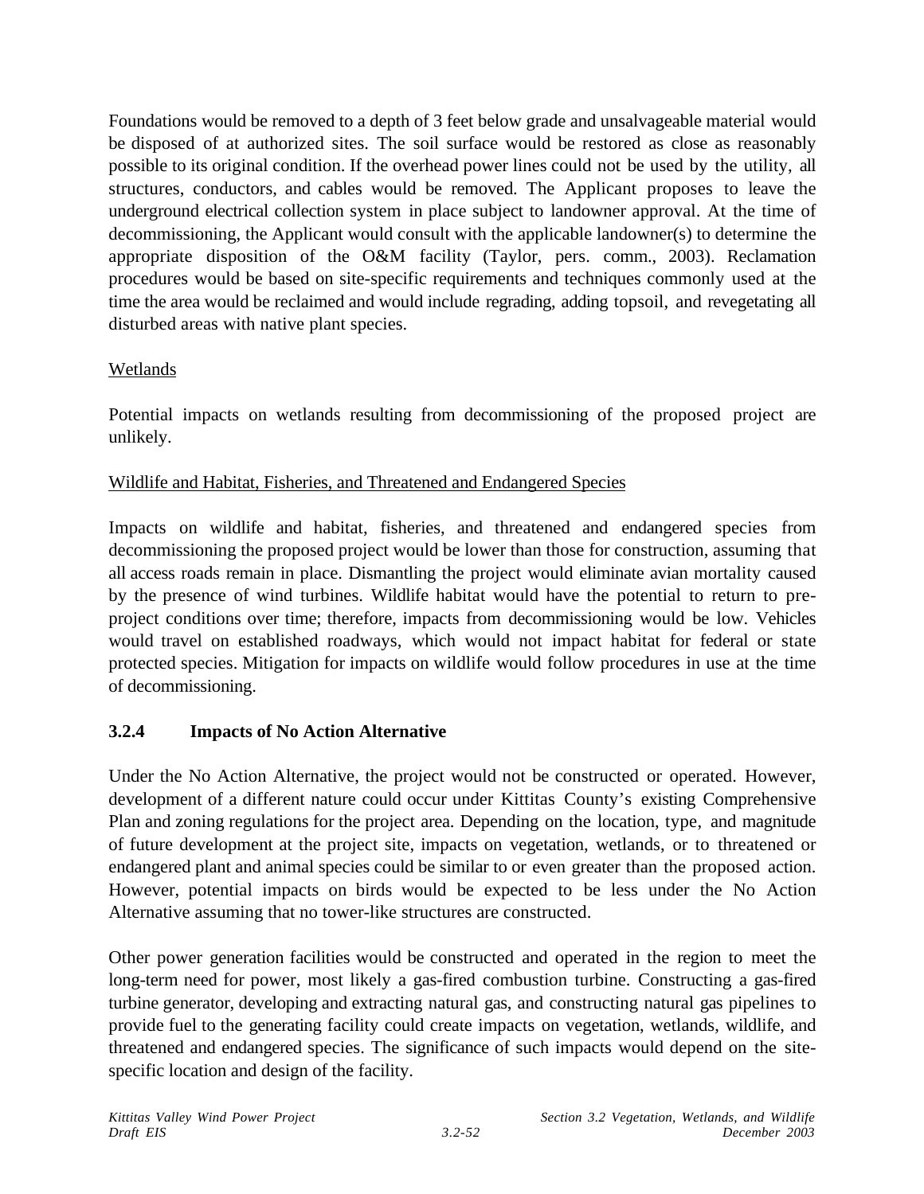Foundations would be removed to a depth of 3 feet below grade and unsalvageable material would be disposed of at authorized sites. The soil surface would be restored as close as reasonably possible to its original condition. If the overhead power lines could not be used by the utility, all structures, conductors, and cables would be removed. The Applicant proposes to leave the underground electrical collection system in place subject to landowner approval. At the time of decommissioning, the Applicant would consult with the applicable landowner(s) to determine the appropriate disposition of the O&M facility (Taylor, pers. comm., 2003). Reclamation procedures would be based on site-specific requirements and techniques commonly used at the time the area would be reclaimed and would include regrading, adding topsoil, and revegetating all disturbed areas with native plant species.

Wetlands

Potential impacts on wetlands resulting from decommissioning of the proposed project are unlikely.

Wildlife and Habitat, Fisheries, and Threatened and Endangered Species

Impacts on wildlife and habitat, fisheries, and threatened and endangered species from decommissioning the proposed project would be lower than those for construction, assuming that all access roads remain in place. Dismantling the project would eliminate avian mortality caused by the presence of wind turbines. Wildlife habitat would have the potential to return to pre-project conditions over time; therefore, impacts from decommissioning would be low. Vehicles would travel on established roadways, which would not impact habitat for federal or state protected species. Mitigation for impacts on wildlife would follow procedures in use at the time of decommissioning.

### 3.2.4 Impacts of No Action Alternative

Under the No Action Alternative, the project would not be constructed or operated. However, development of a different nature could occur under Kittitas County's existing Comprehensive Plan and zoning regulations for the project area. Depending on the location, type, and magnitude of future development at the project site, impacts on vegetation, wetlands, or to threatened or endangered plant and animal species could be similar to or even greater than the proposed action. However, potential impacts on birds would be expected to be less under the No Action Alternative assuming that no tower-like structures are constructed.

Other power generation facilities would be constructed and operated in the region to meet the long-term need for power, most likely a gas-fired combustion turbine. Constructing a gas-fired turbine generator, developing and extracting natural gas, and constructing natural gas pipelines to provide fuel to the generating facility could create impacts on vegetation, wetlands, wildlife, and threatened and endangered species. The significance of such impacts would depend on the site-specific location and design of the facility.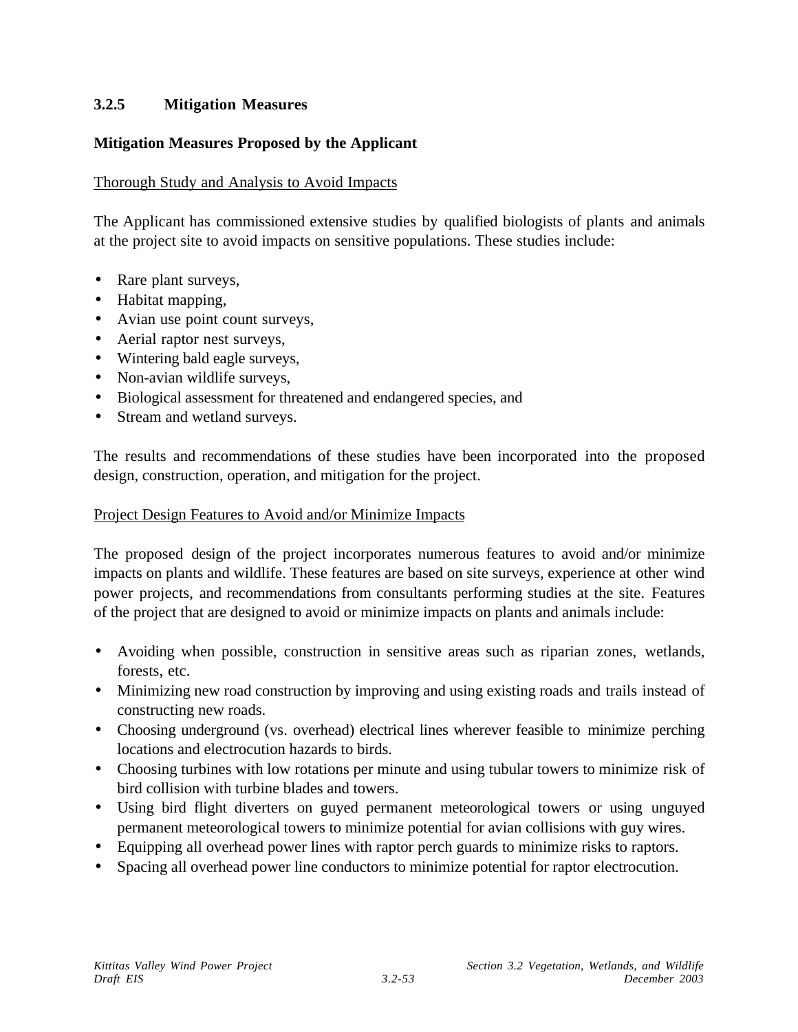### 3.2.5 Mitigation Measures

**Mitigation Measures Proposed by the Applicant**

Thorough Study and Analysis to Avoid Impacts

The Applicant has commissioned extensive studies by qualified biologists of plants and animals at the project site to avoid impacts on sensitive populations. These studies include:

- Rare plant surveys,
- Habitat mapping,
- Avian use point count surveys,
- Aerial raptor nest surveys,
- Wintering bald eagle surveys,
- Non-avian wildlife surveys,
- Biological assessment for threatened and endangered species, and
- Stream and wetland surveys.

The results and recommendations of these studies have been incorporated into the proposed design, construction, operation, and mitigation for the project.

Project Design Features to Avoid and/or Minimize Impacts

The proposed design of the project incorporates numerous features to avoid and/or minimize impacts on plants and wildlife. These features are based on site surveys, experience at other wind power projects, and recommendations from consultants performing studies at the site. Features of the project that are designed to avoid or minimize impacts on plants and animals include:

- Avoiding when possible, construction in sensitive areas such as riparian zones, wetlands, forests, etc.
- Minimizing new road construction by improving and using existing roads and trails instead of constructing new roads.
- Choosing underground (vs. overhead) electrical lines wherever feasible to minimize perching locations and electrocution hazards to birds.
- Choosing turbines with low rotations per minute and using tubular towers to minimize risk of bird collision with turbine blades and towers.
- Using bird flight diverters on guyed permanent meteorological towers or using unguyed permanent meteorological towers to minimize potential for avian collisions with guy wires.
- Equipping all overhead power lines with raptor perch guards to minimize risks to raptors.
- Spacing all overhead power line conductors to minimize potential for raptor electrocution.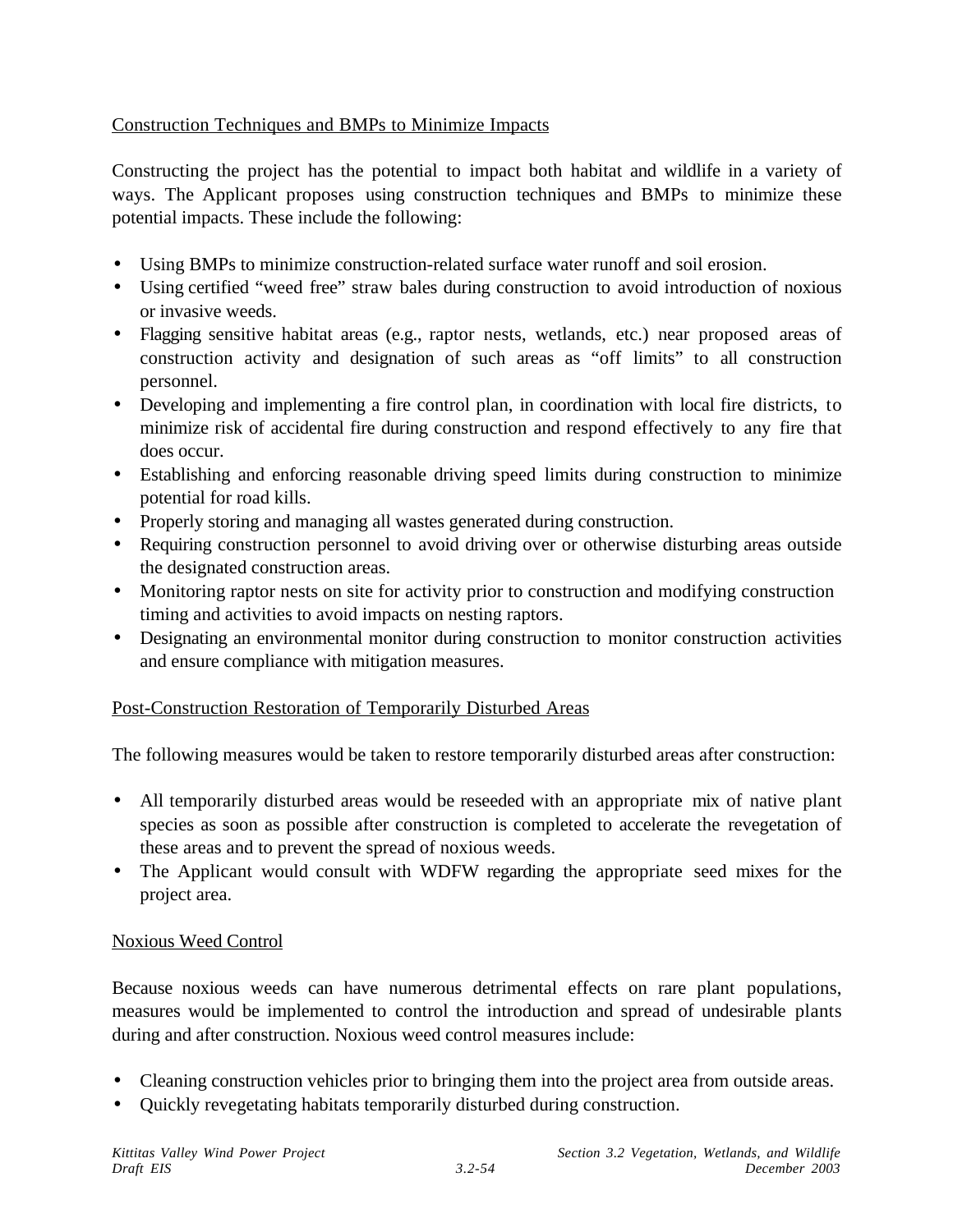Construction Techniques and BMPs to Minimize Impacts

Constructing the project has the potential to impact both habitat and wildlife in a variety of ways. The Applicant proposes using construction techniques and BMPs to minimize these potential impacts. These include the following:

- Using BMPs to minimize construction-related surface water runoff and soil erosion.
- Using certified "weed free" straw bales during construction to avoid introduction of noxious or invasive weeds.
- Flagging sensitive habitat areas (e.g., raptor nests, wetlands, etc.) near proposed areas of construction activity and designation of such areas as "off limits" to all construction personnel.
- Developing and implementing a fire control plan, in coordination with local fire districts, to minimize risk of accidental fire during construction and respond effectively to any fire that does occur.
- Establishing and enforcing reasonable driving speed limits during construction to minimize potential for road kills.
- Properly storing and managing all wastes generated during construction.
- Requiring construction personnel to avoid driving over or otherwise disturbing areas outside the designated construction areas.
- Monitoring raptor nests on site for activity prior to construction and modifying construction timing and activities to avoid impacts on nesting raptors.
- Designating an environmental monitor during construction to monitor construction activities and ensure compliance with mitigation measures.

Post-Construction Restoration of Temporarily Disturbed Areas

The following measures would be taken to restore temporarily disturbed areas after construction:

- All temporarily disturbed areas would be reseeded with an appropriate mix of native plant species as soon as possible after construction is completed to accelerate the revegetation of these areas and to prevent the spread of noxious weeds.
- The Applicant would consult with WDFW regarding the appropriate seed mixes for the project area.

Noxious Weed Control

Because noxious weeds can have numerous detrimental effects on rare plant populations, measures would be implemented to control the introduction and spread of undesirable plants during and after construction. Noxious weed control measures include:

- Cleaning construction vehicles prior to bringing them into the project area from outside areas.
- Quickly revegetating habitats temporarily disturbed during construction.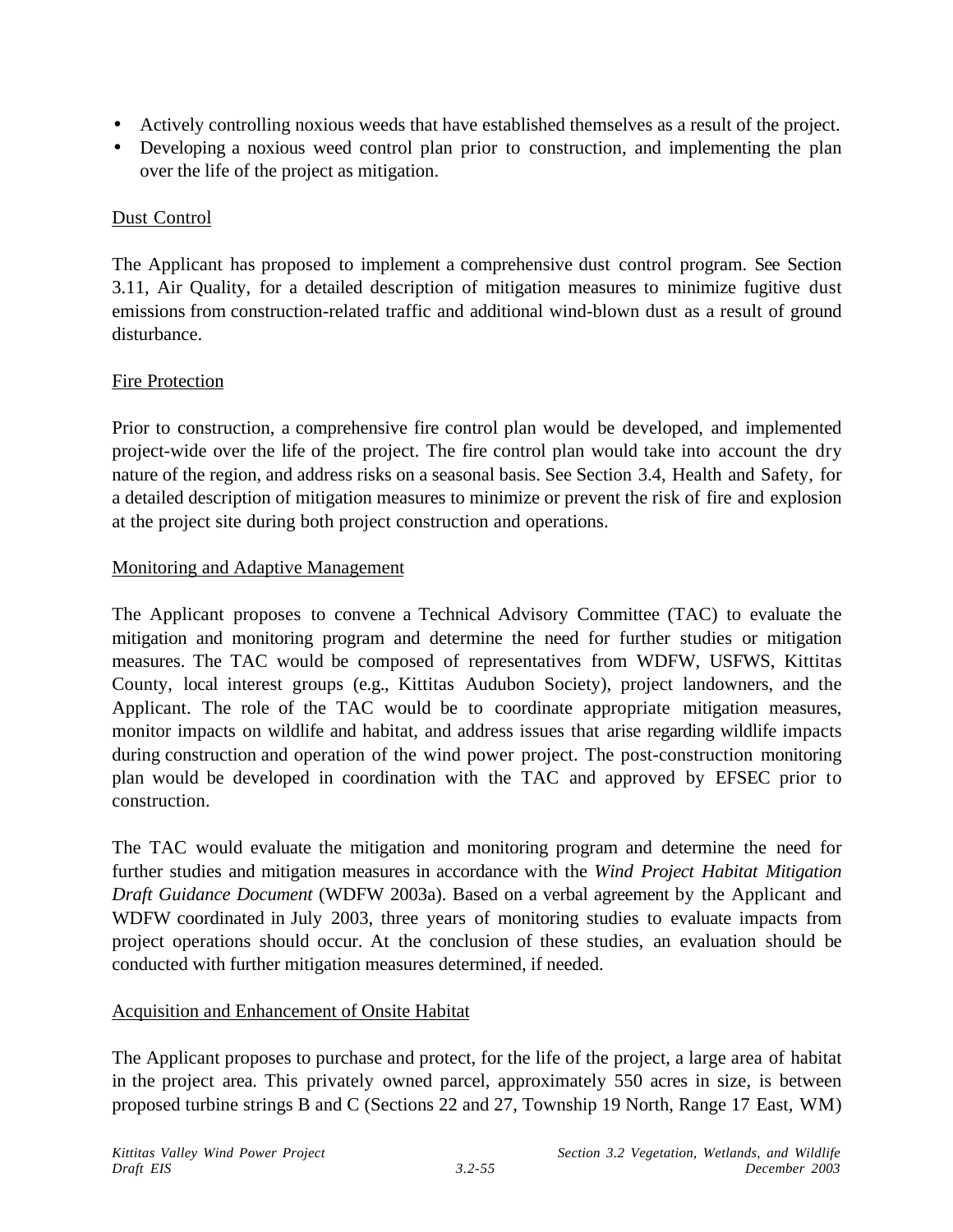- Actively controlling noxious weeds that have established themselves as a result of the project.
- Developing a noxious weed control plan prior to construction, and implementing the plan over the life of the project as mitigation.

Dust Control

The Applicant has proposed to implement a comprehensive dust control program. See Section 3.11, Air Quality, for a detailed description of mitigation measures to minimize fugitive dust emissions from construction-related traffic and additional wind-blown dust as a result of ground disturbance.

Fire Protection

Prior to construction, a comprehensive fire control plan would be developed, and implemented project-wide over the life of the project. The fire control plan would take into account the dry nature of the region, and address risks on a seasonal basis. See Section 3.4, Health and Safety, for a detailed description of mitigation measures to minimize or prevent the risk of fire and explosion at the project site during both project construction and operations.

Monitoring and Adaptive Management

The Applicant proposes to convene a Technical Advisory Committee (TAC) to evaluate the mitigation and monitoring program and determine the need for further studies or mitigation measures. The TAC would be composed of representatives from WDFW, USFWS, Kittitas County, local interest groups (e.g., Kittitas Audubon Society), project landowners, and the Applicant. The role of the TAC would be to coordinate appropriate mitigation measures, monitor impacts on wildlife and habitat, and address issues that arise regarding wildlife impacts during construction and operation of the wind power project. The post-construction monitoring plan would be developed in coordination with the TAC and approved by EFSEC prior to construction.

The TAC would evaluate the mitigation and monitoring program and determine the need for further studies and mitigation measures in accordance with the *Wind Project Habitat Mitigation Draft Guidance Document* (WDFW 2003a). Based on a verbal agreement by the Applicant and WDFW coordinated in July 2003, three years of monitoring studies to evaluate impacts from project operations should occur. At the conclusion of these studies, an evaluation should be conducted with further mitigation measures determined, if needed.

Acquisition and Enhancement of Onsite Habitat

The Applicant proposes to purchase and protect, for the life of the project, a large area of habitat in the project area. This privately owned parcel, approximately 550 acres in size, is between proposed turbine strings B and C (Sections 22 and 27, Township 19 North, Range 17 East, WM)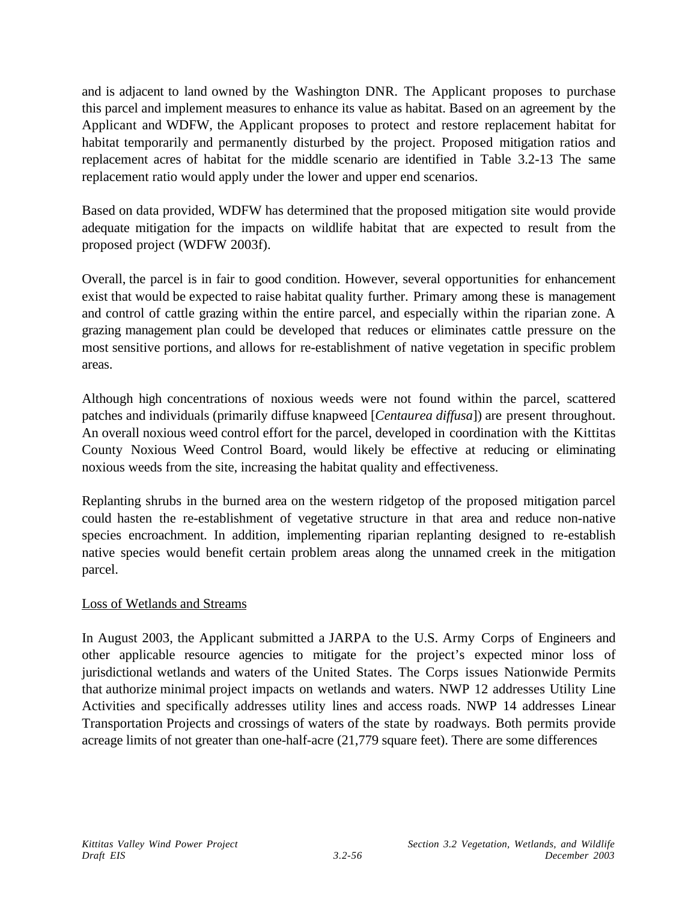and is adjacent to land owned by the Washington DNR. The Applicant proposes to purchase this parcel and implement measures to enhance its value as habitat. Based on an agreement by the Applicant and WDFW, the Applicant proposes to protect and restore replacement habitat for habitat temporarily and permanently disturbed by the project. Proposed mitigation ratios and replacement acres of habitat for the middle scenario are identified in Table 3.2-13 The same replacement ratio would apply under the lower and upper end scenarios.

Based on data provided, WDFW has determined that the proposed mitigation site would provide adequate mitigation for the impacts on wildlife habitat that are expected to result from the proposed project (WDFW 2003f).

Overall, the parcel is in fair to good condition. However, several opportunities for enhancement exist that would be expected to raise habitat quality further. Primary among these is management and control of cattle grazing within the entire parcel, and especially within the riparian zone. A grazing management plan could be developed that reduces or eliminates cattle pressure on the most sensitive portions, and allows for re-establishment of native vegetation in specific problem areas.

Although high concentrations of noxious weeds were not found within the parcel, scattered patches and individuals (primarily diffuse knapweed [*Centaurea diffusa*]) are present throughout. An overall noxious weed control effort for the parcel, developed in coordination with the Kittitas County Noxious Weed Control Board, would likely be effective at reducing or eliminating noxious weeds from the site, increasing the habitat quality and effectiveness.

Replanting shrubs in the burned area on the western ridgetop of the proposed mitigation parcel could hasten the re-establishment of vegetative structure in that area and reduce non-native species encroachment. In addition, implementing riparian replanting designed to re-establish native species would benefit certain problem areas along the unnamed creek in the mitigation parcel.

<u>Loss of Wetlands and Streams</u>

In August 2003, the Applicant submitted a JARPA to the U.S. Army Corps of Engineers and other applicable resource agencies to mitigate for the project's expected minor loss of jurisdictional wetlands and waters of the United States. The Corps issues Nationwide Permits that authorize minimal project impacts on wetlands and waters. NWP 12 addresses Utility Line Activities and specifically addresses utility lines and access roads. NWP 14 addresses Linear Transportation Projects and crossings of waters of the state by roadways. Both permits provide acreage limits of not greater than one-half-acre (21,779 square feet). There are some differences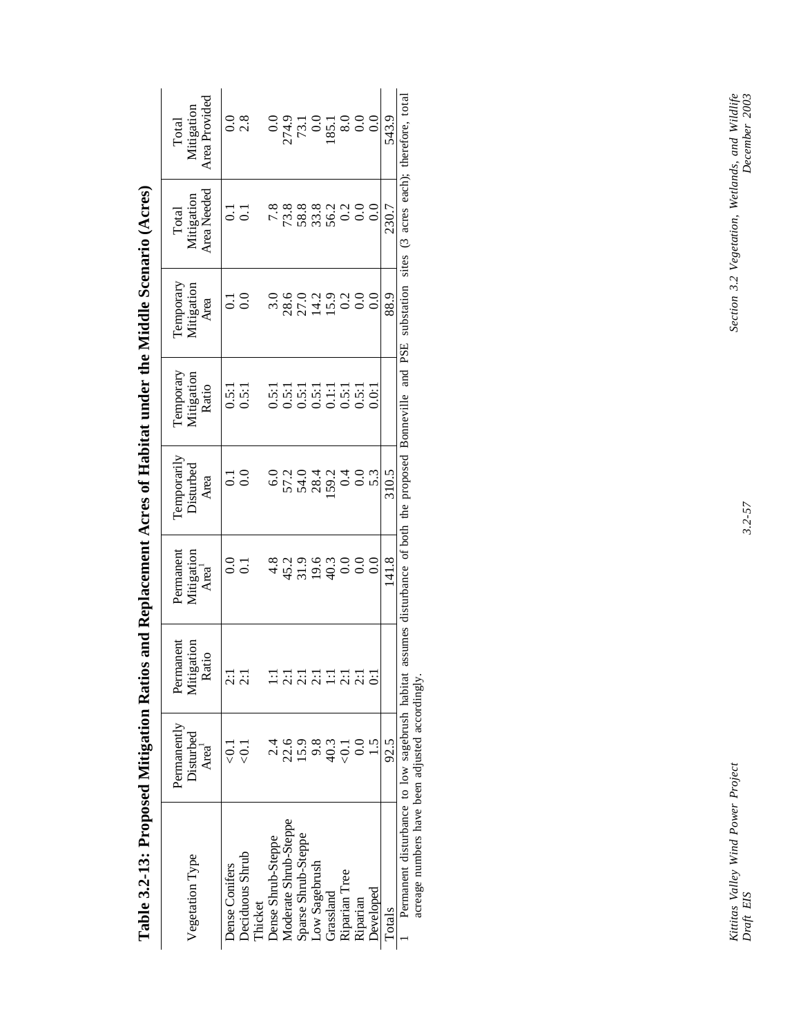# Table 3.2-13: Proposed Mitigation Ratios and Replacement Acres of Habitat under the Middle Scenario (Acres)

| Vegetation Type | Permanently Disturbed Area[1] | Permanent Mitigation Ratio | Permanent Mitigation Area[1] | Temporarily Disturbed Area | Temporary Mitigation Ratio | Temporary Mitigation Area | Total Mitigation Area Needed | Total Mitigation Area Provided |
|---|---|---|---|---|---|---|---|---|
| Dense Conifers | <0.1 | 2:1 | 0.0 | 0.1 | 0.5:1 | 0.1 | 0.1 | 0.0 |
| Deciduous Shrub Thicket | <0.1 | 2:1 | 0.1 | 0.0 | 0.5:1 | 0.0 | 0.1 | 2.8 |
| Dense Shrub-Steppe | 2.4 | 1:1 | 4.8 | 6.0 | 0.5:1 | 3.0 | 7.8 | 0.0 |
| Moderate Shrub-Steppe | 22.6 | 2:1 | 45.2 | 57.2 | 0.5:1 | 28.6 | 73.8 | 274.9 |
| Sparse Shrub-Steppe | 15.9 | 2:1 | 31.9 | 54.0 | 0.5:1 | 27.0 | 58.8 | 73.1 |
| Low Sagebrush | 9.8 | 2:1 | 19.6 | 28.4 | 0.5:1 | 14.2 | 33.8 | 0.0 |
| Grassland | 40.3 | 1:1 | 40.3 | 159.2 | 0.1:1 | 15.9 | 56.2 | 185.1 |
| Riparian Tree | <0.1 | 2:1 | 0.0 | 0.4 | 0.5:1 | 0.2 | 0.2 | 8.0 |
| Riparian | 0.0 | 2:1 | 0.0 | 0.0 | 0.5:1 | 0.0 | 0.0 | 0.0 |
| Developed | 1.5 | 0:1 | 0.0 | 5.3 | 0.0:1 | 0.0 | 0.0 | 0.0 |
| Totals | 92.5 | | 141.8 | 310.5 | | 88.9 | 230.7 | 543.9 |

1 Permanent disturbance to low sagebrush habitat assumes disturbance of both the proposed Bonneville and PSE substation sites (3 acres each); therefore, total acreage numbers have been adjusted accordingly.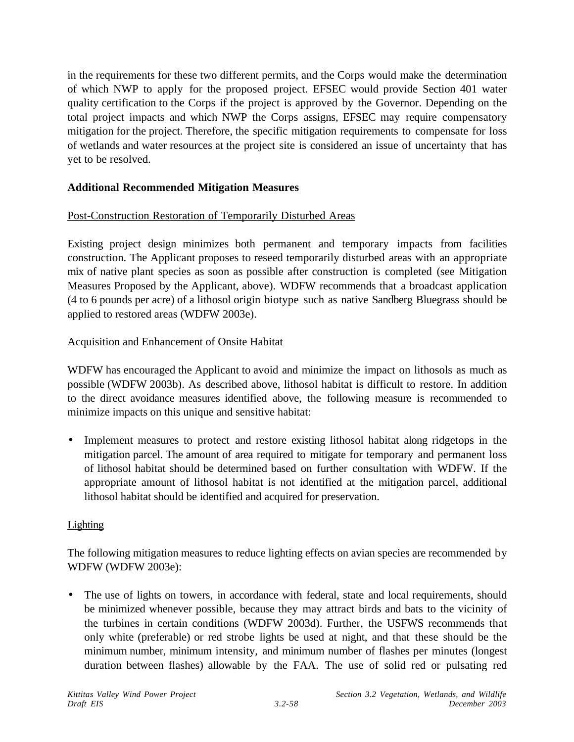in the requirements for these two different permits, and the Corps would make the determination of which NWP to apply for the proposed project. EFSEC would provide Section 401 water quality certification to the Corps if the project is approved by the Governor. Depending on the total project impacts and which NWP the Corps assigns, EFSEC may require compensatory mitigation for the project. Therefore, the specific mitigation requirements to compensate for loss of wetlands and water resources at the project site is considered an issue of uncertainty that has yet to be resolved.

**Additional Recommended Mitigation Measures**

Post-Construction Restoration of Temporarily Disturbed Areas

Existing project design minimizes both permanent and temporary impacts from facilities construction. The Applicant proposes to reseed temporarily disturbed areas with an appropriate mix of native plant species as soon as possible after construction is completed (see Mitigation Measures Proposed by the Applicant, above). WDFW recommends that a broadcast application (4 to 6 pounds per acre) of a lithosol origin biotype such as native Sandberg Bluegrass should be applied to restored areas (WDFW 2003e).

Acquisition and Enhancement of Onsite Habitat

WDFW has encouraged the Applicant to avoid and minimize the impact on lithosols as much as possible (WDFW 2003b). As described above, lithosol habitat is difficult to restore. In addition to the direct avoidance measures identified above, the following measure is recommended to minimize impacts on this unique and sensitive habitat:

- Implement measures to protect and restore existing lithosol habitat along ridgetops in the mitigation parcel. The amount of area required to mitigate for temporary and permanent loss of lithosol habitat should be determined based on further consultation with WDFW. If the appropriate amount of lithosol habitat is not identified at the mitigation parcel, additional lithosol habitat should be identified and acquired for preservation.

Lighting

The following mitigation measures to reduce lighting effects on avian species are recommended by WDFW (WDFW 2003e):

- The use of lights on towers, in accordance with federal, state and local requirements, should be minimized whenever possible, because they may attract birds and bats to the vicinity of the turbines in certain conditions (WDFW 2003d). Further, the USFWS recommends that only white (preferable) or red strobe lights be used at night, and that these should be the minimum number, minimum intensity, and minimum number of flashes per minutes (longest duration between flashes) allowable by the FAA. The use of solid red or pulsating red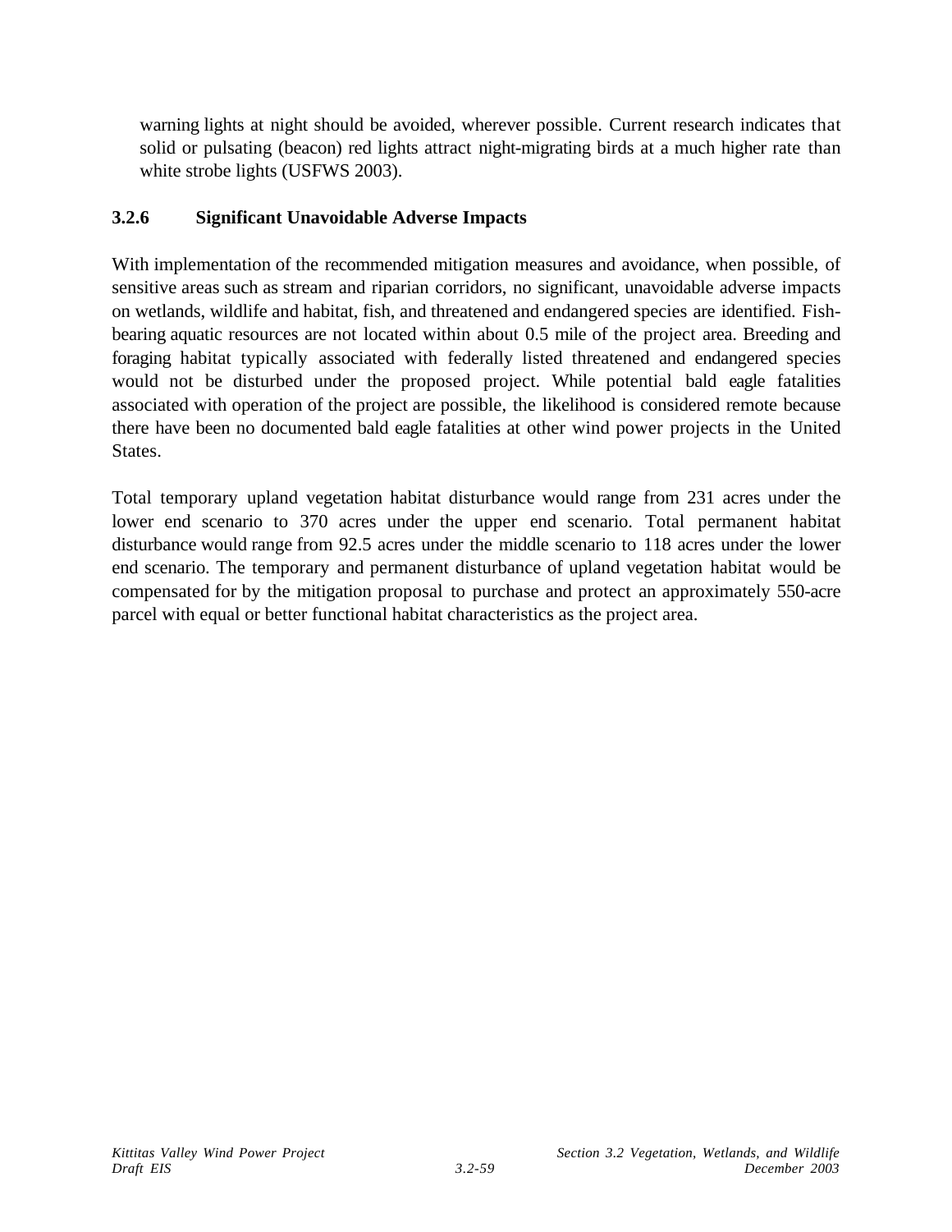warning lights at night should be avoided, wherever possible. Current research indicates that solid or pulsating (beacon) red lights attract night-migrating birds at a much higher rate than white strobe lights (USFWS 2003).

### 3.2.6 Significant Unavoidable Adverse Impacts

With implementation of the recommended mitigation measures and avoidance, when possible, of sensitive areas such as stream and riparian corridors, no significant, unavoidable adverse impacts on wetlands, wildlife and habitat, fish, and threatened and endangered species are identified. Fish-bearing aquatic resources are not located within about 0.5 mile of the project area. Breeding and foraging habitat typically associated with federally listed threatened and endangered species would not be disturbed under the proposed project. While potential bald eagle fatalities associated with operation of the project are possible, the likelihood is considered remote because there have been no documented bald eagle fatalities at other wind power projects in the United States.

Total temporary upland vegetation habitat disturbance would range from 231 acres under the lower end scenario to 370 acres under the upper end scenario. Total permanent habitat disturbance would range from 92.5 acres under the middle scenario to 118 acres under the lower end scenario. The temporary and permanent disturbance of upland vegetation habitat would be compensated for by the mitigation proposal to purchase and protect an approximately 550-acre parcel with equal or better functional habitat characteristics as the project area.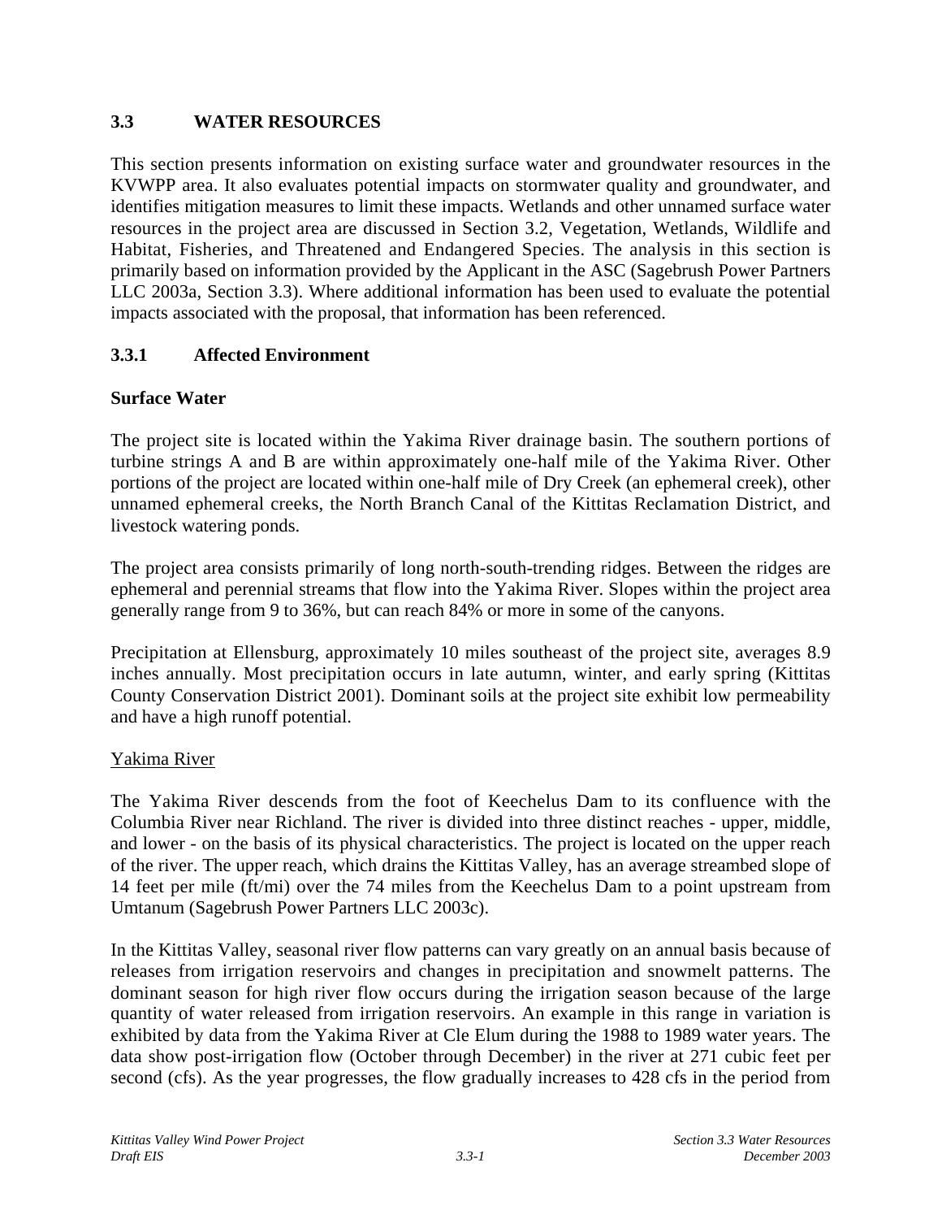## 3.3 WATER RESOURCES

This section presents information on existing surface water and groundwater resources in the KVWPP area. It also evaluates potential impacts on stormwater quality and groundwater, and identifies mitigation measures to limit these impacts. Wetlands and other unnamed surface water resources in the project area are discussed in Section 3.2, Vegetation, Wetlands, Wildlife and Habitat, Fisheries, and Threatened and Endangered Species. The analysis in this section is primarily based on information provided by the Applicant in the ASC (Sagebrush Power Partners LLC 2003a, Section 3.3). Where additional information has been used to evaluate the potential impacts associated with the proposal, that information has been referenced.

### 3.3.1 Affected Environment

#### Surface Water

The project site is located within the Yakima River drainage basin. The southern portions of turbine strings A and B are within approximately one-half mile of the Yakima River. Other portions of the project are located within one-half mile of Dry Creek (an ephemeral creek), other unnamed ephemeral creeks, the North Branch Canal of the Kittitas Reclamation District, and livestock watering ponds.

The project area consists primarily of long north-south-trending ridges. Between the ridges are ephemeral and perennial streams that flow into the Yakima River. Slopes within the project area generally range from 9 to 36%, but can reach 84% or more in some of the canyons.

Precipitation at Ellensburg, approximately 10 miles southeast of the project site, averages 8.9 inches annually. Most precipitation occurs in late autumn, winter, and early spring (Kittitas County Conservation District 2001). Dominant soils at the project site exhibit low permeability and have a high runoff potential.

<u>Yakima River</u>

The Yakima River descends from the foot of Keechelus Dam to its confluence with the Columbia River near Richland. The river is divided into three distinct reaches - upper, middle, and lower - on the basis of its physical characteristics. The project is located on the upper reach of the river. The upper reach, which drains the Kittitas Valley, has an average streambed slope of 14 feet per mile (ft/mi) over the 74 miles from the Keechelus Dam to a point upstream from Umtanum (Sagebrush Power Partners LLC 2003c).

In the Kittitas Valley, seasonal river flow patterns can vary greatly on an annual basis because of releases from irrigation reservoirs and changes in precipitation and snowmelt patterns. The dominant season for high river flow occurs during the irrigation season because of the large quantity of water released from irrigation reservoirs. An example in this range in variation is exhibited by data from the Yakima River at Cle Elum during the 1988 to 1989 water years. The data show post-irrigation flow (October through December) in the river at 271 cubic feet per second (cfs). As the year progresses, the flow gradually increases to 428 cfs in the period from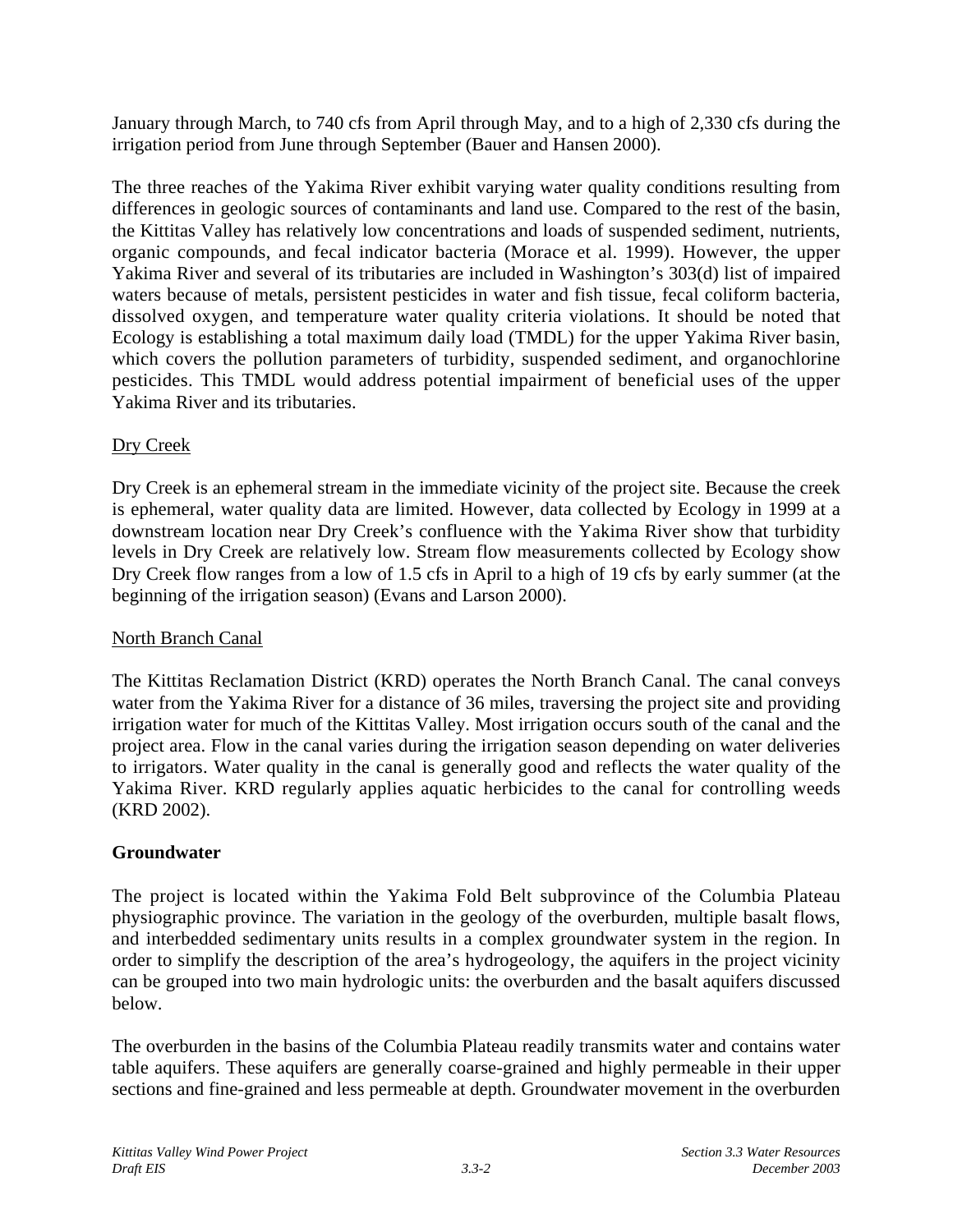January through March, to 740 cfs from April through May, and to a high of 2,330 cfs during the irrigation period from June through September (Bauer and Hansen 2000).

The three reaches of the Yakima River exhibit varying water quality conditions resulting from differences in geologic sources of contaminants and land use. Compared to the rest of the basin, the Kittitas Valley has relatively low concentrations and loads of suspended sediment, nutrients, organic compounds, and fecal indicator bacteria (Morace et al. 1999). However, the upper Yakima River and several of its tributaries are included in Washington's 303(d) list of impaired waters because of metals, persistent pesticides in water and fish tissue, fecal coliform bacteria, dissolved oxygen, and temperature water quality criteria violations. It should be noted that Ecology is establishing a total maximum daily load (TMDL) for the upper Yakima River basin, which covers the pollution parameters of turbidity, suspended sediment, and organochlorine pesticides. This TMDL would address potential impairment of beneficial uses of the upper Yakima River and its tributaries.

Dry Creek

Dry Creek is an ephemeral stream in the immediate vicinity of the project site. Because the creek is ephemeral, water quality data are limited. However, data collected by Ecology in 1999 at a downstream location near Dry Creek's confluence with the Yakima River show that turbidity levels in Dry Creek are relatively low. Stream flow measurements collected by Ecology show Dry Creek flow ranges from a low of 1.5 cfs in April to a high of 19 cfs by early summer (at the beginning of the irrigation season) (Evans and Larson 2000).

North Branch Canal

The Kittitas Reclamation District (KRD) operates the North Branch Canal. The canal conveys water from the Yakima River for a distance of 36 miles, traversing the project site and providing irrigation water for much of the Kittitas Valley. Most irrigation occurs south of the canal and the project area. Flow in the canal varies during the irrigation season depending on water deliveries to irrigators. Water quality in the canal is generally good and reflects the water quality of the Yakima River. KRD regularly applies aquatic herbicides to the canal for controlling weeds (KRD 2002).

**Groundwater**

The project is located within the Yakima Fold Belt subprovince of the Columbia Plateau physiographic province. The variation in the geology of the overburden, multiple basalt flows, and interbedded sedimentary units results in a complex groundwater system in the region. In order to simplify the description of the area's hydrogeology, the aquifers in the project vicinity can be grouped into two main hydrologic units: the overburden and the basalt aquifers discussed below.

The overburden in the basins of the Columbia Plateau readily transmits water and contains water table aquifers. These aquifers are generally coarse-grained and highly permeable in their upper sections and fine-grained and less permeable at depth. Groundwater movement in the overburden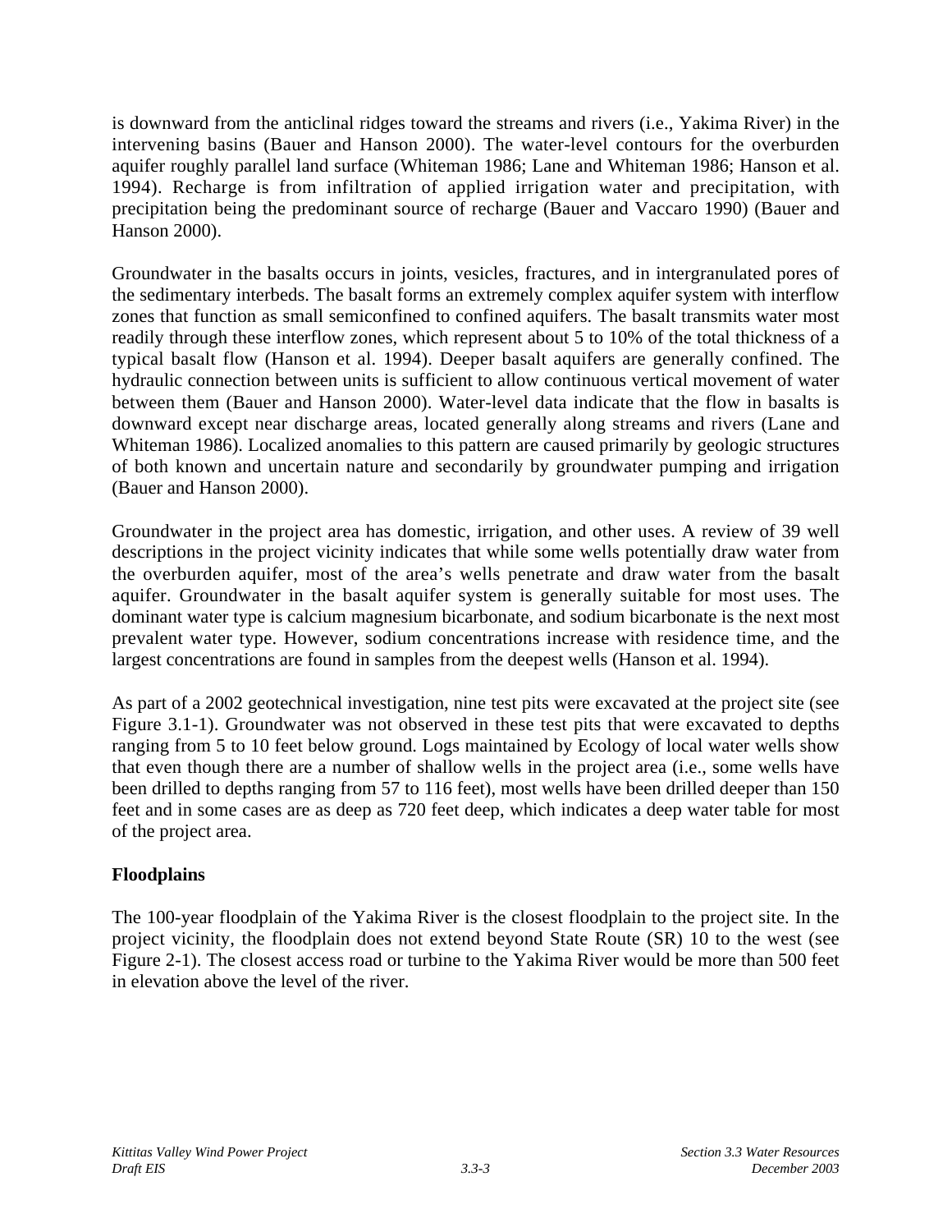is downward from the anticlinal ridges toward the streams and rivers (i.e., Yakima River) in the intervening basins (Bauer and Hanson 2000). The water-level contours for the overburden aquifer roughly parallel land surface (Whiteman 1986; Lane and Whiteman 1986; Hanson et al. 1994). Recharge is from infiltration of applied irrigation water and precipitation, with precipitation being the predominant source of recharge (Bauer and Vaccaro 1990) (Bauer and Hanson 2000).

Groundwater in the basalts occurs in joints, vesicles, fractures, and in intergranulated pores of the sedimentary interbeds. The basalt forms an extremely complex aquifer system with interflow zones that function as small semiconfined to confined aquifers. The basalt transmits water most readily through these interflow zones, which represent about 5 to 10% of the total thickness of a typical basalt flow (Hanson et al. 1994). Deeper basalt aquifers are generally confined. The hydraulic connection between units is sufficient to allow continuous vertical movement of water between them (Bauer and Hanson 2000). Water-level data indicate that the flow in basalts is downward except near discharge areas, located generally along streams and rivers (Lane and Whiteman 1986). Localized anomalies to this pattern are caused primarily by geologic structures of both known and uncertain nature and secondarily by groundwater pumping and irrigation (Bauer and Hanson 2000).

Groundwater in the project area has domestic, irrigation, and other uses. A review of 39 well descriptions in the project vicinity indicates that while some wells potentially draw water from the overburden aquifer, most of the area's wells penetrate and draw water from the basalt aquifer. Groundwater in the basalt aquifer system is generally suitable for most uses. The dominant water type is calcium magnesium bicarbonate, and sodium bicarbonate is the next most prevalent water type. However, sodium concentrations increase with residence time, and the largest concentrations are found in samples from the deepest wells (Hanson et al. 1994).

As part of a 2002 geotechnical investigation, nine test pits were excavated at the project site (see Figure 3.1-1). Groundwater was not observed in these test pits that were excavated to depths ranging from 5 to 10 feet below ground. Logs maintained by Ecology of local water wells show that even though there are a number of shallow wells in the project area (i.e., some wells have been drilled to depths ranging from 57 to 116 feet), most wells have been drilled deeper than 150 feet and in some cases are as deep as 720 feet deep, which indicates a deep water table for most of the project area.

**Floodplains**

The 100-year floodplain of the Yakima River is the closest floodplain to the project site. In the project vicinity, the floodplain does not extend beyond State Route (SR) 10 to the west (see Figure 2-1). The closest access road or turbine to the Yakima River would be more than 500 feet in elevation above the level of the river.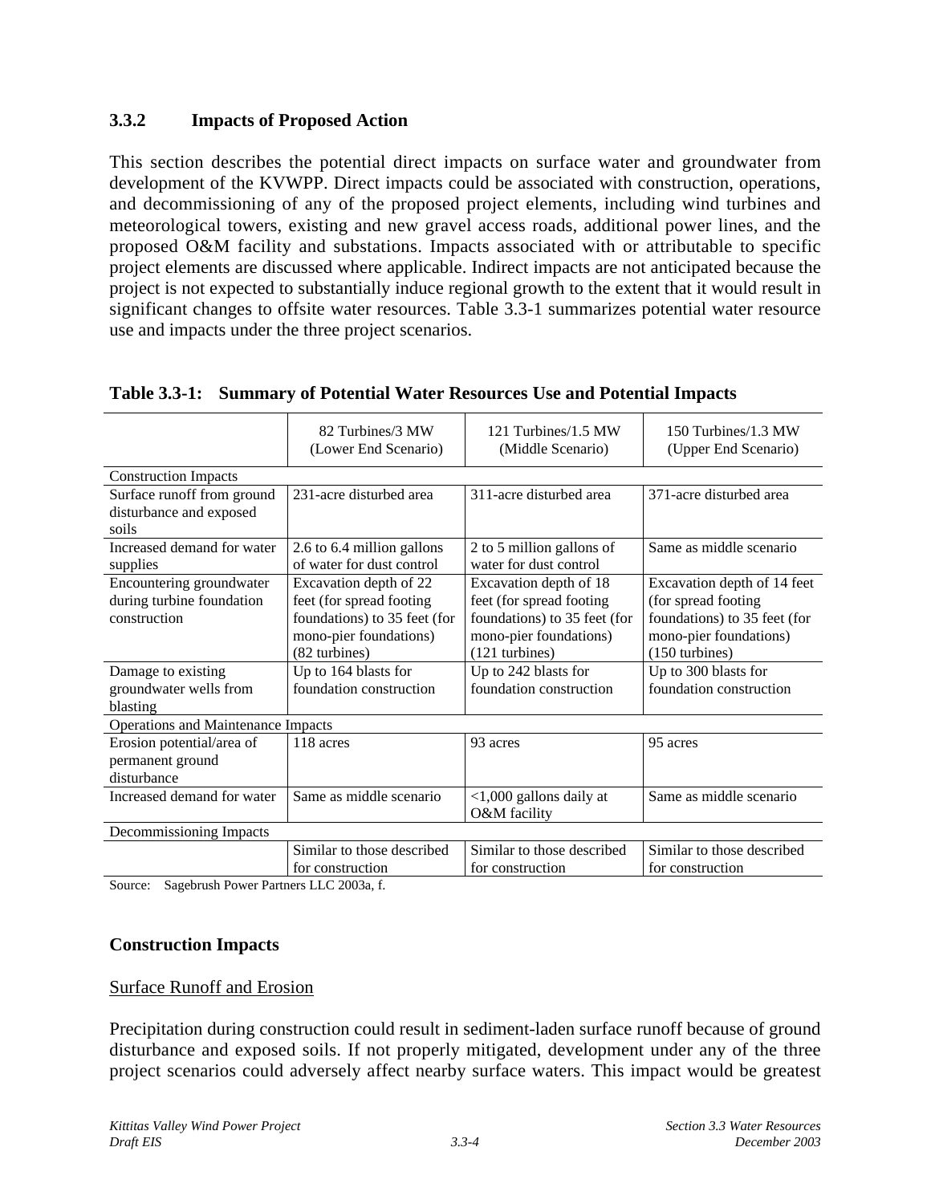### 3.3.2 Impacts of Proposed Action

This section describes the potential direct impacts on surface water and groundwater from development of the KVWPP. Direct impacts could be associated with construction, operations, and decommissioning of any of the proposed project elements, including wind turbines and meteorological towers, existing and new gravel access roads, additional power lines, and the proposed O&M facility and substations. Impacts associated with or attributable to specific project elements are discussed where applicable. Indirect impacts are not anticipated because the project is not expected to substantially induce regional growth to the extent that it would result in significant changes to offsite water resources. Table 3.3-1 summarizes potential water resource use and impacts under the three project scenarios.

**Table 3.3-1: Summary of Potential Water Resources Use and Potential Impacts**

| | 82 Turbines/3 MW (Lower End Scenario) | 121 Turbines/1.5 MW (Middle Scenario) | 150 Turbines/1.3 MW (Upper End Scenario) |
|---|---|---|---|
| Construction Impacts | | | |
| Surface runoff from ground disturbance and exposed soils | 231-acre disturbed area | 311-acre disturbed area | 371-acre disturbed area |
| Increased demand for water supplies | 2.6 to 6.4 million gallons of water for dust control | 2 to 5 million gallons of water for dust control | Same as middle scenario |
| Encountering groundwater during turbine foundation construction | Excavation depth of 22 feet (for spread footing foundations) to 35 feet (for mono-pier foundations) (82 turbines) | Excavation depth of 18 feet (for spread footing foundations) to 35 feet (for mono-pier foundations) (121 turbines) | Excavation depth of 14 feet (for spread footing foundations) to 35 feet (for mono-pier foundations) (150 turbines) |
| Damage to existing groundwater wells from blasting | Up to 164 blasts for foundation construction | Up to 242 blasts for foundation construction | Up to 300 blasts for foundation construction |
| Operations and Maintenance Impacts | | | |
| Erosion potential/area of permanent ground disturbance | 118 acres | 93 acres | 95 acres |
| Increased demand for water | Same as middle scenario | <1,000 gallons daily at O&M facility | Same as middle scenario |
| Decommissioning Impacts | | | |
| | Similar to those described for construction | Similar to those described for construction | Similar to those described for construction |

Source: Sagebrush Power Partners LLC 2003a, f.

### Construction Impacts

<u>Surface Runoff and Erosion</u>

Precipitation during construction could result in sediment-laden surface runoff because of ground disturbance and exposed soils. If not properly mitigated, development under any of the three project scenarios could adversely affect nearby surface waters. This impact would be greatest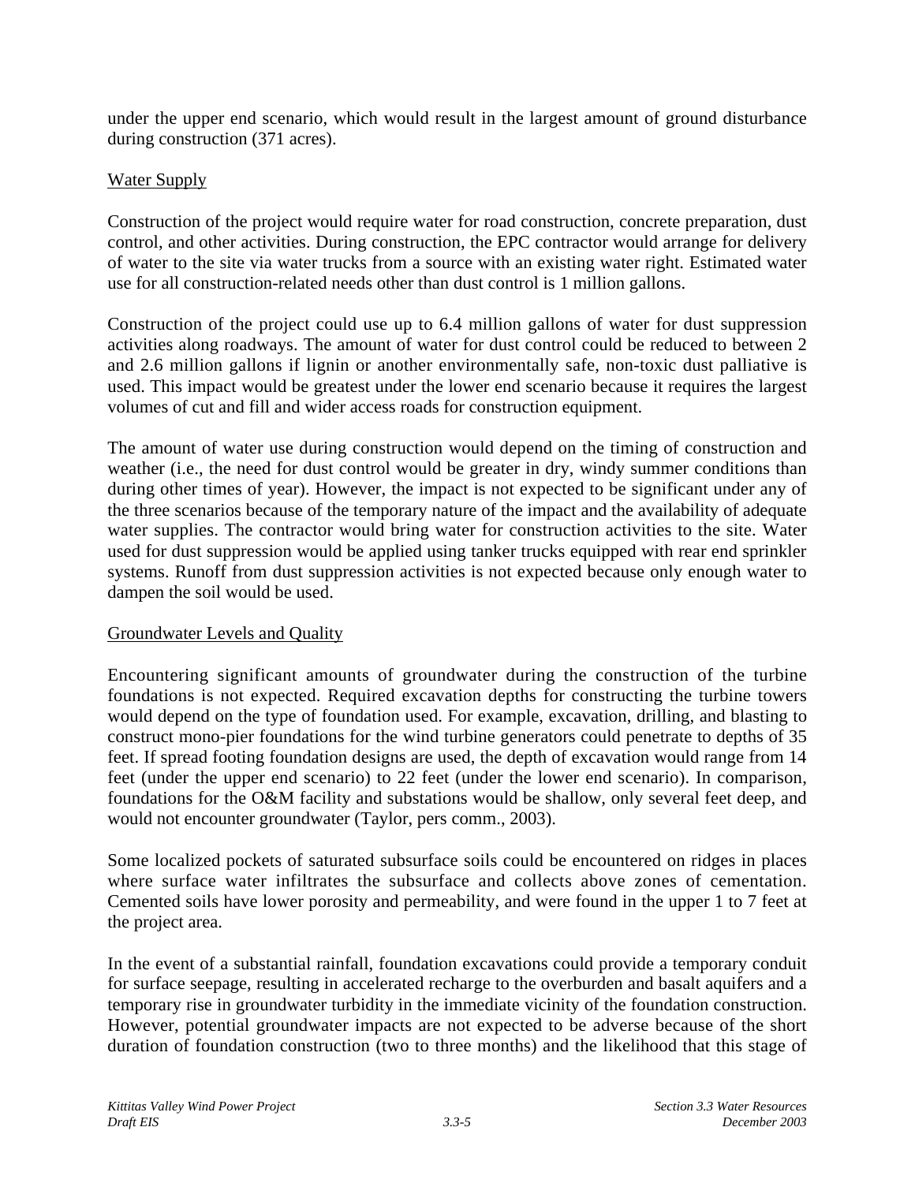under the upper end scenario, which would result in the largest amount of ground disturbance during construction (371 acres).

<u>Water Supply</u>

Construction of the project would require water for road construction, concrete preparation, dust control, and other activities. During construction, the EPC contractor would arrange for delivery of water to the site via water trucks from a source with an existing water right. Estimated water use for all construction-related needs other than dust control is 1 million gallons.

Construction of the project could use up to 6.4 million gallons of water for dust suppression activities along roadways. The amount of water for dust control could be reduced to between 2 and 2.6 million gallons if lignin or another environmentally safe, non-toxic dust palliative is used. This impact would be greatest under the lower end scenario because it requires the largest volumes of cut and fill and wider access roads for construction equipment.

The amount of water use during construction would depend on the timing of construction and weather (i.e., the need for dust control would be greater in dry, windy summer conditions than during other times of year). However, the impact is not expected to be significant under any of the three scenarios because of the temporary nature of the impact and the availability of adequate water supplies. The contractor would bring water for construction activities to the site. Water used for dust suppression would be applied using tanker trucks equipped with rear end sprinkler systems. Runoff from dust suppression activities is not expected because only enough water to dampen the soil would be used.

<u>Groundwater Levels and Quality</u>

Encountering significant amounts of groundwater during the construction of the turbine foundations is not expected. Required excavation depths for constructing the turbine towers would depend on the type of foundation used. For example, excavation, drilling, and blasting to construct mono-pier foundations for the wind turbine generators could penetrate to depths of 35 feet. If spread footing foundation designs are used, the depth of excavation would range from 14 feet (under the upper end scenario) to 22 feet (under the lower end scenario). In comparison, foundations for the O&M facility and substations would be shallow, only several feet deep, and would not encounter groundwater (Taylor, pers comm., 2003).

Some localized pockets of saturated subsurface soils could be encountered on ridges in places where surface water infiltrates the subsurface and collects above zones of cementation. Cemented soils have lower porosity and permeability, and were found in the upper 1 to 7 feet at the project area.

In the event of a substantial rainfall, foundation excavations could provide a temporary conduit for surface seepage, resulting in accelerated recharge to the overburden and basalt aquifers and a temporary rise in groundwater turbidity in the immediate vicinity of the foundation construction. However, potential groundwater impacts are not expected to be adverse because of the short duration of foundation construction (two to three months) and the likelihood that this stage of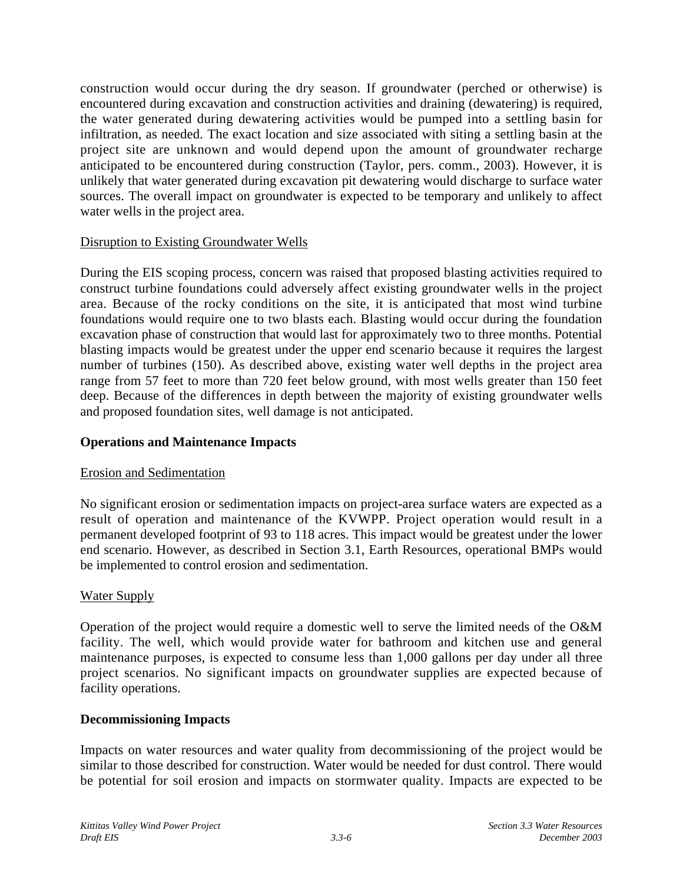construction would occur during the dry season. If groundwater (perched or otherwise) is encountered during excavation and construction activities and draining (dewatering) is required, the water generated during dewatering activities would be pumped into a settling basin for infiltration, as needed. The exact location and size associated with siting a settling basin at the project site are unknown and would depend upon the amount of groundwater recharge anticipated to be encountered during construction (Taylor, pers. comm., 2003). However, it is unlikely that water generated during excavation pit dewatering would discharge to surface water sources. The overall impact on groundwater is expected to be temporary and unlikely to affect water wells in the project area.

Disruption to Existing Groundwater Wells

During the EIS scoping process, concern was raised that proposed blasting activities required to construct turbine foundations could adversely affect existing groundwater wells in the project area. Because of the rocky conditions on the site, it is anticipated that most wind turbine foundations would require one to two blasts each. Blasting would occur during the foundation excavation phase of construction that would last for approximately two to three months. Potential blasting impacts would be greatest under the upper end scenario because it requires the largest number of turbines (150). As described above, existing water well depths in the project area range from 57 feet to more than 720 feet below ground, with most wells greater than 150 feet deep. Because of the differences in depth between the majority of existing groundwater wells and proposed foundation sites, well damage is not anticipated.

**Operations and Maintenance Impacts**

Erosion and Sedimentation

No significant erosion or sedimentation impacts on project-area surface waters are expected as a result of operation and maintenance of the KVWPP. Project operation would result in a permanent developed footprint of 93 to 118 acres. This impact would be greatest under the lower end scenario. However, as described in Section 3.1, Earth Resources, operational BMPs would be implemented to control erosion and sedimentation.

Water Supply

Operation of the project would require a domestic well to serve the limited needs of the O&M facility. The well, which would provide water for bathroom and kitchen use and general maintenance purposes, is expected to consume less than 1,000 gallons per day under all three project scenarios. No significant impacts on groundwater supplies are expected because of facility operations.

**Decommissioning Impacts**

Impacts on water resources and water quality from decommissioning of the project would be similar to those described for construction. Water would be needed for dust control. There would be potential for soil erosion and impacts on stormwater quality. Impacts are expected to be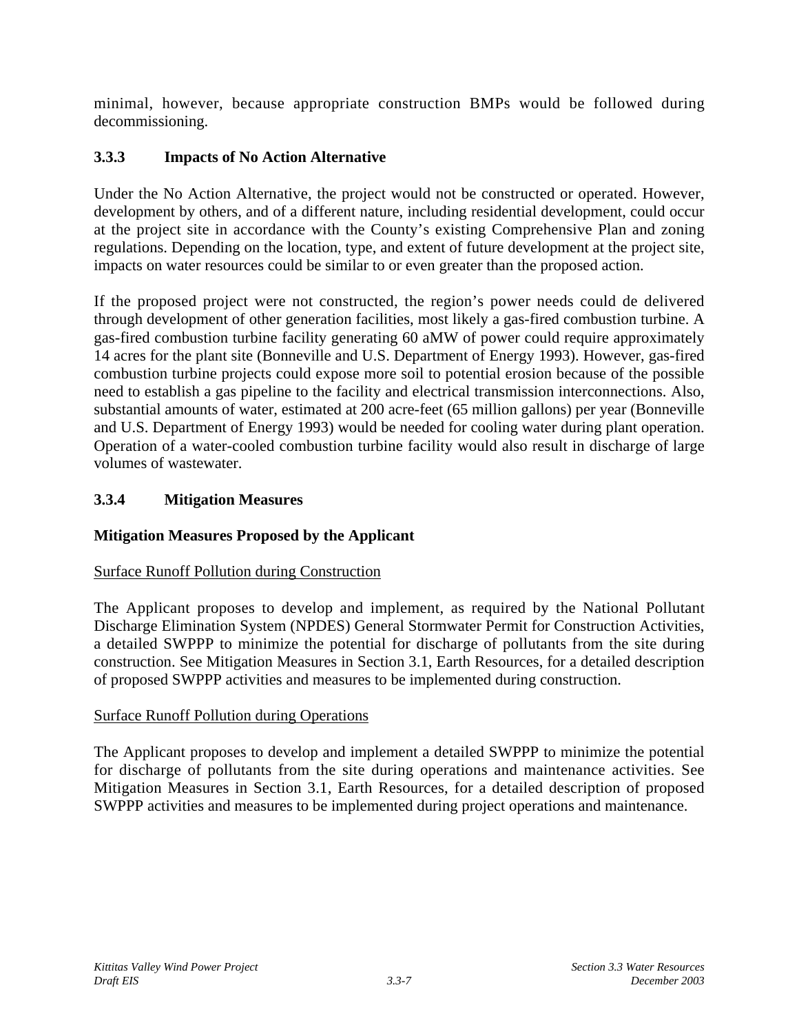minimal, however, because appropriate construction BMPs would be followed during decommissioning.

### 3.3.3 Impacts of No Action Alternative

Under the No Action Alternative, the project would not be constructed or operated. However, development by others, and of a different nature, including residential development, could occur at the project site in accordance with the County's existing Comprehensive Plan and zoning regulations. Depending on the location, type, and extent of future development at the project site, impacts on water resources could be similar to or even greater than the proposed action.

If the proposed project were not constructed, the region's power needs could de delivered through development of other generation facilities, most likely a gas-fired combustion turbine. A gas-fired combustion turbine facility generating 60 aMW of power could require approximately 14 acres for the plant site (Bonneville and U.S. Department of Energy 1993). However, gas-fired combustion turbine projects could expose more soil to potential erosion because of the possible need to establish a gas pipeline to the facility and electrical transmission interconnections. Also, substantial amounts of water, estimated at 200 acre-feet (65 million gallons) per year (Bonneville and U.S. Department of Energy 1993) would be needed for cooling water during plant operation. Operation of a water-cooled combustion turbine facility would also result in discharge of large volumes of wastewater.

### 3.3.4 Mitigation Measures

**Mitigation Measures Proposed by the Applicant**

<u>Surface Runoff Pollution during Construction</u>

The Applicant proposes to develop and implement, as required by the National Pollutant Discharge Elimination System (NPDES) General Stormwater Permit for Construction Activities, a detailed SWPPP to minimize the potential for discharge of pollutants from the site during construction. See Mitigation Measures in Section 3.1, Earth Resources, for a detailed description of proposed SWPPP activities and measures to be implemented during construction.

<u>Surface Runoff Pollution during Operations</u>

The Applicant proposes to develop and implement a detailed SWPPP to minimize the potential for discharge of pollutants from the site during operations and maintenance activities. See Mitigation Measures in Section 3.1, Earth Resources, for a detailed description of proposed SWPPP activities and measures to be implemented during project operations and maintenance.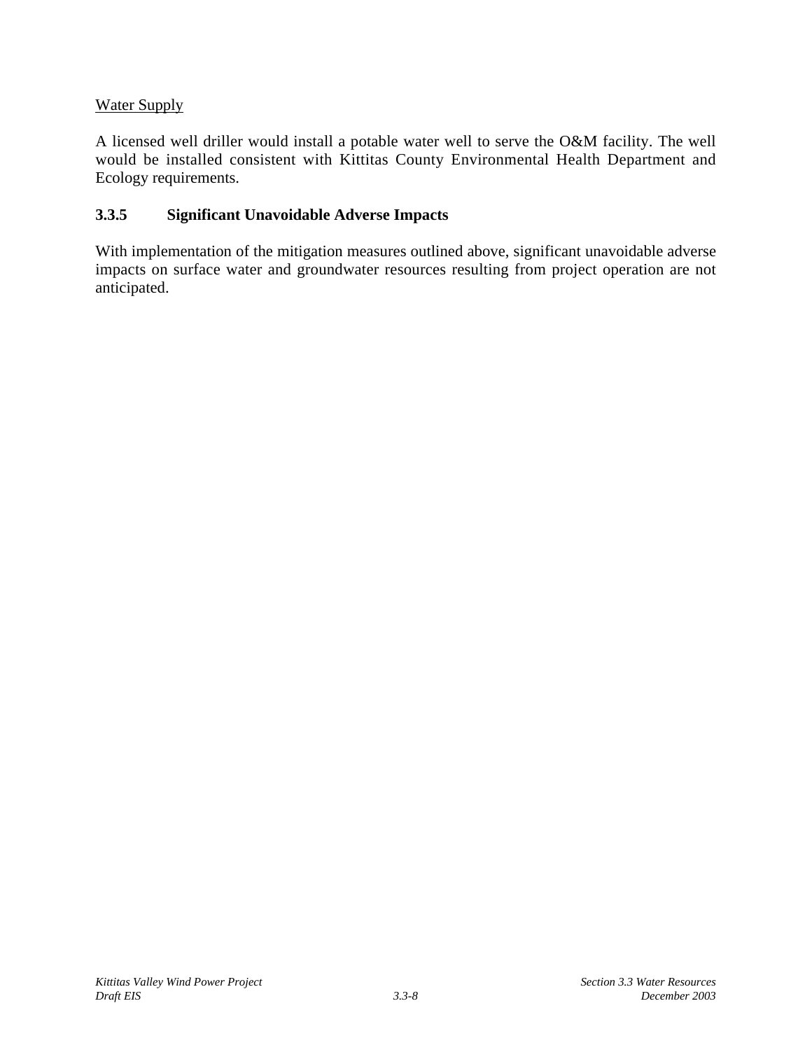Water Supply

A licensed well driller would install a potable water well to serve the O&M facility. The well would be installed consistent with Kittitas County Environmental Health Department and Ecology requirements.

### 3.3.5 Significant Unavoidable Adverse Impacts

With implementation of the mitigation measures outlined above, significant unavoidable adverse impacts on surface water and groundwater resources resulting from project operation are not anticipated.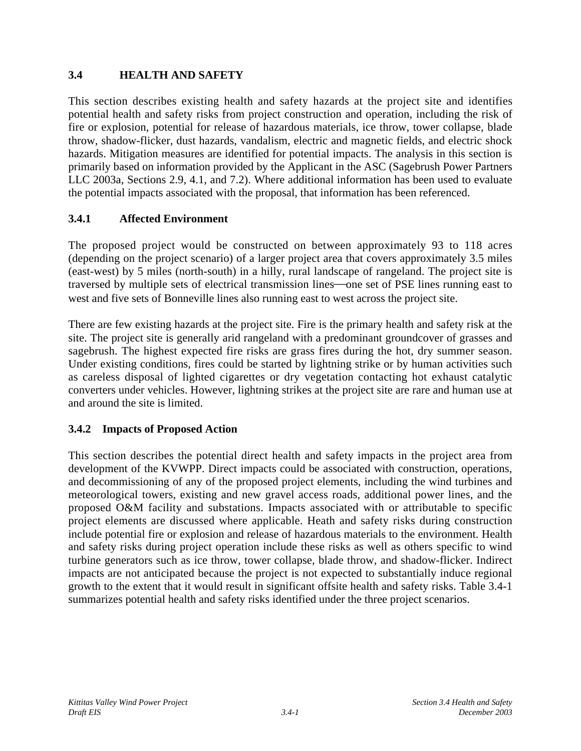## 3.4 HEALTH AND SAFETY

This section describes existing health and safety hazards at the project site and identifies potential health and safety risks from project construction and operation, including the risk of fire or explosion, potential for release of hazardous materials, ice throw, tower collapse, blade throw, shadow-flicker, dust hazards, vandalism, electric and magnetic fields, and electric shock hazards. Mitigation measures are identified for potential impacts. The analysis in this section is primarily based on information provided by the Applicant in the ASC (Sagebrush Power Partners LLC 2003a, Sections 2.9, 4.1, and 7.2). Where additional information has been used to evaluate the potential impacts associated with the proposal, that information has been referenced.

### 3.4.1 Affected Environment

The proposed project would be constructed on between approximately 93 to 118 acres (depending on the project scenario) of a larger project area that covers approximately 3.5 miles (east-west) by 5 miles (north-south) in a hilly, rural landscape of rangeland. The project site is traversed by multiple sets of electrical transmission lines—one set of PSE lines running east to west and five sets of Bonneville lines also running east to west across the project site.

There are few existing hazards at the project site. Fire is the primary health and safety risk at the site. The project site is generally arid rangeland with a predominant groundcover of grasses and sagebrush. The highest expected fire risks are grass fires during the hot, dry summer season. Under existing conditions, fires could be started by lightning strike or by human activities such as careless disposal of lighted cigarettes or dry vegetation contacting hot exhaust catalytic converters under vehicles. However, lightning strikes at the project site are rare and human use at and around the site is limited.

### 3.4.2 Impacts of Proposed Action

This section describes the potential direct health and safety impacts in the project area from development of the KVWPP. Direct impacts could be associated with construction, operations, and decommissioning of any of the proposed project elements, including the wind turbines and meteorological towers, existing and new gravel access roads, additional power lines, and the proposed O&M facility and substations. Impacts associated with or attributable to specific project elements are discussed where applicable. Heath and safety risks during construction include potential fire or explosion and release of hazardous materials to the environment. Health and safety risks during project operation include these risks as well as others specific to wind turbine generators such as ice throw, tower collapse, blade throw, and shadow-flicker. Indirect impacts are not anticipated because the project is not expected to substantially induce regional growth to the extent that it would result in significant offsite health and safety risks. Table 3.4-1 summarizes potential health and safety risks identified under the three project scenarios.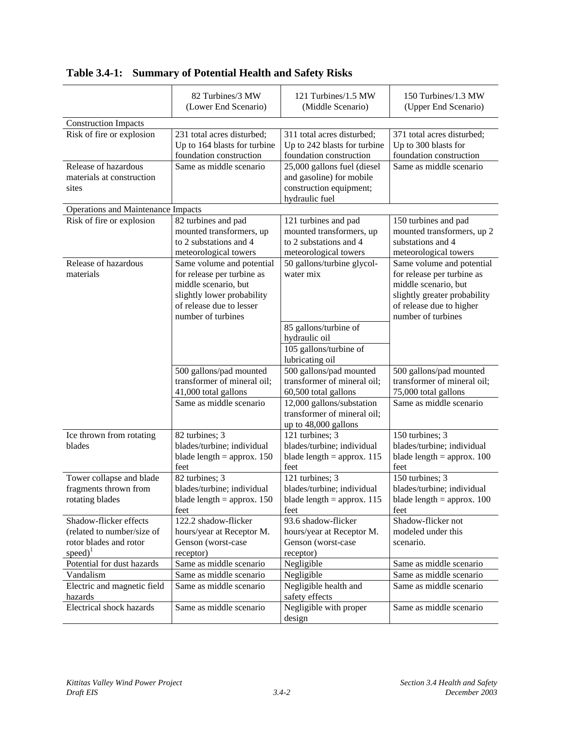**Table 3.4-1: Summary of Potential Health and Safety Risks**

| | 82 Turbines/3 MW (Lower End Scenario) | 121 Turbines/1.5 MW (Middle Scenario) | 150 Turbines/1.3 MW (Upper End Scenario) |
|---|---|---|---|
| Construction Impacts | | | |
| Risk of fire or explosion | 231 total acres disturbed; Up to 164 blasts for turbine foundation construction | 311 total acres disturbed; Up to 242 blasts for turbine foundation construction | 371 total acres disturbed; Up to 300 blasts for foundation construction |
| Release of hazardous materials at construction sites | Same as middle scenario | 25,000 gallons fuel (diesel and gasoline) for mobile construction equipment; hydraulic fuel | Same as middle scenario |
| Operations and Maintenance Impacts | | | |
| Risk of fire or explosion | 82 turbines and pad mounted transformers, up to 2 substations and 4 meteorological towers | 121 turbines and pad mounted transformers, up to 2 substations and 4 meteorological towers | 150 turbines and pad mounted transformers, up 2 substations and 4 meteorological towers |
| Release of hazardous materials | Same volume and potential for release per turbine as middle scenario, but slightly lower probability of release due to lesser number of turbines | 50 gallons/turbine glycol-water mix | Same volume and potential for release per turbine as middle scenario, but slightly greater probability of release due to higher number of turbines |
| | | 85 gallons/turbine of hydraulic oil | |
| | | 105 gallons/turbine of lubricating oil | |
| | 500 gallons/pad mounted transformer of mineral oil; 41,000 total gallons | 500 gallons/pad mounted transformer of mineral oil; 60,500 total gallons | 500 gallons/pad mounted transformer of mineral oil; 75,000 total gallons |
| | Same as middle scenario | 12,000 gallons/substation transformer of mineral oil; up to 48,000 gallons | Same as middle scenario |
| Ice thrown from rotating blades | 82 turbines; 3 blades/turbine; individual blade length = approx. 150 feet | 121 turbines; 3 blades/turbine; individual blade length = approx. 115 feet | 150 turbines; 3 blades/turbine; individual blade length = approx. 100 feet |
| Tower collapse and blade fragments thrown from rotating blades | 82 turbines; 3 blades/turbine; individual blade length = approx. 150 feet | 121 turbines; 3 blades/turbine; individual blade length = approx. 115 feet | 150 turbines; 3 blades/turbine; individual blade length = approx. 100 feet |
| Shadow-flicker effects (related to number/size of rotor blades and rotor speed)[1] | 122.2 shadow-flicker hours/year at Receptor M. Genson (worst-case receptor) | 93.6 shadow-flicker hours/year at Receptor M. Genson (worst-case receptor) | Shadow-flicker not modeled under this scenario. |
| Potential for dust hazards | Same as middle scenario | Negligible | Same as middle scenario |
| Vandalism | Same as middle scenario | Negligible | Same as middle scenario |
| Electric and magnetic field hazards | Same as middle scenario | Negligible health and safety effects | Same as middle scenario |
| Electrical shock hazards | Same as middle scenario | Negligible with proper design | Same as middle scenario |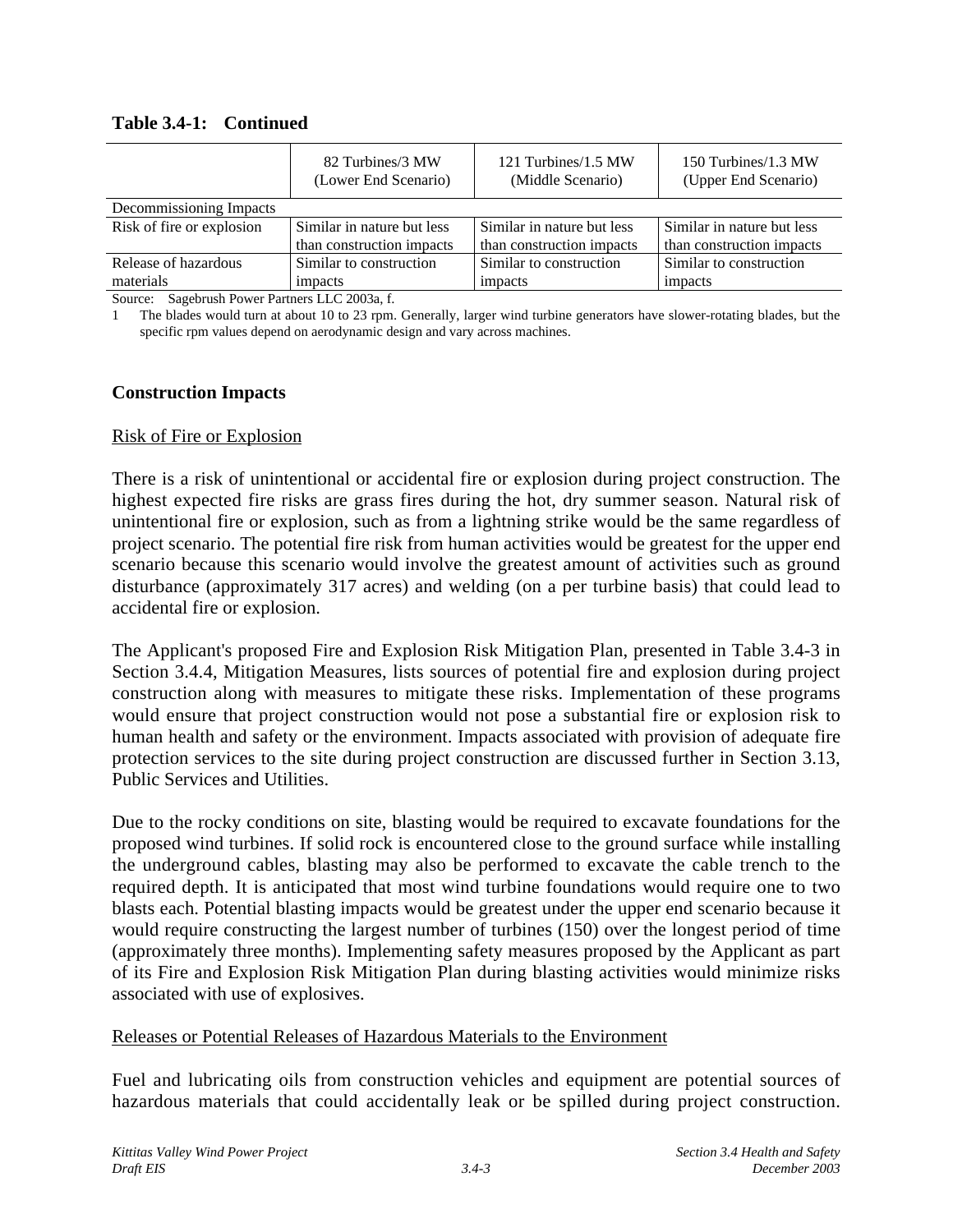**Table 3.4-1: Continued**

| | 82 Turbines/3 MW (Lower End Scenario) | 121 Turbines/1.5 MW (Middle Scenario) | 150 Turbines/1.3 MW (Upper End Scenario) |
|---|---|---|---|
| Decommissioning Impacts | | | |
| Risk of fire or explosion | Similar in nature but less than construction impacts | Similar in nature but less than construction impacts | Similar in nature but less than construction impacts |
| Release of hazardous materials | Similar to construction impacts | Similar to construction impacts | Similar to construction impacts |

Source: Sagebrush Power Partners LLC 2003a, f.

1 The blades would turn at about 10 to 23 rpm. Generally, larger wind turbine generators have slower-rotating blades, but the specific rpm values depend on aerodynamic design and vary across machines.

## Construction Impacts

Risk of Fire or Explosion

There is a risk of unintentional or accidental fire or explosion during project construction. The highest expected fire risks are grass fires during the hot, dry summer season. Natural risk of unintentional fire or explosion, such as from a lightning strike would be the same regardless of project scenario. The potential fire risk from human activities would be greatest for the upper end scenario because this scenario would involve the greatest amount of activities such as ground disturbance (approximately 317 acres) and welding (on a per turbine basis) that could lead to accidental fire or explosion.

The Applicant's proposed Fire and Explosion Risk Mitigation Plan, presented in Table 3.4-3 in Section 3.4.4, Mitigation Measures, lists sources of potential fire and explosion during project construction along with measures to mitigate these risks. Implementation of these programs would ensure that project construction would not pose a substantial fire or explosion risk to human health and safety or the environment. Impacts associated with provision of adequate fire protection services to the site during project construction are discussed further in Section 3.13, Public Services and Utilities.

Due to the rocky conditions on site, blasting would be required to excavate foundations for the proposed wind turbines. If solid rock is encountered close to the ground surface while installing the underground cables, blasting may also be performed to excavate the cable trench to the required depth. It is anticipated that most wind turbine foundations would require one to two blasts each. Potential blasting impacts would be greatest under the upper end scenario because it would require constructing the largest number of turbines (150) over the longest period of time (approximately three months). Implementing safety measures proposed by the Applicant as part of its Fire and Explosion Risk Mitigation Plan during blasting activities would minimize risks associated with use of explosives.

Releases or Potential Releases of Hazardous Materials to the Environment

Fuel and lubricating oils from construction vehicles and equipment are potential sources of hazardous materials that could accidentally leak or be spilled during project construction.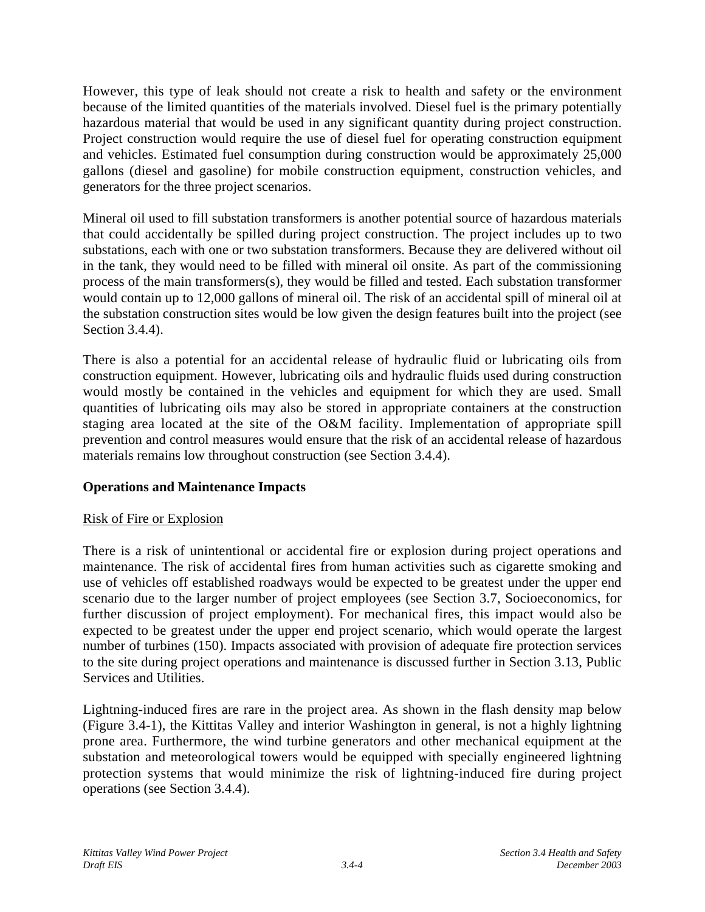However, this type of leak should not create a risk to health and safety or the environment because of the limited quantities of the materials involved. Diesel fuel is the primary potentially hazardous material that would be used in any significant quantity during project construction. Project construction would require the use of diesel fuel for operating construction equipment and vehicles. Estimated fuel consumption during construction would be approximately 25,000 gallons (diesel and gasoline) for mobile construction equipment, construction vehicles, and generators for the three project scenarios.

Mineral oil used to fill substation transformers is another potential source of hazardous materials that could accidentally be spilled during project construction. The project includes up to two substations, each with one or two substation transformers. Because they are delivered without oil in the tank, they would need to be filled with mineral oil onsite. As part of the commissioning process of the main transformers(s), they would be filled and tested. Each substation transformer would contain up to 12,000 gallons of mineral oil. The risk of an accidental spill of mineral oil at the substation construction sites would be low given the design features built into the project (see Section 3.4.4).

There is also a potential for an accidental release of hydraulic fluid or lubricating oils from construction equipment. However, lubricating oils and hydraulic fluids used during construction would mostly be contained in the vehicles and equipment for which they are used. Small quantities of lubricating oils may also be stored in appropriate containers at the construction staging area located at the site of the O&M facility. Implementation of appropriate spill prevention and control measures would ensure that the risk of an accidental release of hazardous materials remains low throughout construction (see Section 3.4.4).

**Operations and Maintenance Impacts**

Risk of Fire or Explosion

There is a risk of unintentional or accidental fire or explosion during project operations and maintenance. The risk of accidental fires from human activities such as cigarette smoking and use of vehicles off established roadways would be expected to be greatest under the upper end scenario due to the larger number of project employees (see Section 3.7, Socioeconomics, for further discussion of project employment). For mechanical fires, this impact would also be expected to be greatest under the upper end project scenario, which would operate the largest number of turbines (150). Impacts associated with provision of adequate fire protection services to the site during project operations and maintenance is discussed further in Section 3.13, Public Services and Utilities.

Lightning-induced fires are rare in the project area. As shown in the flash density map below (Figure 3.4-1), the Kittitas Valley and interior Washington in general, is not a highly lightning prone area. Furthermore, the wind turbine generators and other mechanical equipment at the substation and meteorological towers would be equipped with specially engineered lightning protection systems that would minimize the risk of lightning-induced fire during project operations (see Section 3.4.4).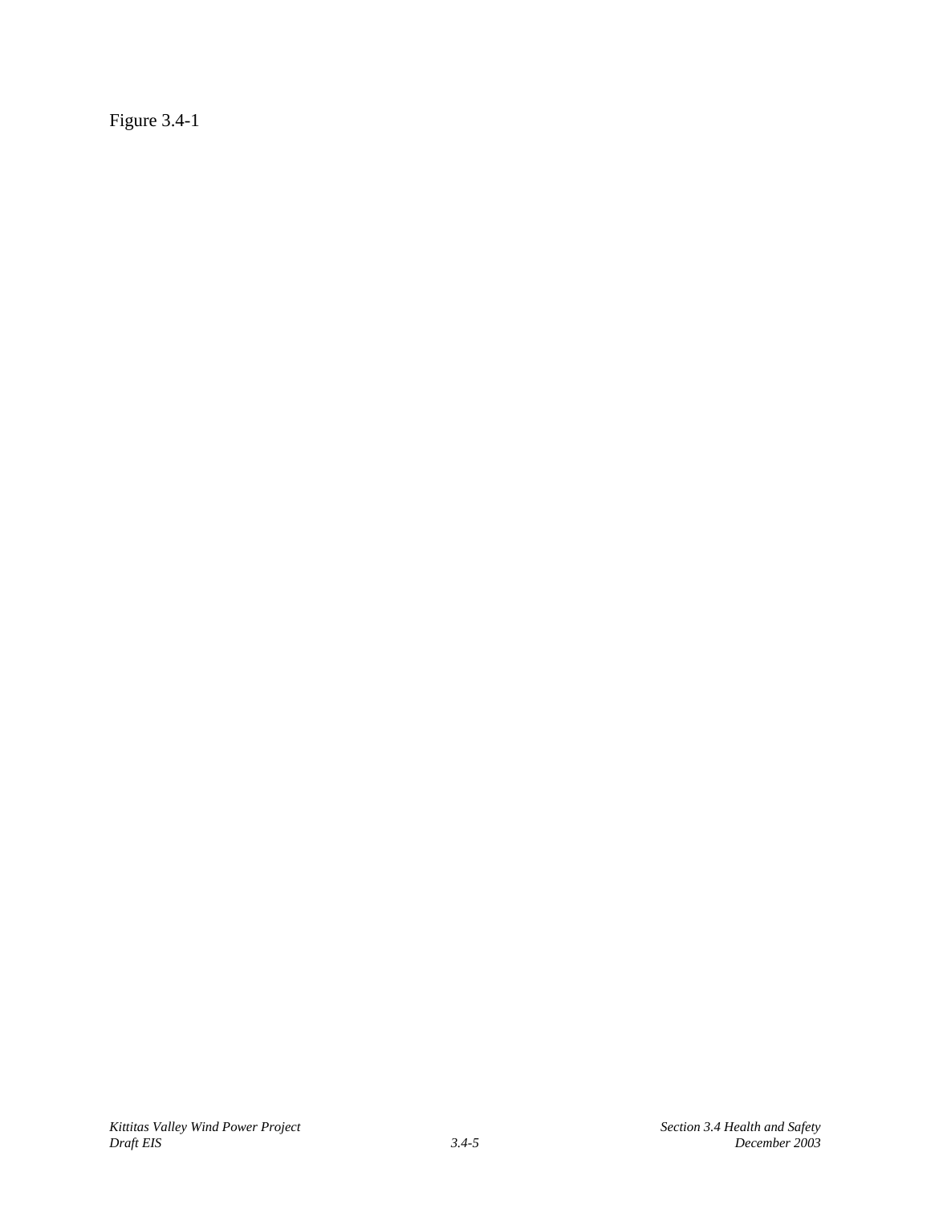Figure 3.4-1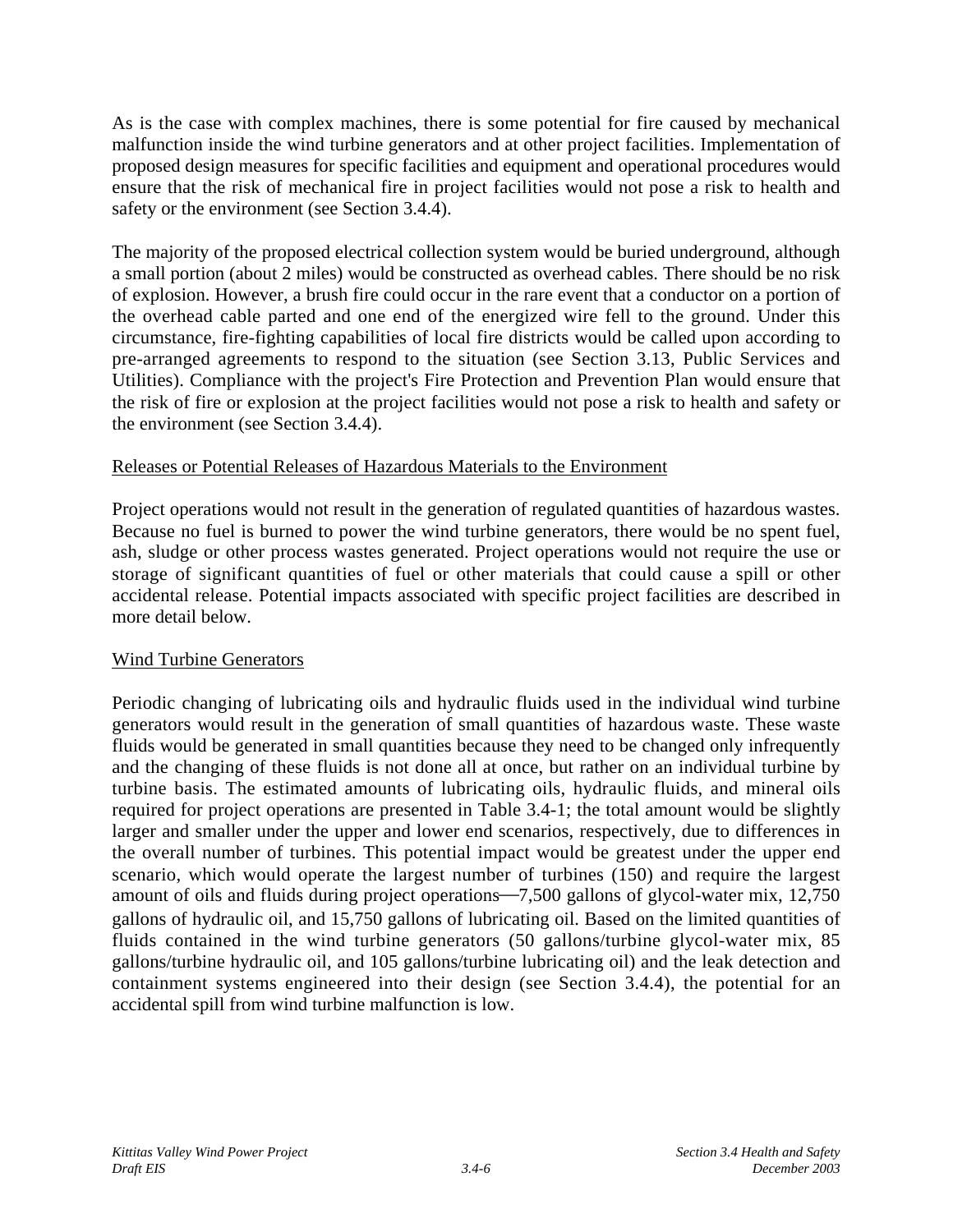As is the case with complex machines, there is some potential for fire caused by mechanical malfunction inside the wind turbine generators and at other project facilities. Implementation of proposed design measures for specific facilities and equipment and operational procedures would ensure that the risk of mechanical fire in project facilities would not pose a risk to health and safety or the environment (see Section 3.4.4).

The majority of the proposed electrical collection system would be buried underground, although a small portion (about 2 miles) would be constructed as overhead cables. There should be no risk of explosion. However, a brush fire could occur in the rare event that a conductor on a portion of the overhead cable parted and one end of the energized wire fell to the ground. Under this circumstance, fire-fighting capabilities of local fire districts would be called upon according to pre-arranged agreements to respond to the situation (see Section 3.13, Public Services and Utilities). Compliance with the project's Fire Protection and Prevention Plan would ensure that the risk of fire or explosion at the project facilities would not pose a risk to health and safety or the environment (see Section 3.4.4).

<u>Releases or Potential Releases of Hazardous Materials to the Environment</u>

Project operations would not result in the generation of regulated quantities of hazardous wastes. Because no fuel is burned to power the wind turbine generators, there would be no spent fuel, ash, sludge or other process wastes generated. Project operations would not require the use or storage of significant quantities of fuel or other materials that could cause a spill or other accidental release. Potential impacts associated with specific project facilities are described in more detail below.

<u>Wind Turbine Generators</u>

Periodic changing of lubricating oils and hydraulic fluids used in the individual wind turbine generators would result in the generation of small quantities of hazardous waste. These waste fluids would be generated in small quantities because they need to be changed only infrequently and the changing of these fluids is not done all at once, but rather on an individual turbine by turbine basis. The estimated amounts of lubricating oils, hydraulic fluids, and mineral oils required for project operations are presented in Table 3.4-1; the total amount would be slightly larger and smaller under the upper and lower end scenarios, respectively, due to differences in the overall number of turbines. This potential impact would be greatest under the upper end scenario, which would operate the largest number of turbines (150) and require the largest amount of oils and fluids during project operations—7,500 gallons of glycol-water mix, 12,750 gallons of hydraulic oil, and 15,750 gallons of lubricating oil. Based on the limited quantities of fluids contained in the wind turbine generators (50 gallons/turbine glycol-water mix, 85 gallons/turbine hydraulic oil, and 105 gallons/turbine lubricating oil) and the leak detection and containment systems engineered into their design (see Section 3.4.4), the potential for an accidental spill from wind turbine malfunction is low.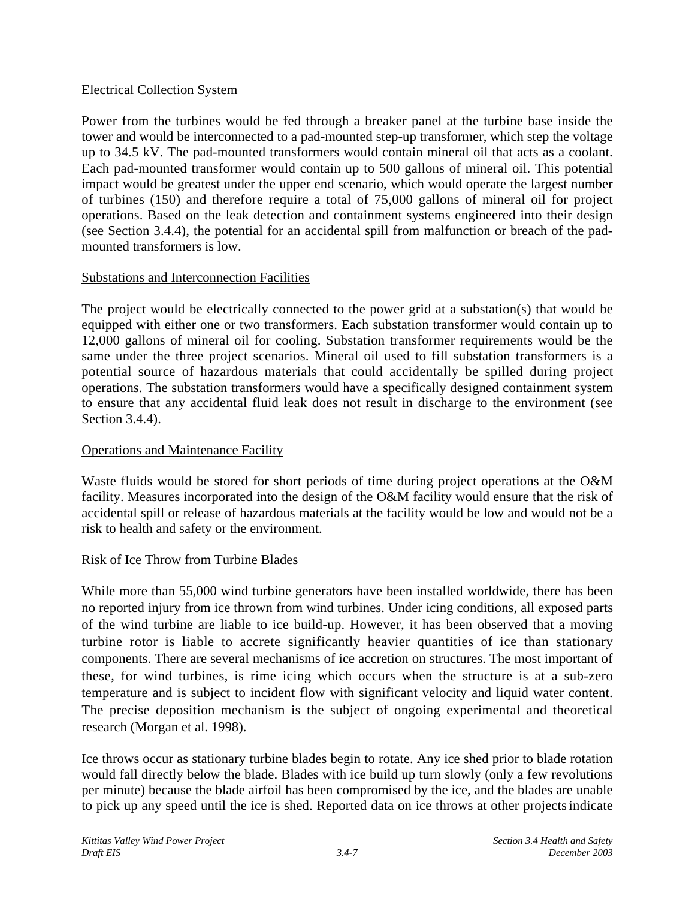Electrical Collection System

Power from the turbines would be fed through a breaker panel at the turbine base inside the tower and would be interconnected to a pad-mounted step-up transformer, which step the voltage up to 34.5 kV. The pad-mounted transformers would contain mineral oil that acts as a coolant. Each pad-mounted transformer would contain up to 500 gallons of mineral oil. This potential impact would be greatest under the upper end scenario, which would operate the largest number of turbines (150) and therefore require a total of 75,000 gallons of mineral oil for project operations. Based on the leak detection and containment systems engineered into their design (see Section 3.4.4), the potential for an accidental spill from malfunction or breach of the pad-mounted transformers is low.

Substations and Interconnection Facilities

The project would be electrically connected to the power grid at a substation(s) that would be equipped with either one or two transformers. Each substation transformer would contain up to 12,000 gallons of mineral oil for cooling. Substation transformer requirements would be the same under the three project scenarios. Mineral oil used to fill substation transformers is a potential source of hazardous materials that could accidentally be spilled during project operations. The substation transformers would have a specifically designed containment system to ensure that any accidental fluid leak does not result in discharge to the environment (see Section 3.4.4).

Operations and Maintenance Facility

Waste fluids would be stored for short periods of time during project operations at the O&M facility. Measures incorporated into the design of the O&M facility would ensure that the risk of accidental spill or release of hazardous materials at the facility would be low and would not be a risk to health and safety or the environment.

Risk of Ice Throw from Turbine Blades

While more than 55,000 wind turbine generators have been installed worldwide, there has been no reported injury from ice thrown from wind turbines. Under icing conditions, all exposed parts of the wind turbine are liable to ice build-up. However, it has been observed that a moving turbine rotor is liable to accrete significantly heavier quantities of ice than stationary components. There are several mechanisms of ice accretion on structures. The most important of these, for wind turbines, is rime icing which occurs when the structure is at a sub-zero temperature and is subject to incident flow with significant velocity and liquid water content. The precise deposition mechanism is the subject of ongoing experimental and theoretical research (Morgan et al. 1998).

Ice throws occur as stationary turbine blades begin to rotate. Any ice shed prior to blade rotation would fall directly below the blade. Blades with ice build up turn slowly (only a few revolutions per minute) because the blade airfoil has been compromised by the ice, and the blades are unable to pick up any speed until the ice is shed. Reported data on ice throws at other projects indicate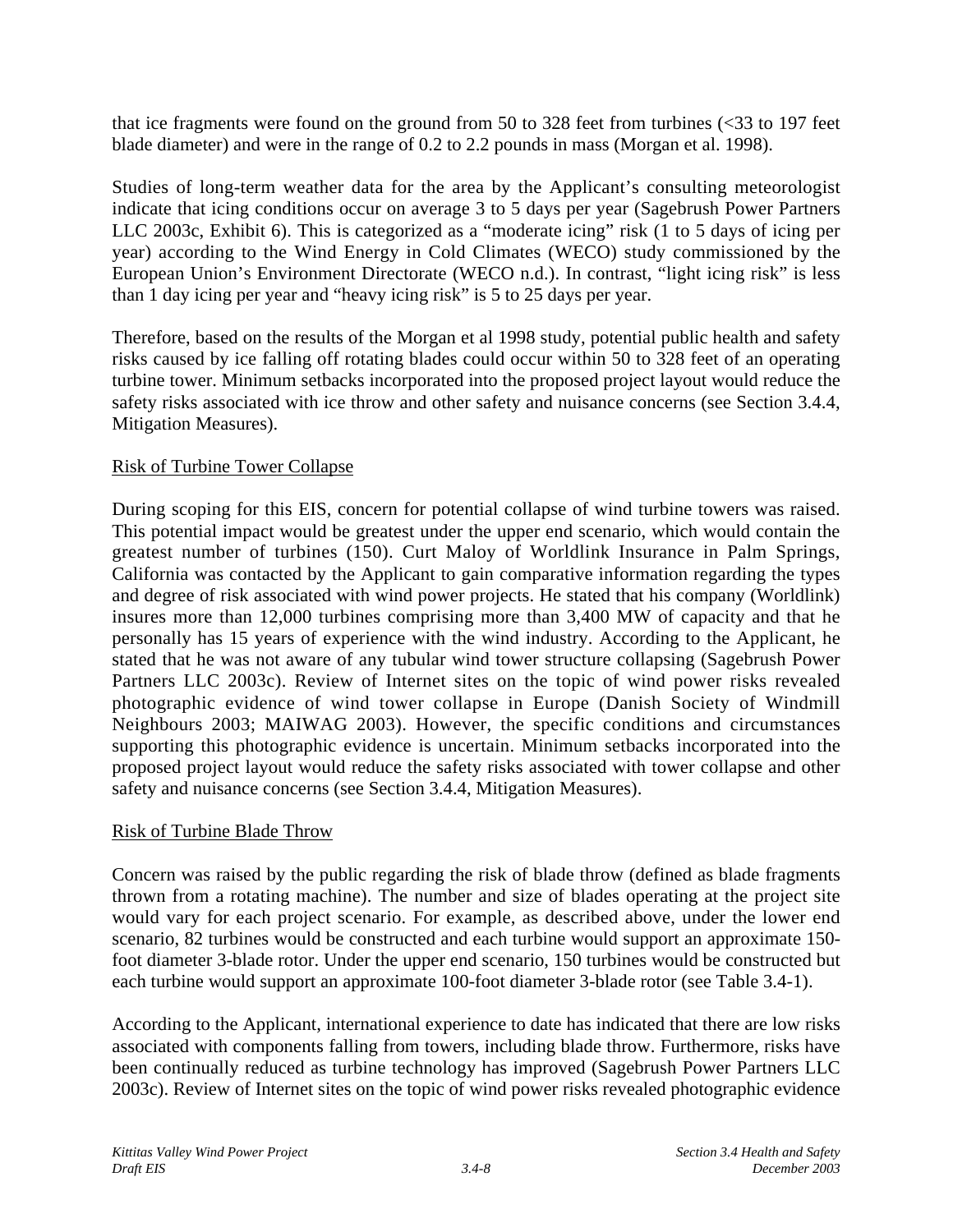that ice fragments were found on the ground from 50 to 328 feet from turbines (<33 to 197 feet blade diameter) and were in the range of 0.2 to 2.2 pounds in mass (Morgan et al. 1998).

Studies of long-term weather data for the area by the Applicant's consulting meteorologist indicate that icing conditions occur on average 3 to 5 days per year (Sagebrush Power Partners LLC 2003c, Exhibit 6). This is categorized as a "moderate icing" risk (1 to 5 days of icing per year) according to the Wind Energy in Cold Climates (WECO) study commissioned by the European Union's Environment Directorate (WECO n.d.). In contrast, "light icing risk" is less than 1 day icing per year and "heavy icing risk" is 5 to 25 days per year.

Therefore, based on the results of the Morgan et al 1998 study, potential public health and safety risks caused by ice falling off rotating blades could occur within 50 to 328 feet of an operating turbine tower. Minimum setbacks incorporated into the proposed project layout would reduce the safety risks associated with ice throw and other safety and nuisance concerns (see Section 3.4.4, Mitigation Measures).

Risk of Turbine Tower Collapse

During scoping for this EIS, concern for potential collapse of wind turbine towers was raised. This potential impact would be greatest under the upper end scenario, which would contain the greatest number of turbines (150). Curt Maloy of Worldlink Insurance in Palm Springs, California was contacted by the Applicant to gain comparative information regarding the types and degree of risk associated with wind power projects. He stated that his company (Worldlink) insures more than 12,000 turbines comprising more than 3,400 MW of capacity and that he personally has 15 years of experience with the wind industry. According to the Applicant, he stated that he was not aware of any tubular wind tower structure collapsing (Sagebrush Power Partners LLC 2003c). Review of Internet sites on the topic of wind power risks revealed photographic evidence of wind tower collapse in Europe (Danish Society of Windmill Neighbours 2003; MAIWAG 2003). However, the specific conditions and circumstances supporting this photographic evidence is uncertain. Minimum setbacks incorporated into the proposed project layout would reduce the safety risks associated with tower collapse and other safety and nuisance concerns (see Section 3.4.4, Mitigation Measures).

Risk of Turbine Blade Throw

Concern was raised by the public regarding the risk of blade throw (defined as blade fragments thrown from a rotating machine). The number and size of blades operating at the project site would vary for each project scenario. For example, as described above, under the lower end scenario, 82 turbines would be constructed and each turbine would support an approximate 150-foot diameter 3-blade rotor. Under the upper end scenario, 150 turbines would be constructed but each turbine would support an approximate 100-foot diameter 3-blade rotor (see Table 3.4-1).

According to the Applicant, international experience to date has indicated that there are low risks associated with components falling from towers, including blade throw. Furthermore, risks have been continually reduced as turbine technology has improved (Sagebrush Power Partners LLC 2003c). Review of Internet sites on the topic of wind power risks revealed photographic evidence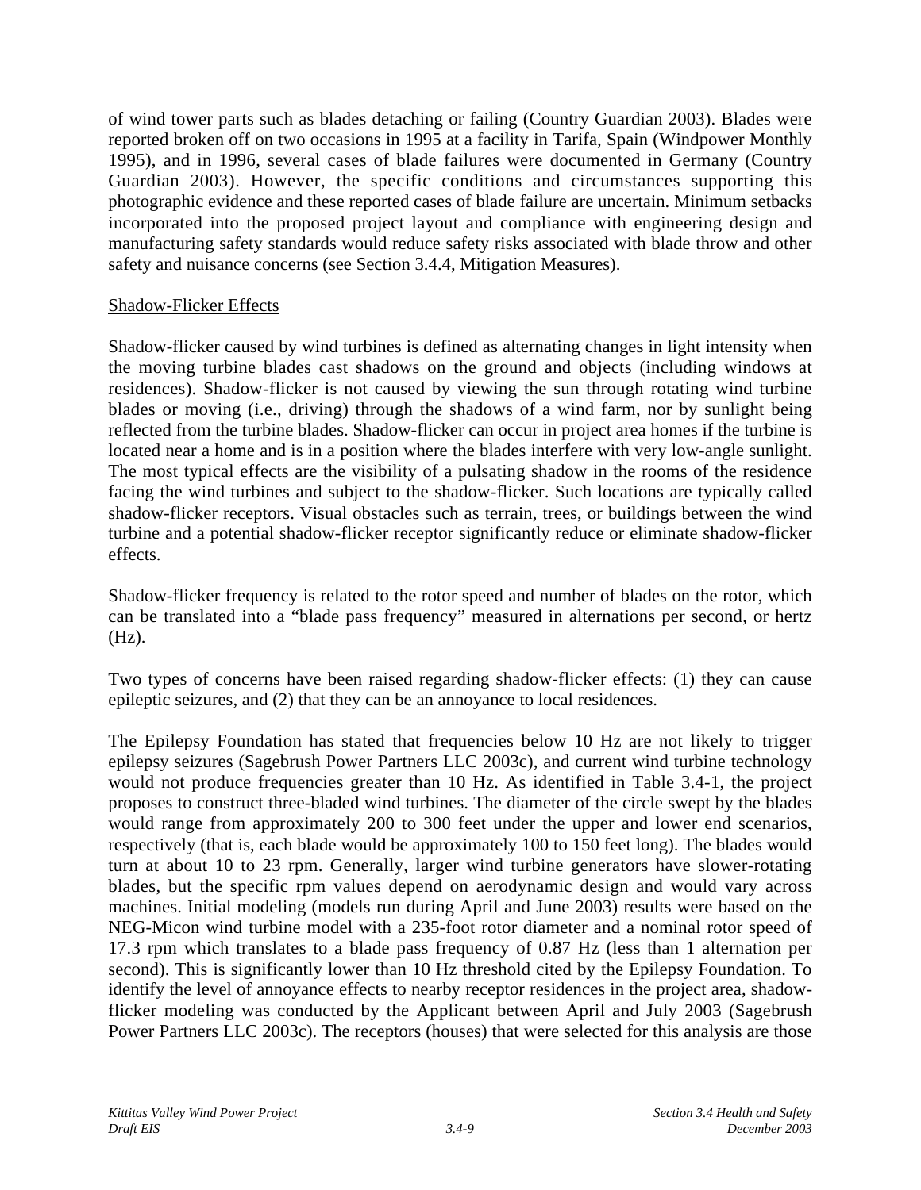of wind tower parts such as blades detaching or failing (Country Guardian 2003). Blades were reported broken off on two occasions in 1995 at a facility in Tarifa, Spain (Windpower Monthly 1995), and in 1996, several cases of blade failures were documented in Germany (Country Guardian 2003). However, the specific conditions and circumstances supporting this photographic evidence and these reported cases of blade failure are uncertain. Minimum setbacks incorporated into the proposed project layout and compliance with engineering design and manufacturing safety standards would reduce safety risks associated with blade throw and other safety and nuisance concerns (see Section 3.4.4, Mitigation Measures).

<u>Shadow-Flicker Effects</u>

Shadow-flicker caused by wind turbines is defined as alternating changes in light intensity when the moving turbine blades cast shadows on the ground and objects (including windows at residences). Shadow-flicker is not caused by viewing the sun through rotating wind turbine blades or moving (i.e., driving) through the shadows of a wind farm, nor by sunlight being reflected from the turbine blades. Shadow-flicker can occur in project area homes if the turbine is located near a home and is in a position where the blades interfere with very low-angle sunlight. The most typical effects are the visibility of a pulsating shadow in the rooms of the residence facing the wind turbines and subject to the shadow-flicker. Such locations are typically called shadow-flicker receptors. Visual obstacles such as terrain, trees, or buildings between the wind turbine and a potential shadow-flicker receptor significantly reduce or eliminate shadow-flicker effects.

Shadow-flicker frequency is related to the rotor speed and number of blades on the rotor, which can be translated into a "blade pass frequency" measured in alternations per second, or hertz (Hz).

Two types of concerns have been raised regarding shadow-flicker effects: (1) they can cause epileptic seizures, and (2) that they can be an annoyance to local residences.

The Epilepsy Foundation has stated that frequencies below 10 Hz are not likely to trigger epilepsy seizures (Sagebrush Power Partners LLC 2003c), and current wind turbine technology would not produce frequencies greater than 10 Hz. As identified in Table 3.4-1, the project proposes to construct three-bladed wind turbines. The diameter of the circle swept by the blades would range from approximately 200 to 300 feet under the upper and lower end scenarios, respectively (that is, each blade would be approximately 100 to 150 feet long). The blades would turn at about 10 to 23 rpm. Generally, larger wind turbine generators have slower-rotating blades, but the specific rpm values depend on aerodynamic design and would vary across machines. Initial modeling (models run during April and June 2003) results were based on the NEG-Micon wind turbine model with a 235-foot rotor diameter and a nominal rotor speed of 17.3 rpm which translates to a blade pass frequency of 0.87 Hz (less than 1 alternation per second). This is significantly lower than 10 Hz threshold cited by the Epilepsy Foundation. To identify the level of annoyance effects to nearby receptor residences in the project area, shadow-flicker modeling was conducted by the Applicant between April and July 2003 (Sagebrush Power Partners LLC 2003c). The receptors (houses) that were selected for this analysis are those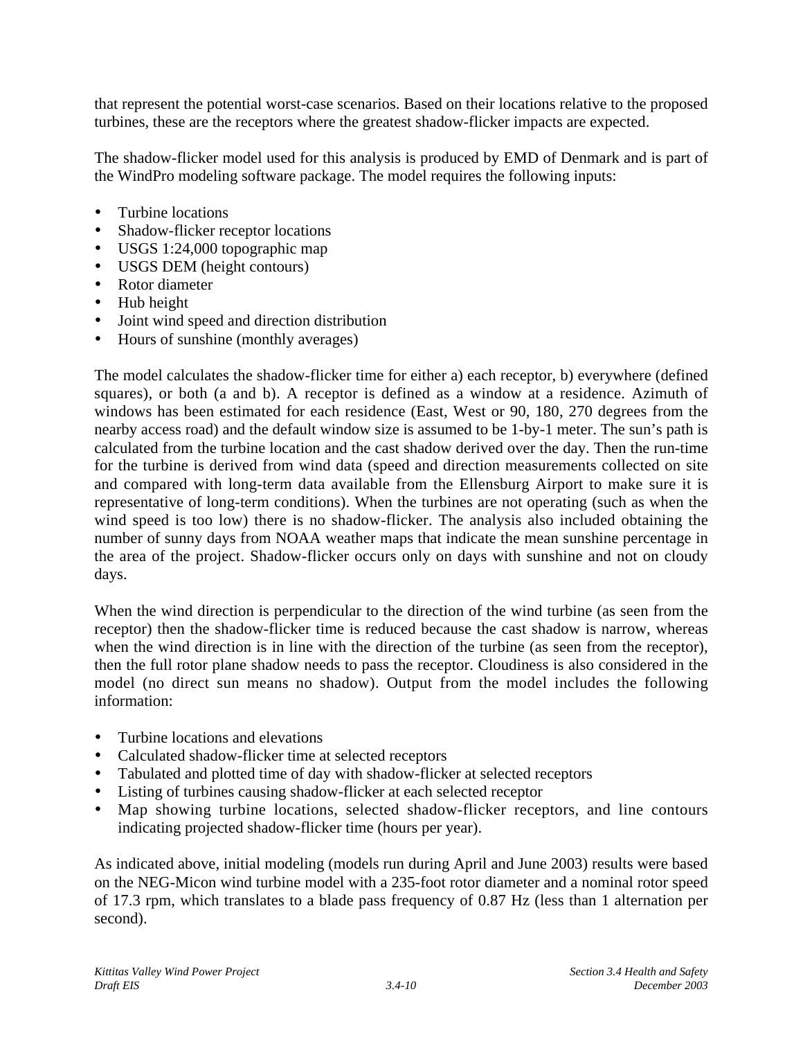that represent the potential worst-case scenarios. Based on their locations relative to the proposed turbines, these are the receptors where the greatest shadow-flicker impacts are expected.

The shadow-flicker model used for this analysis is produced by EMD of Denmark and is part of the WindPro modeling software package. The model requires the following inputs:

- Turbine locations
- Shadow-flicker receptor locations
- USGS 1:24,000 topographic map
- USGS DEM (height contours)
- Rotor diameter
- Hub height
- Joint wind speed and direction distribution
- Hours of sunshine (monthly averages)

The model calculates the shadow-flicker time for either a) each receptor, b) everywhere (defined squares), or both (a and b). A receptor is defined as a window at a residence. Azimuth of windows has been estimated for each residence (East, West or 90, 180, 270 degrees from the nearby access road) and the default window size is assumed to be 1-by-1 meter. The sun's path is calculated from the turbine location and the cast shadow derived over the day. Then the run-time for the turbine is derived from wind data (speed and direction measurements collected on site and compared with long-term data available from the Ellensburg Airport to make sure it is representative of long-term conditions). When the turbines are not operating (such as when the wind speed is too low) there is no shadow-flicker. The analysis also included obtaining the number of sunny days from NOAA weather maps that indicate the mean sunshine percentage in the area of the project. Shadow-flicker occurs only on days with sunshine and not on cloudy days.

When the wind direction is perpendicular to the direction of the wind turbine (as seen from the receptor) then the shadow-flicker time is reduced because the cast shadow is narrow, whereas when the wind direction is in line with the direction of the turbine (as seen from the receptor), then the full rotor plane shadow needs to pass the receptor. Cloudiness is also considered in the model (no direct sun means no shadow). Output from the model includes the following information:

- Turbine locations and elevations
- Calculated shadow-flicker time at selected receptors
- Tabulated and plotted time of day with shadow-flicker at selected receptors
- Listing of turbines causing shadow-flicker at each selected receptor
- Map showing turbine locations, selected shadow-flicker receptors, and line contours indicating projected shadow-flicker time (hours per year).

As indicated above, initial modeling (models run during April and June 2003) results were based on the NEG-Micon wind turbine model with a 235-foot rotor diameter and a nominal rotor speed of 17.3 rpm, which translates to a blade pass frequency of 0.87 Hz (less than 1 alternation per second).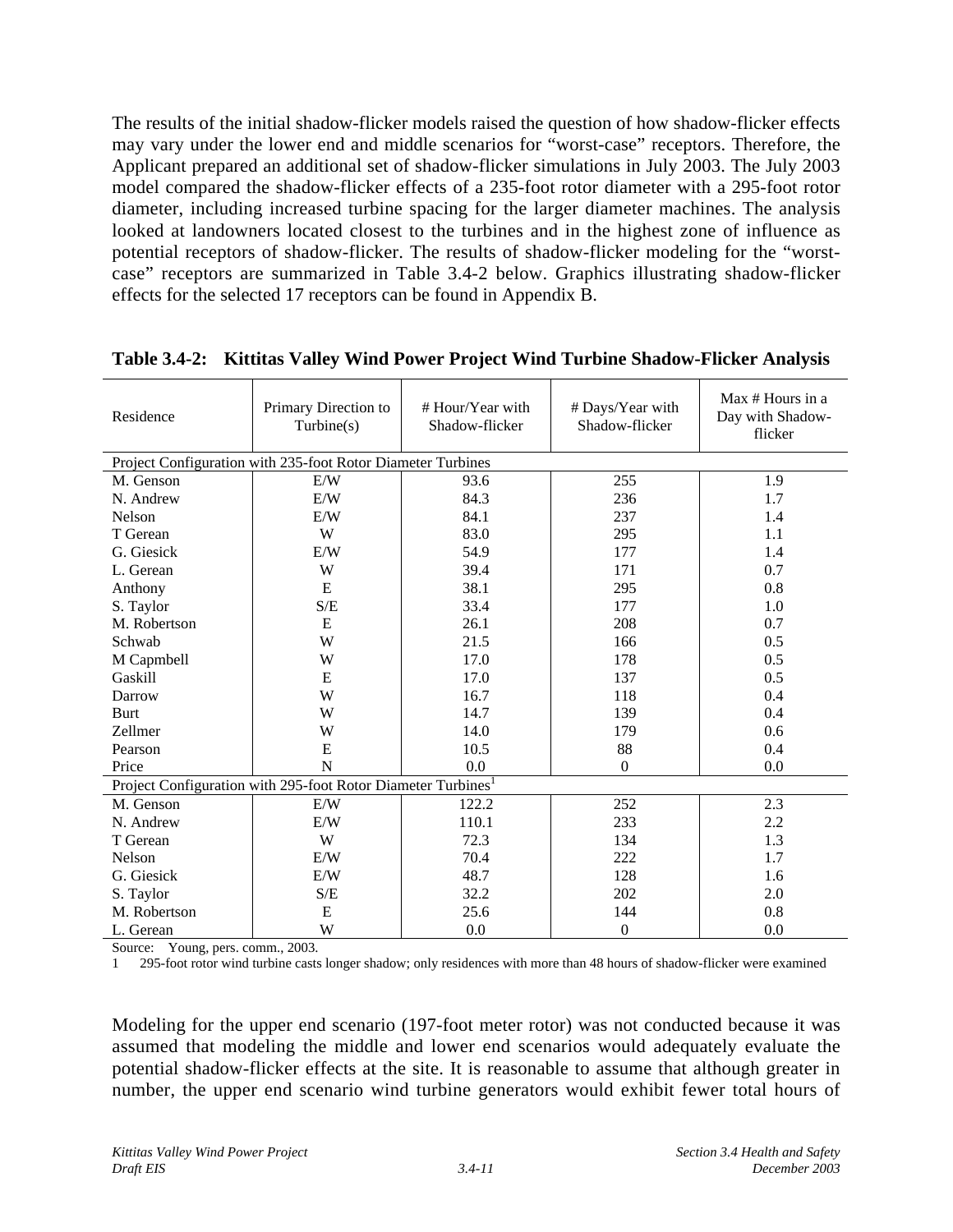The results of the initial shadow-flicker models raised the question of how shadow-flicker effects may vary under the lower end and middle scenarios for "worst-case" receptors. Therefore, the Applicant prepared an additional set of shadow-flicker simulations in July 2003. The July 2003 model compared the shadow-flicker effects of a 235-foot rotor diameter with a 295-foot rotor diameter, including increased turbine spacing for the larger diameter machines. The analysis looked at landowners located closest to the turbines and in the highest zone of influence as potential receptors of shadow-flicker. The results of shadow-flicker modeling for the "worst-case" receptors are summarized in Table 3.4-2 below. Graphics illustrating shadow-flicker effects for the selected 17 receptors can be found in Appendix B.

**Table 3.4-2: Kittitas Valley Wind Power Project Wind Turbine Shadow-Flicker Analysis**

| Residence | Primary Direction to Turbine(s) | # Hour/Year with Shadow-flicker | # Days/Year with Shadow-flicker | Max # Hours in a Day with Shadow-flicker |
|---|---|---|---|---|
| Project Configuration with 235-foot Rotor Diameter Turbines | | | | |
| M. Genson | E/W | 93.6 | 255 | 1.9 |
| N. Andrew | E/W | 84.3 | 236 | 1.7 |
| Nelson | E/W | 84.1 | 237 | 1.4 |
| T Gerean | W | 83.0 | 295 | 1.1 |
| G. Giesick | E/W | 54.9 | 177 | 1.4 |
| L. Gerean | W | 39.4 | 171 | 0.7 |
| Anthony | E | 38.1 | 295 | 0.8 |
| S. Taylor | S/E | 33.4 | 177 | 1.0 |
| M. Robertson | E | 26.1 | 208 | 0.7 |
| Schwab | W | 21.5 | 166 | 0.5 |
| M Capmbell | W | 17.0 | 178 | 0.5 |
| Gaskill | E | 17.0 | 137 | 0.5 |
| Darrow | W | 16.7 | 118 | 0.4 |
| Burt | W | 14.7 | 139 | 0.4 |
| Zellmer | W | 14.0 | 179 | 0.6 |
| Pearson | E | 10.5 | 88 | 0.4 |
| Price | N | 0.0 | 0 | 0.0 |
| Project Configuration with 295-foot Rotor Diameter Turbines[1] | | | | |
| M. Genson | E/W | 122.2 | 252 | 2.3 |
| N. Andrew | E/W | 110.1 | 233 | 2.2 |
| T Gerean | W | 72.3 | 134 | 1.3 |
| Nelson | E/W | 70.4 | 222 | 1.7 |
| G. Giesick | E/W | 48.7 | 128 | 1.6 |
| S. Taylor | S/E | 32.2 | 202 | 2.0 |
| M. Robertson | E | 25.6 | 144 | 0.8 |
| L. Gerean | W | 0.0 | 0 | 0.0 |

Source: Young, pers. comm., 2003.

1 295-foot rotor wind turbine casts longer shadow; only residences with more than 48 hours of shadow-flicker were examined

Modeling for the upper end scenario (197-foot meter rotor) was not conducted because it was assumed that modeling the middle and lower end scenarios would adequately evaluate the potential shadow-flicker effects at the site. It is reasonable to assume that although greater in number, the upper end scenario wind turbine generators would exhibit fewer total hours of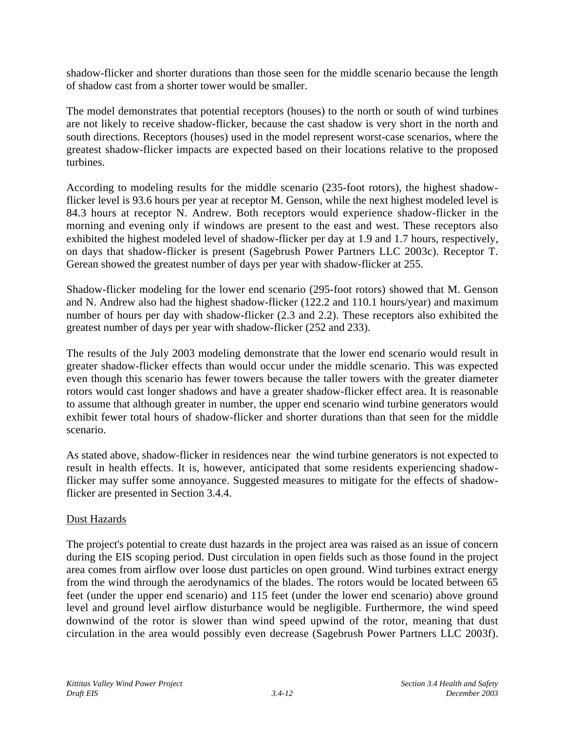shadow-flicker and shorter durations than those seen for the middle scenario because the length of shadow cast from a shorter tower would be smaller.

The model demonstrates that potential receptors (houses) to the north or south of wind turbines are not likely to receive shadow-flicker, because the cast shadow is very short in the north and south directions. Receptors (houses) used in the model represent worst-case scenarios, where the greatest shadow-flicker impacts are expected based on their locations relative to the proposed turbines.

According to modeling results for the middle scenario (235-foot rotors), the highest shadow-flicker level is 93.6 hours per year at receptor M. Genson, while the next highest modeled level is 84.3 hours at receptor N. Andrew. Both receptors would experience shadow-flicker in the morning and evening only if windows are present to the east and west. These receptors also exhibited the highest modeled level of shadow-flicker per day at 1.9 and 1.7 hours, respectively, on days that shadow-flicker is present (Sagebrush Power Partners LLC 2003c). Receptor T. Gerean showed the greatest number of days per year with shadow-flicker at 255.

Shadow-flicker modeling for the lower end scenario (295-foot rotors) showed that M. Genson and N. Andrew also had the highest shadow-flicker (122.2 and 110.1 hours/year) and maximum number of hours per day with shadow-flicker (2.3 and 2.2). These receptors also exhibited the greatest number of days per year with shadow-flicker (252 and 233).

The results of the July 2003 modeling demonstrate that the lower end scenario would result in greater shadow-flicker effects than would occur under the middle scenario. This was expected even though this scenario has fewer towers because the taller towers with the greater diameter rotors would cast longer shadows and have a greater shadow-flicker effect area. It is reasonable to assume that although greater in number, the upper end scenario wind turbine generators would exhibit fewer total hours of shadow-flicker and shorter durations than that seen for the middle scenario.

As stated above, shadow-flicker in residences near the wind turbine generators is not expected to result in health effects. It is, however, anticipated that some residents experiencing shadow-flicker may suffer some annoyance. Suggested measures to mitigate for the effects of shadow-flicker are presented in Section 3.4.4.

Dust Hazards

The project's potential to create dust hazards in the project area was raised as an issue of concern during the EIS scoping period. Dust circulation in open fields such as those found in the project area comes from airflow over loose dust particles on open ground. Wind turbines extract energy from the wind through the aerodynamics of the blades. The rotors would be located between 65 feet (under the upper end scenario) and 115 feet (under the lower end scenario) above ground level and ground level airflow disturbance would be negligible. Furthermore, the wind speed downwind of the rotor is slower than wind speed upwind of the rotor, meaning that dust circulation in the area would possibly even decrease (Sagebrush Power Partners LLC 2003f).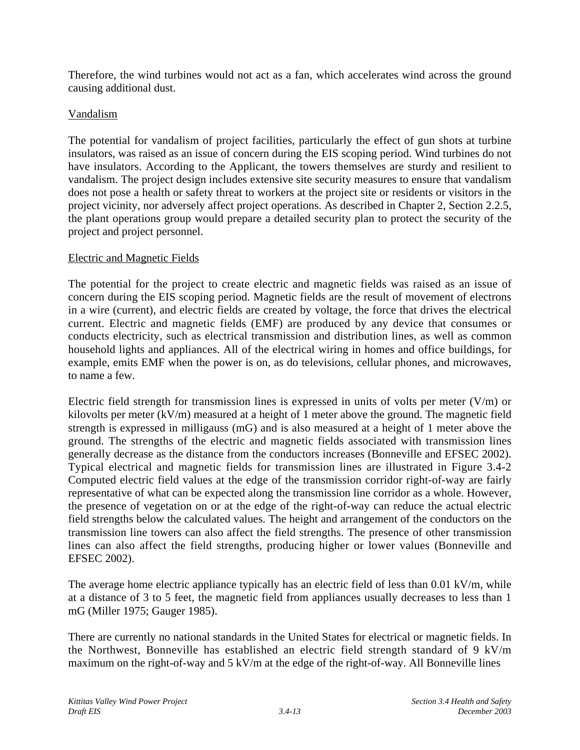Therefore, the wind turbines would not act as a fan, which accelerates wind across the ground causing additional dust.

Vandalism

The potential for vandalism of project facilities, particularly the effect of gun shots at turbine insulators, was raised as an issue of concern during the EIS scoping period. Wind turbines do not have insulators. According to the Applicant, the towers themselves are sturdy and resilient to vandalism. The project design includes extensive site security measures to ensure that vandalism does not pose a health or safety threat to workers at the project site or residents or visitors in the project vicinity, nor adversely affect project operations. As described in Chapter 2, Section 2.2.5, the plant operations group would prepare a detailed security plan to protect the security of the project and project personnel.

Electric and Magnetic Fields

The potential for the project to create electric and magnetic fields was raised as an issue of concern during the EIS scoping period. Magnetic fields are the result of movement of electrons in a wire (current), and electric fields are created by voltage, the force that drives the electrical current. Electric and magnetic fields (EMF) are produced by any device that consumes or conducts electricity, such as electrical transmission and distribution lines, as well as common household lights and appliances. All of the electrical wiring in homes and office buildings, for example, emits EMF when the power is on, as do televisions, cellular phones, and microwaves, to name a few.

Electric field strength for transmission lines is expressed in units of volts per meter (V/m) or kilovolts per meter (kV/m) measured at a height of 1 meter above the ground. The magnetic field strength is expressed in milligauss (mG) and is also measured at a height of 1 meter above the ground. The strengths of the electric and magnetic fields associated with transmission lines generally decrease as the distance from the conductors increases (Bonneville and EFSEC 2002). Typical electrical and magnetic fields for transmission lines are illustrated in Figure 3.4-2 Computed electric field values at the edge of the transmission corridor right-of-way are fairly representative of what can be expected along the transmission line corridor as a whole. However, the presence of vegetation on or at the edge of the right-of-way can reduce the actual electric field strengths below the calculated values. The height and arrangement of the conductors on the transmission line towers can also affect the field strengths. The presence of other transmission lines can also affect the field strengths, producing higher or lower values (Bonneville and EFSEC 2002).

The average home electric appliance typically has an electric field of less than 0.01 kV/m, while at a distance of 3 to 5 feet, the magnetic field from appliances usually decreases to less than 1 mG (Miller 1975; Gauger 1985).

There are currently no national standards in the United States for electrical or magnetic fields. In the Northwest, Bonneville has established an electric field strength standard of 9 kV/m maximum on the right-of-way and 5 kV/m at the edge of the right-of-way. All Bonneville lines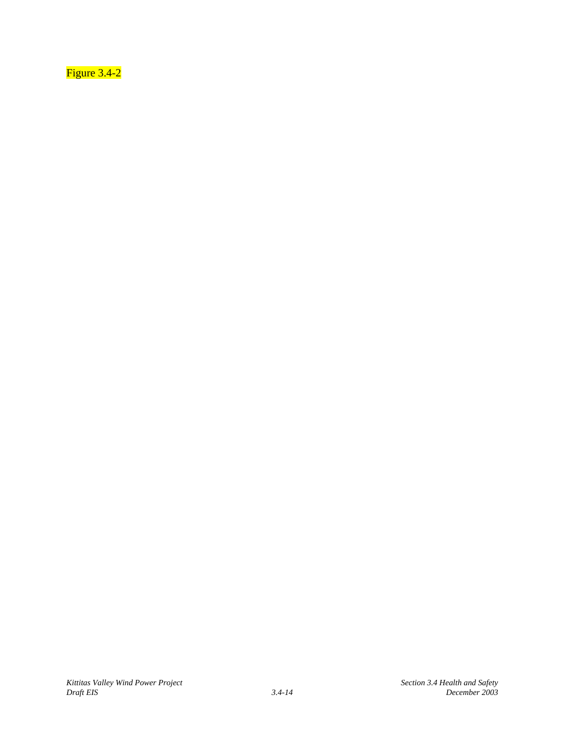Figure 3.4-2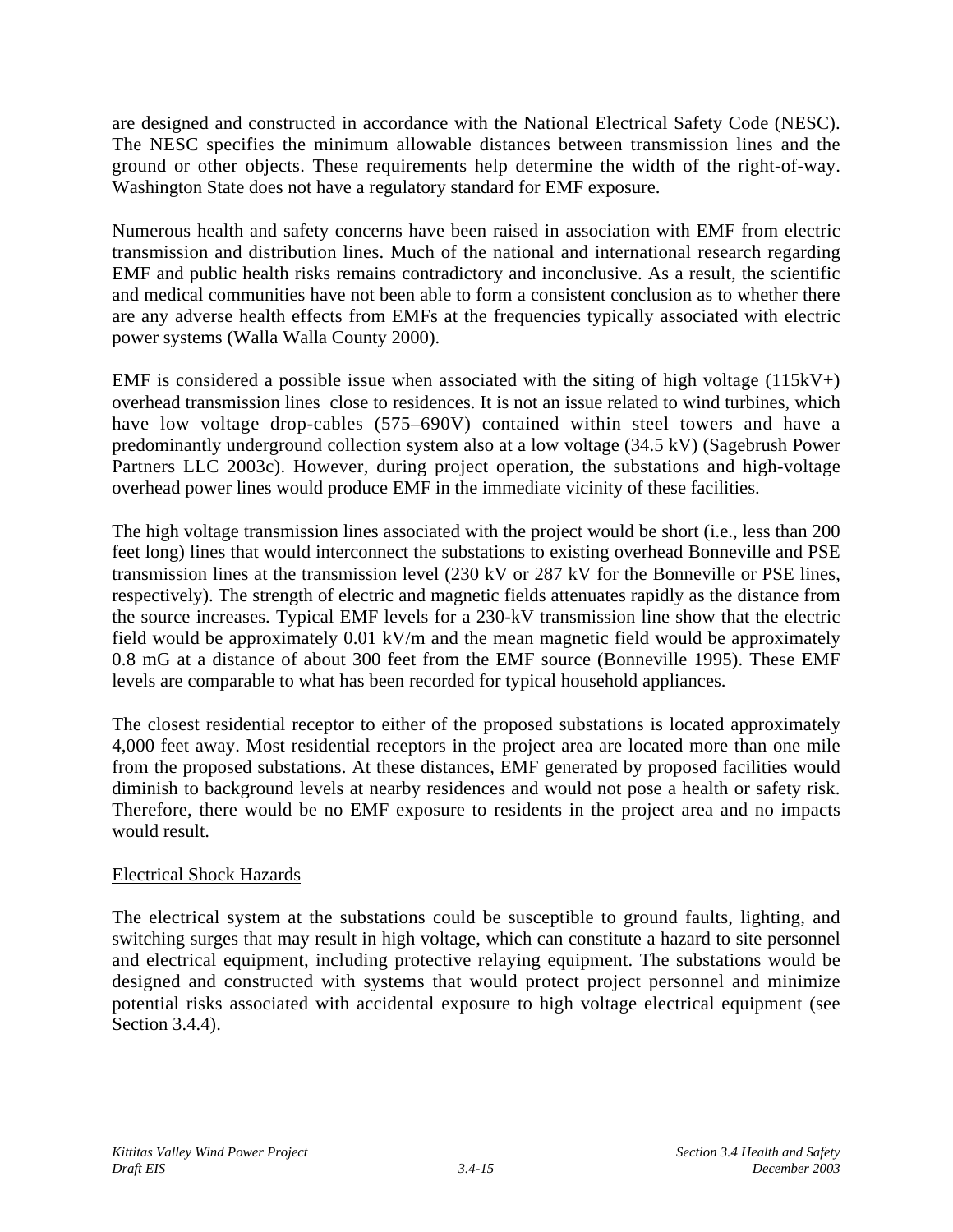are designed and constructed in accordance with the National Electrical Safety Code (NESC). The NESC specifies the minimum allowable distances between transmission lines and the ground or other objects. These requirements help determine the width of the right-of-way. Washington State does not have a regulatory standard for EMF exposure.

Numerous health and safety concerns have been raised in association with EMF from electric transmission and distribution lines. Much of the national and international research regarding EMF and public health risks remains contradictory and inconclusive. As a result, the scientific and medical communities have not been able to form a consistent conclusion as to whether there are any adverse health effects from EMFs at the frequencies typically associated with electric power systems (Walla Walla County 2000).

EMF is considered a possible issue when associated with the siting of high voltage (115kV+) overhead transmission lines close to residences. It is not an issue related to wind turbines, which have low voltage drop-cables (575–690V) contained within steel towers and have a predominantly underground collection system also at a low voltage (34.5 kV) (Sagebrush Power Partners LLC 2003c). However, during project operation, the substations and high-voltage overhead power lines would produce EMF in the immediate vicinity of these facilities.

The high voltage transmission lines associated with the project would be short (i.e., less than 200 feet long) lines that would interconnect the substations to existing overhead Bonneville and PSE transmission lines at the transmission level (230 kV or 287 kV for the Bonneville or PSE lines, respectively). The strength of electric and magnetic fields attenuates rapidly as the distance from the source increases. Typical EMF levels for a 230-kV transmission line show that the electric field would be approximately 0.01 kV/m and the mean magnetic field would be approximately 0.8 mG at a distance of about 300 feet from the EMF source (Bonneville 1995). These EMF levels are comparable to what has been recorded for typical household appliances.

The closest residential receptor to either of the proposed substations is located approximately 4,000 feet away. Most residential receptors in the project area are located more than one mile from the proposed substations. At these distances, EMF generated by proposed facilities would diminish to background levels at nearby residences and would not pose a health or safety risk. Therefore, there would be no EMF exposure to residents in the project area and no impacts would result.

Electrical Shock Hazards

The electrical system at the substations could be susceptible to ground faults, lighting, and switching surges that may result in high voltage, which can constitute a hazard to site personnel and electrical equipment, including protective relaying equipment. The substations would be designed and constructed with systems that would protect project personnel and minimize potential risks associated with accidental exposure to high voltage electrical equipment (see Section 3.4.4).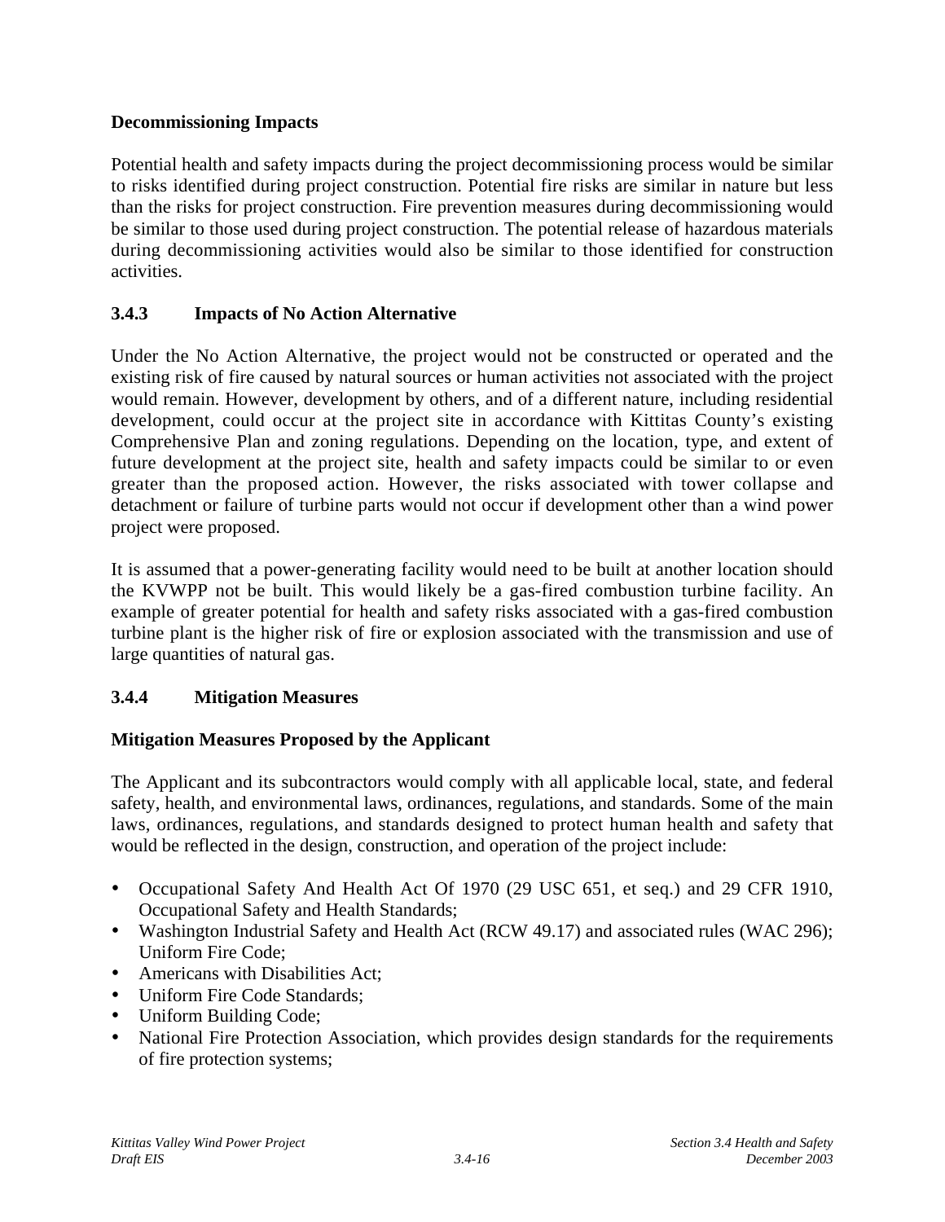**Decommissioning Impacts**

Potential health and safety impacts during the project decommissioning process would be similar to risks identified during project construction. Potential fire risks are similar in nature but less than the risks for project construction. Fire prevention measures during decommissioning would be similar to those used during project construction. The potential release of hazardous materials during decommissioning activities would also be similar to those identified for construction activities.

### 3.4.3 Impacts of No Action Alternative

Under the No Action Alternative, the project would not be constructed or operated and the existing risk of fire caused by natural sources or human activities not associated with the project would remain. However, development by others, and of a different nature, including residential development, could occur at the project site in accordance with Kittitas County's existing Comprehensive Plan and zoning regulations. Depending on the location, type, and extent of future development at the project site, health and safety impacts could be similar to or even greater than the proposed action. However, the risks associated with tower collapse and detachment or failure of turbine parts would not occur if development other than a wind power project were proposed.

It is assumed that a power-generating facility would need to be built at another location should the KVWPP not be built. This would likely be a gas-fired combustion turbine facility. An example of greater potential for health and safety risks associated with a gas-fired combustion turbine plant is the higher risk of fire or explosion associated with the transmission and use of large quantities of natural gas.

### 3.4.4 Mitigation Measures

**Mitigation Measures Proposed by the Applicant**

The Applicant and its subcontractors would comply with all applicable local, state, and federal safety, health, and environmental laws, ordinances, regulations, and standards. Some of the main laws, ordinances, regulations, and standards designed to protect human health and safety that would be reflected in the design, construction, and operation of the project include:

- Occupational Safety And Health Act Of 1970 (29 USC 651, et seq.) and 29 CFR 1910, Occupational Safety and Health Standards;
- Washington Industrial Safety and Health Act (RCW 49.17) and associated rules (WAC 296); Uniform Fire Code;
- Americans with Disabilities Act;
- Uniform Fire Code Standards;
- Uniform Building Code;
- National Fire Protection Association, which provides design standards for the requirements of fire protection systems;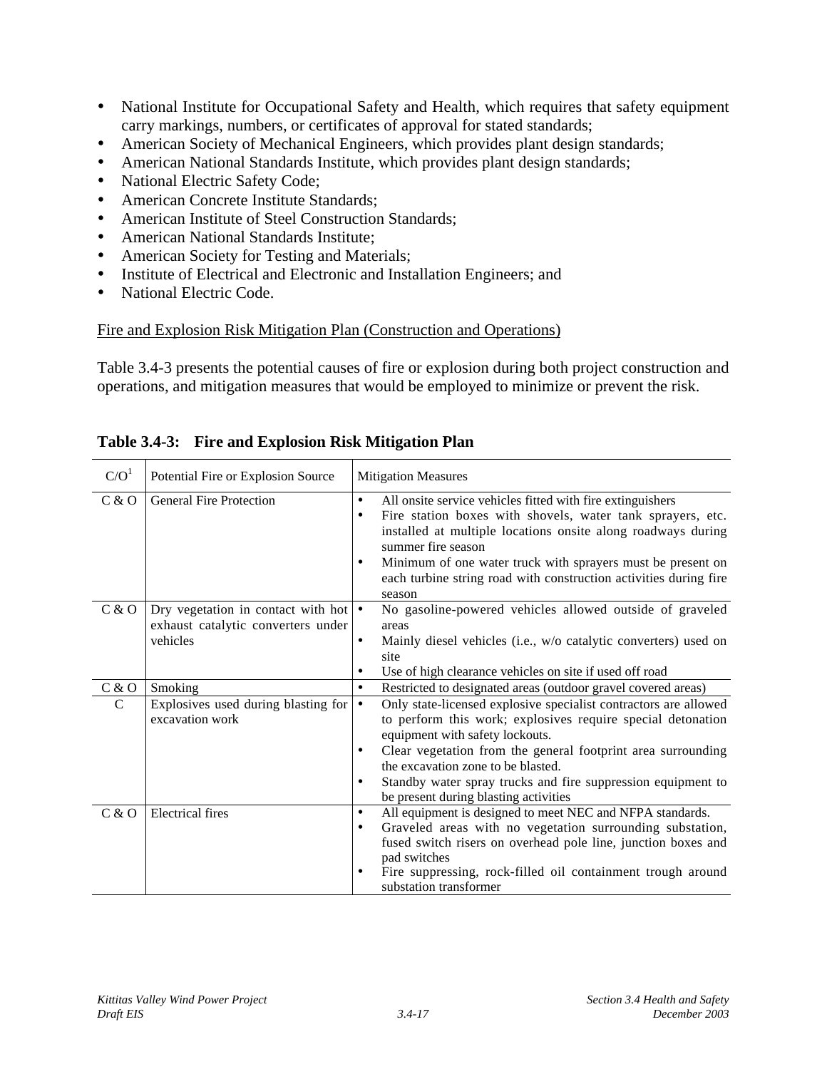- National Institute for Occupational Safety and Health, which requires that safety equipment carry markings, numbers, or certificates of approval for stated standards;
- American Society of Mechanical Engineers, which provides plant design standards;
- American National Standards Institute, which provides plant design standards;
- National Electric Safety Code;
- American Concrete Institute Standards;
- American Institute of Steel Construction Standards;
- American National Standards Institute;
- American Society for Testing and Materials;
- Institute of Electrical and Electronic and Installation Engineers; and
- National Electric Code.

Fire and Explosion Risk Mitigation Plan (Construction and Operations)

Table 3.4-3 presents the potential causes of fire or explosion during both project construction and operations, and mitigation measures that would be employed to minimize or prevent the risk.

**Table 3.4-3: Fire and Explosion Risk Mitigation Plan**

| C/O[1] | Potential Fire or Explosion Source | Mitigation Measures |
|---|---|---|
| C & O | General Fire Protection | • All onsite service vehicles fitted with fire extinguishers<br>• Fire station boxes with shovels, water tank sprayers, etc. installed at multiple locations onsite along roadways during summer fire season<br>• Minimum of one water truck with sprayers must be present on each turbine string road with construction activities during fire season |
| C & O | Dry vegetation in contact with hot exhaust catalytic converters under vehicles | • No gasoline-powered vehicles allowed outside of graveled areas<br>• Mainly diesel vehicles (i.e., w/o catalytic converters) used on site<br>• Use of high clearance vehicles on site if used off road |
| C & O | Smoking | • Restricted to designated areas (outdoor gravel covered areas) |
| C | Explosives used during blasting for excavation work | • Only state-licensed explosive specialist contractors are allowed to perform this work; explosives require special detonation equipment with safety lockouts.<br>• Clear vegetation from the general footprint area surrounding the excavation zone to be blasted.<br>• Standby water spray trucks and fire suppression equipment to be present during blasting activities |
| C & O | Electrical fires | • All equipment is designed to meet NEC and NFPA standards.<br>• Graveled areas with no vegetation surrounding substation, fused switch risers on overhead pole line, junction boxes and pad switches<br>• Fire suppressing, rock-filled oil containment trough around substation transformer |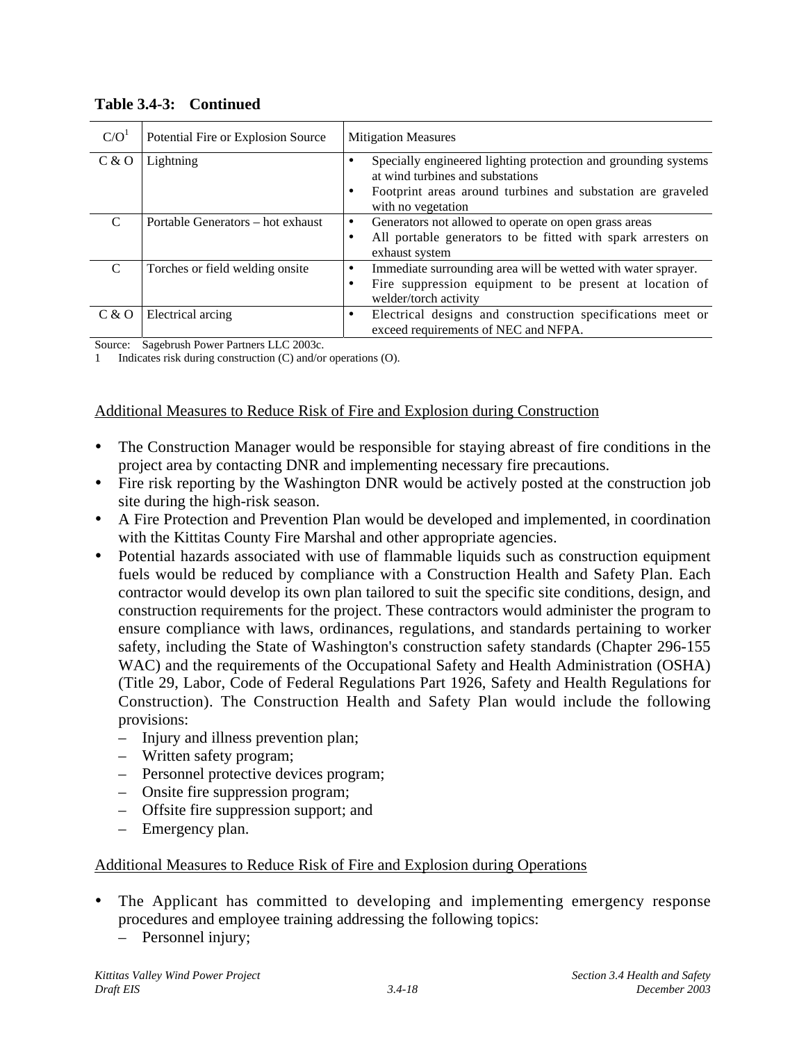**Table 3.4-3: Continued**

| C/O[1] | Potential Fire or Explosion Source | Mitigation Measures |
|---|---|---|
| C & O | Lightning | • Specially engineered lighting protection and grounding systems at wind turbines and substations<br>• Footprint areas around turbines and substation are graveled with no vegetation |
| C | Portable Generators – hot exhaust | • Generators not allowed to operate on open grass areas<br>• All portable generators to be fitted with spark arresters on exhaust system |
| C | Torches or field welding onsite | • Immediate surrounding area will be wetted with water sprayer.<br>• Fire suppression equipment to be present at location of welder/torch activity |
| C & O | Electrical arcing | • Electrical designs and construction specifications meet or exceed requirements of NEC and NFPA. |

Source: Sagebrush Power Partners LLC 2003c.
1 Indicates risk during construction (C) and/or operations (O).

Additional Measures to Reduce Risk of Fire and Explosion during Construction

- The Construction Manager would be responsible for staying abreast of fire conditions in the project area by contacting DNR and implementing necessary fire precautions.
- Fire risk reporting by the Washington DNR would be actively posted at the construction job site during the high-risk season.
- A Fire Protection and Prevention Plan would be developed and implemented, in coordination with the Kittitas County Fire Marshal and other appropriate agencies.
- Potential hazards associated with use of flammable liquids such as construction equipment fuels would be reduced by compliance with a Construction Health and Safety Plan. Each contractor would develop its own plan tailored to suit the specific site conditions, design, and construction requirements for the project. These contractors would administer the program to ensure compliance with laws, ordinances, regulations, and standards pertaining to worker safety, including the State of Washington's construction safety standards (Chapter 296-155 WAC) and the requirements of the Occupational Safety and Health Administration (OSHA) (Title 29, Labor, Code of Federal Regulations Part 1926, Safety and Health Regulations for Construction). The Construction Health and Safety Plan would include the following provisions:
  - Injury and illness prevention plan;
  - Written safety program;
  - Personnel protective devices program;
  - Onsite fire suppression program;
  - Offsite fire suppression support; and
  - Emergency plan.

Additional Measures to Reduce Risk of Fire and Explosion during Operations

- The Applicant has committed to developing and implementing emergency response procedures and employee training addressing the following topics:
  - Personnel injury;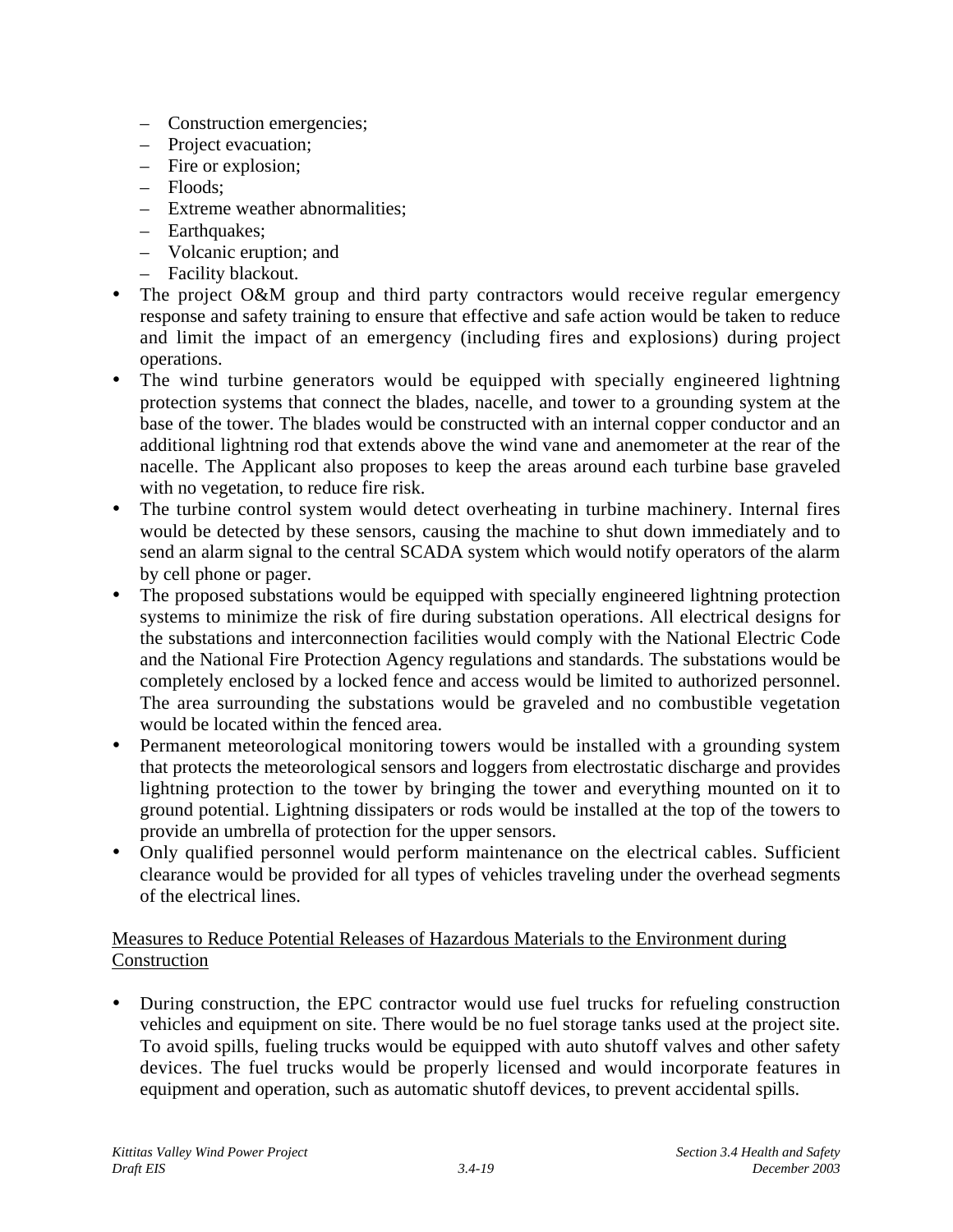- Construction emergencies;
  - Project evacuation;
  - Fire or explosion;
  - Floods;
  - Extreme weather abnormalities;
  - Earthquakes;
  - Volcanic eruption; and
  - Facility blackout.
- The project O&M group and third party contractors would receive regular emergency response and safety training to ensure that effective and safe action would be taken to reduce and limit the impact of an emergency (including fires and explosions) during project operations.
- The wind turbine generators would be equipped with specially engineered lightning protection systems that connect the blades, nacelle, and tower to a grounding system at the base of the tower. The blades would be constructed with an internal copper conductor and an additional lightning rod that extends above the wind vane and anemometer at the rear of the nacelle. The Applicant also proposes to keep the areas around each turbine base graveled with no vegetation, to reduce fire risk.
- The turbine control system would detect overheating in turbine machinery. Internal fires would be detected by these sensors, causing the machine to shut down immediately and to send an alarm signal to the central SCADA system which would notify operators of the alarm by cell phone or pager.
- The proposed substations would be equipped with specially engineered lightning protection systems to minimize the risk of fire during substation operations. All electrical designs for the substations and interconnection facilities would comply with the National Electric Code and the National Fire Protection Agency regulations and standards. The substations would be completely enclosed by a locked fence and access would be limited to authorized personnel. The area surrounding the substations would be graveled and no combustible vegetation would be located within the fenced area.
- Permanent meteorological monitoring towers would be installed with a grounding system that protects the meteorological sensors and loggers from electrostatic discharge and provides lightning protection to the tower by bringing the tower and everything mounted on it to ground potential. Lightning dissipaters or rods would be installed at the top of the towers to provide an umbrella of protection for the upper sensors.
- Only qualified personnel would perform maintenance on the electrical cables. Sufficient clearance would be provided for all types of vehicles traveling under the overhead segments of the electrical lines.

<u>Measures to Reduce Potential Releases of Hazardous Materials to the Environment during Construction</u>

- During construction, the EPC contractor would use fuel trucks for refueling construction vehicles and equipment on site. There would be no fuel storage tanks used at the project site. To avoid spills, fueling trucks would be equipped with auto shutoff valves and other safety devices. The fuel trucks would be properly licensed and would incorporate features in equipment and operation, such as automatic shutoff devices, to prevent accidental spills.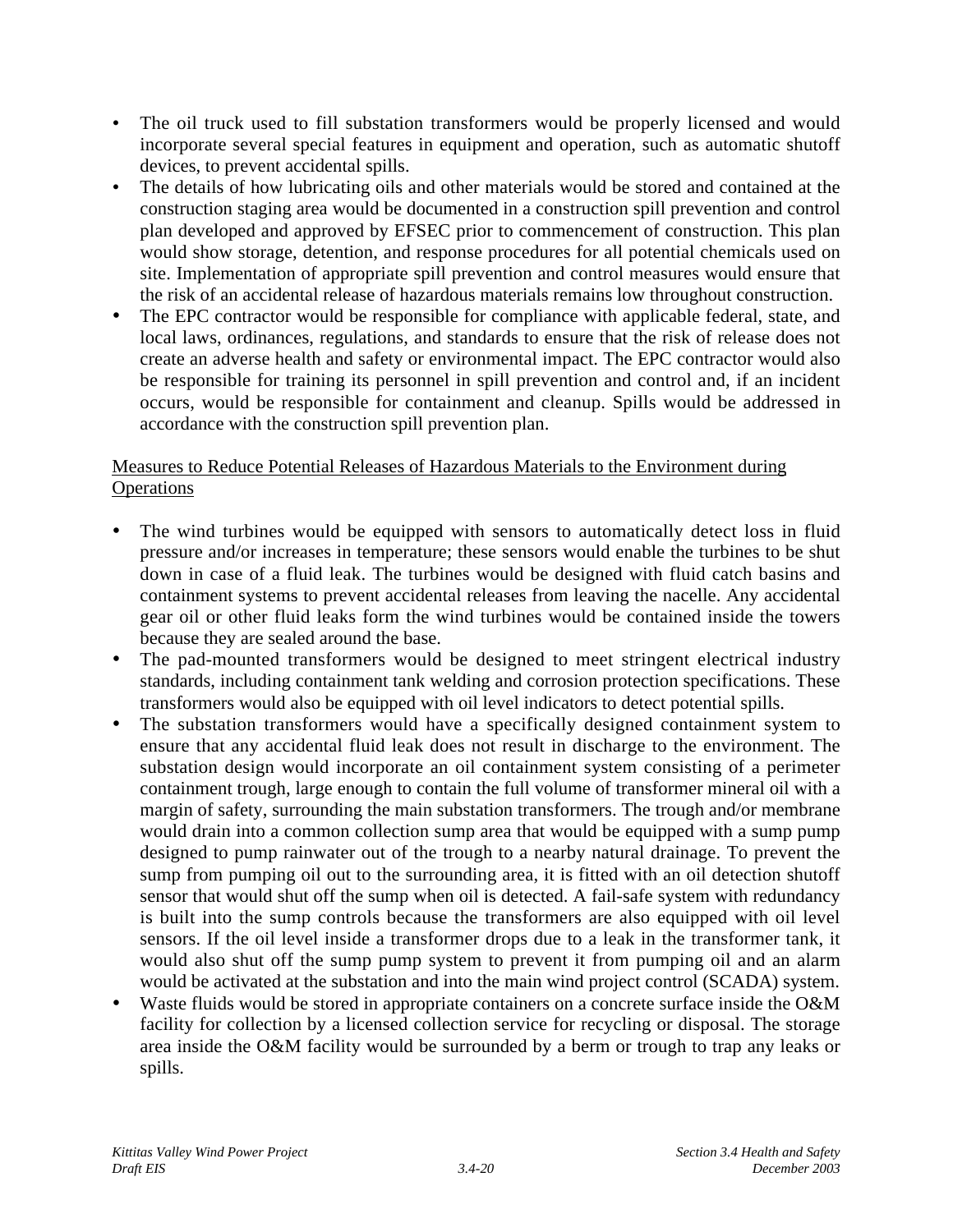- The oil truck used to fill substation transformers would be properly licensed and would incorporate several special features in equipment and operation, such as automatic shutoff devices, to prevent accidental spills.
- The details of how lubricating oils and other materials would be stored and contained at the construction staging area would be documented in a construction spill prevention and control plan developed and approved by EFSEC prior to commencement of construction. This plan would show storage, detention, and response procedures for all potential chemicals used on site. Implementation of appropriate spill prevention and control measures would ensure that the risk of an accidental release of hazardous materials remains low throughout construction.
- The EPC contractor would be responsible for compliance with applicable federal, state, and local laws, ordinances, regulations, and standards to ensure that the risk of release does not create an adverse health and safety or environmental impact. The EPC contractor would also be responsible for training its personnel in spill prevention and control and, if an incident occurs, would be responsible for containment and cleanup. Spills would be addressed in accordance with the construction spill prevention plan.

<u>Measures to Reduce Potential Releases of Hazardous Materials to the Environment during Operations</u>

- The wind turbines would be equipped with sensors to automatically detect loss in fluid pressure and/or increases in temperature; these sensors would enable the turbines to be shut down in case of a fluid leak. The turbines would be designed with fluid catch basins and containment systems to prevent accidental releases from leaving the nacelle. Any accidental gear oil or other fluid leaks form the wind turbines would be contained inside the towers because they are sealed around the base.
- The pad-mounted transformers would be designed to meet stringent electrical industry standards, including containment tank welding and corrosion protection specifications. These transformers would also be equipped with oil level indicators to detect potential spills.
- The substation transformers would have a specifically designed containment system to ensure that any accidental fluid leak does not result in discharge to the environment. The substation design would incorporate an oil containment system consisting of a perimeter containment trough, large enough to contain the full volume of transformer mineral oil with a margin of safety, surrounding the main substation transformers. The trough and/or membrane would drain into a common collection sump area that would be equipped with a sump pump designed to pump rainwater out of the trough to a nearby natural drainage. To prevent the sump from pumping oil out to the surrounding area, it is fitted with an oil detection shutoff sensor that would shut off the sump when oil is detected. A fail-safe system with redundancy is built into the sump controls because the transformers are also equipped with oil level sensors. If the oil level inside a transformer drops due to a leak in the transformer tank, it would also shut off the sump pump system to prevent it from pumping oil and an alarm would be activated at the substation and into the main wind project control (SCADA) system.
- Waste fluids would be stored in appropriate containers on a concrete surface inside the O&M facility for collection by a licensed collection service for recycling or disposal. The storage area inside the O&M facility would be surrounded by a berm or trough to trap any leaks or spills.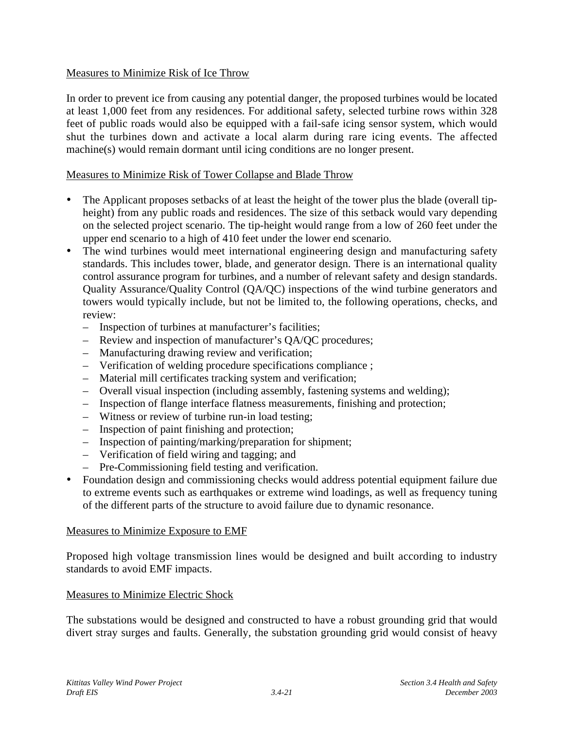Measures to Minimize Risk of Ice Throw

In order to prevent ice from causing any potential danger, the proposed turbines would be located at least 1,000 feet from any residences. For additional safety, selected turbine rows within 328 feet of public roads would also be equipped with a fail-safe icing sensor system, which would shut the turbines down and activate a local alarm during rare icing events. The affected machine(s) would remain dormant until icing conditions are no longer present.

Measures to Minimize Risk of Tower Collapse and Blade Throw

- The Applicant proposes setbacks of at least the height of the tower plus the blade (overall tip-height) from any public roads and residences. The size of this setback would vary depending on the selected project scenario. The tip-height would range from a low of 260 feet under the upper end scenario to a high of 410 feet under the lower end scenario.
- The wind turbines would meet international engineering design and manufacturing safety standards. This includes tower, blade, and generator design. There is an international quality control assurance program for turbines, and a number of relevant safety and design standards. Quality Assurance/Quality Control (QA/QC) inspections of the wind turbine generators and towers would typically include, but not be limited to, the following operations, checks, and review:
  - Inspection of turbines at manufacturer's facilities;
  - Review and inspection of manufacturer's QA/QC procedures;
  - Manufacturing drawing review and verification;
  - Verification of welding procedure specifications compliance ;
  - Material mill certificates tracking system and verification;
  - Overall visual inspection (including assembly, fastening systems and welding);
  - Inspection of flange interface flatness measurements, finishing and protection;
  - Witness or review of turbine run-in load testing;
  - Inspection of paint finishing and protection;
  - Inspection of painting/marking/preparation for shipment;
  - Verification of field wiring and tagging; and
  - Pre-Commissioning field testing and verification.
- Foundation design and commissioning checks would address potential equipment failure due to extreme events such as earthquakes or extreme wind loadings, as well as frequency tuning of the different parts of the structure to avoid failure due to dynamic resonance.

Measures to Minimize Exposure to EMF

Proposed high voltage transmission lines would be designed and built according to industry standards to avoid EMF impacts.

Measures to Minimize Electric Shock

The substations would be designed and constructed to have a robust grounding grid that would divert stray surges and faults. Generally, the substation grounding grid would consist of heavy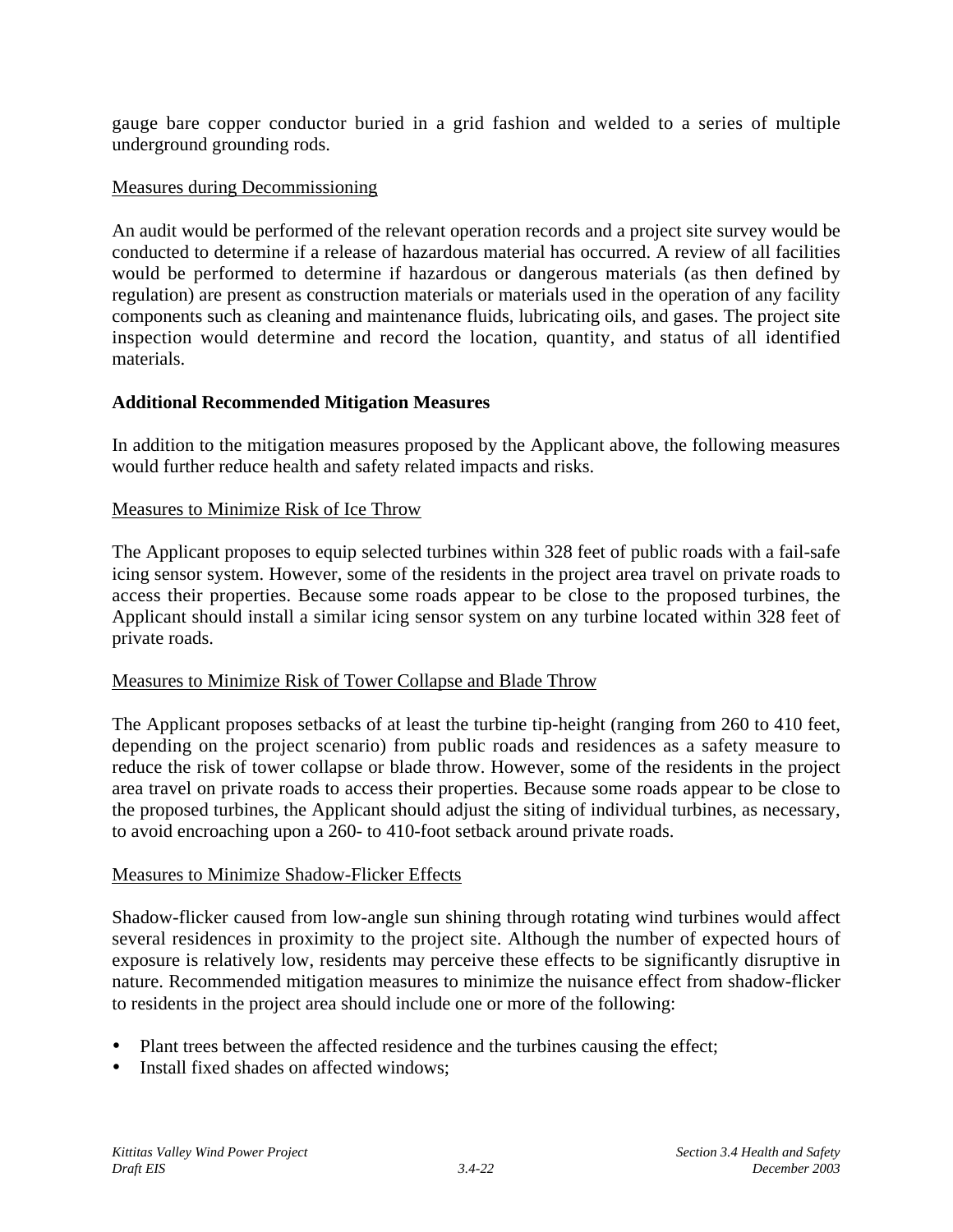gauge bare copper conductor buried in a grid fashion and welded to a series of multiple underground grounding rods.

Measures during Decommissioning

An audit would be performed of the relevant operation records and a project site survey would be conducted to determine if a release of hazardous material has occurred. A review of all facilities would be performed to determine if hazardous or dangerous materials (as then defined by regulation) are present as construction materials or materials used in the operation of any facility components such as cleaning and maintenance fluids, lubricating oils, and gases. The project site inspection would determine and record the location, quantity, and status of all identified materials.

**Additional Recommended Mitigation Measures**

In addition to the mitigation measures proposed by the Applicant above, the following measures would further reduce health and safety related impacts and risks.

Measures to Minimize Risk of Ice Throw

The Applicant proposes to equip selected turbines within 328 feet of public roads with a fail-safe icing sensor system. However, some of the residents in the project area travel on private roads to access their properties. Because some roads appear to be close to the proposed turbines, the Applicant should install a similar icing sensor system on any turbine located within 328 feet of private roads.

Measures to Minimize Risk of Tower Collapse and Blade Throw

The Applicant proposes setbacks of at least the turbine tip-height (ranging from 260 to 410 feet, depending on the project scenario) from public roads and residences as a safety measure to reduce the risk of tower collapse or blade throw. However, some of the residents in the project area travel on private roads to access their properties. Because some roads appear to be close to the proposed turbines, the Applicant should adjust the siting of individual turbines, as necessary, to avoid encroaching upon a 260- to 410-foot setback around private roads.

Measures to Minimize Shadow-Flicker Effects

Shadow-flicker caused from low-angle sun shining through rotating wind turbines would affect several residences in proximity to the project site. Although the number of expected hours of exposure is relatively low, residents may perceive these effects to be significantly disruptive in nature. Recommended mitigation measures to minimize the nuisance effect from shadow-flicker to residents in the project area should include one or more of the following:

- Plant trees between the affected residence and the turbines causing the effect;
- Install fixed shades on affected windows;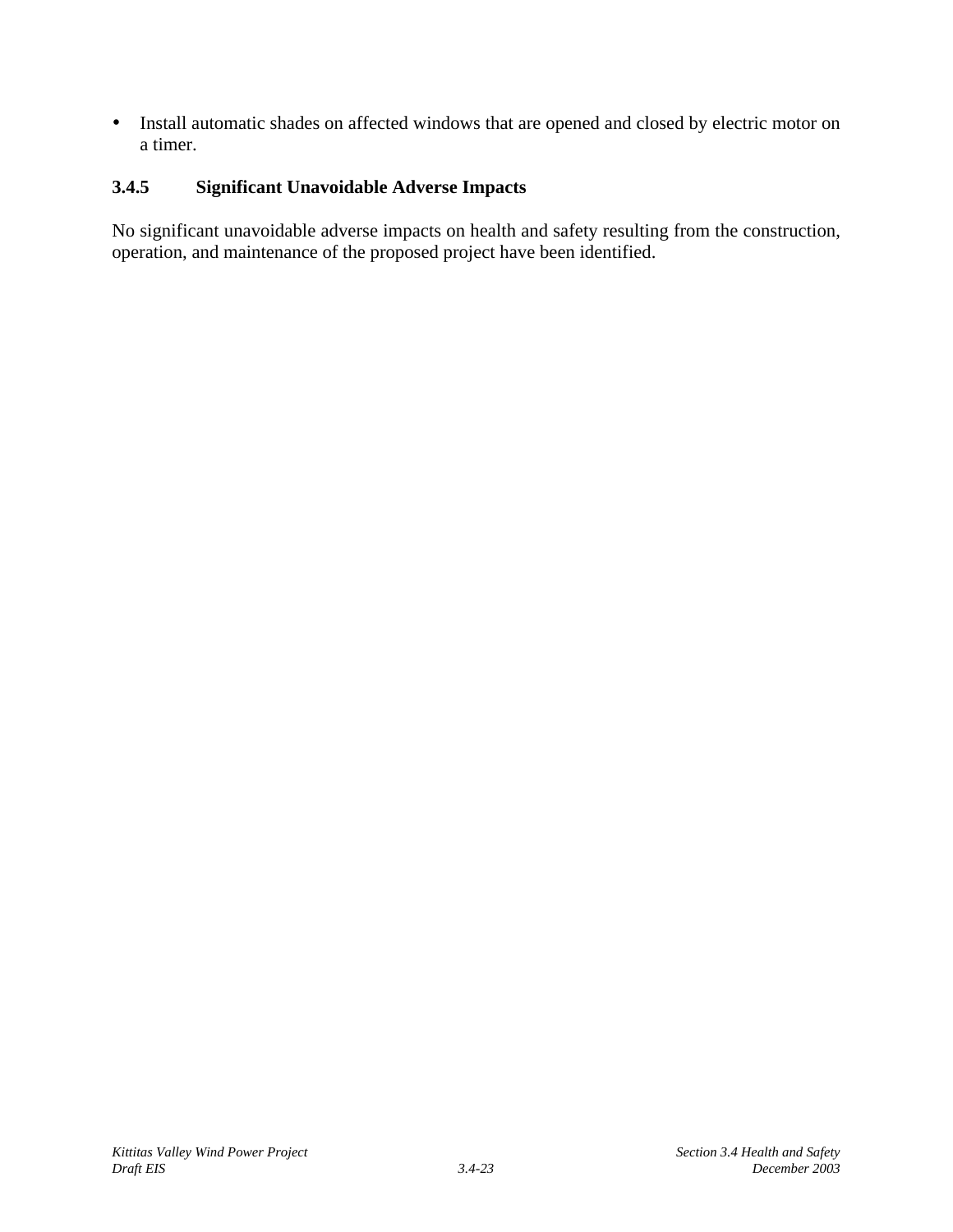- Install automatic shades on affected windows that are opened and closed by electric motor on a timer.

### 3.4.5 Significant Unavoidable Adverse Impacts

No significant unavoidable adverse impacts on health and safety resulting from the construction, operation, and maintenance of the proposed project have been identified.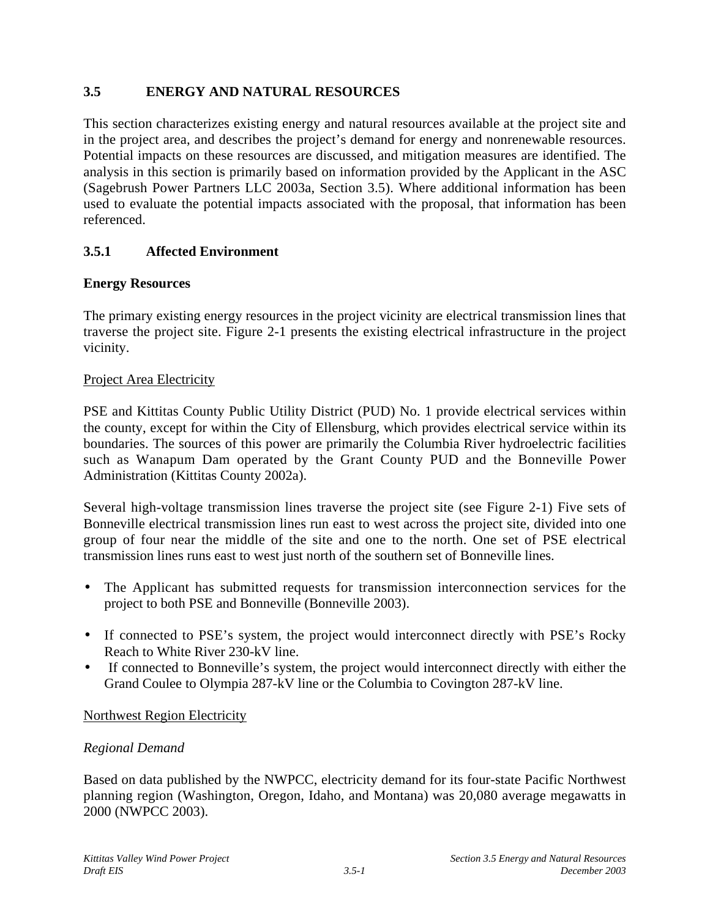## 3.5 ENERGY AND NATURAL RESOURCES

This section characterizes existing energy and natural resources available at the project site and in the project area, and describes the project's demand for energy and nonrenewable resources. Potential impacts on these resources are discussed, and mitigation measures are identified. The analysis in this section is primarily based on information provided by the Applicant in the ASC (Sagebrush Power Partners LLC 2003a, Section 3.5). Where additional information has been used to evaluate the potential impacts associated with the proposal, that information has been referenced.

### 3.5.1 Affected Environment

**Energy Resources**

The primary existing energy resources in the project vicinity are electrical transmission lines that traverse the project site. Figure 2-1 presents the existing electrical infrastructure in the project vicinity.

Project Area Electricity

PSE and Kittitas County Public Utility District (PUD) No. 1 provide electrical services within the county, except for within the City of Ellensburg, which provides electrical service within its boundaries. The sources of this power are primarily the Columbia River hydroelectric facilities such as Wanapum Dam operated by the Grant County PUD and the Bonneville Power Administration (Kittitas County 2002a).

Several high-voltage transmission lines traverse the project site (see Figure 2-1) Five sets of Bonneville electrical transmission lines run east to west across the project site, divided into one group of four near the middle of the site and one to the north. One set of PSE electrical transmission lines runs east to west just north of the southern set of Bonneville lines.

- The Applicant has submitted requests for transmission interconnection services for the project to both PSE and Bonneville (Bonneville 2003).
- If connected to PSE's system, the project would interconnect directly with PSE's Rocky Reach to White River 230-kV line.
- If connected to Bonneville's system, the project would interconnect directly with either the Grand Coulee to Olympia 287-kV line or the Columbia to Covington 287-kV line.

Northwest Region Electricity

*Regional Demand*

Based on data published by the NWPCC, electricity demand for its four-state Pacific Northwest planning region (Washington, Oregon, Idaho, and Montana) was 20,080 average megawatts in 2000 (NWPCC 2003).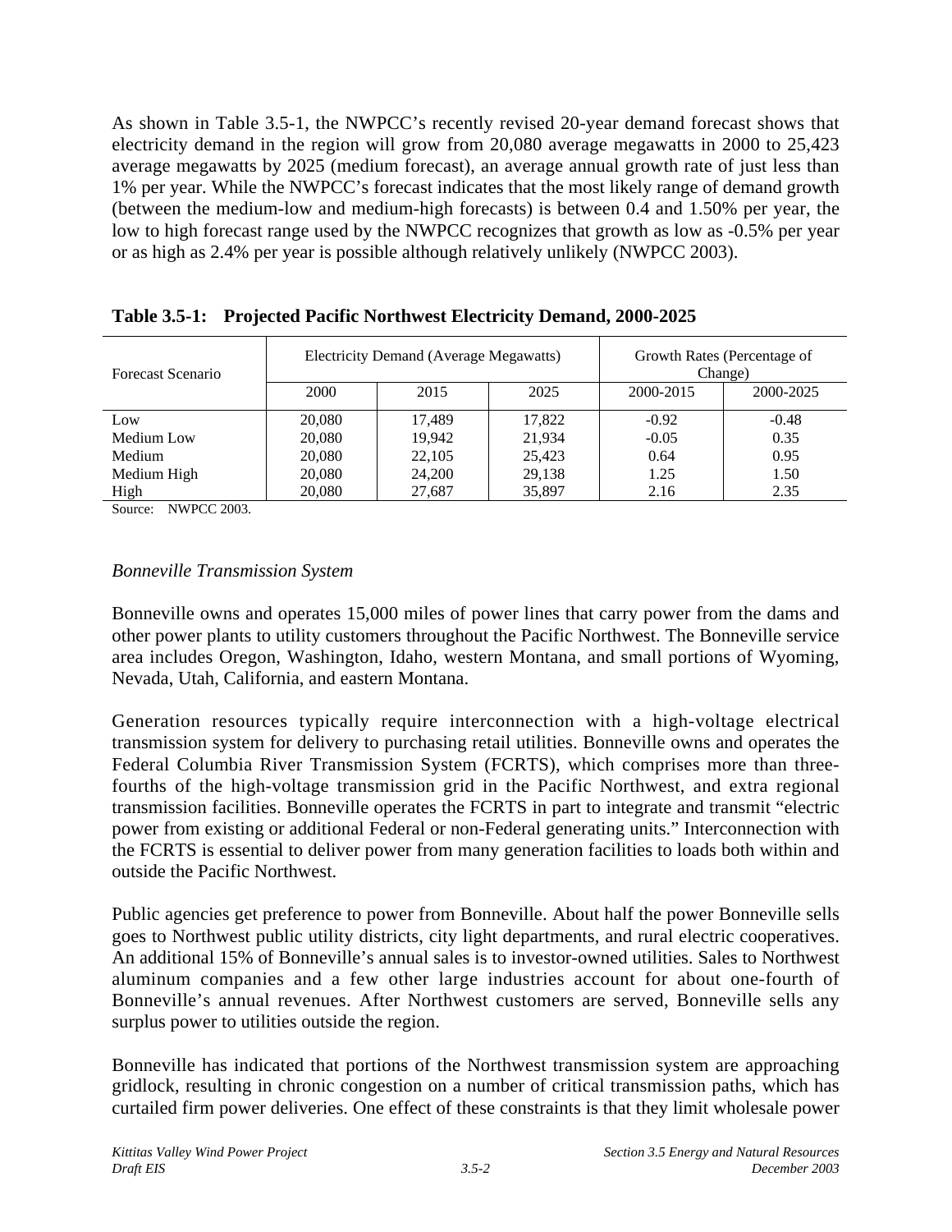As shown in Table 3.5-1, the NWPCC's recently revised 20-year demand forecast shows that electricity demand in the region will grow from 20,080 average megawatts in 2000 to 25,423 average megawatts by 2025 (medium forecast), an average annual growth rate of just less than 1% per year. While the NWPCC's forecast indicates that the most likely range of demand growth (between the medium-low and medium-high forecasts) is between 0.4 and 1.50% per year, the low to high forecast range used by the NWPCC recognizes that growth as low as -0.5% per year or as high as 2.4% per year is possible although relatively unlikely (NWPCC 2003).

**Table 3.5-1: Projected Pacific Northwest Electricity Demand, 2000-2025**

| Forecast Scenario | Electricity Demand (Average Megawatts) | | | Growth Rates (Percentage of Change) | |
|---|---|---|---|---|---|
| | 2000 | 2015 | 2025 | 2000-2015 | 2000-2025 |
| Low | 20,080 | 17,489 | 17,822 | -0.92 | -0.48 |
| Medium Low | 20,080 | 19,942 | 21,934 | -0.05 | 0.35 |
| Medium | 20,080 | 22,105 | 25,423 | 0.64 | 0.95 |
| Medium High | 20,080 | 24,200 | 29,138 | 1.25 | 1.50 |
| High | 20,080 | 27,687 | 35,897 | 2.16 | 2.35 |

Source: NWPCC 2003.

*Bonneville Transmission System*

Bonneville owns and operates 15,000 miles of power lines that carry power from the dams and other power plants to utility customers throughout the Pacific Northwest. The Bonneville service area includes Oregon, Washington, Idaho, western Montana, and small portions of Wyoming, Nevada, Utah, California, and eastern Montana.

Generation resources typically require interconnection with a high-voltage electrical transmission system for delivery to purchasing retail utilities. Bonneville owns and operates the Federal Columbia River Transmission System (FCRTS), which comprises more than three-fourths of the high-voltage transmission grid in the Pacific Northwest, and extra regional transmission facilities. Bonneville operates the FCRTS in part to integrate and transmit "electric power from existing or additional Federal or non-Federal generating units." Interconnection with the FCRTS is essential to deliver power from many generation facilities to loads both within and outside the Pacific Northwest.

Public agencies get preference to power from Bonneville. About half the power Bonneville sells goes to Northwest public utility districts, city light departments, and rural electric cooperatives. An additional 15% of Bonneville's annual sales is to investor-owned utilities. Sales to Northwest aluminum companies and a few other large industries account for about one-fourth of Bonneville's annual revenues. After Northwest customers are served, Bonneville sells any surplus power to utilities outside the region.

Bonneville has indicated that portions of the Northwest transmission system are approaching gridlock, resulting in chronic congestion on a number of critical transmission paths, which has curtailed firm power deliveries. One effect of these constraints is that they limit wholesale power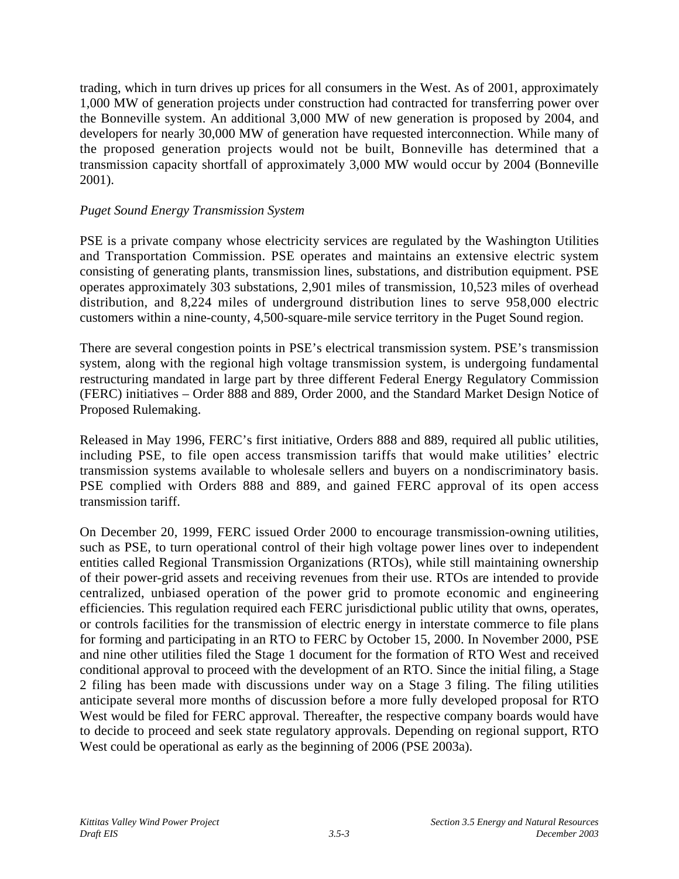trading, which in turn drives up prices for all consumers in the West. As of 2001, approximately 1,000 MW of generation projects under construction had contracted for transferring power over the Bonneville system. An additional 3,000 MW of new generation is proposed by 2004, and developers for nearly 30,000 MW of generation have requested interconnection. While many of the proposed generation projects would not be built, Bonneville has determined that a transmission capacity shortfall of approximately 3,000 MW would occur by 2004 (Bonneville 2001).

*Puget Sound Energy Transmission System*

PSE is a private company whose electricity services are regulated by the Washington Utilities and Transportation Commission. PSE operates and maintains an extensive electric system consisting of generating plants, transmission lines, substations, and distribution equipment. PSE operates approximately 303 substations, 2,901 miles of transmission, 10,523 miles of overhead distribution, and 8,224 miles of underground distribution lines to serve 958,000 electric customers within a nine-county, 4,500-square-mile service territory in the Puget Sound region.

There are several congestion points in PSE's electrical transmission system. PSE's transmission system, along with the regional high voltage transmission system, is undergoing fundamental restructuring mandated in large part by three different Federal Energy Regulatory Commission (FERC) initiatives – Order 888 and 889, Order 2000, and the Standard Market Design Notice of Proposed Rulemaking.

Released in May 1996, FERC's first initiative, Orders 888 and 889, required all public utilities, including PSE, to file open access transmission tariffs that would make utilities' electric transmission systems available to wholesale sellers and buyers on a nondiscriminatory basis. PSE complied with Orders 888 and 889, and gained FERC approval of its open access transmission tariff.

On December 20, 1999, FERC issued Order 2000 to encourage transmission-owning utilities, such as PSE, to turn operational control of their high voltage power lines over to independent entities called Regional Transmission Organizations (RTOs), while still maintaining ownership of their power-grid assets and receiving revenues from their use. RTOs are intended to provide centralized, unbiased operation of the power grid to promote economic and engineering efficiencies. This regulation required each FERC jurisdictional public utility that owns, operates, or controls facilities for the transmission of electric energy in interstate commerce to file plans for forming and participating in an RTO to FERC by October 15, 2000. In November 2000, PSE and nine other utilities filed the Stage 1 document for the formation of RTO West and received conditional approval to proceed with the development of an RTO. Since the initial filing, a Stage 2 filing has been made with discussions under way on a Stage 3 filing. The filing utilities anticipate several more months of discussion before a more fully developed proposal for RTO West would be filed for FERC approval. Thereafter, the respective company boards would have to decide to proceed and seek state regulatory approvals. Depending on regional support, RTO West could be operational as early as the beginning of 2006 (PSE 2003a).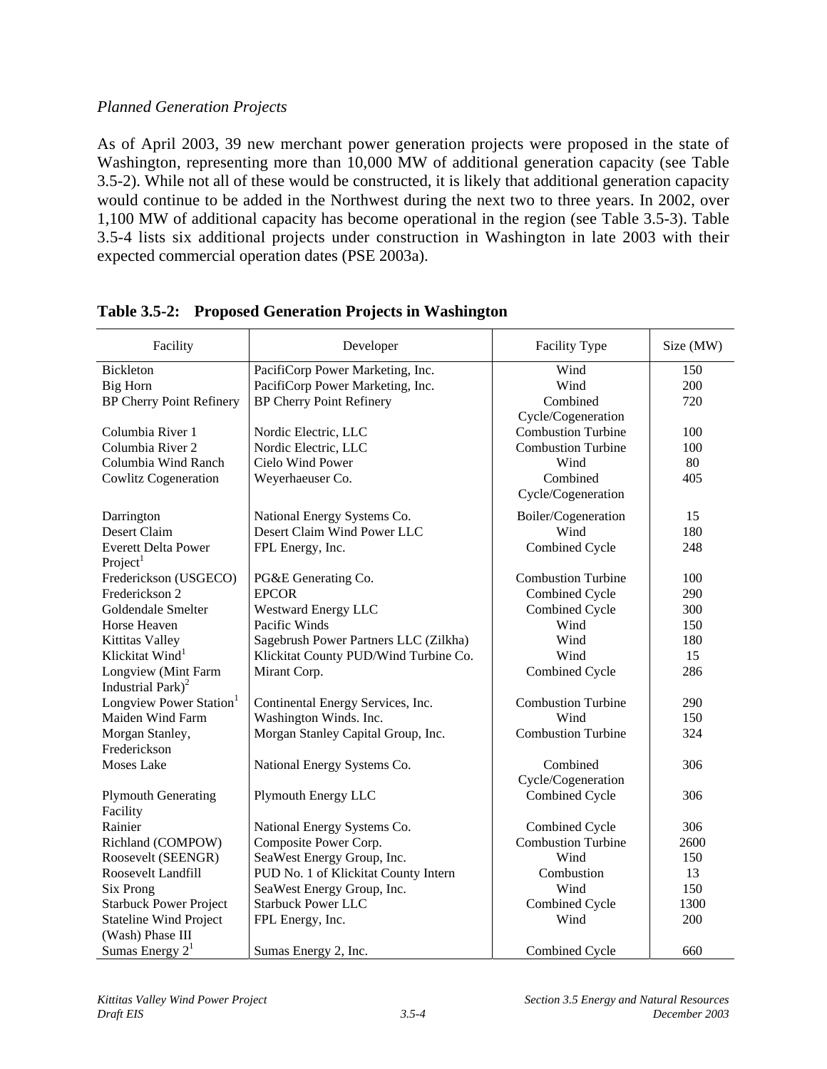*Planned Generation Projects*

As of April 2003, 39 new merchant power generation projects were proposed in the state of Washington, representing more than 10,000 MW of additional generation capacity (see Table 3.5-2). While not all of these would be constructed, it is likely that additional generation capacity would continue to be added in the Northwest during the next two to three years. In 2002, over 1,100 MW of additional capacity has become operational in the region (see Table 3.5-3). Table 3.5-4 lists six additional projects under construction in Washington in late 2003 with their expected commercial operation dates (PSE 2003a).

**Table 3.5-2: Proposed Generation Projects in Washington**

| Facility | Developer | Facility Type | Size (MW) |
|---|---|---|---|
| Bickleton | PacifiCorp Power Marketing, Inc. | Wind | 150 |
| Big Horn | PacifiCorp Power Marketing, Inc. | Wind | 200 |
| BP Cherry Point Refinery | BP Cherry Point Refinery | Combined Cycle/Cogeneration | 720 |
| Columbia River 1 | Nordic Electric, LLC | Combustion Turbine | 100 |
| Columbia River 2 | Nordic Electric, LLC | Combustion Turbine | 100 |
| Columbia Wind Ranch | Cielo Wind Power | Wind | 80 |
| Cowlitz Cogeneration | Weyerhaeuser Co. | Combined Cycle/Cogeneration | 405 |
| Darrington | National Energy Systems Co. | Boiler/Cogeneration | 15 |
| Desert Claim | Desert Claim Wind Power LLC | Wind | 180 |
| Everett Delta Power Project[1] | FPL Energy, Inc. | Combined Cycle | 248 |
| Frederickson (USGECO) | PG&E Generating Co. | Combustion Turbine | 100 |
| Frederickson 2 | EPCOR | Combined Cycle | 290 |
| Goldendale Smelter | Westward Energy LLC | Combined Cycle | 300 |
| Horse Heaven | Pacific Winds | Wind | 150 |
| Kittitas Valley | Sagebrush Power Partners LLC (Zilkha) | Wind | 180 |
| Klickitat Wind[1] | Klickitat County PUD/Wind Turbine Co. | Wind | 15 |
| Longview (Mint Farm Industrial Park)[2] | Mirant Corp. | Combined Cycle | 286 |
| Longview Power Station[1] | Continental Energy Services, Inc. | Combustion Turbine | 290 |
| Maiden Wind Farm | Washington Winds. Inc. | Wind | 150 |
| Morgan Stanley, Frederickson | Morgan Stanley Capital Group, Inc. | Combustion Turbine | 324 |
| Moses Lake | National Energy Systems Co. | Combined Cycle/Cogeneration | 306 |
| Plymouth Generating Facility | Plymouth Energy LLC | Combined Cycle | 306 |
| Rainier | National Energy Systems Co. | Combined Cycle | 306 |
| Richland (COMPOW) | Composite Power Corp. | Combustion Turbine | 2600 |
| Roosevelt (SEENGR) | SeaWest Energy Group, Inc. | Wind | 150 |
| Roosevelt Landfill | PUD No. 1 of Klickitat County Intern | Combustion | 13 |
| Six Prong | SeaWest Energy Group, Inc. | Wind | 150 |
| Starbuck Power Project | Starbuck Power LLC | Combined Cycle | 1300 |
| Stateline Wind Project (Wash) Phase III | FPL Energy, Inc. | Wind | 200 |
| Sumas Energy 2[1] | Sumas Energy 2, Inc. | Combined Cycle | 660 |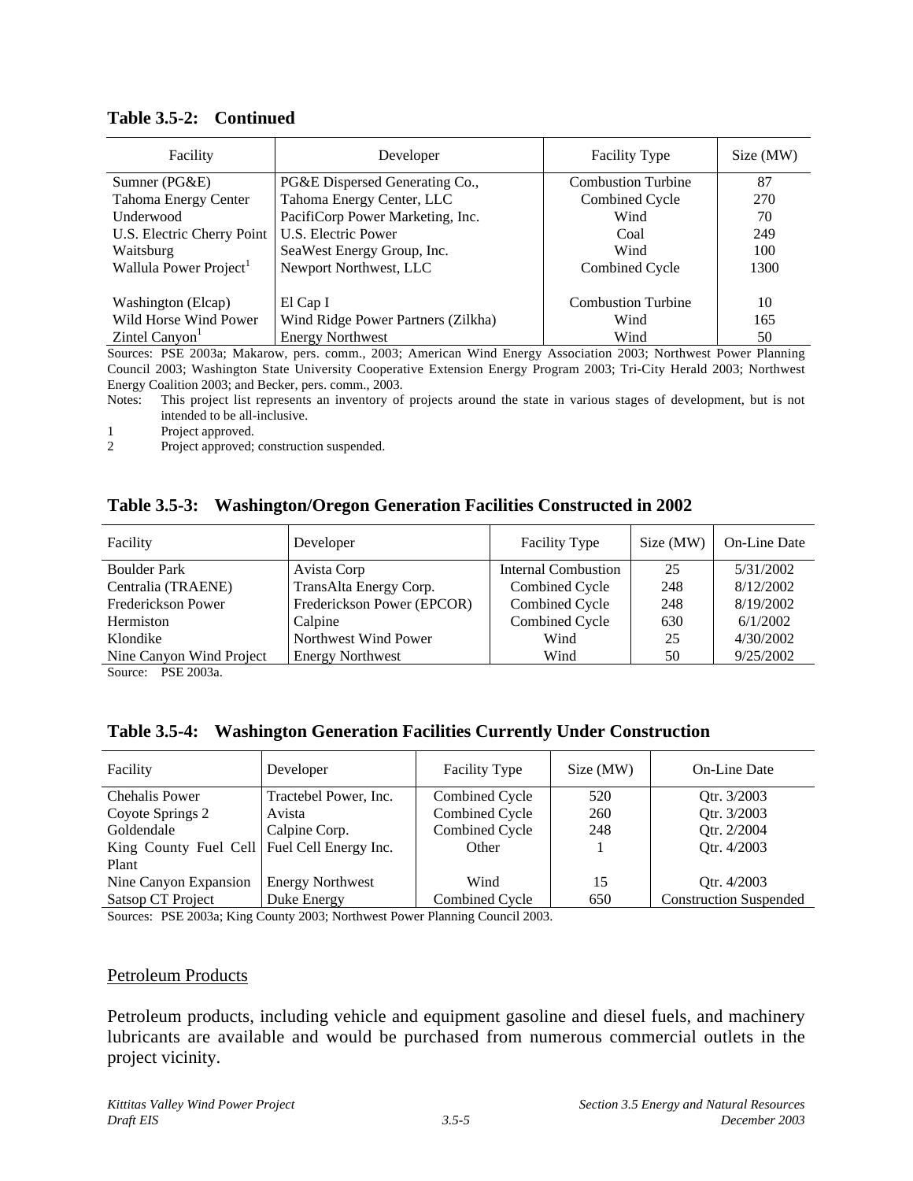**Table 3.5-2: Continued**

| Facility | Developer | Facility Type | Size (MW) |
|---|---|---|---|
| Sumner (PG&E) | PG&E Dispersed Generating Co., | Combustion Turbine | 87 |
| Tahoma Energy Center | Tahoma Energy Center, LLC | Combined Cycle | 270 |
| Underwood | PacifiCorp Power Marketing, Inc. | Wind | 70 |
| U.S. Electric Cherry Point | U.S. Electric Power | Coal | 249 |
| Waitsburg | SeaWest Energy Group, Inc. | Wind | 100 |
| Wallula Power Project[1] | Newport Northwest, LLC | Combined Cycle | 1300 |
| Washington (Elcap) | El Cap I | Combustion Turbine | 10 |
| Wild Horse Wind Power | Wind Ridge Power Partners (Zilkha) | Wind | 165 |
| Zintel Canyon[1] | Energy Northwest | Wind | 50 |

Sources: PSE 2003a; Makarow, pers. comm., 2003; American Wind Energy Association 2003; Northwest Power Planning Council 2003; Washington State University Cooperative Extension Energy Program 2003; Tri-City Herald 2003; Northwest Energy Coalition 2003; and Becker, pers. comm., 2003.

Notes: This project list represents an inventory of projects around the state in various stages of development, but is not intended to be all-inclusive.

1 Project approved.

2 Project approved; construction suspended.

**Table 3.5-3: Washington/Oregon Generation Facilities Constructed in 2002**

| Facility | Developer | Facility Type | Size (MW) | On-Line Date |
|---|---|---|---|---|
| Boulder Park | Avista Corp | Internal Combustion | 25 | 5/31/2002 |
| Centralia (TRAENE) | TransAlta Energy Corp. | Combined Cycle | 248 | 8/12/2002 |
| Frederickson Power | Frederickson Power (EPCOR) | Combined Cycle | 248 | 8/19/2002 |
| Hermiston | Calpine | Combined Cycle | 630 | 6/1/2002 |
| Klondike | Northwest Wind Power | Wind | 25 | 4/30/2002 |
| Nine Canyon Wind Project | Energy Northwest | Wind | 50 | 9/25/2002 |

Source: PSE 2003a.

**Table 3.5-4: Washington Generation Facilities Currently Under Construction**

| Facility | Developer | Facility Type | Size (MW) | On-Line Date |
|---|---|---|---|---|
| Chehalis Power | Tractebel Power, Inc. | Combined Cycle | 520 | Qtr. 3/2003 |
| Coyote Springs 2 | Avista | Combined Cycle | 260 | Qtr. 3/2003 |
| Goldendale | Calpine Corp. | Combined Cycle | 248 | Qtr. 2/2004 |
| King County Fuel Cell Plant | Fuel Cell Energy Inc. | Other | 1 | Qtr. 4/2003 |
| Nine Canyon Expansion | Energy Northwest | Wind | 15 | Qtr. 4/2003 |
| Satsop CT Project | Duke Energy | Combined Cycle | 650 | Construction Suspended |

Sources: PSE 2003a; King County 2003; Northwest Power Planning Council 2003.

Petroleum Products

Petroleum products, including vehicle and equipment gasoline and diesel fuels, and machinery lubricants are available and would be purchased from numerous commercial outlets in the project vicinity.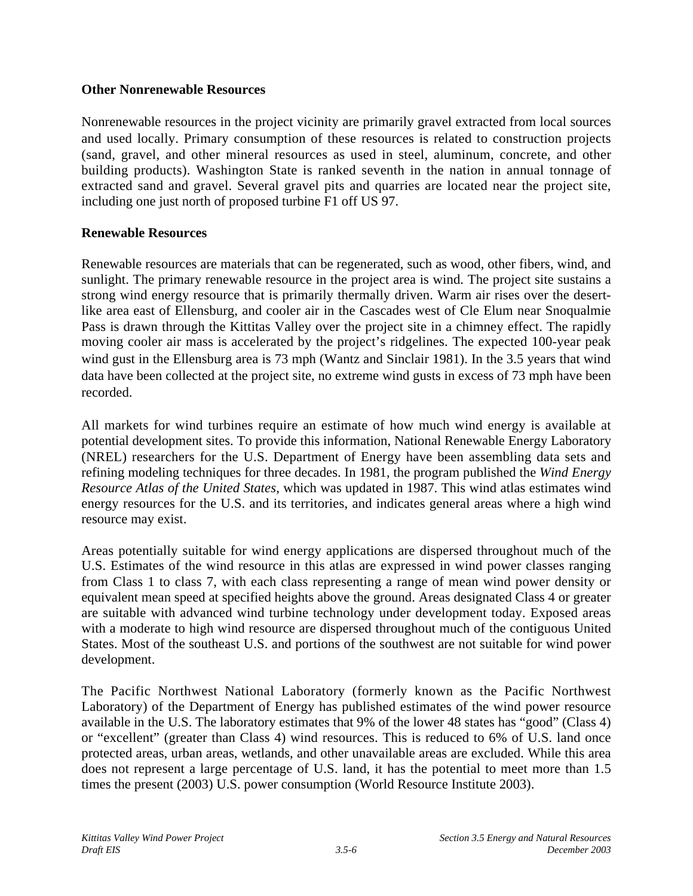**Other Nonrenewable Resources**

Nonrenewable resources in the project vicinity are primarily gravel extracted from local sources and used locally. Primary consumption of these resources is related to construction projects (sand, gravel, and other mineral resources as used in steel, aluminum, concrete, and other building products). Washington State is ranked seventh in the nation in annual tonnage of extracted sand and gravel. Several gravel pits and quarries are located near the project site, including one just north of proposed turbine F1 off US 97.

**Renewable Resources**

Renewable resources are materials that can be regenerated, such as wood, other fibers, wind, and sunlight. The primary renewable resource in the project area is wind. The project site sustains a strong wind energy resource that is primarily thermally driven. Warm air rises over the desert-like area east of Ellensburg, and cooler air in the Cascades west of Cle Elum near Snoqualmie Pass is drawn through the Kittitas Valley over the project site in a chimney effect. The rapidly moving cooler air mass is accelerated by the project's ridgelines. The expected 100-year peak wind gust in the Ellensburg area is 73 mph (Wantz and Sinclair 1981). In the 3.5 years that wind data have been collected at the project site, no extreme wind gusts in excess of 73 mph have been recorded.

All markets for wind turbines require an estimate of how much wind energy is available at potential development sites. To provide this information, National Renewable Energy Laboratory (NREL) researchers for the U.S. Department of Energy have been assembling data sets and refining modeling techniques for three decades. In 1981, the program published the *Wind Energy Resource Atlas of the United States*, which was updated in 1987. This wind atlas estimates wind energy resources for the U.S. and its territories, and indicates general areas where a high wind resource may exist.

Areas potentially suitable for wind energy applications are dispersed throughout much of the U.S. Estimates of the wind resource in this atlas are expressed in wind power classes ranging from Class 1 to class 7, with each class representing a range of mean wind power density or equivalent mean speed at specified heights above the ground. Areas designated Class 4 or greater are suitable with advanced wind turbine technology under development today. Exposed areas with a moderate to high wind resource are dispersed throughout much of the contiguous United States. Most of the southeast U.S. and portions of the southwest are not suitable for wind power development.

The Pacific Northwest National Laboratory (formerly known as the Pacific Northwest Laboratory) of the Department of Energy has published estimates of the wind power resource available in the U.S. The laboratory estimates that 9% of the lower 48 states has "good" (Class 4) or "excellent" (greater than Class 4) wind resources. This is reduced to 6% of U.S. land once protected areas, urban areas, wetlands, and other unavailable areas are excluded. While this area does not represent a large percentage of U.S. land, it has the potential to meet more than 1.5 times the present (2003) U.S. power consumption (World Resource Institute 2003).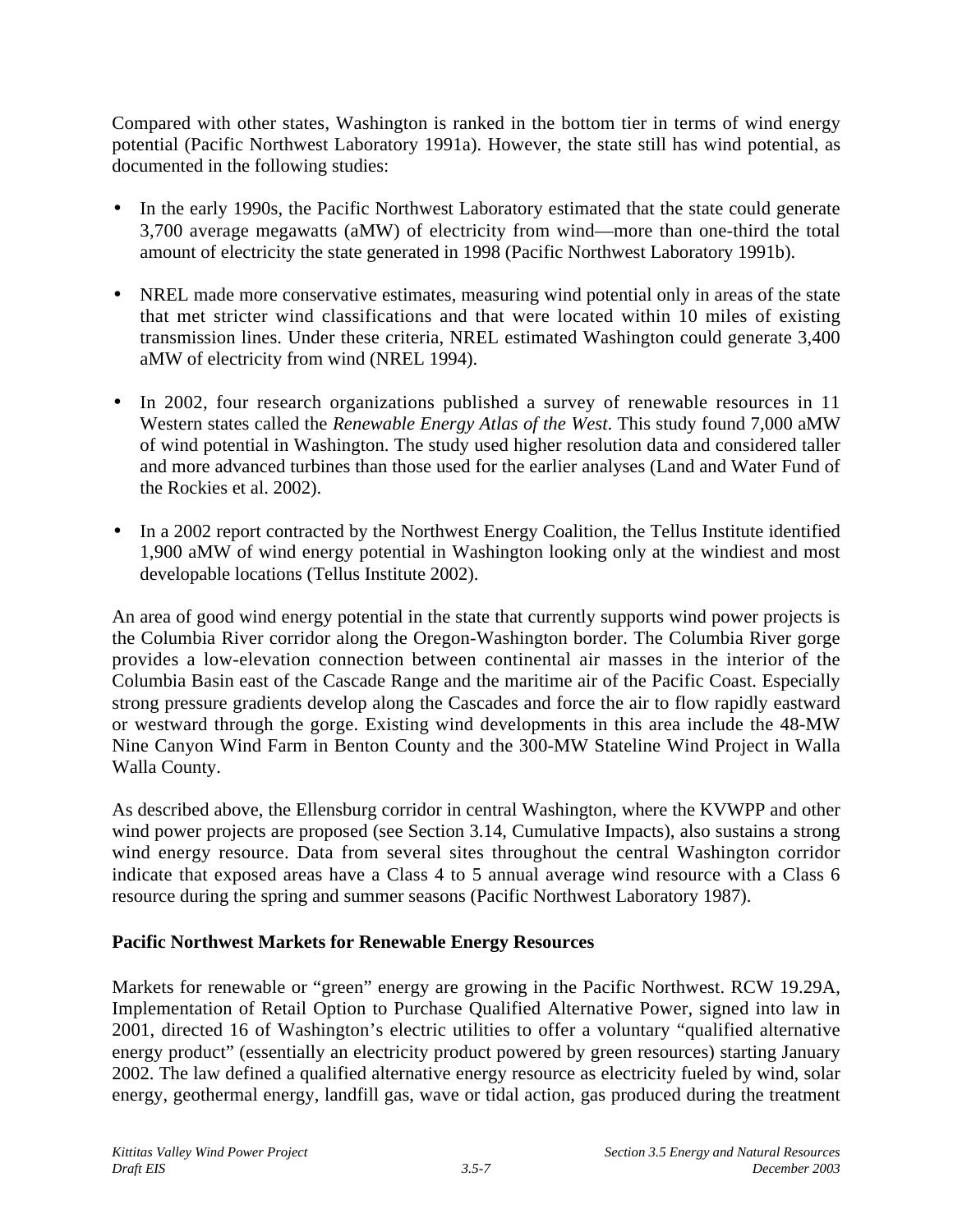Compared with other states, Washington is ranked in the bottom tier in terms of wind energy potential (Pacific Northwest Laboratory 1991a). However, the state still has wind potential, as documented in the following studies:

- In the early 1990s, the Pacific Northwest Laboratory estimated that the state could generate 3,700 average megawatts (aMW) of electricity from wind—more than one-third the total amount of electricity the state generated in 1998 (Pacific Northwest Laboratory 1991b).

- NREL made more conservative estimates, measuring wind potential only in areas of the state that met stricter wind classifications and that were located within 10 miles of existing transmission lines. Under these criteria, NREL estimated Washington could generate 3,400 aMW of electricity from wind (NREL 1994).

- In 2002, four research organizations published a survey of renewable resources in 11 Western states called the *Renewable Energy Atlas of the West*. This study found 7,000 aMW of wind potential in Washington. The study used higher resolution data and considered taller and more advanced turbines than those used for the earlier analyses (Land and Water Fund of the Rockies et al. 2002).

- In a 2002 report contracted by the Northwest Energy Coalition, the Tellus Institute identified 1,900 aMW of wind energy potential in Washington looking only at the windiest and most developable locations (Tellus Institute 2002).

An area of good wind energy potential in the state that currently supports wind power projects is the Columbia River corridor along the Oregon-Washington border. The Columbia River gorge provides a low-elevation connection between continental air masses in the interior of the Columbia Basin east of the Cascade Range and the maritime air of the Pacific Coast. Especially strong pressure gradients develop along the Cascades and force the air to flow rapidly eastward or westward through the gorge. Existing wind developments in this area include the 48-MW Nine Canyon Wind Farm in Benton County and the 300-MW Stateline Wind Project in Walla Walla County.

As described above, the Ellensburg corridor in central Washington, where the KVWPP and other wind power projects are proposed (see Section 3.14, Cumulative Impacts), also sustains a strong wind energy resource. Data from several sites throughout the central Washington corridor indicate that exposed areas have a Class 4 to 5 annual average wind resource with a Class 6 resource during the spring and summer seasons (Pacific Northwest Laboratory 1987).

**Pacific Northwest Markets for Renewable Energy Resources**

Markets for renewable or "green" energy are growing in the Pacific Northwest. RCW 19.29A, Implementation of Retail Option to Purchase Qualified Alternative Power, signed into law in 2001, directed 16 of Washington's electric utilities to offer a voluntary "qualified alternative energy product" (essentially an electricity product powered by green resources) starting January 2002. The law defined a qualified alternative energy resource as electricity fueled by wind, solar energy, geothermal energy, landfill gas, wave or tidal action, gas produced during the treatment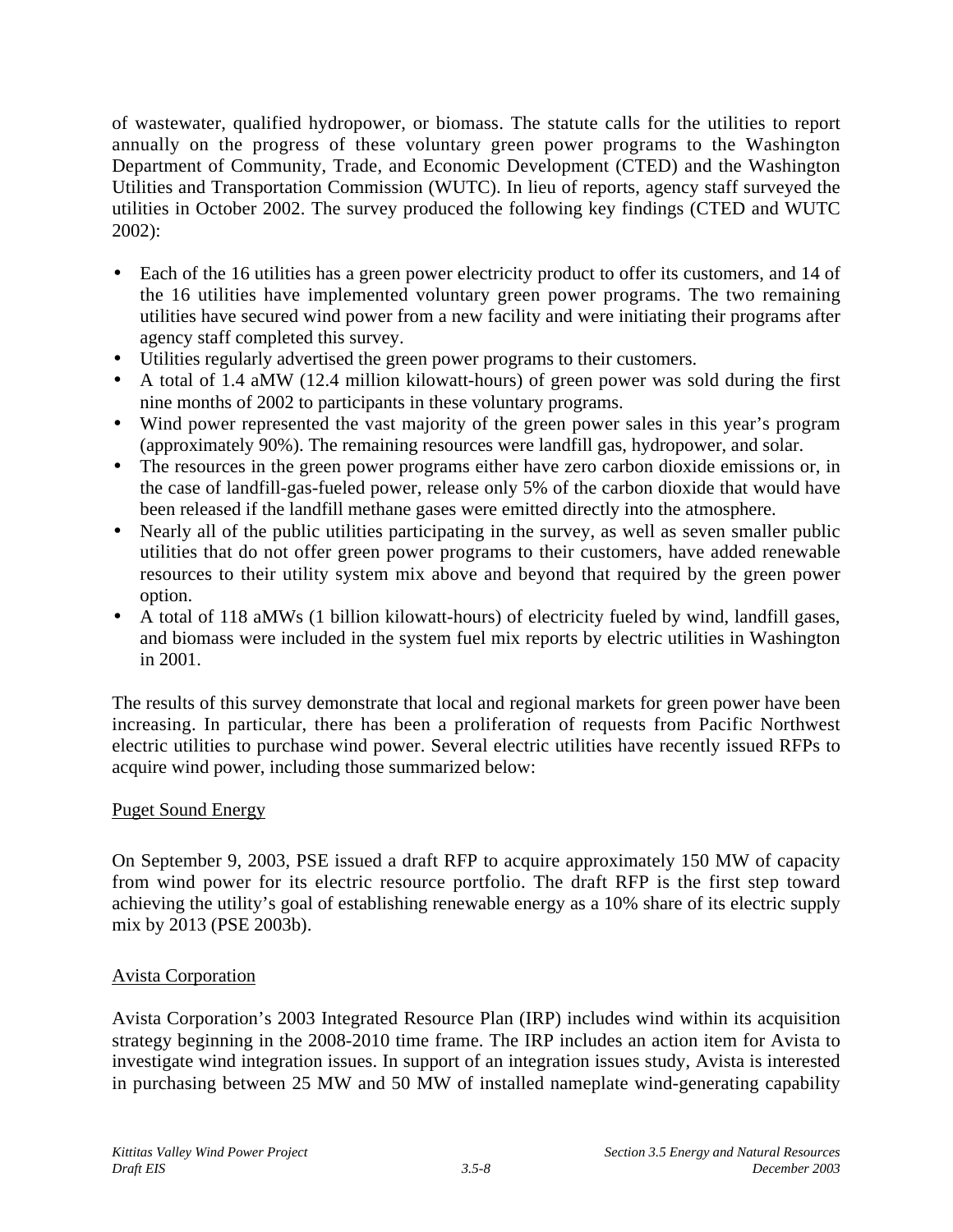of wastewater, qualified hydropower, or biomass. The statute calls for the utilities to report annually on the progress of these voluntary green power programs to the Washington Department of Community, Trade, and Economic Development (CTED) and the Washington Utilities and Transportation Commission (WUTC). In lieu of reports, agency staff surveyed the utilities in October 2002. The survey produced the following key findings (CTED and WUTC 2002):

- Each of the 16 utilities has a green power electricity product to offer its customers, and 14 of the 16 utilities have implemented voluntary green power programs. The two remaining utilities have secured wind power from a new facility and were initiating their programs after agency staff completed this survey.
- Utilities regularly advertised the green power programs to their customers.
- A total of 1.4 aMW (12.4 million kilowatt-hours) of green power was sold during the first nine months of 2002 to participants in these voluntary programs.
- Wind power represented the vast majority of the green power sales in this year's program (approximately 90%). The remaining resources were landfill gas, hydropower, and solar.
- The resources in the green power programs either have zero carbon dioxide emissions or, in the case of landfill-gas-fueled power, release only 5% of the carbon dioxide that would have been released if the landfill methane gases were emitted directly into the atmosphere.
- Nearly all of the public utilities participating in the survey, as well as seven smaller public utilities that do not offer green power programs to their customers, have added renewable resources to their utility system mix above and beyond that required by the green power option.
- A total of 118 aMWs (1 billion kilowatt-hours) of electricity fueled by wind, landfill gases, and biomass were included in the system fuel mix reports by electric utilities in Washington in 2001.

The results of this survey demonstrate that local and regional markets for green power have been increasing. In particular, there has been a proliferation of requests from Pacific Northwest electric utilities to purchase wind power. Several electric utilities have recently issued RFPs to acquire wind power, including those summarized below:

<u>Puget Sound Energy</u>

On September 9, 2003, PSE issued a draft RFP to acquire approximately 150 MW of capacity from wind power for its electric resource portfolio. The draft RFP is the first step toward achieving the utility's goal of establishing renewable energy as a 10% share of its electric supply mix by 2013 (PSE 2003b).

<u>Avista Corporation</u>

Avista Corporation's 2003 Integrated Resource Plan (IRP) includes wind within its acquisition strategy beginning in the 2008-2010 time frame. The IRP includes an action item for Avista to investigate wind integration issues. In support of an integration issues study, Avista is interested in purchasing between 25 MW and 50 MW of installed nameplate wind-generating capability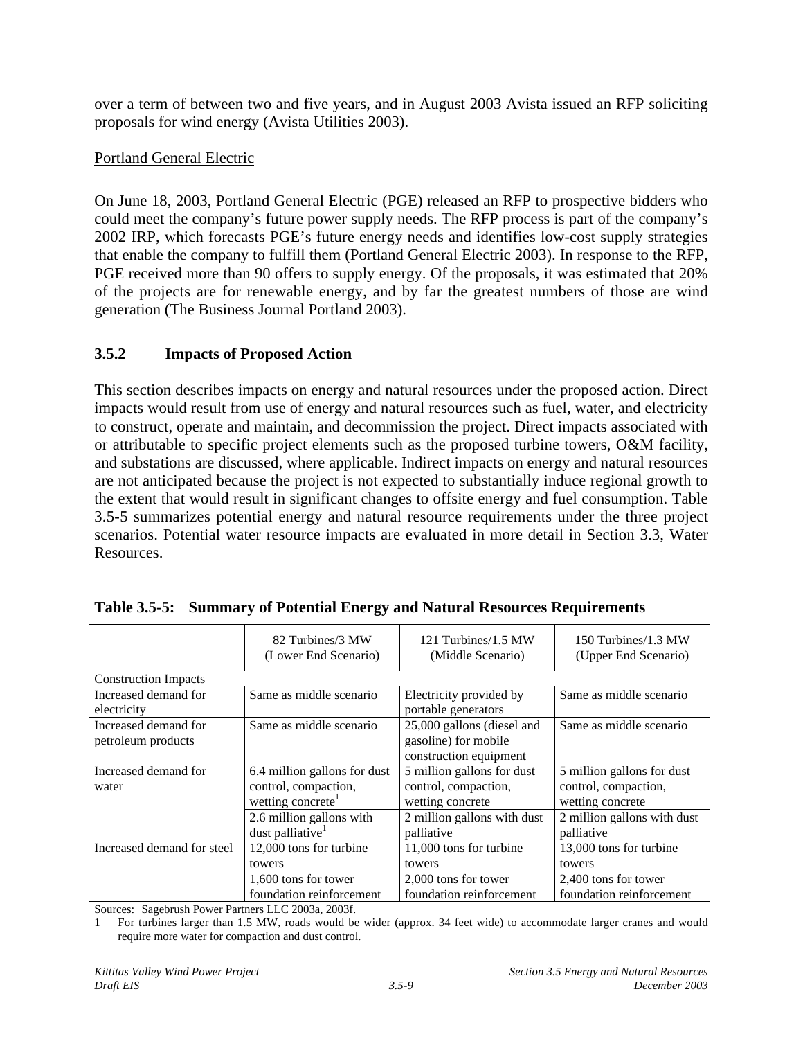over a term of between two and five years, and in August 2003 Avista issued an RFP soliciting proposals for wind energy (Avista Utilities 2003).

Portland General Electric

On June 18, 2003, Portland General Electric (PGE) released an RFP to prospective bidders who could meet the company's future power supply needs. The RFP process is part of the company's 2002 IRP, which forecasts PGE's future energy needs and identifies low-cost supply strategies that enable the company to fulfill them (Portland General Electric 2003). In response to the RFP, PGE received more than 90 offers to supply energy. Of the proposals, it was estimated that 20% of the projects are for renewable energy, and by far the greatest numbers of those are wind generation (The Business Journal Portland 2003).

### 3.5.2 Impacts of Proposed Action

This section describes impacts on energy and natural resources under the proposed action. Direct impacts would result from use of energy and natural resources such as fuel, water, and electricity to construct, operate and maintain, and decommission the project. Direct impacts associated with or attributable to specific project elements such as the proposed turbine towers, O&M facility, and substations are discussed, where applicable. Indirect impacts on energy and natural resources are not anticipated because the project is not expected to substantially induce regional growth to the extent that would result in significant changes to offsite energy and fuel consumption. Table 3.5-5 summarizes potential energy and natural resource requirements under the three project scenarios. Potential water resource impacts are evaluated in more detail in Section 3.3, Water Resources.

**Table 3.5-5: Summary of Potential Energy and Natural Resources Requirements**

| | 82 Turbines/3 MW (Lower End Scenario) | 121 Turbines/1.5 MW (Middle Scenario) | 150 Turbines/1.3 MW (Upper End Scenario) |
|---|---|---|---|
| Construction Impacts | | | |
| Increased demand for electricity | Same as middle scenario | Electricity provided by portable generators | Same as middle scenario |
| Increased demand for petroleum products | Same as middle scenario | 25,000 gallons (diesel and gasoline) for mobile construction equipment | Same as middle scenario |
| Increased demand for water | 6.4 million gallons for dust control, compaction, wetting concrete[1] | 5 million gallons for dust control, compaction, wetting concrete | 5 million gallons for dust control, compaction, wetting concrete |
| | 2.6 million gallons with dust palliative[1] | 2 million gallons with dust palliative | 2 million gallons with dust palliative |
| Increased demand for steel | 12,000 tons for turbine towers | 11,000 tons for turbine towers | 13,000 tons for turbine towers |
| | 1,600 tons for tower foundation reinforcement | 2,000 tons for tower foundation reinforcement | 2,400 tons for tower foundation reinforcement |

Sources: Sagebrush Power Partners LLC 2003a, 2003f.

1 For turbines larger than 1.5 MW, roads would be wider (approx. 34 feet wide) to accommodate larger cranes and would require more water for compaction and dust control.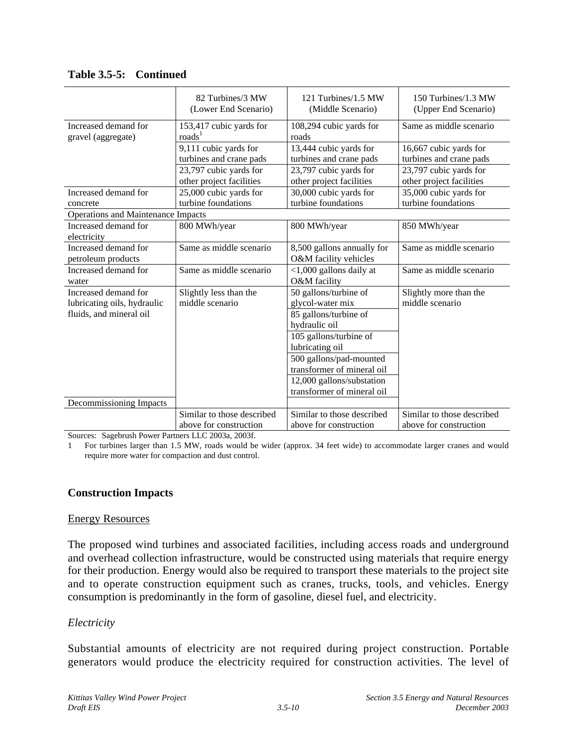**Table 3.5-5: Continued**

| | 82 Turbines/3 MW (Lower End Scenario) | 121 Turbines/1.5 MW (Middle Scenario) | 150 Turbines/1.3 MW (Upper End Scenario) |
|---|---|---|---|
| Increased demand for gravel (aggregate) | 153,417 cubic yards for roads[1] | 108,294 cubic yards for roads | Same as middle scenario |
| | 9,111 cubic yards for turbines and crane pads | 13,444 cubic yards for turbines and crane pads | 16,667 cubic yards for turbines and crane pads |
| | 23,797 cubic yards for other project facilities | 23,797 cubic yards for other project facilities | 23,797 cubic yards for other project facilities |
| Increased demand for concrete | 25,000 cubic yards for turbine foundations | 30,000 cubic yards for turbine foundations | 35,000 cubic yards for turbine foundations |
| Operations and Maintenance Impacts | | | |
| Increased demand for electricity | 800 MWh/year | 800 MWh/year | 850 MWh/year |
| Increased demand for petroleum products | Same as middle scenario | 8,500 gallons annually for O&M facility vehicles | Same as middle scenario |
| Increased demand for water | Same as middle scenario | <1,000 gallons daily at O&M facility | Same as middle scenario |
| Increased demand for lubricating oils, hydraulic fluids, and mineral oil | Slightly less than the middle scenario | 50 gallons/turbine of glycol-water mix | Slightly more than the middle scenario |
| | | 85 gallons/turbine of hydraulic oil | |
| | | 105 gallons/turbine of lubricating oil | |
| | | 500 gallons/pad-mounted transformer of mineral oil | |
| | | 12,000 gallons/substation transformer of mineral oil | |
| Decommissioning Impacts | | | |
| | Similar to those described above for construction | Similar to those described above for construction | Similar to those described above for construction |

Sources: Sagebrush Power Partners LLC 2003a, 2003f.

1 For turbines larger than 1.5 MW, roads would be wider (approx. 34 feet wide) to accommodate larger cranes and would require more water for compaction and dust control.

## Construction Impacts

Energy Resources

The proposed wind turbines and associated facilities, including access roads and underground and overhead collection infrastructure, would be constructed using materials that require energy for their production. Energy would also be required to transport these materials to the project site and to operate construction equipment such as cranes, trucks, tools, and vehicles. Energy consumption is predominantly in the form of gasoline, diesel fuel, and electricity.

*Electricity*

Substantial amounts of electricity are not required during project construction. Portable generators would produce the electricity required for construction activities. The level of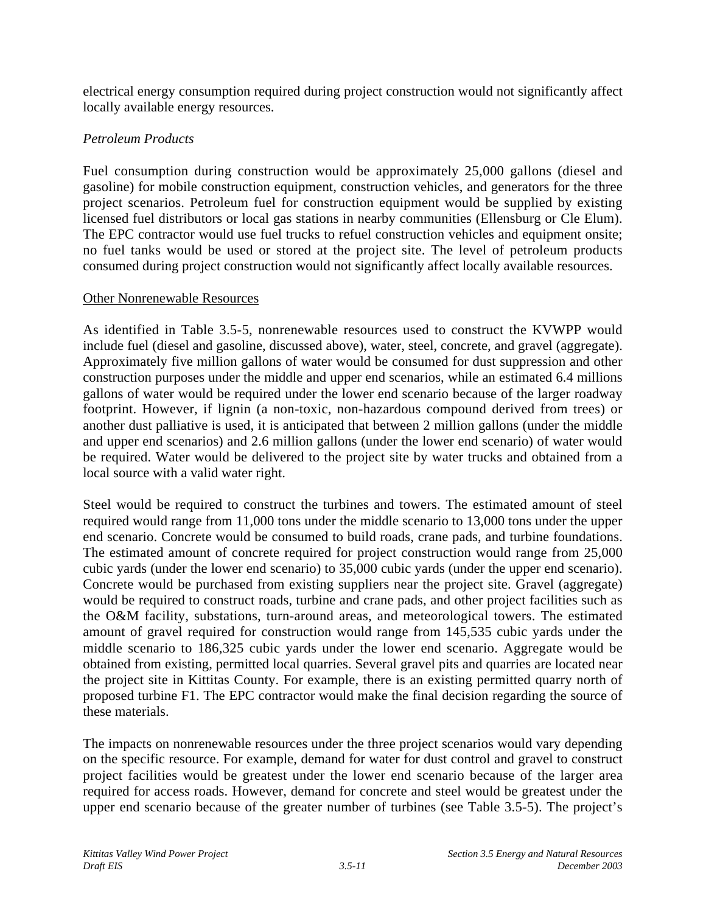electrical energy consumption required during project construction would not significantly affect locally available energy resources.

*Petroleum Products*

Fuel consumption during construction would be approximately 25,000 gallons (diesel and gasoline) for mobile construction equipment, construction vehicles, and generators for the three project scenarios. Petroleum fuel for construction equipment would be supplied by existing licensed fuel distributors or local gas stations in nearby communities (Ellensburg or Cle Elum). The EPC contractor would use fuel trucks to refuel construction vehicles and equipment onsite; no fuel tanks would be used or stored at the project site. The level of petroleum products consumed during project construction would not significantly affect locally available resources.

<u>Other Nonrenewable Resources</u>

As identified in Table 3.5-5, nonrenewable resources used to construct the KVWPP would include fuel (diesel and gasoline, discussed above), water, steel, concrete, and gravel (aggregate). Approximately five million gallons of water would be consumed for dust suppression and other construction purposes under the middle and upper end scenarios, while an estimated 6.4 millions gallons of water would be required under the lower end scenario because of the larger roadway footprint. However, if lignin (a non-toxic, non-hazardous compound derived from trees) or another dust palliative is used, it is anticipated that between 2 million gallons (under the middle and upper end scenarios) and 2.6 million gallons (under the lower end scenario) of water would be required. Water would be delivered to the project site by water trucks and obtained from a local source with a valid water right.

Steel would be required to construct the turbines and towers. The estimated amount of steel required would range from 11,000 tons under the middle scenario to 13,000 tons under the upper end scenario. Concrete would be consumed to build roads, crane pads, and turbine foundations. The estimated amount of concrete required for project construction would range from 25,000 cubic yards (under the lower end scenario) to 35,000 cubic yards (under the upper end scenario). Concrete would be purchased from existing suppliers near the project site. Gravel (aggregate) would be required to construct roads, turbine and crane pads, and other project facilities such as the O&M facility, substations, turn-around areas, and meteorological towers. The estimated amount of gravel required for construction would range from 145,535 cubic yards under the middle scenario to 186,325 cubic yards under the lower end scenario. Aggregate would be obtained from existing, permitted local quarries. Several gravel pits and quarries are located near the project site in Kittitas County. For example, there is an existing permitted quarry north of proposed turbine F1. The EPC contractor would make the final decision regarding the source of these materials.

The impacts on nonrenewable resources under the three project scenarios would vary depending on the specific resource. For example, demand for water for dust control and gravel to construct project facilities would be greatest under the lower end scenario because of the larger area required for access roads. However, demand for concrete and steel would be greatest under the upper end scenario because of the greater number of turbines (see Table 3.5-5). The project's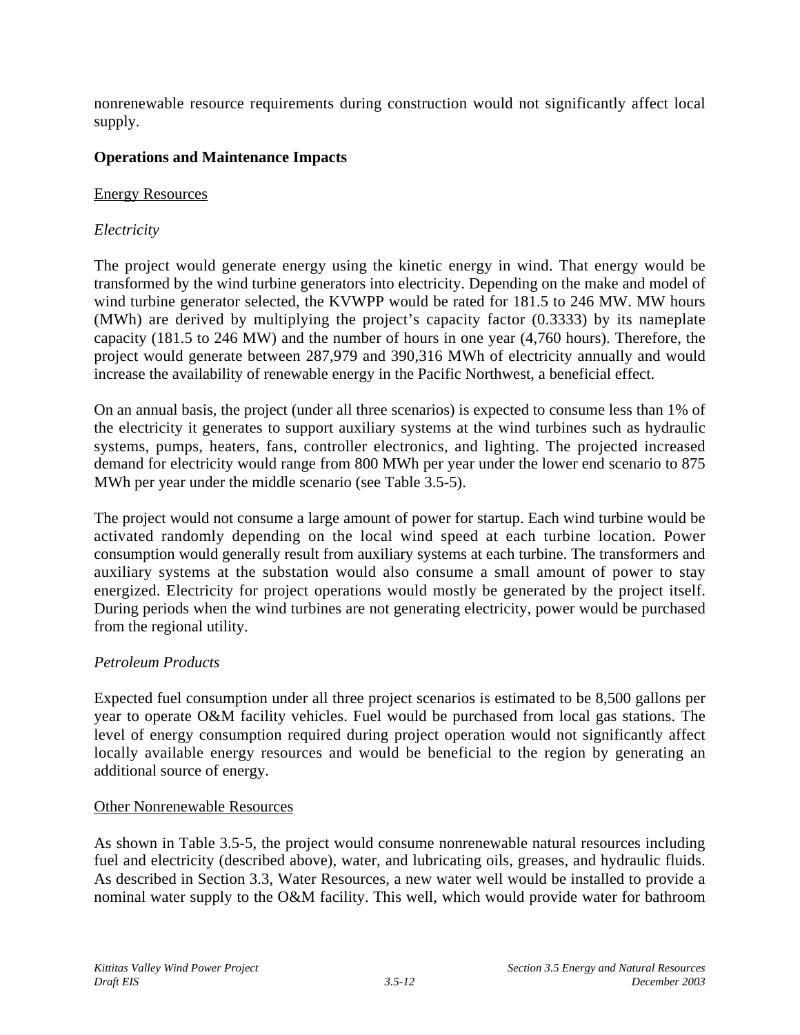nonrenewable resource requirements during construction would not significantly affect local supply.

### Operations and Maintenance Impacts

<u>Energy Resources</u>

*Electricity*

The project would generate energy using the kinetic energy in wind. That energy would be transformed by the wind turbine generators into electricity. Depending on the make and model of wind turbine generator selected, the KVWPP would be rated for 181.5 to 246 MW. MW hours (MWh) are derived by multiplying the project's capacity factor (0.3333) by its nameplate capacity (181.5 to 246 MW) and the number of hours in one year (4,760 hours). Therefore, the project would generate between 287,979 and 390,316 MWh of electricity annually and would increase the availability of renewable energy in the Pacific Northwest, a beneficial effect.

On an annual basis, the project (under all three scenarios) is expected to consume less than 1% of the electricity it generates to support auxiliary systems at the wind turbines such as hydraulic systems, pumps, heaters, fans, controller electronics, and lighting. The projected increased demand for electricity would range from 800 MWh per year under the lower end scenario to 875 MWh per year under the middle scenario (see Table 3.5-5).

The project would not consume a large amount of power for startup. Each wind turbine would be activated randomly depending on the local wind speed at each turbine location. Power consumption would generally result from auxiliary systems at each turbine. The transformers and auxiliary systems at the substation would also consume a small amount of power to stay energized. Electricity for project operations would mostly be generated by the project itself. During periods when the wind turbines are not generating electricity, power would be purchased from the regional utility.

*Petroleum Products*

Expected fuel consumption under all three project scenarios is estimated to be 8,500 gallons per year to operate O&M facility vehicles. Fuel would be purchased from local gas stations. The level of energy consumption required during project operation would not significantly affect locally available energy resources and would be beneficial to the region by generating an additional source of energy.

<u>Other Nonrenewable Resources</u>

As shown in Table 3.5-5, the project would consume nonrenewable natural resources including fuel and electricity (described above), water, and lubricating oils, greases, and hydraulic fluids. As described in Section 3.3, Water Resources, a new water well would be installed to provide a nominal water supply to the O&M facility. This well, which would provide water for bathroom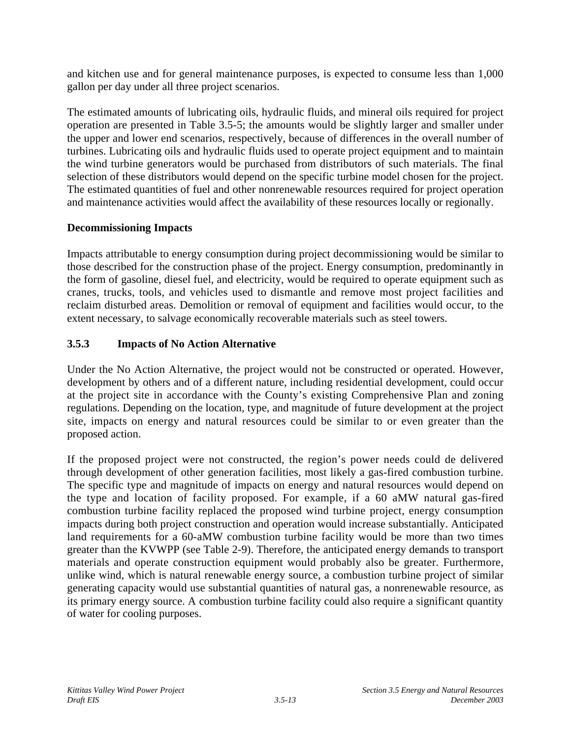and kitchen use and for general maintenance purposes, is expected to consume less than 1,000 gallon per day under all three project scenarios.

The estimated amounts of lubricating oils, hydraulic fluids, and mineral oils required for project operation are presented in Table 3.5-5; the amounts would be slightly larger and smaller under the upper and lower end scenarios, respectively, because of differences in the overall number of turbines. Lubricating oils and hydraulic fluids used to operate project equipment and to maintain the wind turbine generators would be purchased from distributors of such materials. The final selection of these distributors would depend on the specific turbine model chosen for the project. The estimated quantities of fuel and other nonrenewable resources required for project operation and maintenance activities would affect the availability of these resources locally or regionally.

**Decommissioning Impacts**

Impacts attributable to energy consumption during project decommissioning would be similar to those described for the construction phase of the project. Energy consumption, predominantly in the form of gasoline, diesel fuel, and electricity, would be required to operate equipment such as cranes, trucks, tools, and vehicles used to dismantle and remove most project facilities and reclaim disturbed areas. Demolition or removal of equipment and facilities would occur, to the extent necessary, to salvage economically recoverable materials such as steel towers.

### 3.5.3 Impacts of No Action Alternative

Under the No Action Alternative, the project would not be constructed or operated. However, development by others and of a different nature, including residential development, could occur at the project site in accordance with the County's existing Comprehensive Plan and zoning regulations. Depending on the location, type, and magnitude of future development at the project site, impacts on energy and natural resources could be similar to or even greater than the proposed action.

If the proposed project were not constructed, the region's power needs could de delivered through development of other generation facilities, most likely a gas-fired combustion turbine. The specific type and magnitude of impacts on energy and natural resources would depend on the type and location of facility proposed. For example, if a 60 aMW natural gas-fired combustion turbine facility replaced the proposed wind turbine project, energy consumption impacts during both project construction and operation would increase substantially. Anticipated land requirements for a 60-aMW combustion turbine facility would be more than two times greater than the KVWPP (see Table 2-9). Therefore, the anticipated energy demands to transport materials and operate construction equipment would probably also be greater. Furthermore, unlike wind, which is natural renewable energy source, a combustion turbine project of similar generating capacity would use substantial quantities of natural gas, a nonrenewable resource, as its primary energy source. A combustion turbine facility could also require a significant quantity of water for cooling purposes.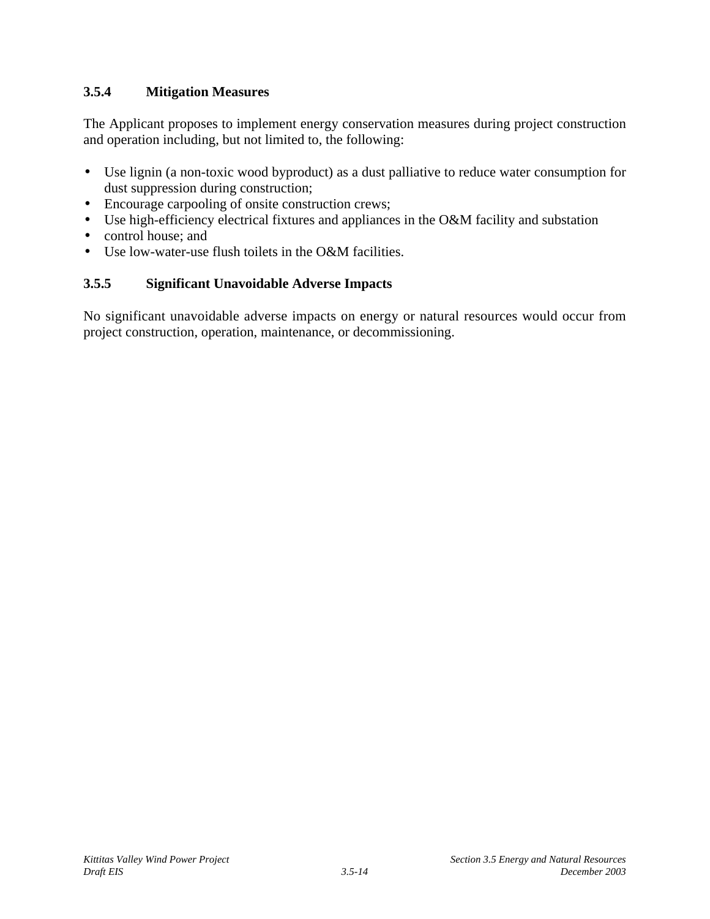### 3.5.4 Mitigation Measures

The Applicant proposes to implement energy conservation measures during project construction and operation including, but not limited to, the following:

- Use lignin (a non-toxic wood byproduct) as a dust palliative to reduce water consumption for dust suppression during construction;
- Encourage carpooling of onsite construction crews;
- Use high-efficiency electrical fixtures and appliances in the O&M facility and substation
- control house; and
- Use low-water-use flush toilets in the O&M facilities.

### 3.5.5 Significant Unavoidable Adverse Impacts

No significant unavoidable adverse impacts on energy or natural resources would occur from project construction, operation, maintenance, or decommissioning.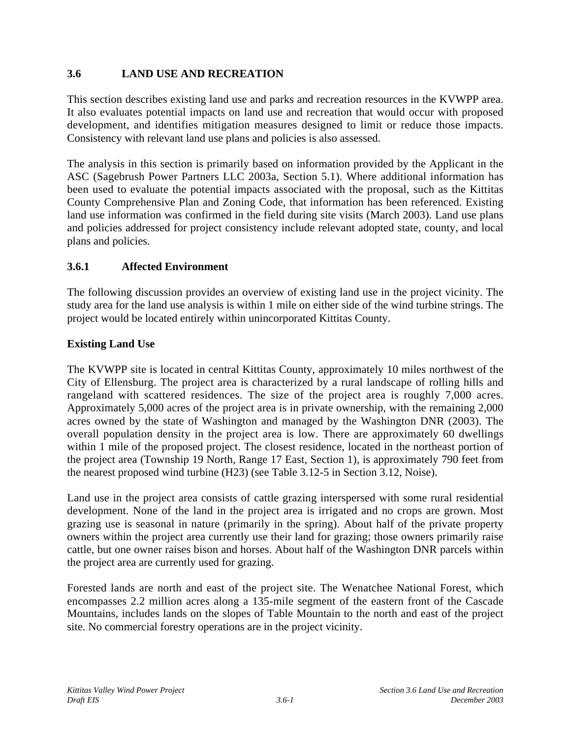## 3.6 LAND USE AND RECREATION

This section describes existing land use and parks and recreation resources in the KVWPP area. It also evaluates potential impacts on land use and recreation that would occur with proposed development, and identifies mitigation measures designed to limit or reduce those impacts. Consistency with relevant land use plans and policies is also assessed.

The analysis in this section is primarily based on information provided by the Applicant in the ASC (Sagebrush Power Partners LLC 2003a, Section 5.1). Where additional information has been used to evaluate the potential impacts associated with the proposal, such as the Kittitas County Comprehensive Plan and Zoning Code, that information has been referenced. Existing land use information was confirmed in the field during site visits (March 2003). Land use plans and policies addressed for project consistency include relevant adopted state, county, and local plans and policies.

### 3.6.1 Affected Environment

The following discussion provides an overview of existing land use in the project vicinity. The study area for the land use analysis is within 1 mile on either side of the wind turbine strings. The project would be located entirely within unincorporated Kittitas County.

**Existing Land Use**

The KVWPP site is located in central Kittitas County, approximately 10 miles northwest of the City of Ellensburg. The project area is characterized by a rural landscape of rolling hills and rangeland with scattered residences. The size of the project area is roughly 7,000 acres. Approximately 5,000 acres of the project area is in private ownership, with the remaining 2,000 acres owned by the state of Washington and managed by the Washington DNR (2003). The overall population density in the project area is low. There are approximately 60 dwellings within 1 mile of the proposed project. The closest residence, located in the northeast portion of the project area (Township 19 North, Range 17 East, Section 1), is approximately 790 feet from the nearest proposed wind turbine (H23) (see Table 3.12-5 in Section 3.12, Noise).

Land use in the project area consists of cattle grazing interspersed with some rural residential development. None of the land in the project area is irrigated and no crops are grown. Most grazing use is seasonal in nature (primarily in the spring). About half of the private property owners within the project area currently use their land for grazing; those owners primarily raise cattle, but one owner raises bison and horses. About half of the Washington DNR parcels within the project area are currently used for grazing.

Forested lands are north and east of the project site. The Wenatchee National Forest, which encompasses 2.2 million acres along a 135-mile segment of the eastern front of the Cascade Mountains, includes lands on the slopes of Table Mountain to the north and east of the project site. No commercial forestry operations are in the project vicinity.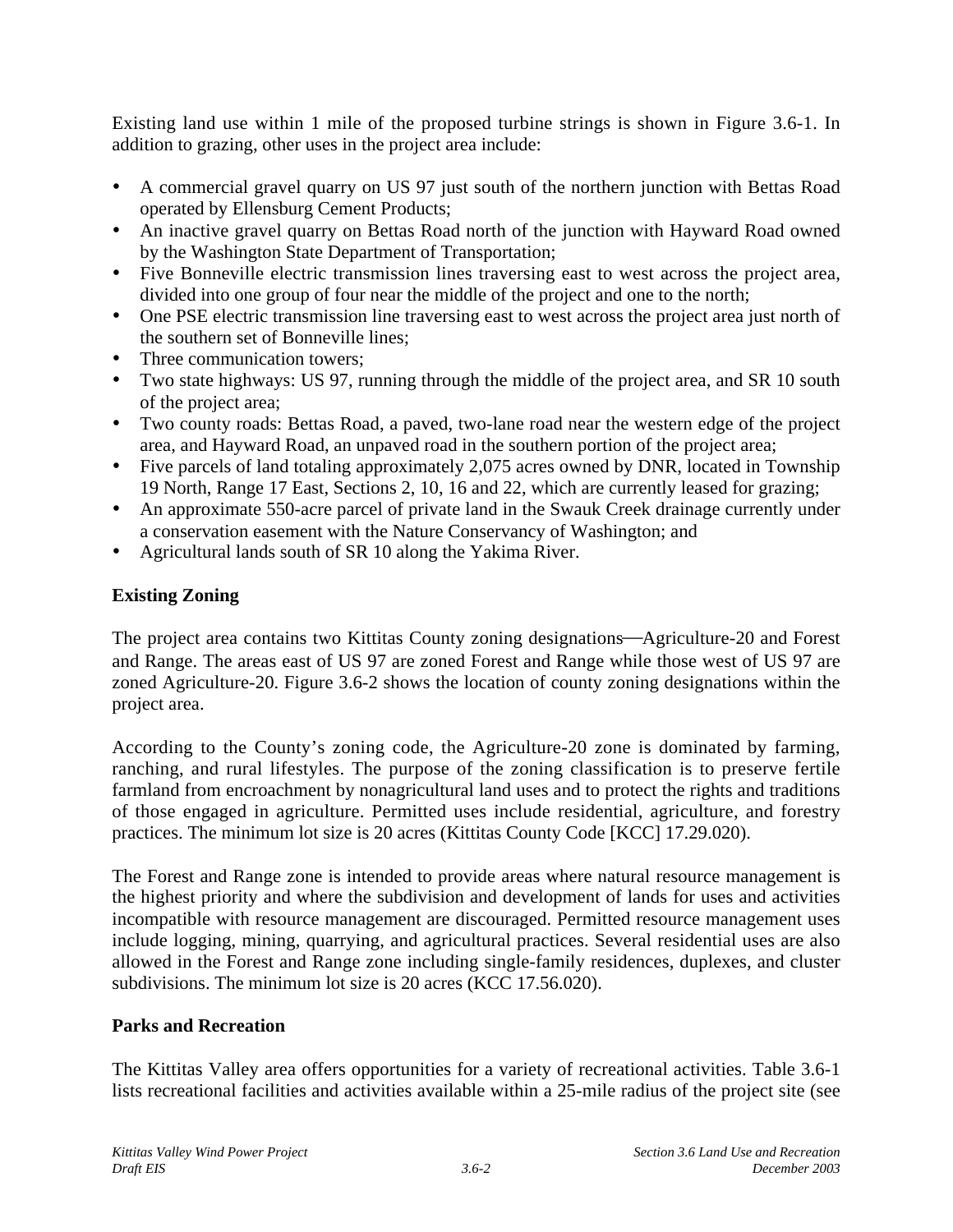Existing land use within 1 mile of the proposed turbine strings is shown in Figure 3.6-1. In addition to grazing, other uses in the project area include:

- A commercial gravel quarry on US 97 just south of the northern junction with Bettas Road operated by Ellensburg Cement Products;
- An inactive gravel quarry on Bettas Road north of the junction with Hayward Road owned by the Washington State Department of Transportation;
- Five Bonneville electric transmission lines traversing east to west across the project area, divided into one group of four near the middle of the project and one to the north;
- One PSE electric transmission line traversing east to west across the project area just north of the southern set of Bonneville lines;
- Three communication towers;
- Two state highways: US 97, running through the middle of the project area, and SR 10 south of the project area;
- Two county roads: Bettas Road, a paved, two-lane road near the western edge of the project area, and Hayward Road, an unpaved road in the southern portion of the project area;
- Five parcels of land totaling approximately 2,075 acres owned by DNR, located in Township 19 North, Range 17 East, Sections 2, 10, 16 and 22, which are currently leased for grazing;
- An approximate 550-acre parcel of private land in the Swauk Creek drainage currently under a conservation easement with the Nature Conservancy of Washington; and
- Agricultural lands south of SR 10 along the Yakima River.

**Existing Zoning**

The project area contains two Kittitas County zoning designations—Agriculture-20 and Forest and Range. The areas east of US 97 are zoned Forest and Range while those west of US 97 are zoned Agriculture-20. Figure 3.6-2 shows the location of county zoning designations within the project area.

According to the County's zoning code, the Agriculture-20 zone is dominated by farming, ranching, and rural lifestyles. The purpose of the zoning classification is to preserve fertile farmland from encroachment by nonagricultural land uses and to protect the rights and traditions of those engaged in agriculture. Permitted uses include residential, agriculture, and forestry practices. The minimum lot size is 20 acres (Kittitas County Code [KCC] 17.29.020).

The Forest and Range zone is intended to provide areas where natural resource management is the highest priority and where the subdivision and development of lands for uses and activities incompatible with resource management are discouraged. Permitted resource management uses include logging, mining, quarrying, and agricultural practices. Several residential uses are also allowed in the Forest and Range zone including single-family residences, duplexes, and cluster subdivisions. The minimum lot size is 20 acres (KCC 17.56.020).

**Parks and Recreation**

The Kittitas Valley area offers opportunities for a variety of recreational activities. Table 3.6-1 lists recreational facilities and activities available within a 25-mile radius of the project site (see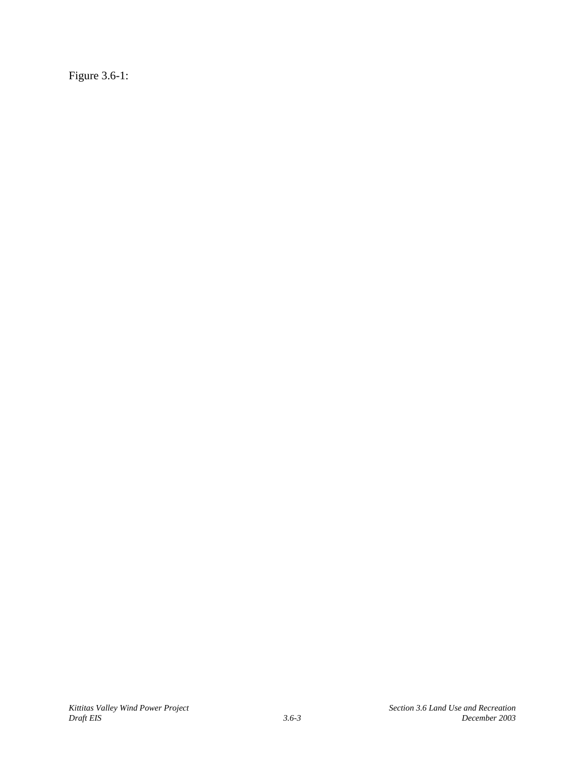Figure 3.6-1: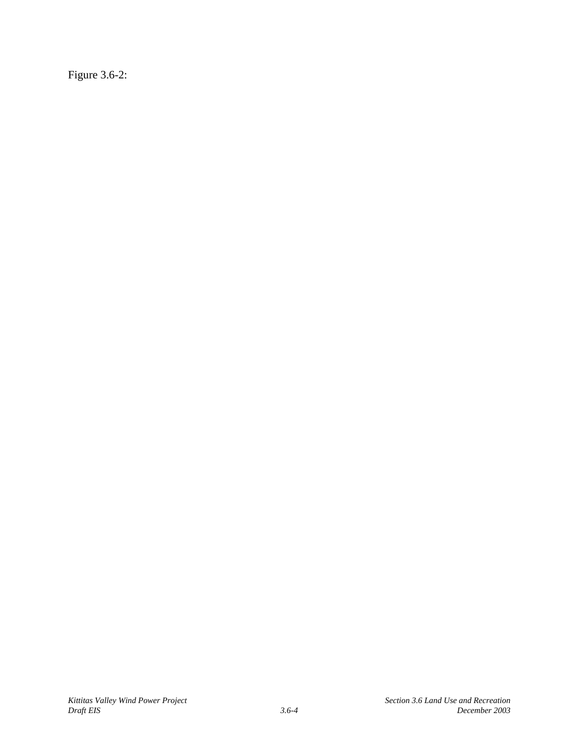Figure 3.6-2: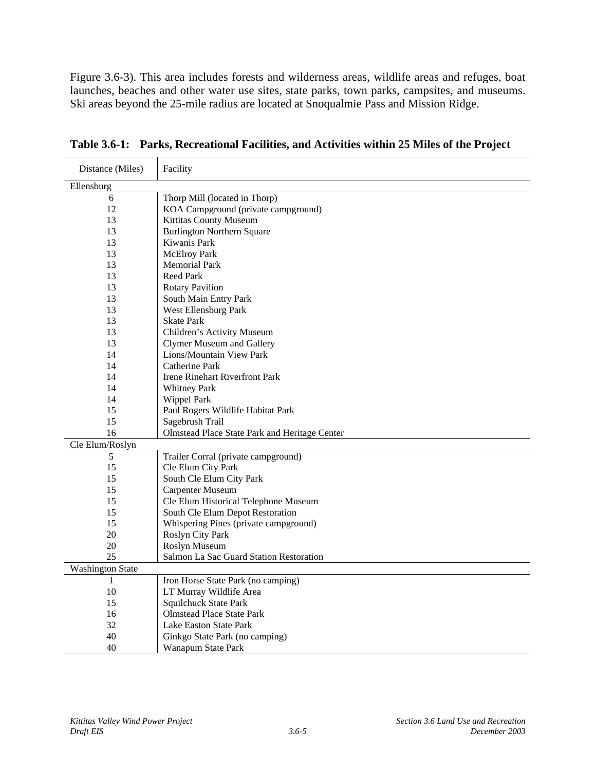Figure 3.6-3). This area includes forests and wilderness areas, wildlife areas and refuges, boat launches, beaches and other water use sites, state parks, town parks, campsites, and museums. Ski areas beyond the 25-mile radius are located at Snoqualmie Pass and Mission Ridge.

**Table 3.6-1: Parks, Recreational Facilities, and Activities within 25 Miles of the Project**

| Distance (Miles) | Facility |
|---|---|
| Ellensburg | |
| 6 | Thorp Mill (located in Thorp) |
| 12 | KOA Campground (private campground) |
| 13 | Kittitas County Museum |
| 13 | Burlington Northern Square |
| 13 | Kiwanis Park |
| 13 | McElroy Park |
| 13 | Memorial Park |
| 13 | Reed Park |
| 13 | Rotary Pavilion |
| 13 | South Main Entry Park |
| 13 | West Ellensburg Park |
| 13 | Skate Park |
| 13 | Children's Activity Museum |
| 13 | Clymer Museum and Gallery |
| 14 | Lions/Mountain View Park |
| 14 | Catherine Park |
| 14 | Irene Rinehart Riverfront Park |
| 14 | Whitney Park |
| 14 | Wippel Park |
| 15 | Paul Rogers Wildlife Habitat Park |
| 15 | Sagebrush Trail |
| 16 | Olmstead Place State Park and Heritage Center |
| Cle Elum/Roslyn | |
| 5 | Trailer Corral (private campground) |
| 15 | Cle Elum City Park |
| 15 | South Cle Elum City Park |
| 15 | Carpenter Museum |
| 15 | Cle Elum Historical Telephone Museum |
| 15 | South Cle Elum Depot Restoration |
| 15 | Whispering Pines (private campground) |
| 20 | Roslyn City Park |
| 20 | Roslyn Museum |
| 25 | Salmon La Sac Guard Station Restoration |
| Washington State | |
| 1 | Iron Horse State Park (no camping) |
| 10 | LT Murray Wildlife Area |
| 15 | Squilchuck State Park |
| 16 | Olmstead Place State Park |
| 32 | Lake Easton State Park |
| 40 | Ginkgo State Park (no camping) |
| 40 | Wanapum State Park |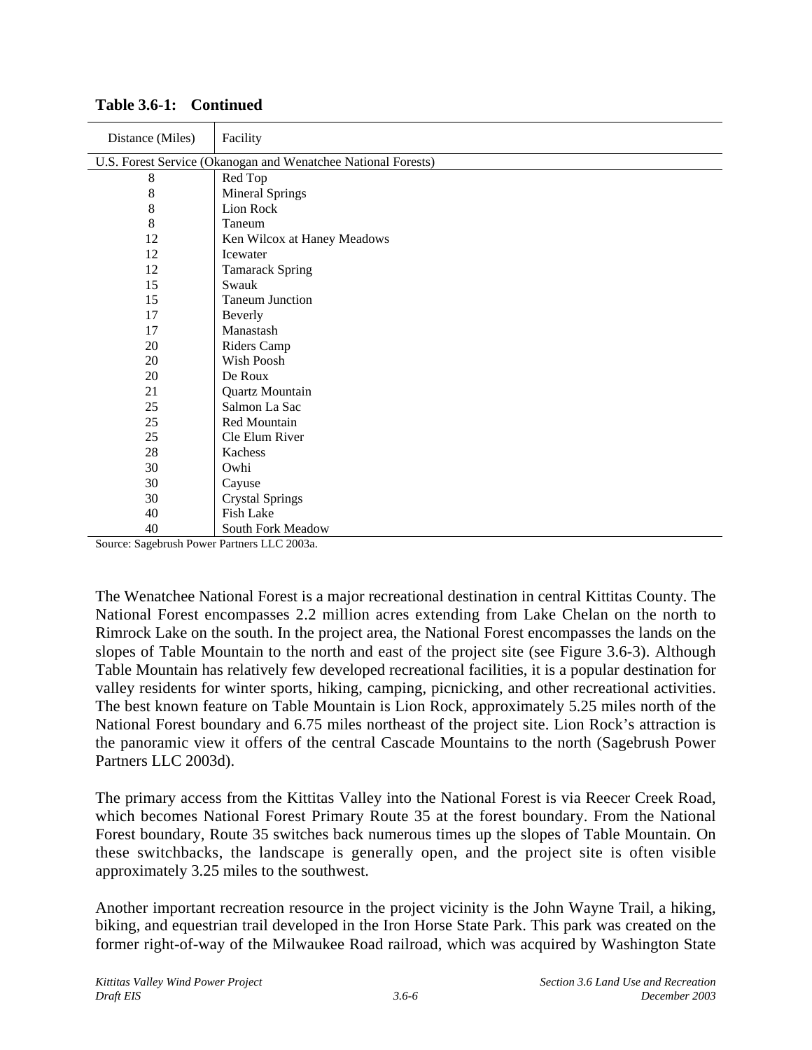**Table 3.6-1: Continued**

| Distance (Miles) | Facility |
|---|---|
| U.S. Forest Service (Okanogan and Wenatchee National Forests) | |
| 8 | Red Top |
| 8 | Mineral Springs |
| 8 | Lion Rock |
| 8 | Taneum |
| 12 | Ken Wilcox at Haney Meadows |
| 12 | Icewater |
| 12 | Tamarack Spring |
| 15 | Swauk |
| 15 | Taneum Junction |
| 17 | Beverly |
| 17 | Manastash |
| 20 | Riders Camp |
| 20 | Wish Poosh |
| 20 | De Roux |
| 21 | Quartz Mountain |
| 25 | Salmon La Sac |
| 25 | Red Mountain |
| 25 | Cle Elum River |
| 28 | Kachess |
| 30 | Owhi |
| 30 | Cayuse |
| 30 | Crystal Springs |
| 40 | Fish Lake |
| 40 | South Fork Meadow |

Source: Sagebrush Power Partners LLC 2003a.

The Wenatchee National Forest is a major recreational destination in central Kittitas County. The National Forest encompasses 2.2 million acres extending from Lake Chelan on the north to Rimrock Lake on the south. In the project area, the National Forest encompasses the lands on the slopes of Table Mountain to the north and east of the project site (see Figure 3.6-3). Although Table Mountain has relatively few developed recreational facilities, it is a popular destination for valley residents for winter sports, hiking, camping, picnicking, and other recreational activities. The best known feature on Table Mountain is Lion Rock, approximately 5.25 miles north of the National Forest boundary and 6.75 miles northeast of the project site. Lion Rock's attraction is the panoramic view it offers of the central Cascade Mountains to the north (Sagebrush Power Partners LLC 2003d).

The primary access from the Kittitas Valley into the National Forest is via Reecer Creek Road, which becomes National Forest Primary Route 35 at the forest boundary. From the National Forest boundary, Route 35 switches back numerous times up the slopes of Table Mountain. On these switchbacks, the landscape is generally open, and the project site is often visible approximately 3.25 miles to the southwest.

Another important recreation resource in the project vicinity is the John Wayne Trail, a hiking, biking, and equestrian trail developed in the Iron Horse State Park. This park was created on the former right-of-way of the Milwaukee Road railroad, which was acquired by Washington State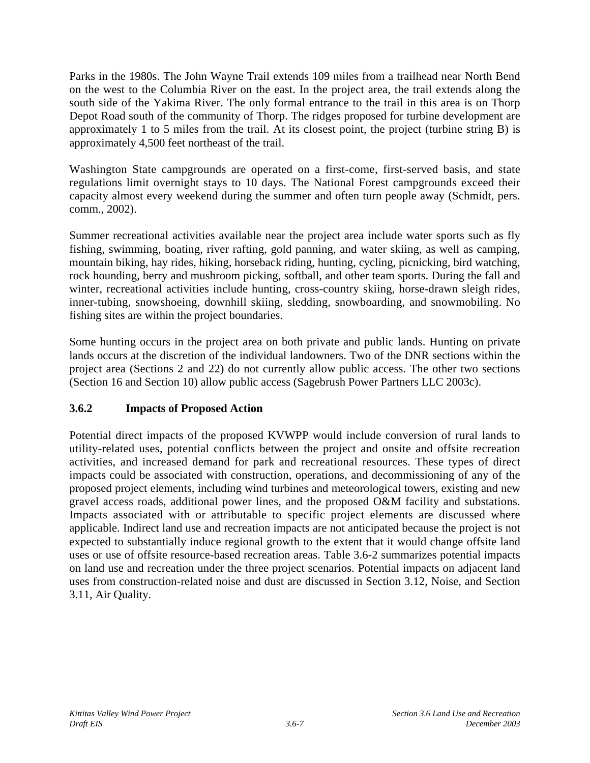Parks in the 1980s. The John Wayne Trail extends 109 miles from a trailhead near North Bend on the west to the Columbia River on the east. In the project area, the trail extends along the south side of the Yakima River. The only formal entrance to the trail in this area is on Thorp Depot Road south of the community of Thorp. The ridges proposed for turbine development are approximately 1 to 5 miles from the trail. At its closest point, the project (turbine string B) is approximately 4,500 feet northeast of the trail.

Washington State campgrounds are operated on a first-come, first-served basis, and state regulations limit overnight stays to 10 days. The National Forest campgrounds exceed their capacity almost every weekend during the summer and often turn people away (Schmidt, pers. comm., 2002).

Summer recreational activities available near the project area include water sports such as fly fishing, swimming, boating, river rafting, gold panning, and water skiing, as well as camping, mountain biking, hay rides, hiking, horseback riding, hunting, cycling, picnicking, bird watching, rock hounding, berry and mushroom picking, softball, and other team sports. During the fall and winter, recreational activities include hunting, cross-country skiing, horse-drawn sleigh rides, inner-tubing, snowshoeing, downhill skiing, sledding, snowboarding, and snowmobiling. No fishing sites are within the project boundaries.

Some hunting occurs in the project area on both private and public lands. Hunting on private lands occurs at the discretion of the individual landowners. Two of the DNR sections within the project area (Sections 2 and 22) do not currently allow public access. The other two sections (Section 16 and Section 10) allow public access (Sagebrush Power Partners LLC 2003c).

### 3.6.2 Impacts of Proposed Action

Potential direct impacts of the proposed KVWPP would include conversion of rural lands to utility-related uses, potential conflicts between the project and onsite and offsite recreation activities, and increased demand for park and recreational resources. These types of direct impacts could be associated with construction, operations, and decommissioning of any of the proposed project elements, including wind turbines and meteorological towers, existing and new gravel access roads, additional power lines, and the proposed O&M facility and substations. Impacts associated with or attributable to specific project elements are discussed where applicable. Indirect land use and recreation impacts are not anticipated because the project is not expected to substantially induce regional growth to the extent that it would change offsite land uses or use of offsite resource-based recreation areas. Table 3.6-2 summarizes potential impacts on land use and recreation under the three project scenarios. Potential impacts on adjacent land uses from construction-related noise and dust are discussed in Section 3.12, Noise, and Section 3.11, Air Quality.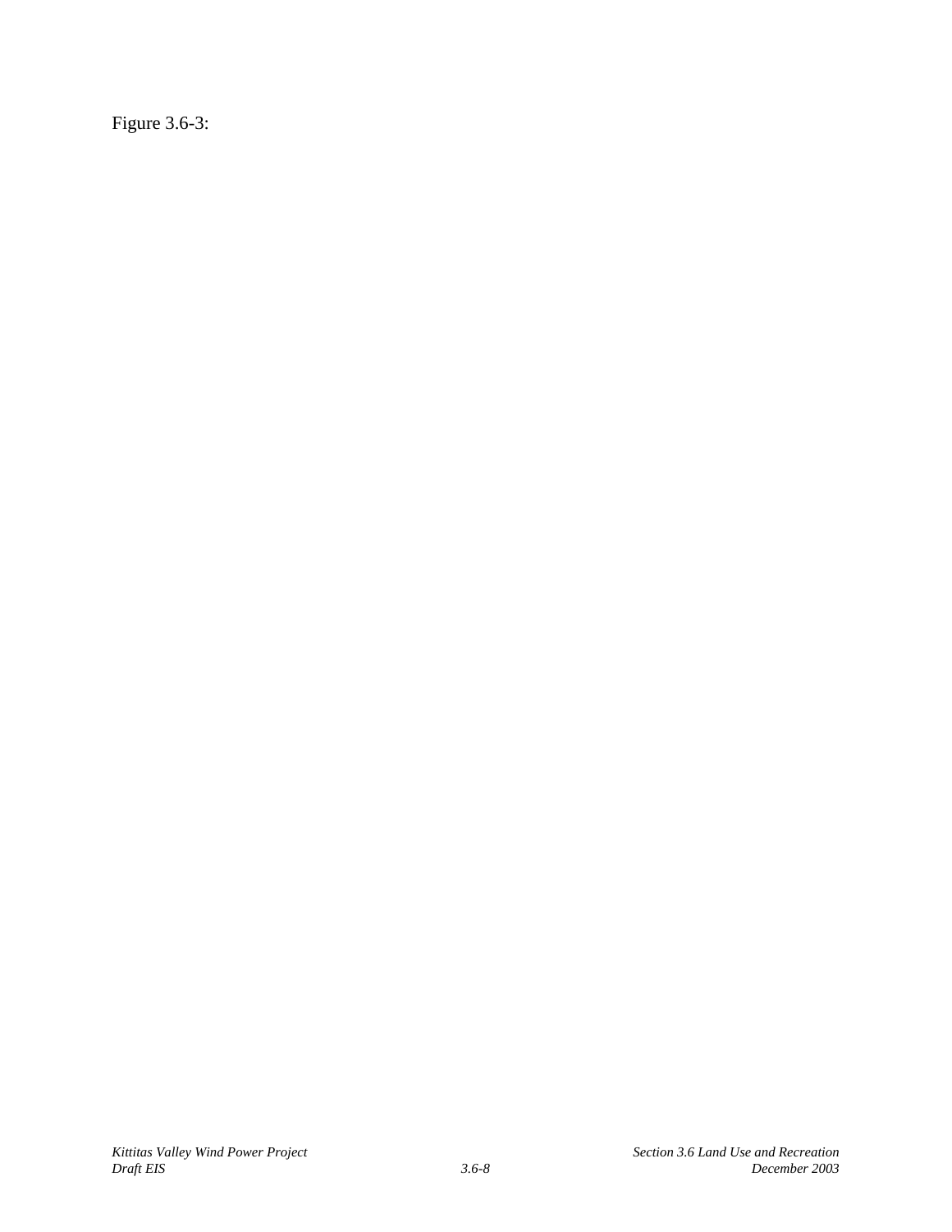Figure 3.6-3: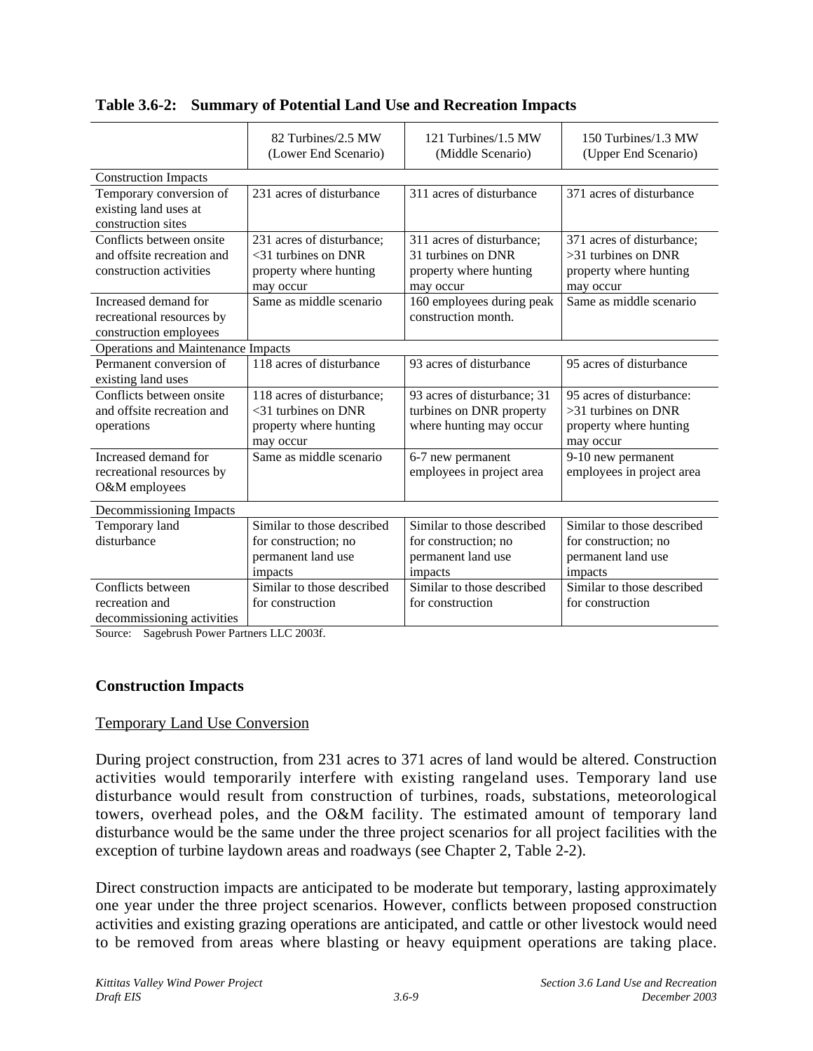**Table 3.6-2: Summary of Potential Land Use and Recreation Impacts**

| | 82 Turbines/2.5 MW (Lower End Scenario) | 121 Turbines/1.5 MW (Middle Scenario) | 150 Turbines/1.3 MW (Upper End Scenario) |
|---|---|---|---|
| Construction Impacts | | | |
| Temporary conversion of existing land uses at construction sites | 231 acres of disturbance | 311 acres of disturbance | 371 acres of disturbance |
| Conflicts between onsite and offsite recreation and construction activities | 231 acres of disturbance; <31 turbines on DNR property where hunting may occur | 311 acres of disturbance; 31 turbines on DNR property where hunting may occur | 371 acres of disturbance; >31 turbines on DNR property where hunting may occur |
| Increased demand for recreational resources by construction employees | Same as middle scenario | 160 employees during peak construction month. | Same as middle scenario |
| Operations and Maintenance Impacts | | | |
| Permanent conversion of existing land uses | 118 acres of disturbance | 93 acres of disturbance | 95 acres of disturbance |
| Conflicts between onsite and offsite recreation and operations | 118 acres of disturbance; <31 turbines on DNR property where hunting may occur | 93 acres of disturbance; 31 turbines on DNR property where hunting may occur | 95 acres of disturbance: >31 turbines on DNR property where hunting may occur |
| Increased demand for recreational resources by O&M employees | Same as middle scenario | 6-7 new permanent employees in project area | 9-10 new permanent employees in project area |
| Decommissioning Impacts | | | |
| Temporary land disturbance | Similar to those described for construction; no permanent land use impacts | Similar to those described for construction; no permanent land use impacts | Similar to those described for construction; no permanent land use impacts |
| Conflicts between recreation and decommissioning activities | Similar to those described for construction | Similar to those described for construction | Similar to those described for construction |

Source: Sagebrush Power Partners LLC 2003f.

## Construction Impacts

Temporary Land Use Conversion

During project construction, from 231 acres to 371 acres of land would be altered. Construction activities would temporarily interfere with existing rangeland uses. Temporary land use disturbance would result from construction of turbines, roads, substations, meteorological towers, overhead poles, and the O&M facility. The estimated amount of temporary land disturbance would be the same under the three project scenarios for all project facilities with the exception of turbine laydown areas and roadways (see Chapter 2, Table 2-2).

Direct construction impacts are anticipated to be moderate but temporary, lasting approximately one year under the three project scenarios. However, conflicts between proposed construction activities and existing grazing operations are anticipated, and cattle or other livestock would need to be removed from areas where blasting or heavy equipment operations are taking place.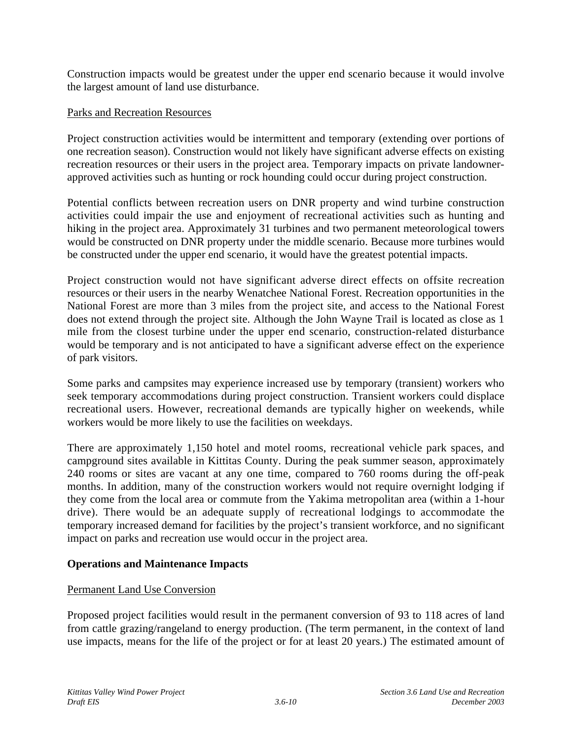Construction impacts would be greatest under the upper end scenario because it would involve the largest amount of land use disturbance.

Parks and Recreation Resources

Project construction activities would be intermittent and temporary (extending over portions of one recreation season). Construction would not likely have significant adverse effects on existing recreation resources or their users in the project area. Temporary impacts on private landowner-approved activities such as hunting or rock hounding could occur during project construction.

Potential conflicts between recreation users on DNR property and wind turbine construction activities could impair the use and enjoyment of recreational activities such as hunting and hiking in the project area. Approximately 31 turbines and two permanent meteorological towers would be constructed on DNR property under the middle scenario. Because more turbines would be constructed under the upper end scenario, it would have the greatest potential impacts.

Project construction would not have significant adverse direct effects on offsite recreation resources or their users in the nearby Wenatchee National Forest. Recreation opportunities in the National Forest are more than 3 miles from the project site, and access to the National Forest does not extend through the project site. Although the John Wayne Trail is located as close as 1 mile from the closest turbine under the upper end scenario, construction-related disturbance would be temporary and is not anticipated to have a significant adverse effect on the experience of park visitors.

Some parks and campsites may experience increased use by temporary (transient) workers who seek temporary accommodations during project construction. Transient workers could displace recreational users. However, recreational demands are typically higher on weekends, while workers would be more likely to use the facilities on weekdays.

There are approximately 1,150 hotel and motel rooms, recreational vehicle park spaces, and campground sites available in Kittitas County. During the peak summer season, approximately 240 rooms or sites are vacant at any one time, compared to 760 rooms during the off-peak months. In addition, many of the construction workers would not require overnight lodging if they come from the local area or commute from the Yakima metropolitan area (within a 1-hour drive). There would be an adequate supply of recreational lodgings to accommodate the temporary increased demand for facilities by the project's transient workforce, and no significant impact on parks and recreation use would occur in the project area.

**Operations and Maintenance Impacts**

Permanent Land Use Conversion

Proposed project facilities would result in the permanent conversion of 93 to 118 acres of land from cattle grazing/rangeland to energy production. (The term permanent, in the context of land use impacts, means for the life of the project or for at least 20 years.) The estimated amount of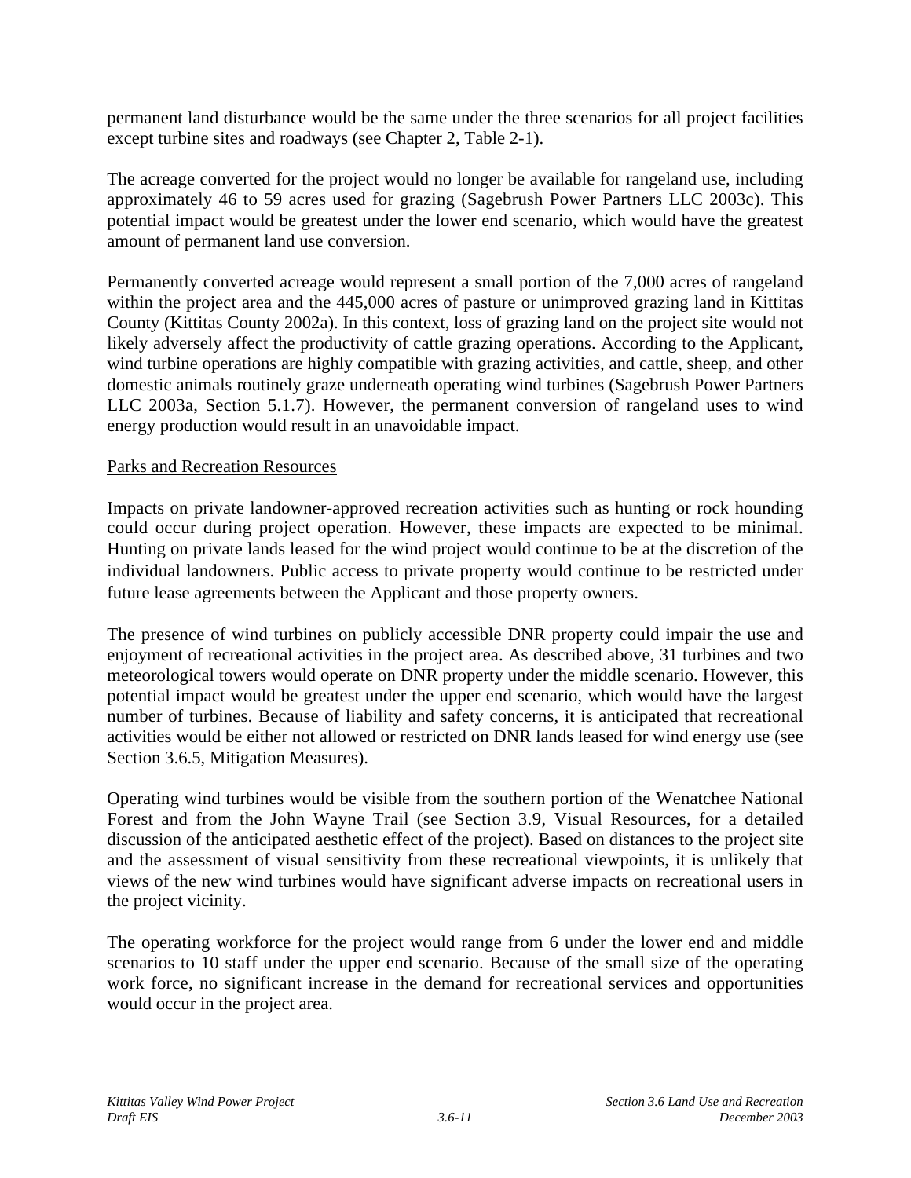permanent land disturbance would be the same under the three scenarios for all project facilities except turbine sites and roadways (see Chapter 2, Table 2-1).

The acreage converted for the project would no longer be available for rangeland use, including approximately 46 to 59 acres used for grazing (Sagebrush Power Partners LLC 2003c). This potential impact would be greatest under the lower end scenario, which would have the greatest amount of permanent land use conversion.

Permanently converted acreage would represent a small portion of the 7,000 acres of rangeland within the project area and the 445,000 acres of pasture or unimproved grazing land in Kittitas County (Kittitas County 2002a). In this context, loss of grazing land on the project site would not likely adversely affect the productivity of cattle grazing operations. According to the Applicant, wind turbine operations are highly compatible with grazing activities, and cattle, sheep, and other domestic animals routinely graze underneath operating wind turbines (Sagebrush Power Partners LLC 2003a, Section 5.1.7). However, the permanent conversion of rangeland uses to wind energy production would result in an unavoidable impact.

Parks and Recreation Resources

Impacts on private landowner-approved recreation activities such as hunting or rock hounding could occur during project operation. However, these impacts are expected to be minimal. Hunting on private lands leased for the wind project would continue to be at the discretion of the individual landowners. Public access to private property would continue to be restricted under future lease agreements between the Applicant and those property owners.

The presence of wind turbines on publicly accessible DNR property could impair the use and enjoyment of recreational activities in the project area. As described above, 31 turbines and two meteorological towers would operate on DNR property under the middle scenario. However, this potential impact would be greatest under the upper end scenario, which would have the largest number of turbines. Because of liability and safety concerns, it is anticipated that recreational activities would be either not allowed or restricted on DNR lands leased for wind energy use (see Section 3.6.5, Mitigation Measures).

Operating wind turbines would be visible from the southern portion of the Wenatchee National Forest and from the John Wayne Trail (see Section 3.9, Visual Resources, for a detailed discussion of the anticipated aesthetic effect of the project). Based on distances to the project site and the assessment of visual sensitivity from these recreational viewpoints, it is unlikely that views of the new wind turbines would have significant adverse impacts on recreational users in the project vicinity.

The operating workforce for the project would range from 6 under the lower end and middle scenarios to 10 staff under the upper end scenario. Because of the small size of the operating work force, no significant increase in the demand for recreational services and opportunities would occur in the project area.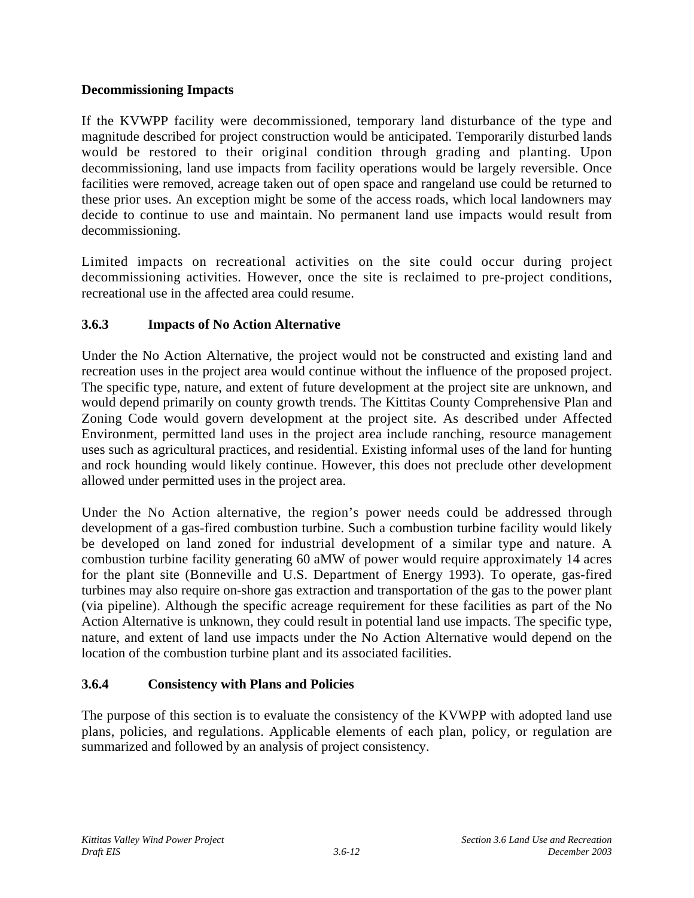**Decommissioning Impacts**

If the KVWPP facility were decommissioned, temporary land disturbance of the type and magnitude described for project construction would be anticipated. Temporarily disturbed lands would be restored to their original condition through grading and planting. Upon decommissioning, land use impacts from facility operations would be largely reversible. Once facilities were removed, acreage taken out of open space and rangeland use could be returned to these prior uses. An exception might be some of the access roads, which local landowners may decide to continue to use and maintain. No permanent land use impacts would result from decommissioning.

Limited impacts on recreational activities on the site could occur during project decommissioning activities. However, once the site is reclaimed to pre-project conditions, recreational use in the affected area could resume.

### 3.6.3 Impacts of No Action Alternative

Under the No Action Alternative, the project would not be constructed and existing land and recreation uses in the project area would continue without the influence of the proposed project. The specific type, nature, and extent of future development at the project site are unknown, and would depend primarily on county growth trends. The Kittitas County Comprehensive Plan and Zoning Code would govern development at the project site. As described under Affected Environment, permitted land uses in the project area include ranching, resource management uses such as agricultural practices, and residential. Existing informal uses of the land for hunting and rock hounding would likely continue. However, this does not preclude other development allowed under permitted uses in the project area.

Under the No Action alternative, the region's power needs could be addressed through development of a gas-fired combustion turbine. Such a combustion turbine facility would likely be developed on land zoned for industrial development of a similar type and nature. A combustion turbine facility generating 60 aMW of power would require approximately 14 acres for the plant site (Bonneville and U.S. Department of Energy 1993). To operate, gas-fired turbines may also require on-shore gas extraction and transportation of the gas to the power plant (via pipeline). Although the specific acreage requirement for these facilities as part of the No Action Alternative is unknown, they could result in potential land use impacts. The specific type, nature, and extent of land use impacts under the No Action Alternative would depend on the location of the combustion turbine plant and its associated facilities.

### 3.6.4 Consistency with Plans and Policies

The purpose of this section is to evaluate the consistency of the KVWPP with adopted land use plans, policies, and regulations. Applicable elements of each plan, policy, or regulation are summarized and followed by an analysis of project consistency.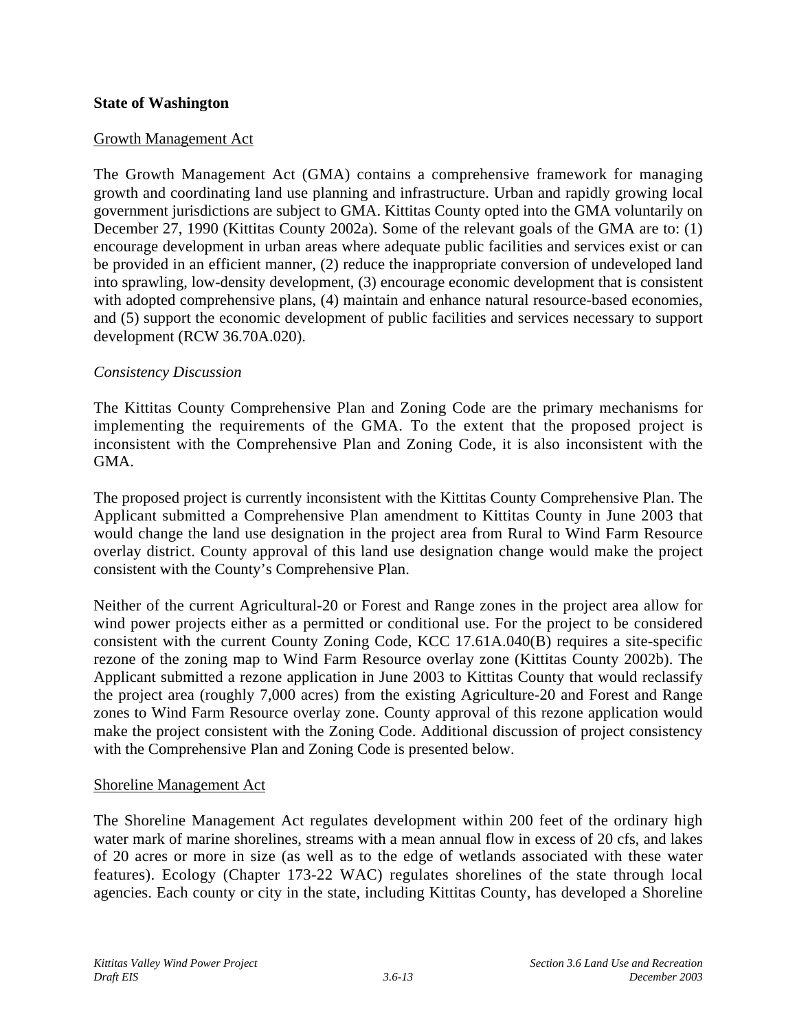**State of Washington**

Growth Management Act

The Growth Management Act (GMA) contains a comprehensive framework for managing growth and coordinating land use planning and infrastructure. Urban and rapidly growing local government jurisdictions are subject to GMA. Kittitas County opted into the GMA voluntarily on December 27, 1990 (Kittitas County 2002a). Some of the relevant goals of the GMA are to: (1) encourage development in urban areas where adequate public facilities and services exist or can be provided in an efficient manner, (2) reduce the inappropriate conversion of undeveloped land into sprawling, low-density development, (3) encourage economic development that is consistent with adopted comprehensive plans, (4) maintain and enhance natural resource-based economies, and (5) support the economic development of public facilities and services necessary to support development (RCW 36.70A.020).

*Consistency Discussion*

The Kittitas County Comprehensive Plan and Zoning Code are the primary mechanisms for implementing the requirements of the GMA. To the extent that the proposed project is inconsistent with the Comprehensive Plan and Zoning Code, it is also inconsistent with the GMA.

The proposed project is currently inconsistent with the Kittitas County Comprehensive Plan. The Applicant submitted a Comprehensive Plan amendment to Kittitas County in June 2003 that would change the land use designation in the project area from Rural to Wind Farm Resource overlay district. County approval of this land use designation change would make the project consistent with the County's Comprehensive Plan.

Neither of the current Agricultural-20 or Forest and Range zones in the project area allow for wind power projects either as a permitted or conditional use. For the project to be considered consistent with the current County Zoning Code, KCC 17.61A.040(B) requires a site-specific rezone of the zoning map to Wind Farm Resource overlay zone (Kittitas County 2002b). The Applicant submitted a rezone application in June 2003 to Kittitas County that would reclassify the project area (roughly 7,000 acres) from the existing Agriculture-20 and Forest and Range zones to Wind Farm Resource overlay zone. County approval of this rezone application would make the project consistent with the Zoning Code. Additional discussion of project consistency with the Comprehensive Plan and Zoning Code is presented below.

Shoreline Management Act

The Shoreline Management Act regulates development within 200 feet of the ordinary high water mark of marine shorelines, streams with a mean annual flow in excess of 20 cfs, and lakes of 20 acres or more in size (as well as to the edge of wetlands associated with these water features). Ecology (Chapter 173-22 WAC) regulates shorelines of the state through local agencies. Each county or city in the state, including Kittitas County, has developed a Shoreline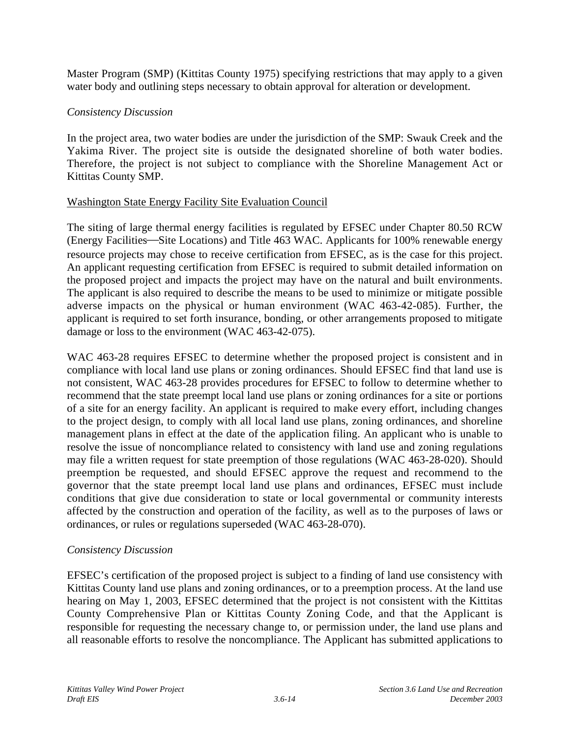Master Program (SMP) (Kittitas County 1975) specifying restrictions that may apply to a given water body and outlining steps necessary to obtain approval for alteration or development.

*Consistency Discussion*

In the project area, two water bodies are under the jurisdiction of the SMP: Swauk Creek and the Yakima River. The project site is outside the designated shoreline of both water bodies. Therefore, the project is not subject to compliance with the Shoreline Management Act or Kittitas County SMP.

<u>Washington State Energy Facility Site Evaluation Council</u>

The siting of large thermal energy facilities is regulated by EFSEC under Chapter 80.50 RCW (Energy Facilities—Site Locations) and Title 463 WAC. Applicants for 100% renewable energy resource projects may chose to receive certification from EFSEC, as is the case for this project. An applicant requesting certification from EFSEC is required to submit detailed information on the proposed project and impacts the project may have on the natural and built environments. The applicant is also required to describe the means to be used to minimize or mitigate possible adverse impacts on the physical or human environment (WAC 463-42-085). Further, the applicant is required to set forth insurance, bonding, or other arrangements proposed to mitigate damage or loss to the environment (WAC 463-42-075).

WAC 463-28 requires EFSEC to determine whether the proposed project is consistent and in compliance with local land use plans or zoning ordinances. Should EFSEC find that land use is not consistent, WAC 463-28 provides procedures for EFSEC to follow to determine whether to recommend that the state preempt local land use plans or zoning ordinances for a site or portions of a site for an energy facility. An applicant is required to make every effort, including changes to the project design, to comply with all local land use plans, zoning ordinances, and shoreline management plans in effect at the date of the application filing. An applicant who is unable to resolve the issue of noncompliance related to consistency with land use and zoning regulations may file a written request for state preemption of those regulations (WAC 463-28-020). Should preemption be requested, and should EFSEC approve the request and recommend to the governor that the state preempt local land use plans and ordinances, EFSEC must include conditions that give due consideration to state or local governmental or community interests affected by the construction and operation of the facility, as well as to the purposes of laws or ordinances, or rules or regulations superseded (WAC 463-28-070).

*Consistency Discussion*

EFSEC's certification of the proposed project is subject to a finding of land use consistency with Kittitas County land use plans and zoning ordinances, or to a preemption process. At the land use hearing on May 1, 2003, EFSEC determined that the project is not consistent with the Kittitas County Comprehensive Plan or Kittitas County Zoning Code, and that the Applicant is responsible for requesting the necessary change to, or permission under, the land use plans and all reasonable efforts to resolve the noncompliance. The Applicant has submitted applications to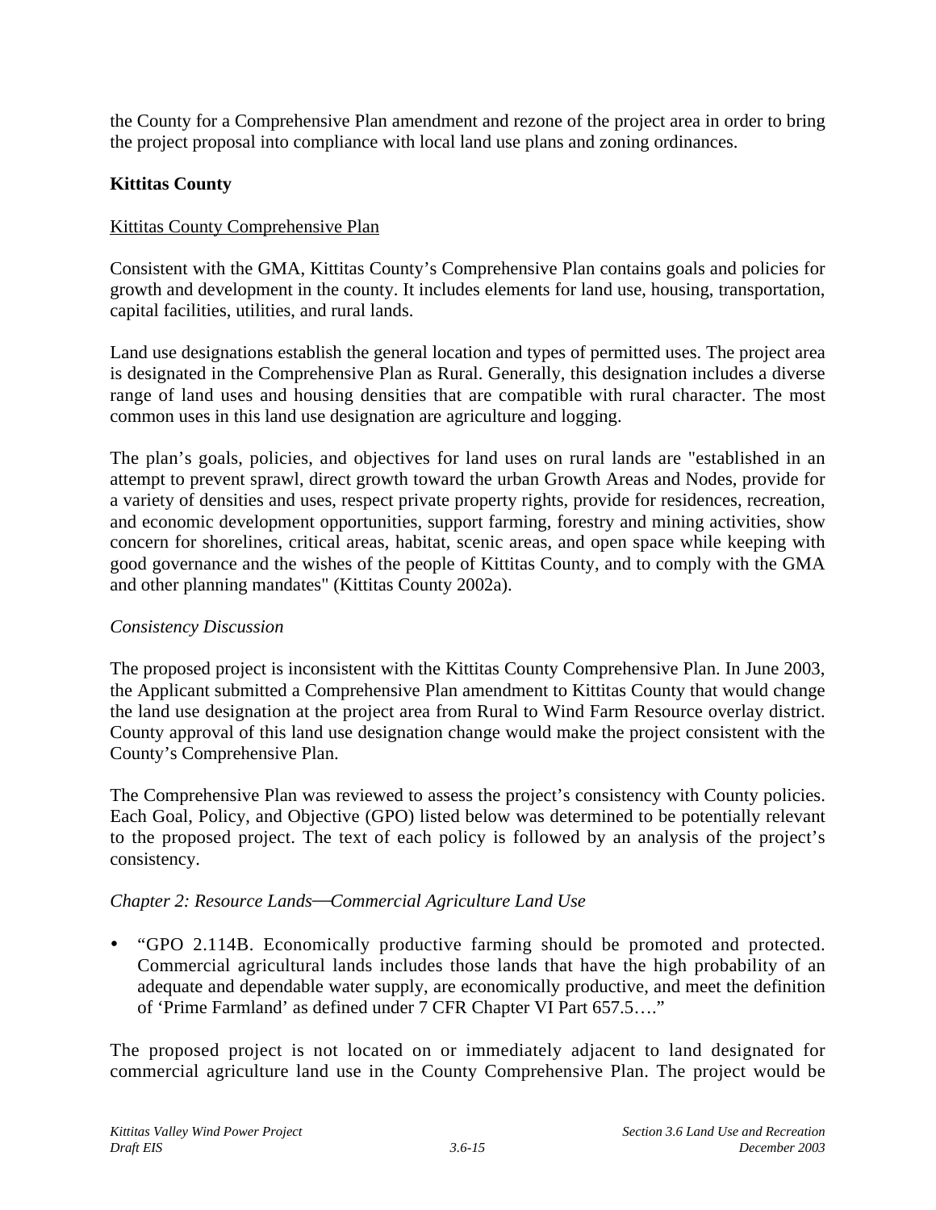the County for a Comprehensive Plan amendment and rezone of the project area in order to bring the project proposal into compliance with local land use plans and zoning ordinances.

**Kittitas County**

Kittitas County Comprehensive Plan

Consistent with the GMA, Kittitas County's Comprehensive Plan contains goals and policies for growth and development in the county. It includes elements for land use, housing, transportation, capital facilities, utilities, and rural lands.

Land use designations establish the general location and types of permitted uses. The project area is designated in the Comprehensive Plan as Rural. Generally, this designation includes a diverse range of land uses and housing densities that are compatible with rural character. The most common uses in this land use designation are agriculture and logging.

The plan's goals, policies, and objectives for land uses on rural lands are "established in an attempt to prevent sprawl, direct growth toward the urban Growth Areas and Nodes, provide for a variety of densities and uses, respect private property rights, provide for residences, recreation, and economic development opportunities, support farming, forestry and mining activities, show concern for shorelines, critical areas, habitat, scenic areas, and open space while keeping with good governance and the wishes of the people of Kittitas County, and to comply with the GMA and other planning mandates" (Kittitas County 2002a).

*Consistency Discussion*

The proposed project is inconsistent with the Kittitas County Comprehensive Plan. In June 2003, the Applicant submitted a Comprehensive Plan amendment to Kittitas County that would change the land use designation at the project area from Rural to Wind Farm Resource overlay district. County approval of this land use designation change would make the project consistent with the County's Comprehensive Plan.

The Comprehensive Plan was reviewed to assess the project's consistency with County policies. Each Goal, Policy, and Objective (GPO) listed below was determined to be potentially relevant to the proposed project. The text of each policy is followed by an analysis of the project's consistency.

*Chapter 2: Resource Lands—Commercial Agriculture Land Use*

- "GPO 2.114B. Economically productive farming should be promoted and protected. Commercial agricultural lands includes those lands that have the high probability of an adequate and dependable water supply, are economically productive, and meet the definition of 'Prime Farmland' as defined under 7 CFR Chapter VI Part 657.5…."

The proposed project is not located on or immediately adjacent to land designated for commercial agriculture land use in the County Comprehensive Plan. The project would be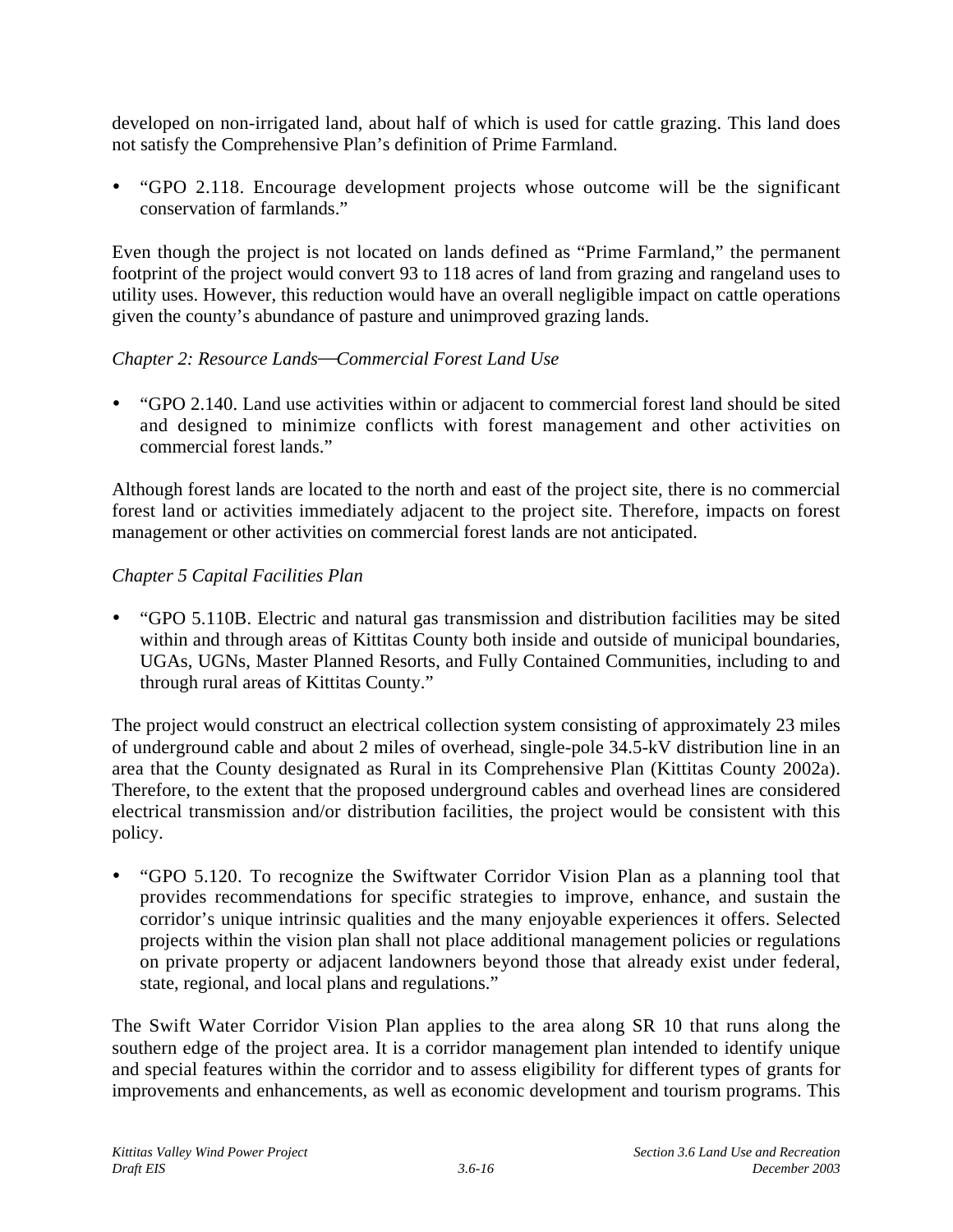developed on non-irrigated land, about half of which is used for cattle grazing. This land does not satisfy the Comprehensive Plan's definition of Prime Farmland.

- "GPO 2.118. Encourage development projects whose outcome will be the significant conservation of farmlands."

Even though the project is not located on lands defined as "Prime Farmland," the permanent footprint of the project would convert 93 to 118 acres of land from grazing and rangeland uses to utility uses. However, this reduction would have an overall negligible impact on cattle operations given the county's abundance of pasture and unimproved grazing lands.

*Chapter 2: Resource Lands—Commercial Forest Land Use*

- "GPO 2.140. Land use activities within or adjacent to commercial forest land should be sited and designed to minimize conflicts with forest management and other activities on commercial forest lands."

Although forest lands are located to the north and east of the project site, there is no commercial forest land or activities immediately adjacent to the project site. Therefore, impacts on forest management or other activities on commercial forest lands are not anticipated.

*Chapter 5 Capital Facilities Plan*

- "GPO 5.110B. Electric and natural gas transmission and distribution facilities may be sited within and through areas of Kittitas County both inside and outside of municipal boundaries, UGAs, UGNs, Master Planned Resorts, and Fully Contained Communities, including to and through rural areas of Kittitas County."

The project would construct an electrical collection system consisting of approximately 23 miles of underground cable and about 2 miles of overhead, single-pole 34.5-kV distribution line in an area that the County designated as Rural in its Comprehensive Plan (Kittitas County 2002a). Therefore, to the extent that the proposed underground cables and overhead lines are considered electrical transmission and/or distribution facilities, the project would be consistent with this policy.

- "GPO 5.120. To recognize the Swiftwater Corridor Vision Plan as a planning tool that provides recommendations for specific strategies to improve, enhance, and sustain the corridor's unique intrinsic qualities and the many enjoyable experiences it offers. Selected projects within the vision plan shall not place additional management policies or regulations on private property or adjacent landowners beyond those that already exist under federal, state, regional, and local plans and regulations."

The Swift Water Corridor Vision Plan applies to the area along SR 10 that runs along the southern edge of the project area. It is a corridor management plan intended to identify unique and special features within the corridor and to assess eligibility for different types of grants for improvements and enhancements, as well as economic development and tourism programs. This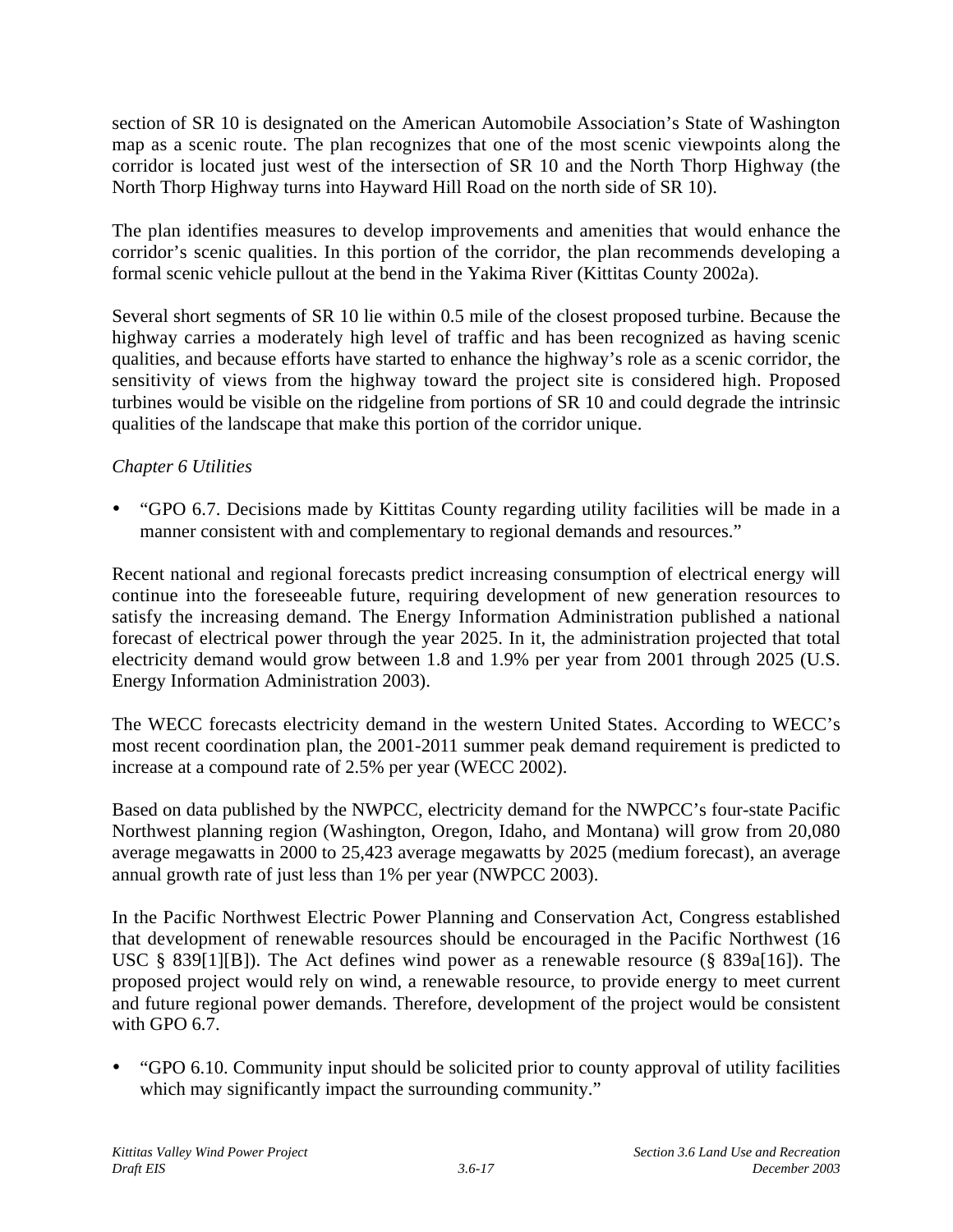section of SR 10 is designated on the American Automobile Association's State of Washington map as a scenic route. The plan recognizes that one of the most scenic viewpoints along the corridor is located just west of the intersection of SR 10 and the North Thorp Highway (the North Thorp Highway turns into Hayward Hill Road on the north side of SR 10).

The plan identifies measures to develop improvements and amenities that would enhance the corridor's scenic qualities. In this portion of the corridor, the plan recommends developing a formal scenic vehicle pullout at the bend in the Yakima River (Kittitas County 2002a).

Several short segments of SR 10 lie within 0.5 mile of the closest proposed turbine. Because the highway carries a moderately high level of traffic and has been recognized as having scenic qualities, and because efforts have started to enhance the highway's role as a scenic corridor, the sensitivity of views from the highway toward the project site is considered high. Proposed turbines would be visible on the ridgeline from portions of SR 10 and could degrade the intrinsic qualities of the landscape that make this portion of the corridor unique.

*Chapter 6 Utilities*

- "GPO 6.7. Decisions made by Kittitas County regarding utility facilities will be made in a manner consistent with and complementary to regional demands and resources."

Recent national and regional forecasts predict increasing consumption of electrical energy will continue into the foreseeable future, requiring development of new generation resources to satisfy the increasing demand. The Energy Information Administration published a national forecast of electrical power through the year 2025. In it, the administration projected that total electricity demand would grow between 1.8 and 1.9% per year from 2001 through 2025 (U.S. Energy Information Administration 2003).

The WECC forecasts electricity demand in the western United States. According to WECC's most recent coordination plan, the 2001-2011 summer peak demand requirement is predicted to increase at a compound rate of 2.5% per year (WECC 2002).

Based on data published by the NWPCC, electricity demand for the NWPCC's four-state Pacific Northwest planning region (Washington, Oregon, Idaho, and Montana) will grow from 20,080 average megawatts in 2000 to 25,423 average megawatts by 2025 (medium forecast), an average annual growth rate of just less than 1% per year (NWPCC 2003).

In the Pacific Northwest Electric Power Planning and Conservation Act, Congress established that development of renewable resources should be encouraged in the Pacific Northwest (16 USC § 839[1][B]). The Act defines wind power as a renewable resource (§ 839a[16]). The proposed project would rely on wind, a renewable resource, to provide energy to meet current and future regional power demands. Therefore, development of the project would be consistent with GPO 6.7.

- "GPO 6.10. Community input should be solicited prior to county approval of utility facilities which may significantly impact the surrounding community."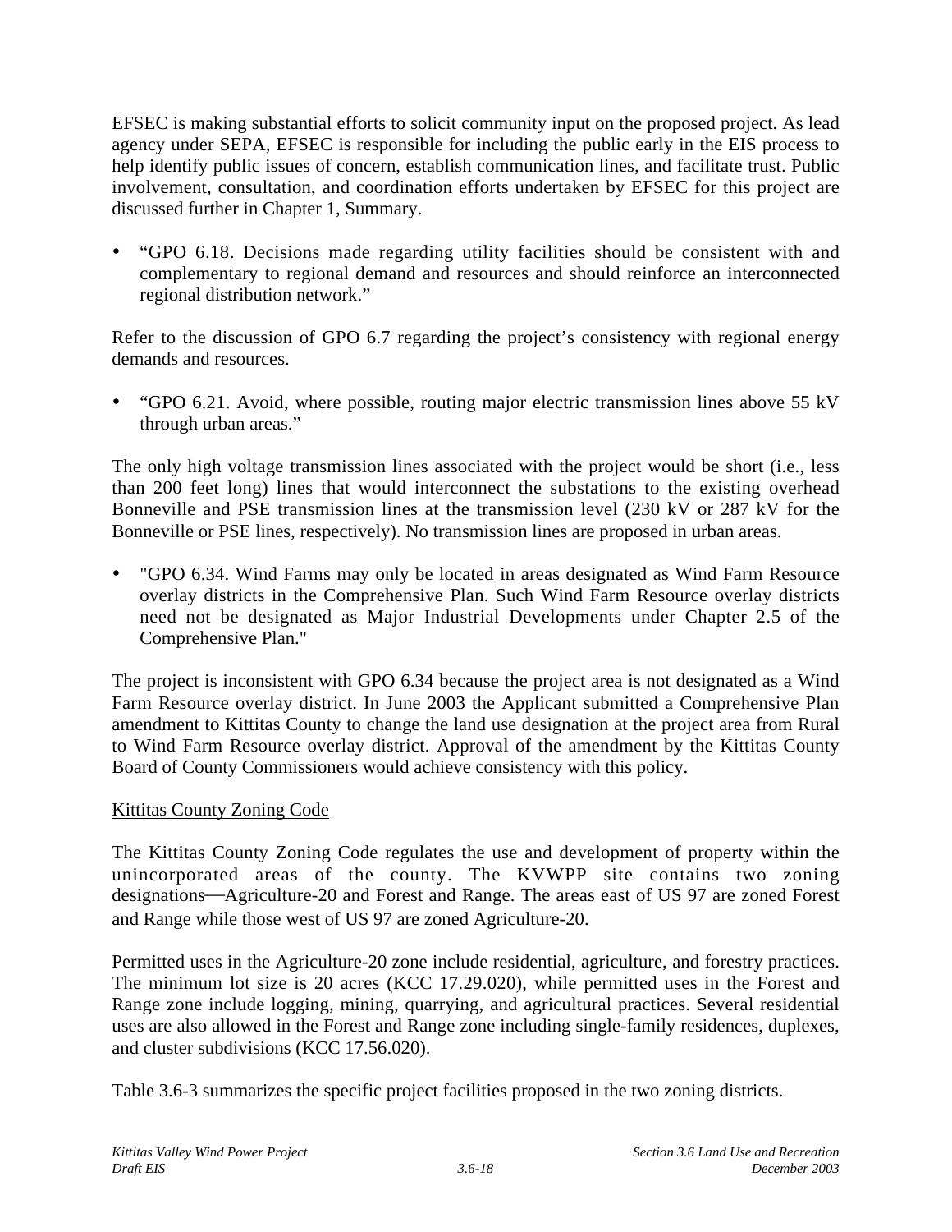EFSEC is making substantial efforts to solicit community input on the proposed project. As lead agency under SEPA, EFSEC is responsible for including the public early in the EIS process to help identify public issues of concern, establish communication lines, and facilitate trust. Public involvement, consultation, and coordination efforts undertaken by EFSEC for this project are discussed further in Chapter 1, Summary.

- "GPO 6.18. Decisions made regarding utility facilities should be consistent with and complementary to regional demand and resources and should reinforce an interconnected regional distribution network."

Refer to the discussion of GPO 6.7 regarding the project's consistency with regional energy demands and resources.

- "GPO 6.21. Avoid, where possible, routing major electric transmission lines above 55 kV through urban areas."

The only high voltage transmission lines associated with the project would be short (i.e., less than 200 feet long) lines that would interconnect the substations to the existing overhead Bonneville and PSE transmission lines at the transmission level (230 kV or 287 kV for the Bonneville or PSE lines, respectively). No transmission lines are proposed in urban areas.

- "GPO 6.34. Wind Farms may only be located in areas designated as Wind Farm Resource overlay districts in the Comprehensive Plan. Such Wind Farm Resource overlay districts need not be designated as Major Industrial Developments under Chapter 2.5 of the Comprehensive Plan."

The project is inconsistent with GPO 6.34 because the project area is not designated as a Wind Farm Resource overlay district. In June 2003 the Applicant submitted a Comprehensive Plan amendment to Kittitas County to change the land use designation at the project area from Rural to Wind Farm Resource overlay district. Approval of the amendment by the Kittitas County Board of County Commissioners would achieve consistency with this policy.

Kittitas County Zoning Code

The Kittitas County Zoning Code regulates the use and development of property within the unincorporated areas of the county. The KVWPP site contains two zoning designations—Agriculture-20 and Forest and Range. The areas east of US 97 are zoned Forest and Range while those west of US 97 are zoned Agriculture-20.

Permitted uses in the Agriculture-20 zone include residential, agriculture, and forestry practices. The minimum lot size is 20 acres (KCC 17.29.020), while permitted uses in the Forest and Range zone include logging, mining, quarrying, and agricultural practices. Several residential uses are also allowed in the Forest and Range zone including single-family residences, duplexes, and cluster subdivisions (KCC 17.56.020).

Table 3.6-3 summarizes the specific project facilities proposed in the two zoning districts.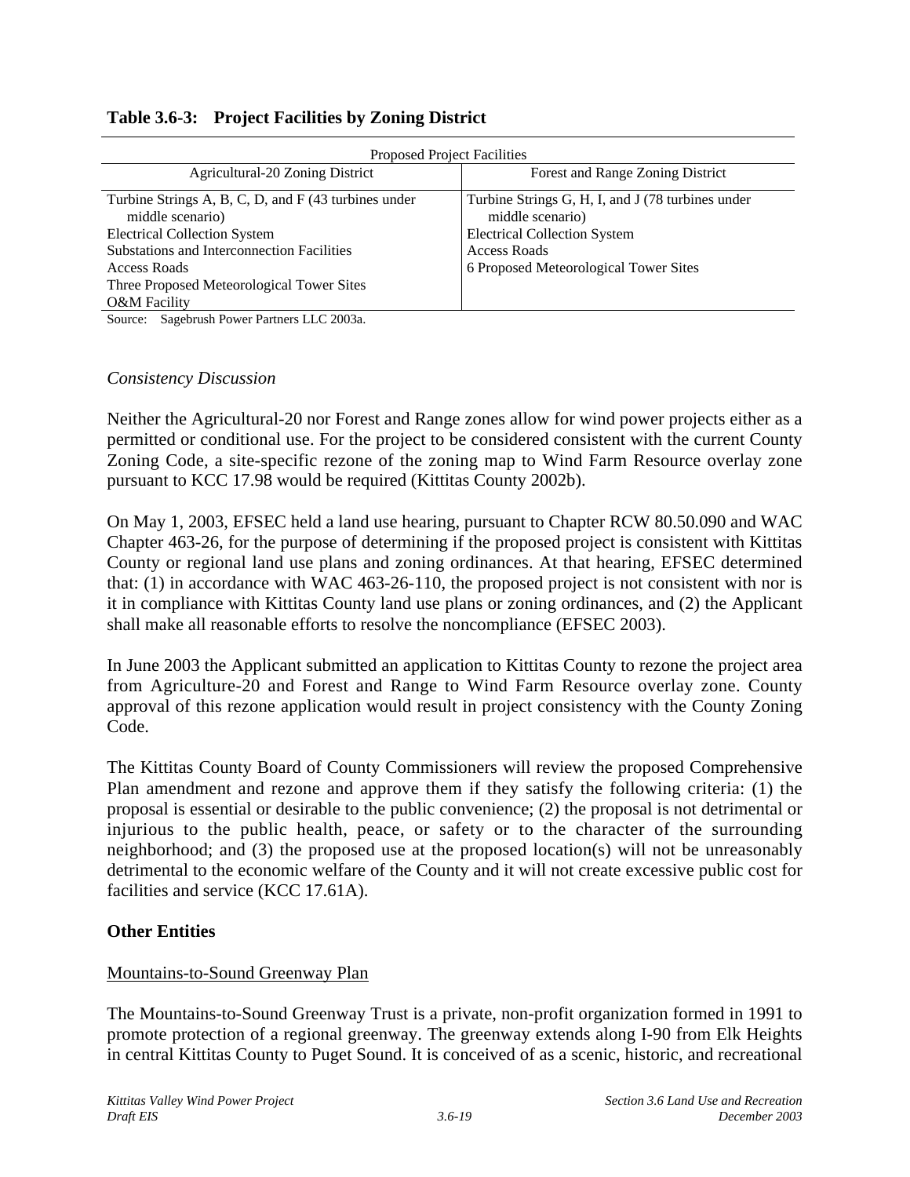**Table 3.6-3: Project Facilities by Zoning District**

| Proposed Project Facilities | |
|---|---|
| Agricultural-20 Zoning District | Forest and Range Zoning District |
| Turbine Strings A, B, C, D, and F (43 turbines under middle scenario)<br>Electrical Collection System<br>Substations and Interconnection Facilities<br>Access Roads<br>Three Proposed Meteorological Tower Sites<br>O&M Facility | Turbine Strings G, H, I, and J (78 turbines under middle scenario)<br>Electrical Collection System<br>Access Roads<br>6 Proposed Meteorological Tower Sites |

Source: Sagebrush Power Partners LLC 2003a.

*Consistency Discussion*

Neither the Agricultural-20 nor Forest and Range zones allow for wind power projects either as a permitted or conditional use. For the project to be considered consistent with the current County Zoning Code, a site-specific rezone of the zoning map to Wind Farm Resource overlay zone pursuant to KCC 17.98 would be required (Kittitas County 2002b).

On May 1, 2003, EFSEC held a land use hearing, pursuant to Chapter RCW 80.50.090 and WAC Chapter 463-26, for the purpose of determining if the proposed project is consistent with Kittitas County or regional land use plans and zoning ordinances. At that hearing, EFSEC determined that: (1) in accordance with WAC 463-26-110, the proposed project is not consistent with nor is it in compliance with Kittitas County land use plans or zoning ordinances, and (2) the Applicant shall make all reasonable efforts to resolve the noncompliance (EFSEC 2003).

In June 2003 the Applicant submitted an application to Kittitas County to rezone the project area from Agriculture-20 and Forest and Range to Wind Farm Resource overlay zone. County approval of this rezone application would result in project consistency with the County Zoning Code.

The Kittitas County Board of County Commissioners will review the proposed Comprehensive Plan amendment and rezone and approve them if they satisfy the following criteria: (1) the proposal is essential or desirable to the public convenience; (2) the proposal is not detrimental or injurious to the public health, peace, or safety or to the character of the surrounding neighborhood; and (3) the proposed use at the proposed location(s) will not be unreasonably detrimental to the economic welfare of the County and it will not create excessive public cost for facilities and service (KCC 17.61A).

**Other Entities**

<u>Mountains-to-Sound Greenway Plan</u>

The Mountains-to-Sound Greenway Trust is a private, non-profit organization formed in 1991 to promote protection of a regional greenway. The greenway extends along I-90 from Elk Heights in central Kittitas County to Puget Sound. It is conceived of as a scenic, historic, and recreational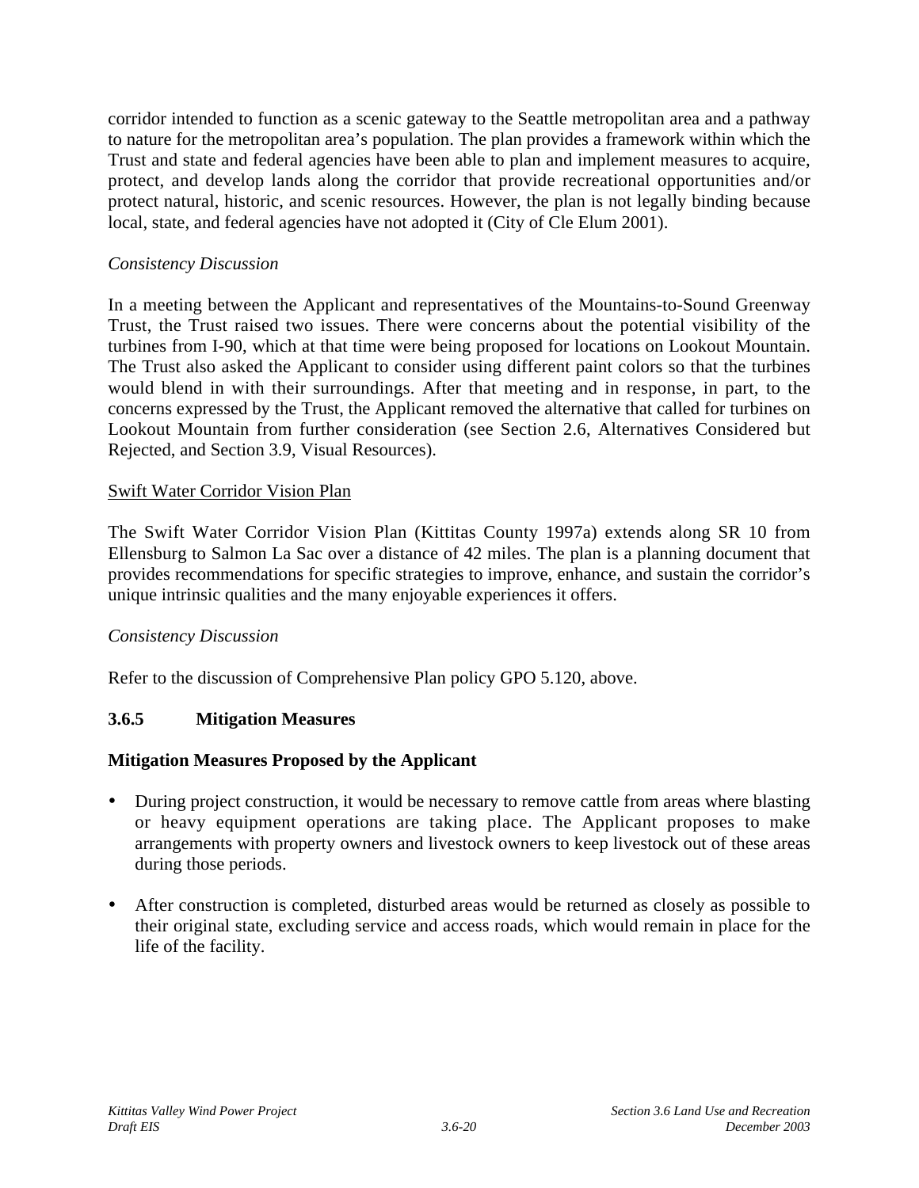corridor intended to function as a scenic gateway to the Seattle metropolitan area and a pathway to nature for the metropolitan area's population. The plan provides a framework within which the Trust and state and federal agencies have been able to plan and implement measures to acquire, protect, and develop lands along the corridor that provide recreational opportunities and/or protect natural, historic, and scenic resources. However, the plan is not legally binding because local, state, and federal agencies have not adopted it (City of Cle Elum 2001).

*Consistency Discussion*

In a meeting between the Applicant and representatives of the Mountains-to-Sound Greenway Trust, the Trust raised two issues. There were concerns about the potential visibility of the turbines from I-90, which at that time were being proposed for locations on Lookout Mountain. The Trust also asked the Applicant to consider using different paint colors so that the turbines would blend in with their surroundings. After that meeting and in response, in part, to the concerns expressed by the Trust, the Applicant removed the alternative that called for turbines on Lookout Mountain from further consideration (see Section 2.6, Alternatives Considered but Rejected, and Section 3.9, Visual Resources).

<u>Swift Water Corridor Vision Plan</u>

The Swift Water Corridor Vision Plan (Kittitas County 1997a) extends along SR 10 from Ellensburg to Salmon La Sac over a distance of 42 miles. The plan is a planning document that provides recommendations for specific strategies to improve, enhance, and sustain the corridor's unique intrinsic qualities and the many enjoyable experiences it offers.

*Consistency Discussion*

Refer to the discussion of Comprehensive Plan policy GPO 5.120, above.

### 3.6.5 Mitigation Measures

**Mitigation Measures Proposed by the Applicant**

- During project construction, it would be necessary to remove cattle from areas where blasting or heavy equipment operations are taking place. The Applicant proposes to make arrangements with property owners and livestock owners to keep livestock out of these areas during those periods.
- After construction is completed, disturbed areas would be returned as closely as possible to their original state, excluding service and access roads, which would remain in place for the life of the facility.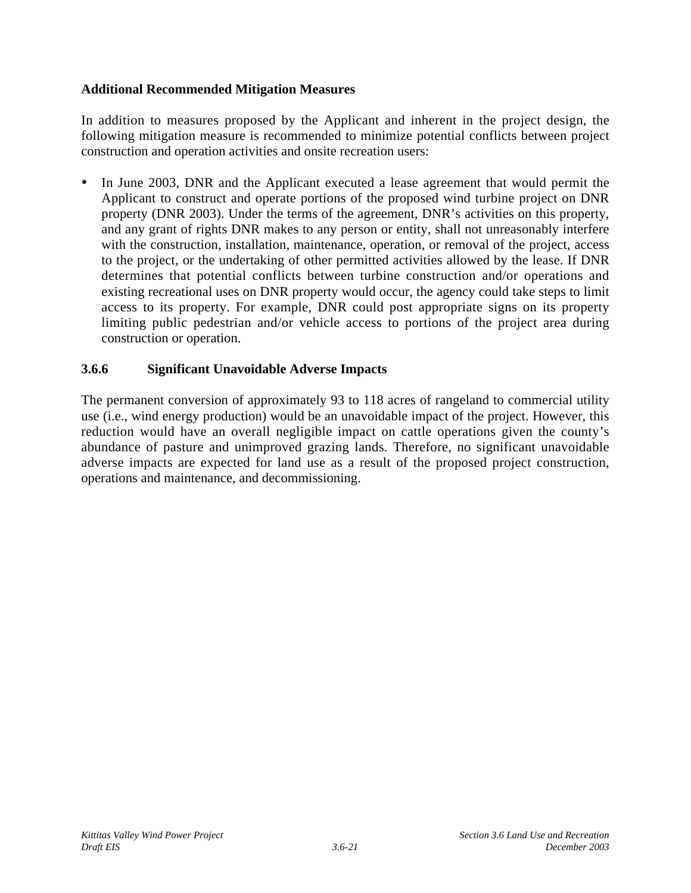**Additional Recommended Mitigation Measures**

In addition to measures proposed by the Applicant and inherent in the project design, the following mitigation measure is recommended to minimize potential conflicts between project construction and operation activities and onsite recreation users:

- In June 2003, DNR and the Applicant executed a lease agreement that would permit the Applicant to construct and operate portions of the proposed wind turbine project on DNR property (DNR 2003). Under the terms of the agreement, DNR's activities on this property, and any grant of rights DNR makes to any person or entity, shall not unreasonably interfere with the construction, installation, maintenance, operation, or removal of the project, access to the project, or the undertaking of other permitted activities allowed by the lease. If DNR determines that potential conflicts between turbine construction and/or operations and existing recreational uses on DNR property would occur, the agency could take steps to limit access to its property. For example, DNR could post appropriate signs on its property limiting public pedestrian and/or vehicle access to portions of the project area during construction or operation.

### 3.6.6 Significant Unavoidable Adverse Impacts

The permanent conversion of approximately 93 to 118 acres of rangeland to commercial utility use (i.e., wind energy production) would be an unavoidable impact of the project. However, this reduction would have an overall negligible impact on cattle operations given the county's abundance of pasture and unimproved grazing lands. Therefore, no significant unavoidable adverse impacts are expected for land use as a result of the proposed project construction, operations and maintenance, and decommissioning.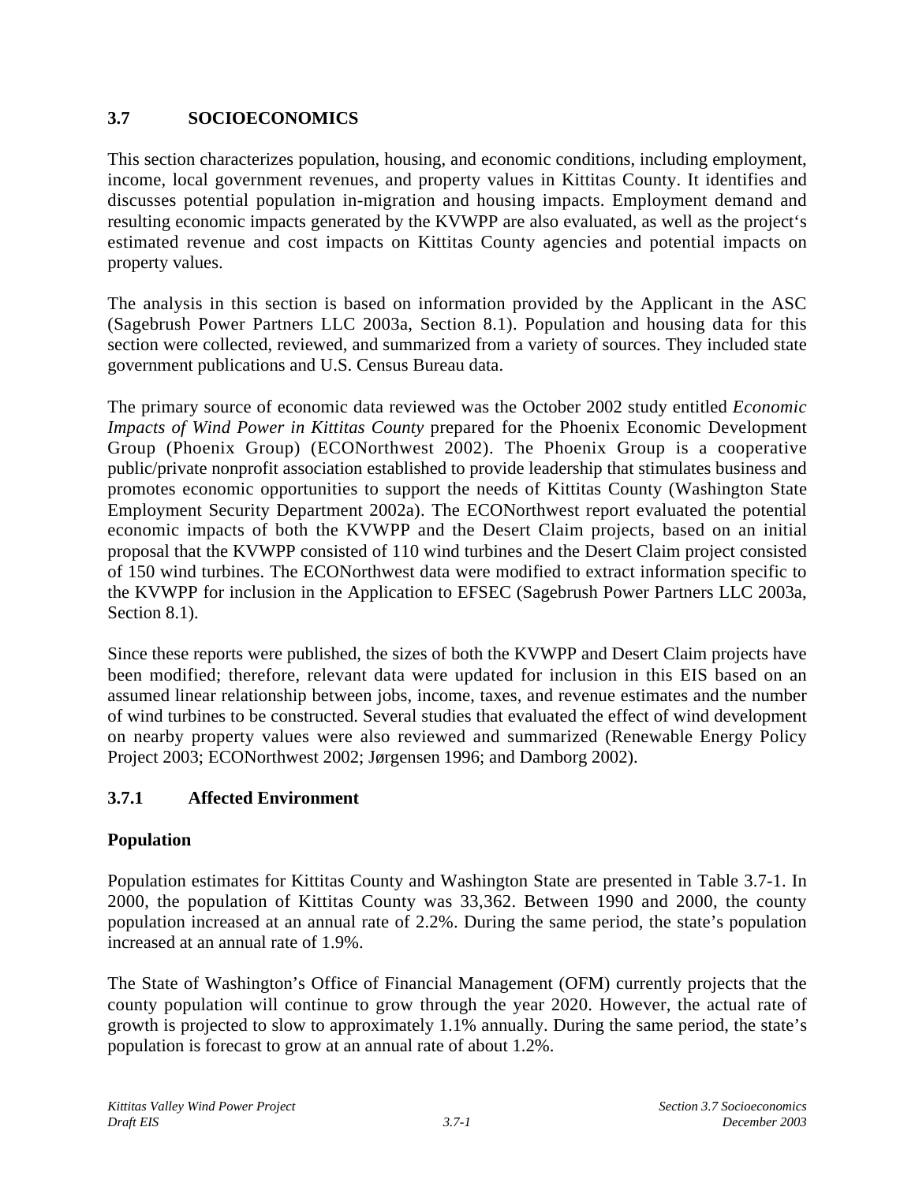## 3.7 SOCIOECONOMICS

This section characterizes population, housing, and economic conditions, including employment, income, local government revenues, and property values in Kittitas County. It identifies and discusses potential population in-migration and housing impacts. Employment demand and resulting economic impacts generated by the KVWPP are also evaluated, as well as the project's estimated revenue and cost impacts on Kittitas County agencies and potential impacts on property values.

The analysis in this section is based on information provided by the Applicant in the ASC (Sagebrush Power Partners LLC 2003a, Section 8.1). Population and housing data for this section were collected, reviewed, and summarized from a variety of sources. They included state government publications and U.S. Census Bureau data.

The primary source of economic data reviewed was the October 2002 study entitled *Economic Impacts of Wind Power in Kittitas County* prepared for the Phoenix Economic Development Group (Phoenix Group) (ECONorthwest 2002). The Phoenix Group is a cooperative public/private nonprofit association established to provide leadership that stimulates business and promotes economic opportunities to support the needs of Kittitas County (Washington State Employment Security Department 2002a). The ECONorthwest report evaluated the potential economic impacts of both the KVWPP and the Desert Claim projects, based on an initial proposal that the KVWPP consisted of 110 wind turbines and the Desert Claim project consisted of 150 wind turbines. The ECONorthwest data were modified to extract information specific to the KVWPP for inclusion in the Application to EFSEC (Sagebrush Power Partners LLC 2003a, Section 8.1).

Since these reports were published, the sizes of both the KVWPP and Desert Claim projects have been modified; therefore, relevant data were updated for inclusion in this EIS based on an assumed linear relationship between jobs, income, taxes, and revenue estimates and the number of wind turbines to be constructed. Several studies that evaluated the effect of wind development on nearby property values were also reviewed and summarized (Renewable Energy Policy Project 2003; ECONorthwest 2002; Jørgensen 1996; and Damborg 2002).

### 3.7.1 Affected Environment

#### Population

Population estimates for Kittitas County and Washington State are presented in Table 3.7-1. In 2000, the population of Kittitas County was 33,362. Between 1990 and 2000, the county population increased at an annual rate of 2.2%. During the same period, the state's population increased at an annual rate of 1.9%.

The State of Washington's Office of Financial Management (OFM) currently projects that the county population will continue to grow through the year 2020. However, the actual rate of growth is projected to slow to approximately 1.1% annually. During the same period, the state's population is forecast to grow at an annual rate of about 1.2%.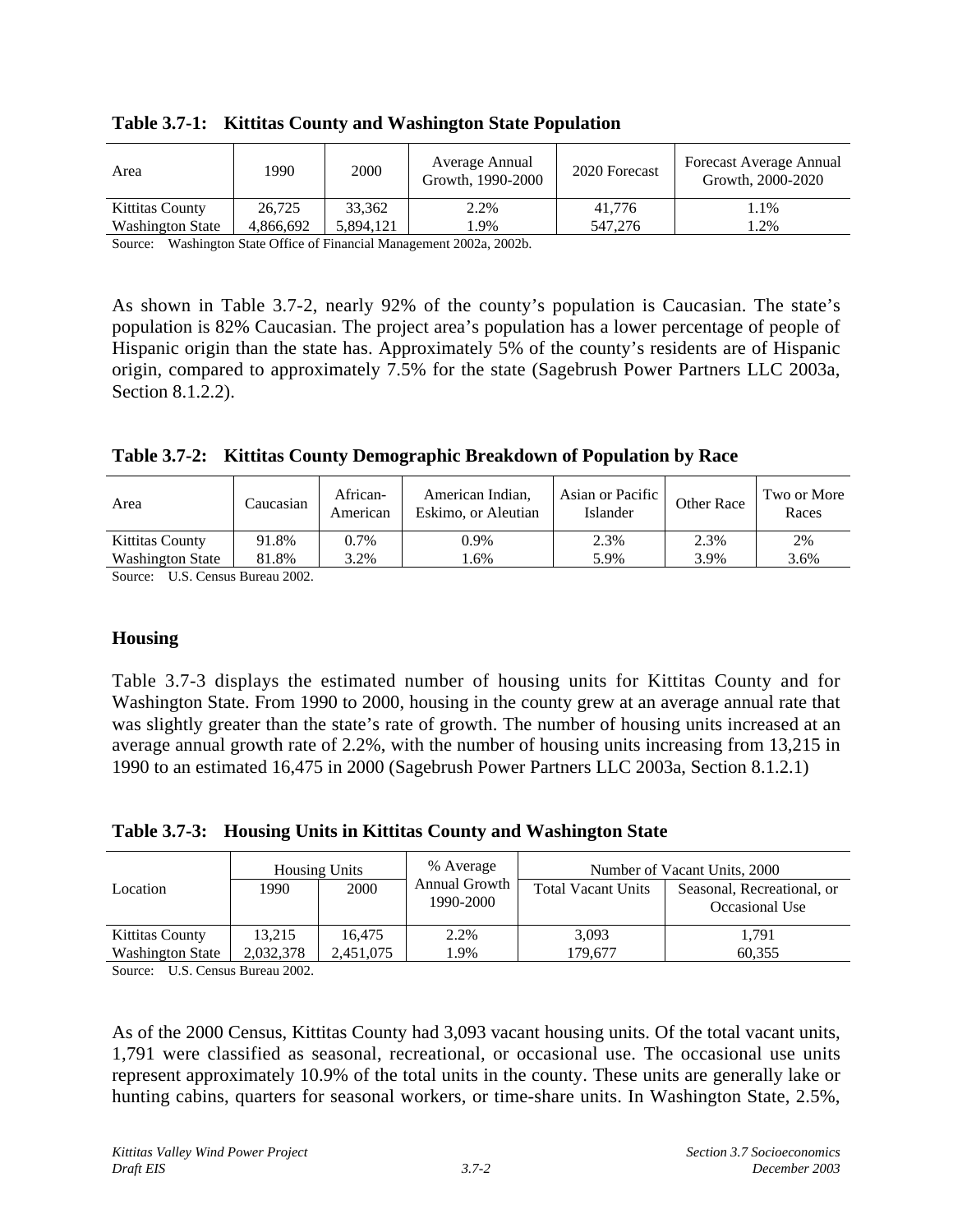**Table 3.7-1: Kittitas County and Washington State Population**

| Area | 1990 | 2000 | Average Annual Growth, 1990-2000 | 2020 Forecast | Forecast Average Annual Growth, 2000-2020 |
|---|---|---|---|---|---|
| Kittitas County | 26,725 | 33,362 | 2.2% | 41,776 | 1.1% |
| Washington State | 4,866,692 | 5,894,121 | 1.9% | 547,276 | 1.2% |

Source: Washington State Office of Financial Management 2002a, 2002b.

As shown in Table 3.7-2, nearly 92% of the county's population is Caucasian. The state's population is 82% Caucasian. The project area's population has a lower percentage of people of Hispanic origin than the state has. Approximately 5% of the county's residents are of Hispanic origin, compared to approximately 7.5% for the state (Sagebrush Power Partners LLC 2003a, Section 8.1.2.2).

**Table 3.7-2: Kittitas County Demographic Breakdown of Population by Race**

| Area | Caucasian | African-American | American Indian, Eskimo, or Aleutian | Asian or Pacific Islander | Other Race | Two or More Races |
|---|---|---|---|---|---|---|
| Kittitas County | 91.8% | 0.7% | 0.9% | 2.3% | 2.3% | 2% |
| Washington State | 81.8% | 3.2% | 1.6% | 5.9% | 3.9% | 3.6% |

Source: U.S. Census Bureau 2002.

## Housing

Table 3.7-3 displays the estimated number of housing units for Kittitas County and for Washington State. From 1990 to 2000, housing in the county grew at an average annual rate that was slightly greater than the state's rate of growth. The number of housing units increased at an average annual growth rate of 2.2%, with the number of housing units increasing from 13,215 in 1990 to an estimated 16,475 in 2000 (Sagebrush Power Partners LLC 2003a, Section 8.1.2.1)

**Table 3.7-3: Housing Units in Kittitas County and Washington State**

| Location | Housing Units | | % Average Annual Growth 1990-2000 | Number of Vacant Units, 2000 | |
|---|---|---|---|---|---|
| | 1990 | 2000 | | Total Vacant Units | Seasonal, Recreational, or Occasional Use |
| Kittitas County | 13,215 | 16,475 | 2.2% | 3,093 | 1,791 |
| Washington State | 2,032,378 | 2,451,075 | 1.9% | 179,677 | 60,355 |

Source: U.S. Census Bureau 2002.

As of the 2000 Census, Kittitas County had 3,093 vacant housing units. Of the total vacant units, 1,791 were classified as seasonal, recreational, or occasional use. The occasional use units represent approximately 10.9% of the total units in the county. These units are generally lake or hunting cabins, quarters for seasonal workers, or time-share units. In Washington State, 2.5%,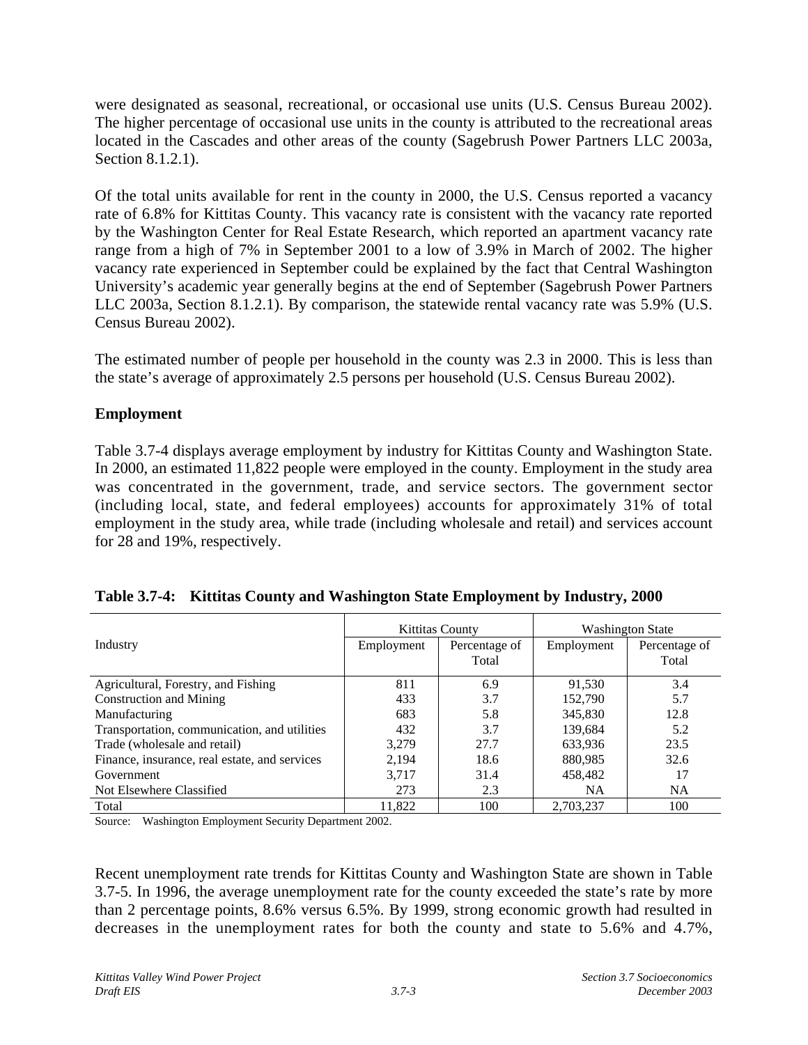were designated as seasonal, recreational, or occasional use units (U.S. Census Bureau 2002). The higher percentage of occasional use units in the county is attributed to the recreational areas located in the Cascades and other areas of the county (Sagebrush Power Partners LLC 2003a, Section 8.1.2.1).

Of the total units available for rent in the county in 2000, the U.S. Census reported a vacancy rate of 6.8% for Kittitas County. This vacancy rate is consistent with the vacancy rate reported by the Washington Center for Real Estate Research, which reported an apartment vacancy rate range from a high of 7% in September 2001 to a low of 3.9% in March of 2002. The higher vacancy rate experienced in September could be explained by the fact that Central Washington University's academic year generally begins at the end of September (Sagebrush Power Partners LLC 2003a, Section 8.1.2.1). By comparison, the statewide rental vacancy rate was 5.9% (U.S. Census Bureau 2002).

The estimated number of people per household in the county was 2.3 in 2000. This is less than the state's average of approximately 2.5 persons per household (U.S. Census Bureau 2002).

**Employment**

Table 3.7-4 displays average employment by industry for Kittitas County and Washington State. In 2000, an estimated 11,822 people were employed in the county. Employment in the study area was concentrated in the government, trade, and service sectors. The government sector (including local, state, and federal employees) accounts for approximately 31% of total employment in the study area, while trade (including wholesale and retail) and services account for 28 and 19%, respectively.

**Table 3.7-4: Kittitas County and Washington State Employment by Industry, 2000**

| Industry | Kittitas County | | Washington State | |
|---|---|---|---|---|
| | Employment | Percentage of Total | Employment | Percentage of Total |
| Agricultural, Forestry, and Fishing | 811 | 6.9 | 91,530 | 3.4 |
| Construction and Mining | 433 | 3.7 | 152,790 | 5.7 |
| Manufacturing | 683 | 5.8 | 345,830 | 12.8 |
| Transportation, communication, and utilities | 432 | 3.7 | 139,684 | 5.2 |
| Trade (wholesale and retail) | 3,279 | 27.7 | 633,936 | 23.5 |
| Finance, insurance, real estate, and services | 2,194 | 18.6 | 880,985 | 32.6 |
| Government | 3,717 | 31.4 | 458,482 | 17 |
| Not Elsewhere Classified | 273 | 2.3 | NA | NA |
| Total | 11,822 | 100 | 2,703,237 | 100 |

Source: Washington Employment Security Department 2002.

Recent unemployment rate trends for Kittitas County and Washington State are shown in Table 3.7-5. In 1996, the average unemployment rate for the county exceeded the state's rate by more than 2 percentage points, 8.6% versus 6.5%. By 1999, strong economic growth had resulted in decreases in the unemployment rates for both the county and state to 5.6% and 4.7%,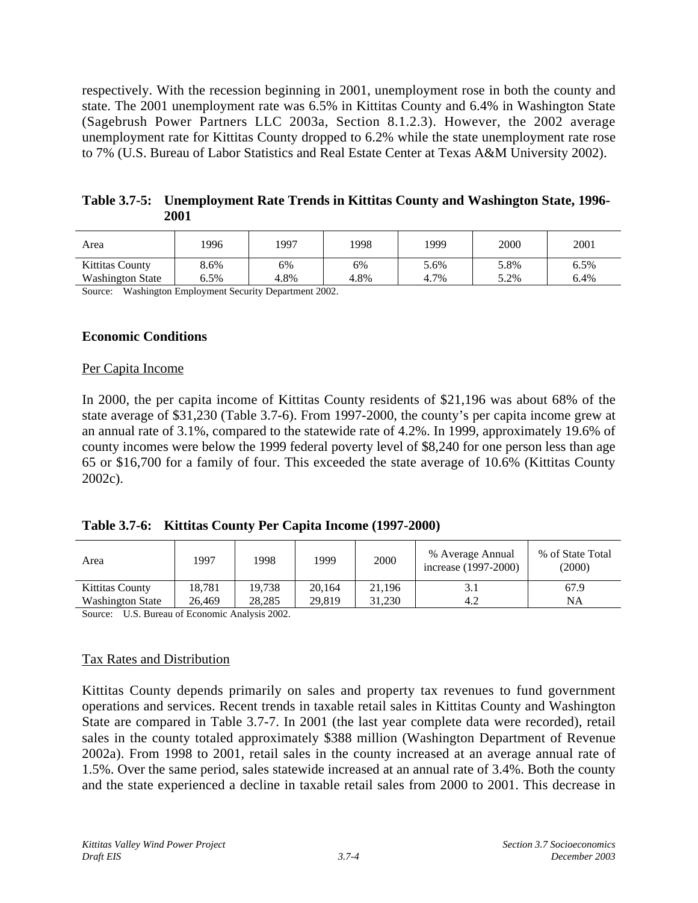respectively. With the recession beginning in 2001, unemployment rose in both the county and state. The 2001 unemployment rate was 6.5% in Kittitas County and 6.4% in Washington State (Sagebrush Power Partners LLC 2003a, Section 8.1.2.3). However, the 2002 average unemployment rate for Kittitas County dropped to 6.2% while the state unemployment rate rose to 7% (U.S. Bureau of Labor Statistics and Real Estate Center at Texas A&M University 2002).

**Table 3.7-5: Unemployment Rate Trends in Kittitas County and Washington State, 1996-2001**

| Area | 1996 | 1997 | 1998 | 1999 | 2000 | 2001 |
|---|---|---|---|---|---|---|
| Kittitas County | 8.6% | 6% | 6% | 5.6% | 5.8% | 6.5% |
| Washington State | 6.5% | 4.8% | 4.8% | 4.7% | 5.2% | 6.4% |

Source: Washington Employment Security Department 2002.

### Economic Conditions

Per Capita Income

In 2000, the per capita income of Kittitas County residents of $21,196 was about 68% of the state average of $31,230 (Table 3.7-6). From 1997-2000, the county's per capita income grew at an annual rate of 3.1%, compared to the statewide rate of 4.2%. In 1999, approximately 19.6% of county incomes were below the 1999 federal poverty level of $8,240 for one person less than age 65 or $16,700 for a family of four. This exceeded the state average of 10.6% (Kittitas County 2002c).

**Table 3.7-6: Kittitas County Per Capita Income (1997-2000)**

| Area | 1997 | 1998 | 1999 | 2000 | % Average Annual increase (1997-2000) | % of State Total (2000) |
|---|---|---|---|---|---|---|
| Kittitas County | 18,781 | 19,738 | 20,164 | 21,196 | 3.1 | 67.9 |
| Washington State | 26,469 | 28,285 | 29,819 | 31,230 | 4.2 | NA |

Source: U.S. Bureau of Economic Analysis 2002.

Tax Rates and Distribution

Kittitas County depends primarily on sales and property tax revenues to fund government operations and services. Recent trends in taxable retail sales in Kittitas County and Washington State are compared in Table 3.7-7. In 2001 (the last year complete data were recorded), retail sales in the county totaled approximately $388 million (Washington Department of Revenue 2002a). From 1998 to 2001, retail sales in the county increased at an average annual rate of 1.5%. Over the same period, sales statewide increased at an annual rate of 3.4%. Both the county and the state experienced a decline in taxable retail sales from 2000 to 2001. This decrease in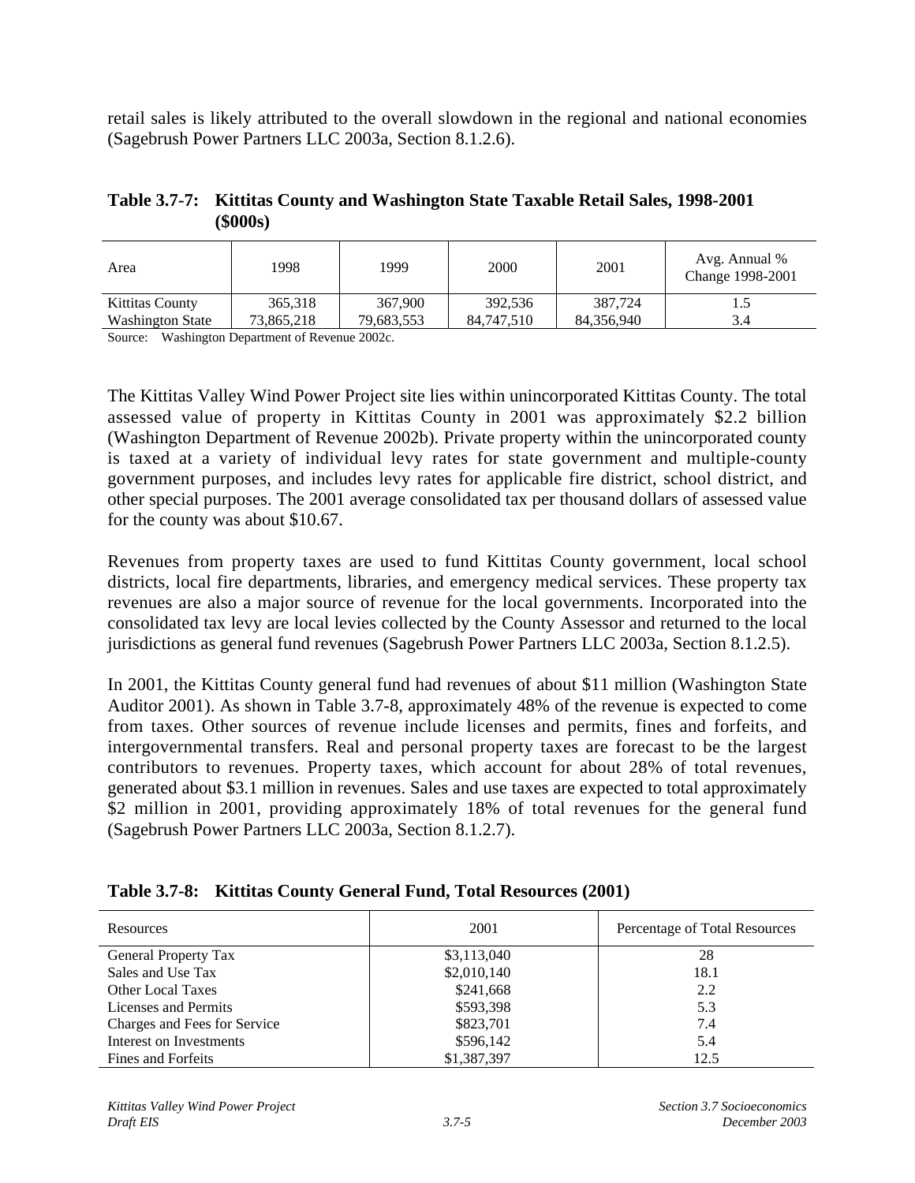retail sales is likely attributed to the overall slowdown in the regional and national economies (Sagebrush Power Partners LLC 2003a, Section 8.1.2.6).

**Table 3.7-7: Kittitas County and Washington State Taxable Retail Sales, 1998-2001 ($000s)**

| Area | 1998 | 1999 | 2000 | 2001 | Avg. Annual % Change 1998-2001 |
|---|---|---|---|---|---|
| Kittitas County | 365,318 | 367,900 | 392,536 | 387,724 | 1.5 |
| Washington State | 73,865,218 | 79,683,553 | 84,747,510 | 84,356,940 | 3.4 |

Source: Washington Department of Revenue 2002c.

The Kittitas Valley Wind Power Project site lies within unincorporated Kittitas County. The total assessed value of property in Kittitas County in 2001 was approximately $2.2 billion (Washington Department of Revenue 2002b). Private property within the unincorporated county is taxed at a variety of individual levy rates for state government and multiple-county government purposes, and includes levy rates for applicable fire district, school district, and other special purposes. The 2001 average consolidated tax per thousand dollars of assessed value for the county was about $10.67.

Revenues from property taxes are used to fund Kittitas County government, local school districts, local fire departments, libraries, and emergency medical services. These property tax revenues are also a major source of revenue for the local governments. Incorporated into the consolidated tax levy are local levies collected by the County Assessor and returned to the local jurisdictions as general fund revenues (Sagebrush Power Partners LLC 2003a, Section 8.1.2.5).

In 2001, the Kittitas County general fund had revenues of about $11 million (Washington State Auditor 2001). As shown in Table 3.7-8, approximately 48% of the revenue is expected to come from taxes. Other sources of revenue include licenses and permits, fines and forfeits, and intergovernmental transfers. Real and personal property taxes are forecast to be the largest contributors to revenues. Property taxes, which account for about 28% of total revenues, generated about $3.1 million in revenues. Sales and use taxes are expected to total approximately $2 million in 2001, providing approximately 18% of total revenues for the general fund (Sagebrush Power Partners LLC 2003a, Section 8.1.2.7).

**Table 3.7-8: Kittitas County General Fund, Total Resources (2001)**

| Resources | 2001 | Percentage of Total Resources |
|---|---|---|
| General Property Tax | $3,113,040 | 28 |
| Sales and Use Tax | $2,010,140 | 18.1 |
| Other Local Taxes | $241,668 | 2.2 |
| Licenses and Permits | $593,398 | 5.3 |
| Charges and Fees for Service | $823,701 | 7.4 |
| Interest on Investments | $596,142 | 5.4 |
| Fines and Forfeits | $1,387,397 | 12.5 |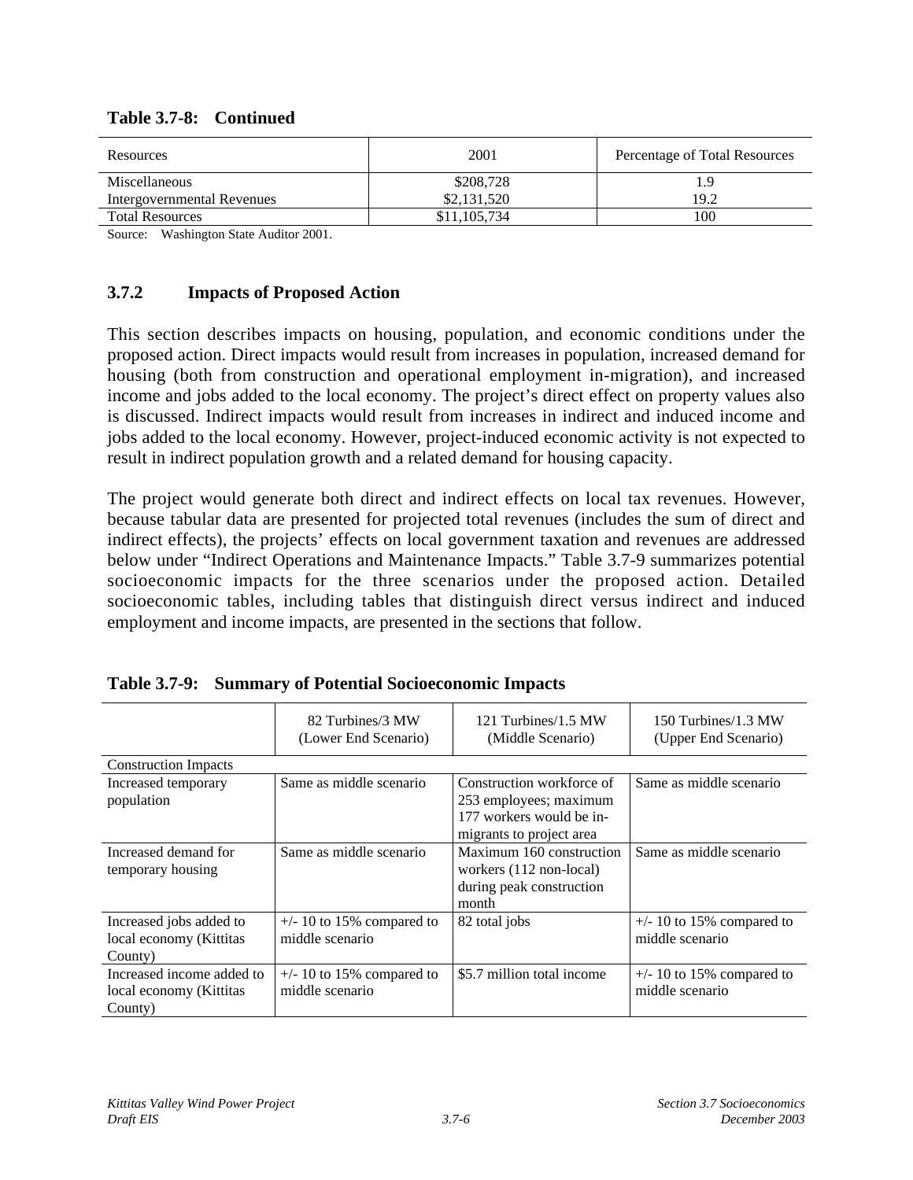**Table 3.7-8: Continued**

| Resources | 2001 | Percentage of Total Resources |
|---|---|---|
| Miscellaneous | $208,728 | 1.9 |
| Intergovernmental Revenues | $2,131,520 | 19.2 |
| Total Resources | $11,105,734 | 100 |

Source: Washington State Auditor 2001.

### 3.7.2 Impacts of Proposed Action

This section describes impacts on housing, population, and economic conditions under the proposed action. Direct impacts would result from increases in population, increased demand for housing (both from construction and operational employment in-migration), and increased income and jobs added to the local economy. The project's direct effect on property values also is discussed. Indirect impacts would result from increases in indirect and induced income and jobs added to the local economy. However, project-induced economic activity is not expected to result in indirect population growth and a related demand for housing capacity.

The project would generate both direct and indirect effects on local tax revenues. However, because tabular data are presented for projected total revenues (includes the sum of direct and indirect effects), the projects' effects on local government taxation and revenues are addressed below under "Indirect Operations and Maintenance Impacts." Table 3.7-9 summarizes potential socioeconomic impacts for the three scenarios under the proposed action. Detailed socioeconomic tables, including tables that distinguish direct versus indirect and induced employment and income impacts, are presented in the sections that follow.

**Table 3.7-9: Summary of Potential Socioeconomic Impacts**

| | 82 Turbines/3 MW (Lower End Scenario) | 121 Turbines/1.5 MW (Middle Scenario) | 150 Turbines/1.3 MW (Upper End Scenario) |
|---|---|---|---|
| Construction Impacts | | | |
| Increased temporary population | Same as middle scenario | Construction workforce of 253 employees; maximum 177 workers would be in-migrants to project area | Same as middle scenario |
| Increased demand for temporary housing | Same as middle scenario | Maximum 160 construction workers (112 non-local) during peak construction month | Same as middle scenario |
| Increased jobs added to local economy (Kittitas County) | +/- 10 to 15% compared to middle scenario | 82 total jobs | +/- 10 to 15% compared to middle scenario |
| Increased income added to local economy (Kittitas County) | +/- 10 to 15% compared to middle scenario | $5.7 million total income | +/- 10 to 15% compared to middle scenario |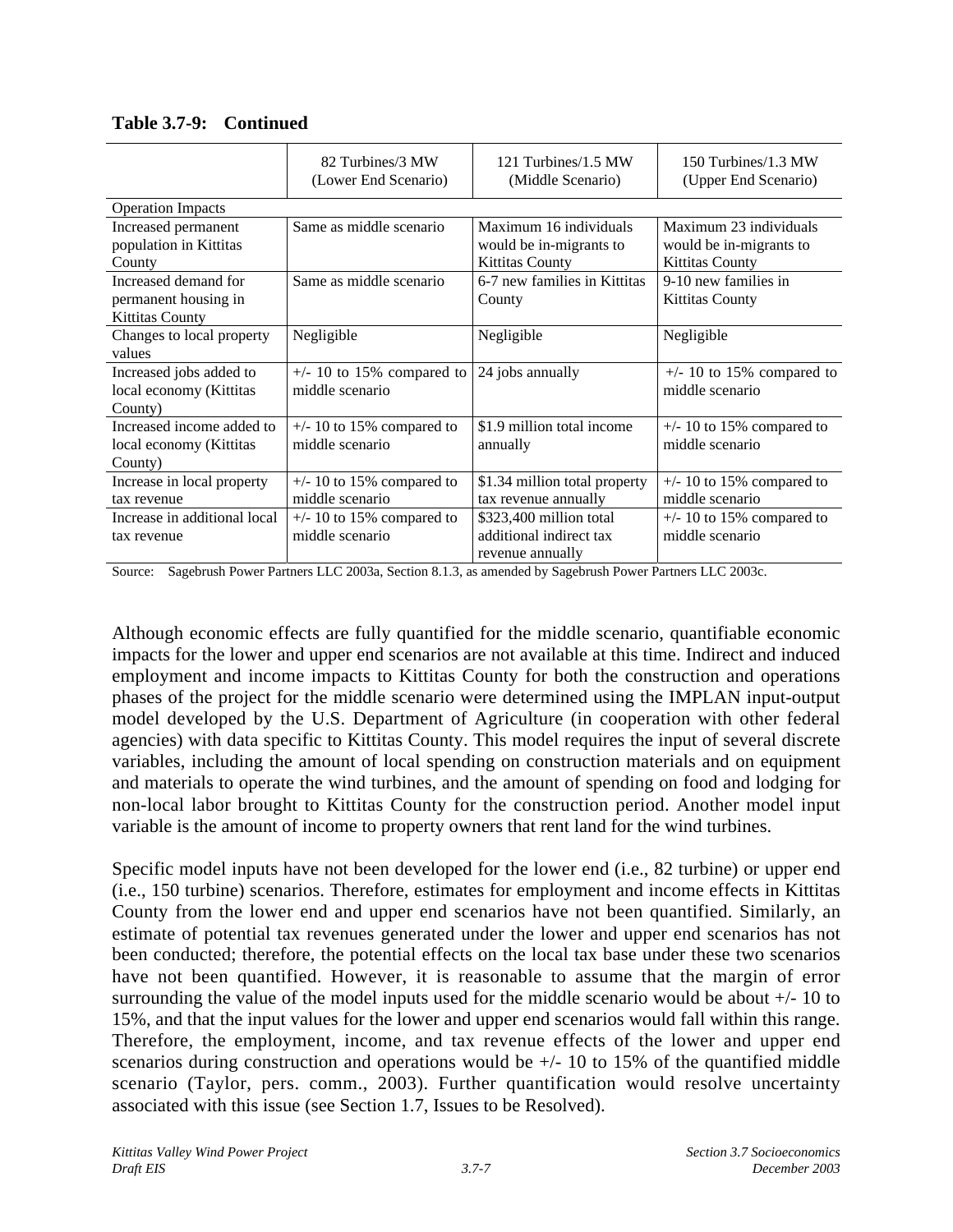**Table 3.7-9: Continued**

| | 82 Turbines/3 MW (Lower End Scenario) | 121 Turbines/1.5 MW (Middle Scenario) | 150 Turbines/1.3 MW (Upper End Scenario) |
|---|---|---|---|
| Operation Impacts | | | |
| Increased permanent population in Kittitas County | Same as middle scenario | Maximum 16 individuals would be in-migrants to Kittitas County | Maximum 23 individuals would be in-migrants to Kittitas County |
| Increased demand for permanent housing in Kittitas County | Same as middle scenario | 6-7 new families in Kittitas County | 9-10 new families in Kittitas County |
| Changes to local property values | Negligible | Negligible | Negligible |
| Increased jobs added to local economy (Kittitas County) | +/- 10 to 15% compared to middle scenario | 24 jobs annually | +/- 10 to 15% compared to middle scenario |
| Increased income added to local economy (Kittitas County) | +/- 10 to 15% compared to middle scenario | $1.9 million total income annually | +/- 10 to 15% compared to middle scenario |
| Increase in local property tax revenue | +/- 10 to 15% compared to middle scenario | $1.34 million total property tax revenue annually | +/- 10 to 15% compared to middle scenario |
| Increase in additional local tax revenue | +/- 10 to 15% compared to middle scenario | $323,400 million total additional indirect tax revenue annually | +/- 10 to 15% compared to middle scenario |

Source: Sagebrush Power Partners LLC 2003a, Section 8.1.3, as amended by Sagebrush Power Partners LLC 2003c.

Although economic effects are fully quantified for the middle scenario, quantifiable economic impacts for the lower and upper end scenarios are not available at this time. Indirect and induced employment and income impacts to Kittitas County for both the construction and operations phases of the project for the middle scenario were determined using the IMPLAN input-output model developed by the U.S. Department of Agriculture (in cooperation with other federal agencies) with data specific to Kittitas County. This model requires the input of several discrete variables, including the amount of local spending on construction materials and on equipment and materials to operate the wind turbines, and the amount of spending on food and lodging for non-local labor brought to Kittitas County for the construction period. Another model input variable is the amount of income to property owners that rent land for the wind turbines.

Specific model inputs have not been developed for the lower end (i.e., 82 turbine) or upper end (i.e., 150 turbine) scenarios. Therefore, estimates for employment and income effects in Kittitas County from the lower end and upper end scenarios have not been quantified. Similarly, an estimate of potential tax revenues generated under the lower and upper end scenarios has not been conducted; therefore, the potential effects on the local tax base under these two scenarios have not been quantified. However, it is reasonable to assume that the margin of error surrounding the value of the model inputs used for the middle scenario would be about +/- 10 to 15%, and that the input values for the lower and upper end scenarios would fall within this range. Therefore, the employment, income, and tax revenue effects of the lower and upper end scenarios during construction and operations would be +/- 10 to 15% of the quantified middle scenario (Taylor, pers. comm., 2003). Further quantification would resolve uncertainty associated with this issue (see Section 1.7, Issues to be Resolved).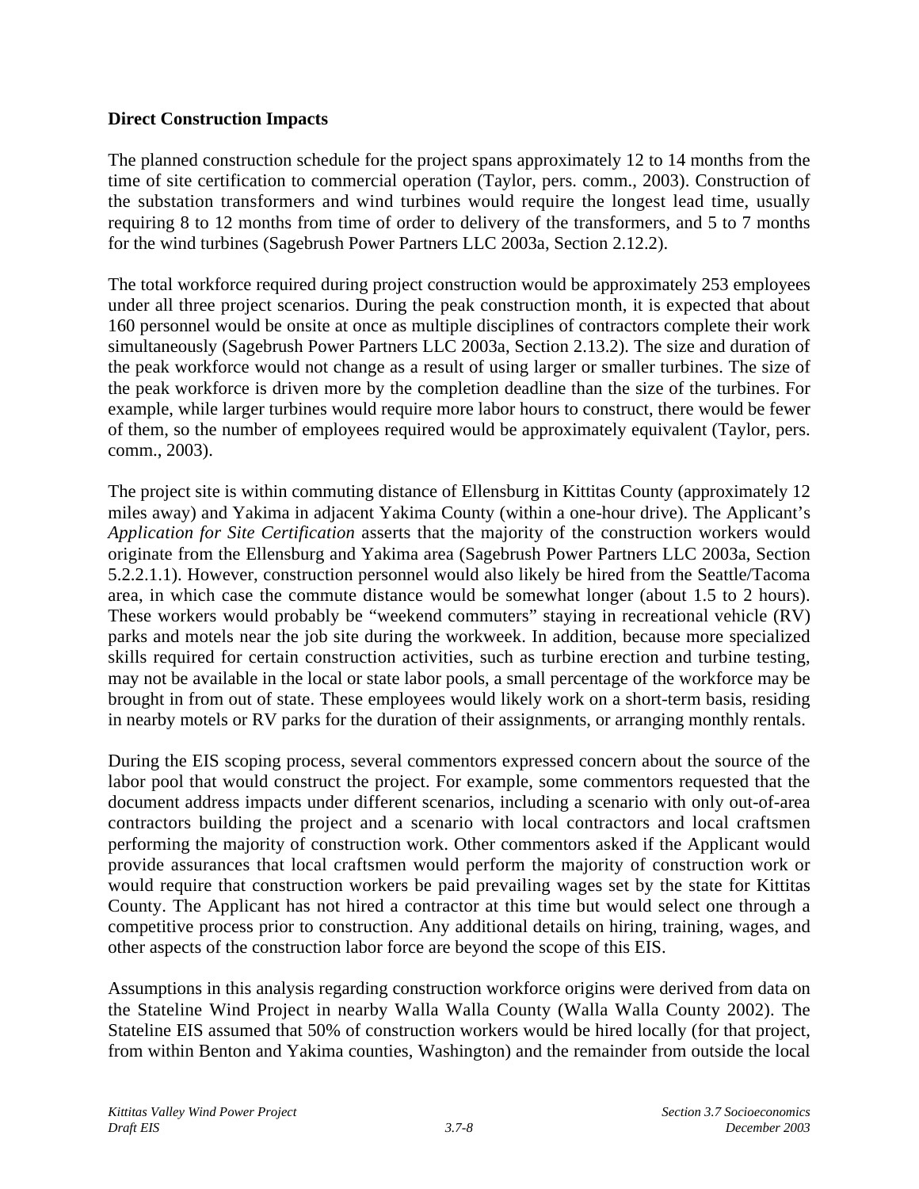**Direct Construction Impacts**

The planned construction schedule for the project spans approximately 12 to 14 months from the time of site certification to commercial operation (Taylor, pers. comm., 2003). Construction of the substation transformers and wind turbines would require the longest lead time, usually requiring 8 to 12 months from time of order to delivery of the transformers, and 5 to 7 months for the wind turbines (Sagebrush Power Partners LLC 2003a, Section 2.12.2).

The total workforce required during project construction would be approximately 253 employees under all three project scenarios. During the peak construction month, it is expected that about 160 personnel would be onsite at once as multiple disciplines of contractors complete their work simultaneously (Sagebrush Power Partners LLC 2003a, Section 2.13.2). The size and duration of the peak workforce would not change as a result of using larger or smaller turbines. The size of the peak workforce is driven more by the completion deadline than the size of the turbines. For example, while larger turbines would require more labor hours to construct, there would be fewer of them, so the number of employees required would be approximately equivalent (Taylor, pers. comm., 2003).

The project site is within commuting distance of Ellensburg in Kittitas County (approximately 12 miles away) and Yakima in adjacent Yakima County (within a one-hour drive). The Applicant's *Application for Site Certification* asserts that the majority of the construction workers would originate from the Ellensburg and Yakima area (Sagebrush Power Partners LLC 2003a, Section 5.2.2.1.1). However, construction personnel would also likely be hired from the Seattle/Tacoma area, in which case the commute distance would be somewhat longer (about 1.5 to 2 hours). These workers would probably be "weekend commuters" staying in recreational vehicle (RV) parks and motels near the job site during the workweek. In addition, because more specialized skills required for certain construction activities, such as turbine erection and turbine testing, may not be available in the local or state labor pools, a small percentage of the workforce may be brought in from out of state. These employees would likely work on a short-term basis, residing in nearby motels or RV parks for the duration of their assignments, or arranging monthly rentals.

During the EIS scoping process, several commentors expressed concern about the source of the labor pool that would construct the project. For example, some commentors requested that the document address impacts under different scenarios, including a scenario with only out-of-area contractors building the project and a scenario with local contractors and local craftsmen performing the majority of construction work. Other commentors asked if the Applicant would provide assurances that local craftsmen would perform the majority of construction work or would require that construction workers be paid prevailing wages set by the state for Kittitas County. The Applicant has not hired a contractor at this time but would select one through a competitive process prior to construction. Any additional details on hiring, training, wages, and other aspects of the construction labor force are beyond the scope of this EIS.

Assumptions in this analysis regarding construction workforce origins were derived from data on the Stateline Wind Project in nearby Walla Walla County (Walla Walla County 2002). The Stateline EIS assumed that 50% of construction workers would be hired locally (for that project, from within Benton and Yakima counties, Washington) and the remainder from outside the local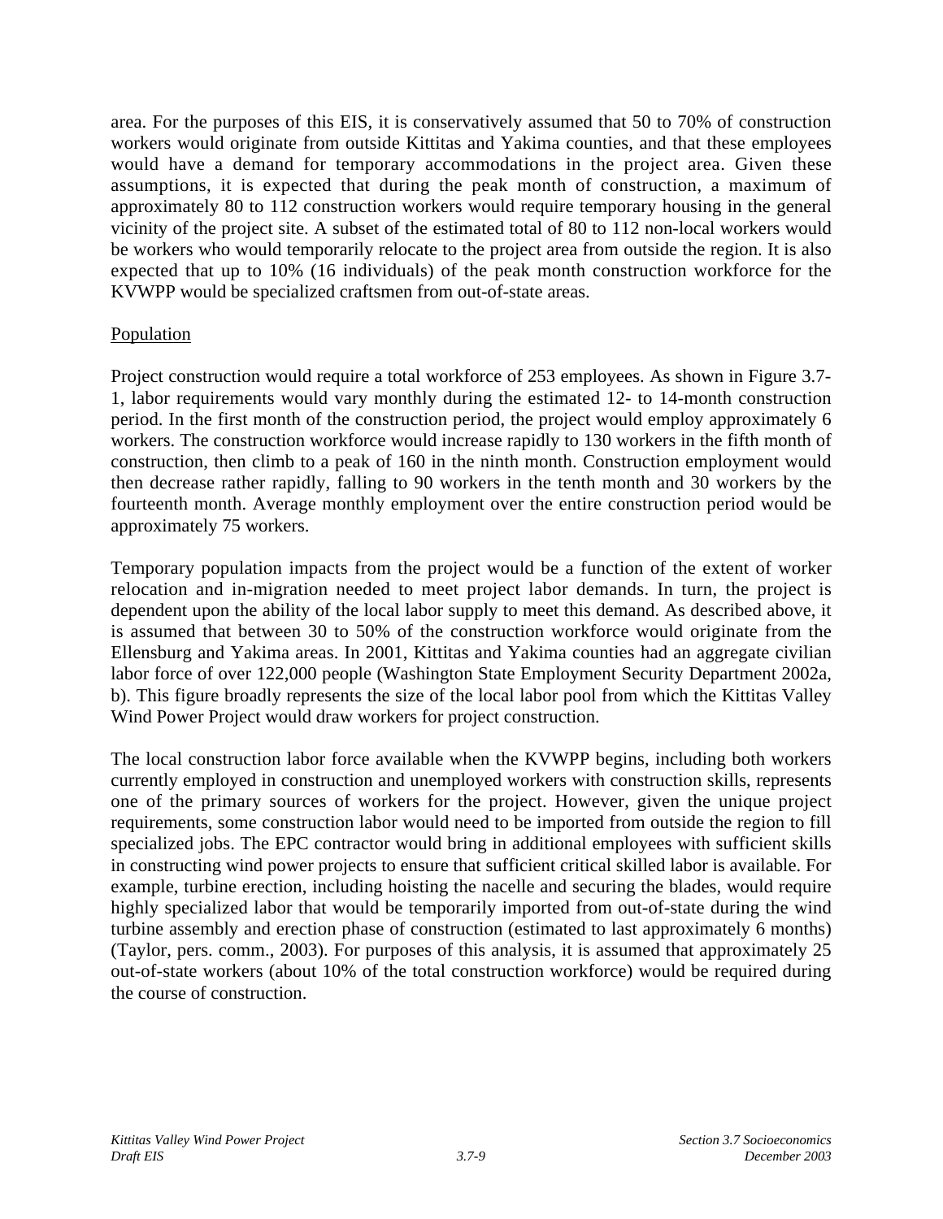area. For the purposes of this EIS, it is conservatively assumed that 50 to 70% of construction workers would originate from outside Kittitas and Yakima counties, and that these employees would have a demand for temporary accommodations in the project area. Given these assumptions, it is expected that during the peak month of construction, a maximum of approximately 80 to 112 construction workers would require temporary housing in the general vicinity of the project site. A subset of the estimated total of 80 to 112 non-local workers would be workers who would temporarily relocate to the project area from outside the region. It is also expected that up to 10% (16 individuals) of the peak month construction workforce for the KVWPP would be specialized craftsmen from out-of-state areas.

<u>Population</u>

Project construction would require a total workforce of 253 employees. As shown in Figure 3.7-1, labor requirements would vary monthly during the estimated 12- to 14-month construction period. In the first month of the construction period, the project would employ approximately 6 workers. The construction workforce would increase rapidly to 130 workers in the fifth month of construction, then climb to a peak of 160 in the ninth month. Construction employment would then decrease rather rapidly, falling to 90 workers in the tenth month and 30 workers by the fourteenth month. Average monthly employment over the entire construction period would be approximately 75 workers.

Temporary population impacts from the project would be a function of the extent of worker relocation and in-migration needed to meet project labor demands. In turn, the project is dependent upon the ability of the local labor supply to meet this demand. As described above, it is assumed that between 30 to 50% of the construction workforce would originate from the Ellensburg and Yakima areas. In 2001, Kittitas and Yakima counties had an aggregate civilian labor force of over 122,000 people (Washington State Employment Security Department 2002a, b). This figure broadly represents the size of the local labor pool from which the Kittitas Valley Wind Power Project would draw workers for project construction.

The local construction labor force available when the KVWPP begins, including both workers currently employed in construction and unemployed workers with construction skills, represents one of the primary sources of workers for the project. However, given the unique project requirements, some construction labor would need to be imported from outside the region to fill specialized jobs. The EPC contractor would bring in additional employees with sufficient skills in constructing wind power projects to ensure that sufficient critical skilled labor is available. For example, turbine erection, including hoisting the nacelle and securing the blades, would require highly specialized labor that would be temporarily imported from out-of-state during the wind turbine assembly and erection phase of construction (estimated to last approximately 6 months) (Taylor, pers. comm., 2003). For purposes of this analysis, it is assumed that approximately 25 out-of-state workers (about 10% of the total construction workforce) would be required during the course of construction.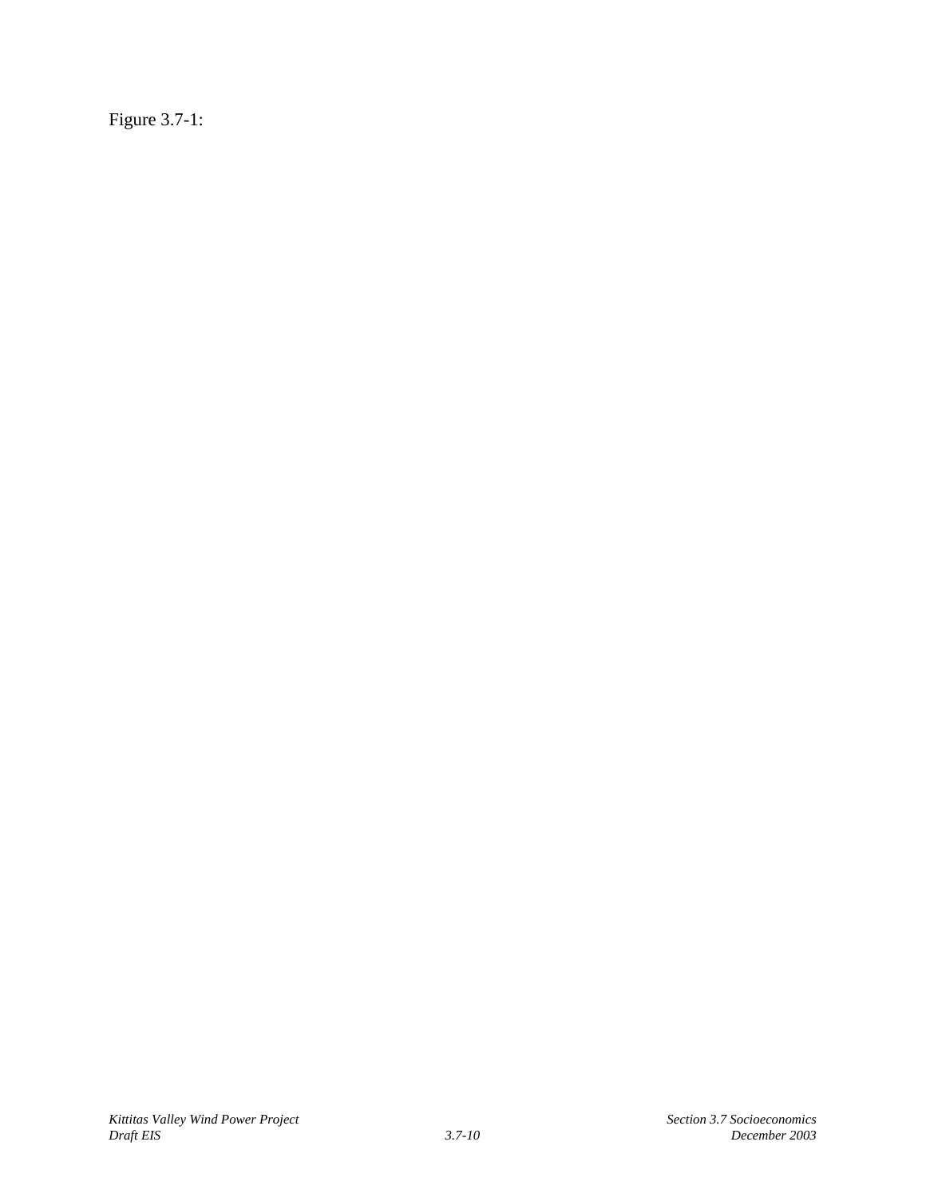Figure 3.7-1: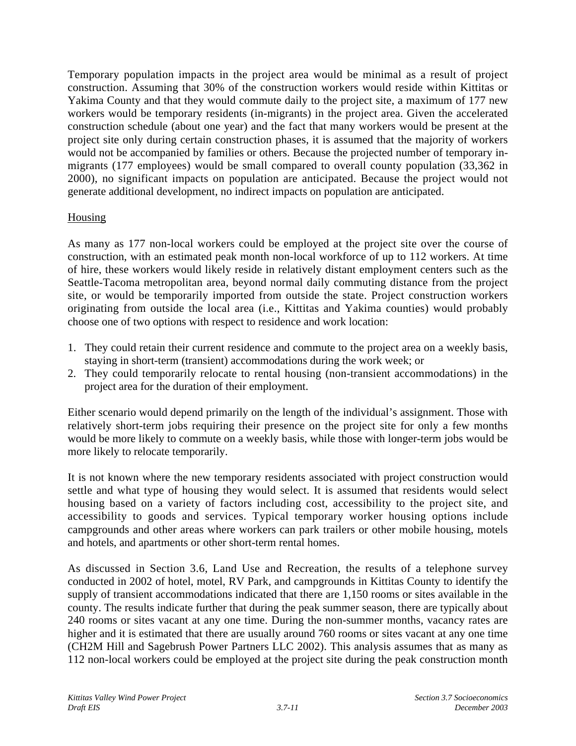Temporary population impacts in the project area would be minimal as a result of project construction. Assuming that 30% of the construction workers would reside within Kittitas or Yakima County and that they would commute daily to the project site, a maximum of 177 new workers would be temporary residents (in-migrants) in the project area. Given the accelerated construction schedule (about one year) and the fact that many workers would be present at the project site only during certain construction phases, it is assumed that the majority of workers would not be accompanied by families or others. Because the projected number of temporary in-migrants (177 employees) would be small compared to overall county population (33,362 in 2000), no significant impacts on population are anticipated. Because the project would not generate additional development, no indirect impacts on population are anticipated.

Housing

As many as 177 non-local workers could be employed at the project site over the course of construction, with an estimated peak month non-local workforce of up to 112 workers. At time of hire, these workers would likely reside in relatively distant employment centers such as the Seattle-Tacoma metropolitan area, beyond normal daily commuting distance from the project site, or would be temporarily imported from outside the state. Project construction workers originating from outside the local area (i.e., Kittitas and Yakima counties) would probably choose one of two options with respect to residence and work location:

1. They could retain their current residence and commute to the project area on a weekly basis, staying in short-term (transient) accommodations during the work week; or
2. They could temporarily relocate to rental housing (non-transient accommodations) in the project area for the duration of their employment.

Either scenario would depend primarily on the length of the individual's assignment. Those with relatively short-term jobs requiring their presence on the project site for only a few months would be more likely to commute on a weekly basis, while those with longer-term jobs would be more likely to relocate temporarily.

It is not known where the new temporary residents associated with project construction would settle and what type of housing they would select. It is assumed that residents would select housing based on a variety of factors including cost, accessibility to the project site, and accessibility to goods and services. Typical temporary worker housing options include campgrounds and other areas where workers can park trailers or other mobile housing, motels and hotels, and apartments or other short-term rental homes.

As discussed in Section 3.6, Land Use and Recreation, the results of a telephone survey conducted in 2002 of hotel, motel, RV Park, and campgrounds in Kittitas County to identify the supply of transient accommodations indicated that there are 1,150 rooms or sites available in the county. The results indicate further that during the peak summer season, there are typically about 240 rooms or sites vacant at any one time. During the non-summer months, vacancy rates are higher and it is estimated that there are usually around 760 rooms or sites vacant at any one time (CH2M Hill and Sagebrush Power Partners LLC 2002). This analysis assumes that as many as 112 non-local workers could be employed at the project site during the peak construction month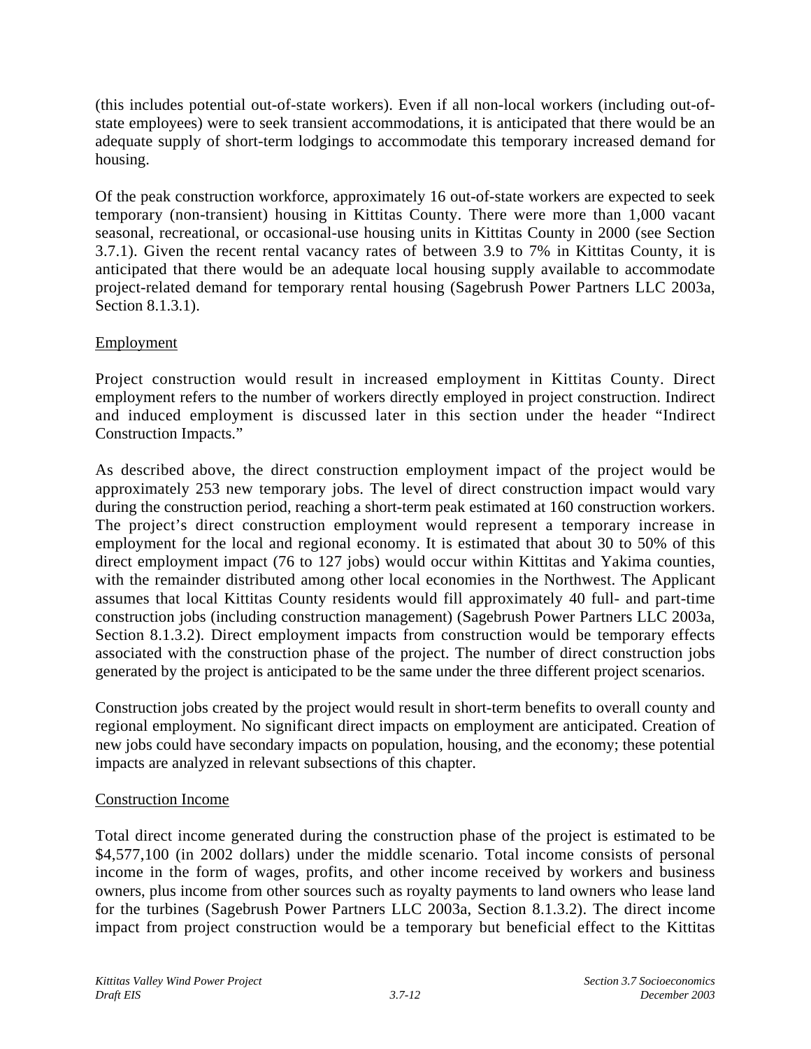(this includes potential out-of-state workers). Even if all non-local workers (including out-of-state employees) were to seek transient accommodations, it is anticipated that there would be an adequate supply of short-term lodgings to accommodate this temporary increased demand for housing.

Of the peak construction workforce, approximately 16 out-of-state workers are expected to seek temporary (non-transient) housing in Kittitas County. There were more than 1,000 vacant seasonal, recreational, or occasional-use housing units in Kittitas County in 2000 (see Section 3.7.1). Given the recent rental vacancy rates of between 3.9 to 7% in Kittitas County, it is anticipated that there would be an adequate local housing supply available to accommodate project-related demand for temporary rental housing (Sagebrush Power Partners LLC 2003a, Section 8.1.3.1).

Employment

Project construction would result in increased employment in Kittitas County. Direct employment refers to the number of workers directly employed in project construction. Indirect and induced employment is discussed later in this section under the header "Indirect Construction Impacts."

As described above, the direct construction employment impact of the project would be approximately 253 new temporary jobs. The level of direct construction impact would vary during the construction period, reaching a short-term peak estimated at 160 construction workers. The project's direct construction employment would represent a temporary increase in employment for the local and regional economy. It is estimated that about 30 to 50% of this direct employment impact (76 to 127 jobs) would occur within Kittitas and Yakima counties, with the remainder distributed among other local economies in the Northwest. The Applicant assumes that local Kittitas County residents would fill approximately 40 full- and part-time construction jobs (including construction management) (Sagebrush Power Partners LLC 2003a, Section 8.1.3.2). Direct employment impacts from construction would be temporary effects associated with the construction phase of the project. The number of direct construction jobs generated by the project is anticipated to be the same under the three different project scenarios.

Construction jobs created by the project would result in short-term benefits to overall county and regional employment. No significant direct impacts on employment are anticipated. Creation of new jobs could have secondary impacts on population, housing, and the economy; these potential impacts are analyzed in relevant subsections of this chapter.

Construction Income

Total direct income generated during the construction phase of the project is estimated to be $4,577,100 (in 2002 dollars) under the middle scenario. Total income consists of personal income in the form of wages, profits, and other income received by workers and business owners, plus income from other sources such as royalty payments to land owners who lease land for the turbines (Sagebrush Power Partners LLC 2003a, Section 8.1.3.2). The direct income impact from project construction would be a temporary but beneficial effect to the Kittitas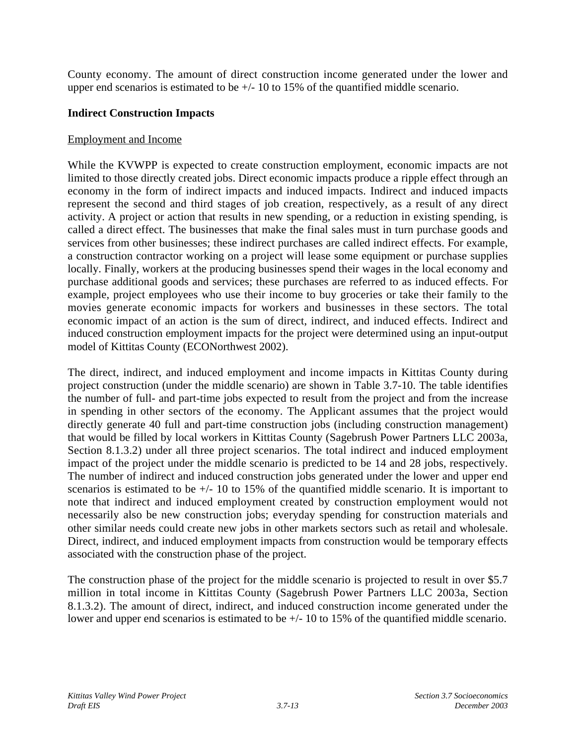County economy. The amount of direct construction income generated under the lower and upper end scenarios is estimated to be +/- 10 to 15% of the quantified middle scenario.

**Indirect Construction Impacts**

Employment and Income

While the KVWPP is expected to create construction employment, economic impacts are not limited to those directly created jobs. Direct economic impacts produce a ripple effect through an economy in the form of indirect impacts and induced impacts. Indirect and induced impacts represent the second and third stages of job creation, respectively, as a result of any direct activity. A project or action that results in new spending, or a reduction in existing spending, is called a direct effect. The businesses that make the final sales must in turn purchase goods and services from other businesses; these indirect purchases are called indirect effects. For example, a construction contractor working on a project will lease some equipment or purchase supplies locally. Finally, workers at the producing businesses spend their wages in the local economy and purchase additional goods and services; these purchases are referred to as induced effects. For example, project employees who use their income to buy groceries or take their family to the movies generate economic impacts for workers and businesses in these sectors. The total economic impact of an action is the sum of direct, indirect, and induced effects. Indirect and induced construction employment impacts for the project were determined using an input-output model of Kittitas County (ECONorthwest 2002).

The direct, indirect, and induced employment and income impacts in Kittitas County during project construction (under the middle scenario) are shown in Table 3.7-10. The table identifies the number of full- and part-time jobs expected to result from the project and from the increase in spending in other sectors of the economy. The Applicant assumes that the project would directly generate 40 full and part-time construction jobs (including construction management) that would be filled by local workers in Kittitas County (Sagebrush Power Partners LLC 2003a, Section 8.1.3.2) under all three project scenarios. The total indirect and induced employment impact of the project under the middle scenario is predicted to be 14 and 28 jobs, respectively. The number of indirect and induced construction jobs generated under the lower and upper end scenarios is estimated to be +/- 10 to 15% of the quantified middle scenario. It is important to note that indirect and induced employment created by construction employment would not necessarily also be new construction jobs; everyday spending for construction materials and other similar needs could create new jobs in other markets sectors such as retail and wholesale. Direct, indirect, and induced employment impacts from construction would be temporary effects associated with the construction phase of the project.

The construction phase of the project for the middle scenario is projected to result in over $5.7 million in total income in Kittitas County (Sagebrush Power Partners LLC 2003a, Section 8.1.3.2). The amount of direct, indirect, and induced construction income generated under the lower and upper end scenarios is estimated to be +/- 10 to 15% of the quantified middle scenario.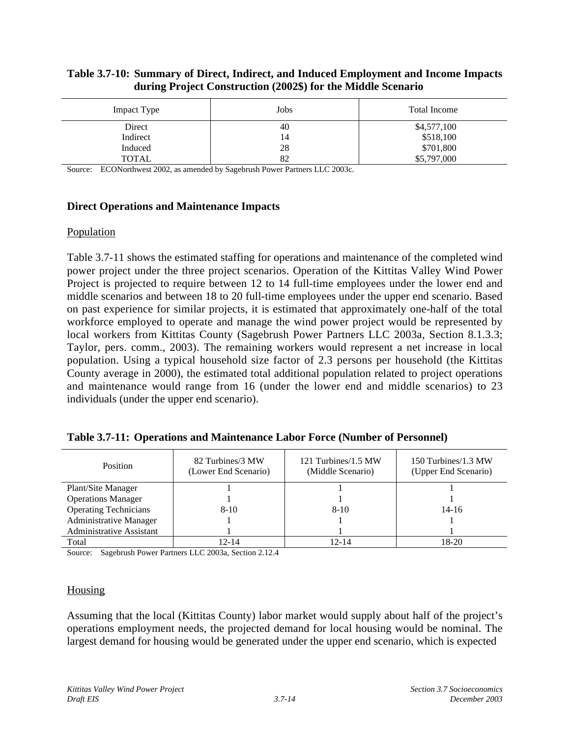**Table 3.7-10: Summary of Direct, Indirect, and Induced Employment and Income Impacts during Project Construction (2002$) for the Middle Scenario**

| Impact Type | Jobs | Total Income |
|---|---|---|
| Direct | 40 | $4,577,100 |
| Indirect | 14 | $518,100 |
| Induced | 28 | $701,800 |
| TOTAL | 82 | $5,797,000 |

Source: ECONorthwest 2002, as amended by Sagebrush Power Partners LLC 2003c.

### Direct Operations and Maintenance Impacts

#### Population

Table 3.7-11 shows the estimated staffing for operations and maintenance of the completed wind power project under the three project scenarios. Operation of the Kittitas Valley Wind Power Project is projected to require between 12 to 14 full-time employees under the lower end and middle scenarios and between 18 to 20 full-time employees under the upper end scenario. Based on past experience for similar projects, it is estimated that approximately one-half of the total workforce employed to operate and manage the wind power project would be represented by local workers from Kittitas County (Sagebrush Power Partners LLC 2003a, Section 8.1.3.3; Taylor, pers. comm., 2003). The remaining workers would represent a net increase in local population. Using a typical household size factor of 2.3 persons per household (the Kittitas County average in 2000), the estimated total additional population related to project operations and maintenance would range from 16 (under the lower end and middle scenarios) to 23 individuals (under the upper end scenario).

**Table 3.7-11: Operations and Maintenance Labor Force (Number of Personnel)**

| Position | 82 Turbines/3 MW (Lower End Scenario) | 121 Turbines/1.5 MW (Middle Scenario) | 150 Turbines/1.3 MW (Upper End Scenario) |
|---|---|---|---|
| Plant/Site Manager | 1 | 1 | 1 |
| Operations Manager | 1 | 1 | 1 |
| Operating Technicians | 8-10 | 8-10 | 14-16 |
| Administrative Manager | 1 | 1 | 1 |
| Administrative Assistant | 1 | 1 | 1 |
| Total | 12-14 | 12-14 | 18-20 |

Source: Sagebrush Power Partners LLC 2003a, Section 2.12.4

#### Housing

Assuming that the local (Kittitas County) labor market would supply about half of the project's operations employment needs, the projected demand for local housing would be nominal. The largest demand for housing would be generated under the upper end scenario, which is expected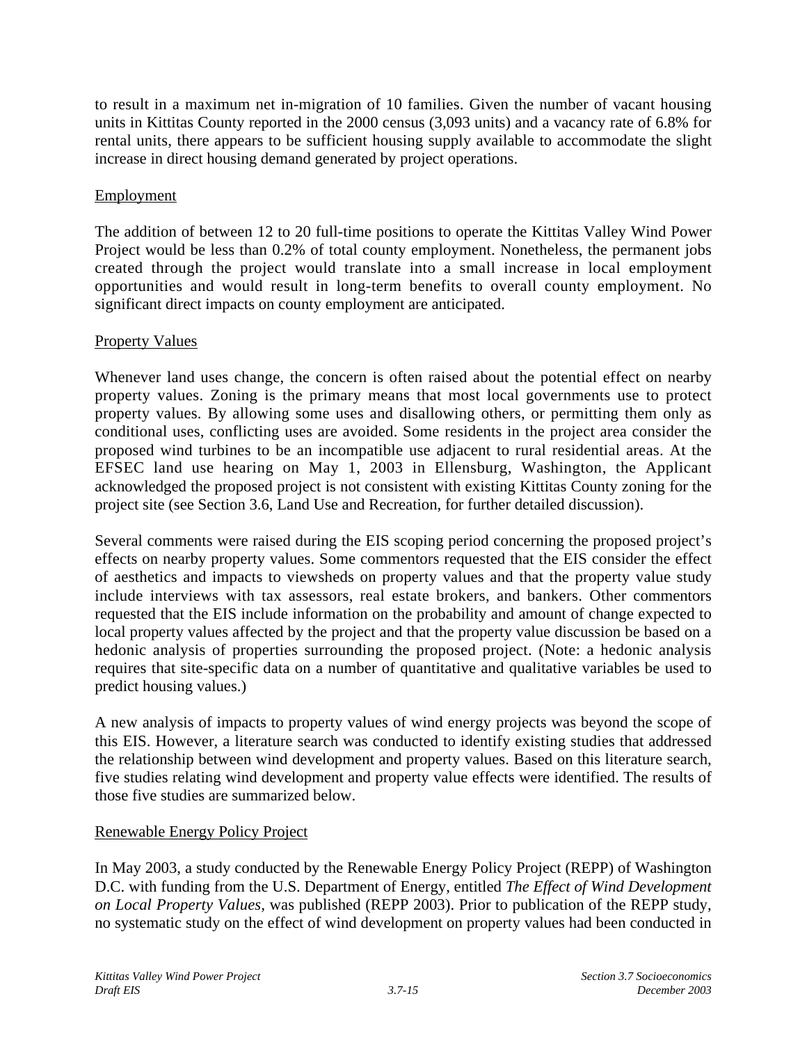to result in a maximum net in-migration of 10 families. Given the number of vacant housing units in Kittitas County reported in the 2000 census (3,093 units) and a vacancy rate of 6.8% for rental units, there appears to be sufficient housing supply available to accommodate the slight increase in direct housing demand generated by project operations.

<u>Employment</u>

The addition of between 12 to 20 full-time positions to operate the Kittitas Valley Wind Power Project would be less than 0.2% of total county employment. Nonetheless, the permanent jobs created through the project would translate into a small increase in local employment opportunities and would result in long-term benefits to overall county employment. No significant direct impacts on county employment are anticipated.

<u>Property Values</u>

Whenever land uses change, the concern is often raised about the potential effect on nearby property values. Zoning is the primary means that most local governments use to protect property values. By allowing some uses and disallowing others, or permitting them only as conditional uses, conflicting uses are avoided. Some residents in the project area consider the proposed wind turbines to be an incompatible use adjacent to rural residential areas. At the EFSEC land use hearing on May 1, 2003 in Ellensburg, Washington, the Applicant acknowledged the proposed project is not consistent with existing Kittitas County zoning for the project site (see Section 3.6, Land Use and Recreation, for further detailed discussion).

Several comments were raised during the EIS scoping period concerning the proposed project's effects on nearby property values. Some commentors requested that the EIS consider the effect of aesthetics and impacts to viewsheds on property values and that the property value study include interviews with tax assessors, real estate brokers, and bankers. Other commentors requested that the EIS include information on the probability and amount of change expected to local property values affected by the project and that the property value discussion be based on a hedonic analysis of properties surrounding the proposed project. (Note: a hedonic analysis requires that site-specific data on a number of quantitative and qualitative variables be used to predict housing values.)

A new analysis of impacts to property values of wind energy projects was beyond the scope of this EIS. However, a literature search was conducted to identify existing studies that addressed the relationship between wind development and property values. Based on this literature search, five studies relating wind development and property value effects were identified. The results of those five studies are summarized below.

<u>Renewable Energy Policy Project</u>

In May 2003, a study conducted by the Renewable Energy Policy Project (REPP) of Washington D.C. with funding from the U.S. Department of Energy, entitled *The Effect of Wind Development on Local Property Values,* was published (REPP 2003). Prior to publication of the REPP study, no systematic study on the effect of wind development on property values had been conducted in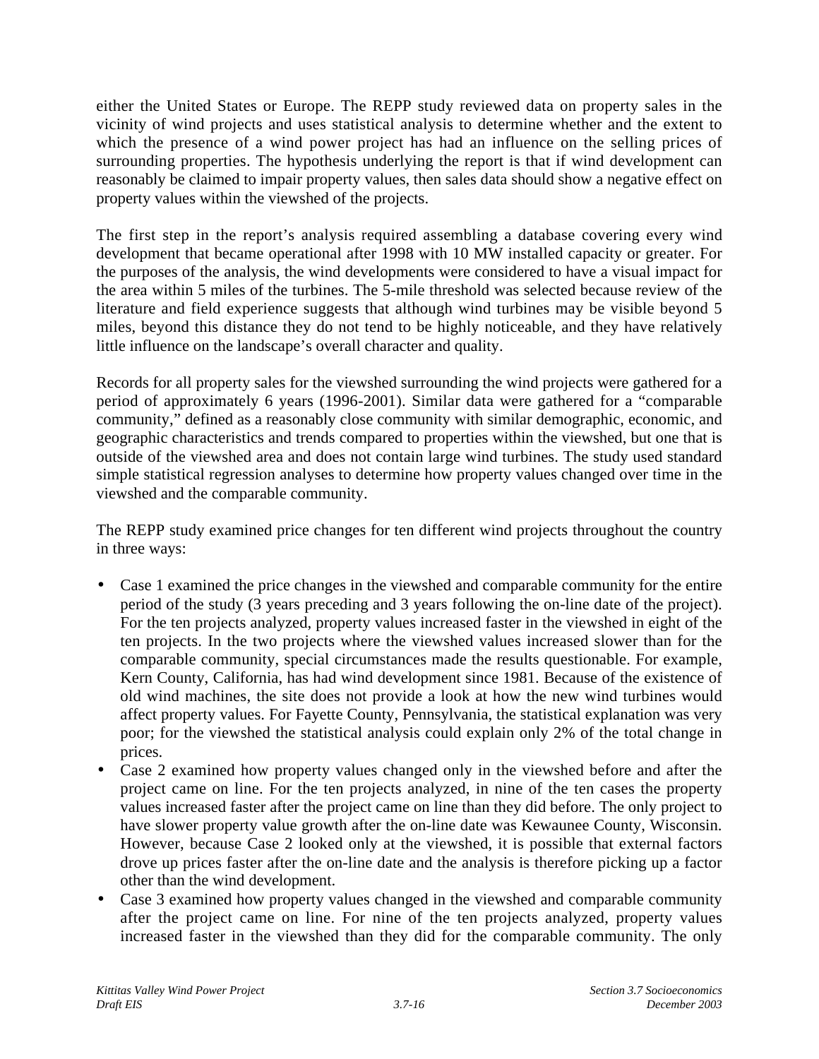either the United States or Europe. The REPP study reviewed data on property sales in the vicinity of wind projects and uses statistical analysis to determine whether and the extent to which the presence of a wind power project has had an influence on the selling prices of surrounding properties. The hypothesis underlying the report is that if wind development can reasonably be claimed to impair property values, then sales data should show a negative effect on property values within the viewshed of the projects.

The first step in the report's analysis required assembling a database covering every wind development that became operational after 1998 with 10 MW installed capacity or greater. For the purposes of the analysis, the wind developments were considered to have a visual impact for the area within 5 miles of the turbines. The 5-mile threshold was selected because review of the literature and field experience suggests that although wind turbines may be visible beyond 5 miles, beyond this distance they do not tend to be highly noticeable, and they have relatively little influence on the landscape's overall character and quality.

Records for all property sales for the viewshed surrounding the wind projects were gathered for a period of approximately 6 years (1996-2001). Similar data were gathered for a "comparable community," defined as a reasonably close community with similar demographic, economic, and geographic characteristics and trends compared to properties within the viewshed, but one that is outside of the viewshed area and does not contain large wind turbines. The study used standard simple statistical regression analyses to determine how property values changed over time in the viewshed and the comparable community.

The REPP study examined price changes for ten different wind projects throughout the country in three ways:

- Case 1 examined the price changes in the viewshed and comparable community for the entire period of the study (3 years preceding and 3 years following the on-line date of the project). For the ten projects analyzed, property values increased faster in the viewshed in eight of the ten projects. In the two projects where the viewshed values increased slower than for the comparable community, special circumstances made the results questionable. For example, Kern County, California, has had wind development since 1981. Because of the existence of old wind machines, the site does not provide a look at how the new wind turbines would affect property values. For Fayette County, Pennsylvania, the statistical explanation was very poor; for the viewshed the statistical analysis could explain only 2% of the total change in prices.
- Case 2 examined how property values changed only in the viewshed before and after the project came on line. For the ten projects analyzed, in nine of the ten cases the property values increased faster after the project came on line than they did before. The only project to have slower property value growth after the on-line date was Kewaunee County, Wisconsin. However, because Case 2 looked only at the viewshed, it is possible that external factors drove up prices faster after the on-line date and the analysis is therefore picking up a factor other than the wind development.
- Case 3 examined how property values changed in the viewshed and comparable community after the project came on line. For nine of the ten projects analyzed, property values increased faster in the viewshed than they did for the comparable community. The only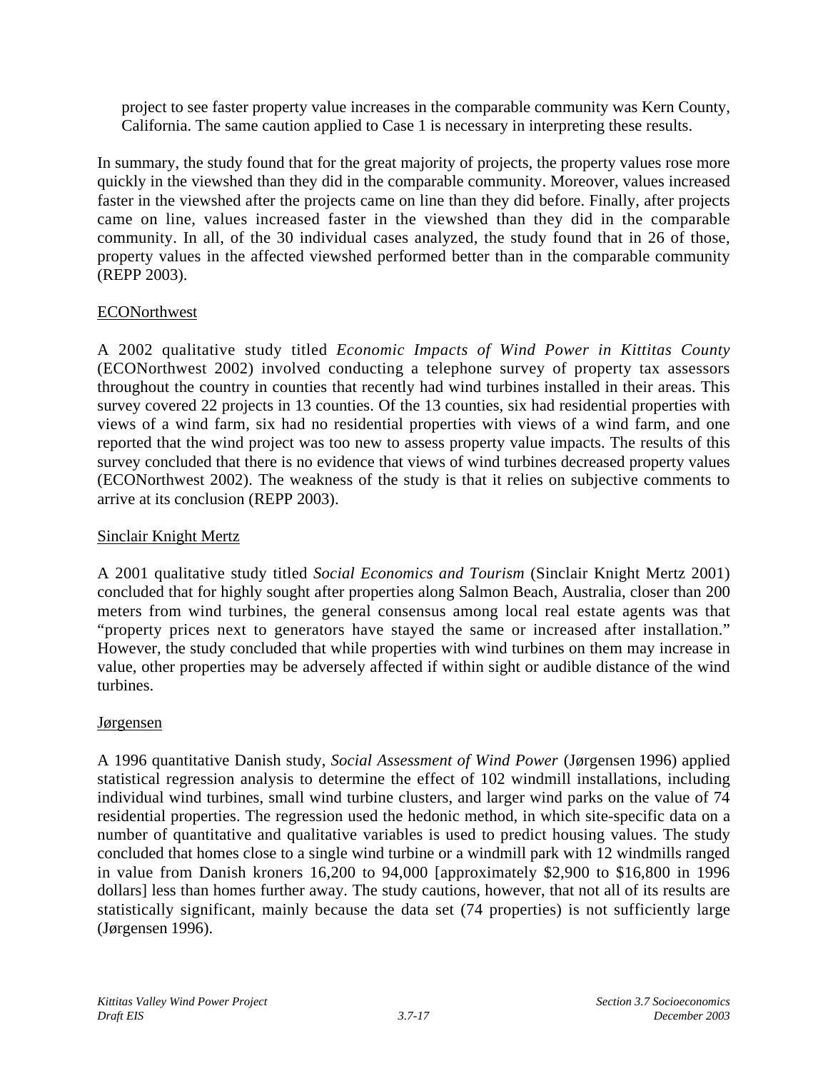project to see faster property value increases in the comparable community was Kern County, California. The same caution applied to Case 1 is necessary in interpreting these results.

In summary, the study found that for the great majority of projects, the property values rose more quickly in the viewshed than they did in the comparable community. Moreover, values increased faster in the viewshed after the projects came on line than they did before. Finally, after projects came on line, values increased faster in the viewshed than they did in the comparable community. In all, of the 30 individual cases analyzed, the study found that in 26 of those, property values in the affected viewshed performed better than in the comparable community (REPP 2003).

<u>ECONorthwest</u>

A 2002 qualitative study titled *Economic Impacts of Wind Power in Kittitas County* (ECONorthwest 2002) involved conducting a telephone survey of property tax assessors throughout the country in counties that recently had wind turbines installed in their areas. This survey covered 22 projects in 13 counties. Of the 13 counties, six had residential properties with views of a wind farm, six had no residential properties with views of a wind farm, and one reported that the wind project was too new to assess property value impacts. The results of this survey concluded that there is no evidence that views of wind turbines decreased property values (ECONorthwest 2002). The weakness of the study is that it relies on subjective comments to arrive at its conclusion (REPP 2003).

<u>Sinclair Knight Mertz</u>

A 2001 qualitative study titled *Social Economics and Tourism* (Sinclair Knight Mertz 2001) concluded that for highly sought after properties along Salmon Beach, Australia, closer than 200 meters from wind turbines, the general consensus among local real estate agents was that "property prices next to generators have stayed the same or increased after installation." However, the study concluded that while properties with wind turbines on them may increase in value, other properties may be adversely affected if within sight or audible distance of the wind turbines.

<u>Jørgensen</u>

A 1996 quantitative Danish study, *Social Assessment of Wind Power* (Jørgensen 1996) applied statistical regression analysis to determine the effect of 102 windmill installations, including individual wind turbines, small wind turbine clusters, and larger wind parks on the value of 74 residential properties. The regression used the hedonic method, in which site-specific data on a number of quantitative and qualitative variables is used to predict housing values. The study concluded that homes close to a single wind turbine or a windmill park with 12 windmills ranged in value from Danish kroners 16,200 to 94,000 [approximately $2,900 to $16,800 in 1996 dollars] less than homes further away. The study cautions, however, that not all of its results are statistically significant, mainly because the data set (74 properties) is not sufficiently large (Jørgensen 1996).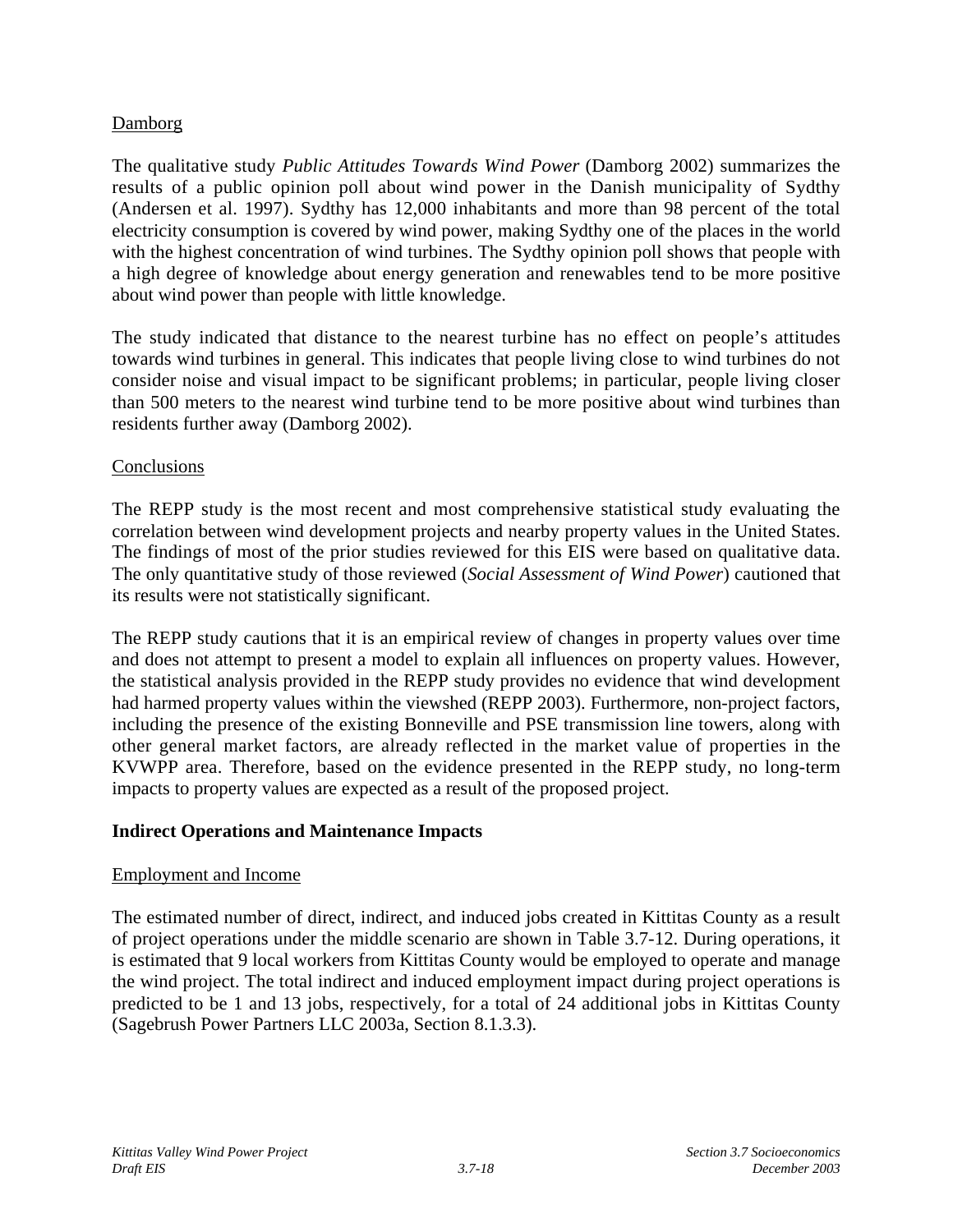Damborg

The qualitative study *Public Attitudes Towards Wind Power* (Damborg 2002) summarizes the results of a public opinion poll about wind power in the Danish municipality of Sydthy (Andersen et al. 1997). Sydthy has 12,000 inhabitants and more than 98 percent of the total electricity consumption is covered by wind power, making Sydthy one of the places in the world with the highest concentration of wind turbines. The Sydthy opinion poll shows that people with a high degree of knowledge about energy generation and renewables tend to be more positive about wind power than people with little knowledge.

The study indicated that distance to the nearest turbine has no effect on people's attitudes towards wind turbines in general. This indicates that people living close to wind turbines do not consider noise and visual impact to be significant problems; in particular, people living closer than 500 meters to the nearest wind turbine tend to be more positive about wind turbines than residents further away (Damborg 2002).

Conclusions

The REPP study is the most recent and most comprehensive statistical study evaluating the correlation between wind development projects and nearby property values in the United States. The findings of most of the prior studies reviewed for this EIS were based on qualitative data. The only quantitative study of those reviewed (*Social Assessment of Wind Power*) cautioned that its results were not statistically significant.

The REPP study cautions that it is an empirical review of changes in property values over time and does not attempt to present a model to explain all influences on property values. However, the statistical analysis provided in the REPP study provides no evidence that wind development had harmed property values within the viewshed (REPP 2003). Furthermore, non-project factors, including the presence of the existing Bonneville and PSE transmission line towers, along with other general market factors, are already reflected in the market value of properties in the KVWPP area. Therefore, based on the evidence presented in the REPP study, no long-term impacts to property values are expected as a result of the proposed project.

**Indirect Operations and Maintenance Impacts**

Employment and Income

The estimated number of direct, indirect, and induced jobs created in Kittitas County as a result of project operations under the middle scenario are shown in Table 3.7-12. During operations, it is estimated that 9 local workers from Kittitas County would be employed to operate and manage the wind project. The total indirect and induced employment impact during project operations is predicted to be 1 and 13 jobs, respectively, for a total of 24 additional jobs in Kittitas County (Sagebrush Power Partners LLC 2003a, Section 8.1.3.3).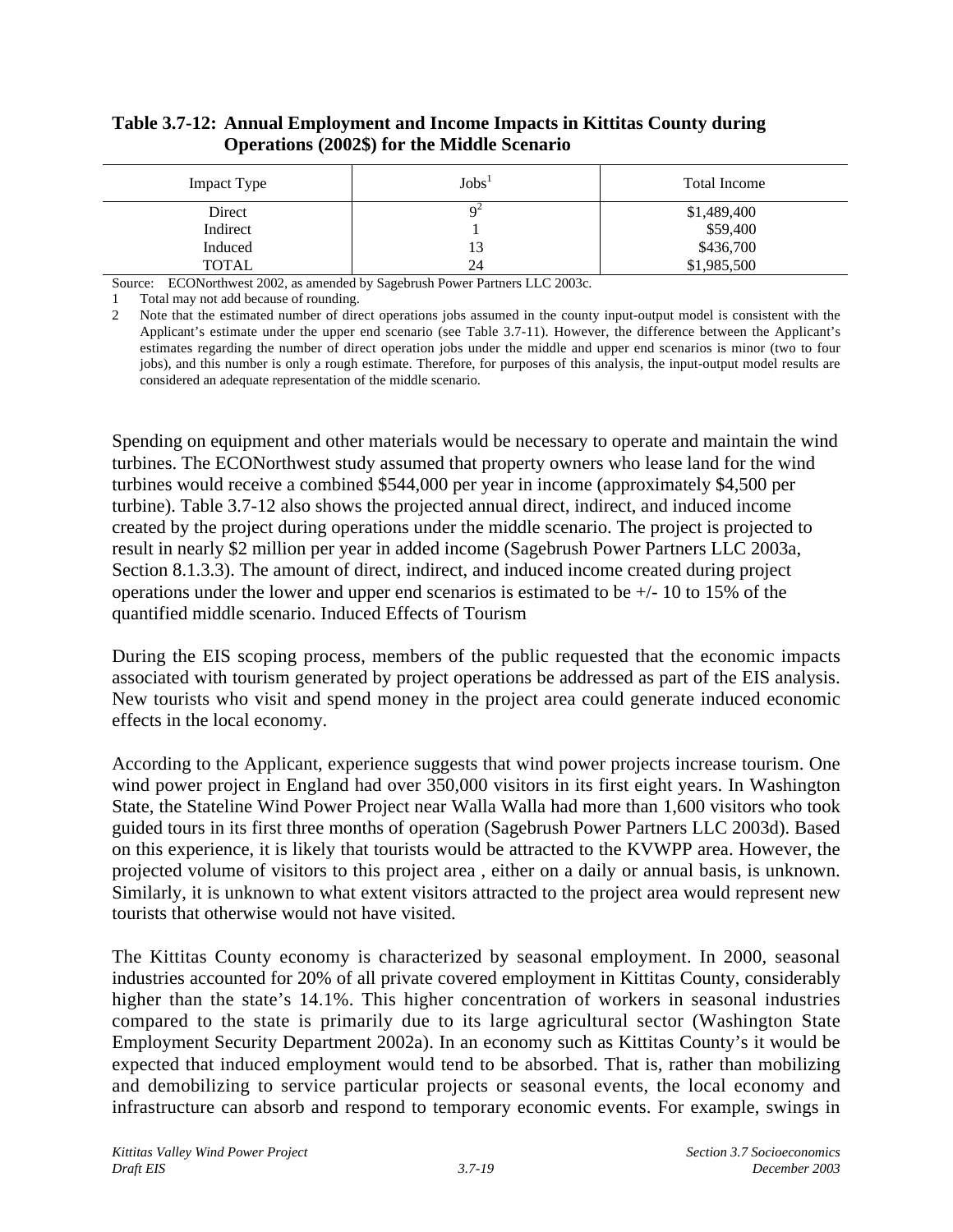**Table 3.7-12: Annual Employment and Income Impacts in Kittitas County during Operations (2002$) for the Middle Scenario**

| Impact Type | Jobs[1] | Total Income |
|---|---|---|
| Direct | 9[2] | $1,489,400 |
| Indirect | 1 | $59,400 |
| Induced | 13 | $436,700 |
| TOTAL | 24 | $1,985,500 |

Source: ECONorthwest 2002, as amended by Sagebrush Power Partners LLC 2003c.

1 Total may not add because of rounding.

2 Note that the estimated number of direct operations jobs assumed in the county input-output model is consistent with the Applicant's estimate under the upper end scenario (see Table 3.7-11). However, the difference between the Applicant's estimates regarding the number of direct operation jobs under the middle and upper end scenarios is minor (two to four jobs), and this number is only a rough estimate. Therefore, for purposes of this analysis, the input-output model results are considered an adequate representation of the middle scenario.

Spending on equipment and other materials would be necessary to operate and maintain the wind turbines. The ECONorthwest study assumed that property owners who lease land for the wind turbines would receive a combined $544,000 per year in income (approximately $4,500 per turbine). Table 3.7-12 also shows the projected annual direct, indirect, and induced income created by the project during operations under the middle scenario. The project is projected to result in nearly $2 million per year in added income (Sagebrush Power Partners LLC 2003a, Section 8.1.3.3). The amount of direct, indirect, and induced income created during project operations under the lower and upper end scenarios is estimated to be +/- 10 to 15% of the quantified middle scenario. Induced Effects of Tourism

During the EIS scoping process, members of the public requested that the economic impacts associated with tourism generated by project operations be addressed as part of the EIS analysis. New tourists who visit and spend money in the project area could generate induced economic effects in the local economy.

According to the Applicant, experience suggests that wind power projects increase tourism. One wind power project in England had over 350,000 visitors in its first eight years. In Washington State, the Stateline Wind Power Project near Walla Walla had more than 1,600 visitors who took guided tours in its first three months of operation (Sagebrush Power Partners LLC 2003d). Based on this experience, it is likely that tourists would be attracted to the KVWPP area. However, the projected volume of visitors to this project area , either on a daily or annual basis, is unknown. Similarly, it is unknown to what extent visitors attracted to the project area would represent new tourists that otherwise would not have visited.

The Kittitas County economy is characterized by seasonal employment. In 2000, seasonal industries accounted for 20% of all private covered employment in Kittitas County, considerably higher than the state's 14.1%. This higher concentration of workers in seasonal industries compared to the state is primarily due to its large agricultural sector (Washington State Employment Security Department 2002a). In an economy such as Kittitas County's it would be expected that induced employment would tend to be absorbed. That is, rather than mobilizing and demobilizing to service particular projects or seasonal events, the local economy and infrastructure can absorb and respond to temporary economic events. For example, swings in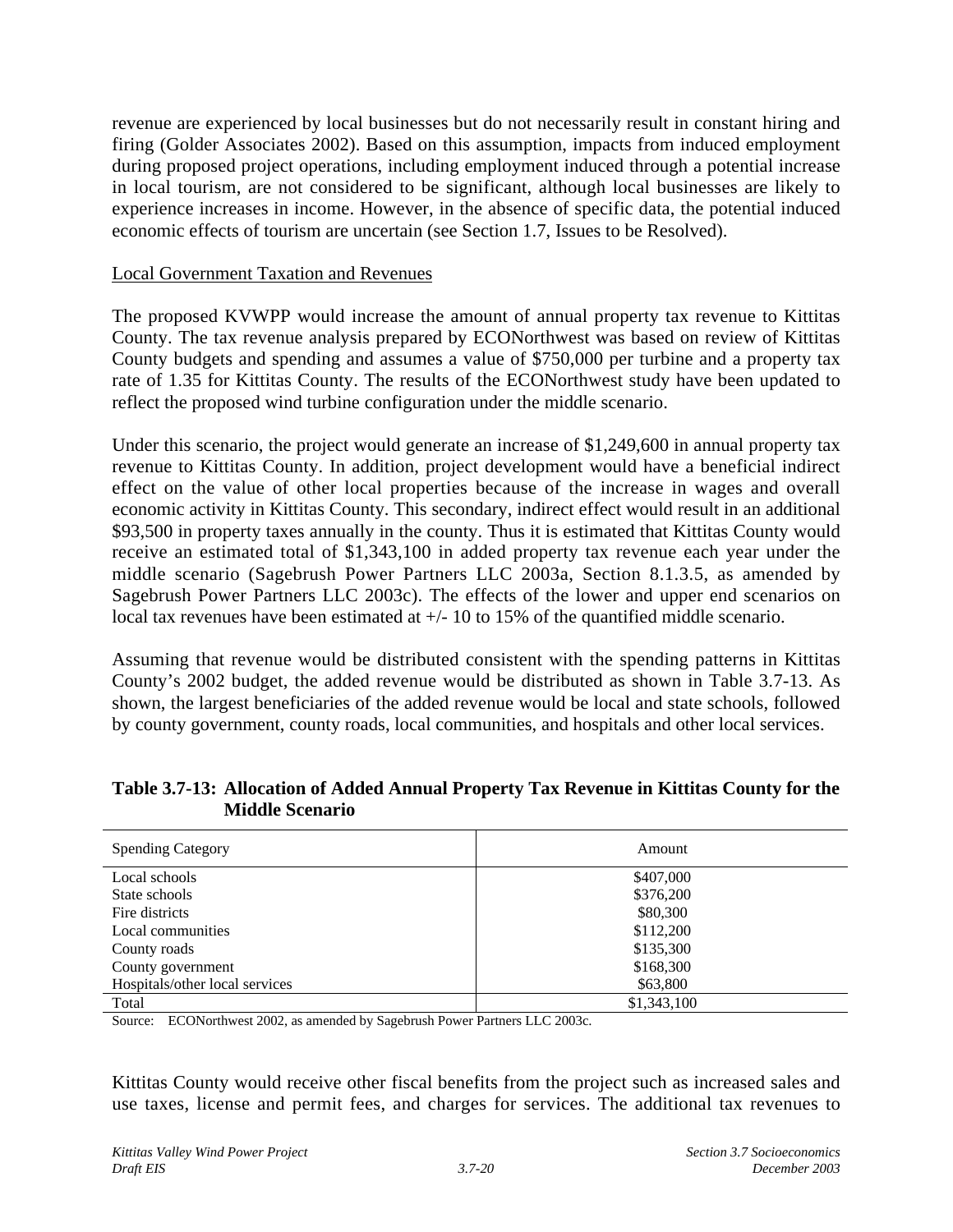revenue are experienced by local businesses but do not necessarily result in constant hiring and firing (Golder Associates 2002). Based on this assumption, impacts from induced employment during proposed project operations, including employment induced through a potential increase in local tourism, are not considered to be significant, although local businesses are likely to experience increases in income. However, in the absence of specific data, the potential induced economic effects of tourism are uncertain (see Section 1.7, Issues to be Resolved).

Local Government Taxation and Revenues

The proposed KVWPP would increase the amount of annual property tax revenue to Kittitas County. The tax revenue analysis prepared by ECONorthwest was based on review of Kittitas County budgets and spending and assumes a value of $750,000 per turbine and a property tax rate of 1.35 for Kittitas County. The results of the ECONorthwest study have been updated to reflect the proposed wind turbine configuration under the middle scenario.

Under this scenario, the project would generate an increase of $1,249,600 in annual property tax revenue to Kittitas County. In addition, project development would have a beneficial indirect effect on the value of other local properties because of the increase in wages and overall economic activity in Kittitas County. This secondary, indirect effect would result in an additional $93,500 in property taxes annually in the county. Thus it is estimated that Kittitas County would receive an estimated total of $1,343,100 in added property tax revenue each year under the middle scenario (Sagebrush Power Partners LLC 2003a, Section 8.1.3.5, as amended by Sagebrush Power Partners LLC 2003c). The effects of the lower and upper end scenarios on local tax revenues have been estimated at +/- 10 to 15% of the quantified middle scenario.

Assuming that revenue would be distributed consistent with the spending patterns in Kittitas County's 2002 budget, the added revenue would be distributed as shown in Table 3.7-13. As shown, the largest beneficiaries of the added revenue would be local and state schools, followed by county government, county roads, local communities, and hospitals and other local services.

**Table 3.7-13: Allocation of Added Annual Property Tax Revenue in Kittitas County for the Middle Scenario**

| Spending Category | Amount |
|---|---|
| Local schools | $407,000 |
| State schools | $376,200 |
| Fire districts | $80,300 |
| Local communities | $112,200 |
| County roads | $135,300 |
| County government | $168,300 |
| Hospitals/other local services | $63,800 |
| Total | $1,343,100 |

Source: ECONorthwest 2002, as amended by Sagebrush Power Partners LLC 2003c.

Kittitas County would receive other fiscal benefits from the project such as increased sales and use taxes, license and permit fees, and charges for services. The additional tax revenues to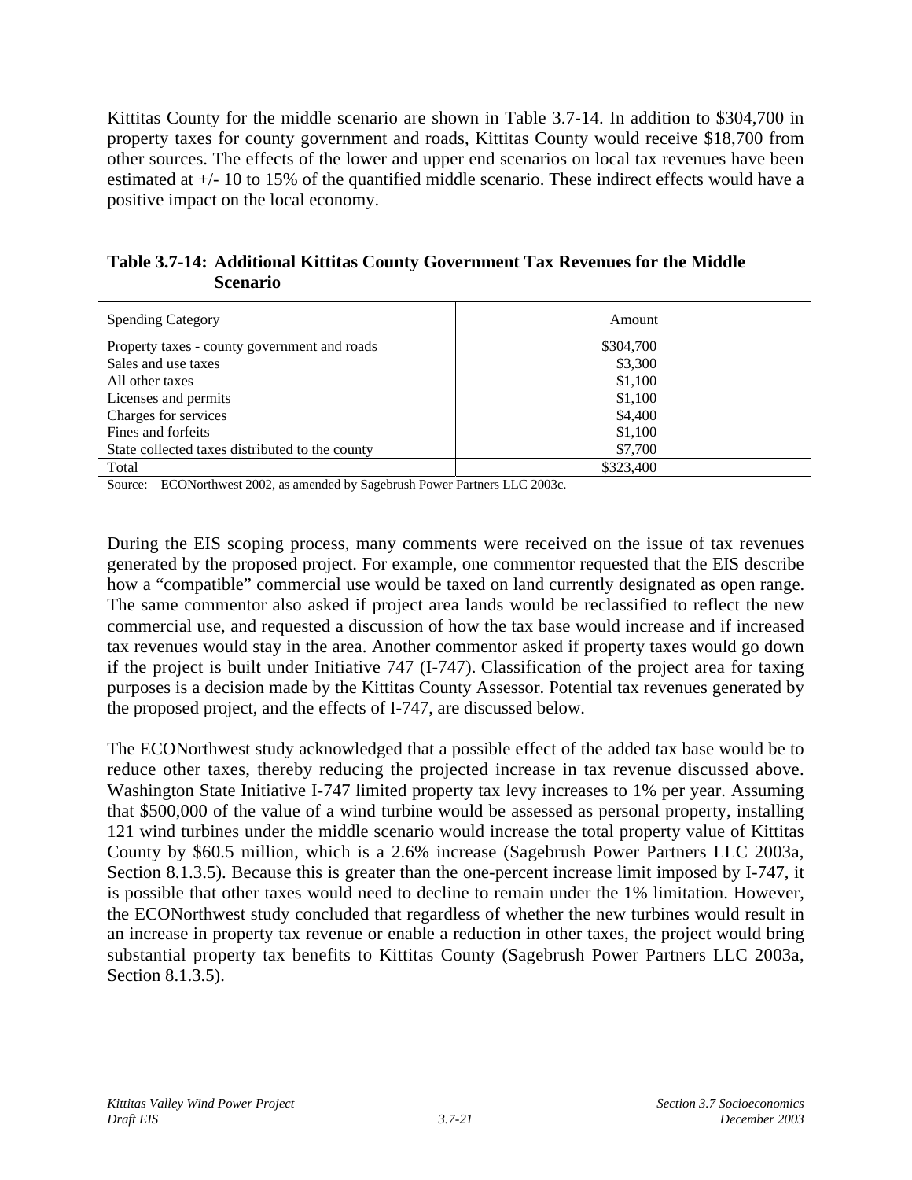Kittitas County for the middle scenario are shown in Table 3.7-14. In addition to $304,700 in property taxes for county government and roads, Kittitas County would receive $18,700 from other sources. The effects of the lower and upper end scenarios on local tax revenues have been estimated at +/- 10 to 15% of the quantified middle scenario. These indirect effects would have a positive impact on the local economy.

**Table 3.7-14: Additional Kittitas County Government Tax Revenues for the Middle Scenario**

| Spending Category | Amount |
|---|---|
| Property taxes - county government and roads | $304,700 |
| Sales and use taxes | $3,300 |
| All other taxes | $1,100 |
| Licenses and permits | $1,100 |
| Charges for services | $4,400 |
| Fines and forfeits | $1,100 |
| State collected taxes distributed to the county | $7,700 |
| Total | $323,400 |

Source: ECONorthwest 2002, as amended by Sagebrush Power Partners LLC 2003c.

During the EIS scoping process, many comments were received on the issue of tax revenues generated by the proposed project. For example, one commentor requested that the EIS describe how a "compatible" commercial use would be taxed on land currently designated as open range. The same commentor also asked if project area lands would be reclassified to reflect the new commercial use, and requested a discussion of how the tax base would increase and if increased tax revenues would stay in the area. Another commentor asked if property taxes would go down if the project is built under Initiative 747 (I-747). Classification of the project area for taxing purposes is a decision made by the Kittitas County Assessor. Potential tax revenues generated by the proposed project, and the effects of I-747, are discussed below.

The ECONorthwest study acknowledged that a possible effect of the added tax base would be to reduce other taxes, thereby reducing the projected increase in tax revenue discussed above. Washington State Initiative I-747 limited property tax levy increases to 1% per year. Assuming that $500,000 of the value of a wind turbine would be assessed as personal property, installing 121 wind turbines under the middle scenario would increase the total property value of Kittitas County by $60.5 million, which is a 2.6% increase (Sagebrush Power Partners LLC 2003a, Section 8.1.3.5). Because this is greater than the one-percent increase limit imposed by I-747, it is possible that other taxes would need to decline to remain under the 1% limitation. However, the ECONorthwest study concluded that regardless of whether the new turbines would result in an increase in property tax revenue or enable a reduction in other taxes, the project would bring substantial property tax benefits to Kittitas County (Sagebrush Power Partners LLC 2003a, Section 8.1.3.5).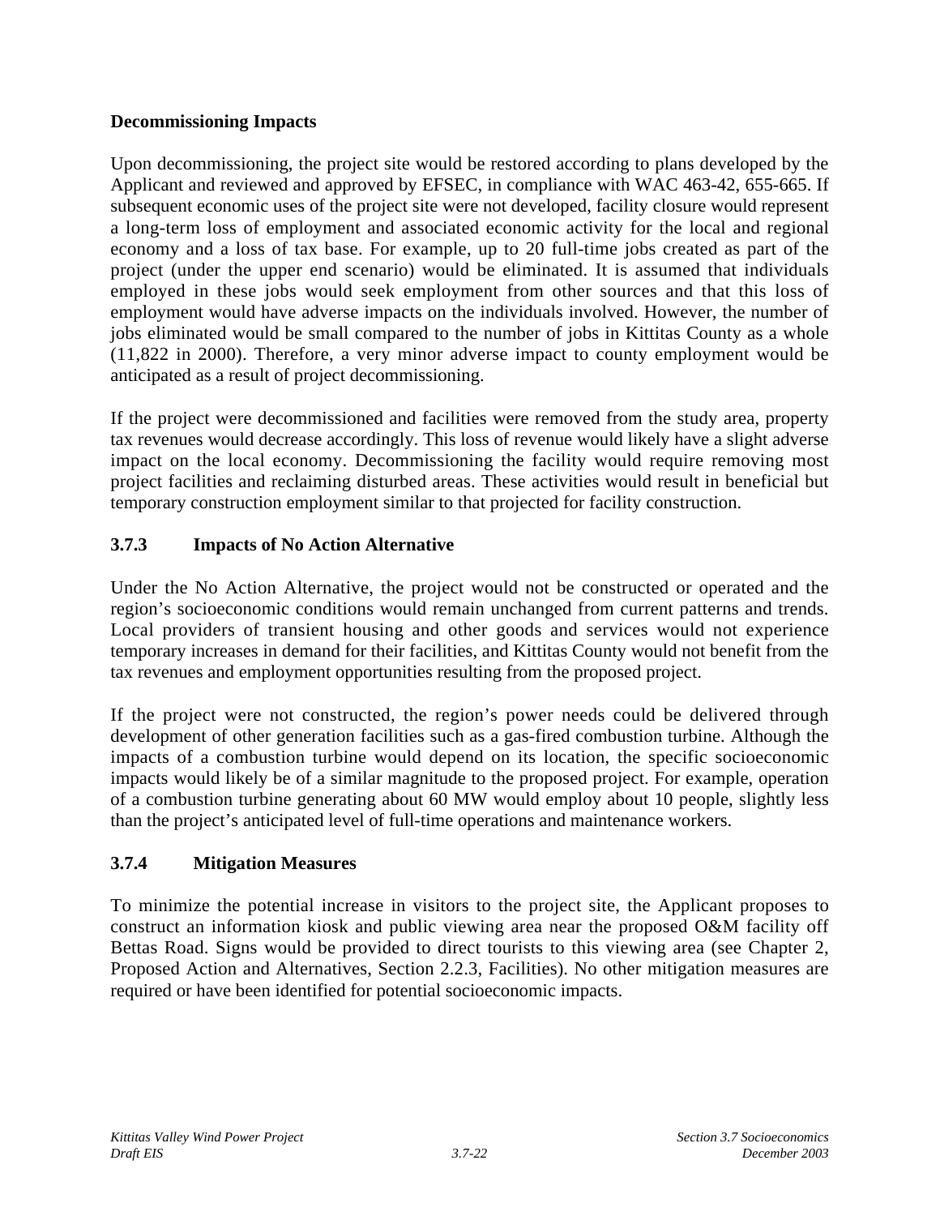**Decommissioning Impacts**

Upon decommissioning, the project site would be restored according to plans developed by the Applicant and reviewed and approved by EFSEC, in compliance with WAC 463-42, 655-665. If subsequent economic uses of the project site were not developed, facility closure would represent a long-term loss of employment and associated economic activity for the local and regional economy and a loss of tax base. For example, up to 20 full-time jobs created as part of the project (under the upper end scenario) would be eliminated. It is assumed that individuals employed in these jobs would seek employment from other sources and that this loss of employment would have adverse impacts on the individuals involved. However, the number of jobs eliminated would be small compared to the number of jobs in Kittitas County as a whole (11,822 in 2000). Therefore, a very minor adverse impact to county employment would be anticipated as a result of project decommissioning.

If the project were decommissioned and facilities were removed from the study area, property tax revenues would decrease accordingly. This loss of revenue would likely have a slight adverse impact on the local economy. Decommissioning the facility would require removing most project facilities and reclaiming disturbed areas. These activities would result in beneficial but temporary construction employment similar to that projected for facility construction.

## 3.7.3 Impacts of No Action Alternative

Under the No Action Alternative, the project would not be constructed or operated and the region's socioeconomic conditions would remain unchanged from current patterns and trends. Local providers of transient housing and other goods and services would not experience temporary increases in demand for their facilities, and Kittitas County would not benefit from the tax revenues and employment opportunities resulting from the proposed project.

If the project were not constructed, the region's power needs could be delivered through development of other generation facilities such as a gas-fired combustion turbine. Although the impacts of a combustion turbine would depend on its location, the specific socioeconomic impacts would likely be of a similar magnitude to the proposed project. For example, operation of a combustion turbine generating about 60 MW would employ about 10 people, slightly less than the project's anticipated level of full-time operations and maintenance workers.

## 3.7.4 Mitigation Measures

To minimize the potential increase in visitors to the project site, the Applicant proposes to construct an information kiosk and public viewing area near the proposed O&M facility off Bettas Road. Signs would be provided to direct tourists to this viewing area (see Chapter 2, Proposed Action and Alternatives, Section 2.2.3, Facilities). No other mitigation measures are required or have been identified for potential socioeconomic impacts.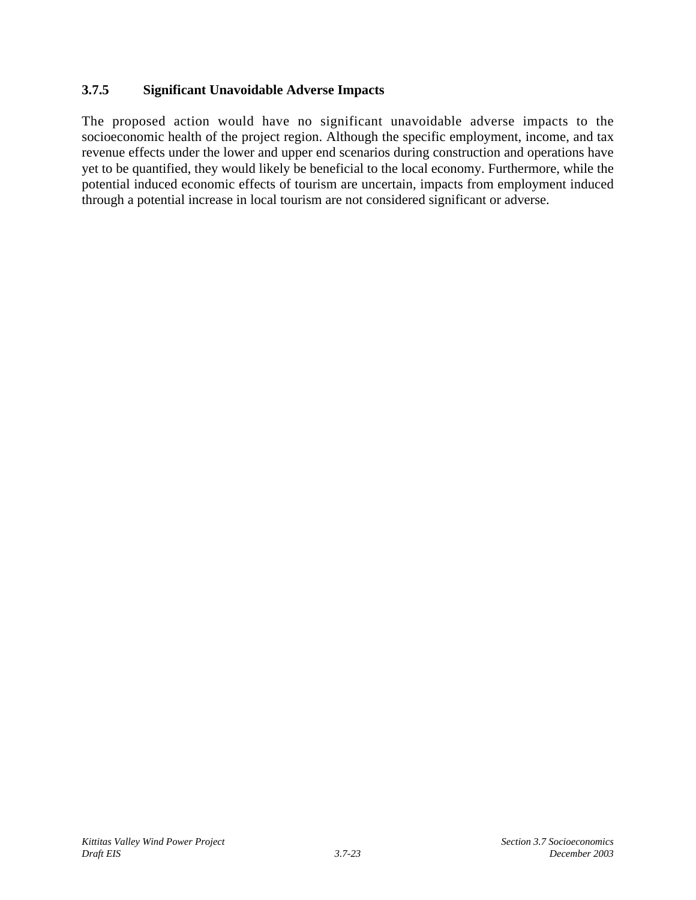### 3.7.5 Significant Unavoidable Adverse Impacts

The proposed action would have no significant unavoidable adverse impacts to the socioeconomic health of the project region. Although the specific employment, income, and tax revenue effects under the lower and upper end scenarios during construction and operations have yet to be quantified, they would likely be beneficial to the local economy. Furthermore, while the potential induced economic effects of tourism are uncertain, impacts from employment induced through a potential increase in local tourism are not considered significant or adverse.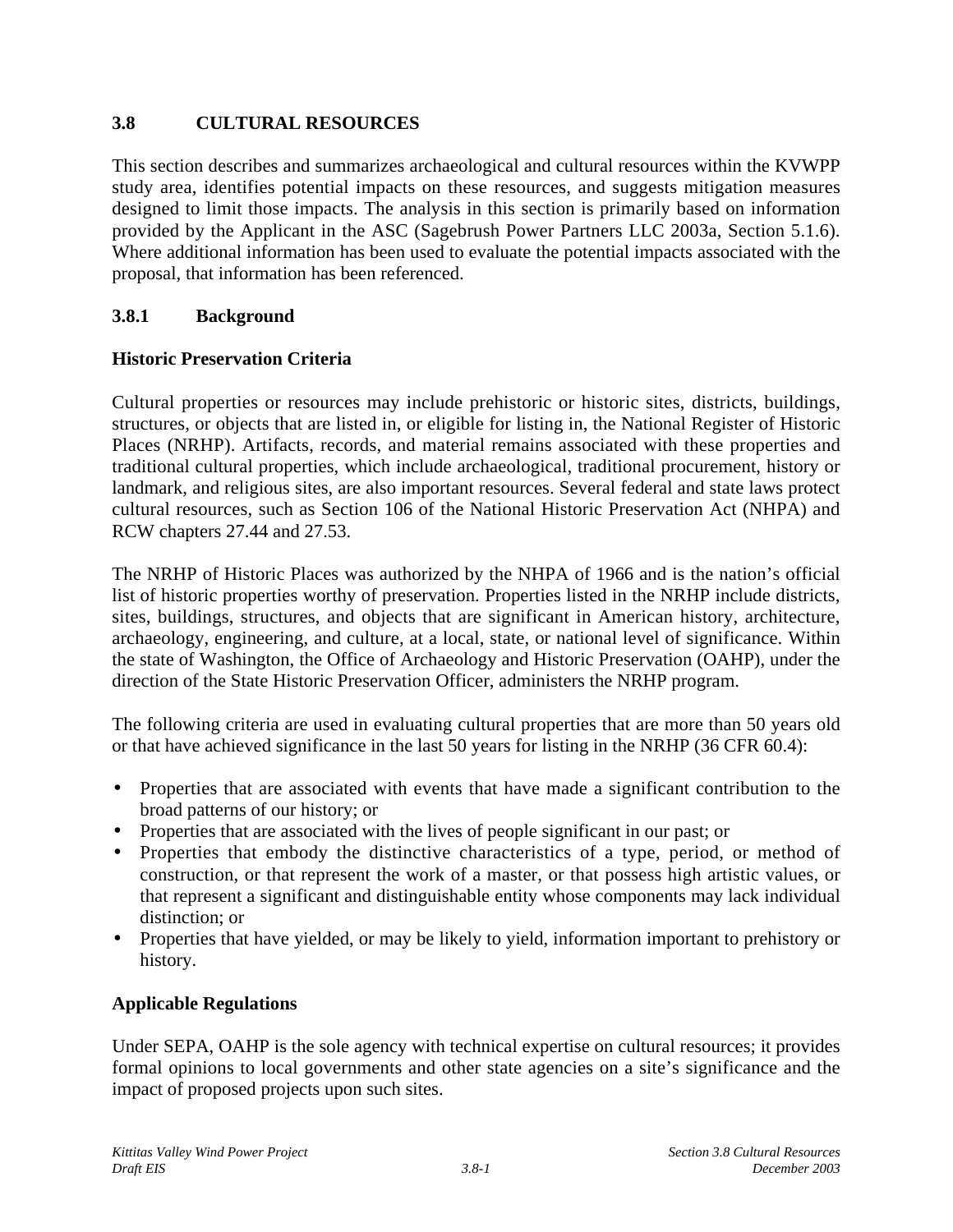## 3.8 CULTURAL RESOURCES

This section describes and summarizes archaeological and cultural resources within the KVWPP study area, identifies potential impacts on these resources, and suggests mitigation measures designed to limit those impacts. The analysis in this section is primarily based on information provided by the Applicant in the ASC (Sagebrush Power Partners LLC 2003a, Section 5.1.6). Where additional information has been used to evaluate the potential impacts associated with the proposal, that information has been referenced.

### 3.8.1 Background

**Historic Preservation Criteria**

Cultural properties or resources may include prehistoric or historic sites, districts, buildings, structures, or objects that are listed in, or eligible for listing in, the National Register of Historic Places (NRHP). Artifacts, records, and material remains associated with these properties and traditional cultural properties, which include archaeological, traditional procurement, history or landmark, and religious sites, are also important resources. Several federal and state laws protect cultural resources, such as Section 106 of the National Historic Preservation Act (NHPA) and RCW chapters 27.44 and 27.53.

The NRHP of Historic Places was authorized by the NHPA of 1966 and is the nation's official list of historic properties worthy of preservation. Properties listed in the NRHP include districts, sites, buildings, structures, and objects that are significant in American history, architecture, archaeology, engineering, and culture, at a local, state, or national level of significance. Within the state of Washington, the Office of Archaeology and Historic Preservation (OAHP), under the direction of the State Historic Preservation Officer, administers the NRHP program.

The following criteria are used in evaluating cultural properties that are more than 50 years old or that have achieved significance in the last 50 years for listing in the NRHP (36 CFR 60.4):

- Properties that are associated with events that have made a significant contribution to the broad patterns of our history; or
- Properties that are associated with the lives of people significant in our past; or
- Properties that embody the distinctive characteristics of a type, period, or method of construction, or that represent the work of a master, or that possess high artistic values, or that represent a significant and distinguishable entity whose components may lack individual distinction; or
- Properties that have yielded, or may be likely to yield, information important to prehistory or history.

**Applicable Regulations**

Under SEPA, OAHP is the sole agency with technical expertise on cultural resources; it provides formal opinions to local governments and other state agencies on a site's significance and the impact of proposed projects upon such sites.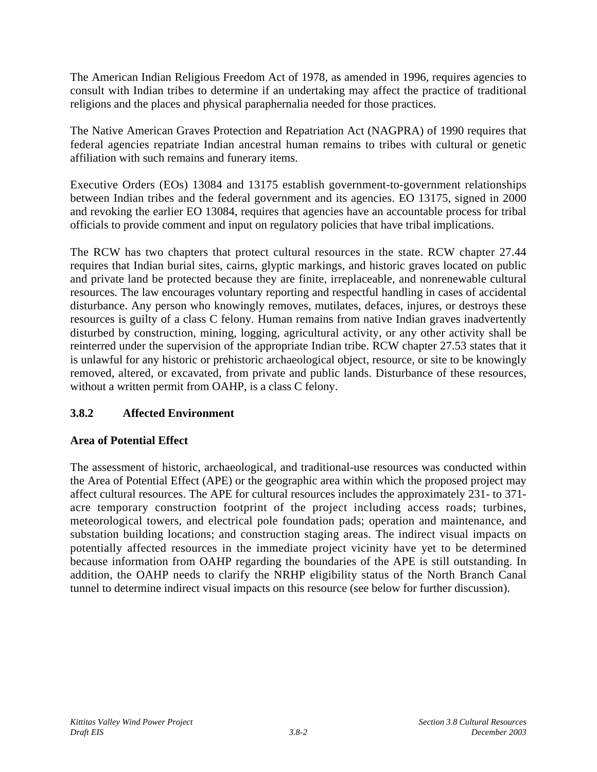The American Indian Religious Freedom Act of 1978, as amended in 1996, requires agencies to consult with Indian tribes to determine if an undertaking may affect the practice of traditional religions and the places and physical paraphernalia needed for those practices.

The Native American Graves Protection and Repatriation Act (NAGPRA) of 1990 requires that federal agencies repatriate Indian ancestral human remains to tribes with cultural or genetic affiliation with such remains and funerary items.

Executive Orders (EOs) 13084 and 13175 establish government-to-government relationships between Indian tribes and the federal government and its agencies. EO 13175, signed in 2000 and revoking the earlier EO 13084, requires that agencies have an accountable process for tribal officials to provide comment and input on regulatory policies that have tribal implications.

The RCW has two chapters that protect cultural resources in the state. RCW chapter 27.44 requires that Indian burial sites, cairns, glyptic markings, and historic graves located on public and private land be protected because they are finite, irreplaceable, and nonrenewable cultural resources. The law encourages voluntary reporting and respectful handling in cases of accidental disturbance. Any person who knowingly removes, mutilates, defaces, injures, or destroys these resources is guilty of a class C felony. Human remains from native Indian graves inadvertently disturbed by construction, mining, logging, agricultural activity, or any other activity shall be reinterred under the supervision of the appropriate Indian tribe. RCW chapter 27.53 states that it is unlawful for any historic or prehistoric archaeological object, resource, or site to be knowingly removed, altered, or excavated, from private and public lands. Disturbance of these resources, without a written permit from OAHP, is a class C felony.

### 3.8.2 Affected Environment

**Area of Potential Effect**

The assessment of historic, archaeological, and traditional-use resources was conducted within the Area of Potential Effect (APE) or the geographic area within which the proposed project may affect cultural resources. The APE for cultural resources includes the approximately 231- to 371-acre temporary construction footprint of the project including access roads; turbines, meteorological towers, and electrical pole foundation pads; operation and maintenance, and substation building locations; and construction staging areas. The indirect visual impacts on potentially affected resources in the immediate project vicinity have yet to be determined because information from OAHP regarding the boundaries of the APE is still outstanding. In addition, the OAHP needs to clarify the NRHP eligibility status of the North Branch Canal tunnel to determine indirect visual impacts on this resource (see below for further discussion).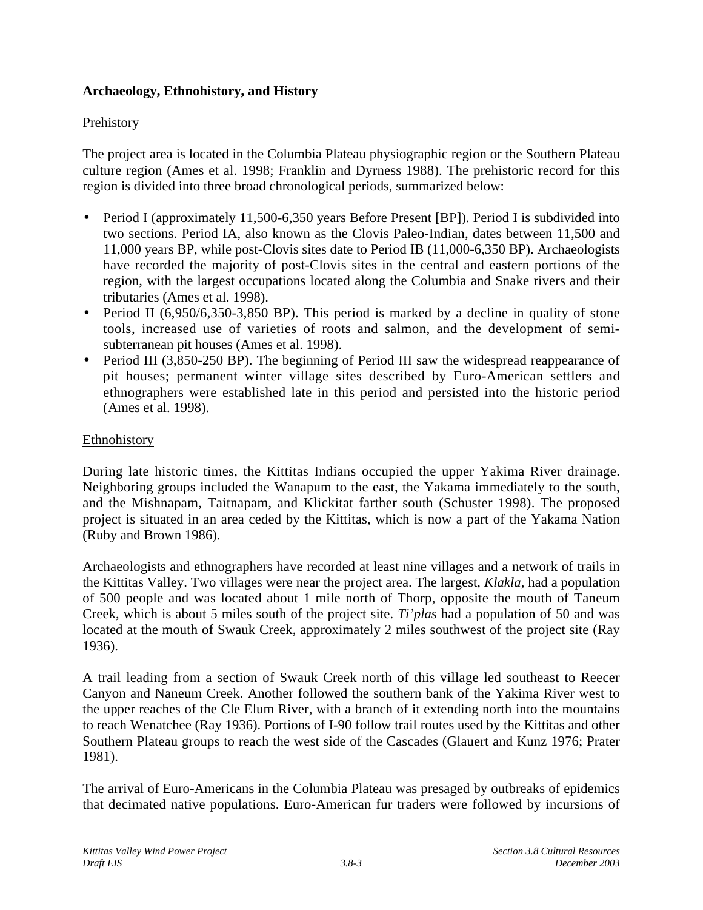## Archaeology, Ethnohistory, and History

### Prehistory

The project area is located in the Columbia Plateau physiographic region or the Southern Plateau culture region (Ames et al. 1998; Franklin and Dyrness 1988). The prehistoric record for this region is divided into three broad chronological periods, summarized below:

- Period I (approximately 11,500-6,350 years Before Present [BP]). Period I is subdivided into two sections. Period IA, also known as the Clovis Paleo-Indian, dates between 11,500 and 11,000 years BP, while post-Clovis sites date to Period IB (11,000-6,350 BP). Archaeologists have recorded the majority of post-Clovis sites in the central and eastern portions of the region, with the largest occupations located along the Columbia and Snake rivers and their tributaries (Ames et al. 1998).
- Period II (6,950/6,350-3,850 BP). This period is marked by a decline in quality of stone tools, increased use of varieties of roots and salmon, and the development of semi-subterranean pit houses (Ames et al. 1998).
- Period III (3,850-250 BP). The beginning of Period III saw the widespread reappearance of pit houses; permanent winter village sites described by Euro-American settlers and ethnographers were established late in this period and persisted into the historic period (Ames et al. 1998).

### Ethnohistory

During late historic times, the Kittitas Indians occupied the upper Yakima River drainage. Neighboring groups included the Wanapum to the east, the Yakama immediately to the south, and the Mishnapam, Taitnapam, and Klickitat farther south (Schuster 1998). The proposed project is situated in an area ceded by the Kittitas, which is now a part of the Yakama Nation (Ruby and Brown 1986).

Archaeologists and ethnographers have recorded at least nine villages and a network of trails in the Kittitas Valley. Two villages were near the project area. The largest, *Klakla*, had a population of 500 people and was located about 1 mile north of Thorp, opposite the mouth of Taneum Creek, which is about 5 miles south of the project site. *Ti'plas* had a population of 50 and was located at the mouth of Swauk Creek, approximately 2 miles southwest of the project site (Ray 1936).

A trail leading from a section of Swauk Creek north of this village led southeast to Reecer Canyon and Naneum Creek. Another followed the southern bank of the Yakima River west to the upper reaches of the Cle Elum River, with a branch of it extending north into the mountains to reach Wenatchee (Ray 1936). Portions of I-90 follow trail routes used by the Kittitas and other Southern Plateau groups to reach the west side of the Cascades (Glauert and Kunz 1976; Prater 1981).

The arrival of Euro-Americans in the Columbia Plateau was presaged by outbreaks of epidemics that decimated native populations. Euro-American fur traders were followed by incursions of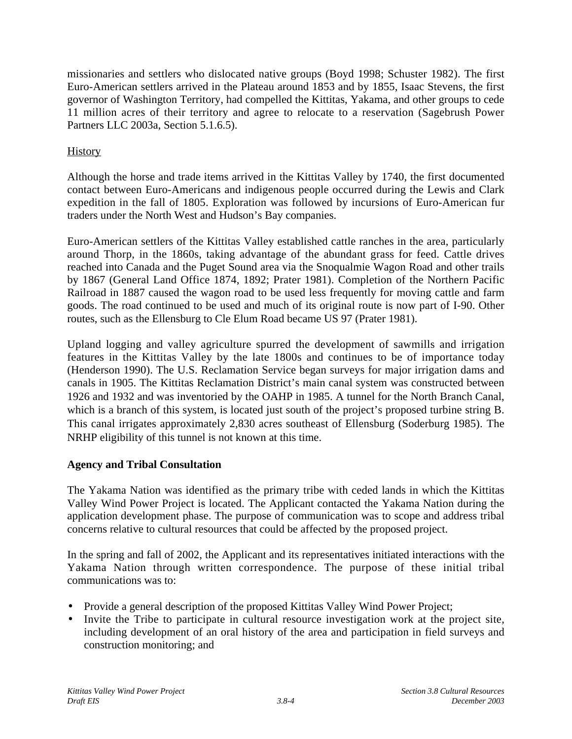missionaries and settlers who dislocated native groups (Boyd 1998; Schuster 1982). The first Euro-American settlers arrived in the Plateau around 1853 and by 1855, Isaac Stevens, the first governor of Washington Territory, had compelled the Kittitas, Yakama, and other groups to cede 11 million acres of their territory and agree to relocate to a reservation (Sagebrush Power Partners LLC 2003a, Section 5.1.6.5).

<u>History</u>

Although the horse and trade items arrived in the Kittitas Valley by 1740, the first documented contact between Euro-Americans and indigenous people occurred during the Lewis and Clark expedition in the fall of 1805. Exploration was followed by incursions of Euro-American fur traders under the North West and Hudson's Bay companies.

Euro-American settlers of the Kittitas Valley established cattle ranches in the area, particularly around Thorp, in the 1860s, taking advantage of the abundant grass for feed. Cattle drives reached into Canada and the Puget Sound area via the Snoqualmie Wagon Road and other trails by 1867 (General Land Office 1874, 1892; Prater 1981). Completion of the Northern Pacific Railroad in 1887 caused the wagon road to be used less frequently for moving cattle and farm goods. The road continued to be used and much of its original route is now part of I-90. Other routes, such as the Ellensburg to Cle Elum Road became US 97 (Prater 1981).

Upland logging and valley agriculture spurred the development of sawmills and irrigation features in the Kittitas Valley by the late 1800s and continues to be of importance today (Henderson 1990). The U.S. Reclamation Service began surveys for major irrigation dams and canals in 1905. The Kittitas Reclamation District's main canal system was constructed between 1926 and 1932 and was inventoried by the OAHP in 1985. A tunnel for the North Branch Canal, which is a branch of this system, is located just south of the project's proposed turbine string B. This canal irrigates approximately 2,830 acres southeast of Ellensburg (Soderburg 1985). The NRHP eligibility of this tunnel is not known at this time.

**Agency and Tribal Consultation**

The Yakama Nation was identified as the primary tribe with ceded lands in which the Kittitas Valley Wind Power Project is located. The Applicant contacted the Yakama Nation during the application development phase. The purpose of communication was to scope and address tribal concerns relative to cultural resources that could be affected by the proposed project.

In the spring and fall of 2002, the Applicant and its representatives initiated interactions with the Yakama Nation through written correspondence. The purpose of these initial tribal communications was to:

- Provide a general description of the proposed Kittitas Valley Wind Power Project;
- Invite the Tribe to participate in cultural resource investigation work at the project site, including development of an oral history of the area and participation in field surveys and construction monitoring; and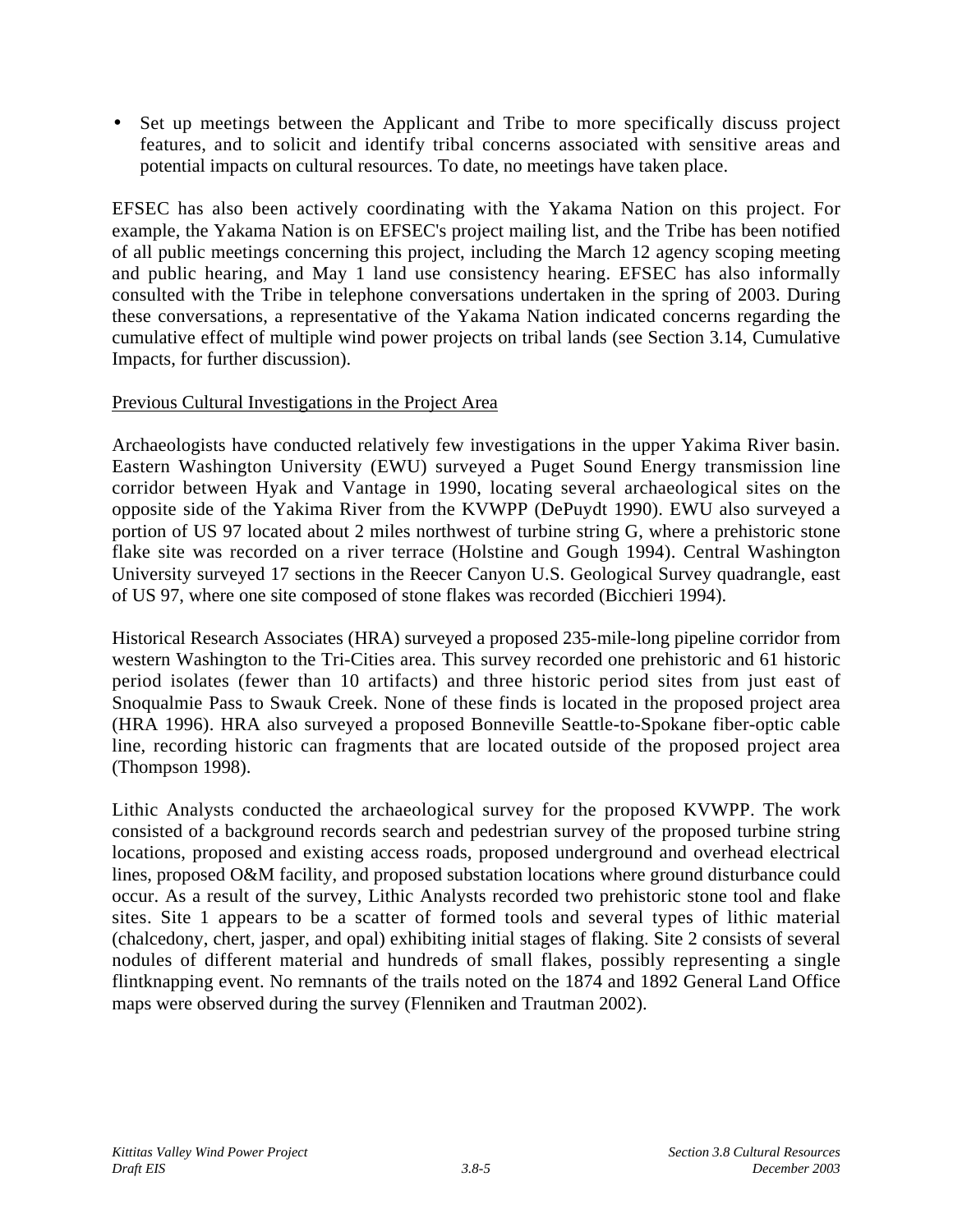- Set up meetings between the Applicant and Tribe to more specifically discuss project features, and to solicit and identify tribal concerns associated with sensitive areas and potential impacts on cultural resources. To date, no meetings have taken place.

EFSEC has also been actively coordinating with the Yakama Nation on this project. For example, the Yakama Nation is on EFSEC's project mailing list, and the Tribe has been notified of all public meetings concerning this project, including the March 12 agency scoping meeting and public hearing, and May 1 land use consistency hearing. EFSEC has also informally consulted with the Tribe in telephone conversations undertaken in the spring of 2003. During these conversations, a representative of the Yakama Nation indicated concerns regarding the cumulative effect of multiple wind power projects on tribal lands (see Section 3.14, Cumulative Impacts, for further discussion).

Previous Cultural Investigations in the Project Area

Archaeologists have conducted relatively few investigations in the upper Yakima River basin. Eastern Washington University (EWU) surveyed a Puget Sound Energy transmission line corridor between Hyak and Vantage in 1990, locating several archaeological sites on the opposite side of the Yakima River from the KVWPP (DePuydt 1990). EWU also surveyed a portion of US 97 located about 2 miles northwest of turbine string G, where a prehistoric stone flake site was recorded on a river terrace (Holstine and Gough 1994). Central Washington University surveyed 17 sections in the Reecer Canyon U.S. Geological Survey quadrangle, east of US 97, where one site composed of stone flakes was recorded (Bicchieri 1994).

Historical Research Associates (HRA) surveyed a proposed 235-mile-long pipeline corridor from western Washington to the Tri-Cities area. This survey recorded one prehistoric and 61 historic period isolates (fewer than 10 artifacts) and three historic period sites from just east of Snoqualmie Pass to Swauk Creek. None of these finds is located in the proposed project area (HRA 1996). HRA also surveyed a proposed Bonneville Seattle-to-Spokane fiber-optic cable line, recording historic can fragments that are located outside of the proposed project area (Thompson 1998).

Lithic Analysts conducted the archaeological survey for the proposed KVWPP. The work consisted of a background records search and pedestrian survey of the proposed turbine string locations, proposed and existing access roads, proposed underground and overhead electrical lines, proposed O&M facility, and proposed substation locations where ground disturbance could occur. As a result of the survey, Lithic Analysts recorded two prehistoric stone tool and flake sites. Site 1 appears to be a scatter of formed tools and several types of lithic material (chalcedony, chert, jasper, and opal) exhibiting initial stages of flaking. Site 2 consists of several nodules of different material and hundreds of small flakes, possibly representing a single flintknapping event. No remnants of the trails noted on the 1874 and 1892 General Land Office maps were observed during the survey (Flenniken and Trautman 2002).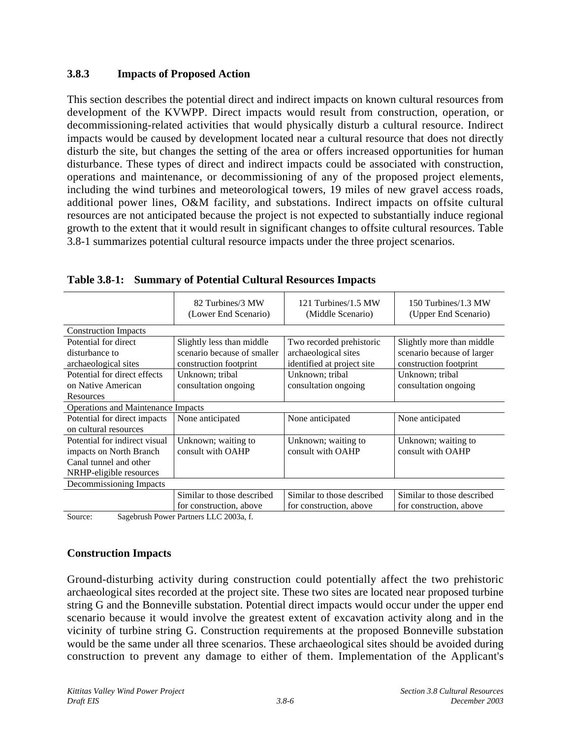### 3.8.3 Impacts of Proposed Action

This section describes the potential direct and indirect impacts on known cultural resources from development of the KVWPP. Direct impacts would result from construction, operation, or decommissioning-related activities that would physically disturb a cultural resource. Indirect impacts would be caused by development located near a cultural resource that does not directly disturb the site, but changes the setting of the area or offers increased opportunities for human disturbance. These types of direct and indirect impacts could be associated with construction, operations and maintenance, or decommissioning of any of the proposed project elements, including the wind turbines and meteorological towers, 19 miles of new gravel access roads, additional power lines, O&M facility, and substations. Indirect impacts on offsite cultural resources are not anticipated because the project is not expected to substantially induce regional growth to the extent that it would result in significant changes to offsite cultural resources. Table 3.8-1 summarizes potential cultural resource impacts under the three project scenarios.

**Table 3.8-1: Summary of Potential Cultural Resources Impacts**

| | 82 Turbines/3 MW (Lower End Scenario) | 121 Turbines/1.5 MW (Middle Scenario) | 150 Turbines/1.3 MW (Upper End Scenario) |
|---|---|---|---|
| Construction Impacts | | | |
| Potential for direct disturbance to archaeological sites | Slightly less than middle scenario because of smaller construction footprint | Two recorded prehistoric archaeological sites identified at project site | Slightly more than middle scenario because of larger construction footprint |
| Potential for direct effects on Native American Resources | Unknown; tribal consultation ongoing | Unknown; tribal consultation ongoing | Unknown; tribal consultation ongoing |
| Operations and Maintenance Impacts | | | |
| Potential for direct impacts on cultural resources | None anticipated | None anticipated | None anticipated |
| Potential for indirect visual impacts on North Branch Canal tunnel and other NRHP-eligible resources | Unknown; waiting to consult with OAHP | Unknown; waiting to consult with OAHP | Unknown; waiting to consult with OAHP |
| Decommissioning Impacts | | | |
| | Similar to those described for construction, above | Similar to those described for construction, above | Similar to those described for construction, above |

Source: Sagebrush Power Partners LLC 2003a, f.

**Construction Impacts**

Ground-disturbing activity during construction could potentially affect the two prehistoric archaeological sites recorded at the project site. These two sites are located near proposed turbine string G and the Bonneville substation. Potential direct impacts would occur under the upper end scenario because it would involve the greatest extent of excavation activity along and in the vicinity of turbine string G. Construction requirements at the proposed Bonneville substation would be the same under all three scenarios. These archaeological sites should be avoided during construction to prevent any damage to either of them. Implementation of the Applicant's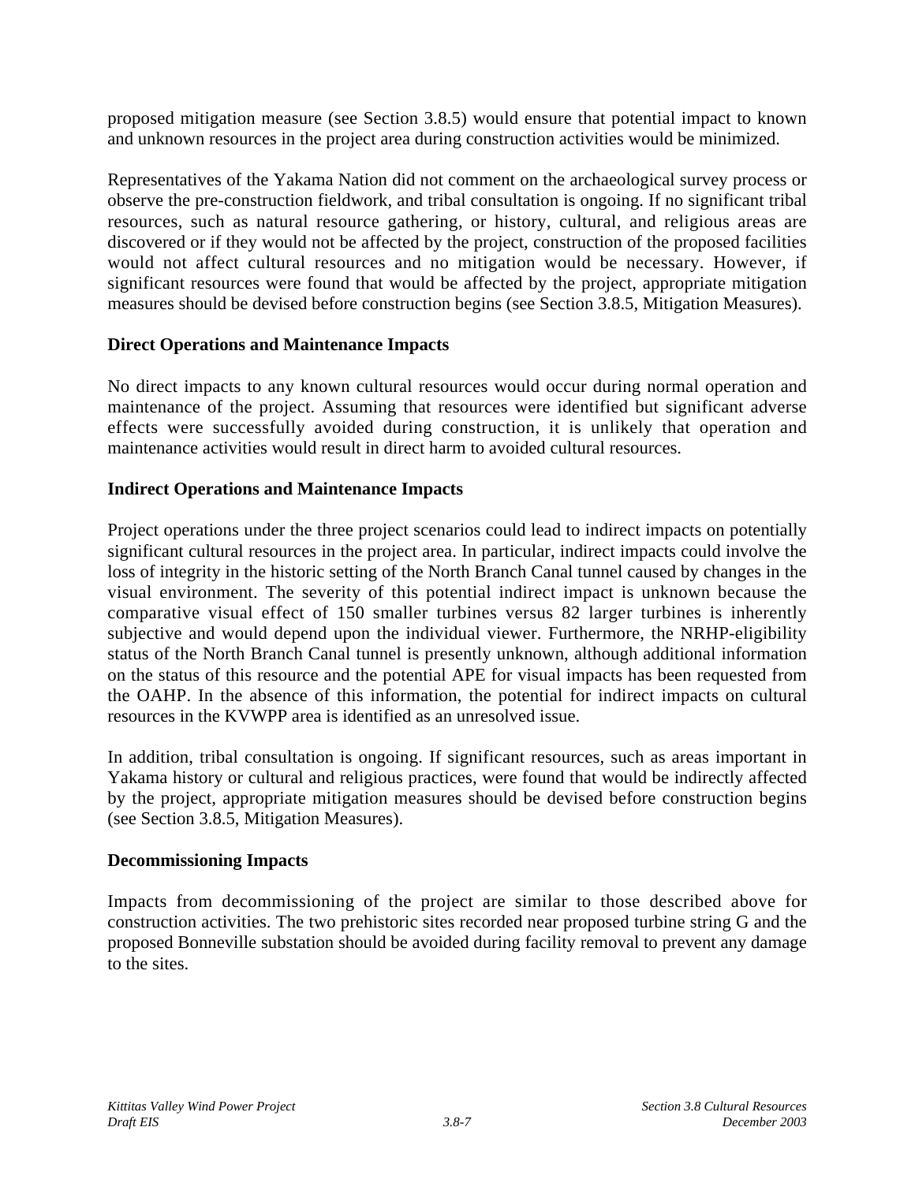proposed mitigation measure (see Section 3.8.5) would ensure that potential impact to known and unknown resources in the project area during construction activities would be minimized.

Representatives of the Yakama Nation did not comment on the archaeological survey process or observe the pre-construction fieldwork, and tribal consultation is ongoing. If no significant tribal resources, such as natural resource gathering, or history, cultural, and religious areas are discovered or if they would not be affected by the project, construction of the proposed facilities would not affect cultural resources and no mitigation would be necessary. However, if significant resources were found that would be affected by the project, appropriate mitigation measures should be devised before construction begins (see Section 3.8.5, Mitigation Measures).

**Direct Operations and Maintenance Impacts**

No direct impacts to any known cultural resources would occur during normal operation and maintenance of the project. Assuming that resources were identified but significant adverse effects were successfully avoided during construction, it is unlikely that operation and maintenance activities would result in direct harm to avoided cultural resources.

**Indirect Operations and Maintenance Impacts**

Project operations under the three project scenarios could lead to indirect impacts on potentially significant cultural resources in the project area. In particular, indirect impacts could involve the loss of integrity in the historic setting of the North Branch Canal tunnel caused by changes in the visual environment. The severity of this potential indirect impact is unknown because the comparative visual effect of 150 smaller turbines versus 82 larger turbines is inherently subjective and would depend upon the individual viewer. Furthermore, the NRHP-eligibility status of the North Branch Canal tunnel is presently unknown, although additional information on the status of this resource and the potential APE for visual impacts has been requested from the OAHP. In the absence of this information, the potential for indirect impacts on cultural resources in the KVWPP area is identified as an unresolved issue.

In addition, tribal consultation is ongoing. If significant resources, such as areas important in Yakama history or cultural and religious practices, were found that would be indirectly affected by the project, appropriate mitigation measures should be devised before construction begins (see Section 3.8.5, Mitigation Measures).

**Decommissioning Impacts**

Impacts from decommissioning of the project are similar to those described above for construction activities. The two prehistoric sites recorded near proposed turbine string G and the proposed Bonneville substation should be avoided during facility removal to prevent any damage to the sites.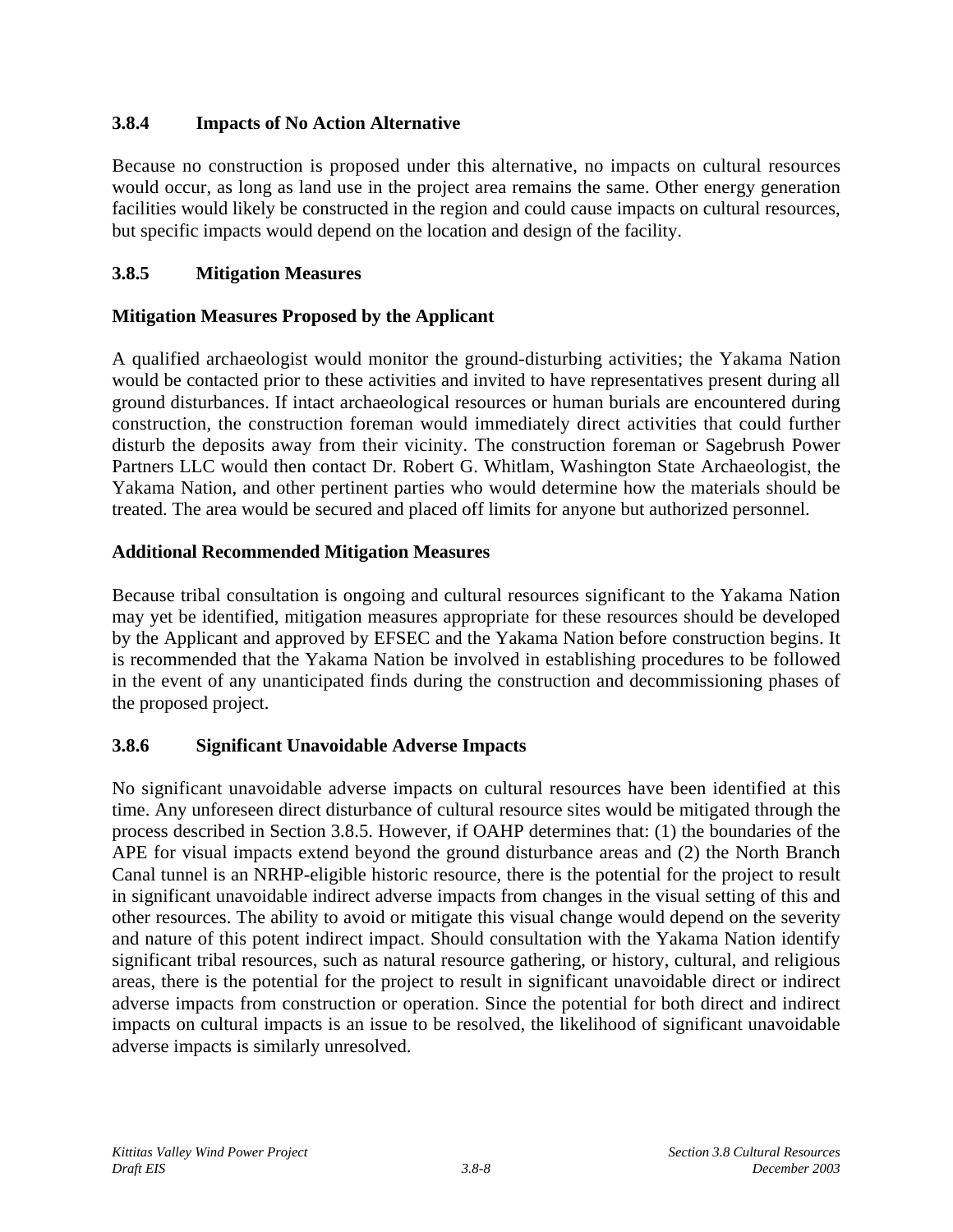### 3.8.4 Impacts of No Action Alternative

Because no construction is proposed under this alternative, no impacts on cultural resources would occur, as long as land use in the project area remains the same. Other energy generation facilities would likely be constructed in the region and could cause impacts on cultural resources, but specific impacts would depend on the location and design of the facility.

### 3.8.5 Mitigation Measures

**Mitigation Measures Proposed by the Applicant**

A qualified archaeologist would monitor the ground-disturbing activities; the Yakama Nation would be contacted prior to these activities and invited to have representatives present during all ground disturbances. If intact archaeological resources or human burials are encountered during construction, the construction foreman would immediately direct activities that could further disturb the deposits away from their vicinity. The construction foreman or Sagebrush Power Partners LLC would then contact Dr. Robert G. Whitlam, Washington State Archaeologist, the Yakama Nation, and other pertinent parties who would determine how the materials should be treated. The area would be secured and placed off limits for anyone but authorized personnel.

**Additional Recommended Mitigation Measures**

Because tribal consultation is ongoing and cultural resources significant to the Yakama Nation may yet be identified, mitigation measures appropriate for these resources should be developed by the Applicant and approved by EFSEC and the Yakama Nation before construction begins. It is recommended that the Yakama Nation be involved in establishing procedures to be followed in the event of any unanticipated finds during the construction and decommissioning phases of the proposed project.

### 3.8.6 Significant Unavoidable Adverse Impacts

No significant unavoidable adverse impacts on cultural resources have been identified at this time. Any unforeseen direct disturbance of cultural resource sites would be mitigated through the process described in Section 3.8.5. However, if OAHP determines that: (1) the boundaries of the APE for visual impacts extend beyond the ground disturbance areas and (2) the North Branch Canal tunnel is an NRHP-eligible historic resource, there is the potential for the project to result in significant unavoidable indirect adverse impacts from changes in the visual setting of this and other resources. The ability to avoid or mitigate this visual change would depend on the severity and nature of this potent indirect impact. Should consultation with the Yakama Nation identify significant tribal resources, such as natural resource gathering, or history, cultural, and religious areas, there is the potential for the project to result in significant unavoidable direct or indirect adverse impacts from construction or operation. Since the potential for both direct and indirect impacts on cultural impacts is an issue to be resolved, the likelihood of significant unavoidable adverse impacts is similarly unresolved.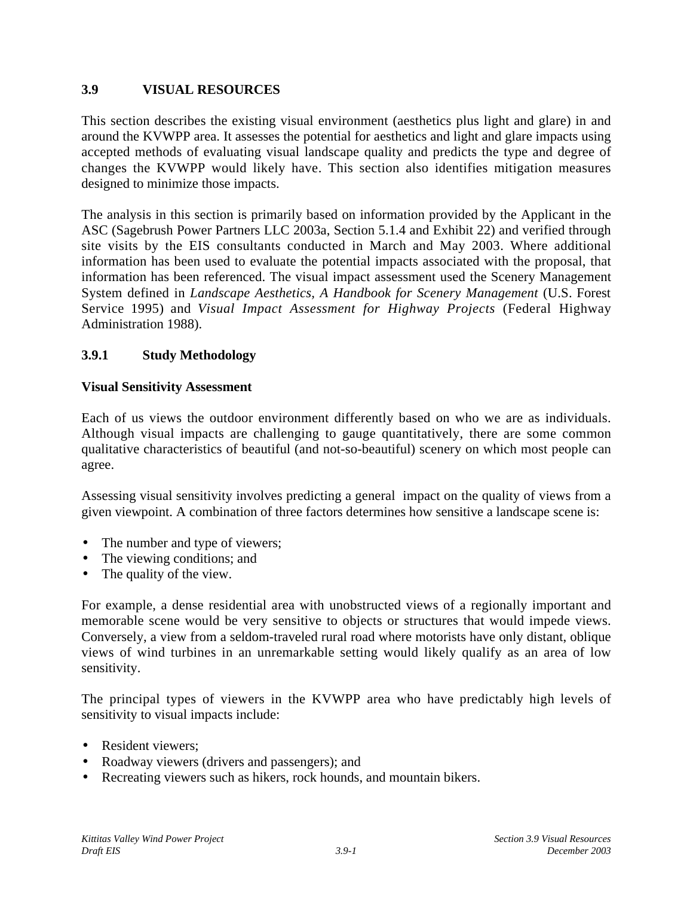## 3.9 VISUAL RESOURCES

This section describes the existing visual environment (aesthetics plus light and glare) in and around the KVWPP area. It assesses the potential for aesthetics and light and glare impacts using accepted methods of evaluating visual landscape quality and predicts the type and degree of changes the KVWPP would likely have. This section also identifies mitigation measures designed to minimize those impacts.

The analysis in this section is primarily based on information provided by the Applicant in the ASC (Sagebrush Power Partners LLC 2003a, Section 5.1.4 and Exhibit 22) and verified through site visits by the EIS consultants conducted in March and May 2003. Where additional information has been used to evaluate the potential impacts associated with the proposal, that information has been referenced. The visual impact assessment used the Scenery Management System defined in *Landscape Aesthetics, A Handbook for Scenery Management* (U.S. Forest Service 1995) and *Visual Impact Assessment for Highway Projects* (Federal Highway Administration 1988).

### 3.9.1 Study Methodology

**Visual Sensitivity Assessment**

Each of us views the outdoor environment differently based on who we are as individuals. Although visual impacts are challenging to gauge quantitatively, there are some common qualitative characteristics of beautiful (and not-so-beautiful) scenery on which most people can agree.

Assessing visual sensitivity involves predicting a general impact on the quality of views from a given viewpoint. A combination of three factors determines how sensitive a landscape scene is:

- The number and type of viewers;
- The viewing conditions; and
- The quality of the view.

For example, a dense residential area with unobstructed views of a regionally important and memorable scene would be very sensitive to objects or structures that would impede views. Conversely, a view from a seldom-traveled rural road where motorists have only distant, oblique views of wind turbines in an unremarkable setting would likely qualify as an area of low sensitivity.

The principal types of viewers in the KVWPP area who have predictably high levels of sensitivity to visual impacts include:

- Resident viewers;
- Roadway viewers (drivers and passengers); and
- Recreating viewers such as hikers, rock hounds, and mountain bikers.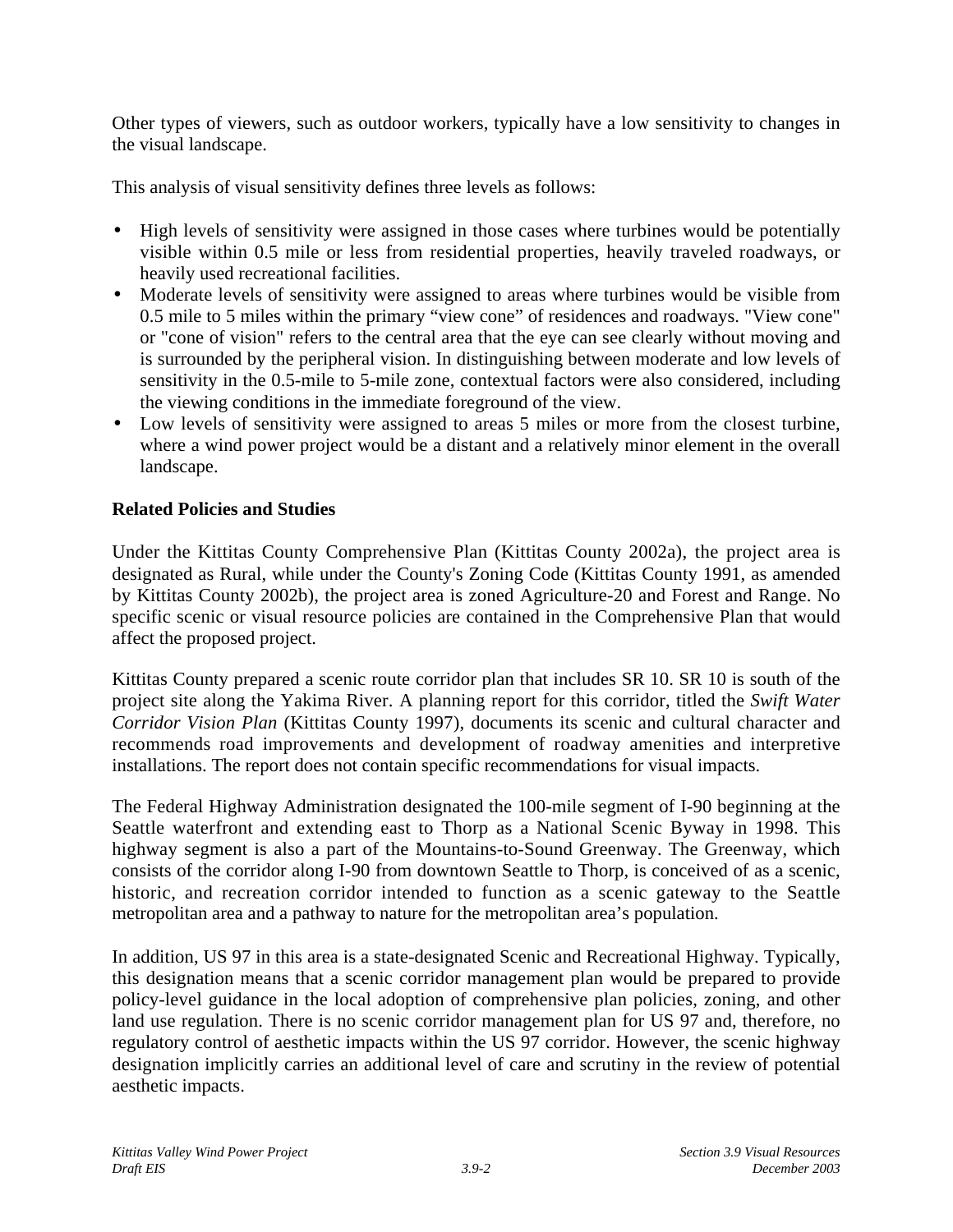Other types of viewers, such as outdoor workers, typically have a low sensitivity to changes in the visual landscape.

This analysis of visual sensitivity defines three levels as follows:

- High levels of sensitivity were assigned in those cases where turbines would be potentially visible within 0.5 mile or less from residential properties, heavily traveled roadways, or heavily used recreational facilities.
- Moderate levels of sensitivity were assigned to areas where turbines would be visible from 0.5 mile to 5 miles within the primary “view cone” of residences and roadways. "View cone" or "cone of vision" refers to the central area that the eye can see clearly without moving and is surrounded by the peripheral vision. In distinguishing between moderate and low levels of sensitivity in the 0.5-mile to 5-mile zone, contextual factors were also considered, including the viewing conditions in the immediate foreground of the view.
- Low levels of sensitivity were assigned to areas 5 miles or more from the closest turbine, where a wind power project would be a distant and a relatively minor element in the overall landscape.

**Related Policies and Studies**

Under the Kittitas County Comprehensive Plan (Kittitas County 2002a), the project area is designated as Rural, while under the County's Zoning Code (Kittitas County 1991, as amended by Kittitas County 2002b), the project area is zoned Agriculture-20 and Forest and Range. No specific scenic or visual resource policies are contained in the Comprehensive Plan that would affect the proposed project.

Kittitas County prepared a scenic route corridor plan that includes SR 10. SR 10 is south of the project site along the Yakima River. A planning report for this corridor, titled the *Swift Water Corridor Vision Plan* (Kittitas County 1997), documents its scenic and cultural character and recommends road improvements and development of roadway amenities and interpretive installations. The report does not contain specific recommendations for visual impacts.

The Federal Highway Administration designated the 100-mile segment of I-90 beginning at the Seattle waterfront and extending east to Thorp as a National Scenic Byway in 1998. This highway segment is also a part of the Mountains-to-Sound Greenway. The Greenway, which consists of the corridor along I-90 from downtown Seattle to Thorp, is conceived of as a scenic, historic, and recreation corridor intended to function as a scenic gateway to the Seattle metropolitan area and a pathway to nature for the metropolitan area’s population.

In addition, US 97 in this area is a state-designated Scenic and Recreational Highway. Typically, this designation means that a scenic corridor management plan would be prepared to provide policy-level guidance in the local adoption of comprehensive plan policies, zoning, and other land use regulation. There is no scenic corridor management plan for US 97 and, therefore, no regulatory control of aesthetic impacts within the US 97 corridor. However, the scenic highway designation implicitly carries an additional level of care and scrutiny in the review of potential aesthetic impacts.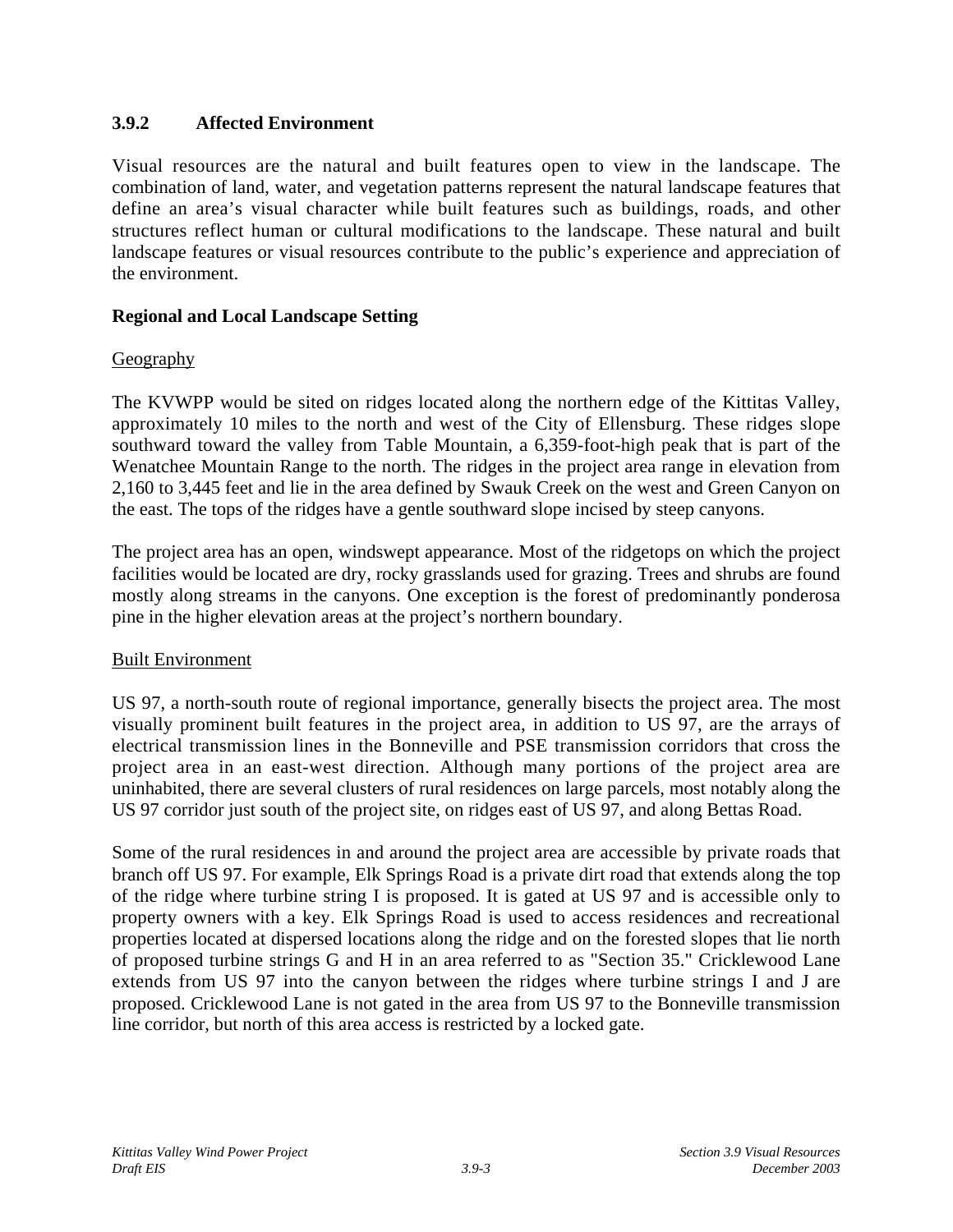### 3.9.2 Affected Environment

Visual resources are the natural and built features open to view in the landscape. The combination of land, water, and vegetation patterns represent the natural landscape features that define an area's visual character while built features such as buildings, roads, and other structures reflect human or cultural modifications to the landscape. These natural and built landscape features or visual resources contribute to the public's experience and appreciation of the environment.

**Regional and Local Landscape Setting**

Geography

The KVWPP would be sited on ridges located along the northern edge of the Kittitas Valley, approximately 10 miles to the north and west of the City of Ellensburg. These ridges slope southward toward the valley from Table Mountain, a 6,359-foot-high peak that is part of the Wenatchee Mountain Range to the north. The ridges in the project area range in elevation from 2,160 to 3,445 feet and lie in the area defined by Swauk Creek on the west and Green Canyon on the east. The tops of the ridges have a gentle southward slope incised by steep canyons.

The project area has an open, windswept appearance. Most of the ridgetops on which the project facilities would be located are dry, rocky grasslands used for grazing. Trees and shrubs are found mostly along streams in the canyons. One exception is the forest of predominantly ponderosa pine in the higher elevation areas at the project's northern boundary.

Built Environment

US 97, a north-south route of regional importance, generally bisects the project area. The most visually prominent built features in the project area, in addition to US 97, are the arrays of electrical transmission lines in the Bonneville and PSE transmission corridors that cross the project area in an east-west direction. Although many portions of the project area are uninhabited, there are several clusters of rural residences on large parcels, most notably along the US 97 corridor just south of the project site, on ridges east of US 97, and along Bettas Road.

Some of the rural residences in and around the project area are accessible by private roads that branch off US 97. For example, Elk Springs Road is a private dirt road that extends along the top of the ridge where turbine string I is proposed. It is gated at US 97 and is accessible only to property owners with a key. Elk Springs Road is used to access residences and recreational properties located at dispersed locations along the ridge and on the forested slopes that lie north of proposed turbine strings G and H in an area referred to as "Section 35." Cricklewood Lane extends from US 97 into the canyon between the ridges where turbine strings I and J are proposed. Cricklewood Lane is not gated in the area from US 97 to the Bonneville transmission line corridor, but north of this area access is restricted by a locked gate.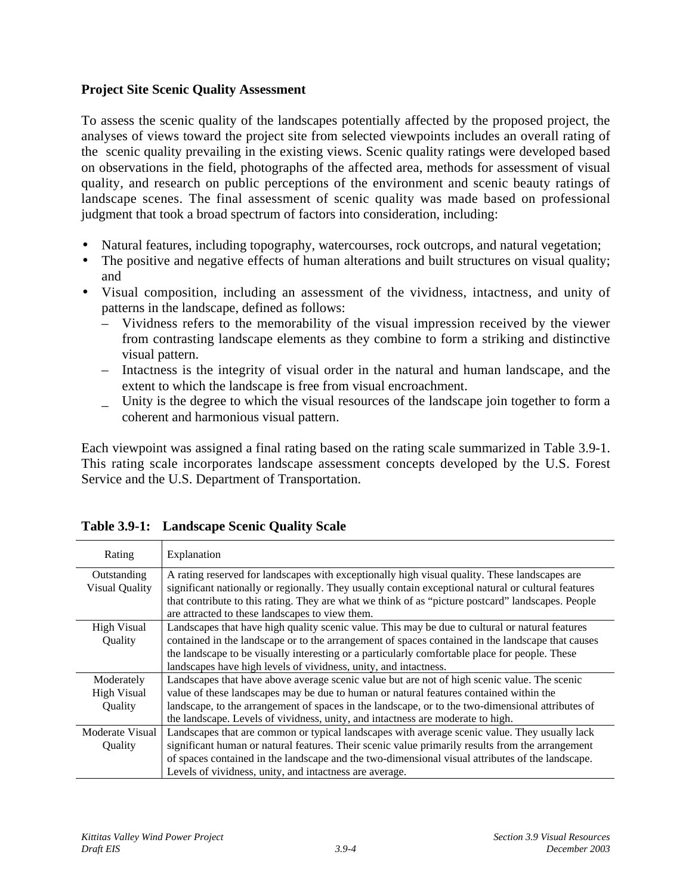**Project Site Scenic Quality Assessment**

To assess the scenic quality of the landscapes potentially affected by the proposed project, the analyses of views toward the project site from selected viewpoints includes an overall rating of the scenic quality prevailing in the existing views. Scenic quality ratings were developed based on observations in the field, photographs of the affected area, methods for assessment of visual quality, and research on public perceptions of the environment and scenic beauty ratings of landscape scenes. The final assessment of scenic quality was made based on professional judgment that took a broad spectrum of factors into consideration, including:

- Natural features, including topography, watercourses, rock outcrops, and natural vegetation;
- The positive and negative effects of human alterations and built structures on visual quality; and
- Visual composition, including an assessment of the vividness, intactness, and unity of patterns in the landscape, defined as follows:
  - Vividness refers to the memorability of the visual impression received by the viewer from contrasting landscape elements as they combine to form a striking and distinctive visual pattern.
  - Intactness is the integrity of visual order in the natural and human landscape, and the extent to which the landscape is free from visual encroachment.
  - Unity is the degree to which the visual resources of the landscape join together to form a coherent and harmonious visual pattern.

Each viewpoint was assigned a final rating based on the rating scale summarized in Table 3.9-1. This rating scale incorporates landscape assessment concepts developed by the U.S. Forest Service and the U.S. Department of Transportation.

**Table 3.9-1: Landscape Scenic Quality Scale**

| Rating | Explanation |
|---|---|
| Outstanding Visual Quality | A rating reserved for landscapes with exceptionally high visual quality. These landscapes are significant nationally or regionally. They usually contain exceptional natural or cultural features that contribute to this rating. They are what we think of as "picture postcard" landscapes. People are attracted to these landscapes to view them. |
| High Visual Quality | Landscapes that have high quality scenic value. This may be due to cultural or natural features contained in the landscape or to the arrangement of spaces contained in the landscape that causes the landscape to be visually interesting or a particularly comfortable place for people. These landscapes have high levels of vividness, unity, and intactness. |
| Moderately High Visual Quality | Landscapes that have above average scenic value but are not of high scenic value. The scenic value of these landscapes may be due to human or natural features contained within the landscape, to the arrangement of spaces in the landscape, or to the two-dimensional attributes of the landscape. Levels of vividness, unity, and intactness are moderate to high. |
| Moderate Visual Quality | Landscapes that are common or typical landscapes with average scenic value. They usually lack significant human or natural features. Their scenic value primarily results from the arrangement of spaces contained in the landscape and the two-dimensional visual attributes of the landscape. Levels of vividness, unity, and intactness are average. |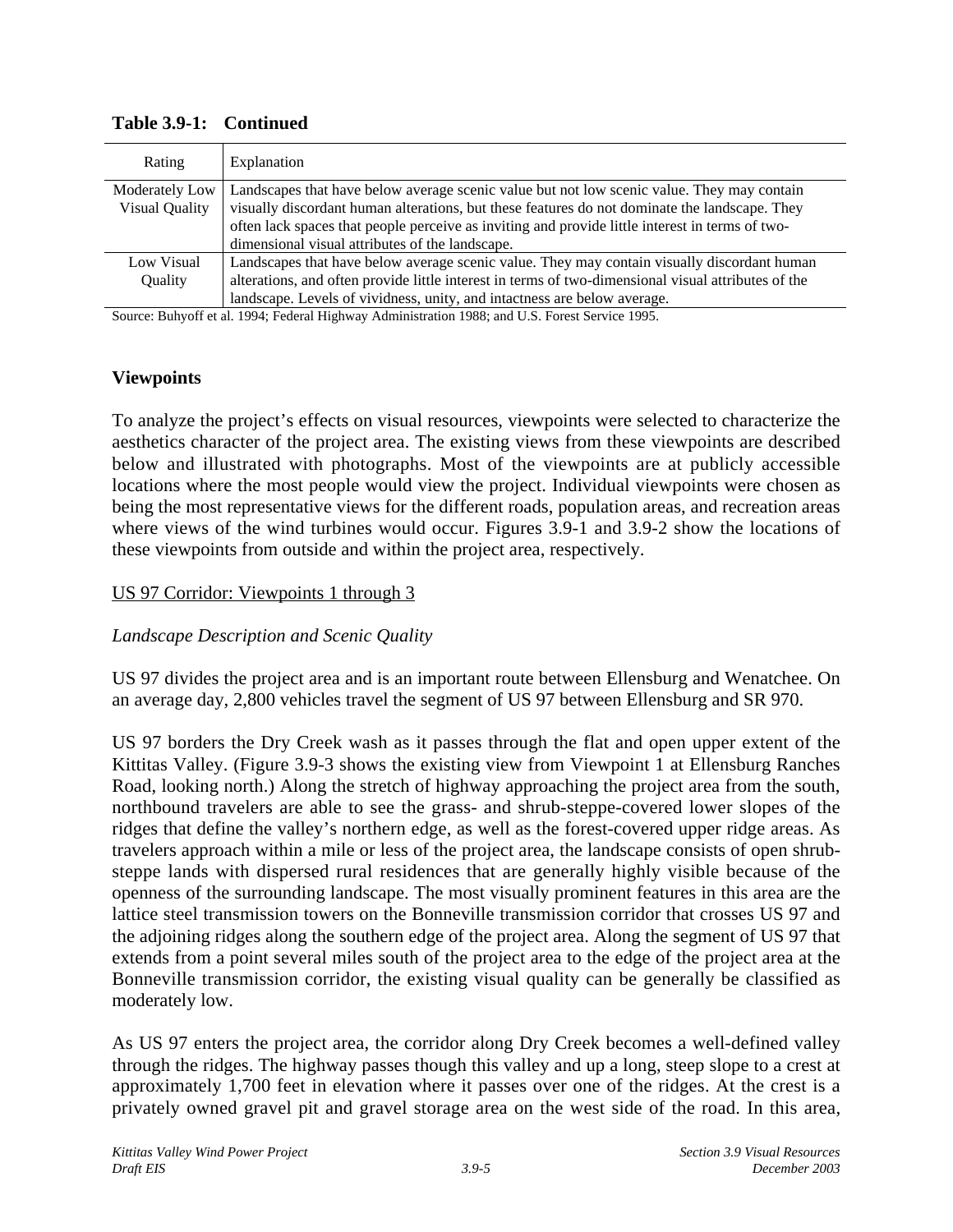**Table 3.9-1: Continued**

| Rating | Explanation |
|---|---|
| Moderately Low Visual Quality | Landscapes that have below average scenic value but not low scenic value. They may contain visually discordant human alterations, but these features do not dominate the landscape. They often lack spaces that people perceive as inviting and provide little interest in terms of two-dimensional visual attributes of the landscape. |
| Low Visual Quality | Landscapes that have below average scenic value. They may contain visually discordant human alterations, and often provide little interest in terms of two-dimensional visual attributes of the landscape. Levels of vividness, unity, and intactness are below average. |

Source: Buhyoff et al. 1994; Federal Highway Administration 1988; and U.S. Forest Service 1995.

### Viewpoints

To analyze the project's effects on visual resources, viewpoints were selected to characterize the aesthetics character of the project area. The existing views from these viewpoints are described below and illustrated with photographs. Most of the viewpoints are at publicly accessible locations where the most people would view the project. Individual viewpoints were chosen as being the most representative views for the different roads, population areas, and recreation areas where views of the wind turbines would occur. Figures 3.9-1 and 3.9-2 show the locations of these viewpoints from outside and within the project area, respectively.

<u>US 97 Corridor: Viewpoints 1 through 3</u>

*Landscape Description and Scenic Quality*

US 97 divides the project area and is an important route between Ellensburg and Wenatchee. On an average day, 2,800 vehicles travel the segment of US 97 between Ellensburg and SR 970.

US 97 borders the Dry Creek wash as it passes through the flat and open upper extent of the Kittitas Valley. (Figure 3.9-3 shows the existing view from Viewpoint 1 at Ellensburg Ranches Road, looking north.) Along the stretch of highway approaching the project area from the south, northbound travelers are able to see the grass- and shrub-steppe-covered lower slopes of the ridges that define the valley's northern edge, as well as the forest-covered upper ridge areas. As travelers approach within a mile or less of the project area, the landscape consists of open shrub-steppe lands with dispersed rural residences that are generally highly visible because of the openness of the surrounding landscape. The most visually prominent features in this area are the lattice steel transmission towers on the Bonneville transmission corridor that crosses US 97 and the adjoining ridges along the southern edge of the project area. Along the segment of US 97 that extends from a point several miles south of the project area to the edge of the project area at the Bonneville transmission corridor, the existing visual quality can be generally be classified as moderately low.

As US 97 enters the project area, the corridor along Dry Creek becomes a well-defined valley through the ridges. The highway passes though this valley and up a long, steep slope to a crest at approximately 1,700 feet in elevation where it passes over one of the ridges. At the crest is a privately owned gravel pit and gravel storage area on the west side of the road. In this area,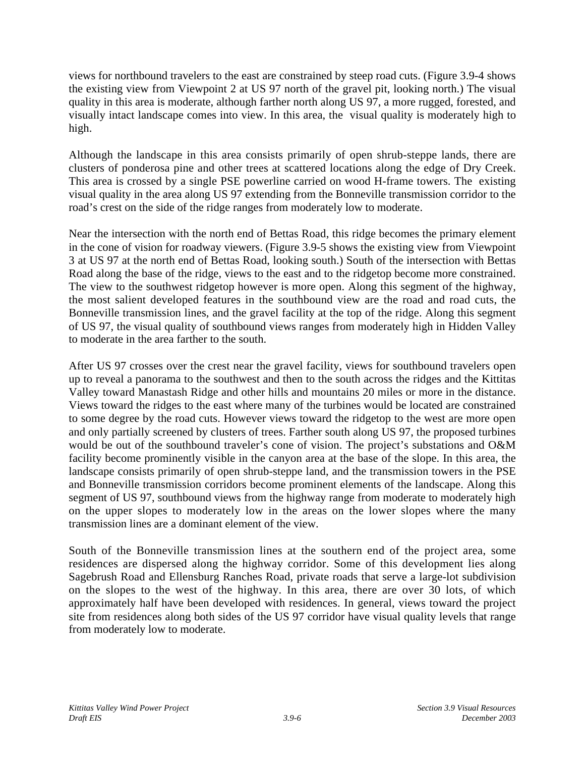views for northbound travelers to the east are constrained by steep road cuts. (Figure 3.9-4 shows the existing view from Viewpoint 2 at US 97 north of the gravel pit, looking north.) The visual quality in this area is moderate, although farther north along US 97, a more rugged, forested, and visually intact landscape comes into view. In this area, the visual quality is moderately high to high.

Although the landscape in this area consists primarily of open shrub-steppe lands, there are clusters of ponderosa pine and other trees at scattered locations along the edge of Dry Creek. This area is crossed by a single PSE powerline carried on wood H-frame towers. The existing visual quality in the area along US 97 extending from the Bonneville transmission corridor to the road's crest on the side of the ridge ranges from moderately low to moderate.

Near the intersection with the north end of Bettas Road, this ridge becomes the primary element in the cone of vision for roadway viewers. (Figure 3.9-5 shows the existing view from Viewpoint 3 at US 97 at the north end of Bettas Road, looking south.) South of the intersection with Bettas Road along the base of the ridge, views to the east and to the ridgetop become more constrained. The view to the southwest ridgetop however is more open. Along this segment of the highway, the most salient developed features in the southbound view are the road and road cuts, the Bonneville transmission lines, and the gravel facility at the top of the ridge. Along this segment of US 97, the visual quality of southbound views ranges from moderately high in Hidden Valley to moderate in the area farther to the south.

After US 97 crosses over the crest near the gravel facility, views for southbound travelers open up to reveal a panorama to the southwest and then to the south across the ridges and the Kittitas Valley toward Manastash Ridge and other hills and mountains 20 miles or more in the distance. Views toward the ridges to the east where many of the turbines would be located are constrained to some degree by the road cuts. However views toward the ridgetop to the west are more open and only partially screened by clusters of trees. Farther south along US 97, the proposed turbines would be out of the southbound traveler's cone of vision. The project's substations and O&M facility become prominently visible in the canyon area at the base of the slope. In this area, the landscape consists primarily of open shrub-steppe land, and the transmission towers in the PSE and Bonneville transmission corridors become prominent elements of the landscape. Along this segment of US 97, southbound views from the highway range from moderate to moderately high on the upper slopes to moderately low in the areas on the lower slopes where the many transmission lines are a dominant element of the view.

South of the Bonneville transmission lines at the southern end of the project area, some residences are dispersed along the highway corridor. Some of this development lies along Sagebrush Road and Ellensburg Ranches Road, private roads that serve a large-lot subdivision on the slopes to the west of the highway. In this area, there are over 30 lots, of which approximately half have been developed with residences. In general, views toward the project site from residences along both sides of the US 97 corridor have visual quality levels that range from moderately low to moderate.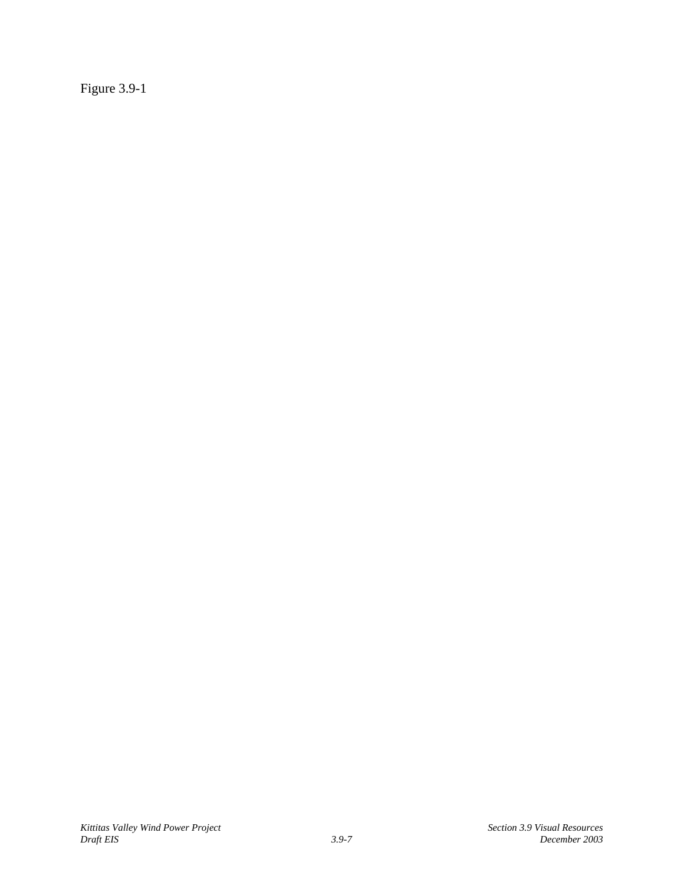Figure 3.9-1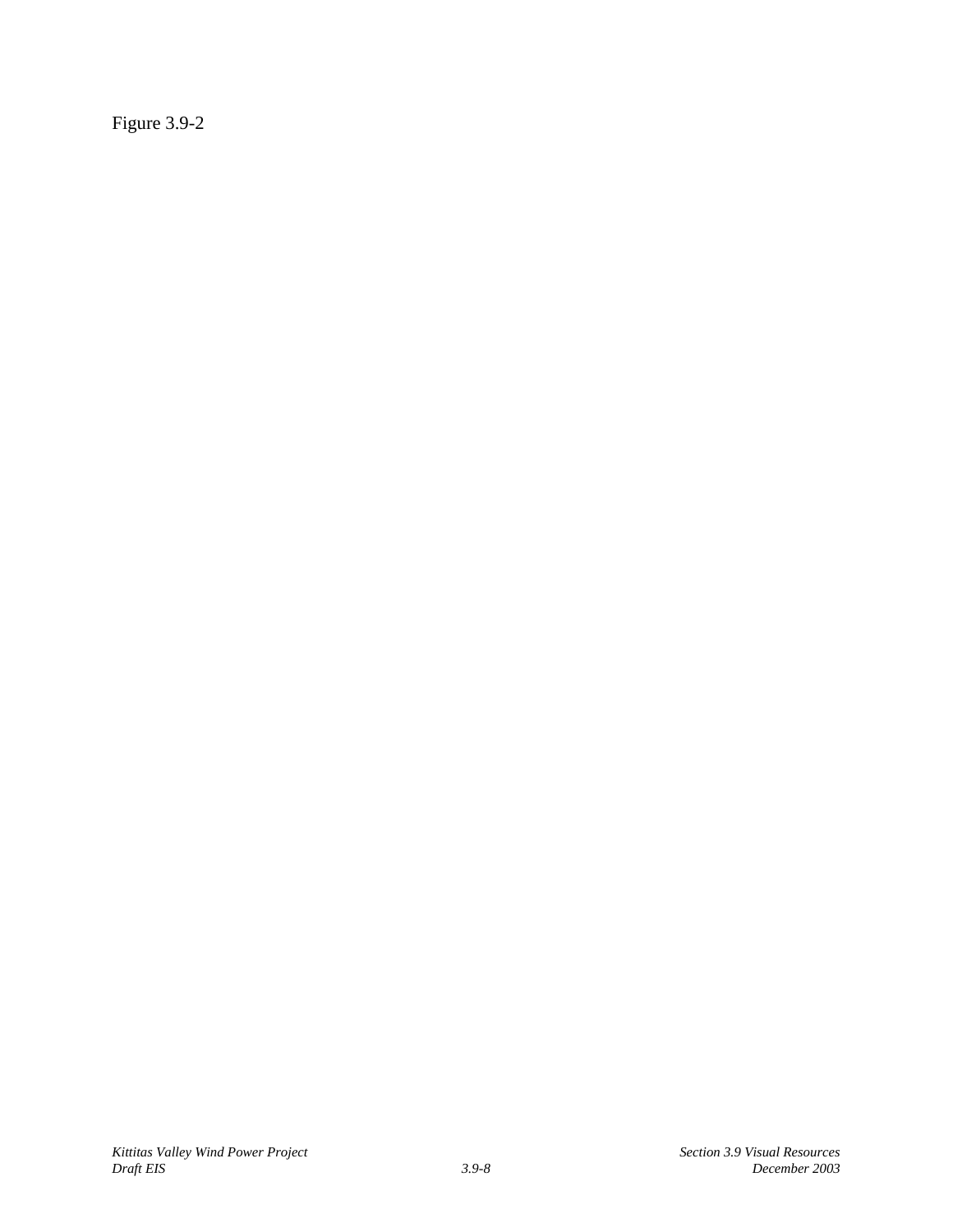Figure 3.9-2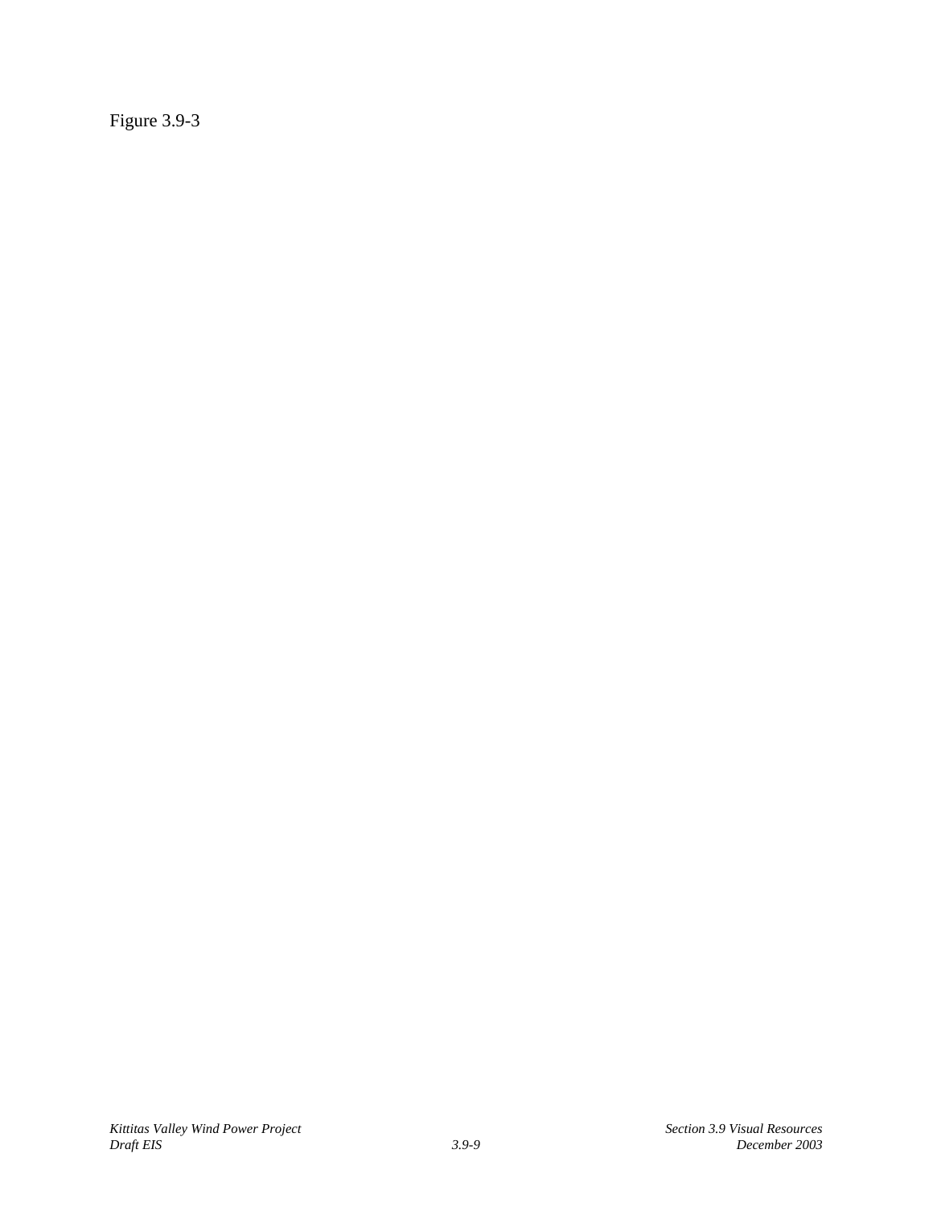Figure 3.9-3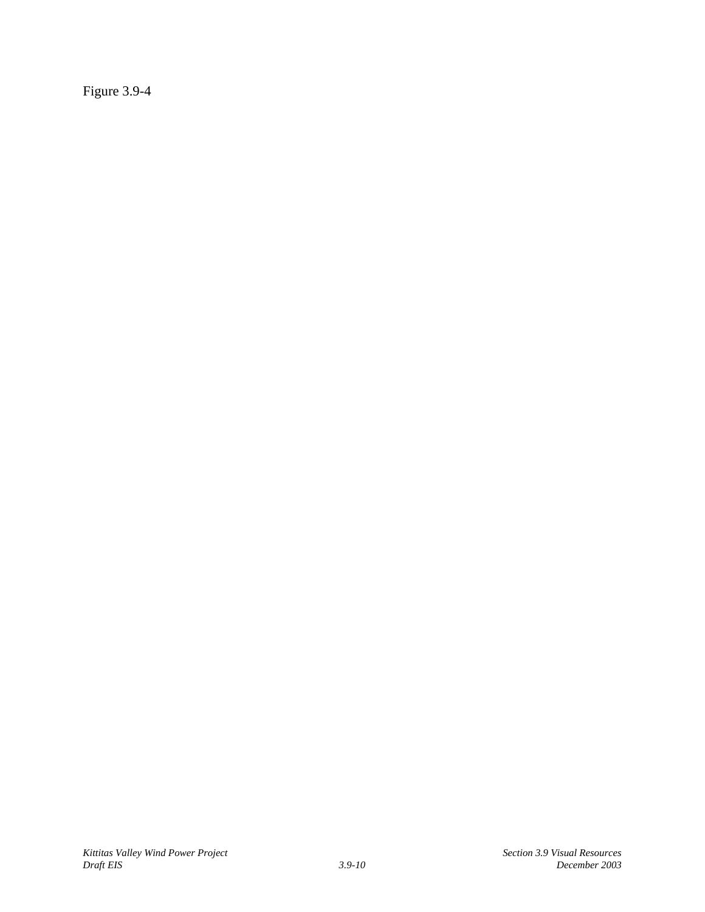Figure 3.9-4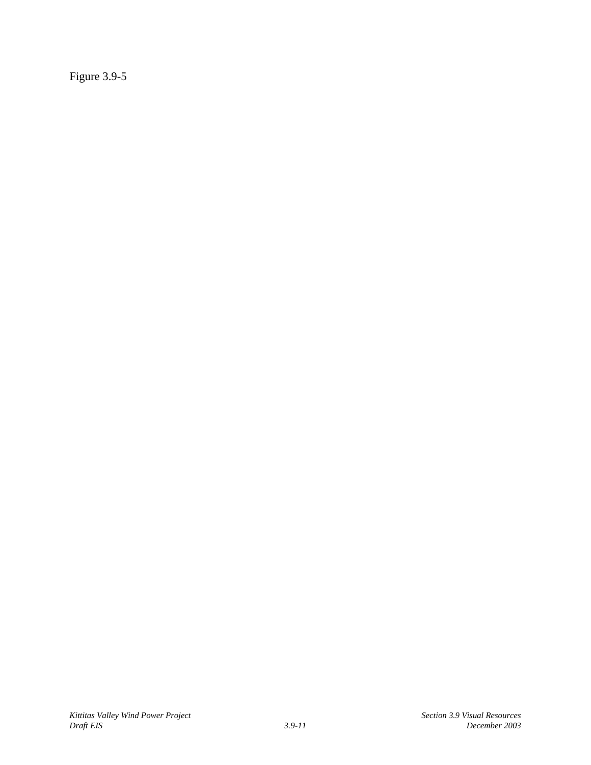Figure 3.9-5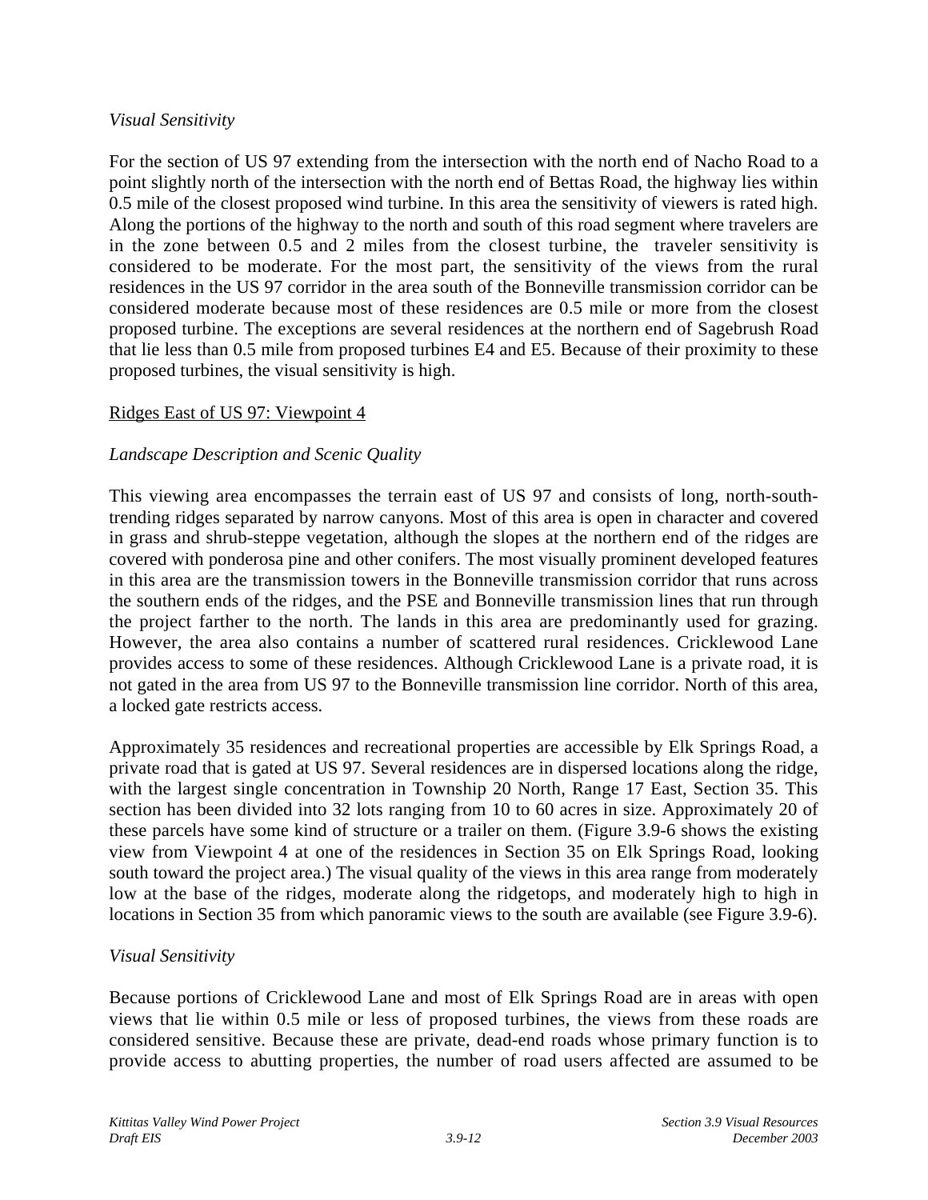*Visual Sensitivity*

For the section of US 97 extending from the intersection with the north end of Nacho Road to a point slightly north of the intersection with the north end of Bettas Road, the highway lies within 0.5 mile of the closest proposed wind turbine. In this area the sensitivity of viewers is rated high. Along the portions of the highway to the north and south of this road segment where travelers are in the zone between 0.5 and 2 miles from the closest turbine, the traveler sensitivity is considered to be moderate. For the most part, the sensitivity of the views from the rural residences in the US 97 corridor in the area south of the Bonneville transmission corridor can be considered moderate because most of these residences are 0.5 mile or more from the closest proposed turbine. The exceptions are several residences at the northern end of Sagebrush Road that lie less than 0.5 mile from proposed turbines E4 and E5. Because of their proximity to these proposed turbines, the visual sensitivity is high.

Ridges East of US 97: Viewpoint 4

*Landscape Description and Scenic Quality*

This viewing area encompasses the terrain east of US 97 and consists of long, north-south-trending ridges separated by narrow canyons. Most of this area is open in character and covered in grass and shrub-steppe vegetation, although the slopes at the northern end of the ridges are covered with ponderosa pine and other conifers. The most visually prominent developed features in this area are the transmission towers in the Bonneville transmission corridor that runs across the southern ends of the ridges, and the PSE and Bonneville transmission lines that run through the project farther to the north. The lands in this area are predominantly used for grazing. However, the area also contains a number of scattered rural residences. Cricklewood Lane provides access to some of these residences. Although Cricklewood Lane is a private road, it is not gated in the area from US 97 to the Bonneville transmission line corridor. North of this area, a locked gate restricts access.

Approximately 35 residences and recreational properties are accessible by Elk Springs Road, a private road that is gated at US 97. Several residences are in dispersed locations along the ridge, with the largest single concentration in Township 20 North, Range 17 East, Section 35. This section has been divided into 32 lots ranging from 10 to 60 acres in size. Approximately 20 of these parcels have some kind of structure or a trailer on them. (Figure 3.9-6 shows the existing view from Viewpoint 4 at one of the residences in Section 35 on Elk Springs Road, looking south toward the project area.) The visual quality of the views in this area range from moderately low at the base of the ridges, moderate along the ridgetops, and moderately high to high in locations in Section 35 from which panoramic views to the south are available (see Figure 3.9-6).

*Visual Sensitivity*

Because portions of Cricklewood Lane and most of Elk Springs Road are in areas with open views that lie within 0.5 mile or less of proposed turbines, the views from these roads are considered sensitive. Because these are private, dead-end roads whose primary function is to provide access to abutting properties, the number of road users affected are assumed to be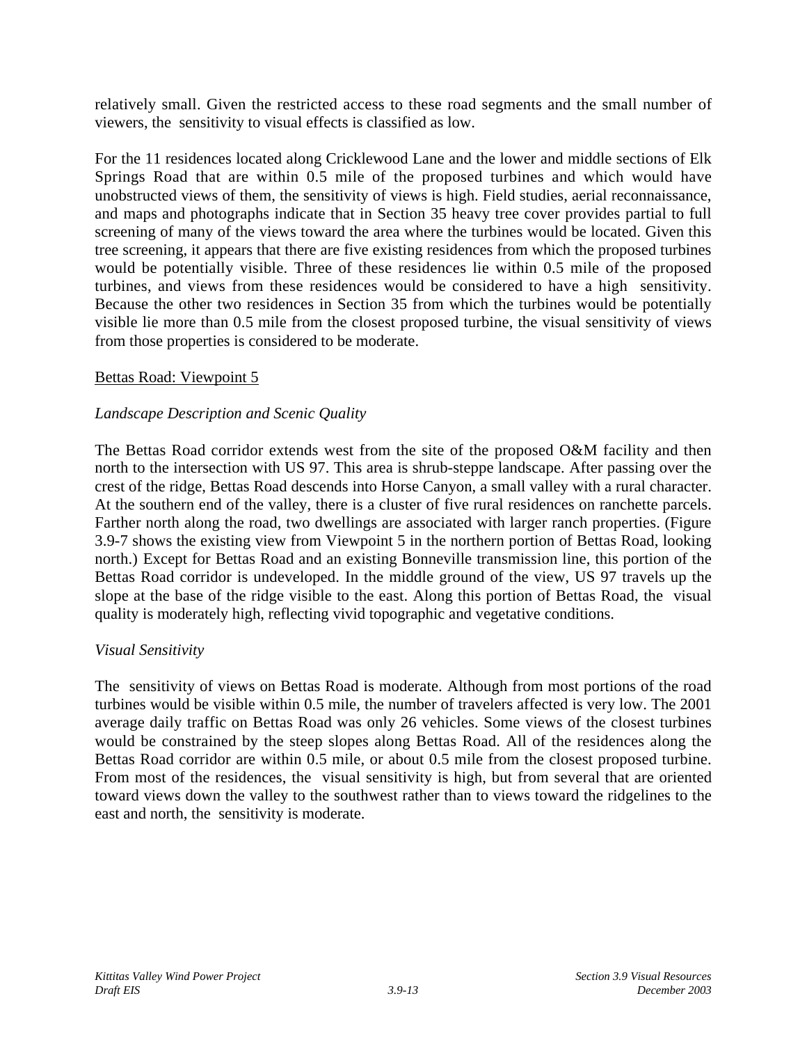relatively small. Given the restricted access to these road segments and the small number of viewers, the sensitivity to visual effects is classified as low.

For the 11 residences located along Cricklewood Lane and the lower and middle sections of Elk Springs Road that are within 0.5 mile of the proposed turbines and which would have unobstructed views of them, the sensitivity of views is high. Field studies, aerial reconnaissance, and maps and photographs indicate that in Section 35 heavy tree cover provides partial to full screening of many of the views toward the area where the turbines would be located. Given this tree screening, it appears that there are five existing residences from which the proposed turbines would be potentially visible. Three of these residences lie within 0.5 mile of the proposed turbines, and views from these residences would be considered to have a high sensitivity. Because the other two residences in Section 35 from which the turbines would be potentially visible lie more than 0.5 mile from the closest proposed turbine, the visual sensitivity of views from those properties is considered to be moderate.

<u>Bettas Road: Viewpoint 5</u>

*Landscape Description and Scenic Quality*

The Bettas Road corridor extends west from the site of the proposed O&M facility and then north to the intersection with US 97. This area is shrub-steppe landscape. After passing over the crest of the ridge, Bettas Road descends into Horse Canyon, a small valley with a rural character. At the southern end of the valley, there is a cluster of five rural residences on ranchette parcels. Farther north along the road, two dwellings are associated with larger ranch properties. (Figure 3.9-7 shows the existing view from Viewpoint 5 in the northern portion of Bettas Road, looking north.) Except for Bettas Road and an existing Bonneville transmission line, this portion of the Bettas Road corridor is undeveloped. In the middle ground of the view, US 97 travels up the slope at the base of the ridge visible to the east. Along this portion of Bettas Road, the visual quality is moderately high, reflecting vivid topographic and vegetative conditions.

*Visual Sensitivity*

The sensitivity of views on Bettas Road is moderate. Although from most portions of the road turbines would be visible within 0.5 mile, the number of travelers affected is very low. The 2001 average daily traffic on Bettas Road was only 26 vehicles. Some views of the closest turbines would be constrained by the steep slopes along Bettas Road. All of the residences along the Bettas Road corridor are within 0.5 mile, or about 0.5 mile from the closest proposed turbine. From most of the residences, the visual sensitivity is high, but from several that are oriented toward views down the valley to the southwest rather than to views toward the ridgelines to the east and north, the sensitivity is moderate.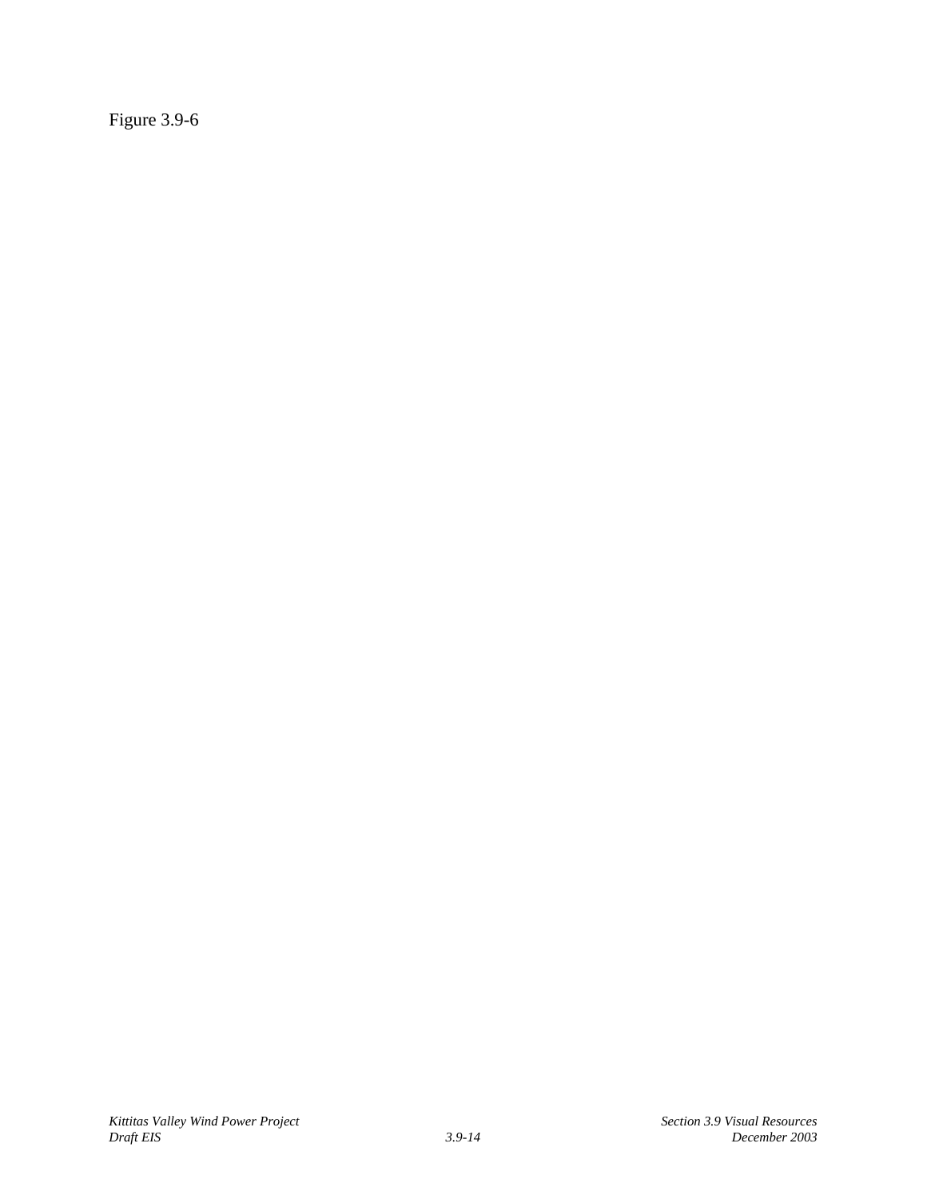Figure 3.9-6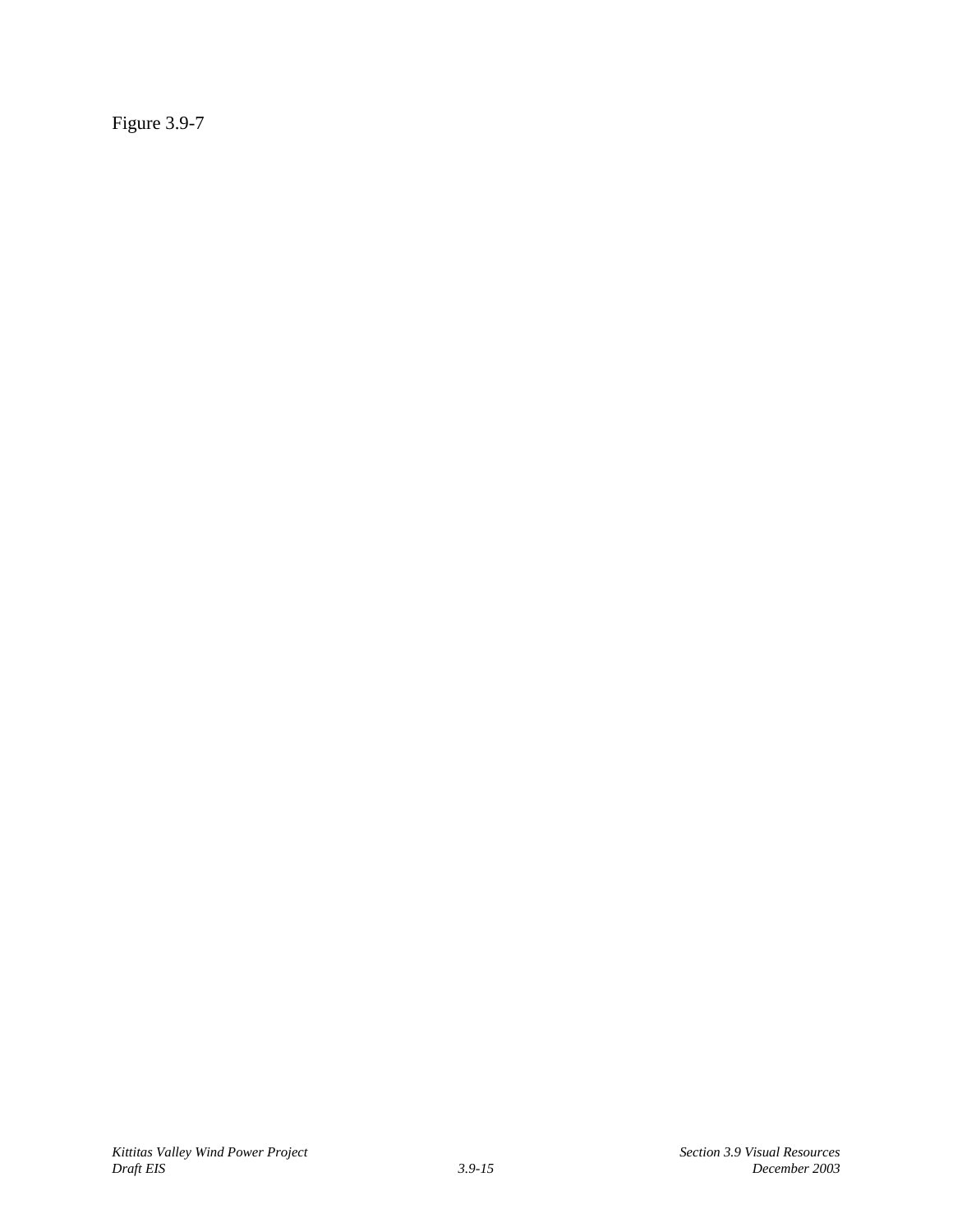Figure 3.9-7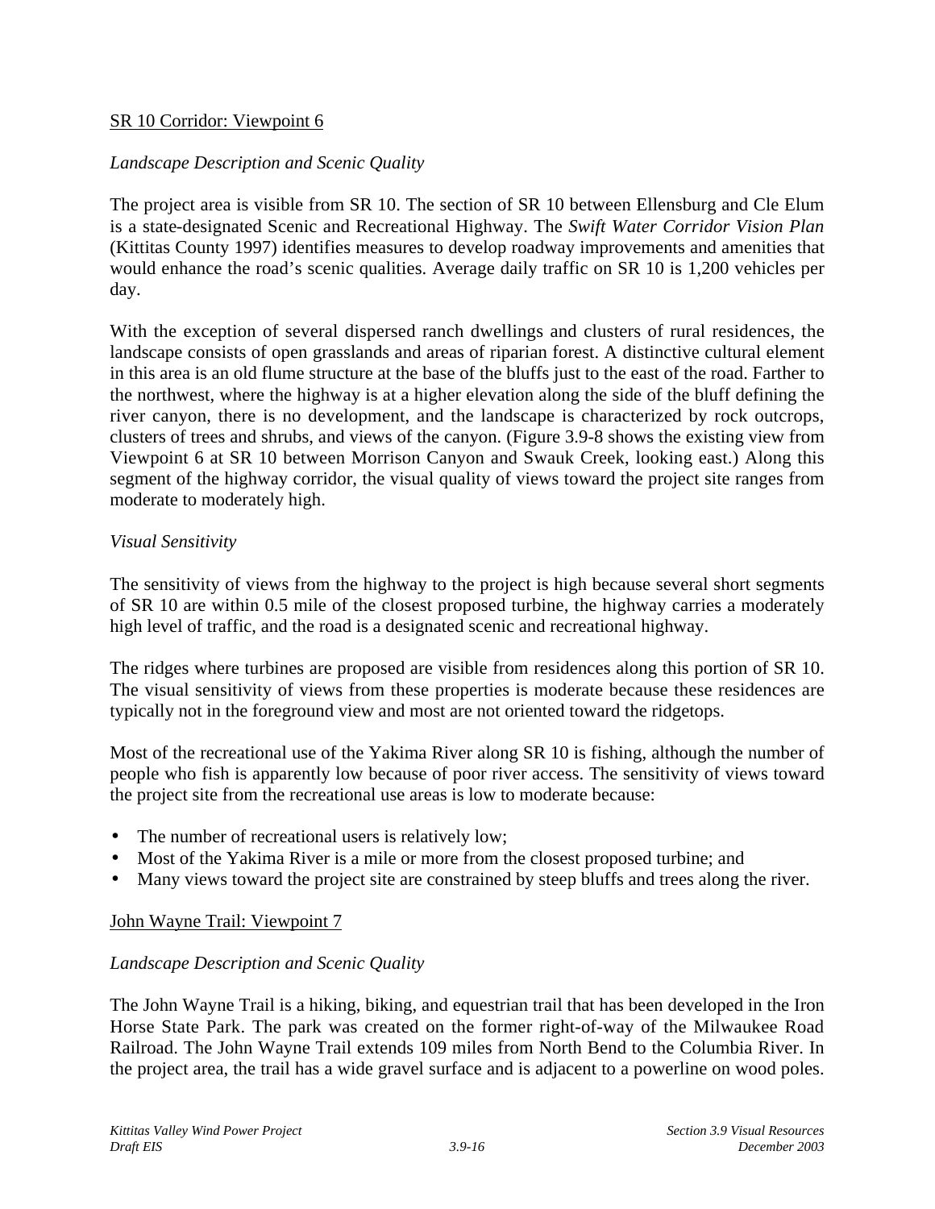SR 10 Corridor: Viewpoint 6

*Landscape Description and Scenic Quality*

The project area is visible from SR 10. The section of SR 10 between Ellensburg and Cle Elum is a state-designated Scenic and Recreational Highway. The *Swift Water Corridor Vision Plan* (Kittitas County 1997) identifies measures to develop roadway improvements and amenities that would enhance the road's scenic qualities. Average daily traffic on SR 10 is 1,200 vehicles per day.

With the exception of several dispersed ranch dwellings and clusters of rural residences, the landscape consists of open grasslands and areas of riparian forest. A distinctive cultural element in this area is an old flume structure at the base of the bluffs just to the east of the road. Farther to the northwest, where the highway is at a higher elevation along the side of the bluff defining the river canyon, there is no development, and the landscape is characterized by rock outcrops, clusters of trees and shrubs, and views of the canyon. (Figure 3.9-8 shows the existing view from Viewpoint 6 at SR 10 between Morrison Canyon and Swauk Creek, looking east.) Along this segment of the highway corridor, the visual quality of views toward the project site ranges from moderate to moderately high.

*Visual Sensitivity*

The sensitivity of views from the highway to the project is high because several short segments of SR 10 are within 0.5 mile of the closest proposed turbine, the highway carries a moderately high level of traffic, and the road is a designated scenic and recreational highway.

The ridges where turbines are proposed are visible from residences along this portion of SR 10. The visual sensitivity of views from these properties is moderate because these residences are typically not in the foreground view and most are not oriented toward the ridgetops.

Most of the recreational use of the Yakima River along SR 10 is fishing, although the number of people who fish is apparently low because of poor river access. The sensitivity of views toward the project site from the recreational use areas is low to moderate because:

- The number of recreational users is relatively low;
- Most of the Yakima River is a mile or more from the closest proposed turbine; and
- Many views toward the project site are constrained by steep bluffs and trees along the river.

John Wayne Trail: Viewpoint 7

*Landscape Description and Scenic Quality*

The John Wayne Trail is a hiking, biking, and equestrian trail that has been developed in the Iron Horse State Park. The park was created on the former right-of-way of the Milwaukee Road Railroad. The John Wayne Trail extends 109 miles from North Bend to the Columbia River. In the project area, the trail has a wide gravel surface and is adjacent to a powerline on wood poles.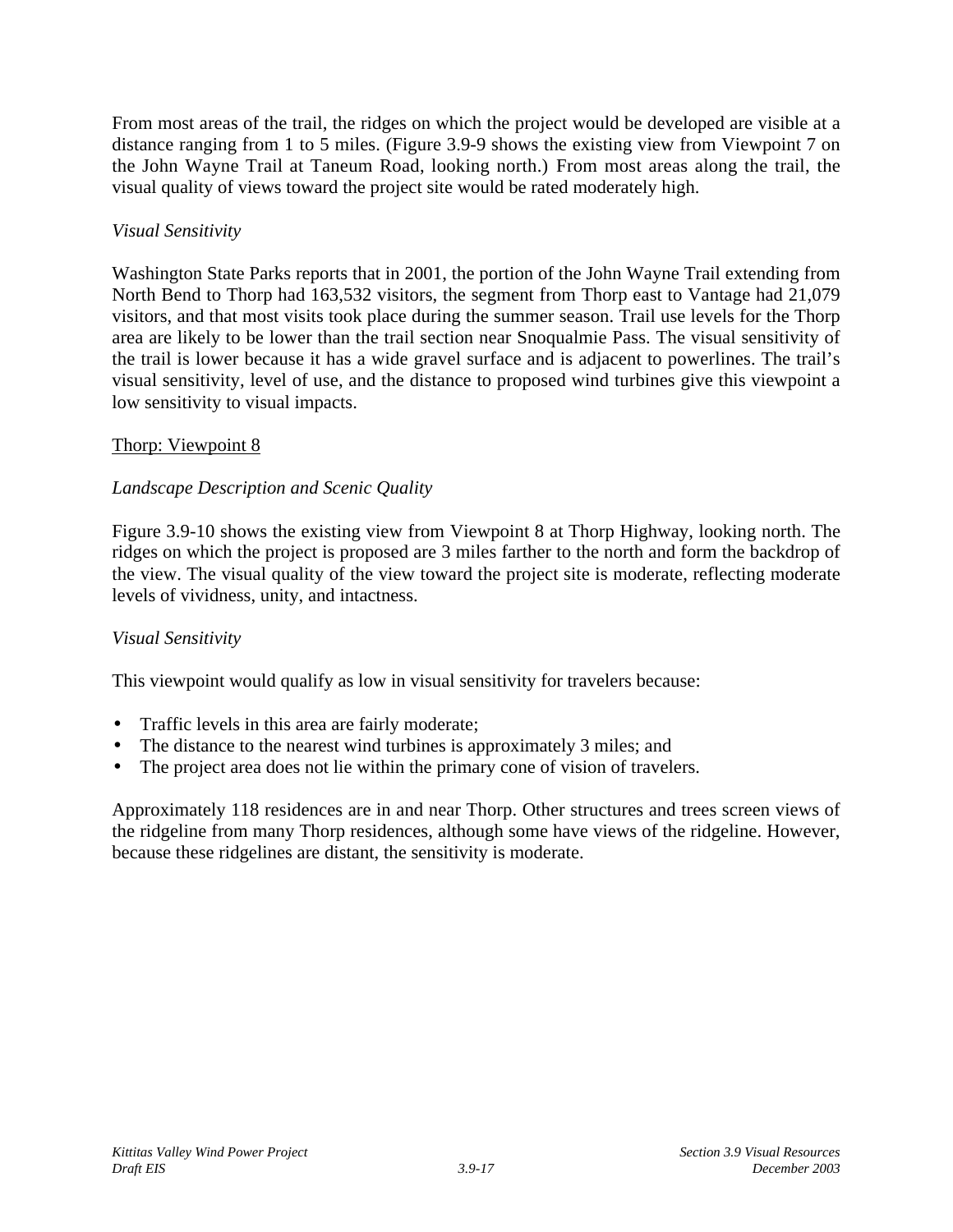From most areas of the trail, the ridges on which the project would be developed are visible at a distance ranging from 1 to 5 miles. (Figure 3.9-9 shows the existing view from Viewpoint 7 on the John Wayne Trail at Taneum Road, looking north.) From most areas along the trail, the visual quality of views toward the project site would be rated moderately high.

*Visual Sensitivity*

Washington State Parks reports that in 2001, the portion of the John Wayne Trail extending from North Bend to Thorp had 163,532 visitors, the segment from Thorp east to Vantage had 21,079 visitors, and that most visits took place during the summer season. Trail use levels for the Thorp area are likely to be lower than the trail section near Snoqualmie Pass. The visual sensitivity of the trail is lower because it has a wide gravel surface and is adjacent to powerlines. The trail's visual sensitivity, level of use, and the distance to proposed wind turbines give this viewpoint a low sensitivity to visual impacts.

<u>Thorp: Viewpoint 8</u>

*Landscape Description and Scenic Quality*

Figure 3.9-10 shows the existing view from Viewpoint 8 at Thorp Highway, looking north. The ridges on which the project is proposed are 3 miles farther to the north and form the backdrop of the view. The visual quality of the view toward the project site is moderate, reflecting moderate levels of vividness, unity, and intactness.

*Visual Sensitivity*

This viewpoint would qualify as low in visual sensitivity for travelers because:

- Traffic levels in this area are fairly moderate;
- The distance to the nearest wind turbines is approximately 3 miles; and
- The project area does not lie within the primary cone of vision of travelers.

Approximately 118 residences are in and near Thorp. Other structures and trees screen views of the ridgeline from many Thorp residences, although some have views of the ridgeline. However, because these ridgelines are distant, the sensitivity is moderate.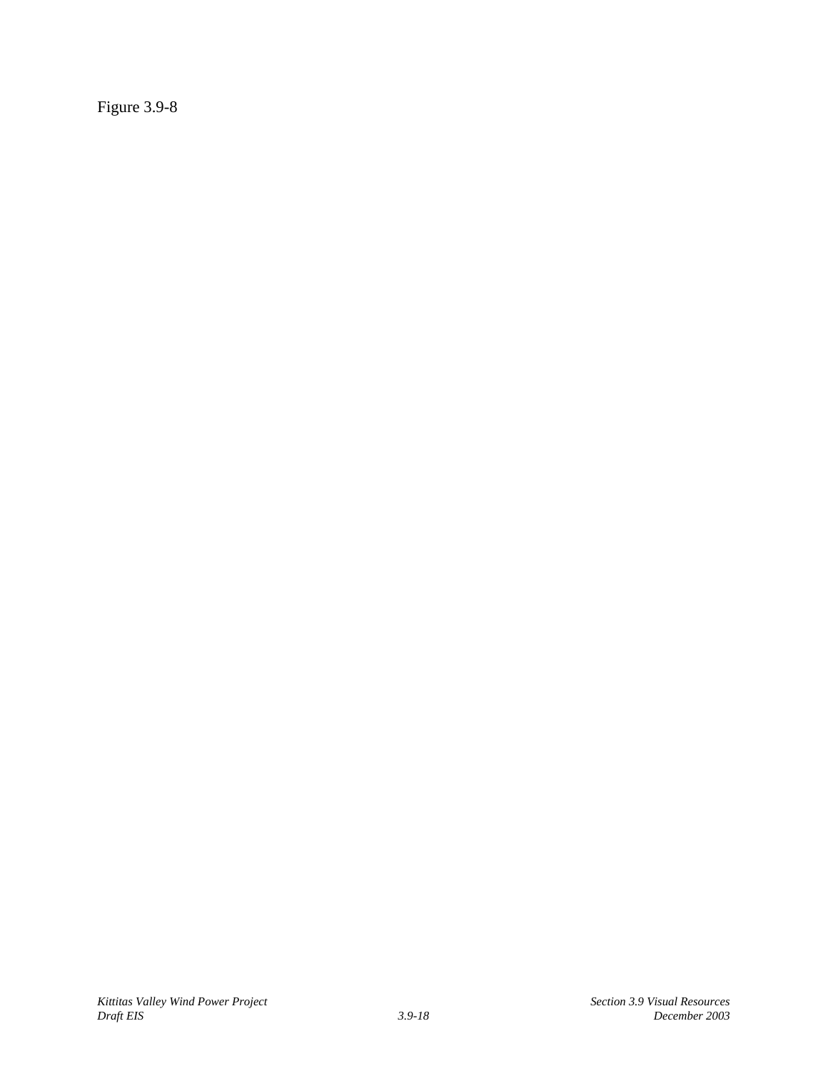Figure 3.9-8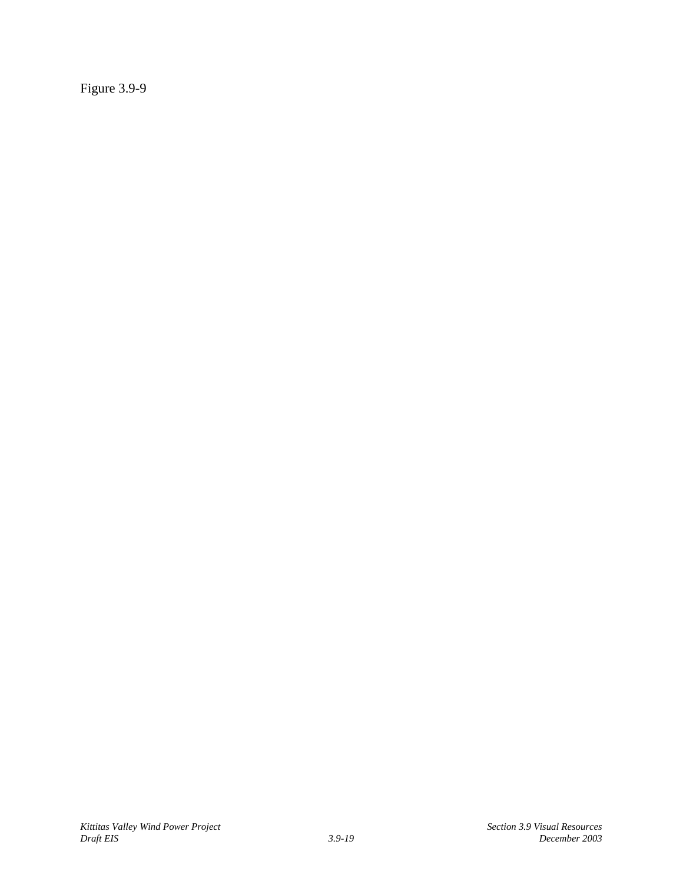Figure 3.9-9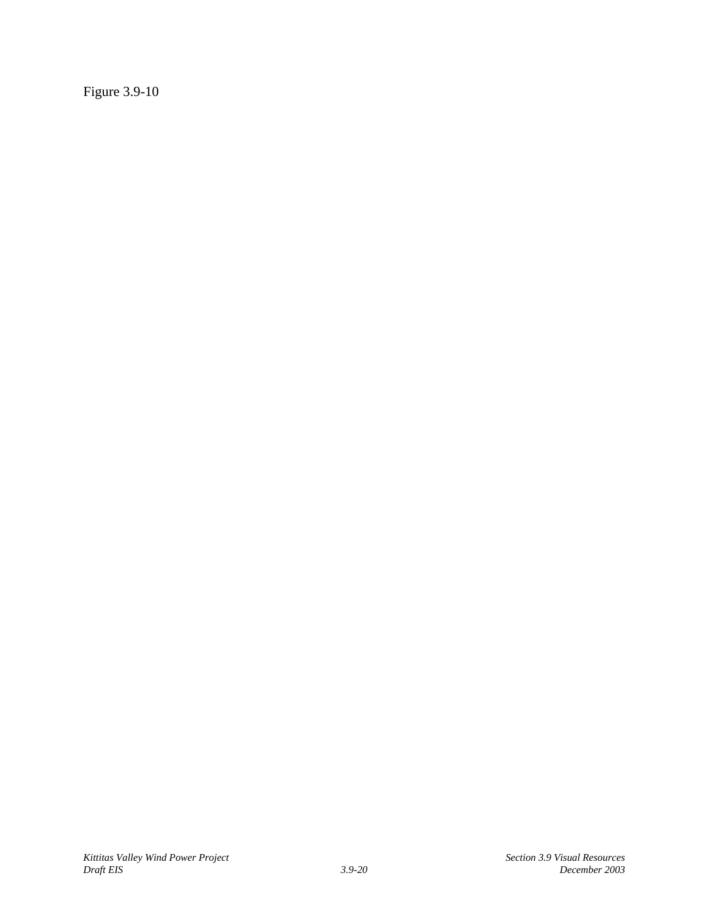Figure 3.9-10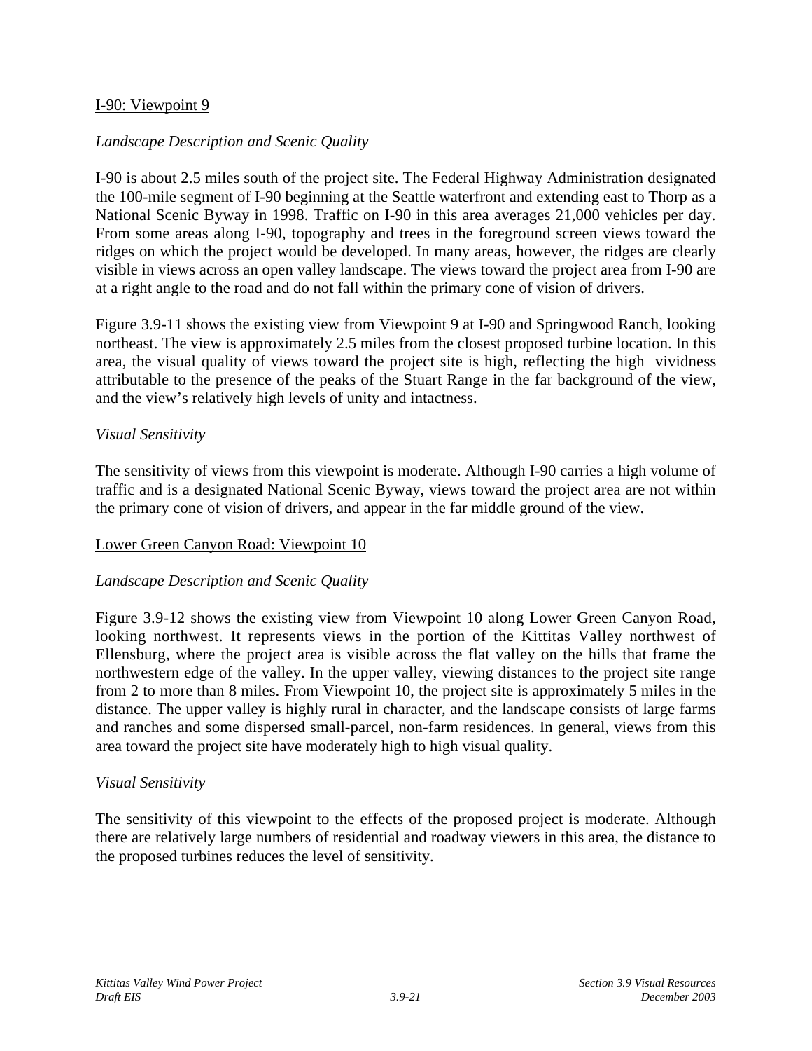I-90: Viewpoint 9

*Landscape Description and Scenic Quality*

I-90 is about 2.5 miles south of the project site. The Federal Highway Administration designated the 100-mile segment of I-90 beginning at the Seattle waterfront and extending east to Thorp as a National Scenic Byway in 1998. Traffic on I-90 in this area averages 21,000 vehicles per day. From some areas along I-90, topography and trees in the foreground screen views toward the ridges on which the project would be developed. In many areas, however, the ridges are clearly visible in views across an open valley landscape. The views toward the project area from I-90 are at a right angle to the road and do not fall within the primary cone of vision of drivers.

Figure 3.9-11 shows the existing view from Viewpoint 9 at I-90 and Springwood Ranch, looking northeast. The view is approximately 2.5 miles from the closest proposed turbine location. In this area, the visual quality of views toward the project site is high, reflecting the high vividness attributable to the presence of the peaks of the Stuart Range in the far background of the view, and the view's relatively high levels of unity and intactness.

*Visual Sensitivity*

The sensitivity of views from this viewpoint is moderate. Although I-90 carries a high volume of traffic and is a designated National Scenic Byway, views toward the project area are not within the primary cone of vision of drivers, and appear in the far middle ground of the view.

Lower Green Canyon Road: Viewpoint 10

*Landscape Description and Scenic Quality*

Figure 3.9-12 shows the existing view from Viewpoint 10 along Lower Green Canyon Road, looking northwest. It represents views in the portion of the Kittitas Valley northwest of Ellensburg, where the project area is visible across the flat valley on the hills that frame the northwestern edge of the valley. In the upper valley, viewing distances to the project site range from 2 to more than 8 miles. From Viewpoint 10, the project site is approximately 5 miles in the distance. The upper valley is highly rural in character, and the landscape consists of large farms and ranches and some dispersed small-parcel, non-farm residences. In general, views from this area toward the project site have moderately high to high visual quality.

*Visual Sensitivity*

The sensitivity of this viewpoint to the effects of the proposed project is moderate. Although there are relatively large numbers of residential and roadway viewers in this area, the distance to the proposed turbines reduces the level of sensitivity.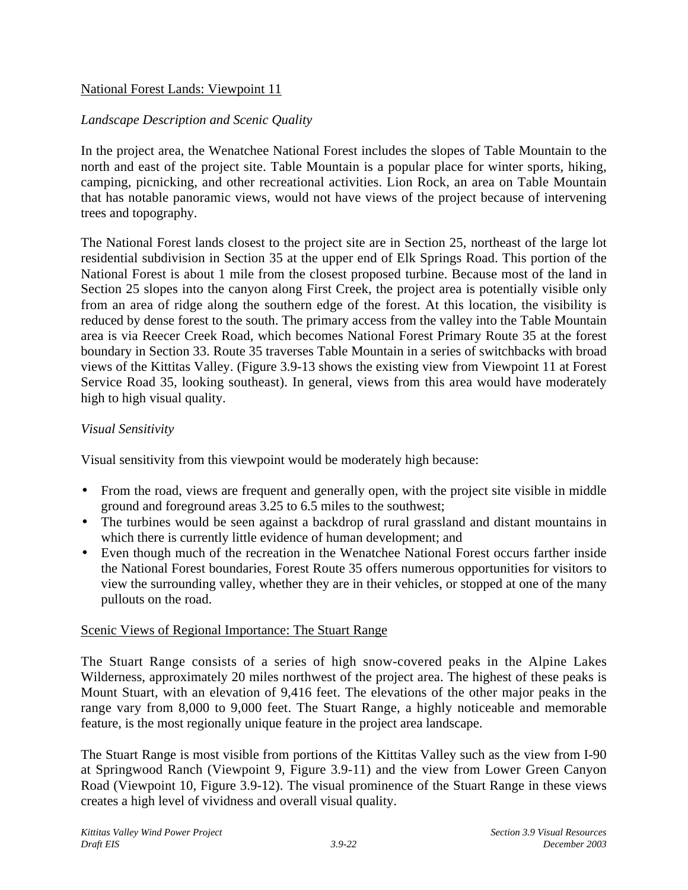National Forest Lands: Viewpoint 11

*Landscape Description and Scenic Quality*

In the project area, the Wenatchee National Forest includes the slopes of Table Mountain to the north and east of the project site. Table Mountain is a popular place for winter sports, hiking, camping, picnicking, and other recreational activities. Lion Rock, an area on Table Mountain that has notable panoramic views, would not have views of the project because of intervening trees and topography.

The National Forest lands closest to the project site are in Section 25, northeast of the large lot residential subdivision in Section 35 at the upper end of Elk Springs Road. This portion of the National Forest is about 1 mile from the closest proposed turbine. Because most of the land in Section 25 slopes into the canyon along First Creek, the project area is potentially visible only from an area of ridge along the southern edge of the forest. At this location, the visibility is reduced by dense forest to the south. The primary access from the valley into the Table Mountain area is via Reecer Creek Road, which becomes National Forest Primary Route 35 at the forest boundary in Section 33. Route 35 traverses Table Mountain in a series of switchbacks with broad views of the Kittitas Valley. (Figure 3.9-13 shows the existing view from Viewpoint 11 at Forest Service Road 35, looking southeast). In general, views from this area would have moderately high to high visual quality.

*Visual Sensitivity*

Visual sensitivity from this viewpoint would be moderately high because:

- From the road, views are frequent and generally open, with the project site visible in middle ground and foreground areas 3.25 to 6.5 miles to the southwest;
- The turbines would be seen against a backdrop of rural grassland and distant mountains in which there is currently little evidence of human development; and
- Even though much of the recreation in the Wenatchee National Forest occurs farther inside the National Forest boundaries, Forest Route 35 offers numerous opportunities for visitors to view the surrounding valley, whether they are in their vehicles, or stopped at one of the many pullouts on the road.

Scenic Views of Regional Importance: The Stuart Range

The Stuart Range consists of a series of high snow-covered peaks in the Alpine Lakes Wilderness, approximately 20 miles northwest of the project area. The highest of these peaks is Mount Stuart, with an elevation of 9,416 feet. The elevations of the other major peaks in the range vary from 8,000 to 9,000 feet. The Stuart Range, a highly noticeable and memorable feature, is the most regionally unique feature in the project area landscape.

The Stuart Range is most visible from portions of the Kittitas Valley such as the view from I-90 at Springwood Ranch (Viewpoint 9, Figure 3.9-11) and the view from Lower Green Canyon Road (Viewpoint 10, Figure 3.9-12). The visual prominence of the Stuart Range in these views creates a high level of vividness and overall visual quality.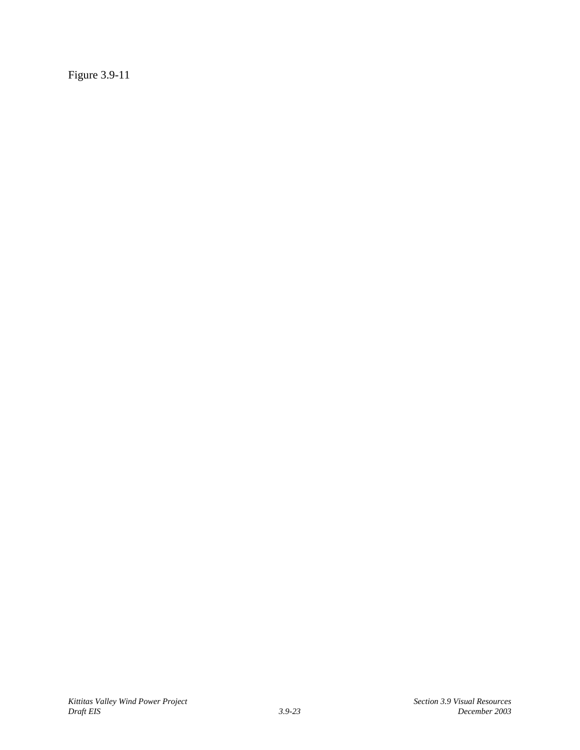Figure 3.9-11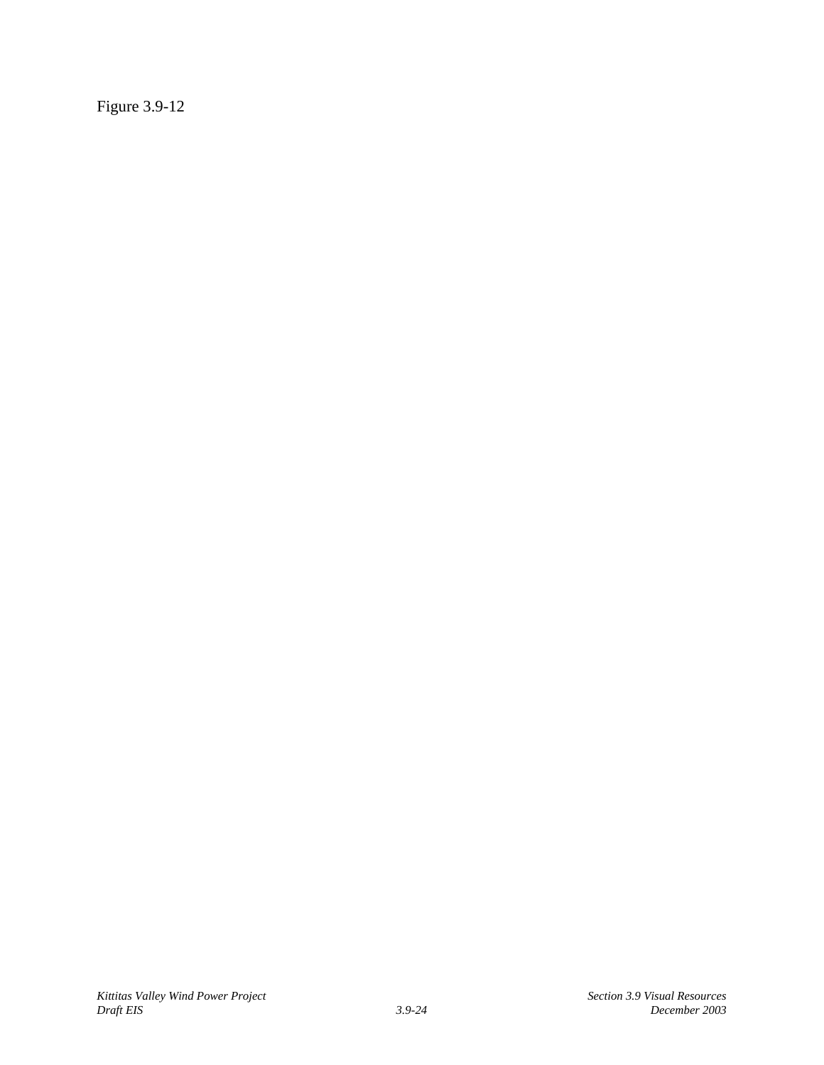Figure 3.9-12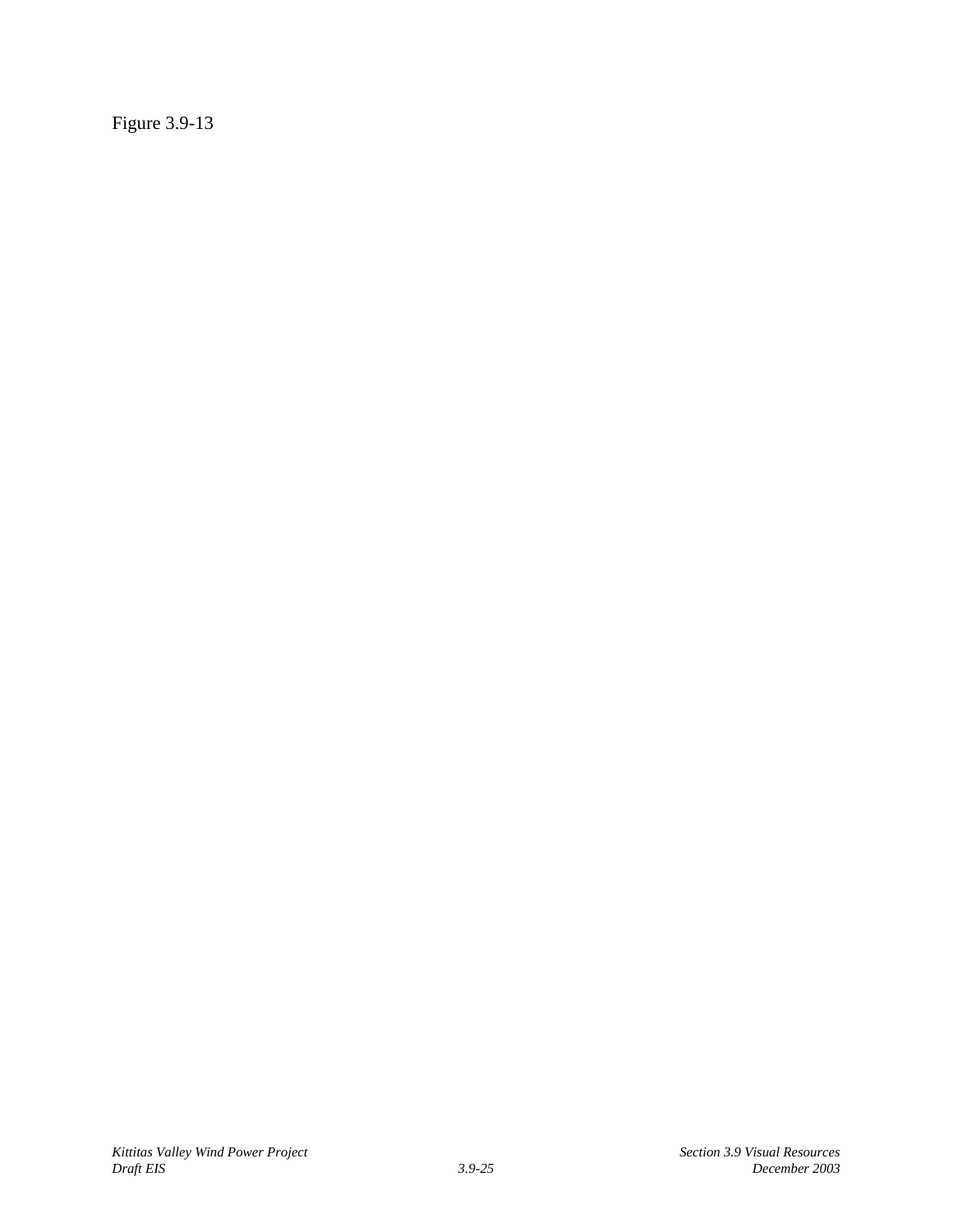Figure 3.9-13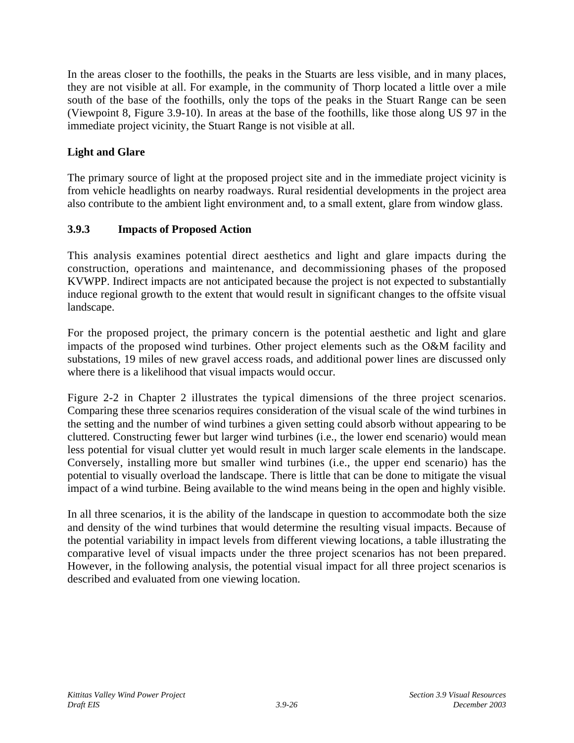In the areas closer to the foothills, the peaks in the Stuarts are less visible, and in many places, they are not visible at all. For example, in the community of Thorp located a little over a mile south of the base of the foothills, only the tops of the peaks in the Stuart Range can be seen (Viewpoint 8, Figure 3.9-10). In areas at the base of the foothills, like those along US 97 in the immediate project vicinity, the Stuart Range is not visible at all.

**Light and Glare**

The primary source of light at the proposed project site and in the immediate project vicinity is from vehicle headlights on nearby roadways. Rural residential developments in the project area also contribute to the ambient light environment and, to a small extent, glare from window glass.

### 3.9.3 Impacts of Proposed Action

This analysis examines potential direct aesthetics and light and glare impacts during the construction, operations and maintenance, and decommissioning phases of the proposed KVWPP. Indirect impacts are not anticipated because the project is not expected to substantially induce regional growth to the extent that would result in significant changes to the offsite visual landscape.

For the proposed project, the primary concern is the potential aesthetic and light and glare impacts of the proposed wind turbines. Other project elements such as the O&M facility and substations, 19 miles of new gravel access roads, and additional power lines are discussed only where there is a likelihood that visual impacts would occur.

Figure 2-2 in Chapter 2 illustrates the typical dimensions of the three project scenarios. Comparing these three scenarios requires consideration of the visual scale of the wind turbines in the setting and the number of wind turbines a given setting could absorb without appearing to be cluttered. Constructing fewer but larger wind turbines (i.e., the lower end scenario) would mean less potential for visual clutter yet would result in much larger scale elements in the landscape. Conversely, installing more but smaller wind turbines (i.e., the upper end scenario) has the potential to visually overload the landscape. There is little that can be done to mitigate the visual impact of a wind turbine. Being available to the wind means being in the open and highly visible.

In all three scenarios, it is the ability of the landscape in question to accommodate both the size and density of the wind turbines that would determine the resulting visual impacts. Because of the potential variability in impact levels from different viewing locations, a table illustrating the comparative level of visual impacts under the three project scenarios has not been prepared. However, in the following analysis, the potential visual impact for all three project scenarios is described and evaluated from one viewing location.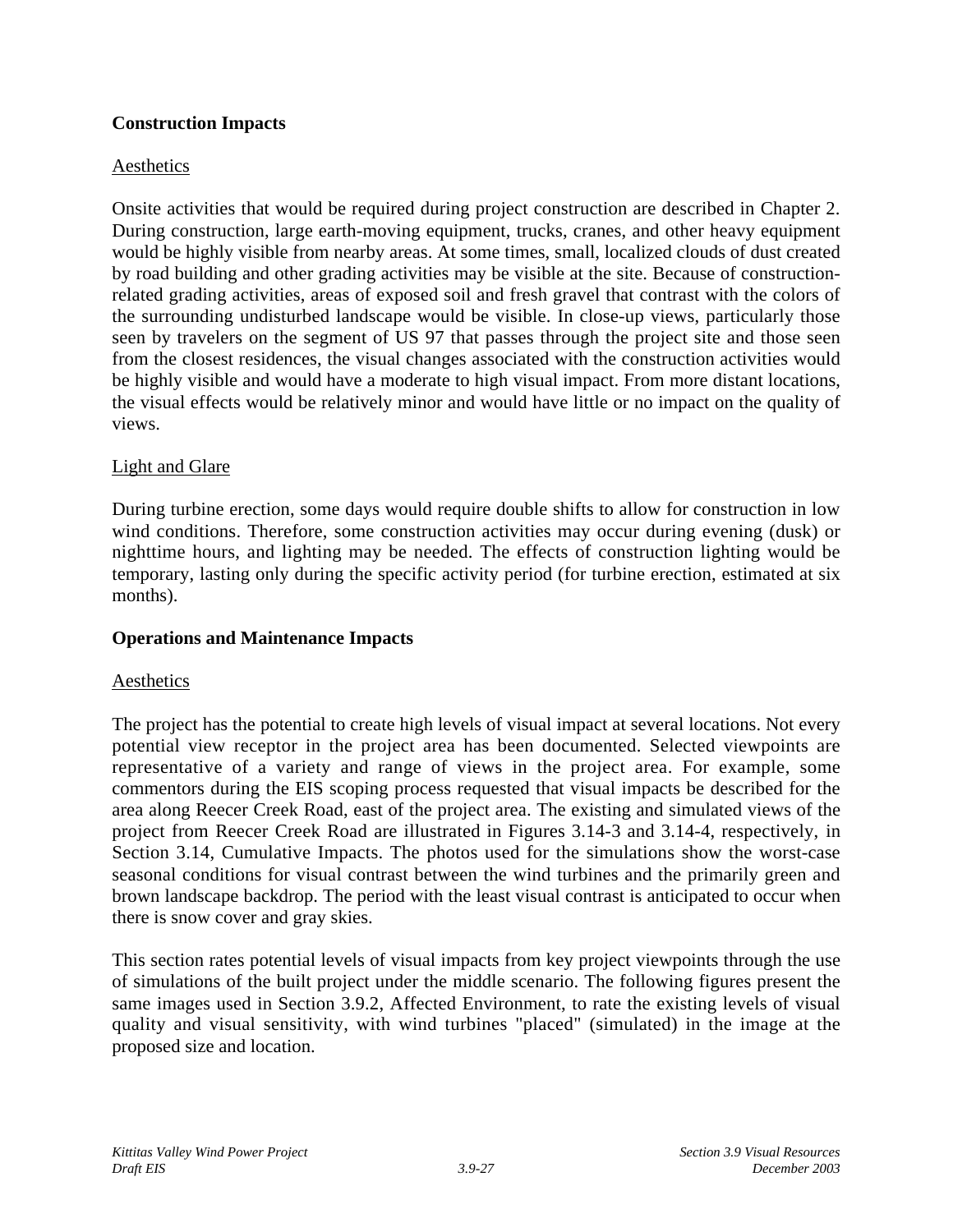## Construction Impacts

Aesthetics

Onsite activities that would be required during project construction are described in Chapter 2. During construction, large earth-moving equipment, trucks, cranes, and other heavy equipment would be highly visible from nearby areas. At some times, small, localized clouds of dust created by road building and other grading activities may be visible at the site. Because of construction-related grading activities, areas of exposed soil and fresh gravel that contrast with the colors of the surrounding undisturbed landscape would be visible. In close-up views, particularly those seen by travelers on the segment of US 97 that passes through the project site and those seen from the closest residences, the visual changes associated with the construction activities would be highly visible and would have a moderate to high visual impact. From more distant locations, the visual effects would be relatively minor and would have little or no impact on the quality of views.

Light and Glare

During turbine erection, some days would require double shifts to allow for construction in low wind conditions. Therefore, some construction activities may occur during evening (dusk) or nighttime hours, and lighting may be needed. The effects of construction lighting would be temporary, lasting only during the specific activity period (for turbine erection, estimated at six months).

## Operations and Maintenance Impacts

Aesthetics

The project has the potential to create high levels of visual impact at several locations. Not every potential view receptor in the project area has been documented. Selected viewpoints are representative of a variety and range of views in the project area. For example, some commentors during the EIS scoping process requested that visual impacts be described for the area along Reecer Creek Road, east of the project area. The existing and simulated views of the project from Reecer Creek Road are illustrated in Figures 3.14-3 and 3.14-4, respectively, in Section 3.14, Cumulative Impacts. The photos used for the simulations show the worst-case seasonal conditions for visual contrast between the wind turbines and the primarily green and brown landscape backdrop. The period with the least visual contrast is anticipated to occur when there is snow cover and gray skies.

This section rates potential levels of visual impacts from key project viewpoints through the use of simulations of the built project under the middle scenario. The following figures present the same images used in Section 3.9.2, Affected Environment, to rate the existing levels of visual quality and visual sensitivity, with wind turbines "placed" (simulated) in the image at the proposed size and location.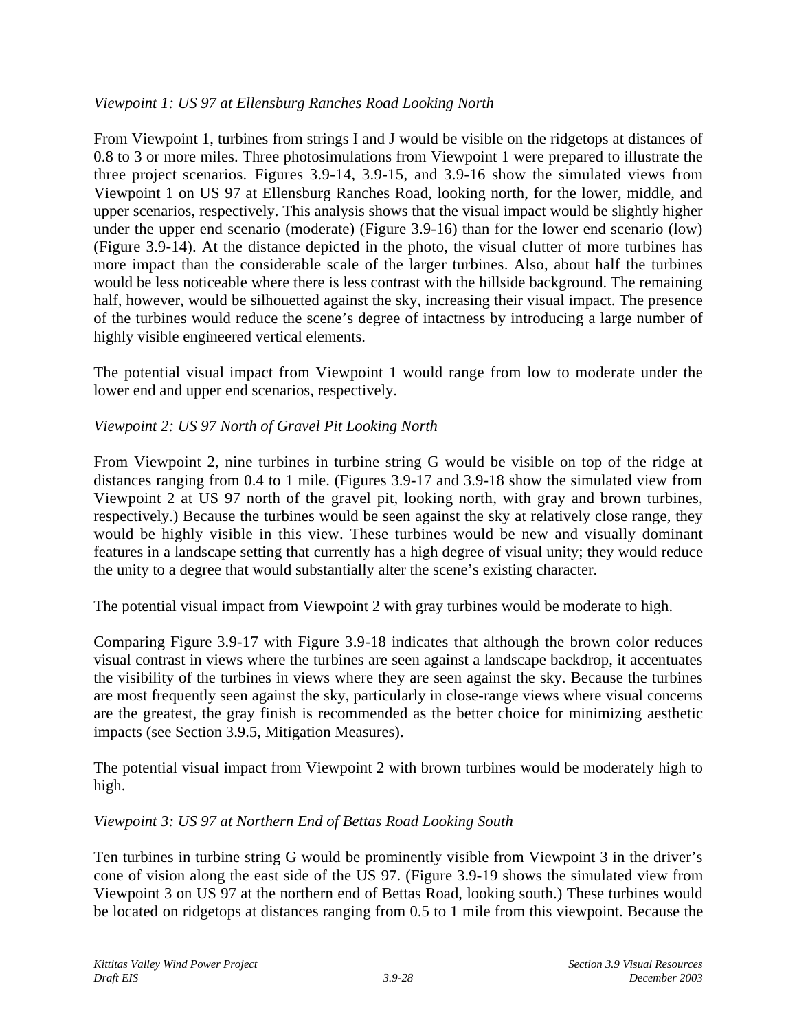*Viewpoint 1: US 97 at Ellensburg Ranches Road Looking North*

From Viewpoint 1, turbines from strings I and J would be visible on the ridgetops at distances of 0.8 to 3 or more miles. Three photosimulations from Viewpoint 1 were prepared to illustrate the three project scenarios. Figures 3.9-14, 3.9-15, and 3.9-16 show the simulated views from Viewpoint 1 on US 97 at Ellensburg Ranches Road, looking north, for the lower, middle, and upper scenarios, respectively. This analysis shows that the visual impact would be slightly higher under the upper end scenario (moderate) (Figure 3.9-16) than for the lower end scenario (low) (Figure 3.9-14). At the distance depicted in the photo, the visual clutter of more turbines has more impact than the considerable scale of the larger turbines. Also, about half the turbines would be less noticeable where there is less contrast with the hillside background. The remaining half, however, would be silhouetted against the sky, increasing their visual impact. The presence of the turbines would reduce the scene's degree of intactness by introducing a large number of highly visible engineered vertical elements.

The potential visual impact from Viewpoint 1 would range from low to moderate under the lower end and upper end scenarios, respectively.

*Viewpoint 2: US 97 North of Gravel Pit Looking North*

From Viewpoint 2, nine turbines in turbine string G would be visible on top of the ridge at distances ranging from 0.4 to 1 mile. (Figures 3.9-17 and 3.9-18 show the simulated view from Viewpoint 2 at US 97 north of the gravel pit, looking north, with gray and brown turbines, respectively.) Because the turbines would be seen against the sky at relatively close range, they would be highly visible in this view. These turbines would be new and visually dominant features in a landscape setting that currently has a high degree of visual unity; they would reduce the unity to a degree that would substantially alter the scene's existing character.

The potential visual impact from Viewpoint 2 with gray turbines would be moderate to high.

Comparing Figure 3.9-17 with Figure 3.9-18 indicates that although the brown color reduces visual contrast in views where the turbines are seen against a landscape backdrop, it accentuates the visibility of the turbines in views where they are seen against the sky. Because the turbines are most frequently seen against the sky, particularly in close-range views where visual concerns are the greatest, the gray finish is recommended as the better choice for minimizing aesthetic impacts (see Section 3.9.5, Mitigation Measures).

The potential visual impact from Viewpoint 2 with brown turbines would be moderately high to high.

*Viewpoint 3: US 97 at Northern End of Bettas Road Looking South*

Ten turbines in turbine string G would be prominently visible from Viewpoint 3 in the driver's cone of vision along the east side of the US 97. (Figure 3.9-19 shows the simulated view from Viewpoint 3 on US 97 at the northern end of Bettas Road, looking south.) These turbines would be located on ridgetops at distances ranging from 0.5 to 1 mile from this viewpoint. Because the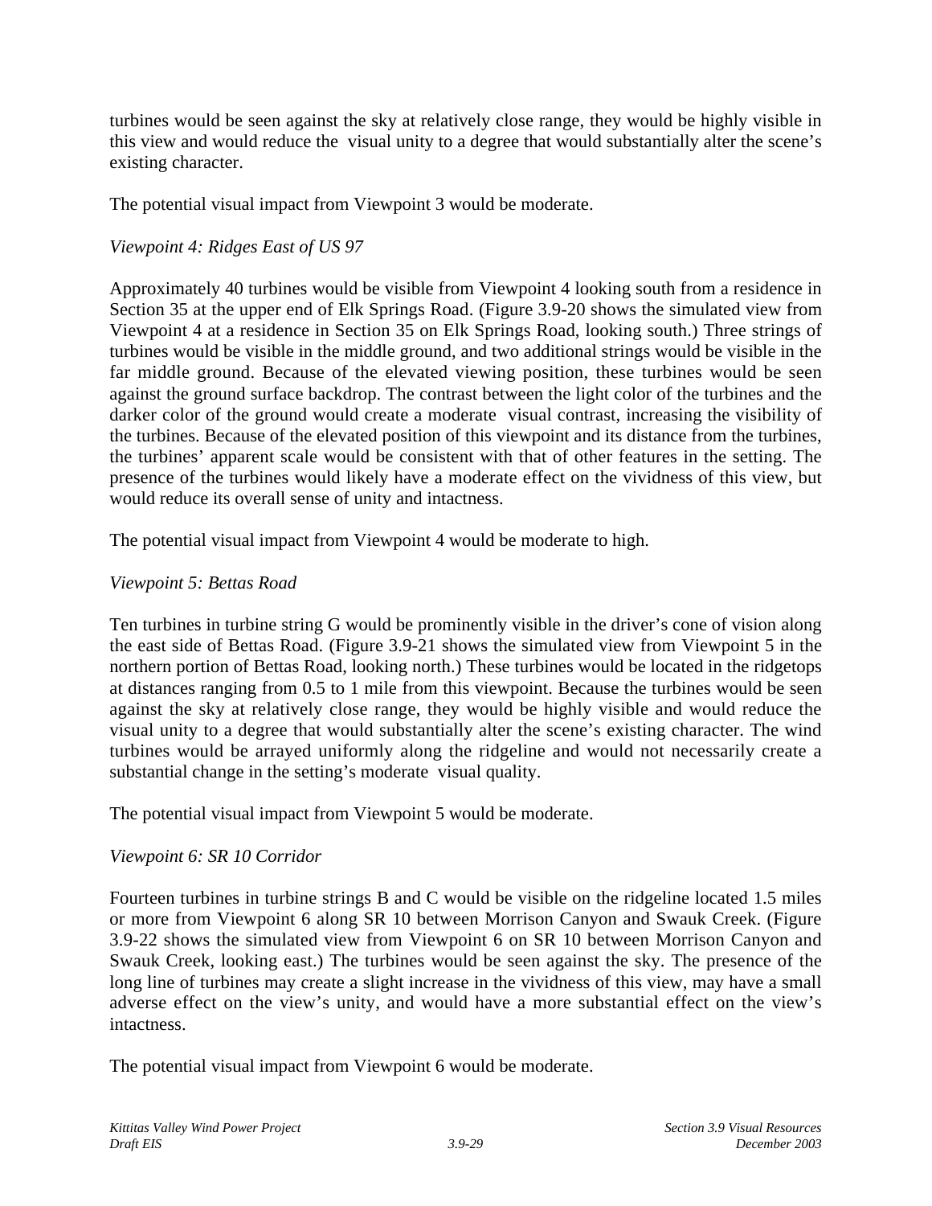turbines would be seen against the sky at relatively close range, they would be highly visible in this view and would reduce the visual unity to a degree that would substantially alter the scene's existing character.

The potential visual impact from Viewpoint 3 would be moderate.

*Viewpoint 4: Ridges East of US 97*

Approximately 40 turbines would be visible from Viewpoint 4 looking south from a residence in Section 35 at the upper end of Elk Springs Road. (Figure 3.9-20 shows the simulated view from Viewpoint 4 at a residence in Section 35 on Elk Springs Road, looking south.) Three strings of turbines would be visible in the middle ground, and two additional strings would be visible in the far middle ground. Because of the elevated viewing position, these turbines would be seen against the ground surface backdrop. The contrast between the light color of the turbines and the darker color of the ground would create a moderate visual contrast, increasing the visibility of the turbines. Because of the elevated position of this viewpoint and its distance from the turbines, the turbines' apparent scale would be consistent with that of other features in the setting. The presence of the turbines would likely have a moderate effect on the vividness of this view, but would reduce its overall sense of unity and intactness.

The potential visual impact from Viewpoint 4 would be moderate to high.

*Viewpoint 5: Bettas Road*

Ten turbines in turbine string G would be prominently visible in the driver's cone of vision along the east side of Bettas Road. (Figure 3.9-21 shows the simulated view from Viewpoint 5 in the northern portion of Bettas Road, looking north.) These turbines would be located in the ridgetops at distances ranging from 0.5 to 1 mile from this viewpoint. Because the turbines would be seen against the sky at relatively close range, they would be highly visible and would reduce the visual unity to a degree that would substantially alter the scene's existing character. The wind turbines would be arrayed uniformly along the ridgeline and would not necessarily create a substantial change in the setting's moderate visual quality.

The potential visual impact from Viewpoint 5 would be moderate.

*Viewpoint 6: SR 10 Corridor*

Fourteen turbines in turbine strings B and C would be visible on the ridgeline located 1.5 miles or more from Viewpoint 6 along SR 10 between Morrison Canyon and Swauk Creek. (Figure 3.9-22 shows the simulated view from Viewpoint 6 on SR 10 between Morrison Canyon and Swauk Creek, looking east.) The turbines would be seen against the sky. The presence of the long line of turbines may create a slight increase in the vividness of this view, may have a small adverse effect on the view's unity, and would have a more substantial effect on the view's intactness.

The potential visual impact from Viewpoint 6 would be moderate.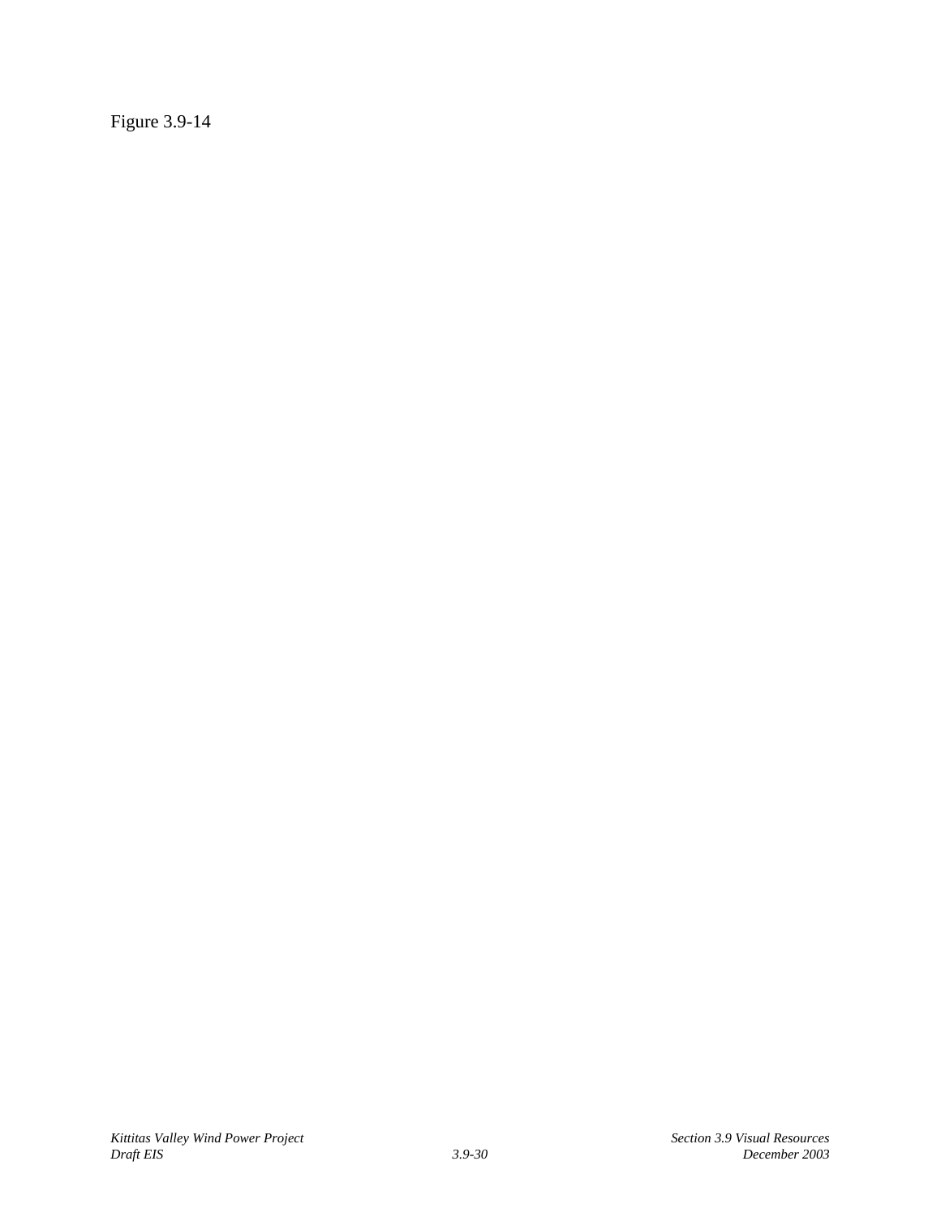Figure 3.9-14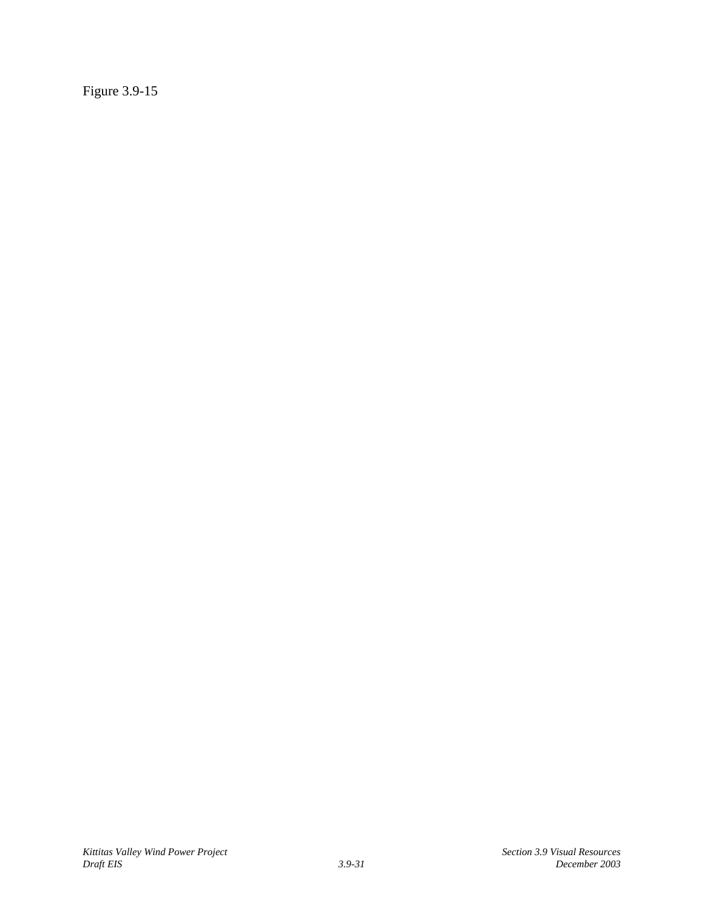Figure 3.9-15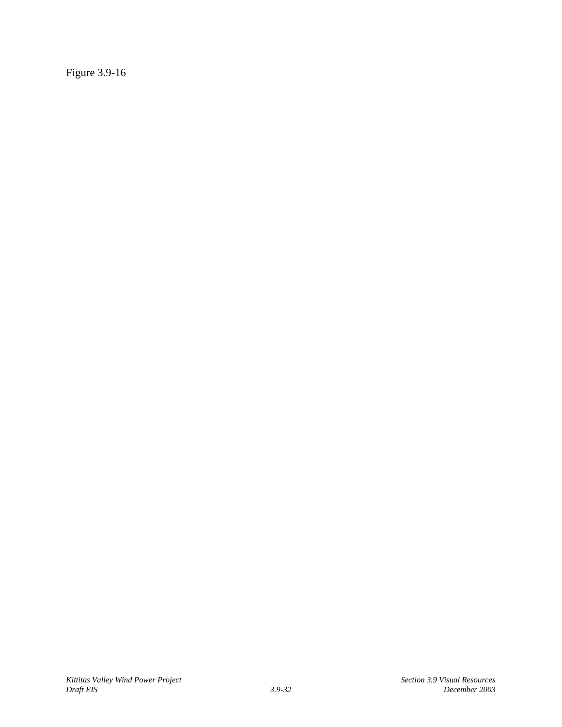Figure 3.9-16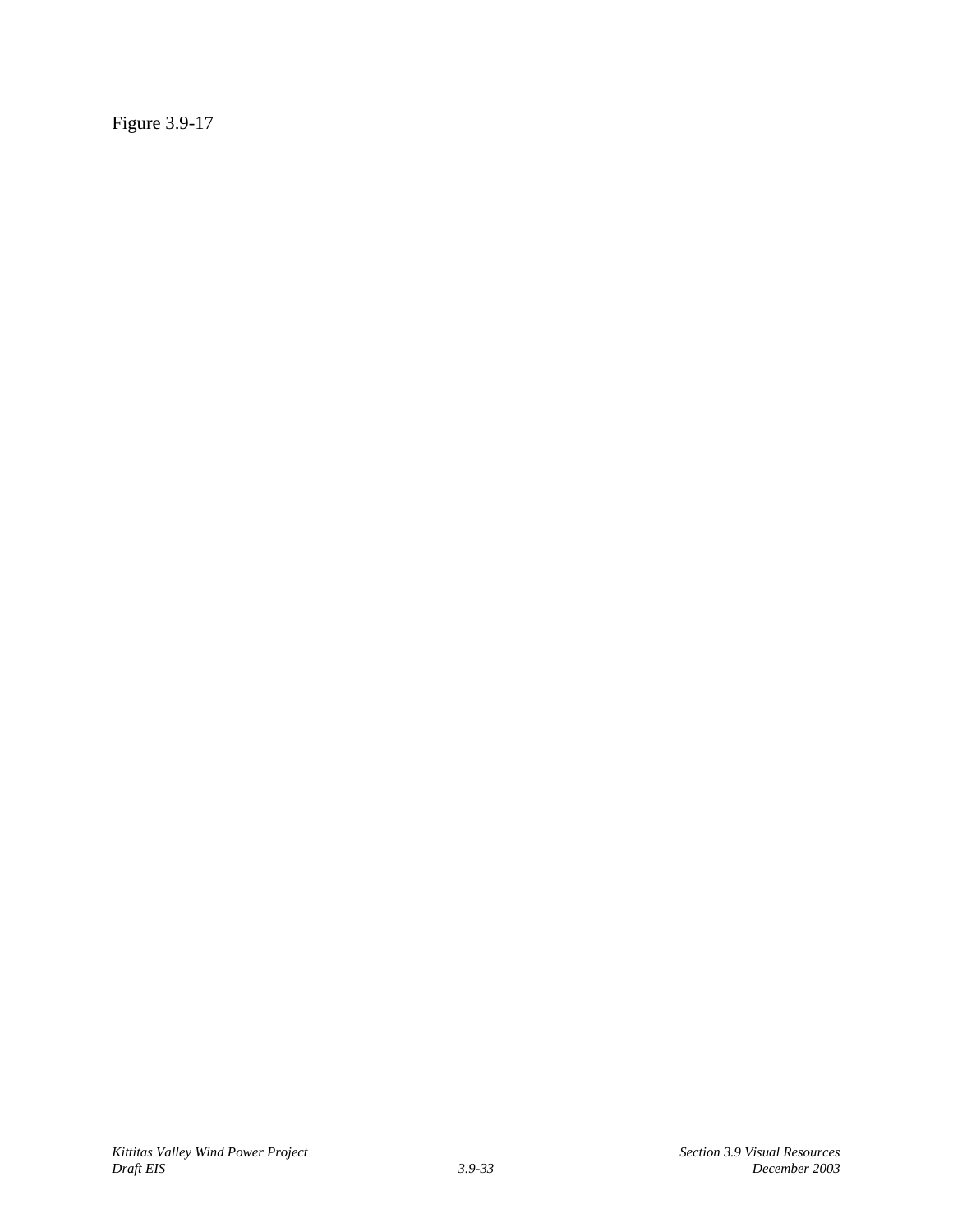Figure 3.9-17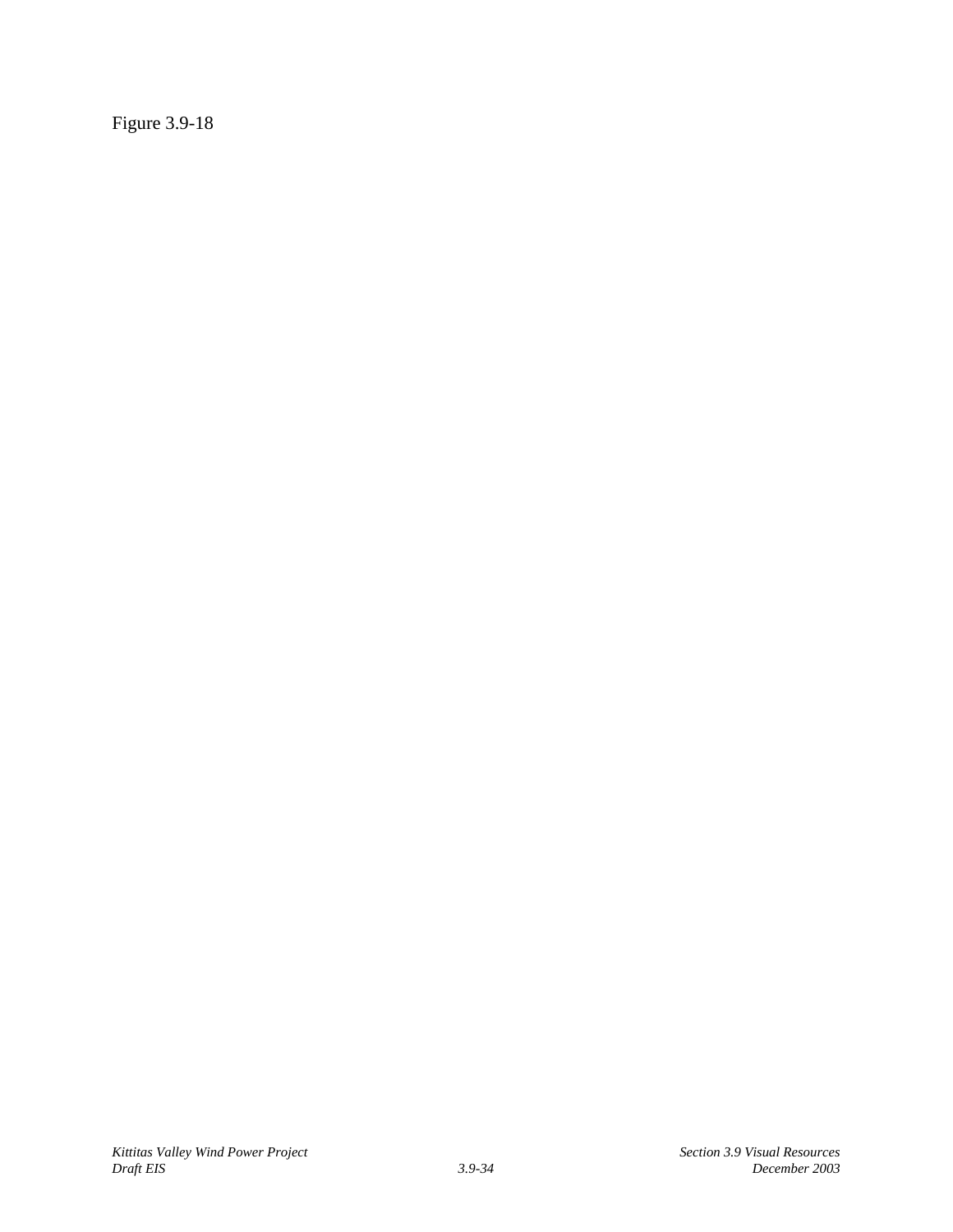Figure 3.9-18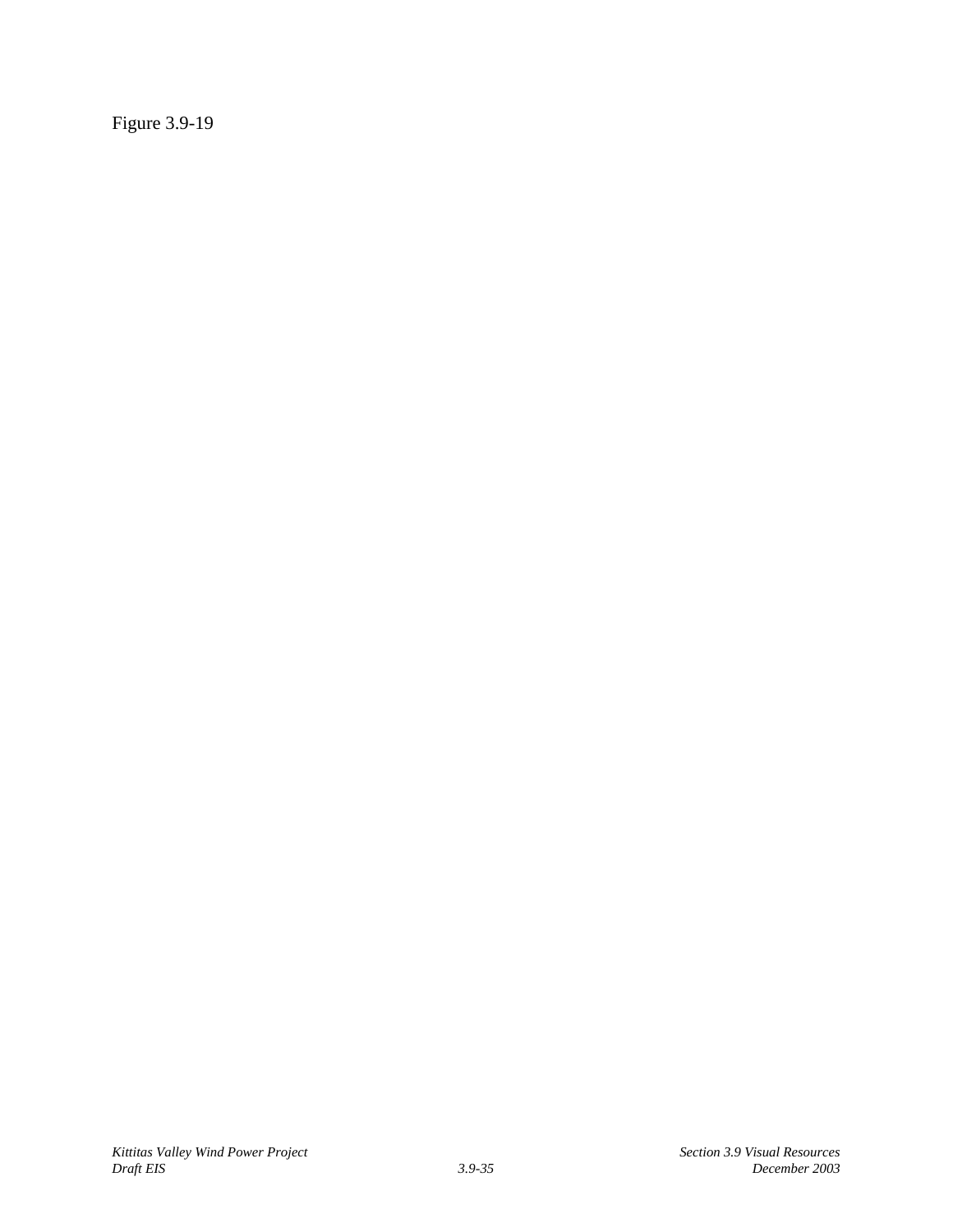Figure 3.9-19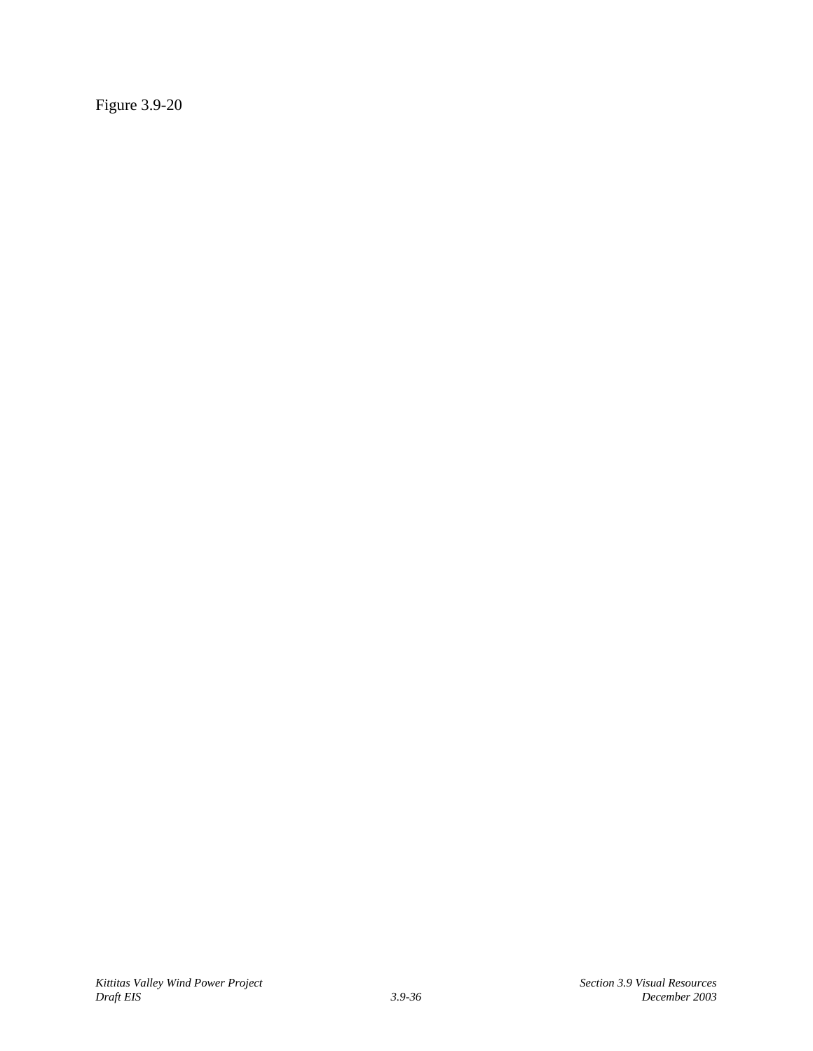Figure 3.9-20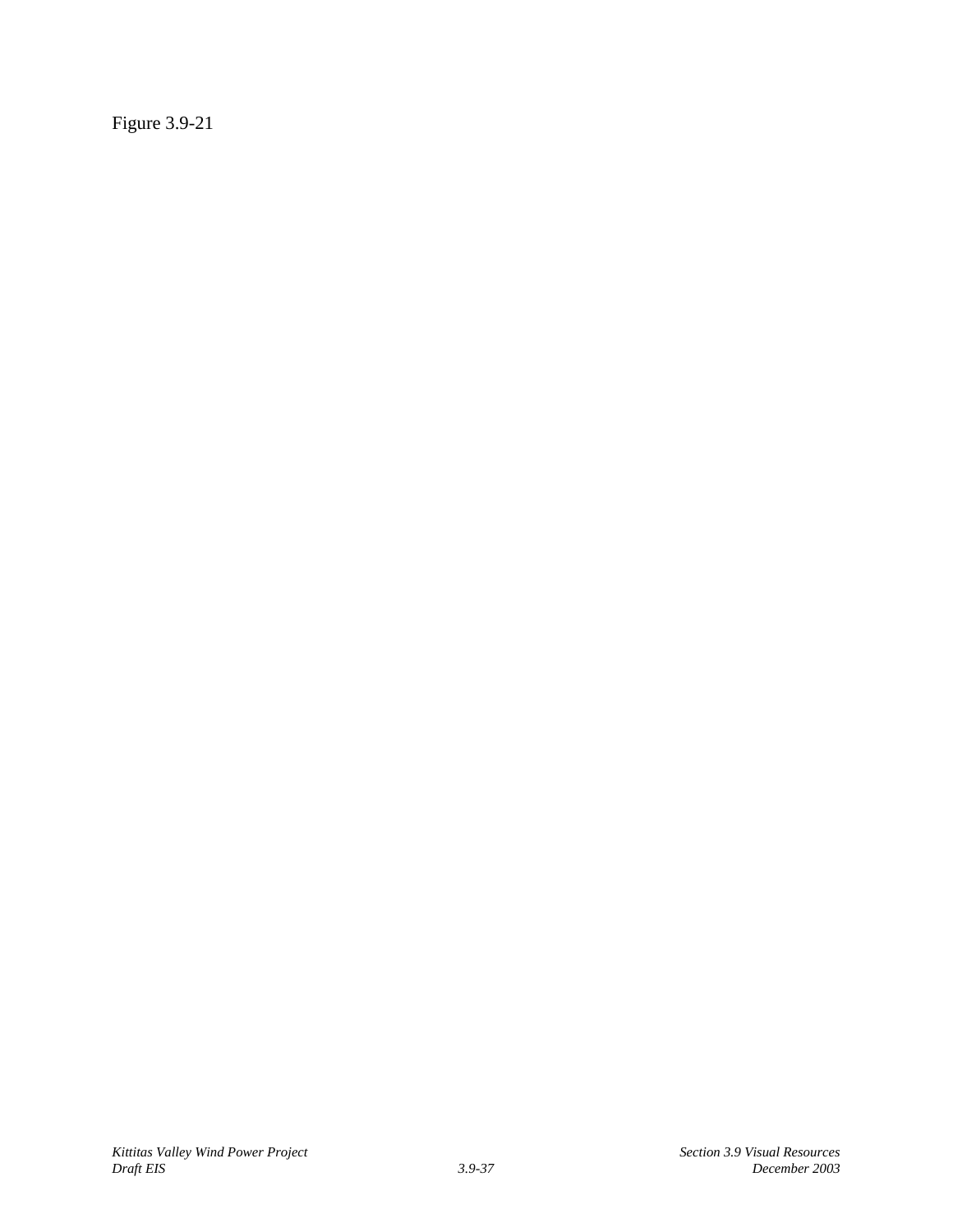Figure 3.9-21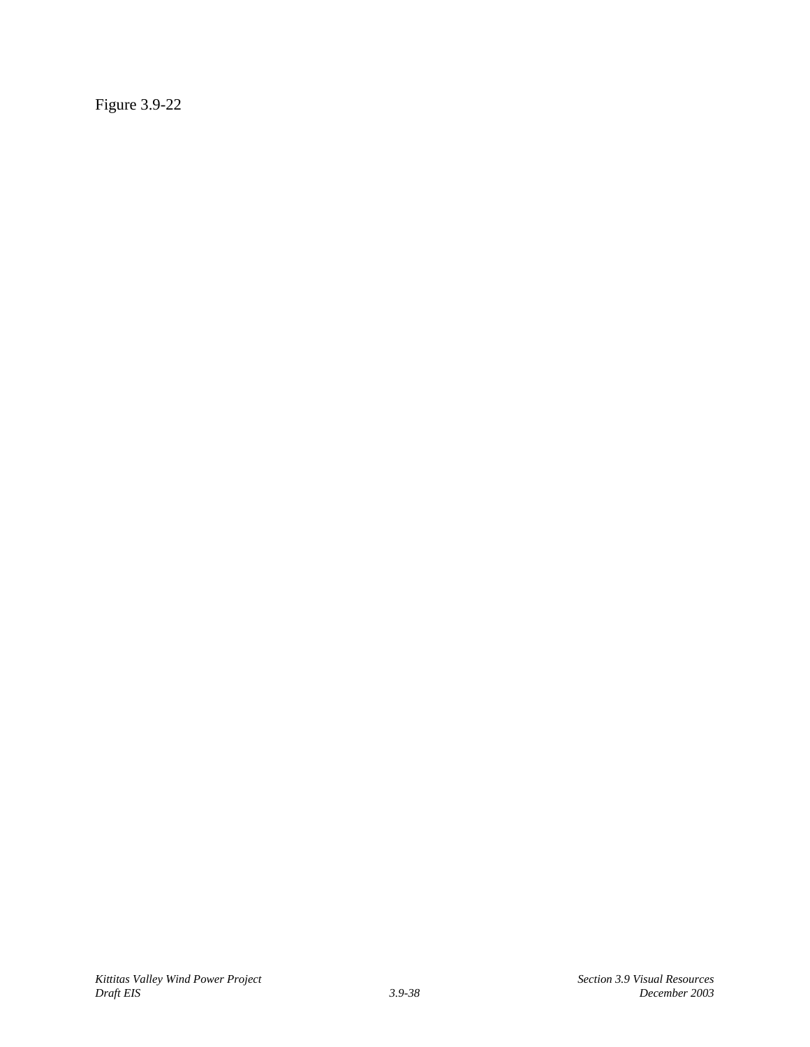Figure 3.9-22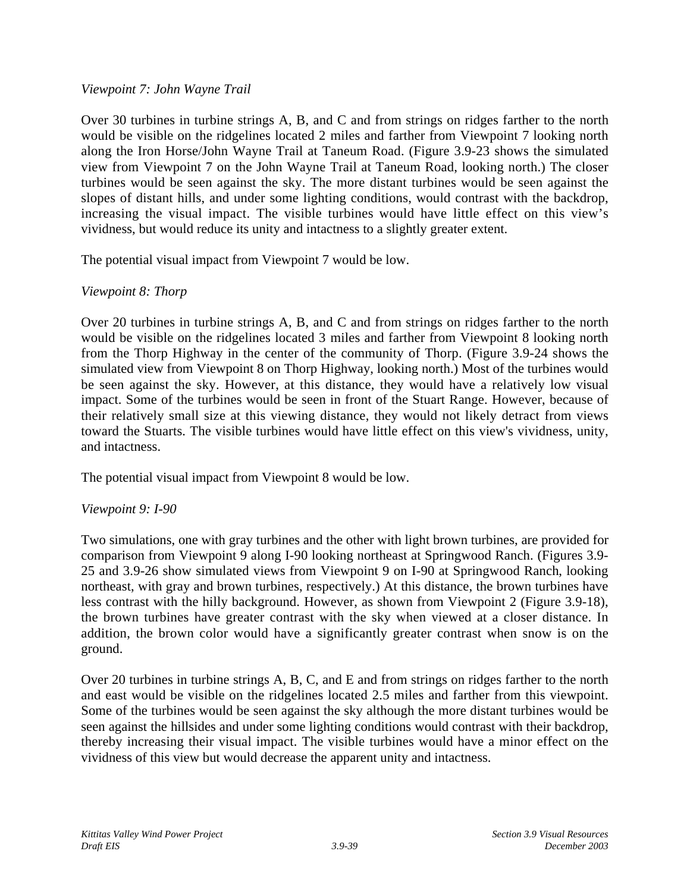*Viewpoint 7: John Wayne Trail*

Over 30 turbines in turbine strings A, B, and C and from strings on ridges farther to the north would be visible on the ridgelines located 2 miles and farther from Viewpoint 7 looking north along the Iron Horse/John Wayne Trail at Taneum Road. (Figure 3.9-23 shows the simulated view from Viewpoint 7 on the John Wayne Trail at Taneum Road, looking north.) The closer turbines would be seen against the sky. The more distant turbines would be seen against the slopes of distant hills, and under some lighting conditions, would contrast with the backdrop, increasing the visual impact. The visible turbines would have little effect on this view's vividness, but would reduce its unity and intactness to a slightly greater extent.

The potential visual impact from Viewpoint 7 would be low.

*Viewpoint 8: Thorp*

Over 20 turbines in turbine strings A, B, and C and from strings on ridges farther to the north would be visible on the ridgelines located 3 miles and farther from Viewpoint 8 looking north from the Thorp Highway in the center of the community of Thorp. (Figure 3.9-24 shows the simulated view from Viewpoint 8 on Thorp Highway, looking north.) Most of the turbines would be seen against the sky. However, at this distance, they would have a relatively low visual impact. Some of the turbines would be seen in front of the Stuart Range. However, because of their relatively small size at this viewing distance, they would not likely detract from views toward the Stuarts. The visible turbines would have little effect on this view's vividness, unity, and intactness.

The potential visual impact from Viewpoint 8 would be low.

*Viewpoint 9: I-90*

Two simulations, one with gray turbines and the other with light brown turbines, are provided for comparison from Viewpoint 9 along I-90 looking northeast at Springwood Ranch. (Figures 3.9-25 and 3.9-26 show simulated views from Viewpoint 9 on I-90 at Springwood Ranch, looking northeast, with gray and brown turbines, respectively.) At this distance, the brown turbines have less contrast with the hilly background. However, as shown from Viewpoint 2 (Figure 3.9-18), the brown turbines have greater contrast with the sky when viewed at a closer distance. In addition, the brown color would have a significantly greater contrast when snow is on the ground.

Over 20 turbines in turbine strings A, B, C, and E and from strings on ridges farther to the north and east would be visible on the ridgelines located 2.5 miles and farther from this viewpoint. Some of the turbines would be seen against the sky although the more distant turbines would be seen against the hillsides and under some lighting conditions would contrast with their backdrop, thereby increasing their visual impact. The visible turbines would have a minor effect on the vividness of this view but would decrease the apparent unity and intactness.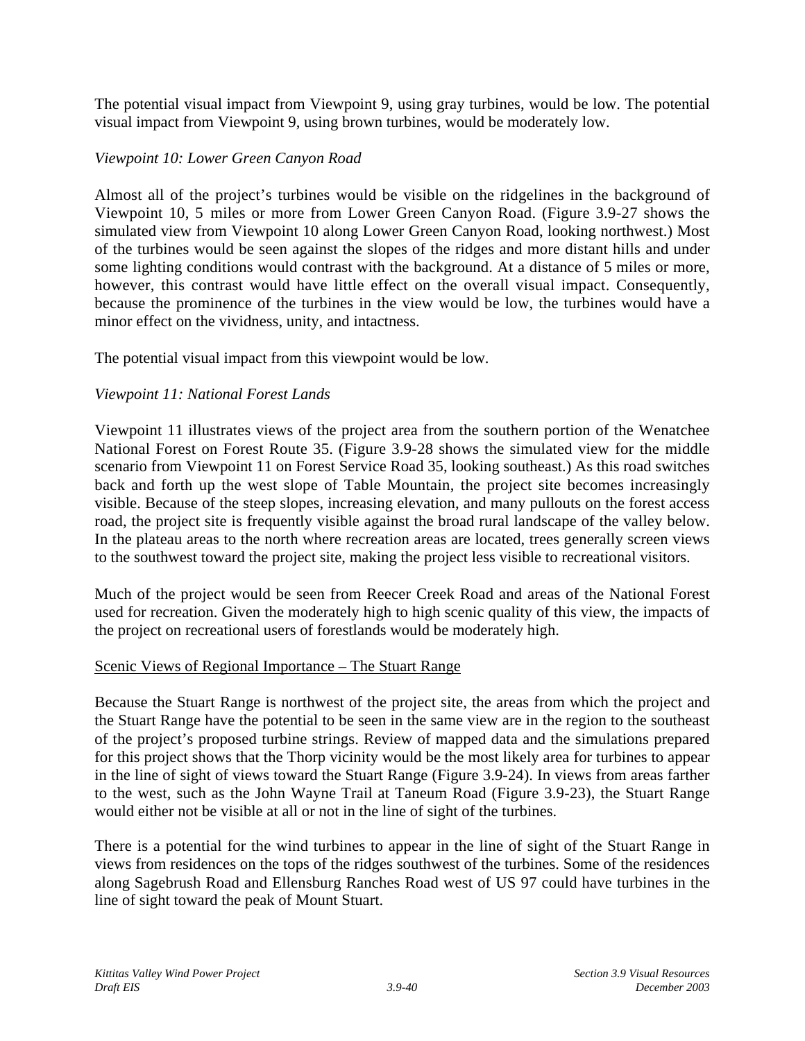The potential visual impact from Viewpoint 9, using gray turbines, would be low. The potential visual impact from Viewpoint 9, using brown turbines, would be moderately low.

*Viewpoint 10: Lower Green Canyon Road*

Almost all of the project's turbines would be visible on the ridgelines in the background of Viewpoint 10, 5 miles or more from Lower Green Canyon Road. (Figure 3.9-27 shows the simulated view from Viewpoint 10 along Lower Green Canyon Road, looking northwest.) Most of the turbines would be seen against the slopes of the ridges and more distant hills and under some lighting conditions would contrast with the background. At a distance of 5 miles or more, however, this contrast would have little effect on the overall visual impact. Consequently, because the prominence of the turbines in the view would be low, the turbines would have a minor effect on the vividness, unity, and intactness.

The potential visual impact from this viewpoint would be low.

*Viewpoint 11: National Forest Lands*

Viewpoint 11 illustrates views of the project area from the southern portion of the Wenatchee National Forest on Forest Route 35. (Figure 3.9-28 shows the simulated view for the middle scenario from Viewpoint 11 on Forest Service Road 35, looking southeast.) As this road switches back and forth up the west slope of Table Mountain, the project site becomes increasingly visible. Because of the steep slopes, increasing elevation, and many pullouts on the forest access road, the project site is frequently visible against the broad rural landscape of the valley below. In the plateau areas to the north where recreation areas are located, trees generally screen views to the southwest toward the project site, making the project less visible to recreational visitors.

Much of the project would be seen from Reecer Creek Road and areas of the National Forest used for recreation. Given the moderately high to high scenic quality of this view, the impacts of the project on recreational users of forestlands would be moderately high.

<u>Scenic Views of Regional Importance – The Stuart Range</u>

Because the Stuart Range is northwest of the project site, the areas from which the project and the Stuart Range have the potential to be seen in the same view are in the region to the southeast of the project's proposed turbine strings. Review of mapped data and the simulations prepared for this project shows that the Thorp vicinity would be the most likely area for turbines to appear in the line of sight of views toward the Stuart Range (Figure 3.9-24). In views from areas farther to the west, such as the John Wayne Trail at Taneum Road (Figure 3.9-23), the Stuart Range would either not be visible at all or not in the line of sight of the turbines.

There is a potential for the wind turbines to appear in the line of sight of the Stuart Range in views from residences on the tops of the ridges southwest of the turbines. Some of the residences along Sagebrush Road and Ellensburg Ranches Road west of US 97 could have turbines in the line of sight toward the peak of Mount Stuart.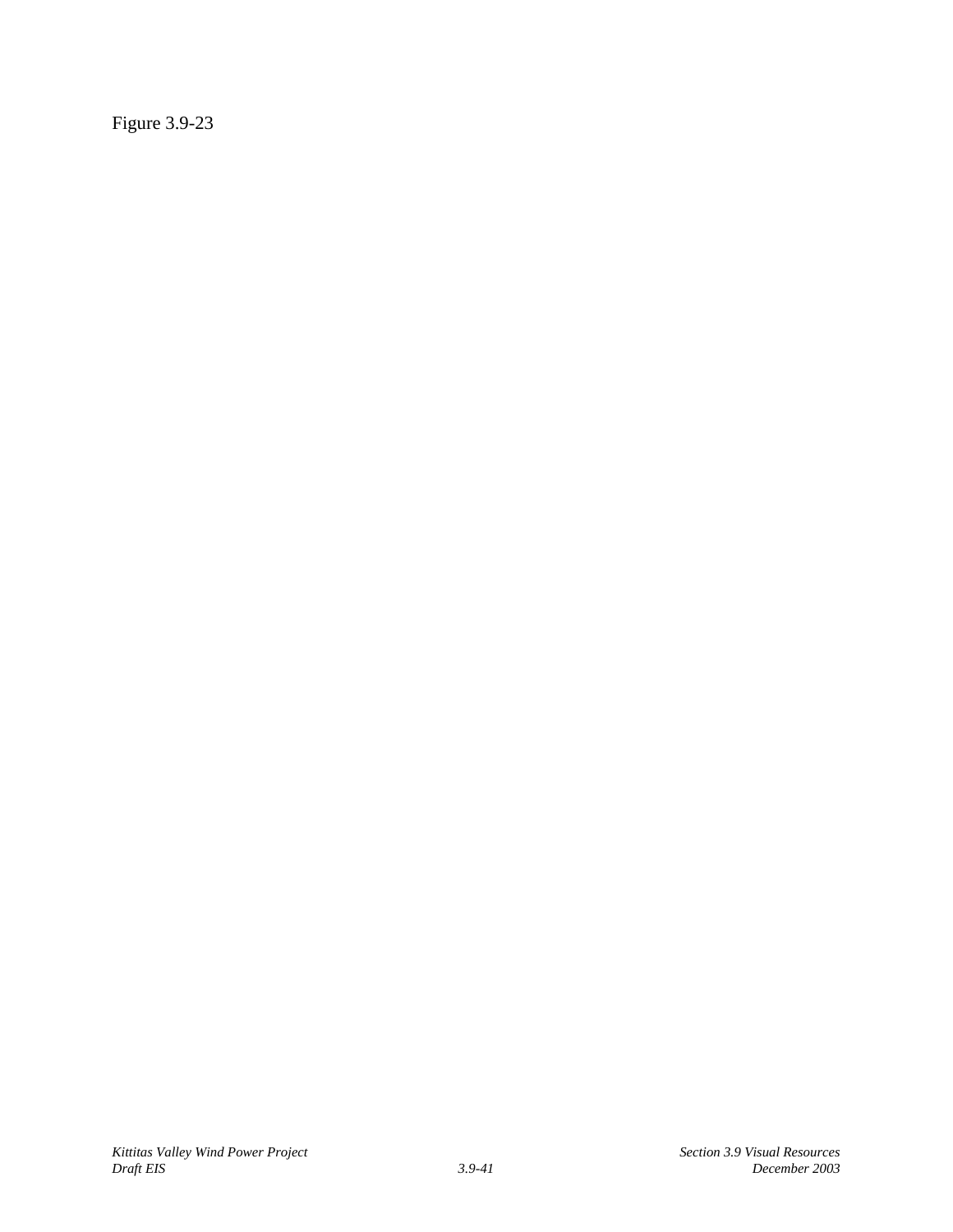Figure 3.9-23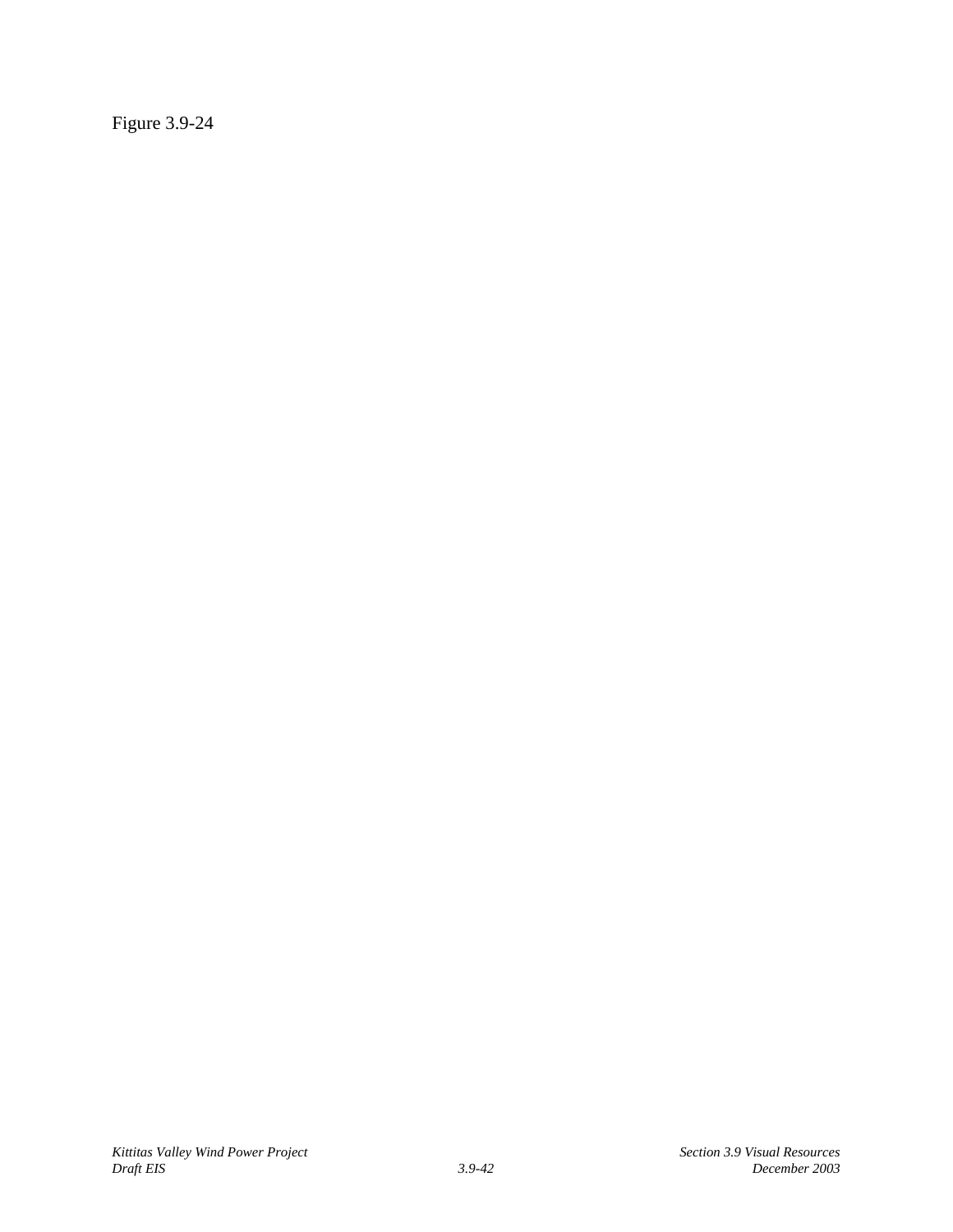Figure 3.9-24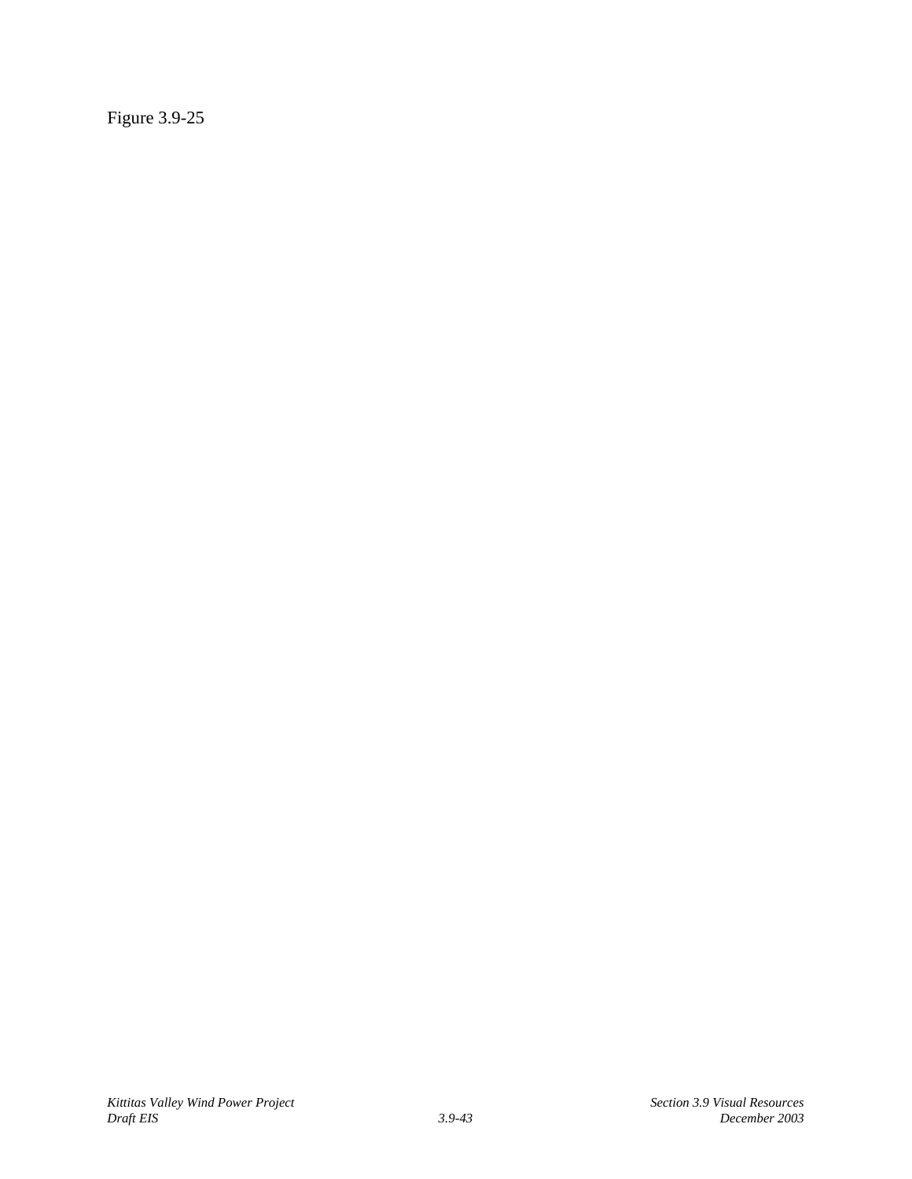Figure 3.9-25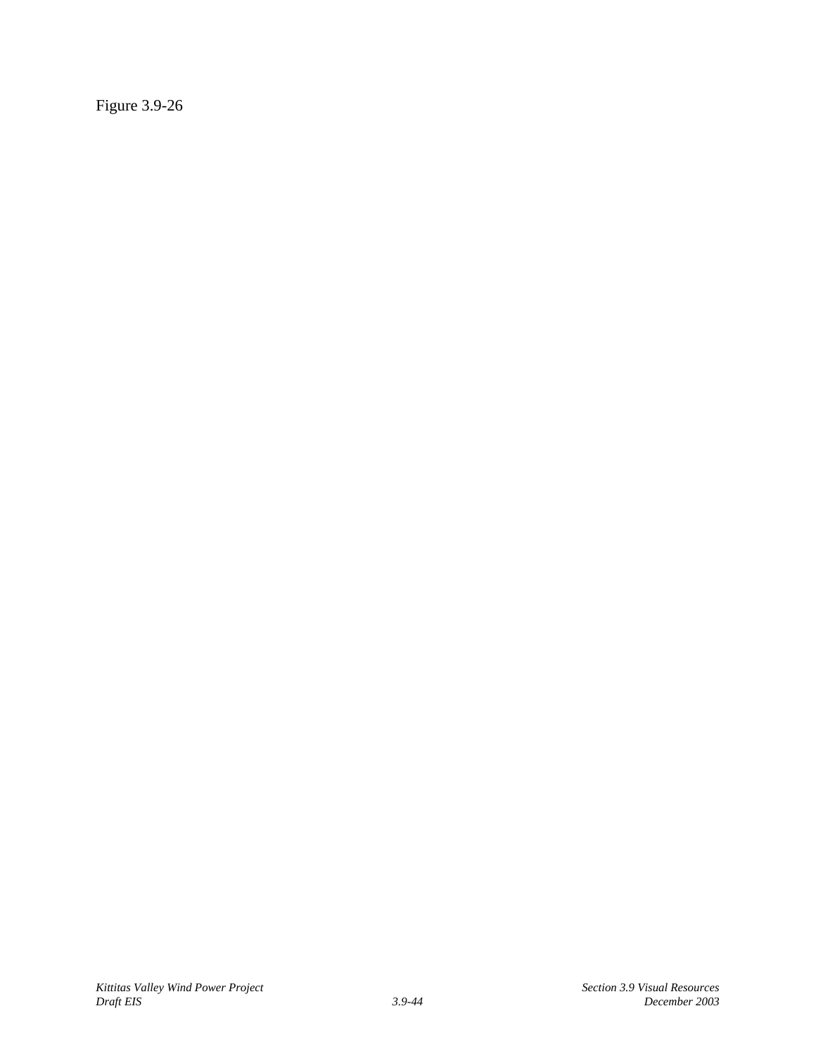Figure 3.9-26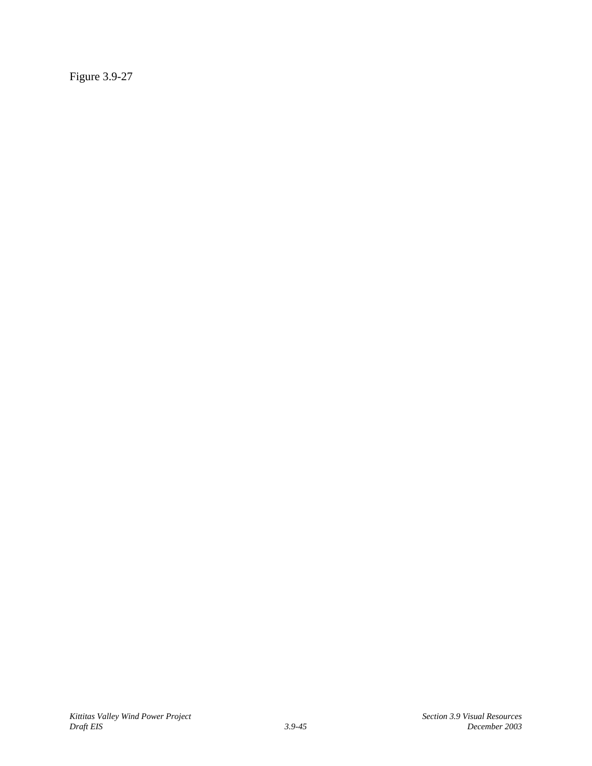Figure 3.9-27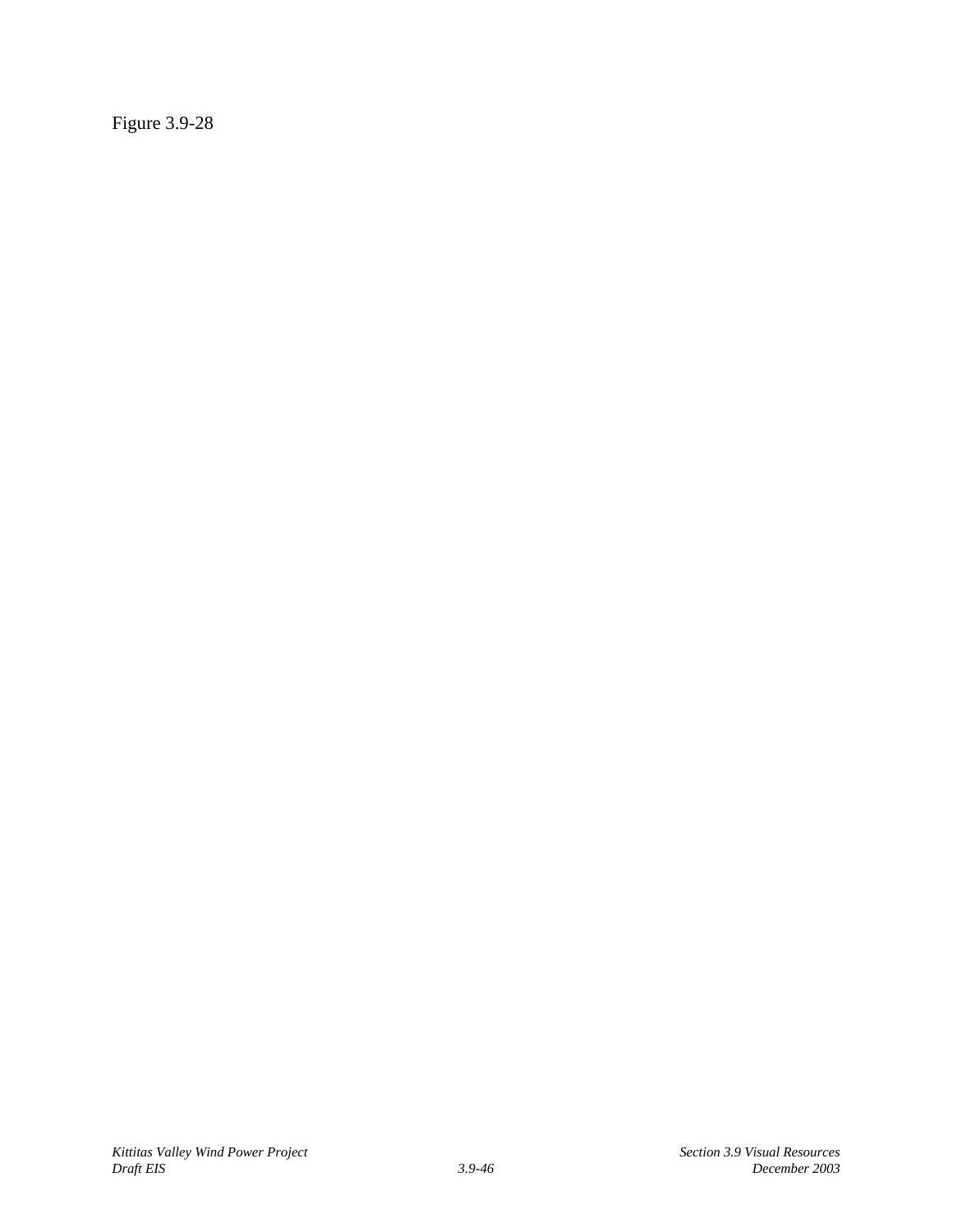Figure 3.9-28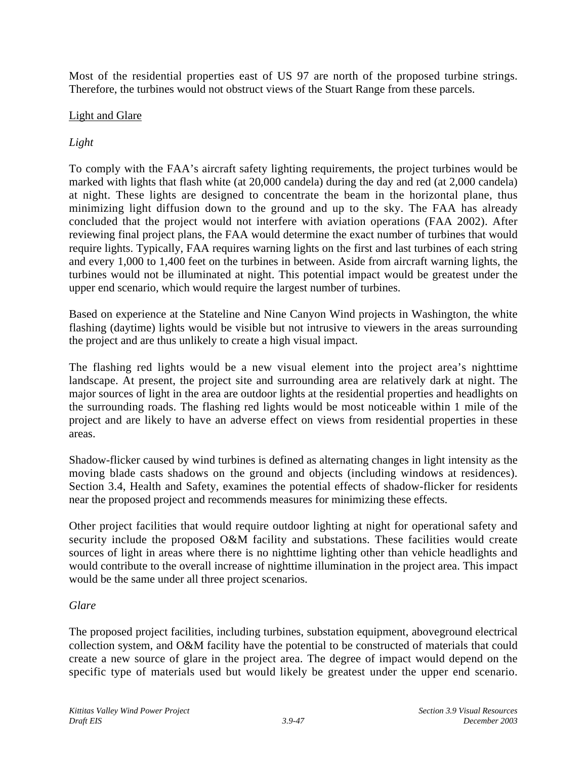Most of the residential properties east of US 97 are north of the proposed turbine strings. Therefore, the turbines would not obstruct views of the Stuart Range from these parcels.

<u>Light and Glare</u>

*Light*

To comply with the FAA's aircraft safety lighting requirements, the project turbines would be marked with lights that flash white (at 20,000 candela) during the day and red (at 2,000 candela) at night. These lights are designed to concentrate the beam in the horizontal plane, thus minimizing light diffusion down to the ground and up to the sky. The FAA has already concluded that the project would not interfere with aviation operations (FAA 2002). After reviewing final project plans, the FAA would determine the exact number of turbines that would require lights. Typically, FAA requires warning lights on the first and last turbines of each string and every 1,000 to 1,400 feet on the turbines in between. Aside from aircraft warning lights, the turbines would not be illuminated at night. This potential impact would be greatest under the upper end scenario, which would require the largest number of turbines.

Based on experience at the Stateline and Nine Canyon Wind projects in Washington, the white flashing (daytime) lights would be visible but not intrusive to viewers in the areas surrounding the project and are thus unlikely to create a high visual impact.

The flashing red lights would be a new visual element into the project area's nighttime landscape. At present, the project site and surrounding area are relatively dark at night. The major sources of light in the area are outdoor lights at the residential properties and headlights on the surrounding roads. The flashing red lights would be most noticeable within 1 mile of the project and are likely to have an adverse effect on views from residential properties in these areas.

Shadow-flicker caused by wind turbines is defined as alternating changes in light intensity as the moving blade casts shadows on the ground and objects (including windows at residences). Section 3.4, Health and Safety, examines the potential effects of shadow-flicker for residents near the proposed project and recommends measures for minimizing these effects.

Other project facilities that would require outdoor lighting at night for operational safety and security include the proposed O&M facility and substations. These facilities would create sources of light in areas where there is no nighttime lighting other than vehicle headlights and would contribute to the overall increase of nighttime illumination in the project area. This impact would be the same under all three project scenarios.

*Glare*

The proposed project facilities, including turbines, substation equipment, aboveground electrical collection system, and O&M facility have the potential to be constructed of materials that could create a new source of glare in the project area. The degree of impact would depend on the specific type of materials used but would likely be greatest under the upper end scenario.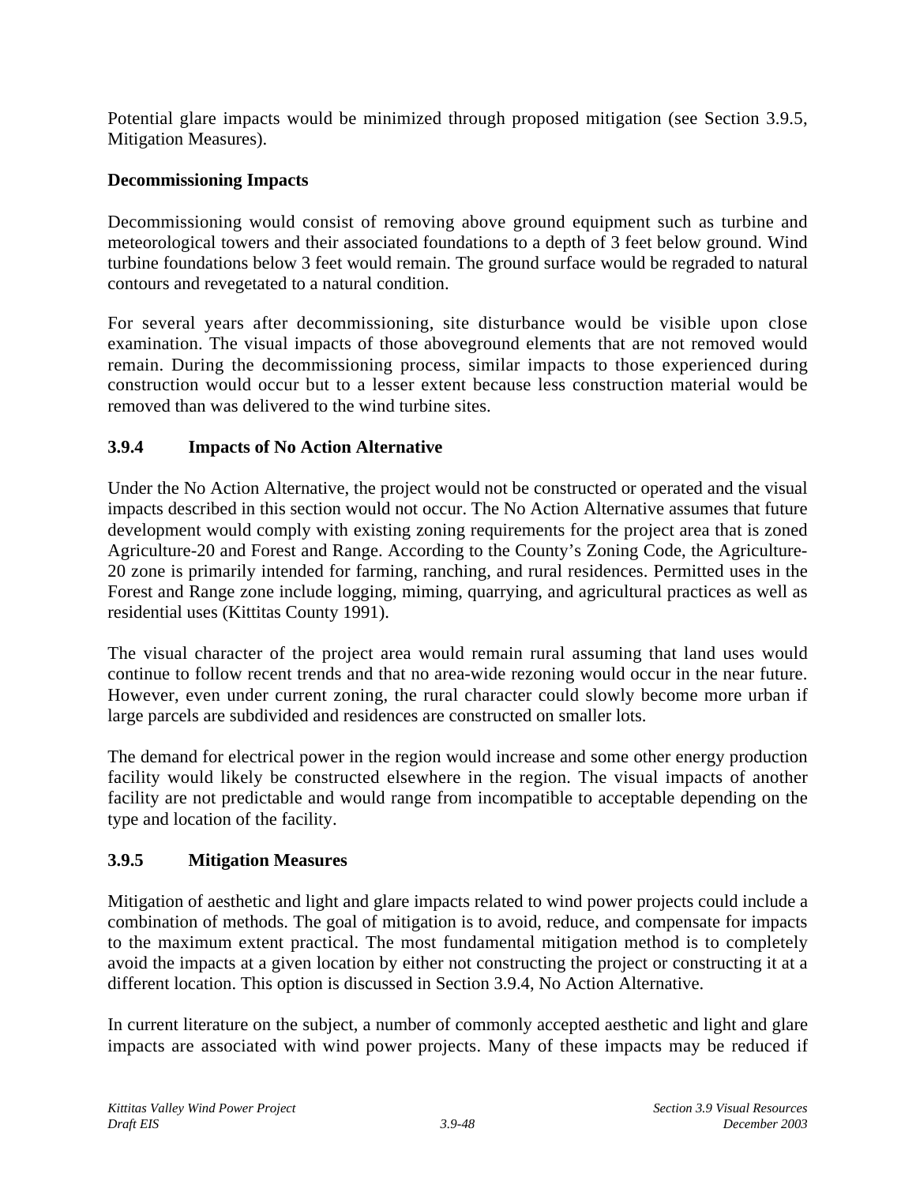Potential glare impacts would be minimized through proposed mitigation (see Section 3.9.5, Mitigation Measures).

**Decommissioning Impacts**

Decommissioning would consist of removing above ground equipment such as turbine and meteorological towers and their associated foundations to a depth of 3 feet below ground. Wind turbine foundations below 3 feet would remain. The ground surface would be regraded to natural contours and revegetated to a natural condition.

For several years after decommissioning, site disturbance would be visible upon close examination. The visual impacts of those aboveground elements that are not removed would remain. During the decommissioning process, similar impacts to those experienced during construction would occur but to a lesser extent because less construction material would be removed than was delivered to the wind turbine sites.

### 3.9.4 Impacts of No Action Alternative

Under the No Action Alternative, the project would not be constructed or operated and the visual impacts described in this section would not occur. The No Action Alternative assumes that future development would comply with existing zoning requirements for the project area that is zoned Agriculture-20 and Forest and Range. According to the County's Zoning Code, the Agriculture-20 zone is primarily intended for farming, ranching, and rural residences. Permitted uses in the Forest and Range zone include logging, miming, quarrying, and agricultural practices as well as residential uses (Kittitas County 1991).

The visual character of the project area would remain rural assuming that land uses would continue to follow recent trends and that no area-wide rezoning would occur in the near future. However, even under current zoning, the rural character could slowly become more urban if large parcels are subdivided and residences are constructed on smaller lots.

The demand for electrical power in the region would increase and some other energy production facility would likely be constructed elsewhere in the region. The visual impacts of another facility are not predictable and would range from incompatible to acceptable depending on the type and location of the facility.

### 3.9.5 Mitigation Measures

Mitigation of aesthetic and light and glare impacts related to wind power projects could include a combination of methods. The goal of mitigation is to avoid, reduce, and compensate for impacts to the maximum extent practical. The most fundamental mitigation method is to completely avoid the impacts at a given location by either not constructing the project or constructing it at a different location. This option is discussed in Section 3.9.4, No Action Alternative.

In current literature on the subject, a number of commonly accepted aesthetic and light and glare impacts are associated with wind power projects. Many of these impacts may be reduced if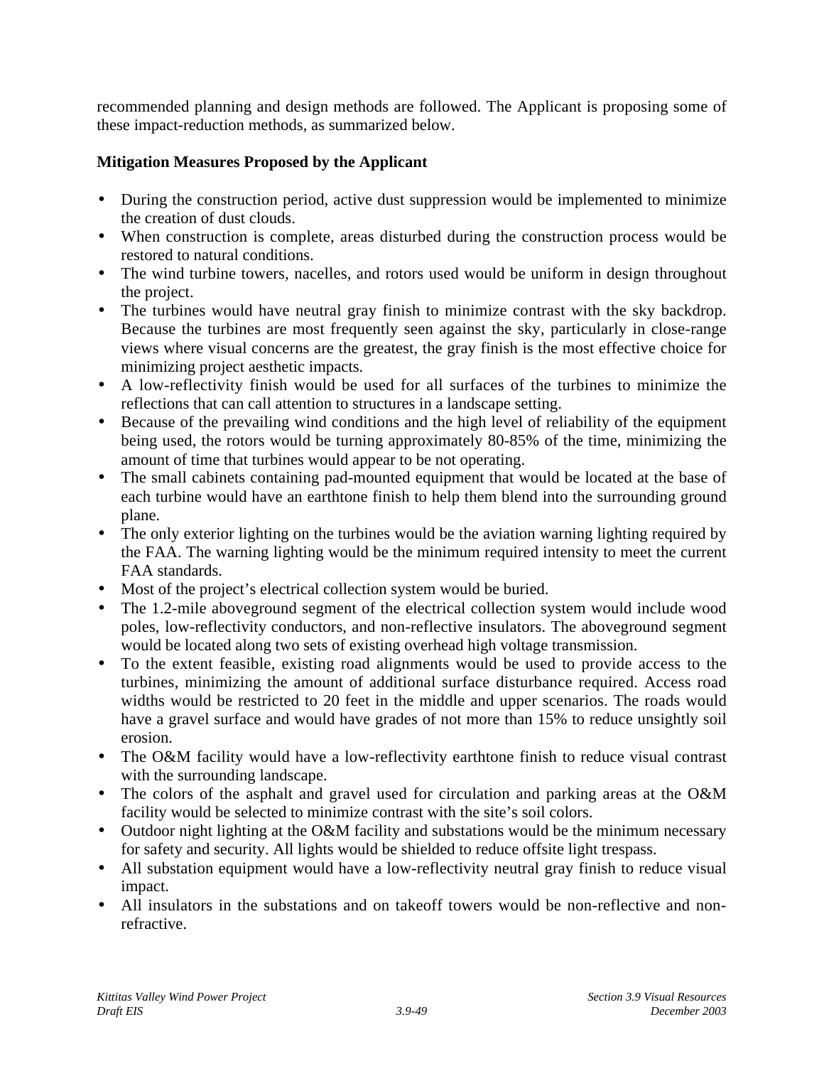recommended planning and design methods are followed. The Applicant is proposing some of these impact-reduction methods, as summarized below.

**Mitigation Measures Proposed by the Applicant**

- During the construction period, active dust suppression would be implemented to minimize the creation of dust clouds.
- When construction is complete, areas disturbed during the construction process would be restored to natural conditions.
- The wind turbine towers, nacelles, and rotors used would be uniform in design throughout the project.
- The turbines would have neutral gray finish to minimize contrast with the sky backdrop. Because the turbines are most frequently seen against the sky, particularly in close-range views where visual concerns are the greatest, the gray finish is the most effective choice for minimizing project aesthetic impacts.
- A low-reflectivity finish would be used for all surfaces of the turbines to minimize the reflections that can call attention to structures in a landscape setting.
- Because of the prevailing wind conditions and the high level of reliability of the equipment being used, the rotors would be turning approximately 80-85% of the time, minimizing the amount of time that turbines would appear to be not operating.
- The small cabinets containing pad-mounted equipment that would be located at the base of each turbine would have an earthtone finish to help them blend into the surrounding ground plane.
- The only exterior lighting on the turbines would be the aviation warning lighting required by the FAA. The warning lighting would be the minimum required intensity to meet the current FAA standards.
- Most of the project's electrical collection system would be buried.
- The 1.2-mile aboveground segment of the electrical collection system would include wood poles, low-reflectivity conductors, and non-reflective insulators. The aboveground segment would be located along two sets of existing overhead high voltage transmission.
- To the extent feasible, existing road alignments would be used to provide access to the turbines, minimizing the amount of additional surface disturbance required. Access road widths would be restricted to 20 feet in the middle and upper scenarios. The roads would have a gravel surface and would have grades of not more than 15% to reduce unsightly soil erosion.
- The O&M facility would have a low-reflectivity earthtone finish to reduce visual contrast with the surrounding landscape.
- The colors of the asphalt and gravel used for circulation and parking areas at the O&M facility would be selected to minimize contrast with the site's soil colors.
- Outdoor night lighting at the O&M facility and substations would be the minimum necessary for safety and security. All lights would be shielded to reduce offsite light trespass.
- All substation equipment would have a low-reflectivity neutral gray finish to reduce visual impact.
- All insulators in the substations and on takeoff towers would be non-reflective and non-refractive.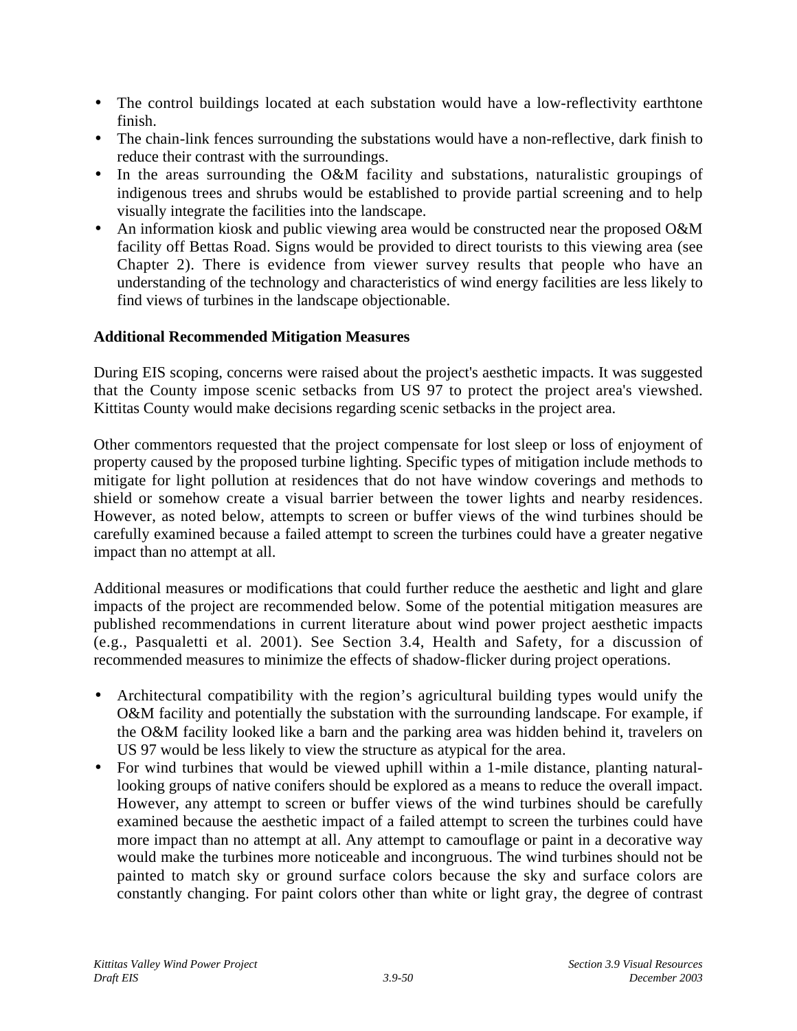- The control buildings located at each substation would have a low-reflectivity earthtone finish.
- The chain-link fences surrounding the substations would have a non-reflective, dark finish to reduce their contrast with the surroundings.
- In the areas surrounding the O&M facility and substations, naturalistic groupings of indigenous trees and shrubs would be established to provide partial screening and to help visually integrate the facilities into the landscape.
- An information kiosk and public viewing area would be constructed near the proposed O&M facility off Bettas Road. Signs would be provided to direct tourists to this viewing area (see Chapter 2). There is evidence from viewer survey results that people who have an understanding of the technology and characteristics of wind energy facilities are less likely to find views of turbines in the landscape objectionable.

**Additional Recommended Mitigation Measures**

During EIS scoping, concerns were raised about the project's aesthetic impacts. It was suggested that the County impose scenic setbacks from US 97 to protect the project area's viewshed. Kittitas County would make decisions regarding scenic setbacks in the project area.

Other commentors requested that the project compensate for lost sleep or loss of enjoyment of property caused by the proposed turbine lighting. Specific types of mitigation include methods to mitigate for light pollution at residences that do not have window coverings and methods to shield or somehow create a visual barrier between the tower lights and nearby residences. However, as noted below, attempts to screen or buffer views of the wind turbines should be carefully examined because a failed attempt to screen the turbines could have a greater negative impact than no attempt at all.

Additional measures or modifications that could further reduce the aesthetic and light and glare impacts of the project are recommended below. Some of the potential mitigation measures are published recommendations in current literature about wind power project aesthetic impacts (e.g., Pasqualetti et al. 2001). See Section 3.4, Health and Safety, for a discussion of recommended measures to minimize the effects of shadow-flicker during project operations.

- Architectural compatibility with the region’s agricultural building types would unify the O&M facility and potentially the substation with the surrounding landscape. For example, if the O&M facility looked like a barn and the parking area was hidden behind it, travelers on US 97 would be less likely to view the structure as atypical for the area.
- For wind turbines that would be viewed uphill within a 1-mile distance, planting natural-looking groups of native conifers should be explored as a means to reduce the overall impact. However, any attempt to screen or buffer views of the wind turbines should be carefully examined because the aesthetic impact of a failed attempt to screen the turbines could have more impact than no attempt at all. Any attempt to camouflage or paint in a decorative way would make the turbines more noticeable and incongruous. The wind turbines should not be painted to match sky or ground surface colors because the sky and surface colors are constantly changing. For paint colors other than white or light gray, the degree of contrast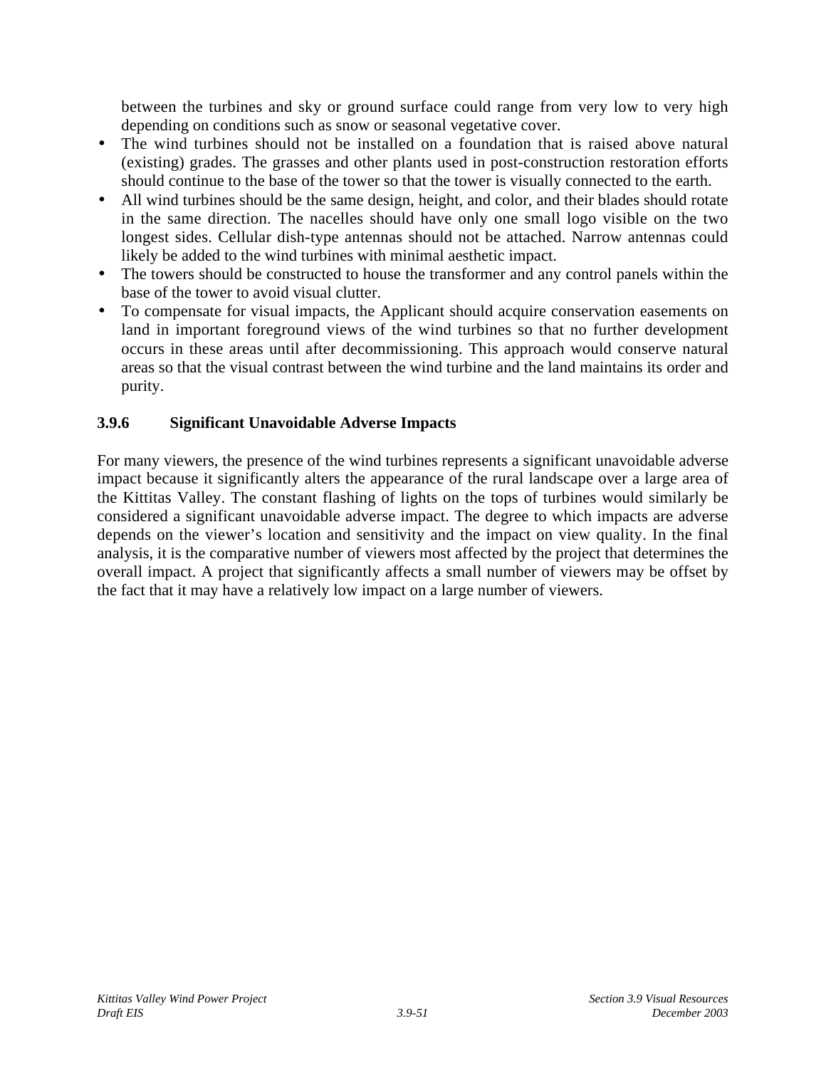between the turbines and sky or ground surface could range from very low to very high depending on conditions such as snow or seasonal vegetative cover.

- The wind turbines should not be installed on a foundation that is raised above natural (existing) grades. The grasses and other plants used in post-construction restoration efforts should continue to the base of the tower so that the tower is visually connected to the earth.
- All wind turbines should be the same design, height, and color, and their blades should rotate in the same direction. The nacelles should have only one small logo visible on the two longest sides. Cellular dish-type antennas should not be attached. Narrow antennas could likely be added to the wind turbines with minimal aesthetic impact.
- The towers should be constructed to house the transformer and any control panels within the base of the tower to avoid visual clutter.
- To compensate for visual impacts, the Applicant should acquire conservation easements on land in important foreground views of the wind turbines so that no further development occurs in these areas until after decommissioning. This approach would conserve natural areas so that the visual contrast between the wind turbine and the land maintains its order and purity.

### 3.9.6 Significant Unavoidable Adverse Impacts

For many viewers, the presence of the wind turbines represents a significant unavoidable adverse impact because it significantly alters the appearance of the rural landscape over a large area of the Kittitas Valley. The constant flashing of lights on the tops of turbines would similarly be considered a significant unavoidable adverse impact. The degree to which impacts are adverse depends on the viewer's location and sensitivity and the impact on view quality. In the final analysis, it is the comparative number of viewers most affected by the project that determines the overall impact. A project that significantly affects a small number of viewers may be offset by the fact that it may have a relatively low impact on a large number of viewers.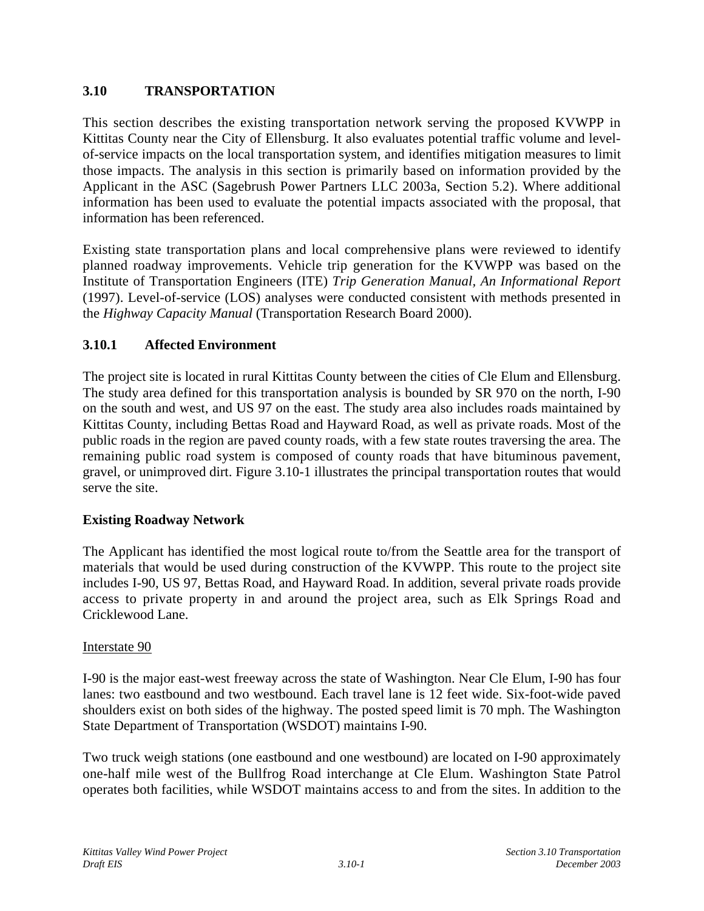## 3.10 TRANSPORTATION

This section describes the existing transportation network serving the proposed KVWPP in Kittitas County near the City of Ellensburg. It also evaluates potential traffic volume and level-of-service impacts on the local transportation system, and identifies mitigation measures to limit those impacts. The analysis in this section is primarily based on information provided by the Applicant in the ASC (Sagebrush Power Partners LLC 2003a, Section 5.2). Where additional information has been used to evaluate the potential impacts associated with the proposal, that information has been referenced.

Existing state transportation plans and local comprehensive plans were reviewed to identify planned roadway improvements. Vehicle trip generation for the KVWPP was based on the Institute of Transportation Engineers (ITE) *Trip Generation Manual, An Informational Report* (1997). Level-of-service (LOS) analyses were conducted consistent with methods presented in the *Highway Capacity Manual* (Transportation Research Board 2000).

### 3.10.1 Affected Environment

The project site is located in rural Kittitas County between the cities of Cle Elum and Ellensburg. The study area defined for this transportation analysis is bounded by SR 970 on the north, I-90 on the south and west, and US 97 on the east. The study area also includes roads maintained by Kittitas County, including Bettas Road and Hayward Road, as well as private roads. Most of the public roads in the region are paved county roads, with a few state routes traversing the area. The remaining public road system is composed of county roads that have bituminous pavement, gravel, or unimproved dirt. Figure 3.10-1 illustrates the principal transportation routes that would serve the site.

**Existing Roadway Network**

The Applicant has identified the most logical route to/from the Seattle area for the transport of materials that would be used during construction of the KVWPP. This route to the project site includes I-90, US 97, Bettas Road, and Hayward Road. In addition, several private roads provide access to private property in and around the project area, such as Elk Springs Road and Cricklewood Lane.

Interstate 90

I-90 is the major east-west freeway across the state of Washington. Near Cle Elum, I-90 has four lanes: two eastbound and two westbound. Each travel lane is 12 feet wide. Six-foot-wide paved shoulders exist on both sides of the highway. The posted speed limit is 70 mph. The Washington State Department of Transportation (WSDOT) maintains I-90.

Two truck weigh stations (one eastbound and one westbound) are located on I-90 approximately one-half mile west of the Bullfrog Road interchange at Cle Elum. Washington State Patrol operates both facilities, while WSDOT maintains access to and from the sites. In addition to the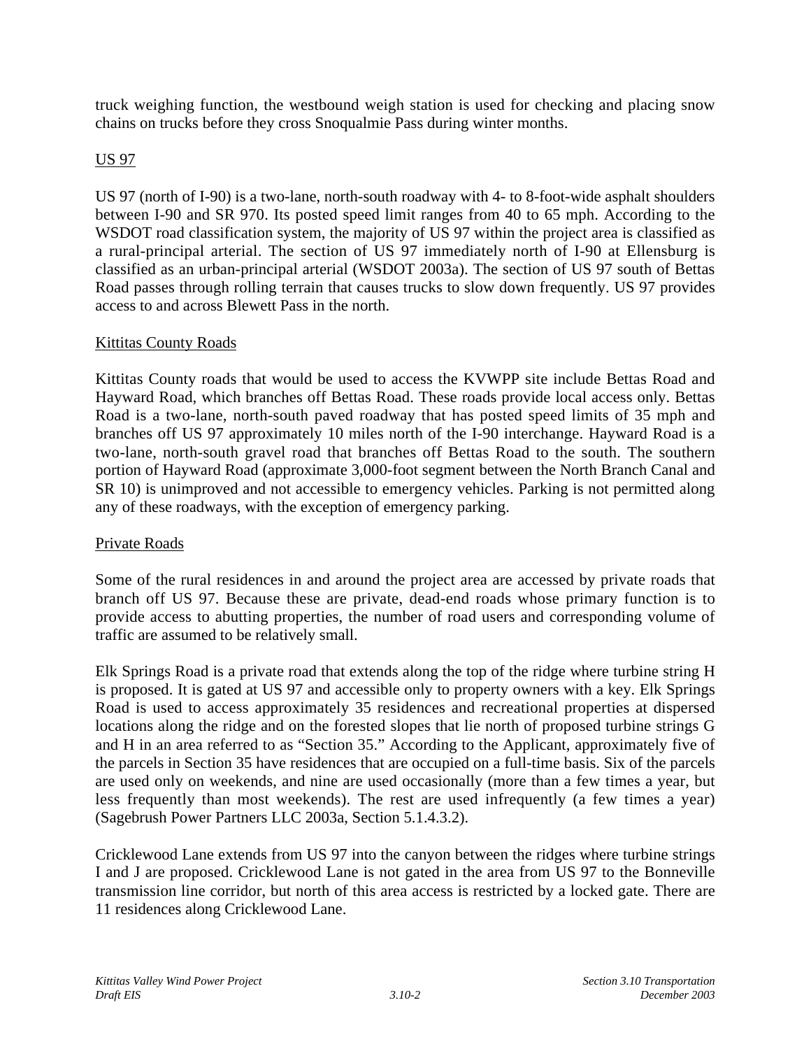truck weighing function, the westbound weigh station is used for checking and placing snow chains on trucks before they cross Snoqualmie Pass during winter months.

<u>US 97</u>

US 97 (north of I-90) is a two-lane, north-south roadway with 4- to 8-foot-wide asphalt shoulders between I-90 and SR 970. Its posted speed limit ranges from 40 to 65 mph. According to the WSDOT road classification system, the majority of US 97 within the project area is classified as a rural-principal arterial. The section of US 97 immediately north of I-90 at Ellensburg is classified as an urban-principal arterial (WSDOT 2003a). The section of US 97 south of Bettas Road passes through rolling terrain that causes trucks to slow down frequently. US 97 provides access to and across Blewett Pass in the north.

<u>Kittitas County Roads</u>

Kittitas County roads that would be used to access the KVWPP site include Bettas Road and Hayward Road, which branches off Bettas Road. These roads provide local access only. Bettas Road is a two-lane, north-south paved roadway that has posted speed limits of 35 mph and branches off US 97 approximately 10 miles north of the I-90 interchange. Hayward Road is a two-lane, north-south gravel road that branches off Bettas Road to the south. The southern portion of Hayward Road (approximate 3,000-foot segment between the North Branch Canal and SR 10) is unimproved and not accessible to emergency vehicles. Parking is not permitted along any of these roadways, with the exception of emergency parking.

<u>Private Roads</u>

Some of the rural residences in and around the project area are accessed by private roads that branch off US 97. Because these are private, dead-end roads whose primary function is to provide access to abutting properties, the number of road users and corresponding volume of traffic are assumed to be relatively small.

Elk Springs Road is a private road that extends along the top of the ridge where turbine string H is proposed. It is gated at US 97 and accessible only to property owners with a key. Elk Springs Road is used to access approximately 35 residences and recreational properties at dispersed locations along the ridge and on the forested slopes that lie north of proposed turbine strings G and H in an area referred to as "Section 35." According to the Applicant, approximately five of the parcels in Section 35 have residences that are occupied on a full-time basis. Six of the parcels are used only on weekends, and nine are used occasionally (more than a few times a year, but less frequently than most weekends). The rest are used infrequently (a few times a year) (Sagebrush Power Partners LLC 2003a, Section 5.1.4.3.2).

Cricklewood Lane extends from US 97 into the canyon between the ridges where turbine strings I and J are proposed. Cricklewood Lane is not gated in the area from US 97 to the Bonneville transmission line corridor, but north of this area access is restricted by a locked gate. There are 11 residences along Cricklewood Lane.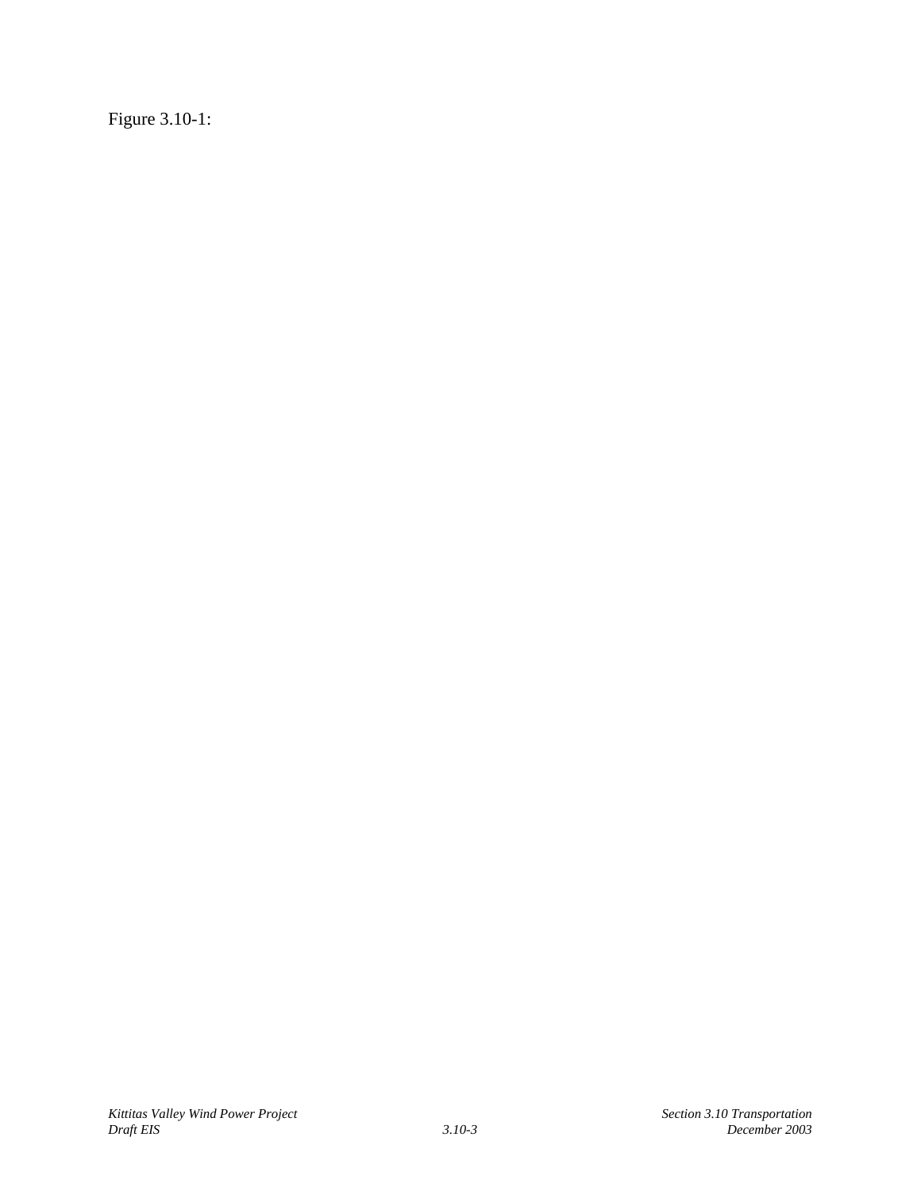Figure 3.10-1: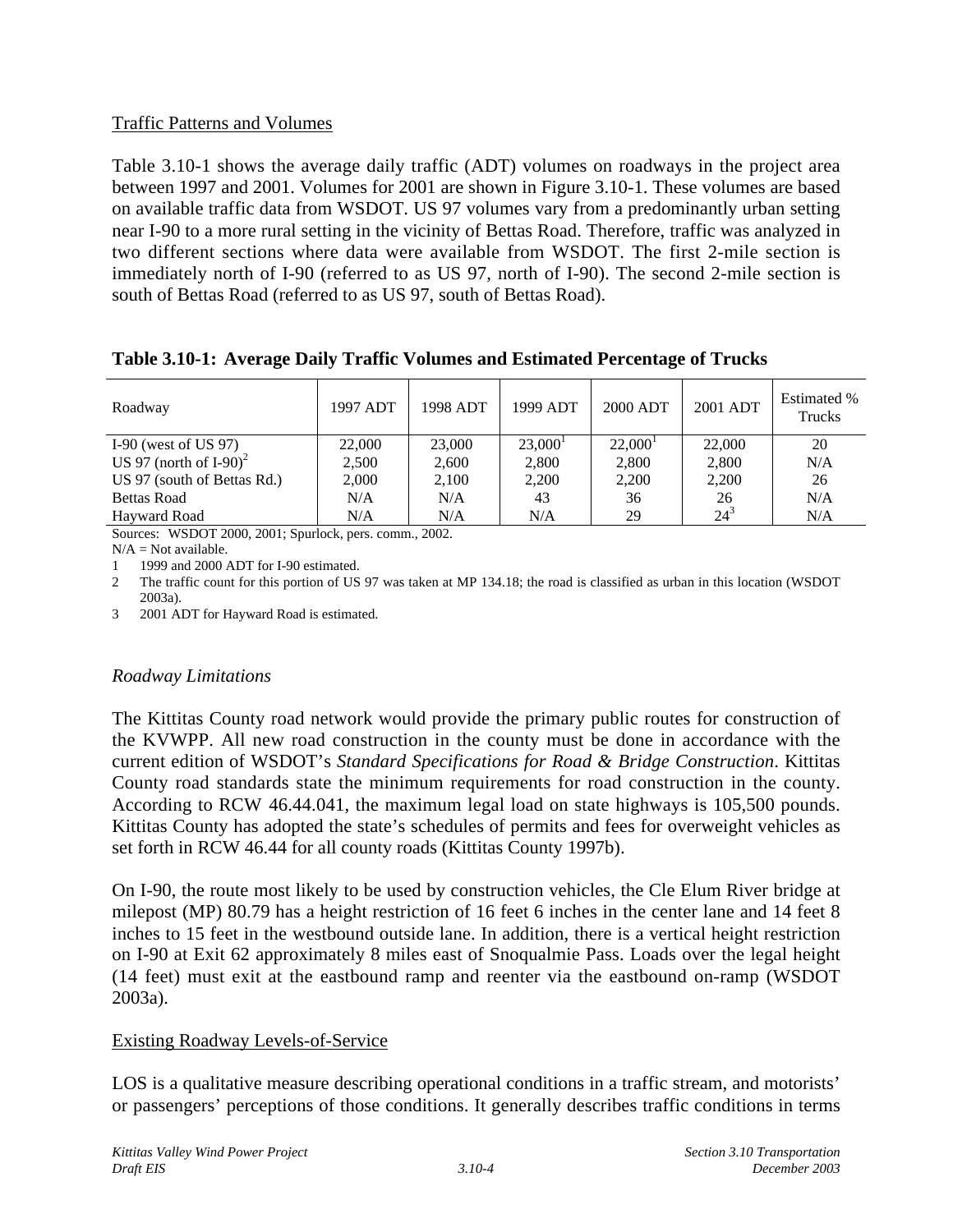## Traffic Patterns and Volumes

Table 3.10-1 shows the average daily traffic (ADT) volumes on roadways in the project area between 1997 and 2001. Volumes for 2001 are shown in Figure 3.10-1. These volumes are based on available traffic data from WSDOT. US 97 volumes vary from a predominantly urban setting near I-90 to a more rural setting in the vicinity of Bettas Road. Therefore, traffic was analyzed in two different sections where data were available from WSDOT. The first 2-mile section is immediately north of I-90 (referred to as US 97, north of I-90). The second 2-mile section is south of Bettas Road (referred to as US 97, south of Bettas Road).

**Table 3.10-1: Average Daily Traffic Volumes and Estimated Percentage of Trucks**

| Roadway | 1997 ADT | 1998 ADT | 1999 ADT | 2000 ADT | 2001 ADT | Estimated % Trucks |
|---|---|---|---|---|---|---|
| I-90 (west of US 97) | 22,000 | 23,000 | 23,000[1] | 22,000[1] | 22,000 | 20 |
| US 97 (north of I-90)[2] | 2,500 | 2,600 | 2,800 | 2,800 | 2,800 | N/A |
| US 97 (south of Bettas Rd.) | 2,000 | 2,100 | 2,200 | 2,200 | 2,200 | 26 |
| Bettas Road | N/A | N/A | 43 | 36 | 26 | N/A |
| Hayward Road | N/A | N/A | N/A | 29 | 24[3] | N/A |

Sources: WSDOT 2000, 2001; Spurlock, pers. comm., 2002.

N/A = Not available.

1 1999 and 2000 ADT for I-90 estimated.

2 The traffic count for this portion of US 97 was taken at MP 134.18; the road is classified as urban in this location (WSDOT 2003a).

3 2001 ADT for Hayward Road is estimated.

### *Roadway Limitations*

The Kittitas County road network would provide the primary public routes for construction of the KVWPP. All new road construction in the county must be done in accordance with the current edition of WSDOT's *Standard Specifications for Road & Bridge Construction*. Kittitas County road standards state the minimum requirements for road construction in the county. According to RCW 46.44.041, the maximum legal load on state highways is 105,500 pounds. Kittitas County has adopted the state's schedules of permits and fees for overweight vehicles as set forth in RCW 46.44 for all county roads (Kittitas County 1997b).

On I-90, the route most likely to be used by construction vehicles, the Cle Elum River bridge at milepost (MP) 80.79 has a height restriction of 16 feet 6 inches in the center lane and 14 feet 8 inches to 15 feet in the westbound outside lane. In addition, there is a vertical height restriction on I-90 at Exit 62 approximately 8 miles east of Snoqualmie Pass. Loads over the legal height (14 feet) must exit at the eastbound ramp and reenter via the eastbound on-ramp (WSDOT 2003a).

## Existing Roadway Levels-of-Service

LOS is a qualitative measure describing operational conditions in a traffic stream, and motorists' or passengers' perceptions of those conditions. It generally describes traffic conditions in terms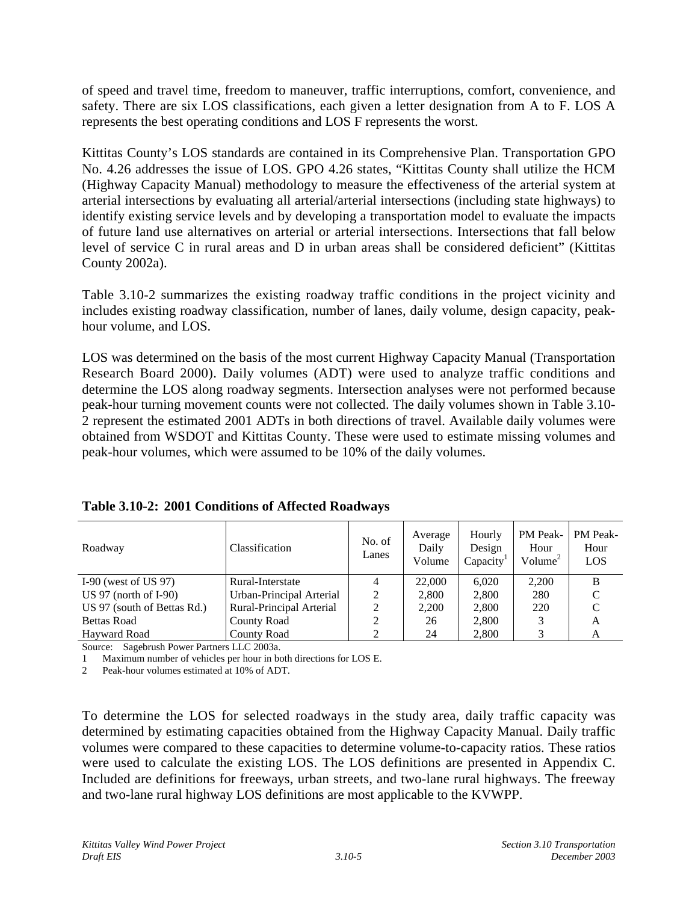of speed and travel time, freedom to maneuver, traffic interruptions, comfort, convenience, and safety. There are six LOS classifications, each given a letter designation from A to F. LOS A represents the best operating conditions and LOS F represents the worst.

Kittitas County's LOS standards are contained in its Comprehensive Plan. Transportation GPO No. 4.26 addresses the issue of LOS. GPO 4.26 states, "Kittitas County shall utilize the HCM (Highway Capacity Manual) methodology to measure the effectiveness of the arterial system at arterial intersections by evaluating all arterial/arterial intersections (including state highways) to identify existing service levels and by developing a transportation model to evaluate the impacts of future land use alternatives on arterial or arterial intersections. Intersections that fall below level of service C in rural areas and D in urban areas shall be considered deficient" (Kittitas County 2002a).

Table 3.10-2 summarizes the existing roadway traffic conditions in the project vicinity and includes existing roadway classification, number of lanes, daily volume, design capacity, peak-hour volume, and LOS.

LOS was determined on the basis of the most current Highway Capacity Manual (Transportation Research Board 2000). Daily volumes (ADT) were used to analyze traffic conditions and determine the LOS along roadway segments. Intersection analyses were not performed because peak-hour turning movement counts were not collected. The daily volumes shown in Table 3.10-2 represent the estimated 2001 ADTs in both directions of travel. Available daily volumes were obtained from WSDOT and Kittitas County. These were used to estimate missing volumes and peak-hour volumes, which were assumed to be 10% of the daily volumes.

**Table 3.10-2: 2001 Conditions of Affected Roadways**

| Roadway | Classification | No. of Lanes | Average Daily Volume | Hourly Design Capacity[1] | PM Peak-Hour Volume[2] | PM Peak-Hour LOS |
|---|---|---|---|---|---|---|
| I-90 (west of US 97) | Rural-Interstate | 4 | 22,000 | 6,020 | 2,200 | B |
| US 97 (north of I-90) | Urban-Principal Arterial | 2 | 2,800 | 2,800 | 280 | C |
| US 97 (south of Bettas Rd.) | Rural-Principal Arterial | 2 | 2,200 | 2,800 | 220 | C |
| Bettas Road | County Road | 2 | 26 | 2,800 | 3 | A |
| Hayward Road | County Road | 2 | 24 | 2,800 | 3 | A |

Source: Sagebrush Power Partners LLC 2003a.

1 Maximum number of vehicles per hour in both directions for LOS E.

2 Peak-hour volumes estimated at 10% of ADT.

To determine the LOS for selected roadways in the study area, daily traffic capacity was determined by estimating capacities obtained from the Highway Capacity Manual. Daily traffic volumes were compared to these capacities to determine volume-to-capacity ratios. These ratios were used to calculate the existing LOS. The LOS definitions are presented in Appendix C. Included are definitions for freeways, urban streets, and two-lane rural highways. The freeway and two-lane rural highway LOS definitions are most applicable to the KVWPP.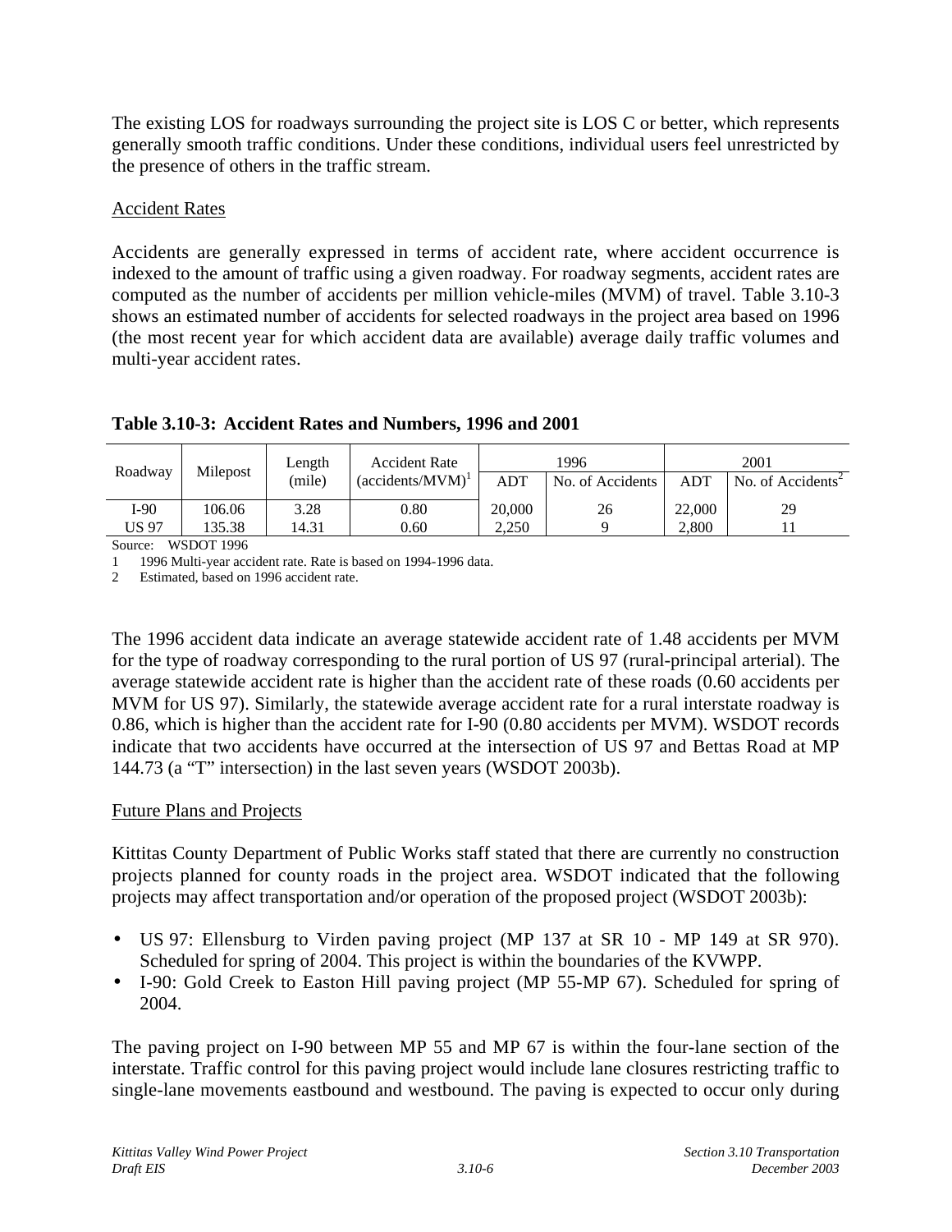The existing LOS for roadways surrounding the project site is LOS C or better, which represents generally smooth traffic conditions. Under these conditions, individual users feel unrestricted by the presence of others in the traffic stream.

Accident Rates

Accidents are generally expressed in terms of accident rate, where accident occurrence is indexed to the amount of traffic using a given roadway. For roadway segments, accident rates are computed as the number of accidents per million vehicle-miles (MVM) of travel. Table 3.10-3 shows an estimated number of accidents for selected roadways in the project area based on 1996 (the most recent year for which accident data are available) average daily traffic volumes and multi-year accident rates.

**Table 3.10-3: Accident Rates and Numbers, 1996 and 2001**

| Roadway | Milepost | Length (mile) | Accident Rate (accidents/MVM)[1] | 1996 | | 2001 | |
|---|---|---|---|---|---|---|---|
| | | | | ADT | No. of Accidents | ADT | No. of Accidents[2] |
| I-90 | 106.06 | 3.28 | 0.80 | 20,000 | 26 | 22,000 | 29 |
| US 97 | 135.38 | 14.31 | 0.60 | 2,250 | 9 | 2,800 | 11 |

Source: WSDOT 1996

1 1996 Multi-year accident rate. Rate is based on 1994-1996 data.

2 Estimated, based on 1996 accident rate.

The 1996 accident data indicate an average statewide accident rate of 1.48 accidents per MVM for the type of roadway corresponding to the rural portion of US 97 (rural-principal arterial). The average statewide accident rate is higher than the accident rate of these roads (0.60 accidents per MVM for US 97). Similarly, the statewide average accident rate for a rural interstate roadway is 0.86, which is higher than the accident rate for I-90 (0.80 accidents per MVM). WSDOT records indicate that two accidents have occurred at the intersection of US 97 and Bettas Road at MP 144.73 (a "T" intersection) in the last seven years (WSDOT 2003b).

Future Plans and Projects

Kittitas County Department of Public Works staff stated that there are currently no construction projects planned for county roads in the project area. WSDOT indicated that the following projects may affect transportation and/or operation of the proposed project (WSDOT 2003b):

- US 97: Ellensburg to Virden paving project (MP 137 at SR 10 - MP 149 at SR 970). Scheduled for spring of 2004. This project is within the boundaries of the KVWPP.
- I-90: Gold Creek to Easton Hill paving project (MP 55-MP 67). Scheduled for spring of 2004.

The paving project on I-90 between MP 55 and MP 67 is within the four-lane section of the interstate. Traffic control for this paving project would include lane closures restricting traffic to single-lane movements eastbound and westbound. The paving is expected to occur only during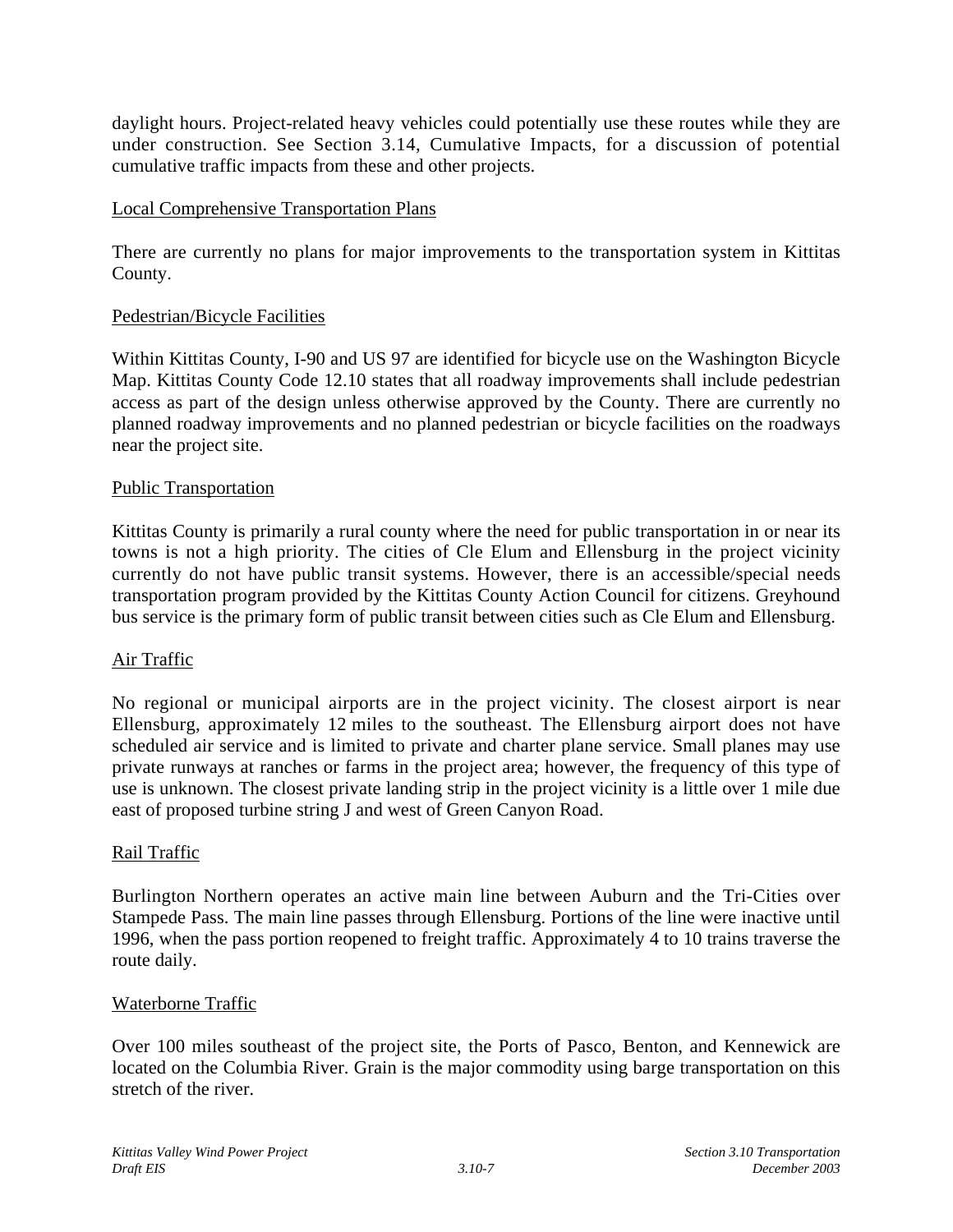daylight hours. Project-related heavy vehicles could potentially use these routes while they are under construction. See Section 3.14, Cumulative Impacts, for a discussion of potential cumulative traffic impacts from these and other projects.

<u>Local Comprehensive Transportation Plans</u>

There are currently no plans for major improvements to the transportation system in Kittitas County.

<u>Pedestrian/Bicycle Facilities</u>

Within Kittitas County, I-90 and US 97 are identified for bicycle use on the Washington Bicycle Map. Kittitas County Code 12.10 states that all roadway improvements shall include pedestrian access as part of the design unless otherwise approved by the County. There are currently no planned roadway improvements and no planned pedestrian or bicycle facilities on the roadways near the project site.

<u>Public Transportation</u>

Kittitas County is primarily a rural county where the need for public transportation in or near its towns is not a high priority. The cities of Cle Elum and Ellensburg in the project vicinity currently do not have public transit systems. However, there is an accessible/special needs transportation program provided by the Kittitas County Action Council for citizens. Greyhound bus service is the primary form of public transit between cities such as Cle Elum and Ellensburg.

<u>Air Traffic</u>

No regional or municipal airports are in the project vicinity. The closest airport is near Ellensburg, approximately 12 miles to the southeast. The Ellensburg airport does not have scheduled air service and is limited to private and charter plane service. Small planes may use private runways at ranches or farms in the project area; however, the frequency of this type of use is unknown. The closest private landing strip in the project vicinity is a little over 1 mile due east of proposed turbine string J and west of Green Canyon Road.

<u>Rail Traffic</u>

Burlington Northern operates an active main line between Auburn and the Tri-Cities over Stampede Pass. The main line passes through Ellensburg. Portions of the line were inactive until 1996, when the pass portion reopened to freight traffic. Approximately 4 to 10 trains traverse the route daily.

<u>Waterborne Traffic</u>

Over 100 miles southeast of the project site, the Ports of Pasco, Benton, and Kennewick are located on the Columbia River. Grain is the major commodity using barge transportation on this stretch of the river.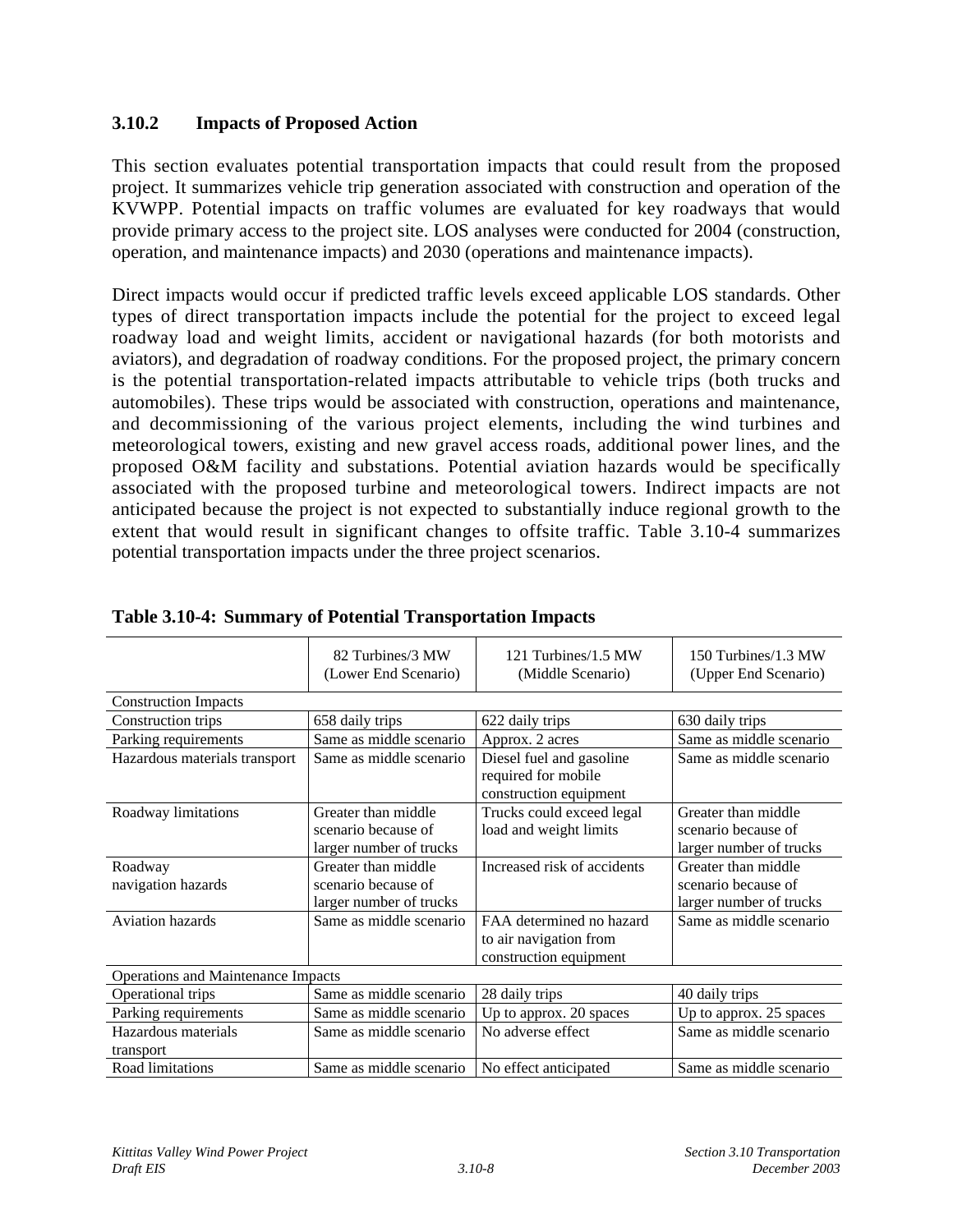### 3.10.2 Impacts of Proposed Action

This section evaluates potential transportation impacts that could result from the proposed project. It summarizes vehicle trip generation associated with construction and operation of the KVWPP. Potential impacts on traffic volumes are evaluated for key roadways that would provide primary access to the project site. LOS analyses were conducted for 2004 (construction, operation, and maintenance impacts) and 2030 (operations and maintenance impacts).

Direct impacts would occur if predicted traffic levels exceed applicable LOS standards. Other types of direct transportation impacts include the potential for the project to exceed legal roadway load and weight limits, accident or navigational hazards (for both motorists and aviators), and degradation of roadway conditions. For the proposed project, the primary concern is the potential transportation-related impacts attributable to vehicle trips (both trucks and automobiles). These trips would be associated with construction, operations and maintenance, and decommissioning of the various project elements, including the wind turbines and meteorological towers, existing and new gravel access roads, additional power lines, and the proposed O&M facility and substations. Potential aviation hazards would be specifically associated with the proposed turbine and meteorological towers. Indirect impacts are not anticipated because the project is not expected to substantially induce regional growth to the extent that would result in significant changes to offsite traffic. Table 3.10-4 summarizes potential transportation impacts under the three project scenarios.

**Table 3.10-4: Summary of Potential Transportation Impacts**

| | 82 Turbines/3 MW (Lower End Scenario) | 121 Turbines/1.5 MW (Middle Scenario) | 150 Turbines/1.3 MW (Upper End Scenario) |
|---|---|---|---|
| Construction Impacts | | | |
| Construction trips | 658 daily trips | 622 daily trips | 630 daily trips |
| Parking requirements | Same as middle scenario | Approx. 2 acres | Same as middle scenario |
| Hazardous materials transport | Same as middle scenario | Diesel fuel and gasoline required for mobile construction equipment | Same as middle scenario |
| Roadway limitations | Greater than middle scenario because of larger number of trucks | Trucks could exceed legal load and weight limits | Greater than middle scenario because of larger number of trucks |
| Roadway navigation hazards | Greater than middle scenario because of larger number of trucks | Increased risk of accidents | Greater than middle scenario because of larger number of trucks |
| Aviation hazards | Same as middle scenario | FAA determined no hazard to air navigation from construction equipment | Same as middle scenario |
| Operations and Maintenance Impacts | | | |
| Operational trips | Same as middle scenario | 28 daily trips | 40 daily trips |
| Parking requirements | Same as middle scenario | Up to approx. 20 spaces | Up to approx. 25 spaces |
| Hazardous materials transport | Same as middle scenario | No adverse effect | Same as middle scenario |
| Road limitations | Same as middle scenario | No effect anticipated | Same as middle scenario |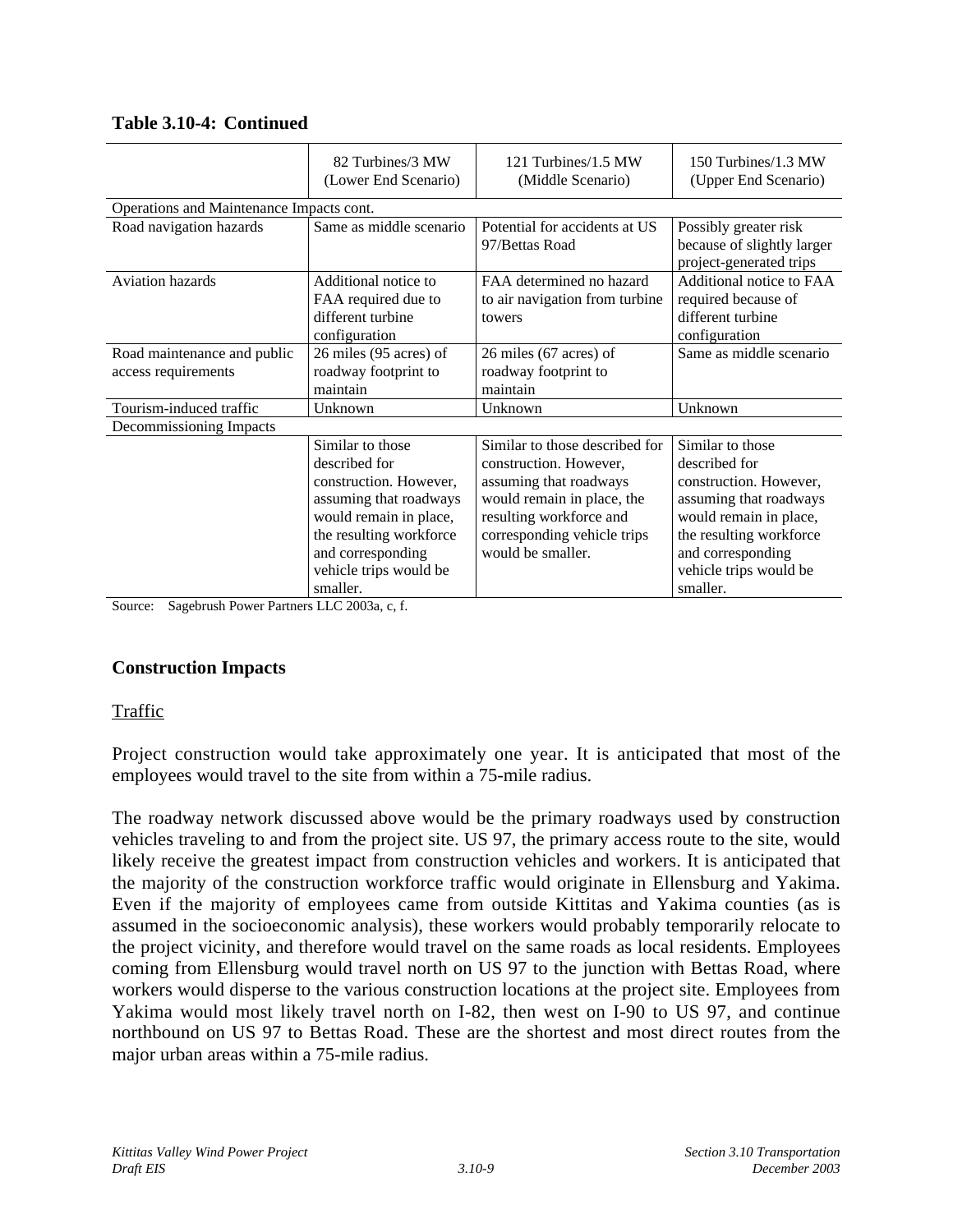**Table 3.10-4: Continued**

| | 82 Turbines/3 MW (Lower End Scenario) | 121 Turbines/1.5 MW (Middle Scenario) | 150 Turbines/1.3 MW (Upper End Scenario) |
|---|---|---|---|
| Operations and Maintenance Impacts cont. | | | |
| Road navigation hazards | Same as middle scenario | Potential for accidents at US 97/Bettas Road | Possibly greater risk because of slightly larger project-generated trips |
| Aviation hazards | Additional notice to FAA required due to different turbine configuration | FAA determined no hazard to air navigation from turbine towers | Additional notice to FAA required because of different turbine configuration |
| Road maintenance and public access requirements | 26 miles (95 acres) of roadway footprint to maintain | 26 miles (67 acres) of roadway footprint to maintain | Same as middle scenario |
| Tourism-induced traffic | Unknown | Unknown | Unknown |
| Decommissioning Impacts | | | |
| | Similar to those described for construction. However, assuming that roadways would remain in place, the resulting workforce and corresponding vehicle trips would be smaller. | Similar to those described for construction. However, assuming that roadways would remain in place, the resulting workforce and corresponding vehicle trips would be smaller. | Similar to those described for construction. However, assuming that roadways would remain in place, the resulting workforce and corresponding vehicle trips would be smaller. |

Source: Sagebrush Power Partners LLC 2003a, c, f.

## Construction Impacts

Traffic

Project construction would take approximately one year. It is anticipated that most of the employees would travel to the site from within a 75-mile radius.

The roadway network discussed above would be the primary roadways used by construction vehicles traveling to and from the project site. US 97, the primary access route to the site, would likely receive the greatest impact from construction vehicles and workers. It is anticipated that the majority of the construction workforce traffic would originate in Ellensburg and Yakima. Even if the majority of employees came from outside Kittitas and Yakima counties (as is assumed in the socioeconomic analysis), these workers would probably temporarily relocate to the project vicinity, and therefore would travel on the same roads as local residents. Employees coming from Ellensburg would travel north on US 97 to the junction with Bettas Road, where workers would disperse to the various construction locations at the project site. Employees from Yakima would most likely travel north on I-82, then west on I-90 to US 97, and continue northbound on US 97 to Bettas Road. These are the shortest and most direct routes from the major urban areas within a 75-mile radius.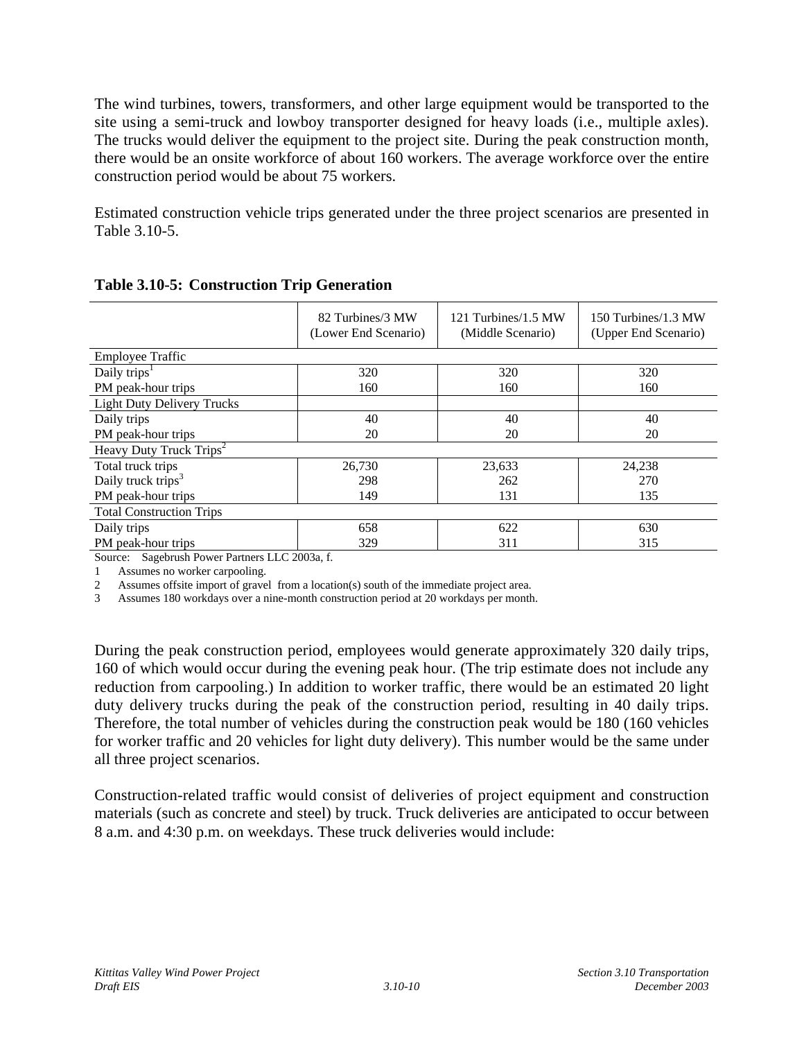The wind turbines, towers, transformers, and other large equipment would be transported to the site using a semi-truck and lowboy transporter designed for heavy loads (i.e., multiple axles). The trucks would deliver the equipment to the project site. During the peak construction month, there would be an onsite workforce of about 160 workers. The average workforce over the entire construction period would be about 75 workers.

Estimated construction vehicle trips generated under the three project scenarios are presented in Table 3.10-5.

**Table 3.10-5: Construction Trip Generation**

| | 82 Turbines/3 MW (Lower End Scenario) | 121 Turbines/1.5 MW (Middle Scenario) | 150 Turbines/1.3 MW (Upper End Scenario) |
|---|---|---|---|
| Employee Traffic | | | |
| Daily trips[1] | 320 | 320 | 320 |
| PM peak-hour trips | 160 | 160 | 160 |
| Light Duty Delivery Trucks | | | |
| Daily trips | 40 | 40 | 40 |
| PM peak-hour trips | 20 | 20 | 20 |
| Heavy Duty Truck Trips[2] | | | |
| Total truck trips | 26,730 | 23,633 | 24,238 |
| Daily truck trips[3] | 298 | 262 | 270 |
| PM peak-hour trips | 149 | 131 | 135 |
| Total Construction Trips | | | |
| Daily trips | 658 | 622 | 630 |
| PM peak-hour trips | 329 | 311 | 315 |

Source: Sagebrush Power Partners LLC 2003a, f.

1 Assumes no worker carpooling.

2 Assumes offsite import of gravel from a location(s) south of the immediate project area.

3 Assumes 180 workdays over a nine-month construction period at 20 workdays per month.

During the peak construction period, employees would generate approximately 320 daily trips, 160 of which would occur during the evening peak hour. (The trip estimate does not include any reduction from carpooling.) In addition to worker traffic, there would be an estimated 20 light duty delivery trucks during the peak of the construction period, resulting in 40 daily trips. Therefore, the total number of vehicles during the construction peak would be 180 (160 vehicles for worker traffic and 20 vehicles for light duty delivery). This number would be the same under all three project scenarios.

Construction-related traffic would consist of deliveries of project equipment and construction materials (such as concrete and steel) by truck. Truck deliveries are anticipated to occur between 8 a.m. and 4:30 p.m. on weekdays. These truck deliveries would include: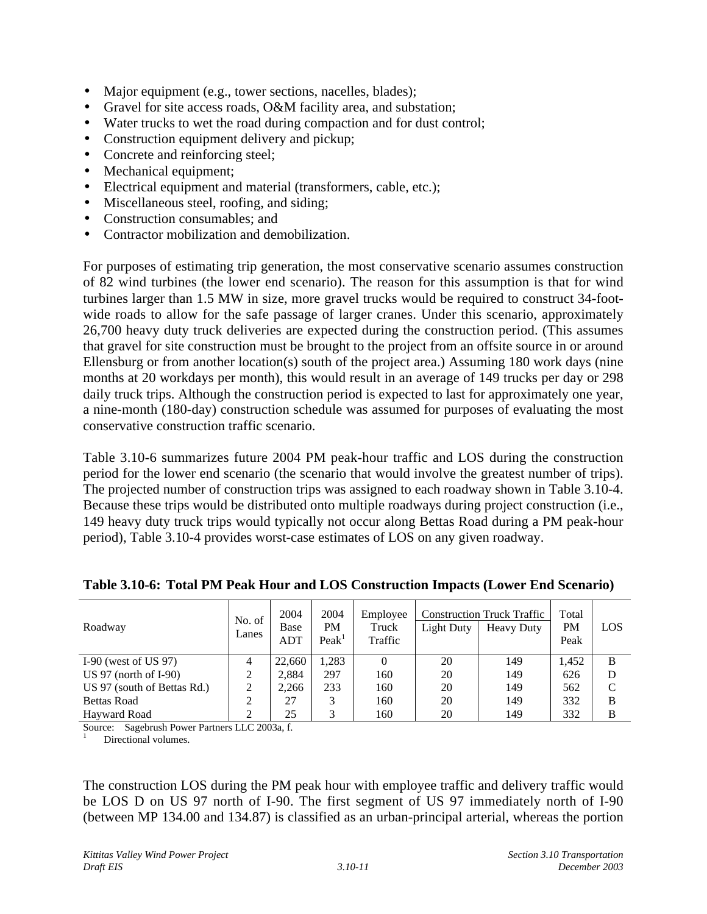- Major equipment (e.g., tower sections, nacelles, blades);
- Gravel for site access roads, O&M facility area, and substation;
- Water trucks to wet the road during compaction and for dust control;
- Construction equipment delivery and pickup;
- Concrete and reinforcing steel;
- Mechanical equipment;
- Electrical equipment and material (transformers, cable, etc.);
- Miscellaneous steel, roofing, and siding;
- Construction consumables; and
- Contractor mobilization and demobilization.

For purposes of estimating trip generation, the most conservative scenario assumes construction of 82 wind turbines (the lower end scenario). The reason for this assumption is that for wind turbines larger than 1.5 MW in size, more gravel trucks would be required to construct 34-foot-wide roads to allow for the safe passage of larger cranes. Under this scenario, approximately 26,700 heavy duty truck deliveries are expected during the construction period. (This assumes that gravel for site construction must be brought to the project from an offsite source in or around Ellensburg or from another location(s) south of the project area.) Assuming 180 work days (nine months at 20 workdays per month), this would result in an average of 149 trucks per day or 298 daily truck trips. Although the construction period is expected to last for approximately one year, a nine-month (180-day) construction schedule was assumed for purposes of evaluating the most conservative construction traffic scenario.

Table 3.10-6 summarizes future 2004 PM peak-hour traffic and LOS during the construction period for the lower end scenario (the scenario that would involve the greatest number of trips). The projected number of construction trips was assigned to each roadway shown in Table 3.10-4. Because these trips would be distributed onto multiple roadways during project construction (i.e., 149 heavy duty truck trips would typically not occur along Bettas Road during a PM peak-hour period), Table 3.10-4 provides worst-case estimates of LOS on any given roadway.

**Table 3.10-6: Total PM Peak Hour and LOS Construction Impacts (Lower End Scenario)**

| Roadway | No. of Lanes | 2004 Base ADT | 2004 PM Peak[1] | Employee Truck Traffic | Construction Truck Traffic | | Total PM Peak | LOS |
|---|---|---|---|---|---|---|---|---|
| | | | | | Light Duty | Heavy Duty | | |
| I-90 (west of US 97) | 4 | 22,660 | 1,283 | 0 | 20 | 149 | 1,452 | B |
| US 97 (north of I-90) | 2 | 2,884 | 297 | 160 | 20 | 149 | 626 | D |
| US 97 (south of Bettas Rd.) | 2 | 2,266 | 233 | 160 | 20 | 149 | 562 | C |
| Bettas Road | 2 | 27 | 3 | 160 | 20 | 149 | 332 | B |
| Hayward Road | 2 | 25 | 3 | 160 | 20 | 149 | 332 | B |

Source: Sagebrush Power Partners LLC 2003a, f.
[1] Directional volumes.

The construction LOS during the PM peak hour with employee traffic and delivery traffic would be LOS D on US 97 north of I-90. The first segment of US 97 immediately north of I-90 (between MP 134.00 and 134.87) is classified as an urban-principal arterial, whereas the portion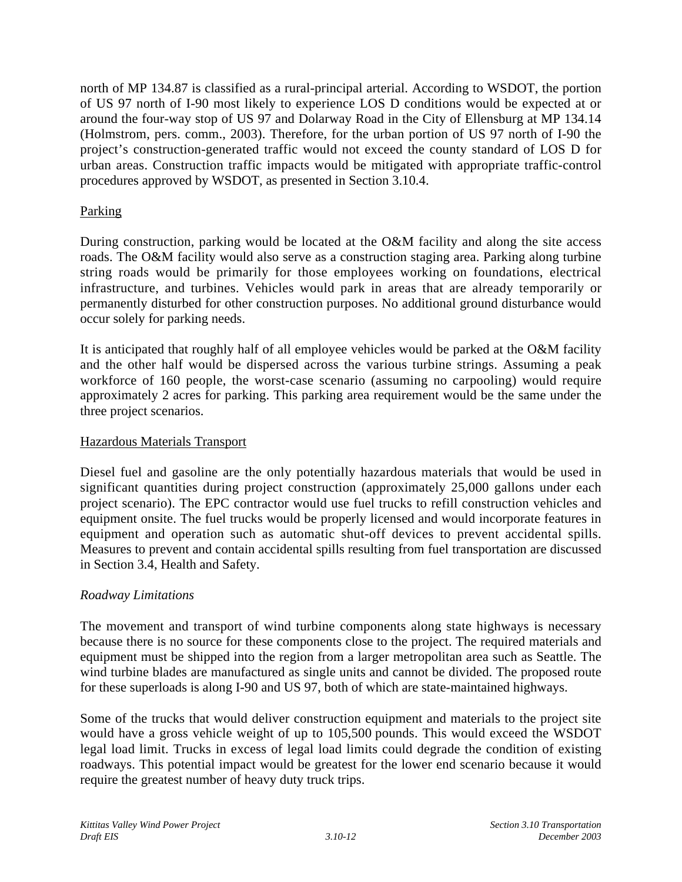north of MP 134.87 is classified as a rural-principal arterial. According to WSDOT, the portion of US 97 north of I-90 most likely to experience LOS D conditions would be expected at or around the four-way stop of US 97 and Dolarway Road in the City of Ellensburg at MP 134.14 (Holmstrom, pers. comm., 2003). Therefore, for the urban portion of US 97 north of I-90 the project's construction-generated traffic would not exceed the county standard of LOS D for urban areas. Construction traffic impacts would be mitigated with appropriate traffic-control procedures approved by WSDOT, as presented in Section 3.10.4.

<u>Parking</u>

During construction, parking would be located at the O&M facility and along the site access roads. The O&M facility would also serve as a construction staging area. Parking along turbine string roads would be primarily for those employees working on foundations, electrical infrastructure, and turbines. Vehicles would park in areas that are already temporarily or permanently disturbed for other construction purposes. No additional ground disturbance would occur solely for parking needs.

It is anticipated that roughly half of all employee vehicles would be parked at the O&M facility and the other half would be dispersed across the various turbine strings. Assuming a peak workforce of 160 people, the worst-case scenario (assuming no carpooling) would require approximately 2 acres for parking. This parking area requirement would be the same under the three project scenarios.

<u>Hazardous Materials Transport</u>

Diesel fuel and gasoline are the only potentially hazardous materials that would be used in significant quantities during project construction (approximately 25,000 gallons under each project scenario). The EPC contractor would use fuel trucks to refill construction vehicles and equipment onsite. The fuel trucks would be properly licensed and would incorporate features in equipment and operation such as automatic shut-off devices to prevent accidental spills. Measures to prevent and contain accidental spills resulting from fuel transportation are discussed in Section 3.4, Health and Safety.

*Roadway Limitations*

The movement and transport of wind turbine components along state highways is necessary because there is no source for these components close to the project. The required materials and equipment must be shipped into the region from a larger metropolitan area such as Seattle. The wind turbine blades are manufactured as single units and cannot be divided. The proposed route for these superloads is along I-90 and US 97, both of which are state-maintained highways.

Some of the trucks that would deliver construction equipment and materials to the project site would have a gross vehicle weight of up to 105,500 pounds. This would exceed the WSDOT legal load limit. Trucks in excess of legal load limits could degrade the condition of existing roadways. This potential impact would be greatest for the lower end scenario because it would require the greatest number of heavy duty truck trips.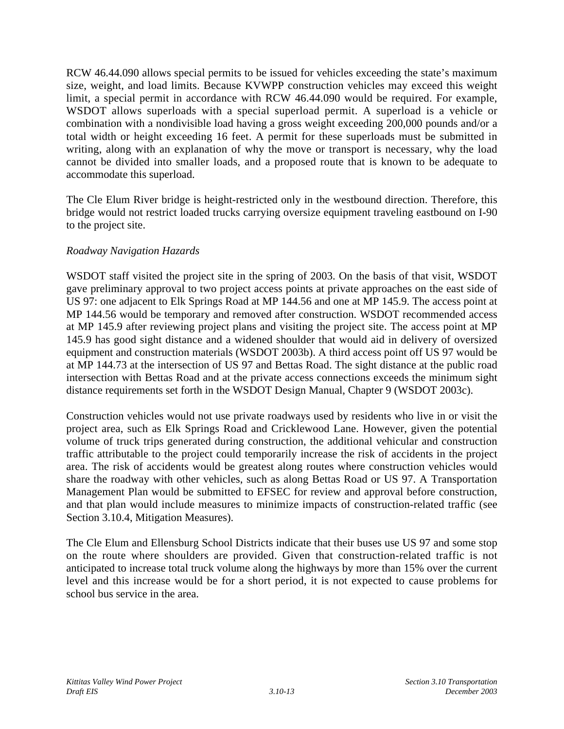RCW 46.44.090 allows special permits to be issued for vehicles exceeding the state's maximum size, weight, and load limits. Because KVWPP construction vehicles may exceed this weight limit, a special permit in accordance with RCW 46.44.090 would be required. For example, WSDOT allows superloads with a special superload permit. A superload is a vehicle or combination with a nondivisible load having a gross weight exceeding 200,000 pounds and/or a total width or height exceeding 16 feet. A permit for these superloads must be submitted in writing, along with an explanation of why the move or transport is necessary, why the load cannot be divided into smaller loads, and a proposed route that is known to be adequate to accommodate this superload.

The Cle Elum River bridge is height-restricted only in the westbound direction. Therefore, this bridge would not restrict loaded trucks carrying oversize equipment traveling eastbound on I-90 to the project site.

*Roadway Navigation Hazards*

WSDOT staff visited the project site in the spring of 2003. On the basis of that visit, WSDOT gave preliminary approval to two project access points at private approaches on the east side of US 97: one adjacent to Elk Springs Road at MP 144.56 and one at MP 145.9. The access point at MP 144.56 would be temporary and removed after construction. WSDOT recommended access at MP 145.9 after reviewing project plans and visiting the project site. The access point at MP 145.9 has good sight distance and a widened shoulder that would aid in delivery of oversized equipment and construction materials (WSDOT 2003b). A third access point off US 97 would be at MP 144.73 at the intersection of US 97 and Bettas Road. The sight distance at the public road intersection with Bettas Road and at the private access connections exceeds the minimum sight distance requirements set forth in the WSDOT Design Manual, Chapter 9 (WSDOT 2003c).

Construction vehicles would not use private roadways used by residents who live in or visit the project area, such as Elk Springs Road and Cricklewood Lane. However, given the potential volume of truck trips generated during construction, the additional vehicular and construction traffic attributable to the project could temporarily increase the risk of accidents in the project area. The risk of accidents would be greatest along routes where construction vehicles would share the roadway with other vehicles, such as along Bettas Road or US 97. A Transportation Management Plan would be submitted to EFSEC for review and approval before construction, and that plan would include measures to minimize impacts of construction-related traffic (see Section 3.10.4, Mitigation Measures).

The Cle Elum and Ellensburg School Districts indicate that their buses use US 97 and some stop on the route where shoulders are provided. Given that construction-related traffic is not anticipated to increase total truck volume along the highways by more than 15% over the current level and this increase would be for a short period, it is not expected to cause problems for school bus service in the area.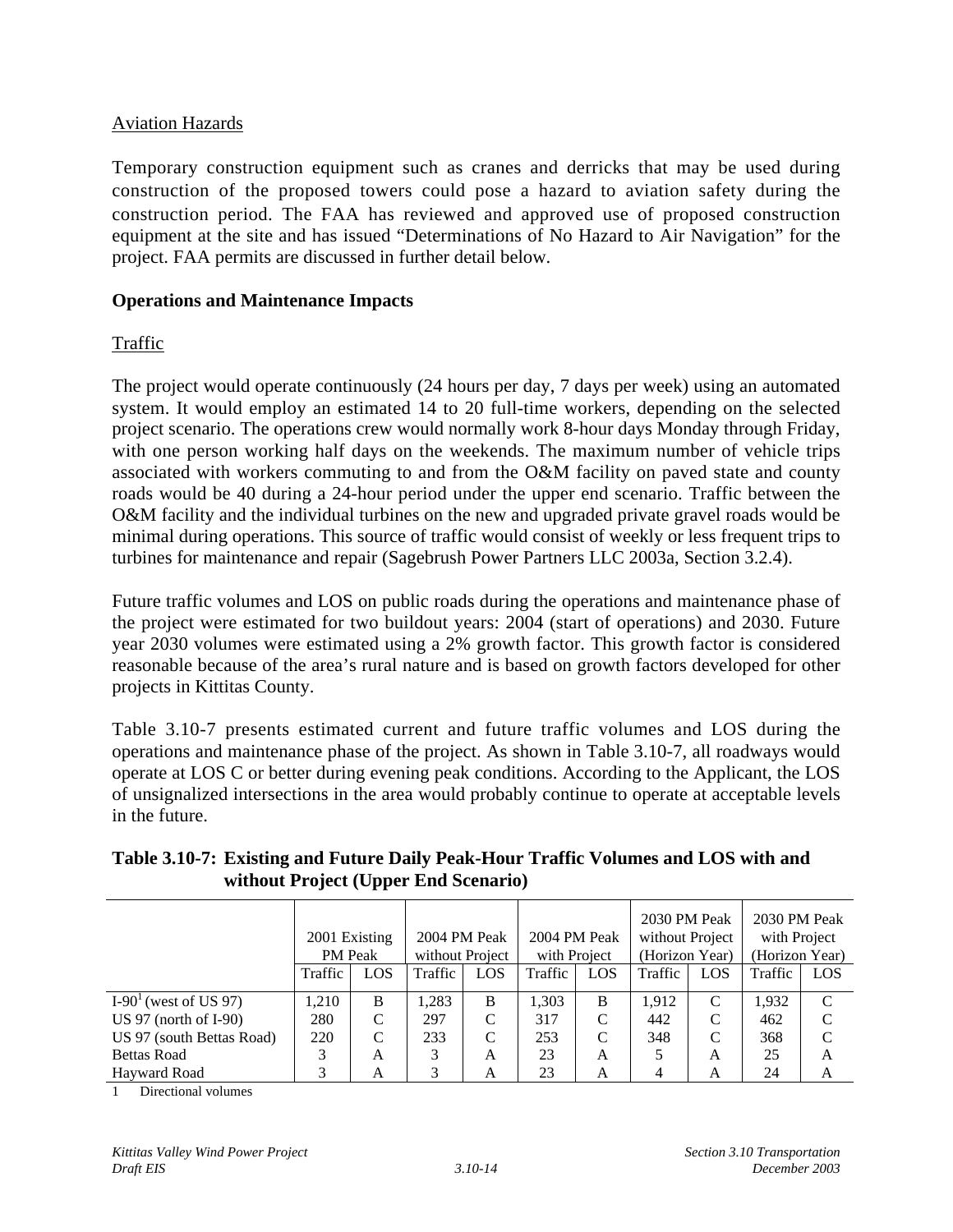Aviation Hazards

Temporary construction equipment such as cranes and derricks that may be used during construction of the proposed towers could pose a hazard to aviation safety during the construction period. The FAA has reviewed and approved use of proposed construction equipment at the site and has issued "Determinations of No Hazard to Air Navigation" for the project. FAA permits are discussed in further detail below.

**Operations and Maintenance Impacts**

Traffic

The project would operate continuously (24 hours per day, 7 days per week) using an automated system. It would employ an estimated 14 to 20 full-time workers, depending on the selected project scenario. The operations crew would normally work 8-hour days Monday through Friday, with one person working half days on the weekends. The maximum number of vehicle trips associated with workers commuting to and from the O&M facility on paved state and county roads would be 40 during a 24-hour period under the upper end scenario. Traffic between the O&M facility and the individual turbines on the new and upgraded private gravel roads would be minimal during operations. This source of traffic would consist of weekly or less frequent trips to turbines for maintenance and repair (Sagebrush Power Partners LLC 2003a, Section 3.2.4).

Future traffic volumes and LOS on public roads during the operations and maintenance phase of the project were estimated for two buildout years: 2004 (start of operations) and 2030. Future year 2030 volumes were estimated using a 2% growth factor. This growth factor is considered reasonable because of the area's rural nature and is based on growth factors developed for other projects in Kittitas County.

Table 3.10-7 presents estimated current and future traffic volumes and LOS during the operations and maintenance phase of the project. As shown in Table 3.10-7, all roadways would operate at LOS C or better during evening peak conditions. According to the Applicant, the LOS of unsignalized intersections in the area would probably continue to operate at acceptable levels in the future.

**Table 3.10-7: Existing and Future Daily Peak-Hour Traffic Volumes and LOS with and without Project (Upper End Scenario)**

| | 2001 Existing PM Peak | | 2004 PM Peak without Project | | 2004 PM Peak with Project | | 2030 PM Peak without Project (Horizon Year) | | 2030 PM Peak with Project (Horizon Year) | |
|---|---|---|---|---|---|---|---|---|---|---|
| | Traffic | LOS | Traffic | LOS | Traffic | LOS | Traffic | LOS | Traffic | LOS |
| I-90[1] (west of US 97) | 1,210 | B | 1,283 | B | 1,303 | B | 1,912 | C | 1,932 | C |
| US 97 (north of I-90) | 280 | C | 297 | C | 317 | C | 442 | C | 462 | C |
| US 97 (south Bettas Road) | 220 | C | 233 | C | 253 | C | 348 | C | 368 | C |
| Bettas Road | 3 | A | 3 | A | 23 | A | 5 | A | 25 | A |
| Hayward Road | 3 | A | 3 | A | 23 | A | 4 | A | 24 | A |

1 Directional volumes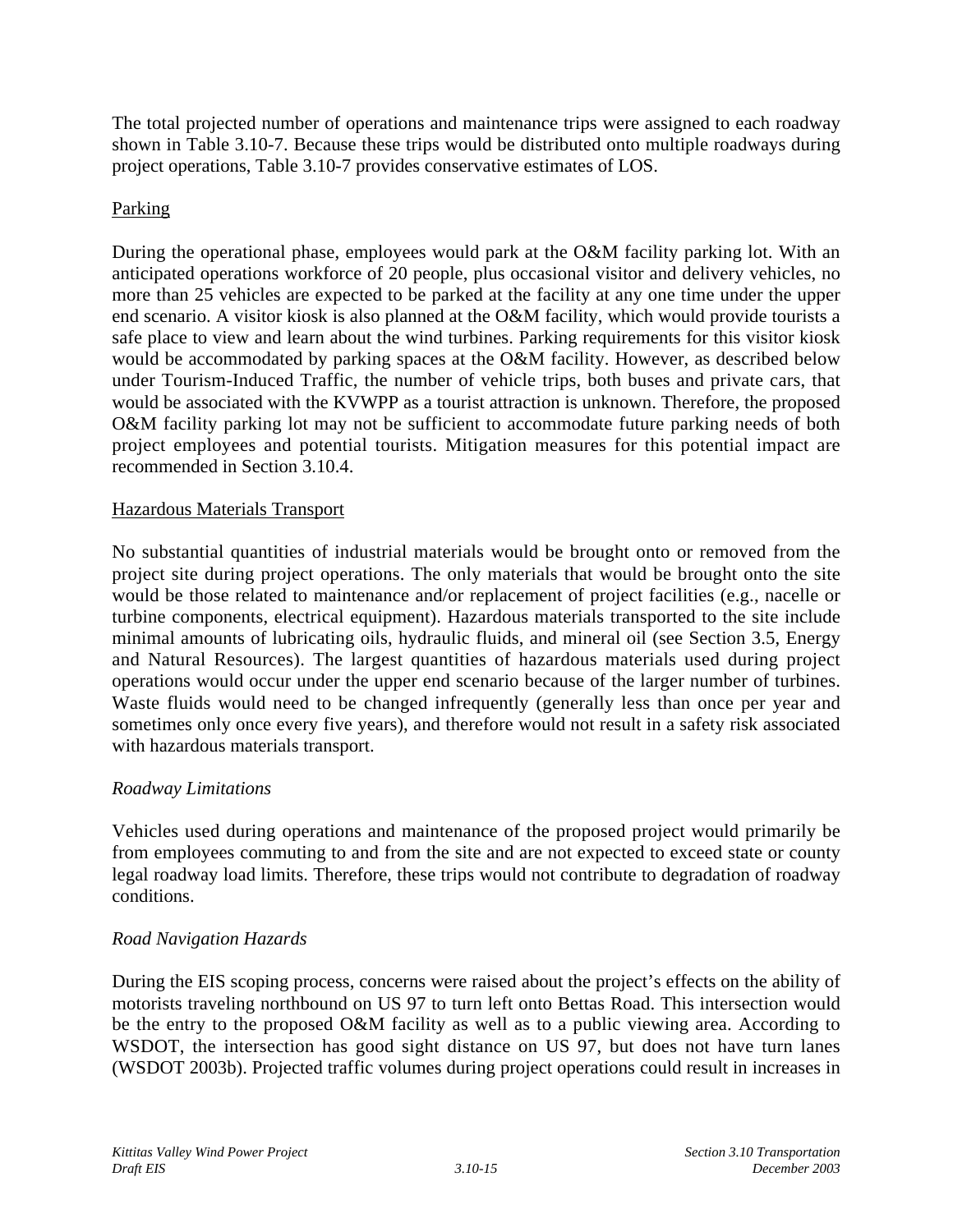The total projected number of operations and maintenance trips were assigned to each roadway shown in Table 3.10-7. Because these trips would be distributed onto multiple roadways during project operations, Table 3.10-7 provides conservative estimates of LOS.

<u>Parking</u>

During the operational phase, employees would park at the O&M facility parking lot. With an anticipated operations workforce of 20 people, plus occasional visitor and delivery vehicles, no more than 25 vehicles are expected to be parked at the facility at any one time under the upper end scenario. A visitor kiosk is also planned at the O&M facility, which would provide tourists a safe place to view and learn about the wind turbines. Parking requirements for this visitor kiosk would be accommodated by parking spaces at the O&M facility. However, as described below under Tourism-Induced Traffic, the number of vehicle trips, both buses and private cars, that would be associated with the KVWPP as a tourist attraction is unknown. Therefore, the proposed O&M facility parking lot may not be sufficient to accommodate future parking needs of both project employees and potential tourists. Mitigation measures for this potential impact are recommended in Section 3.10.4.

<u>Hazardous Materials Transport</u>

No substantial quantities of industrial materials would be brought onto or removed from the project site during project operations. The only materials that would be brought onto the site would be those related to maintenance and/or replacement of project facilities (e.g., nacelle or turbine components, electrical equipment). Hazardous materials transported to the site include minimal amounts of lubricating oils, hydraulic fluids, and mineral oil (see Section 3.5, Energy and Natural Resources). The largest quantities of hazardous materials used during project operations would occur under the upper end scenario because of the larger number of turbines. Waste fluids would need to be changed infrequently (generally less than once per year and sometimes only once every five years), and therefore would not result in a safety risk associated with hazardous materials transport.

*Roadway Limitations*

Vehicles used during operations and maintenance of the proposed project would primarily be from employees commuting to and from the site and are not expected to exceed state or county legal roadway load limits. Therefore, these trips would not contribute to degradation of roadway conditions.

*Road Navigation Hazards*

During the EIS scoping process, concerns were raised about the project's effects on the ability of motorists traveling northbound on US 97 to turn left onto Bettas Road. This intersection would be the entry to the proposed O&M facility as well as to a public viewing area. According to WSDOT, the intersection has good sight distance on US 97, but does not have turn lanes (WSDOT 2003b). Projected traffic volumes during project operations could result in increases in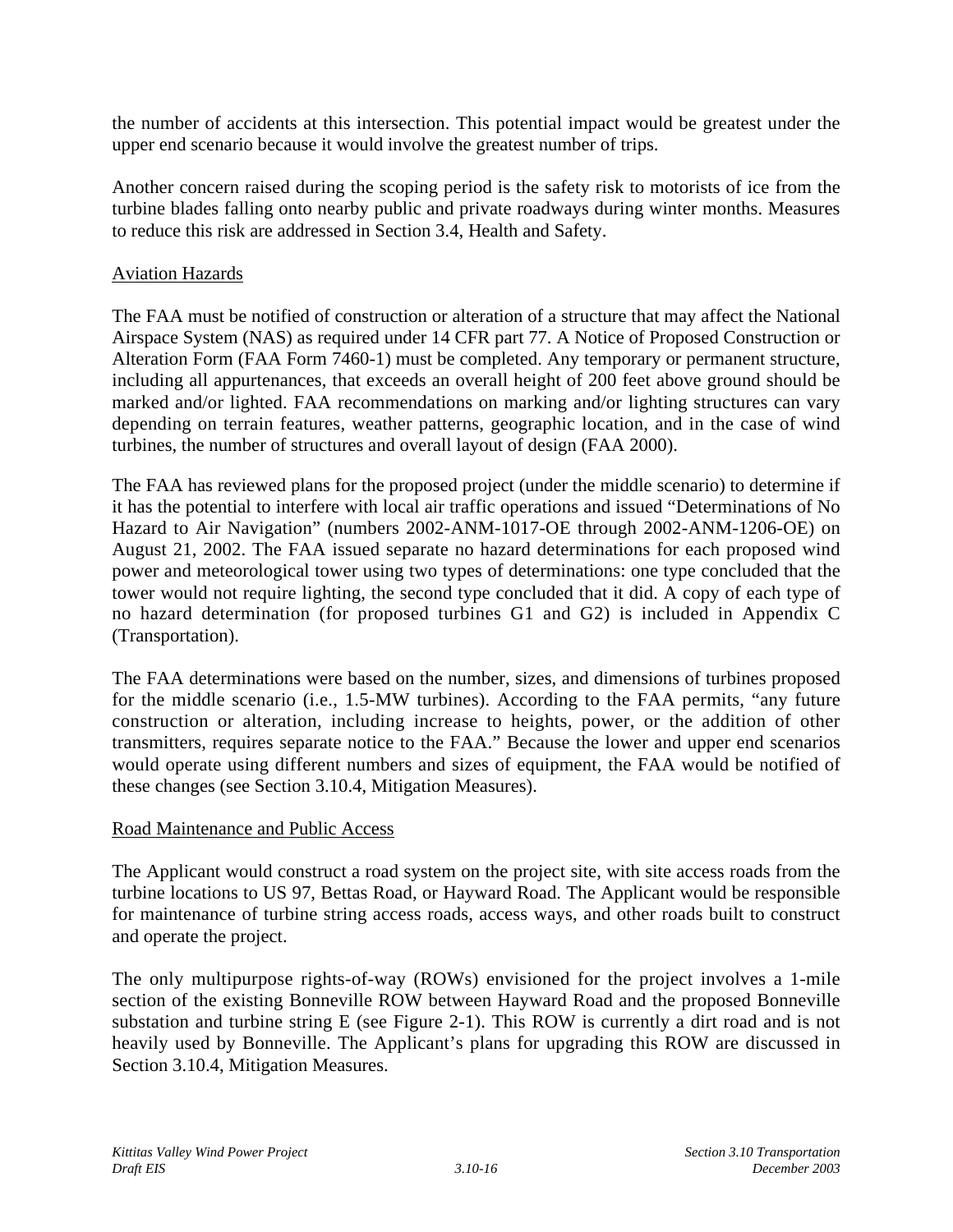the number of accidents at this intersection. This potential impact would be greatest under the upper end scenario because it would involve the greatest number of trips.

Another concern raised during the scoping period is the safety risk to motorists of ice from the turbine blades falling onto nearby public and private roadways during winter months. Measures to reduce this risk are addressed in Section 3.4, Health and Safety.

## Aviation Hazards

The FAA must be notified of construction or alteration of a structure that may affect the National Airspace System (NAS) as required under 14 CFR part 77. A Notice of Proposed Construction or Alteration Form (FAA Form 7460-1) must be completed. Any temporary or permanent structure, including all appurtenances, that exceeds an overall height of 200 feet above ground should be marked and/or lighted. FAA recommendations on marking and/or lighting structures can vary depending on terrain features, weather patterns, geographic location, and in the case of wind turbines, the number of structures and overall layout of design (FAA 2000).

The FAA has reviewed plans for the proposed project (under the middle scenario) to determine if it has the potential to interfere with local air traffic operations and issued "Determinations of No Hazard to Air Navigation" (numbers 2002-ANM-1017-OE through 2002-ANM-1206-OE) on August 21, 2002. The FAA issued separate no hazard determinations for each proposed wind power and meteorological tower using two types of determinations: one type concluded that the tower would not require lighting, the second type concluded that it did. A copy of each type of no hazard determination (for proposed turbines G1 and G2) is included in Appendix C (Transportation).

The FAA determinations were based on the number, sizes, and dimensions of turbines proposed for the middle scenario (i.e., 1.5-MW turbines). According to the FAA permits, "any future construction or alteration, including increase to heights, power, or the addition of other transmitters, requires separate notice to the FAA." Because the lower and upper end scenarios would operate using different numbers and sizes of equipment, the FAA would be notified of these changes (see Section 3.10.4, Mitigation Measures).

## Road Maintenance and Public Access

The Applicant would construct a road system on the project site, with site access roads from the turbine locations to US 97, Bettas Road, or Hayward Road. The Applicant would be responsible for maintenance of turbine string access roads, access ways, and other roads built to construct and operate the project.

The only multipurpose rights-of-way (ROWs) envisioned for the project involves a 1-mile section of the existing Bonneville ROW between Hayward Road and the proposed Bonneville substation and turbine string E (see Figure 2-1). This ROW is currently a dirt road and is not heavily used by Bonneville. The Applicant's plans for upgrading this ROW are discussed in Section 3.10.4, Mitigation Measures.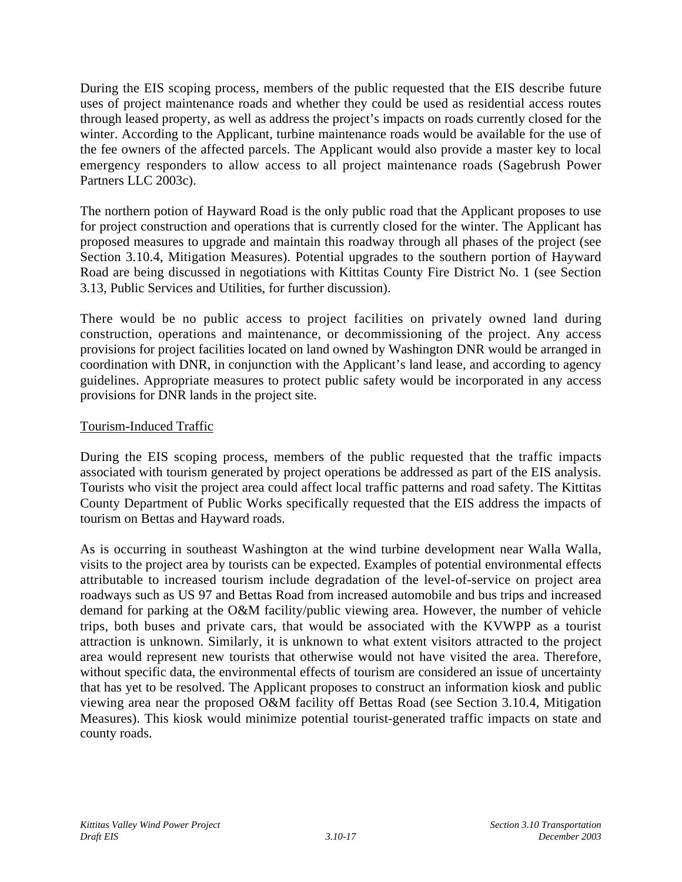During the EIS scoping process, members of the public requested that the EIS describe future uses of project maintenance roads and whether they could be used as residential access routes through leased property, as well as address the project's impacts on roads currently closed for the winter. According to the Applicant, turbine maintenance roads would be available for the use of the fee owners of the affected parcels. The Applicant would also provide a master key to local emergency responders to allow access to all project maintenance roads (Sagebrush Power Partners LLC 2003c).

The northern potion of Hayward Road is the only public road that the Applicant proposes to use for project construction and operations that is currently closed for the winter. The Applicant has proposed measures to upgrade and maintain this roadway through all phases of the project (see Section 3.10.4, Mitigation Measures). Potential upgrades to the southern portion of Hayward Road are being discussed in negotiations with Kittitas County Fire District No. 1 (see Section 3.13, Public Services and Utilities, for further discussion).

There would be no public access to project facilities on privately owned land during construction, operations and maintenance, or decommissioning of the project. Any access provisions for project facilities located on land owned by Washington DNR would be arranged in coordination with DNR, in conjunction with the Applicant's land lease, and according to agency guidelines. Appropriate measures to protect public safety would be incorporated in any access provisions for DNR lands in the project site.

<u>Tourism-Induced Traffic</u>

During the EIS scoping process, members of the public requested that the traffic impacts associated with tourism generated by project operations be addressed as part of the EIS analysis. Tourists who visit the project area could affect local traffic patterns and road safety. The Kittitas County Department of Public Works specifically requested that the EIS address the impacts of tourism on Bettas and Hayward roads.

As is occurring in southeast Washington at the wind turbine development near Walla Walla, visits to the project area by tourists can be expected. Examples of potential environmental effects attributable to increased tourism include degradation of the level-of-service on project area roadways such as US 97 and Bettas Road from increased automobile and bus trips and increased demand for parking at the O&M facility/public viewing area. However, the number of vehicle trips, both buses and private cars, that would be associated with the KVWPP as a tourist attraction is unknown. Similarly, it is unknown to what extent visitors attracted to the project area would represent new tourists that otherwise would not have visited the area. Therefore, without specific data, the environmental effects of tourism are considered an issue of uncertainty that has yet to be resolved. The Applicant proposes to construct an information kiosk and public viewing area near the proposed O&M facility off Bettas Road (see Section 3.10.4, Mitigation Measures). This kiosk would minimize potential tourist-generated traffic impacts on state and county roads.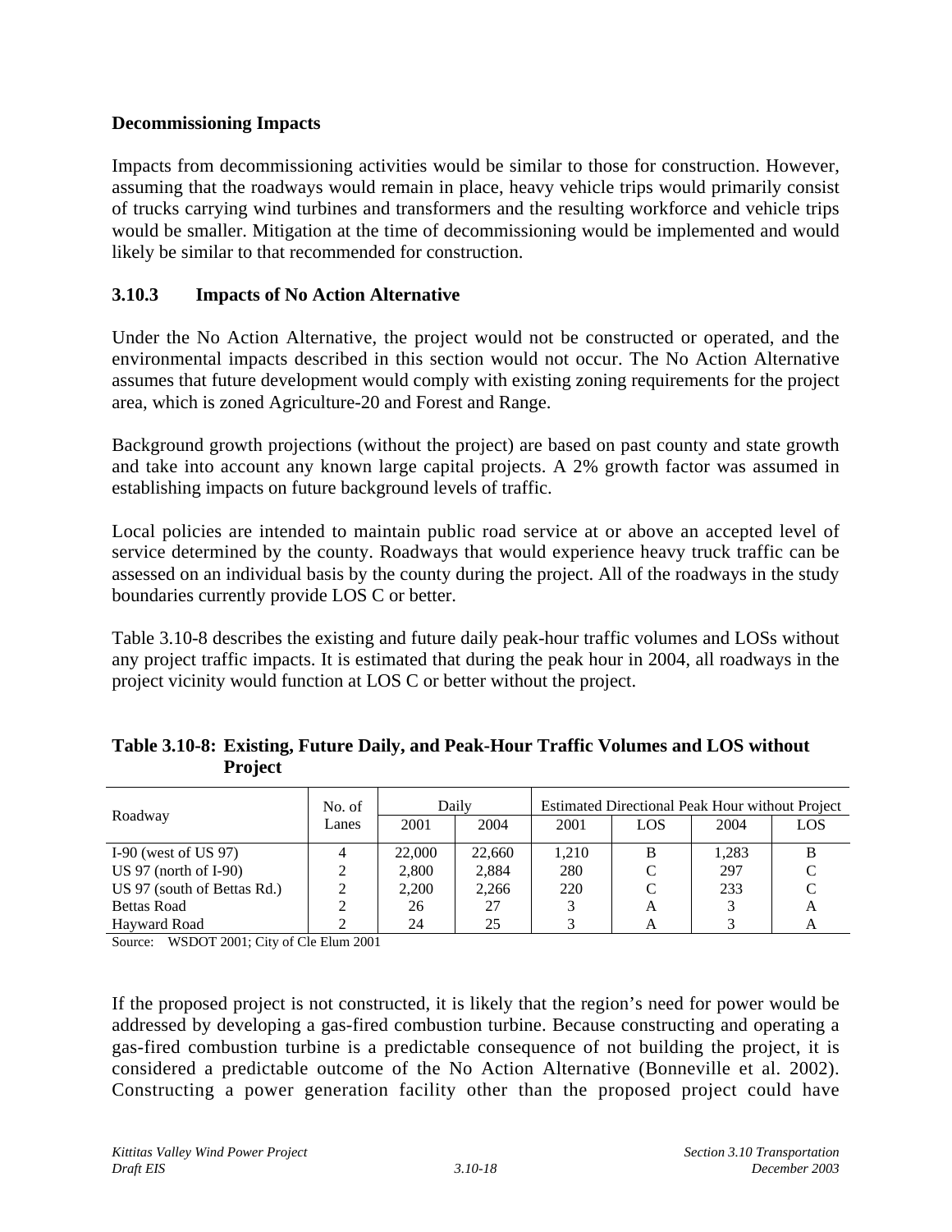**Decommissioning Impacts**

Impacts from decommissioning activities would be similar to those for construction. However, assuming that the roadways would remain in place, heavy vehicle trips would primarily consist of trucks carrying wind turbines and transformers and the resulting workforce and vehicle trips would be smaller. Mitigation at the time of decommissioning would be implemented and would likely be similar to that recommended for construction.

### 3.10.3 Impacts of No Action Alternative

Under the No Action Alternative, the project would not be constructed or operated, and the environmental impacts described in this section would not occur. The No Action Alternative assumes that future development would comply with existing zoning requirements for the project area, which is zoned Agriculture-20 and Forest and Range.

Background growth projections (without the project) are based on past county and state growth and take into account any known large capital projects. A 2% growth factor was assumed in establishing impacts on future background levels of traffic.

Local policies are intended to maintain public road service at or above an accepted level of service determined by the county. Roadways that would experience heavy truck traffic can be assessed on an individual basis by the county during the project. All of the roadways in the study boundaries currently provide LOS C or better.

Table 3.10-8 describes the existing and future daily peak-hour traffic volumes and LOSs without any project traffic impacts. It is estimated that during the peak hour in 2004, all roadways in the project vicinity would function at LOS C or better without the project.

**Table 3.10-8: Existing, Future Daily, and Peak-Hour Traffic Volumes and LOS without Project**

| Roadway | No. of Lanes | Daily | | Estimated Directional Peak Hour without Project | | | |
|---|---|---|---|---|---|---|---|
| | | 2001 | 2004 | 2001 | LOS | 2004 | LOS |
| I-90 (west of US 97) | 4 | 22,000 | 22,660 | 1,210 | B | 1,283 | B |
| US 97 (north of I-90) | 2 | 2,800 | 2,884 | 280 | C | 297 | C |
| US 97 (south of Bettas Rd.) | 2 | 2,200 | 2,266 | 220 | C | 233 | C |
| Bettas Road | 2 | 26 | 27 | 3 | A | 3 | A |
| Hayward Road | 2 | 24 | 25 | 3 | A | 3 | A |

Source: WSDOT 2001; City of Cle Elum 2001

If the proposed project is not constructed, it is likely that the region's need for power would be addressed by developing a gas-fired combustion turbine. Because constructing and operating a gas-fired combustion turbine is a predictable consequence of not building the project, it is considered a predictable outcome of the No Action Alternative (Bonneville et al. 2002). Constructing a power generation facility other than the proposed project could have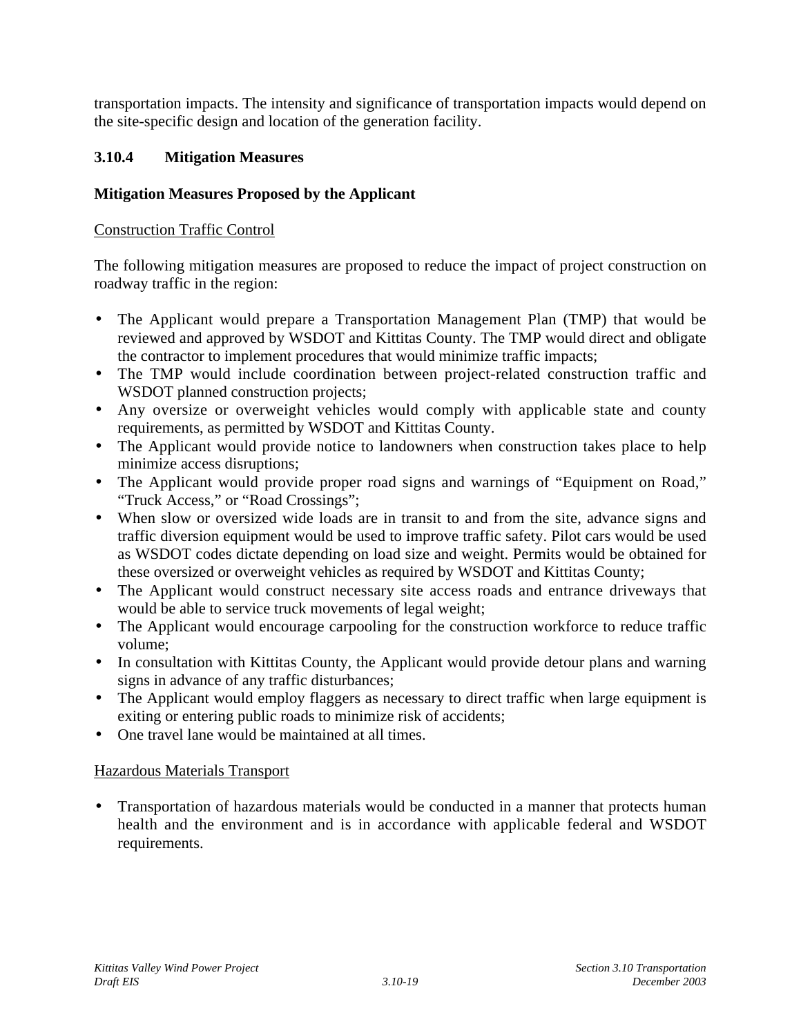transportation impacts. The intensity and significance of transportation impacts would depend on the site-specific design and location of the generation facility.

### 3.10.4 Mitigation Measures

**Mitigation Measures Proposed by the Applicant**

Construction Traffic Control

The following mitigation measures are proposed to reduce the impact of project construction on roadway traffic in the region:

- The Applicant would prepare a Transportation Management Plan (TMP) that would be reviewed and approved by WSDOT and Kittitas County. The TMP would direct and obligate the contractor to implement procedures that would minimize traffic impacts;
- The TMP would include coordination between project-related construction traffic and WSDOT planned construction projects;
- Any oversize or overweight vehicles would comply with applicable state and county requirements, as permitted by WSDOT and Kittitas County.
- The Applicant would provide notice to landowners when construction takes place to help minimize access disruptions;
- The Applicant would provide proper road signs and warnings of "Equipment on Road," "Truck Access," or "Road Crossings";
- When slow or oversized wide loads are in transit to and from the site, advance signs and traffic diversion equipment would be used to improve traffic safety. Pilot cars would be used as WSDOT codes dictate depending on load size and weight. Permits would be obtained for these oversized or overweight vehicles as required by WSDOT and Kittitas County;
- The Applicant would construct necessary site access roads and entrance driveways that would be able to service truck movements of legal weight;
- The Applicant would encourage carpooling for the construction workforce to reduce traffic volume;
- In consultation with Kittitas County, the Applicant would provide detour plans and warning signs in advance of any traffic disturbances;
- The Applicant would employ flaggers as necessary to direct traffic when large equipment is exiting or entering public roads to minimize risk of accidents;
- One travel lane would be maintained at all times.

Hazardous Materials Transport

- Transportation of hazardous materials would be conducted in a manner that protects human health and the environment and is in accordance with applicable federal and WSDOT requirements.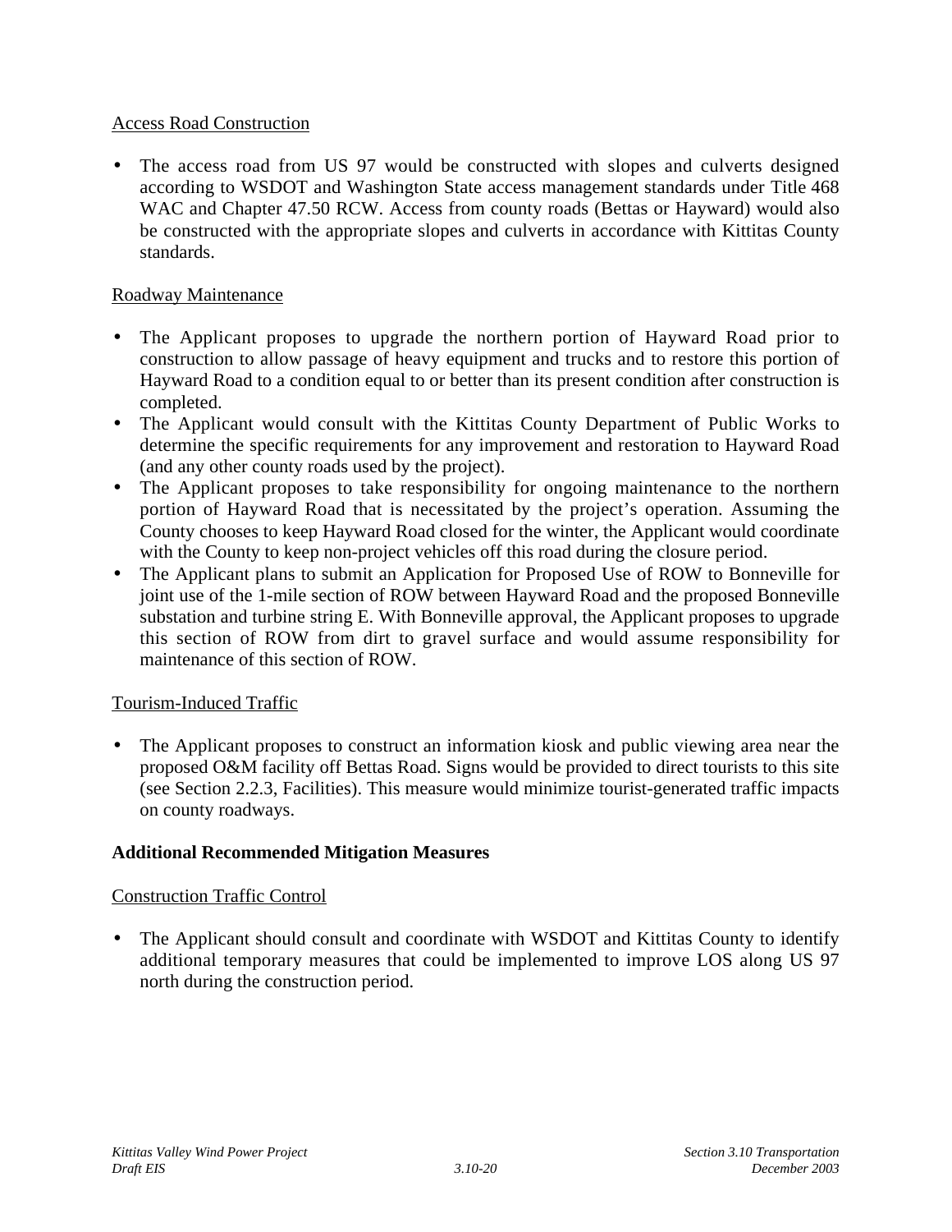<u>Access Road Construction</u>

- The access road from US 97 would be constructed with slopes and culverts designed according to WSDOT and Washington State access management standards under Title 468 WAC and Chapter 47.50 RCW. Access from county roads (Bettas or Hayward) would also be constructed with the appropriate slopes and culverts in accordance with Kittitas County standards.

<u>Roadway Maintenance</u>

- The Applicant proposes to upgrade the northern portion of Hayward Road prior to construction to allow passage of heavy equipment and trucks and to restore this portion of Hayward Road to a condition equal to or better than its present condition after construction is completed.
- The Applicant would consult with the Kittitas County Department of Public Works to determine the specific requirements for any improvement and restoration to Hayward Road (and any other county roads used by the project).
- The Applicant proposes to take responsibility for ongoing maintenance to the northern portion of Hayward Road that is necessitated by the project's operation. Assuming the County chooses to keep Hayward Road closed for the winter, the Applicant would coordinate with the County to keep non-project vehicles off this road during the closure period.
- The Applicant plans to submit an Application for Proposed Use of ROW to Bonneville for joint use of the 1-mile section of ROW between Hayward Road and the proposed Bonneville substation and turbine string E. With Bonneville approval, the Applicant proposes to upgrade this section of ROW from dirt to gravel surface and would assume responsibility for maintenance of this section of ROW.

<u>Tourism-Induced Traffic</u>

- The Applicant proposes to construct an information kiosk and public viewing area near the proposed O&M facility off Bettas Road. Signs would be provided to direct tourists to this site (see Section 2.2.3, Facilities). This measure would minimize tourist-generated traffic impacts on county roadways.

**Additional Recommended Mitigation Measures**

<u>Construction Traffic Control</u>

- The Applicant should consult and coordinate with WSDOT and Kittitas County to identify additional temporary measures that could be implemented to improve LOS along US 97 north during the construction period.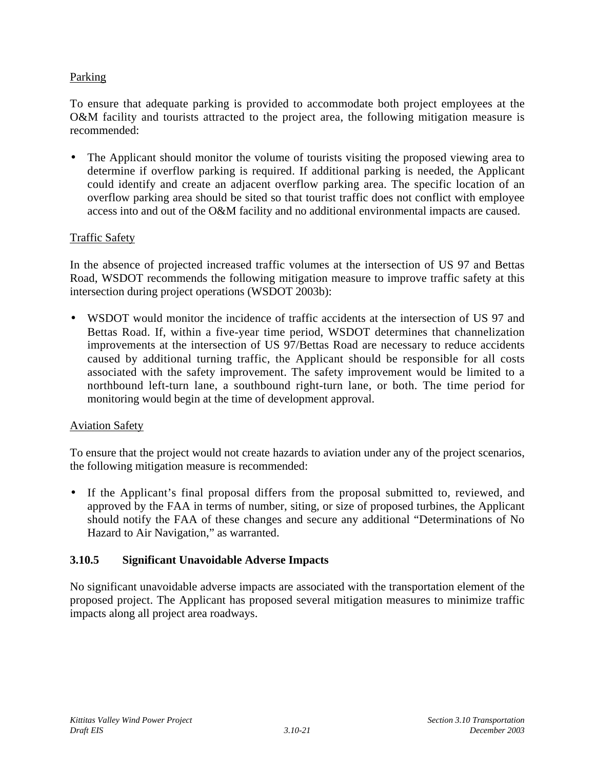Parking

To ensure that adequate parking is provided to accommodate both project employees at the O&M facility and tourists attracted to the project area, the following mitigation measure is recommended:

- The Applicant should monitor the volume of tourists visiting the proposed viewing area to determine if overflow parking is required. If additional parking is needed, the Applicant could identify and create an adjacent overflow parking area. The specific location of an overflow parking area should be sited so that tourist traffic does not conflict with employee access into and out of the O&M facility and no additional environmental impacts are caused.

Traffic Safety

In the absence of projected increased traffic volumes at the intersection of US 97 and Bettas Road, WSDOT recommends the following mitigation measure to improve traffic safety at this intersection during project operations (WSDOT 2003b):

- WSDOT would monitor the incidence of traffic accidents at the intersection of US 97 and Bettas Road. If, within a five-year time period, WSDOT determines that channelization improvements at the intersection of US 97/Bettas Road are necessary to reduce accidents caused by additional turning traffic, the Applicant should be responsible for all costs associated with the safety improvement. The safety improvement would be limited to a northbound left-turn lane, a southbound right-turn lane, or both. The time period for monitoring would begin at the time of development approval.

Aviation Safety

To ensure that the project would not create hazards to aviation under any of the project scenarios, the following mitigation measure is recommended:

- If the Applicant's final proposal differs from the proposal submitted to, reviewed, and approved by the FAA in terms of number, siting, or size of proposed turbines, the Applicant should notify the FAA of these changes and secure any additional "Determinations of No Hazard to Air Navigation," as warranted.

### 3.10.5 Significant Unavoidable Adverse Impacts

No significant unavoidable adverse impacts are associated with the transportation element of the proposed project. The Applicant has proposed several mitigation measures to minimize traffic impacts along all project area roadways.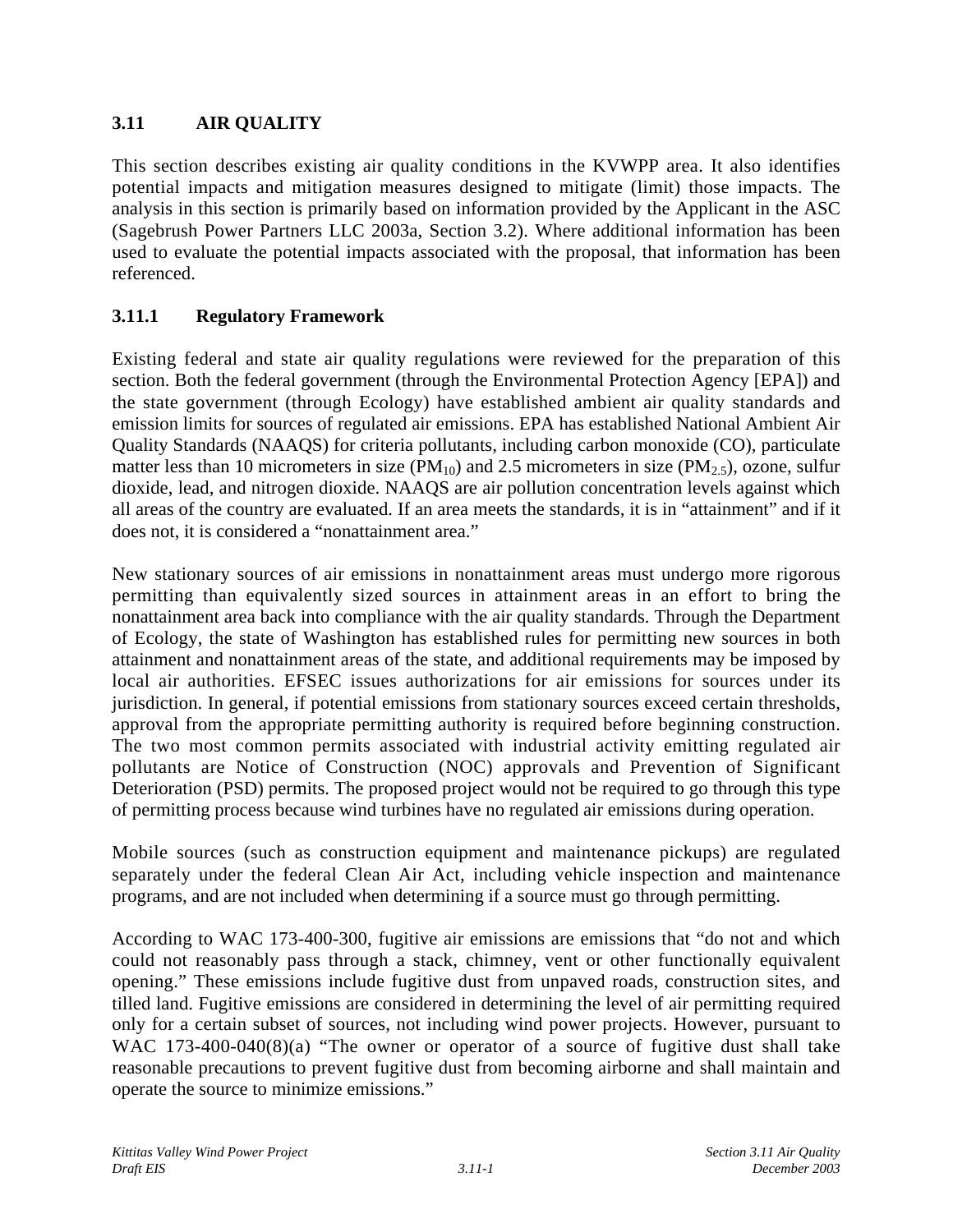## 3.11 AIR QUALITY

This section describes existing air quality conditions in the KVWPP area. It also identifies potential impacts and mitigation measures designed to mitigate (limit) those impacts. The analysis in this section is primarily based on information provided by the Applicant in the ASC (Sagebrush Power Partners LLC 2003a, Section 3.2). Where additional information has been used to evaluate the potential impacts associated with the proposal, that information has been referenced.

### 3.11.1 Regulatory Framework

Existing federal and state air quality regulations were reviewed for the preparation of this section. Both the federal government (through the Environmental Protection Agency [EPA]) and the state government (through Ecology) have established ambient air quality standards and emission limits for sources of regulated air emissions. EPA has established National Ambient Air Quality Standards (NAAQS) for criteria pollutants, including carbon monoxide (CO), particulate matter less than 10 micrometers in size ($PM_{10}$) and 2.5 micrometers in size ($PM_{2.5}$), ozone, sulfur dioxide, lead, and nitrogen dioxide. NAAQS are air pollution concentration levels against which all areas of the country are evaluated. If an area meets the standards, it is in "attainment" and if it does not, it is considered a "nonattainment area."

New stationary sources of air emissions in nonattainment areas must undergo more rigorous permitting than equivalently sized sources in attainment areas in an effort to bring the nonattainment area back into compliance with the air quality standards. Through the Department of Ecology, the state of Washington has established rules for permitting new sources in both attainment and nonattainment areas of the state, and additional requirements may be imposed by local air authorities. EFSEC issues authorizations for air emissions for sources under its jurisdiction. In general, if potential emissions from stationary sources exceed certain thresholds, approval from the appropriate permitting authority is required before beginning construction. The two most common permits associated with industrial activity emitting regulated air pollutants are Notice of Construction (NOC) approvals and Prevention of Significant Deterioration (PSD) permits. The proposed project would not be required to go through this type of permitting process because wind turbines have no regulated air emissions during operation.

Mobile sources (such as construction equipment and maintenance pickups) are regulated separately under the federal Clean Air Act, including vehicle inspection and maintenance programs, and are not included when determining if a source must go through permitting.

According to WAC 173-400-300, fugitive air emissions are emissions that "do not and which could not reasonably pass through a stack, chimney, vent or other functionally equivalent opening." These emissions include fugitive dust from unpaved roads, construction sites, and tilled land. Fugitive emissions are considered in determining the level of air permitting required only for a certain subset of sources, not including wind power projects. However, pursuant to WAC 173-400-040(8)(a) "The owner or operator of a source of fugitive dust shall take reasonable precautions to prevent fugitive dust from becoming airborne and shall maintain and operate the source to minimize emissions."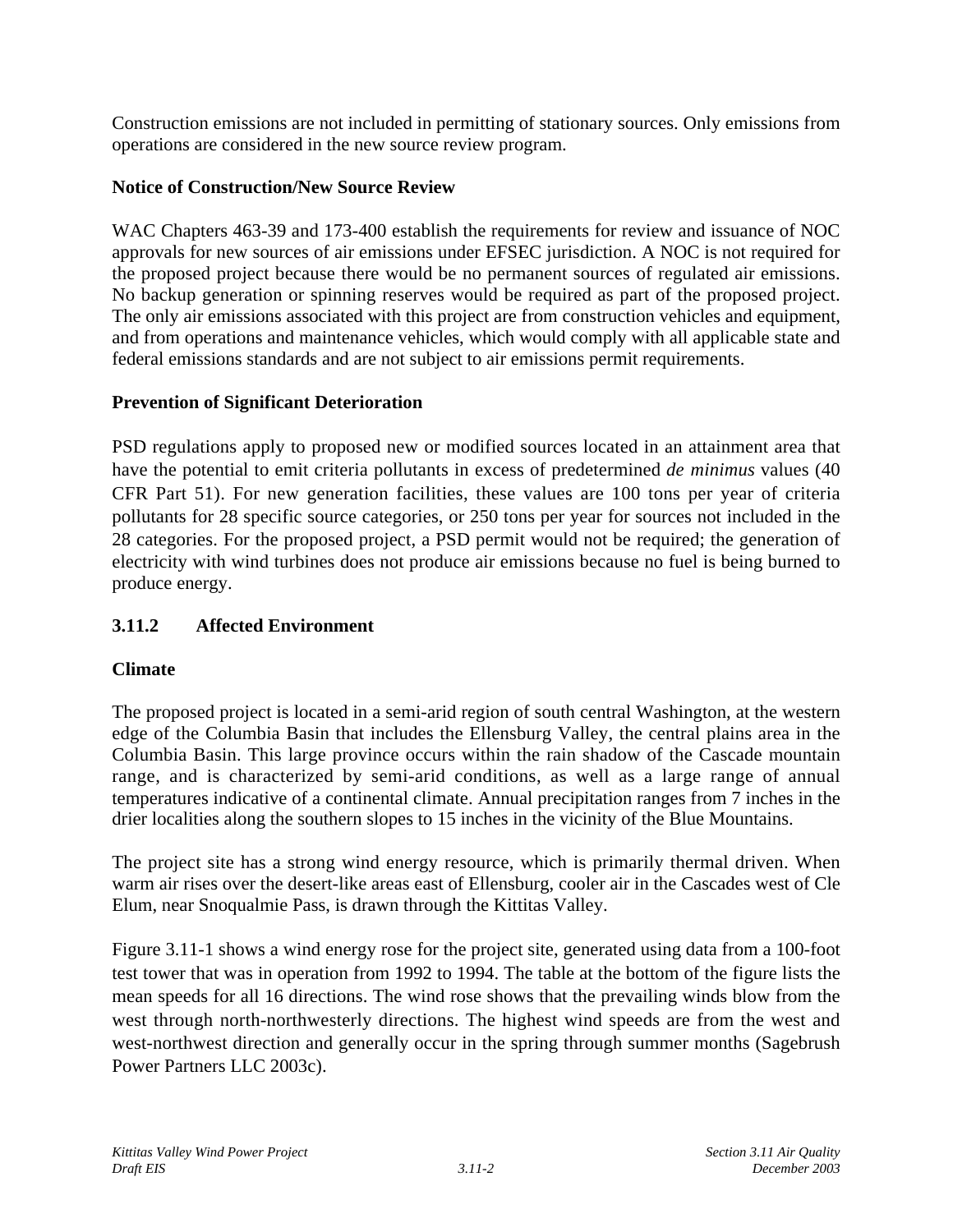Construction emissions are not included in permitting of stationary sources. Only emissions from operations are considered in the new source review program.

**Notice of Construction/New Source Review**

WAC Chapters 463-39 and 173-400 establish the requirements for review and issuance of NOC approvals for new sources of air emissions under EFSEC jurisdiction. A NOC is not required for the proposed project because there would be no permanent sources of regulated air emissions. No backup generation or spinning reserves would be required as part of the proposed project. The only air emissions associated with this project are from construction vehicles and equipment, and from operations and maintenance vehicles, which would comply with all applicable state and federal emissions standards and are not subject to air emissions permit requirements.

**Prevention of Significant Deterioration**

PSD regulations apply to proposed new or modified sources located in an attainment area that have the potential to emit criteria pollutants in excess of predetermined *de minimus* values (40 CFR Part 51). For new generation facilities, these values are 100 tons per year of criteria pollutants for 28 specific source categories, or 250 tons per year for sources not included in the 28 categories. For the proposed project, a PSD permit would not be required; the generation of electricity with wind turbines does not produce air emissions because no fuel is being burned to produce energy.

### 3.11.2 Affected Environment

**Climate**

The proposed project is located in a semi-arid region of south central Washington, at the western edge of the Columbia Basin that includes the Ellensburg Valley, the central plains area in the Columbia Basin. This large province occurs within the rain shadow of the Cascade mountain range, and is characterized by semi-arid conditions, as well as a large range of annual temperatures indicative of a continental climate. Annual precipitation ranges from 7 inches in the drier localities along the southern slopes to 15 inches in the vicinity of the Blue Mountains.

The project site has a strong wind energy resource, which is primarily thermal driven. When warm air rises over the desert-like areas east of Ellensburg, cooler air in the Cascades west of Cle Elum, near Snoqualmie Pass, is drawn through the Kittitas Valley.

Figure 3.11-1 shows a wind energy rose for the project site, generated using data from a 100-foot test tower that was in operation from 1992 to 1994. The table at the bottom of the figure lists the mean speeds for all 16 directions. The wind rose shows that the prevailing winds blow from the west through north-northwesterly directions. The highest wind speeds are from the west and west-northwest direction and generally occur in the spring through summer months (Sagebrush Power Partners LLC 2003c).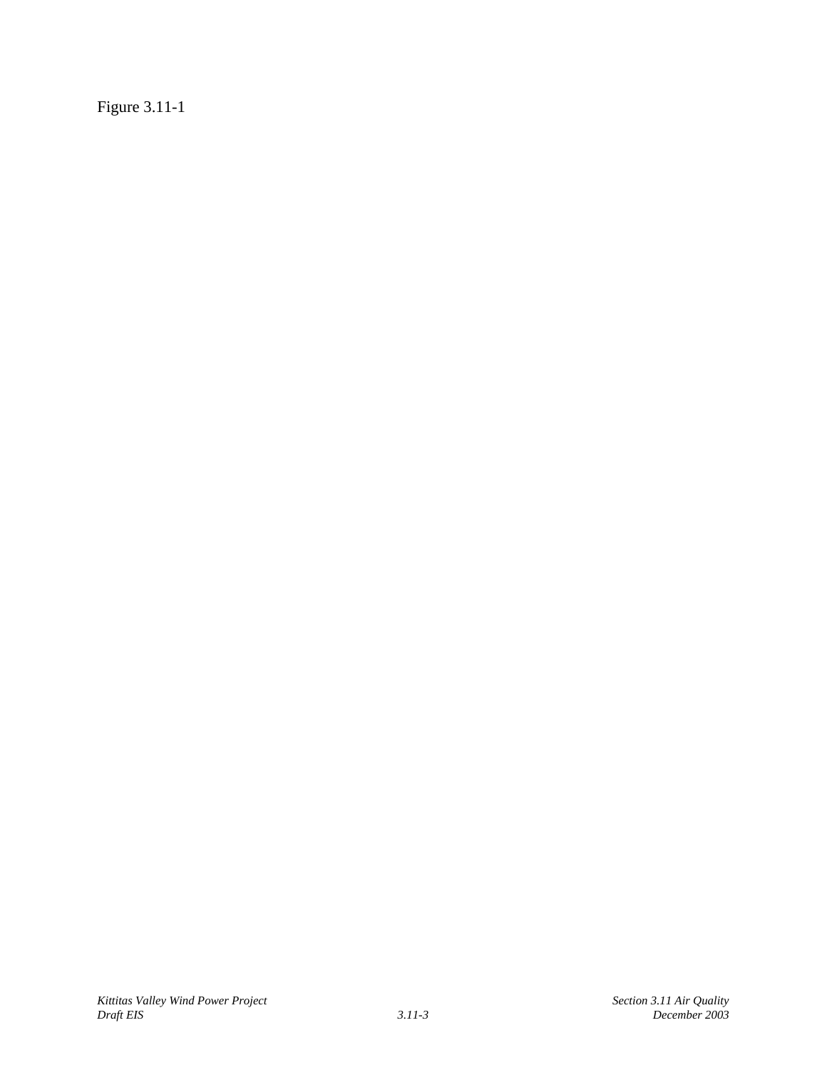Figure 3.11-1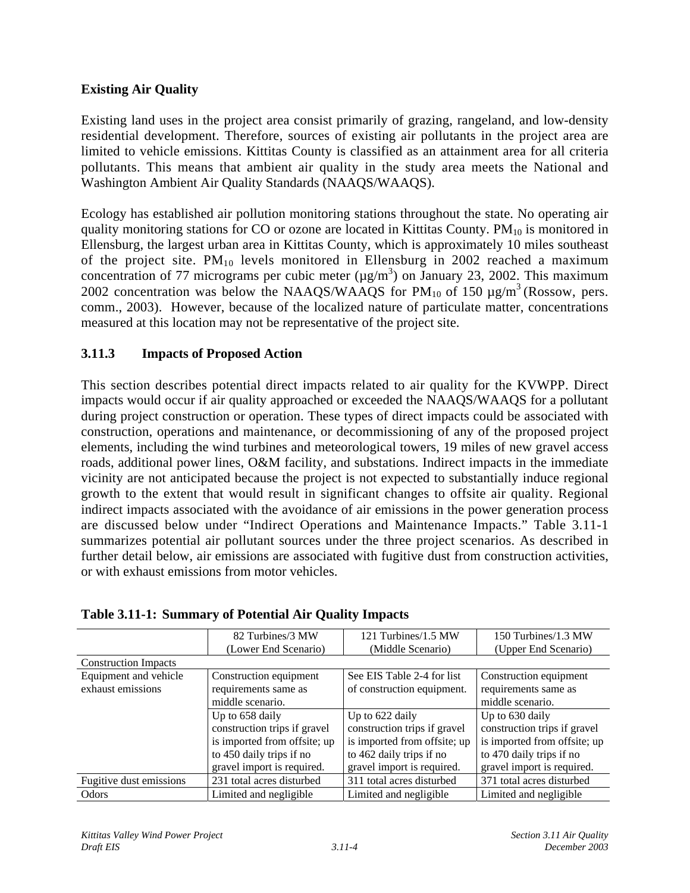**Existing Air Quality**

Existing land uses in the project area consist primarily of grazing, rangeland, and low-density residential development. Therefore, sources of existing air pollutants in the project area are limited to vehicle emissions. Kittitas County is classified as an attainment area for all criteria pollutants. This means that ambient air quality in the study area meets the National and Washington Ambient Air Quality Standards (NAAQS/WAAQS).

Ecology has established air pollution monitoring stations throughout the state. No operating air quality monitoring stations for CO or ozone are located in Kittitas County. $PM_{10}$ is monitored in Ellensburg, the largest urban area in Kittitas County, which is approximately 10 miles southeast of the project site. $PM_{10}$ levels monitored in Ellensburg in 2002 reached a maximum concentration of 77 micrograms per cubic meter ($\mu g/m^3$) on January 23, 2002. This maximum 2002 concentration was below the NAAQS/WAAQS for $PM_{10}$ of 150 $\mu g/m^3$ (Rossow, pers. comm., 2003). However, because of the localized nature of particulate matter, concentrations measured at this location may not be representative of the project site.

### 3.11.3 Impacts of Proposed Action

This section describes potential direct impacts related to air quality for the KVWPP. Direct impacts would occur if air quality approached or exceeded the NAAQS/WAAQS for a pollutant during project construction or operation. These types of direct impacts could be associated with construction, operations and maintenance, or decommissioning of any of the proposed project elements, including the wind turbines and meteorological towers, 19 miles of new gravel access roads, additional power lines, O&M facility, and substations. Indirect impacts in the immediate vicinity are not anticipated because the project is not expected to substantially induce regional growth to the extent that would result in significant changes to offsite air quality. Regional indirect impacts associated with the avoidance of air emissions in the power generation process are discussed below under "Indirect Operations and Maintenance Impacts." Table 3.11-1 summarizes potential air pollutant sources under the three project scenarios. As described in further detail below, air emissions are associated with fugitive dust from construction activities, or with exhaust emissions from motor vehicles.

**Table 3.11-1: Summary of Potential Air Quality Impacts**

| | 82 Turbines/3 MW (Lower End Scenario) | 121 Turbines/1.5 MW (Middle Scenario) | 150 Turbines/1.3 MW (Upper End Scenario) |
|---|---|---|---|
| Construction Impacts | | | |
| Equipment and vehicle exhaust emissions | Construction equipment requirements same as middle scenario. | See EIS Table 2-4 for list of construction equipment. | Construction equipment requirements same as middle scenario. |
| | Up to 658 daily construction trips if gravel is imported from offsite; up to 450 daily trips if no gravel import is required. | Up to 622 daily construction trips if gravel is imported from offsite; up to 462 daily trips if no gravel import is required. | Up to 630 daily construction trips if gravel is imported from offsite; up to 470 daily trips if no gravel import is required. |
| Fugitive dust emissions | 231 total acres disturbed | 311 total acres disturbed | 371 total acres disturbed |
| Odors | Limited and negligible | Limited and negligible | Limited and negligible |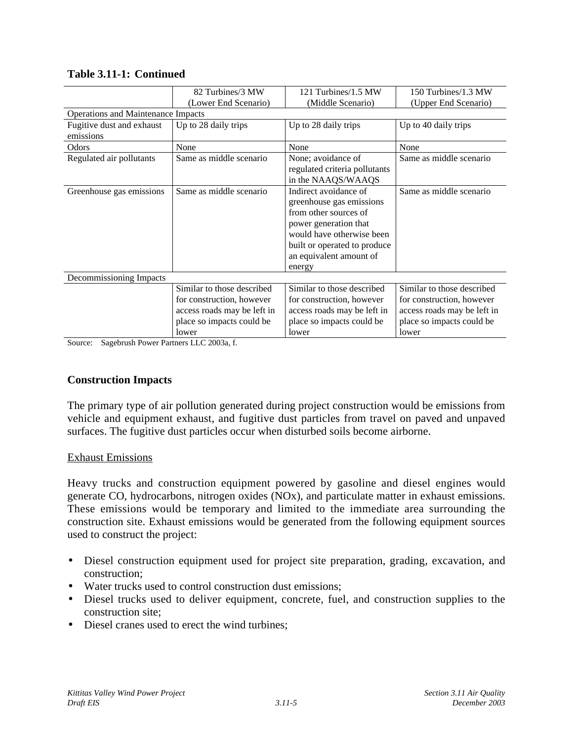**Table 3.11-1: Continued**

| | 82 Turbines/3 MW (Lower End Scenario) | 121 Turbines/1.5 MW (Middle Scenario) | 150 Turbines/1.3 MW (Upper End Scenario) |
|---|---|---|---|
| Operations and Maintenance Impacts | | | |
| Fugitive dust and exhaust emissions | Up to 28 daily trips | Up to 28 daily trips | Up to 40 daily trips |
| Odors | None | None | None |
| Regulated air pollutants | Same as middle scenario | None; avoidance of regulated criteria pollutants in the NAAQS/WAAQS | Same as middle scenario |
| Greenhouse gas emissions | Same as middle scenario | Indirect avoidance of greenhouse gas emissions from other sources of power generation that would have otherwise been built or operated to produce an equivalent amount of energy | Same as middle scenario |
| Decommissioning Impacts | | | |
| | Similar to those described for construction, however access roads may be left in place so impacts could be lower | Similar to those described for construction, however access roads may be left in place so impacts could be lower | Similar to those described for construction, however access roads may be left in place so impacts could be lower |

Source: Sagebrush Power Partners LLC 2003a, f.

## Construction Impacts

The primary type of air pollution generated during project construction would be emissions from vehicle and equipment exhaust, and fugitive dust particles from travel on paved and unpaved surfaces. The fugitive dust particles occur when disturbed soils become airborne.

Exhaust Emissions

Heavy trucks and construction equipment powered by gasoline and diesel engines would generate CO, hydrocarbons, nitrogen oxides (NOx), and particulate matter in exhaust emissions. These emissions would be temporary and limited to the immediate area surrounding the construction site. Exhaust emissions would be generated from the following equipment sources used to construct the project:

- Diesel construction equipment used for project site preparation, grading, excavation, and construction;
- Water trucks used to control construction dust emissions;
- Diesel trucks used to deliver equipment, concrete, fuel, and construction supplies to the construction site;
- Diesel cranes used to erect the wind turbines;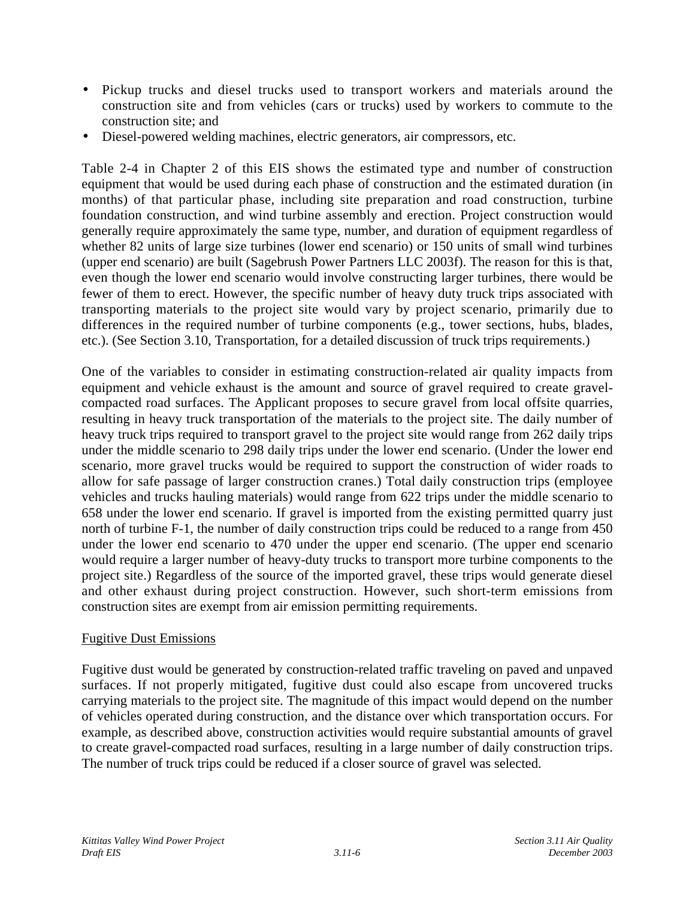- Pickup trucks and diesel trucks used to transport workers and materials around the construction site and from vehicles (cars or trucks) used by workers to commute to the construction site; and
- Diesel-powered welding machines, electric generators, air compressors, etc.

Table 2-4 in Chapter 2 of this EIS shows the estimated type and number of construction equipment that would be used during each phase of construction and the estimated duration (in months) of that particular phase, including site preparation and road construction, turbine foundation construction, and wind turbine assembly and erection. Project construction would generally require approximately the same type, number, and duration of equipment regardless of whether 82 units of large size turbines (lower end scenario) or 150 units of small wind turbines (upper end scenario) are built (Sagebrush Power Partners LLC 2003f). The reason for this is that, even though the lower end scenario would involve constructing larger turbines, there would be fewer of them to erect. However, the specific number of heavy duty truck trips associated with transporting materials to the project site would vary by project scenario, primarily due to differences in the required number of turbine components (e.g., tower sections, hubs, blades, etc.). (See Section 3.10, Transportation, for a detailed discussion of truck trips requirements.)

One of the variables to consider in estimating construction-related air quality impacts from equipment and vehicle exhaust is the amount and source of gravel required to create gravel-compacted road surfaces. The Applicant proposes to secure gravel from local offsite quarries, resulting in heavy truck transportation of the materials to the project site. The daily number of heavy truck trips required to transport gravel to the project site would range from 262 daily trips under the middle scenario to 298 daily trips under the lower end scenario. (Under the lower end scenario, more gravel trucks would be required to support the construction of wider roads to allow for safe passage of larger construction cranes.) Total daily construction trips (employee vehicles and trucks hauling materials) would range from 622 trips under the middle scenario to 658 under the lower end scenario. If gravel is imported from the existing permitted quarry just north of turbine F-1, the number of daily construction trips could be reduced to a range from 450 under the lower end scenario to 470 under the upper end scenario. (The upper end scenario would require a larger number of heavy-duty trucks to transport more turbine components to the project site.) Regardless of the source of the imported gravel, these trips would generate diesel and other exhaust during project construction. However, such short-term emissions from construction sites are exempt from air emission permitting requirements.

<u>Fugitive Dust Emissions</u>

Fugitive dust would be generated by construction-related traffic traveling on paved and unpaved surfaces. If not properly mitigated, fugitive dust could also escape from uncovered trucks carrying materials to the project site. The magnitude of this impact would depend on the number of vehicles operated during construction, and the distance over which transportation occurs. For example, as described above, construction activities would require substantial amounts of gravel to create gravel-compacted road surfaces, resulting in a large number of daily construction trips. The number of truck trips could be reduced if a closer source of gravel was selected.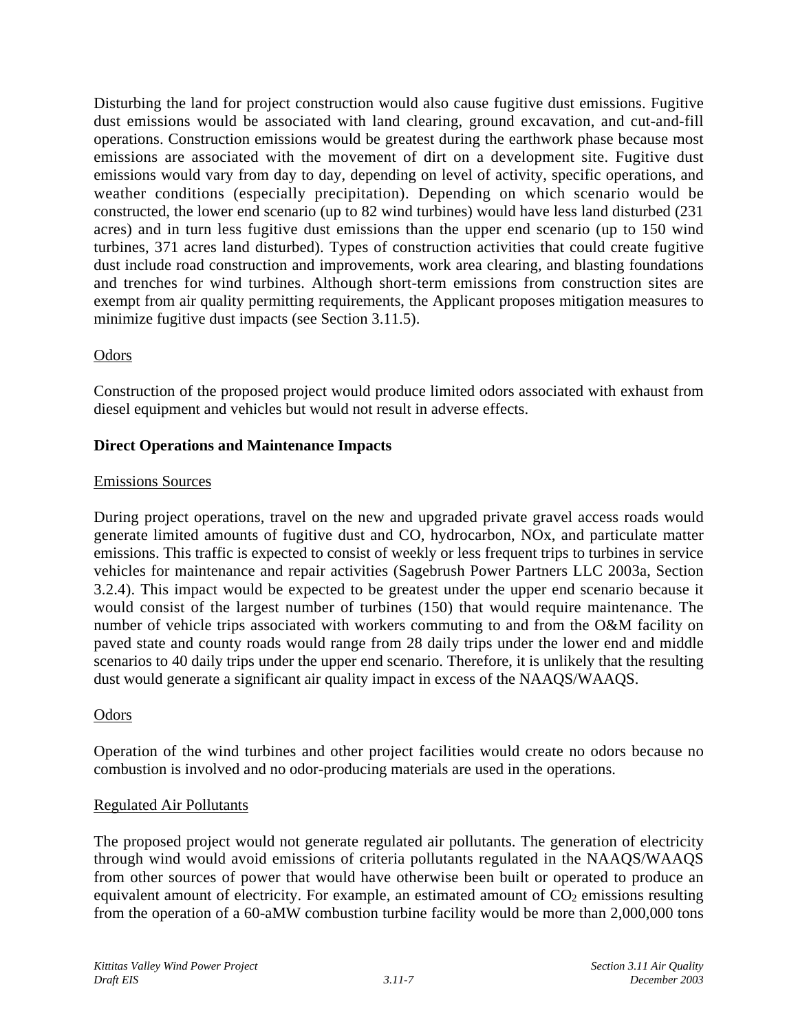Disturbing the land for project construction would also cause fugitive dust emissions. Fugitive dust emissions would be associated with land clearing, ground excavation, and cut-and-fill operations. Construction emissions would be greatest during the earthwork phase because most emissions are associated with the movement of dirt on a development site. Fugitive dust emissions would vary from day to day, depending on level of activity, specific operations, and weather conditions (especially precipitation). Depending on which scenario would be constructed, the lower end scenario (up to 82 wind turbines) would have less land disturbed (231 acres) and in turn less fugitive dust emissions than the upper end scenario (up to 150 wind turbines, 371 acres land disturbed). Types of construction activities that could create fugitive dust include road construction and improvements, work area clearing, and blasting foundations and trenches for wind turbines. Although short-term emissions from construction sites are exempt from air quality permitting requirements, the Applicant proposes mitigation measures to minimize fugitive dust impacts (see Section 3.11.5).

Odors

Construction of the proposed project would produce limited odors associated with exhaust from diesel equipment and vehicles but would not result in adverse effects.

**Direct Operations and Maintenance Impacts**

Emissions Sources

During project operations, travel on the new and upgraded private gravel access roads would generate limited amounts of fugitive dust and CO, hydrocarbon, NOx, and particulate matter emissions. This traffic is expected to consist of weekly or less frequent trips to turbines in service vehicles for maintenance and repair activities (Sagebrush Power Partners LLC 2003a, Section 3.2.4). This impact would be expected to be greatest under the upper end scenario because it would consist of the largest number of turbines (150) that would require maintenance. The number of vehicle trips associated with workers commuting to and from the O&M facility on paved state and county roads would range from 28 daily trips under the lower end and middle scenarios to 40 daily trips under the upper end scenario. Therefore, it is unlikely that the resulting dust would generate a significant air quality impact in excess of the NAAQS/WAAQS.

Odors

Operation of the wind turbines and other project facilities would create no odors because no combustion is involved and no odor-producing materials are used in the operations.

Regulated Air Pollutants

The proposed project would not generate regulated air pollutants. The generation of electricity through wind would avoid emissions of criteria pollutants regulated in the NAAQS/WAAQS from other sources of power that would have otherwise been built or operated to produce an equivalent amount of electricity. For example, an estimated amount of $CO_2$ emissions resulting from the operation of a 60-aMW combustion turbine facility would be more than 2,000,000 tons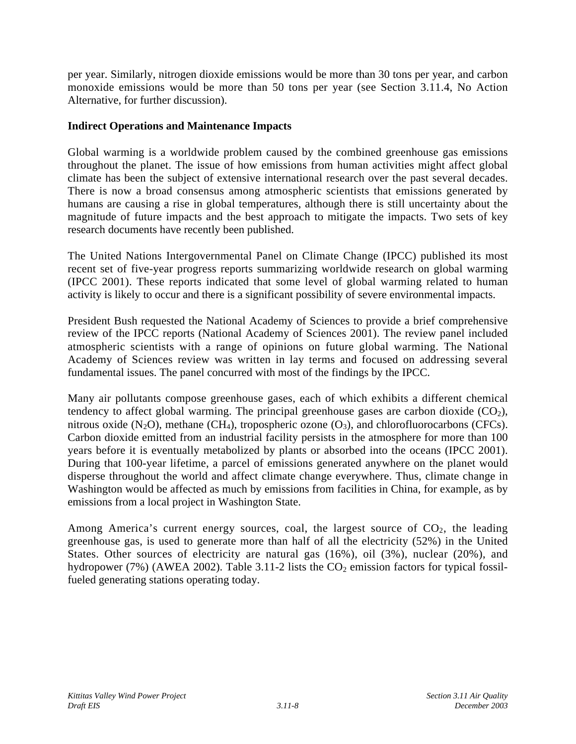per year. Similarly, nitrogen dioxide emissions would be more than 30 tons per year, and carbon monoxide emissions would be more than 50 tons per year (see Section 3.11.4, No Action Alternative, for further discussion).

**Indirect Operations and Maintenance Impacts**

Global warming is a worldwide problem caused by the combined greenhouse gas emissions throughout the planet. The issue of how emissions from human activities might affect global climate has been the subject of extensive international research over the past several decades. There is now a broad consensus among atmospheric scientists that emissions generated by humans are causing a rise in global temperatures, although there is still uncertainty about the magnitude of future impacts and the best approach to mitigate the impacts. Two sets of key research documents have recently been published.

The United Nations Intergovernmental Panel on Climate Change (IPCC) published its most recent set of five-year progress reports summarizing worldwide research on global warming (IPCC 2001). These reports indicated that some level of global warming related to human activity is likely to occur and there is a significant possibility of severe environmental impacts.

President Bush requested the National Academy of Sciences to provide a brief comprehensive review of the IPCC reports (National Academy of Sciences 2001). The review panel included atmospheric scientists with a range of opinions on future global warming. The National Academy of Sciences review was written in lay terms and focused on addressing several fundamental issues. The panel concurred with most of the findings by the IPCC.

Many air pollutants compose greenhouse gases, each of which exhibits a different chemical tendency to affect global warming. The principal greenhouse gases are carbon dioxide ($CO_2$), nitrous oxide ($N_2O$), methane ($CH_4$), tropospheric ozone ($O_3$), and chlorofluorocarbons (CFCs). Carbon dioxide emitted from an industrial facility persists in the atmosphere for more than 100 years before it is eventually metabolized by plants or absorbed into the oceans (IPCC 2001). During that 100-year lifetime, a parcel of emissions generated anywhere on the planet would disperse throughout the world and affect climate change everywhere. Thus, climate change in Washington would be affected as much by emissions from facilities in China, for example, as by emissions from a local project in Washington State.

Among America's current energy sources, coal, the largest source of $CO_2$, the leading greenhouse gas, is used to generate more than half of all the electricity (52%) in the United States. Other sources of electricity are natural gas (16%), oil (3%), nuclear (20%), and hydropower (7%) (AWEA 2002). Table 3.11-2 lists the $CO_2$ emission factors for typical fossil-fueled generating stations operating today.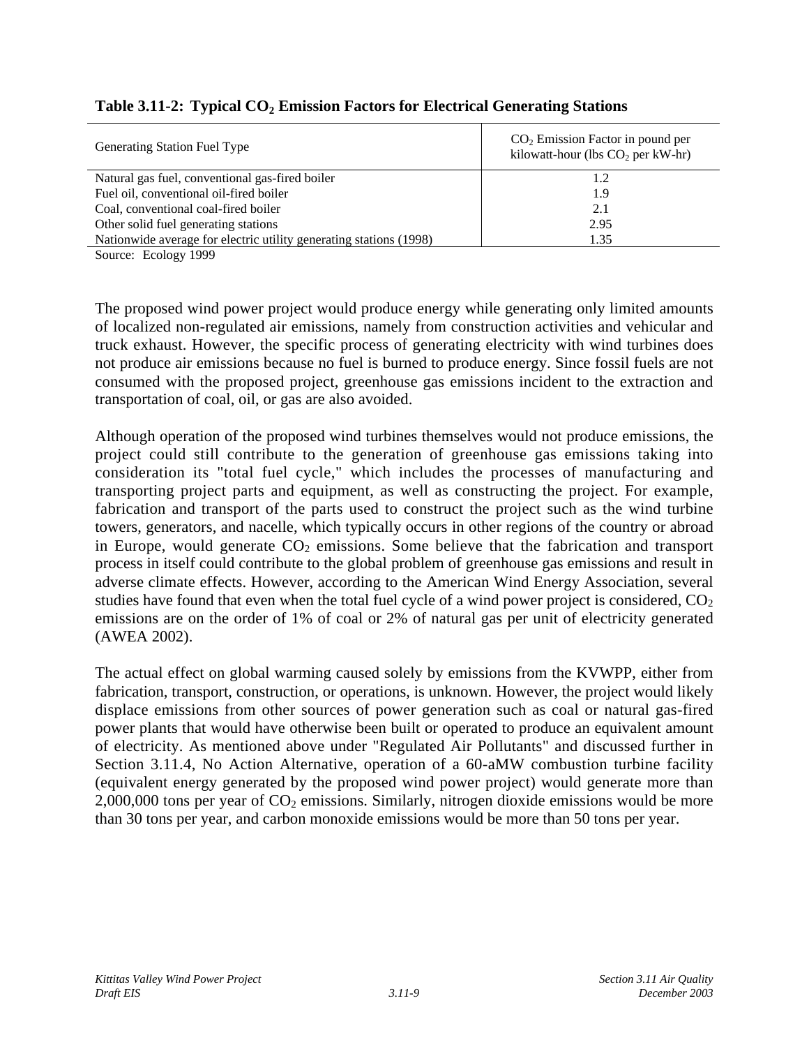**Table 3.11-2: Typical $CO_2$ Emission Factors for Electrical Generating Stations**

| Generating Station Fuel Type | $CO_2$ Emission Factor in pound per kilowatt-hour (lbs $CO_2$ per kW-hr) |
|---|---|
| Natural gas fuel, conventional gas-fired boiler | 1.2 |
| Fuel oil, conventional oil-fired boiler | 1.9 |
| Coal, conventional coal-fired boiler | 2.1 |
| Other solid fuel generating stations | 2.95 |
| Nationwide average for electric utility generating stations (1998) | 1.35 |

Source: Ecology 1999

The proposed wind power project would produce energy while generating only limited amounts of localized non-regulated air emissions, namely from construction activities and vehicular and truck exhaust. However, the specific process of generating electricity with wind turbines does not produce air emissions because no fuel is burned to produce energy. Since fossil fuels are not consumed with the proposed project, greenhouse gas emissions incident to the extraction and transportation of coal, oil, or gas are also avoided.

Although operation of the proposed wind turbines themselves would not produce emissions, the project could still contribute to the generation of greenhouse gas emissions taking into consideration its "total fuel cycle," which includes the processes of manufacturing and transporting project parts and equipment, as well as constructing the project. For example, fabrication and transport of the parts used to construct the project such as the wind turbine towers, generators, and nacelle, which typically occurs in other regions of the country or abroad in Europe, would generate $CO_2$ emissions. Some believe that the fabrication and transport process in itself could contribute to the global problem of greenhouse gas emissions and result in adverse climate effects. However, according to the American Wind Energy Association, several studies have found that even when the total fuel cycle of a wind power project is considered, $CO_2$ emissions are on the order of 1% of coal or 2% of natural gas per unit of electricity generated (AWEA 2002).

The actual effect on global warming caused solely by emissions from the KVWPP, either from fabrication, transport, construction, or operations, is unknown. However, the project would likely displace emissions from other sources of power generation such as coal or natural gas-fired power plants that would have otherwise been built or operated to produce an equivalent amount of electricity. As mentioned above under "Regulated Air Pollutants" and discussed further in Section 3.11.4, No Action Alternative, operation of a 60-aMW combustion turbine facility (equivalent energy generated by the proposed wind power project) would generate more than 2,000,000 tons per year of $CO_2$ emissions. Similarly, nitrogen dioxide emissions would be more than 30 tons per year, and carbon monoxide emissions would be more than 50 tons per year.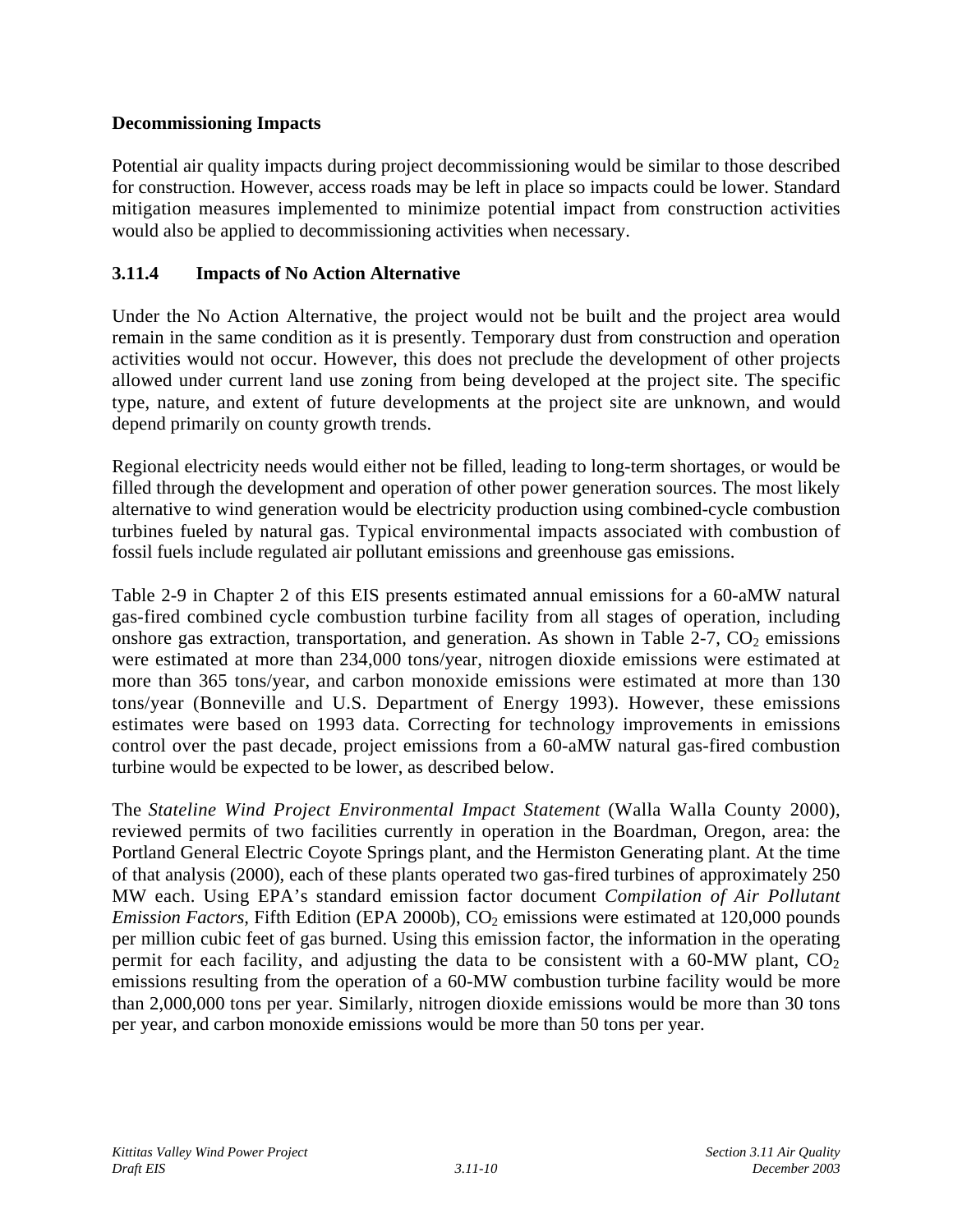**Decommissioning Impacts**

Potential air quality impacts during project decommissioning would be similar to those described for construction. However, access roads may be left in place so impacts could be lower. Standard mitigation measures implemented to minimize potential impact from construction activities would also be applied to decommissioning activities when necessary.

### 3.11.4 Impacts of No Action Alternative

Under the No Action Alternative, the project would not be built and the project area would remain in the same condition as it is presently. Temporary dust from construction and operation activities would not occur. However, this does not preclude the development of other projects allowed under current land use zoning from being developed at the project site. The specific type, nature, and extent of future developments at the project site are unknown, and would depend primarily on county growth trends.

Regional electricity needs would either not be filled, leading to long-term shortages, or would be filled through the development and operation of other power generation sources. The most likely alternative to wind generation would be electricity production using combined-cycle combustion turbines fueled by natural gas. Typical environmental impacts associated with combustion of fossil fuels include regulated air pollutant emissions and greenhouse gas emissions.

Table 2-9 in Chapter 2 of this EIS presents estimated annual emissions for a 60-aMW natural gas-fired combined cycle combustion turbine facility from all stages of operation, including onshore gas extraction, transportation, and generation. As shown in Table 2-7, $CO_2$ emissions were estimated at more than 234,000 tons/year, nitrogen dioxide emissions were estimated at more than 365 tons/year, and carbon monoxide emissions were estimated at more than 130 tons/year (Bonneville and U.S. Department of Energy 1993). However, these emissions estimates were based on 1993 data. Correcting for technology improvements in emissions control over the past decade, project emissions from a 60-aMW natural gas-fired combustion turbine would be expected to be lower, as described below.

The *Stateline Wind Project Environmental Impact Statement* (Walla Walla County 2000), reviewed permits of two facilities currently in operation in the Boardman, Oregon, area: the Portland General Electric Coyote Springs plant, and the Hermiston Generating plant. At the time of that analysis (2000), each of these plants operated two gas-fired turbines of approximately 250 MW each. Using EPA's standard emission factor document *Compilation of Air Pollutant Emission Factors,* Fifth Edition (EPA 2000b), $CO_2$ emissions were estimated at 120,000 pounds per million cubic feet of gas burned. Using this emission factor, the information in the operating permit for each facility, and adjusting the data to be consistent with a 60-MW plant, $CO_2$ emissions resulting from the operation of a 60-MW combustion turbine facility would be more than 2,000,000 tons per year. Similarly, nitrogen dioxide emissions would be more than 30 tons per year, and carbon monoxide emissions would be more than 50 tons per year.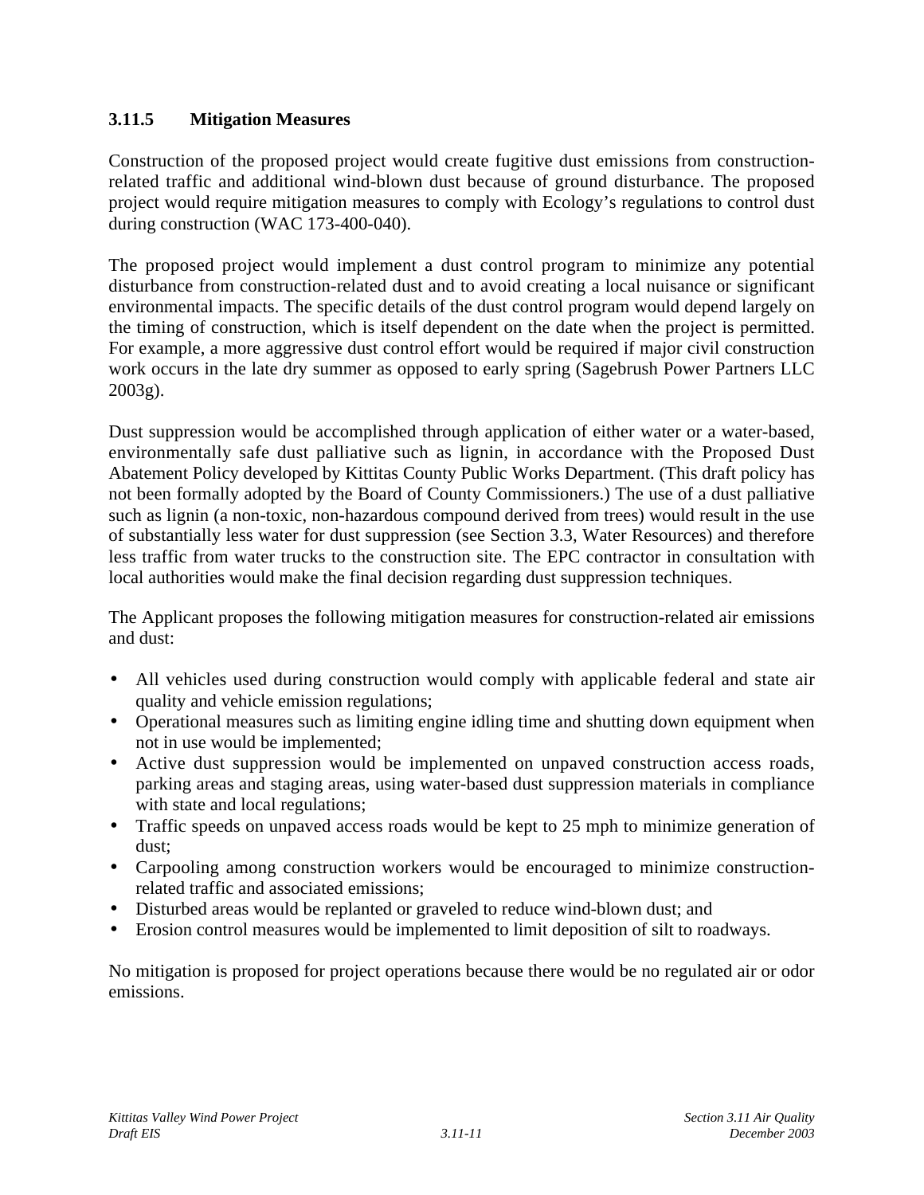### 3.11.5 Mitigation Measures

Construction of the proposed project would create fugitive dust emissions from construction-related traffic and additional wind-blown dust because of ground disturbance. The proposed project would require mitigation measures to comply with Ecology's regulations to control dust during construction (WAC 173-400-040).

The proposed project would implement a dust control program to minimize any potential disturbance from construction-related dust and to avoid creating a local nuisance or significant environmental impacts. The specific details of the dust control program would depend largely on the timing of construction, which is itself dependent on the date when the project is permitted. For example, a more aggressive dust control effort would be required if major civil construction work occurs in the late dry summer as opposed to early spring (Sagebrush Power Partners LLC 2003g).

Dust suppression would be accomplished through application of either water or a water-based, environmentally safe dust palliative such as lignin, in accordance with the Proposed Dust Abatement Policy developed by Kittitas County Public Works Department. (This draft policy has not been formally adopted by the Board of County Commissioners.) The use of a dust palliative such as lignin (a non-toxic, non-hazardous compound derived from trees) would result in the use of substantially less water for dust suppression (see Section 3.3, Water Resources) and therefore less traffic from water trucks to the construction site. The EPC contractor in consultation with local authorities would make the final decision regarding dust suppression techniques.

The Applicant proposes the following mitigation measures for construction-related air emissions and dust:

- All vehicles used during construction would comply with applicable federal and state air quality and vehicle emission regulations;
- Operational measures such as limiting engine idling time and shutting down equipment when not in use would be implemented;
- Active dust suppression would be implemented on unpaved construction access roads, parking areas and staging areas, using water-based dust suppression materials in compliance with state and local regulations;
- Traffic speeds on unpaved access roads would be kept to 25 mph to minimize generation of dust;
- Carpooling among construction workers would be encouraged to minimize construction-related traffic and associated emissions;
- Disturbed areas would be replanted or graveled to reduce wind-blown dust; and
- Erosion control measures would be implemented to limit deposition of silt to roadways.

No mitigation is proposed for project operations because there would be no regulated air or odor emissions.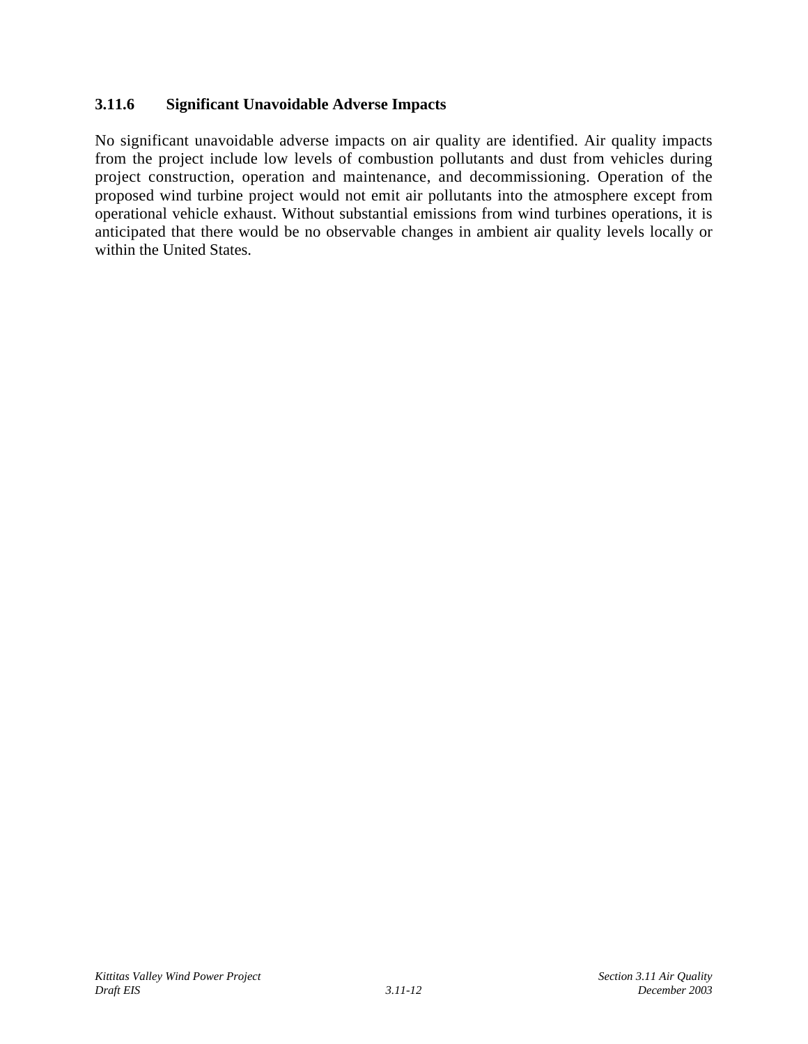### 3.11.6 Significant Unavoidable Adverse Impacts

No significant unavoidable adverse impacts on air quality are identified. Air quality impacts from the project include low levels of combustion pollutants and dust from vehicles during project construction, operation and maintenance, and decommissioning. Operation of the proposed wind turbine project would not emit air pollutants into the atmosphere except from operational vehicle exhaust. Without substantial emissions from wind turbines operations, it is anticipated that there would be no observable changes in ambient air quality levels locally or within the United States.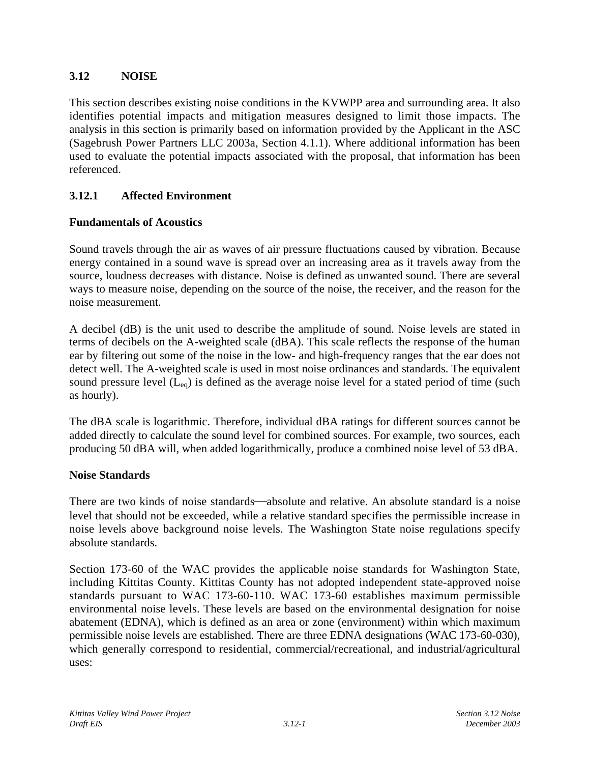## 3.12 NOISE

This section describes existing noise conditions in the KVWPP area and surrounding area. It also identifies potential impacts and mitigation measures designed to limit those impacts. The analysis in this section is primarily based on information provided by the Applicant in the ASC (Sagebrush Power Partners LLC 2003a, Section 4.1.1). Where additional information has been used to evaluate the potential impacts associated with the proposal, that information has been referenced.

### 3.12.1 Affected Environment

**Fundamentals of Acoustics**

Sound travels through the air as waves of air pressure fluctuations caused by vibration. Because energy contained in a sound wave is spread over an increasing area as it travels away from the source, loudness decreases with distance. Noise is defined as unwanted sound. There are several ways to measure noise, depending on the source of the noise, the receiver, and the reason for the noise measurement.

A decibel (dB) is the unit used to describe the amplitude of sound. Noise levels are stated in terms of decibels on the A-weighted scale (dBA). This scale reflects the response of the human ear by filtering out some of the noise in the low- and high-frequency ranges that the ear does not detect well. The A-weighted scale is used in most noise ordinances and standards. The equivalent sound pressure level ($L_{eq}$) is defined as the average noise level for a stated period of time (such as hourly).

The dBA scale is logarithmic. Therefore, individual dBA ratings for different sources cannot be added directly to calculate the sound level for combined sources. For example, two sources, each producing 50 dBA will, when added logarithmically, produce a combined noise level of 53 dBA.

**Noise Standards**

There are two kinds of noise standards—absolute and relative. An absolute standard is a noise level that should not be exceeded, while a relative standard specifies the permissible increase in noise levels above background noise levels. The Washington State noise regulations specify absolute standards.

Section 173-60 of the WAC provides the applicable noise standards for Washington State, including Kittitas County. Kittitas County has not adopted independent state-approved noise standards pursuant to WAC 173-60-110. WAC 173-60 establishes maximum permissible environmental noise levels. These levels are based on the environmental designation for noise abatement (EDNA), which is defined as an area or zone (environment) within which maximum permissible noise levels are established. There are three EDNA designations (WAC 173-60-030), which generally correspond to residential, commercial/recreational, and industrial/agricultural uses: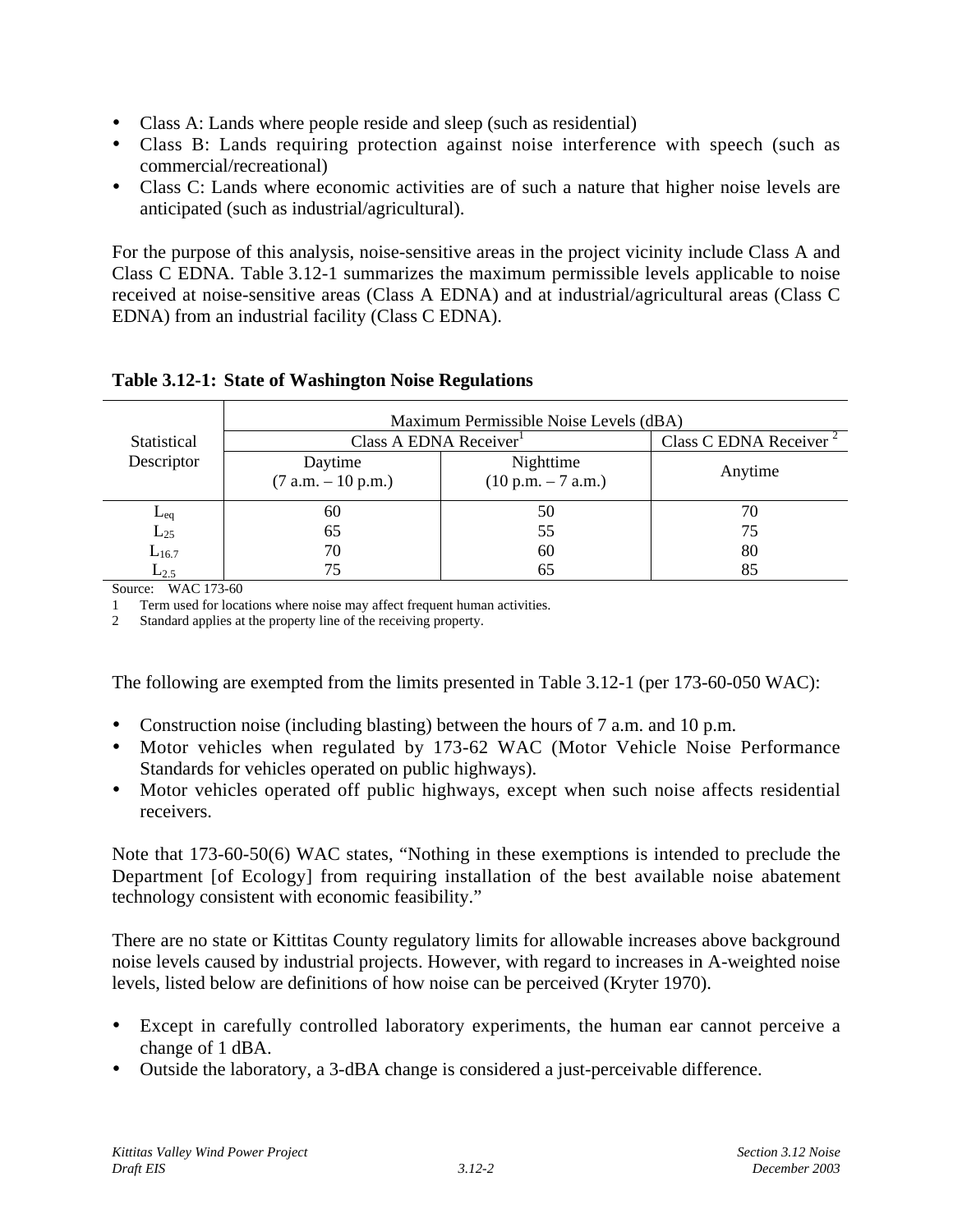- Class A: Lands where people reside and sleep (such as residential)
- Class B: Lands requiring protection against noise interference with speech (such as commercial/recreational)
- Class C: Lands where economic activities are of such a nature that higher noise levels are anticipated (such as industrial/agricultural).

For the purpose of this analysis, noise-sensitive areas in the project vicinity include Class A and Class C EDNA. Table 3.12-1 summarizes the maximum permissible levels applicable to noise received at noise-sensitive areas (Class A EDNA) and at industrial/agricultural areas (Class C EDNA) from an industrial facility (Class C EDNA).

**Table 3.12-1: State of Washington Noise Regulations**

| Statistical Descriptor | Maximum Permissible Noise Levels (dBA) | | |
|---|---|---|---|
| | Class A EDNA Receiver[1] | | Class C EDNA Receiver [2] |
| | Daytime (7 a.m. – 10 p.m.) | Nighttime (10 p.m. – 7 a.m.) | Anytime |
| $L_{eq}$ | 60 | 50 | 70 |
| $L_{25}$ | 65 | 55 | 75 |
| $L_{16.7}$ | 70 | 60 | 80 |
| $L_{2.5}$ | 75 | 65 | 85 |

Source: WAC 173-60

1 Term used for locations where noise may affect frequent human activities.

2 Standard applies at the property line of the receiving property.

The following are exempted from the limits presented in Table 3.12-1 (per 173-60-050 WAC):

- Construction noise (including blasting) between the hours of 7 a.m. and 10 p.m.
- Motor vehicles when regulated by 173-62 WAC (Motor Vehicle Noise Performance Standards for vehicles operated on public highways).
- Motor vehicles operated off public highways, except when such noise affects residential receivers.

Note that 173-60-50(6) WAC states, "Nothing in these exemptions is intended to preclude the Department [of Ecology] from requiring installation of the best available noise abatement technology consistent with economic feasibility."

There are no state or Kittitas County regulatory limits for allowable increases above background noise levels caused by industrial projects. However, with regard to increases in A-weighted noise levels, listed below are definitions of how noise can be perceived (Kryter 1970).

- Except in carefully controlled laboratory experiments, the human ear cannot perceive a change of 1 dBA.
- Outside the laboratory, a 3-dBA change is considered a just-perceivable difference.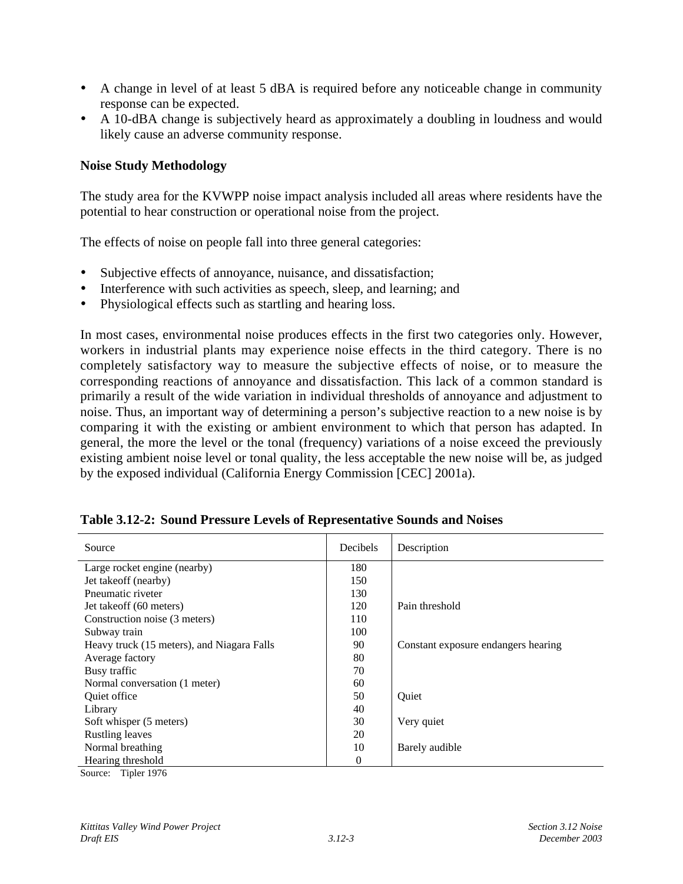- A change in level of at least 5 dBA is required before any noticeable change in community response can be expected.
- A 10-dBA change is subjectively heard as approximately a doubling in loudness and would likely cause an adverse community response.

**Noise Study Methodology**

The study area for the KVWPP noise impact analysis included all areas where residents have the potential to hear construction or operational noise from the project.

The effects of noise on people fall into three general categories:

- Subjective effects of annoyance, nuisance, and dissatisfaction;
- Interference with such activities as speech, sleep, and learning; and
- Physiological effects such as startling and hearing loss.

In most cases, environmental noise produces effects in the first two categories only. However, workers in industrial plants may experience noise effects in the third category. There is no completely satisfactory way to measure the subjective effects of noise, or to measure the corresponding reactions of annoyance and dissatisfaction. This lack of a common standard is primarily a result of the wide variation in individual thresholds of annoyance and adjustment to noise. Thus, an important way of determining a person's subjective reaction to a new noise is by comparing it with the existing or ambient environment to which that person has adapted. In general, the more the level or the tonal (frequency) variations of a noise exceed the previously existing ambient noise level or tonal quality, the less acceptable the new noise will be, as judged by the exposed individual (California Energy Commission [CEC] 2001a).

**Table 3.12-2: Sound Pressure Levels of Representative Sounds and Noises**

| Source | Decibels | Description |
|---|---|---|
| Large rocket engine (nearby) | 180 | |
| Jet takeoff (nearby) | 150 | |
| Pneumatic riveter | 130 | |
| Jet takeoff (60 meters) | 120 | Pain threshold |
| Construction noise (3 meters) | 110 | |
| Subway train | 100 | |
| Heavy truck (15 meters), and Niagara Falls | 90 | Constant exposure endangers hearing |
| Average factory | 80 | |
| Busy traffic | 70 | |
| Normal conversation (1 meter) | 60 | |
| Quiet office | 50 | Quiet |
| Library | 40 | |
| Soft whisper (5 meters) | 30 | Very quiet |
| Rustling leaves | 20 | |
| Normal breathing | 10 | Barely audible |
| Hearing threshold | 0 | |

Source: Tipler 1976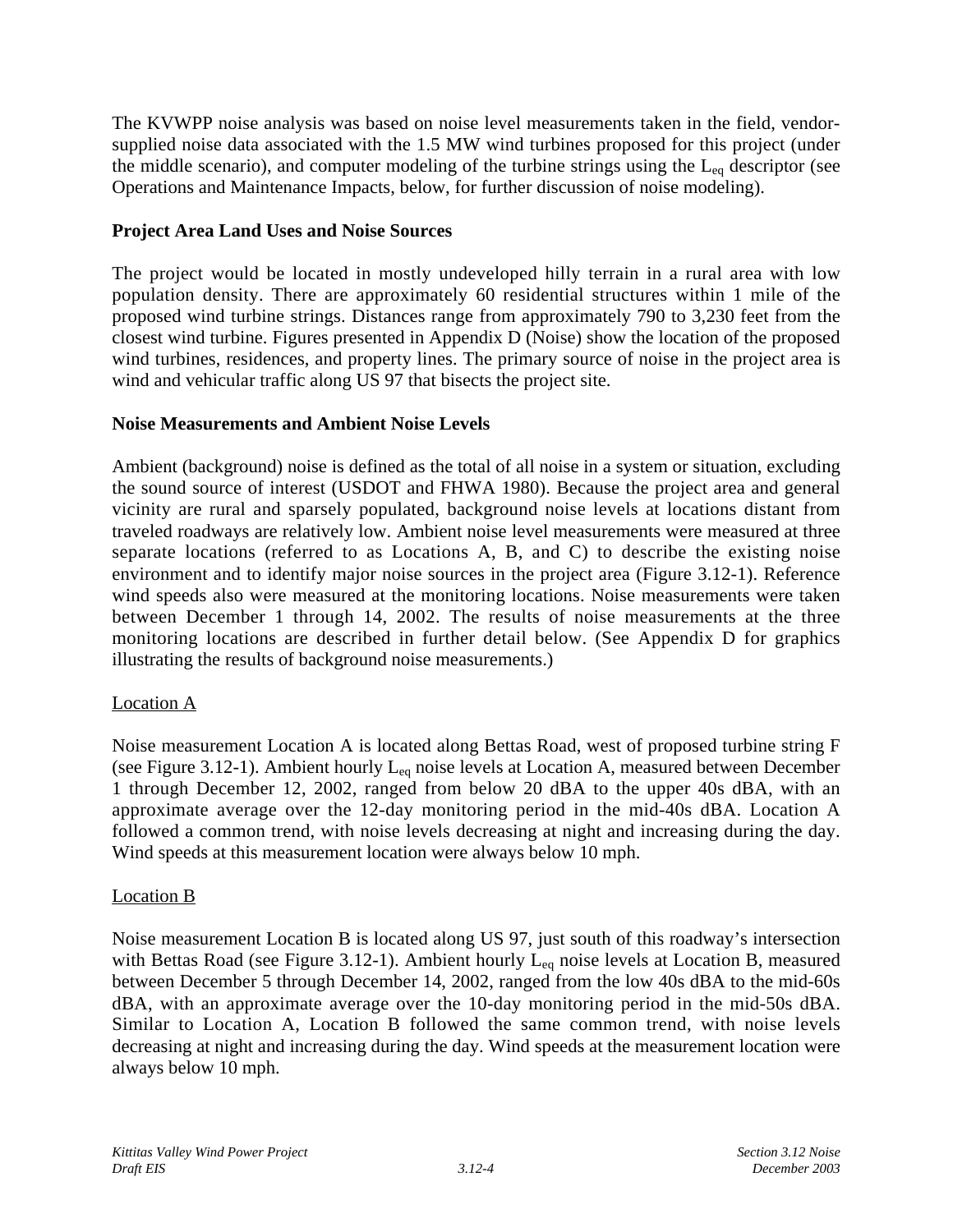The KVWPP noise analysis was based on noise level measurements taken in the field, vendor-supplied noise data associated with the 1.5 MW wind turbines proposed for this project (under the middle scenario), and computer modeling of the turbine strings using the $L_{eq}$ descriptor (see Operations and Maintenance Impacts, below, for further discussion of noise modeling).

**Project Area Land Uses and Noise Sources**

The project would be located in mostly undeveloped hilly terrain in a rural area with low population density. There are approximately 60 residential structures within 1 mile of the proposed wind turbine strings. Distances range from approximately 790 to 3,230 feet from the closest wind turbine. Figures presented in Appendix D (Noise) show the location of the proposed wind turbines, residences, and property lines. The primary source of noise in the project area is wind and vehicular traffic along US 97 that bisects the project site.

**Noise Measurements and Ambient Noise Levels**

Ambient (background) noise is defined as the total of all noise in a system or situation, excluding the sound source of interest (USDOT and FHWA 1980). Because the project area and general vicinity are rural and sparsely populated, background noise levels at locations distant from traveled roadways are relatively low. Ambient noise level measurements were measured at three separate locations (referred to as Locations A, B, and C) to describe the existing noise environment and to identify major noise sources in the project area (Figure 3.12-1). Reference wind speeds also were measured at the monitoring locations. Noise measurements were taken between December 1 through 14, 2002. The results of noise measurements at the three monitoring locations are described in further detail below. (See Appendix D for graphics illustrating the results of background noise measurements.)

<u>Location A</u>

Noise measurement Location A is located along Bettas Road, west of proposed turbine string F (see Figure 3.12-1). Ambient hourly $L_{eq}$ noise levels at Location A, measured between December 1 through December 12, 2002, ranged from below 20 dBA to the upper 40s dBA, with an approximate average over the 12-day monitoring period in the mid-40s dBA. Location A followed a common trend, with noise levels decreasing at night and increasing during the day. Wind speeds at this measurement location were always below 10 mph.

<u>Location B</u>

Noise measurement Location B is located along US 97, just south of this roadway's intersection with Bettas Road (see Figure 3.12-1). Ambient hourly $L_{eq}$ noise levels at Location B, measured between December 5 through December 14, 2002, ranged from the low 40s dBA to the mid-60s dBA, with an approximate average over the 10-day monitoring period in the mid-50s dBA. Similar to Location A, Location B followed the same common trend, with noise levels decreasing at night and increasing during the day. Wind speeds at the measurement location were always below 10 mph.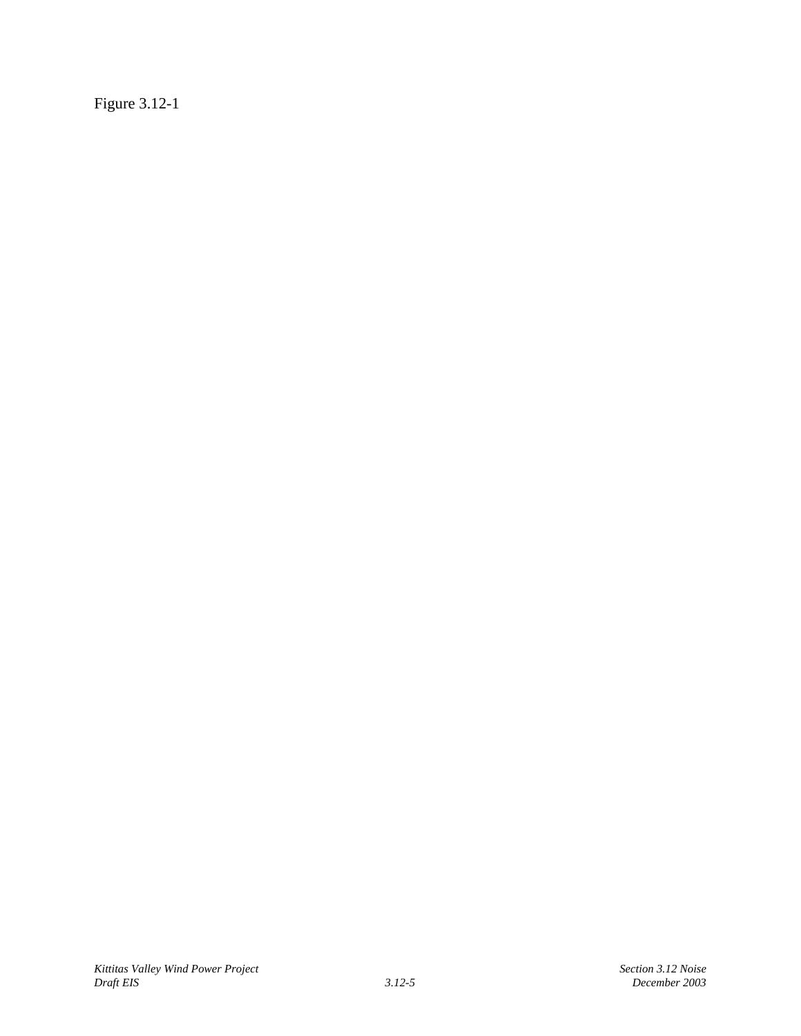Figure 3.12-1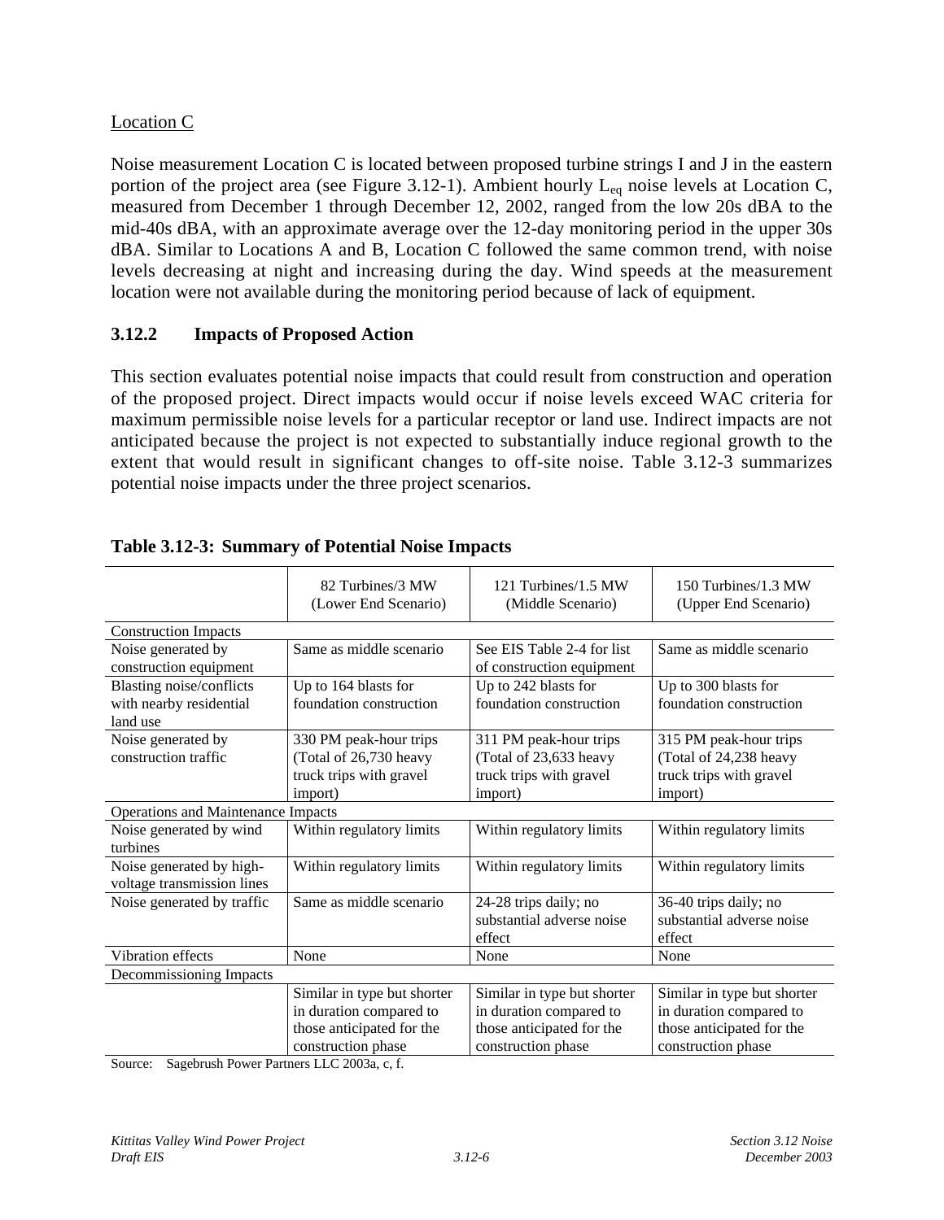Location C

Noise measurement Location C is located between proposed turbine strings I and J in the eastern portion of the project area (see Figure 3.12-1). Ambient hourly $L_{eq}$ noise levels at Location C, measured from December 1 through December 12, 2002, ranged from the low 20s dBA to the mid-40s dBA, with an approximate average over the 12-day monitoring period in the upper 30s dBA. Similar to Locations A and B, Location C followed the same common trend, with noise levels decreasing at night and increasing during the day. Wind speeds at the measurement location were not available during the monitoring period because of lack of equipment.

### 3.12.2 Impacts of Proposed Action

This section evaluates potential noise impacts that could result from construction and operation of the proposed project. Direct impacts would occur if noise levels exceed WAC criteria for maximum permissible noise levels for a particular receptor or land use. Indirect impacts are not anticipated because the project is not expected to substantially induce regional growth to the extent that would result in significant changes to off-site noise. Table 3.12-3 summarizes potential noise impacts under the three project scenarios.

**Table 3.12-3: Summary of Potential Noise Impacts**

| | 82 Turbines/3 MW (Lower End Scenario) | 121 Turbines/1.5 MW (Middle Scenario) | 150 Turbines/1.3 MW (Upper End Scenario) |
|---|---|---|---|
| Construction Impacts | | | |
| Noise generated by construction equipment | Same as middle scenario | See EIS Table 2-4 for list of construction equipment | Same as middle scenario |
| Blasting noise/conflicts with nearby residential land use | Up to 164 blasts for foundation construction | Up to 242 blasts for foundation construction | Up to 300 blasts for foundation construction |
| Noise generated by construction traffic | 330 PM peak-hour trips (Total of 26,730 heavy truck trips with gravel import) | 311 PM peak-hour trips (Total of 23,633 heavy truck trips with gravel import) | 315 PM peak-hour trips (Total of 24,238 heavy truck trips with gravel import) |
| Operations and Maintenance Impacts | | | |
| Noise generated by wind turbines | Within regulatory limits | Within regulatory limits | Within regulatory limits |
| Noise generated by high-voltage transmission lines | Within regulatory limits | Within regulatory limits | Within regulatory limits |
| Noise generated by traffic | Same as middle scenario | 24-28 trips daily; no substantial adverse noise effect | 36-40 trips daily; no substantial adverse noise effect |
| Vibration effects | None | None | None |
| Decommissioning Impacts | | | |
| | Similar in type but shorter in duration compared to those anticipated for the construction phase | Similar in type but shorter in duration compared to those anticipated for the construction phase | Similar in type but shorter in duration compared to those anticipated for the construction phase |

Source: Sagebrush Power Partners LLC 2003a, c, f.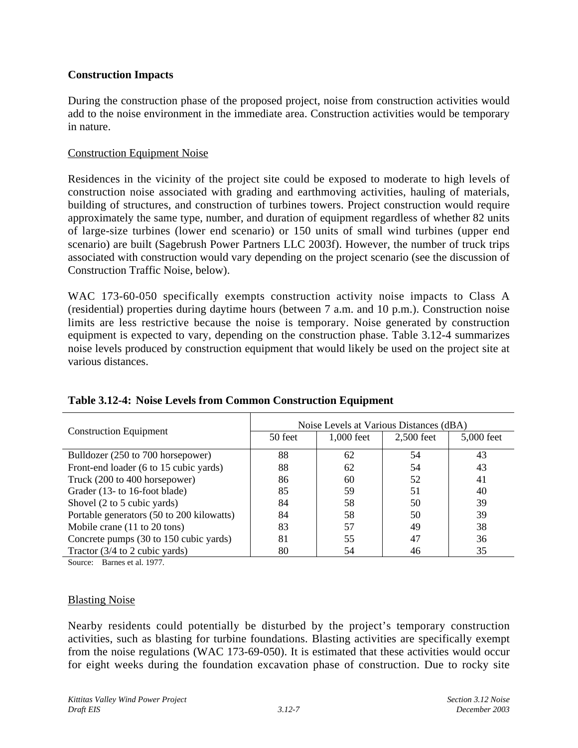**Construction Impacts**

During the construction phase of the proposed project, noise from construction activities would add to the noise environment in the immediate area. Construction activities would be temporary in nature.

Construction Equipment Noise

Residences in the vicinity of the project site could be exposed to moderate to high levels of construction noise associated with grading and earthmoving activities, hauling of materials, building of structures, and construction of turbines towers. Project construction would require approximately the same type, number, and duration of equipment regardless of whether 82 units of large-size turbines (lower end scenario) or 150 units of small wind turbines (upper end scenario) are built (Sagebrush Power Partners LLC 2003f). However, the number of truck trips associated with construction would vary depending on the project scenario (see the discussion of Construction Traffic Noise, below).

WAC 173-60-050 specifically exempts construction activity noise impacts to Class A (residential) properties during daytime hours (between 7 a.m. and 10 p.m.). Construction noise limits are less restrictive because the noise is temporary. Noise generated by construction equipment is expected to vary, depending on the construction phase. Table 3.12-4 summarizes noise levels produced by construction equipment that would likely be used on the project site at various distances.

**Table 3.12-4: Noise Levels from Common Construction Equipment**

| Construction Equipment | Noise Levels at Various Distances (dBA) | | | |
|---|---|---|---|---|
| | 50 feet | 1,000 feet | 2,500 feet | 5,000 feet |
| Bulldozer (250 to 700 horsepower) | 88 | 62 | 54 | 43 |
| Front-end loader (6 to 15 cubic yards) | 88 | 62 | 54 | 43 |
| Truck (200 to 400 horsepower) | 86 | 60 | 52 | 41 |
| Grader (13- to 16-foot blade) | 85 | 59 | 51 | 40 |
| Shovel (2 to 5 cubic yards) | 84 | 58 | 50 | 39 |
| Portable generators (50 to 200 kilowatts) | 84 | 58 | 50 | 39 |
| Mobile crane (11 to 20 tons) | 83 | 57 | 49 | 38 |
| Concrete pumps (30 to 150 cubic yards) | 81 | 55 | 47 | 36 |
| Tractor (3/4 to 2 cubic yards) | 80 | 54 | 46 | 35 |

Source: Barnes et al. 1977.

Blasting Noise

Nearby residents could potentially be disturbed by the project's temporary construction activities, such as blasting for turbine foundations. Blasting activities are specifically exempt from the noise regulations (WAC 173-69-050). It is estimated that these activities would occur for eight weeks during the foundation excavation phase of construction. Due to rocky site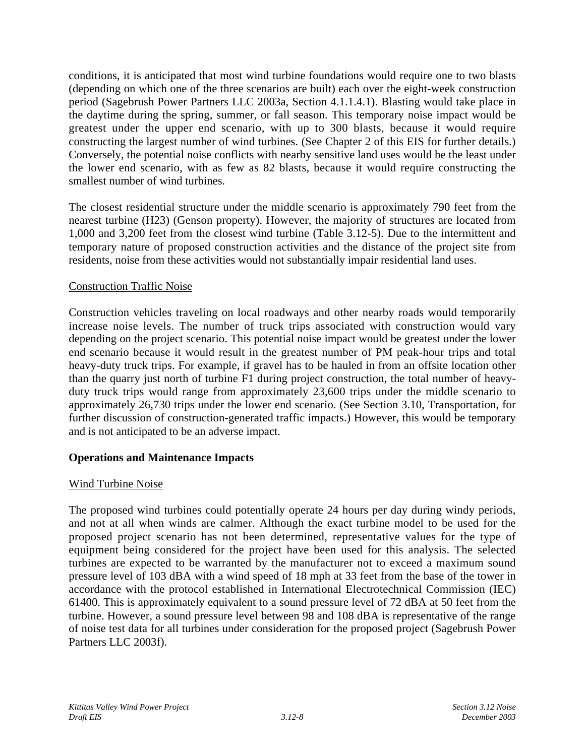conditions, it is anticipated that most wind turbine foundations would require one to two blasts (depending on which one of the three scenarios are built) each over the eight-week construction period (Sagebrush Power Partners LLC 2003a, Section 4.1.1.4.1). Blasting would take place in the daytime during the spring, summer, or fall season. This temporary noise impact would be greatest under the upper end scenario, with up to 300 blasts, because it would require constructing the largest number of wind turbines. (See Chapter 2 of this EIS for further details.) Conversely, the potential noise conflicts with nearby sensitive land uses would be the least under the lower end scenario, with as few as 82 blasts, because it would require constructing the smallest number of wind turbines.

The closest residential structure under the middle scenario is approximately 790 feet from the nearest turbine (H23) (Genson property). However, the majority of structures are located from 1,000 and 3,200 feet from the closest wind turbine (Table 3.12-5). Due to the intermittent and temporary nature of proposed construction activities and the distance of the project site from residents, noise from these activities would not substantially impair residential land uses.

<u>Construction Traffic Noise</u>

Construction vehicles traveling on local roadways and other nearby roads would temporarily increase noise levels. The number of truck trips associated with construction would vary depending on the project scenario. This potential noise impact would be greatest under the lower end scenario because it would result in the greatest number of PM peak-hour trips and total heavy-duty truck trips. For example, if gravel has to be hauled in from an offsite location other than the quarry just north of turbine F1 during project construction, the total number of heavy-duty truck trips would range from approximately 23,600 trips under the middle scenario to approximately 26,730 trips under the lower end scenario. (See Section 3.10, Transportation, for further discussion of construction-generated traffic impacts.) However, this would be temporary and is not anticipated to be an adverse impact.

**Operations and Maintenance Impacts**

<u>Wind Turbine Noise</u>

The proposed wind turbines could potentially operate 24 hours per day during windy periods, and not at all when winds are calmer. Although the exact turbine model to be used for the proposed project scenario has not been determined, representative values for the type of equipment being considered for the project have been used for this analysis. The selected turbines are expected to be warranted by the manufacturer not to exceed a maximum sound pressure level of 103 dBA with a wind speed of 18 mph at 33 feet from the base of the tower in accordance with the protocol established in International Electrotechnical Commission (IEC) 61400. This is approximately equivalent to a sound pressure level of 72 dBA at 50 feet from the turbine. However, a sound pressure level between 98 and 108 dBA is representative of the range of noise test data for all turbines under consideration for the proposed project (Sagebrush Power Partners LLC 2003f).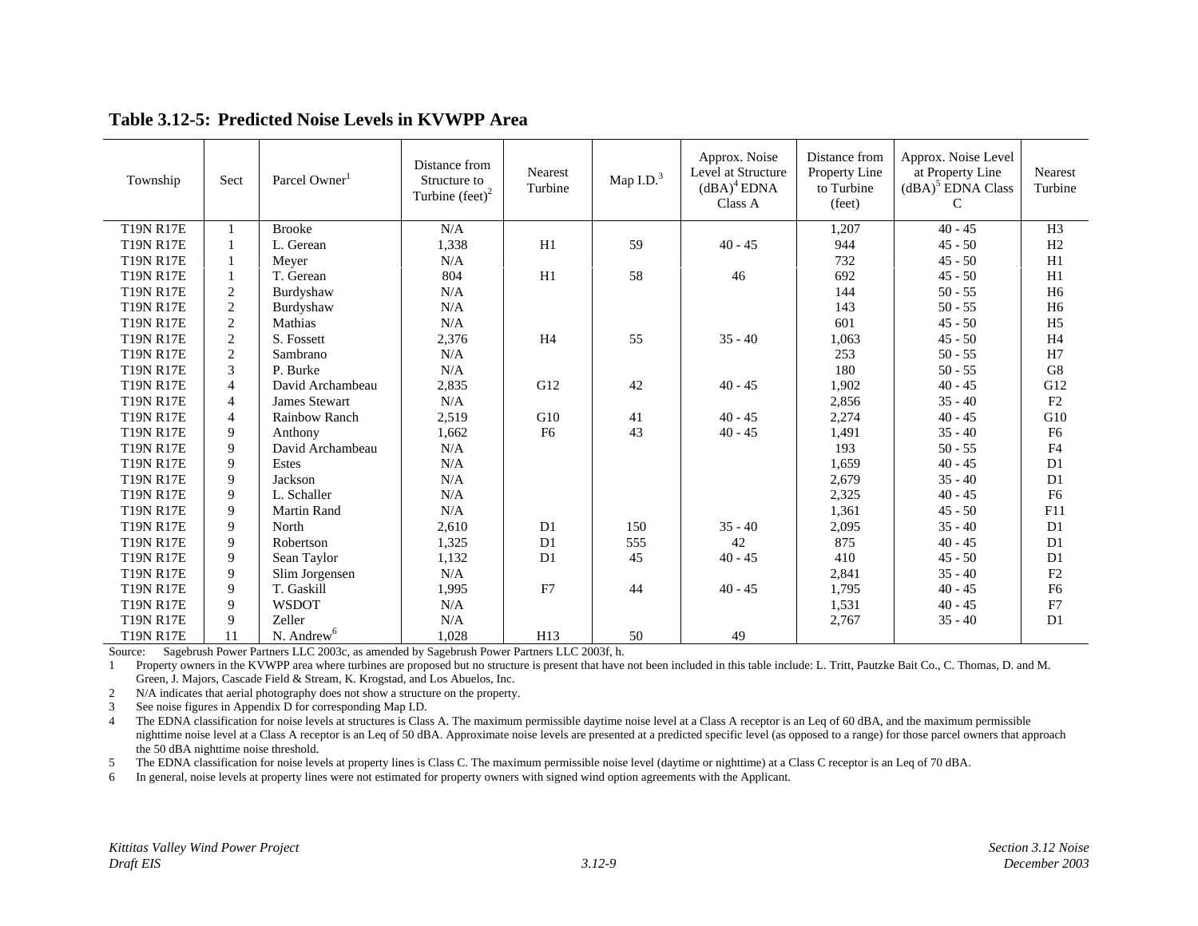## Table 3.12-5: Predicted Noise Levels in KVWPP Area

| Township | Sect | Parcel Owner[1] | Distance from Structure to Turbine (feet)[2] | Nearest Turbine | Map I.D.[3] | Approx. Noise Level at Structure (dBA)[4] EDNA Class A | Distance from Property Line to Turbine (feet) | Approx. Noise Level at Property Line (dBA)[5] EDNA Class C | Nearest Turbine |
|---|---|---|---|---|---|---|---|---|---|
| T19N R17E | 1 | Brooke | N/A | | | | 1,207 | 40 - 45 | H3 |
| T19N R17E | 1 | L. Gerean | 1,338 | H1 | 59 | 40 - 45 | 944 | 45 - 50 | H2 |
| T19N R17E | 1 | Meyer | N/A | | | | 732 | 45 - 50 | H1 |
| T19N R17E | 1 | T. Gerean | 804 | H1 | 58 | 46 | 692 | 45 - 50 | H1 |
| T19N R17E | 2 | Burdyshaw | N/A | | | | 144 | 50 - 55 | H6 |
| T19N R17E | 2 | Burdyshaw | N/A | | | | 143 | 50 - 55 | H6 |
| T19N R17E | 2 | Mathias | N/A | | | | 601 | 45 - 50 | H5 |
| T19N R17E | 2 | S. Fossett | 2,376 | H4 | 55 | 35 - 40 | 1,063 | 45 - 50 | H4 |
| T19N R17E | 2 | Sambrano | N/A | | | | 253 | 50 - 55 | H7 |
| T19N R17E | 3 | P. Burke | N/A | | | | 180 | 50 - 55 | G8 |
| T19N R17E | 4 | David Archambeau | 2,835 | G12 | 42 | 40 - 45 | 1,902 | 40 - 45 | G12 |
| T19N R17E | 4 | James Stewart | N/A | | | | 2,856 | 35 - 40 | F2 |
| T19N R17E | 4 | Rainbow Ranch | 2,519 | G10 | 41 | 40 - 45 | 2,274 | 40 - 45 | G10 |
| T19N R17E | 9 | Anthony | 1,662 | F6 | 43 | 40 - 45 | 1,491 | 35 - 40 | F6 |
| T19N R17E | 9 | David Archambeau | N/A | | | | 193 | 50 - 55 | F4 |
| T19N R17E | 9 | Estes | N/A | | | | 1,659 | 40 - 45 | D1 |
| T19N R17E | 9 | Jackson | N/A | | | | 2,679 | 35 - 40 | D1 |
| T19N R17E | 9 | L. Schaller | N/A | | | | 2,325 | 40 - 45 | F6 |
| T19N R17E | 9 | Martin Rand | N/A | | | | 1,361 | 45 - 50 | F11 |
| T19N R17E | 9 | North | 2,610 | D1 | 150 | 35 - 40 | 2,095 | 35 - 40 | D1 |
| T19N R17E | 9 | Robertson | 1,325 | D1 | 555 | 42 | 875 | 40 - 45 | D1 |
| T19N R17E | 9 | Sean Taylor | 1,132 | D1 | 45 | 40 - 45 | 410 | 45 - 50 | D1 |
| T19N R17E | 9 | Slim Jorgensen | N/A | | | | 2,841 | 35 - 40 | F2 |
| T19N R17E | 9 | T. Gaskill | 1,995 | F7 | 44 | 40 - 45 | 1,795 | 40 - 45 | F6 |
| T19N R17E | 9 | WSDOT | N/A | | | | 1,531 | 40 - 45 | F7 |
| T19N R17E | 9 | Zeller | N/A | | | | 2,767 | 35 - 40 | D1 |
| T19N R17E | 11 | N. Andrew[6] | 1,028 | H13 | 50 | 49 | | | |

Source: Sagebrush Power Partners LLC 2003c, as amended by Sagebrush Power Partners LLC 2003f, h.

1 Property owners in the KVWPP area where turbines are proposed but no structure is present that have not been included in this table include: L. Tritt, Pautzke Bait Co., C. Thomas, D. and M. Green, J. Majors, Cascade Field & Stream, K. Krogstad, and Los Abuelos, Inc.

2 N/A indicates that aerial photography does not show a structure on the property.

3 See noise figures in Appendix D for corresponding Map I.D.

4 The EDNA classification for noise levels at structures is Class A. The maximum permissible daytime noise level at a Class A receptor is an Leq of 60 dBA, and the maximum permissible nighttime noise level at a Class A receptor is an Leq of 50 dBA. Approximate noise levels are presented at a predicted specific level (as opposed to a range) for those parcel owners that approach the 50 dBA nighttime noise threshold.

5 The EDNA classification for noise levels at property lines is Class C. The maximum permissible noise level (daytime or nighttime) at a Class C receptor is an Leq of 70 dBA.

6 In general, noise levels at property lines were not estimated for property owners with signed wind option agreements with the Applicant.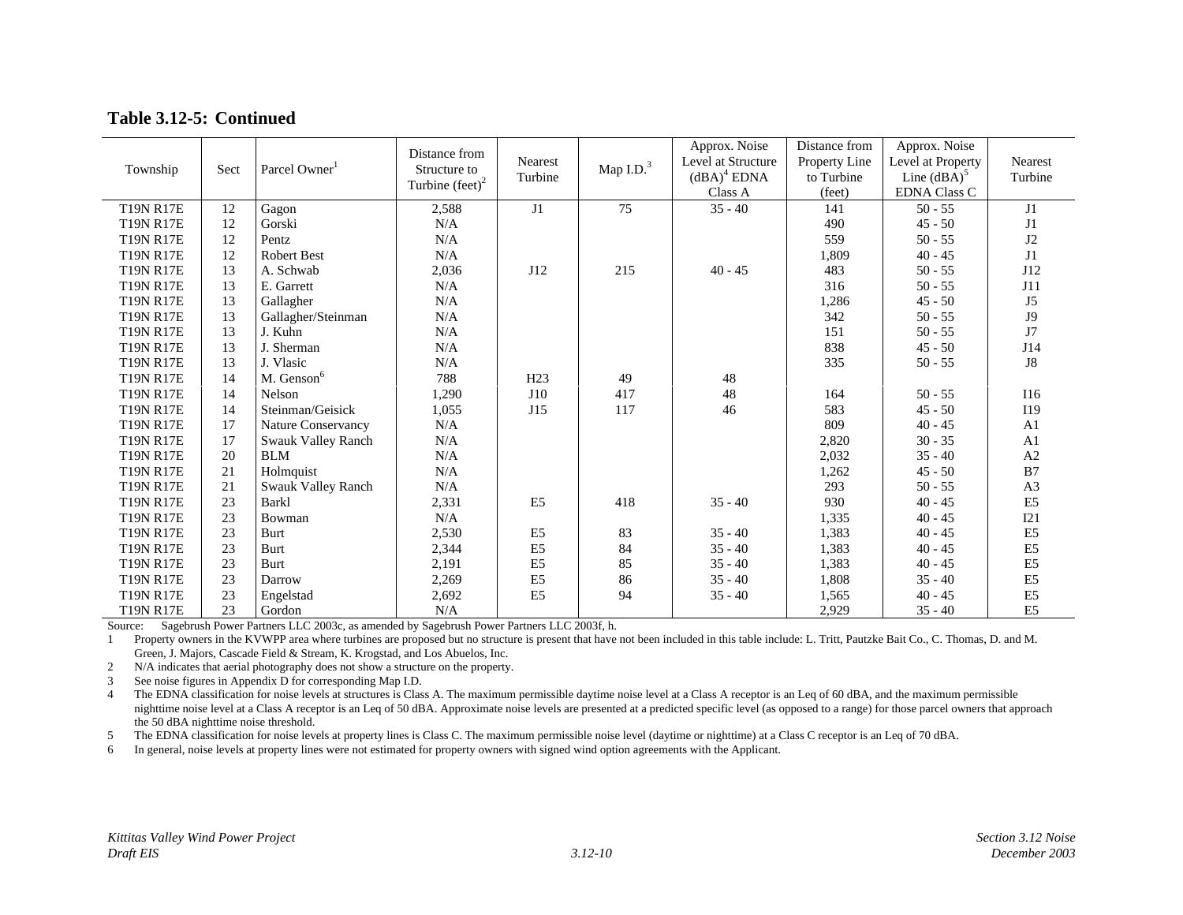## Table 3.12-5: Continued

| Township | Sect | Parcel Owner[1] | Distance from Structure to Turbine (feet)[2] | Nearest Turbine | Map I.D.[3] | Approx. Noise Level at Structure (dBA)[4] EDNA Class A | Distance from Property Line to Turbine (feet) | Approx. Noise Level at Property Line (dBA)[5] EDNA Class C | Nearest Turbine |
|---|---|---|---|---|---|---|---|---|---|
| T19N R17E | 12 | Gagon | 2,588 | J1 | 75 | 35 - 40 | 141 | 50 - 55 | J1 |
| T19N R17E | 12 | Gorski | N/A | | | | 490 | 45 - 50 | J1 |
| T19N R17E | 12 | Pentz | N/A | | | | 559 | 50 - 55 | J2 |
| T19N R17E | 12 | Robert Best | N/A | | | | 1,809 | 40 - 45 | J1 |
| T19N R17E | 13 | A. Schwab | 2,036 | J12 | 215 | 40 - 45 | 483 | 50 - 55 | J12 |
| T19N R17E | 13 | E. Garrett | N/A | | | | 316 | 50 - 55 | J11 |
| T19N R17E | 13 | Gallagher | N/A | | | | 1,286 | 45 - 50 | J5 |
| T19N R17E | 13 | Gallagher/Steinman | N/A | | | | 342 | 50 - 55 | J9 |
| T19N R17E | 13 | J. Kuhn | N/A | | | | 151 | 50 - 55 | J7 |
| T19N R17E | 13 | J. Sherman | N/A | | | | 838 | 45 - 50 | J14 |
| T19N R17E | 13 | J. Vlasic | N/A | | | | 335 | 50 - 55 | J8 |
| T19N R17E | 14 | M. Genson[6] | 788 | H23 | 49 | 48 | | | |
| T19N R17E | 14 | Nelson | 1,290 | J10 | 417 | 48 | 164 | 50 - 55 | I16 |
| T19N R17E | 14 | Steinman/Geisick | 1,055 | J15 | 117 | 46 | 583 | 45 - 50 | I19 |
| T19N R17E | 17 | Nature Conservancy | N/A | | | | 809 | 40 - 45 | A1 |
| T19N R17E | 17 | Swauk Valley Ranch | N/A | | | | 2,820 | 30 - 35 | A1 |
| T19N R17E | 20 | BLM | N/A | | | | 2,032 | 35 - 40 | A2 |
| T19N R17E | 21 | Holmquist | N/A | | | | 1,262 | 45 - 50 | B7 |
| T19N R17E | 21 | Swauk Valley Ranch | N/A | | | | 293 | 50 - 55 | A3 |
| T19N R17E | 23 | Barkl | 2,331 | E5 | 418 | 35 - 40 | 930 | 40 - 45 | E5 |
| T19N R17E | 23 | Bowman | N/A | | | | 1,335 | 40 - 45 | I21 |
| T19N R17E | 23 | Burt | 2,530 | E5 | 83 | 35 - 40 | 1,383 | 40 - 45 | E5 |
| T19N R17E | 23 | Burt | 2,344 | E5 | 84 | 35 - 40 | 1,383 | 40 - 45 | E5 |
| T19N R17E | 23 | Burt | 2,191 | E5 | 85 | 35 - 40 | 1,383 | 40 - 45 | E5 |
| T19N R17E | 23 | Darrow | 2,269 | E5 | 86 | 35 - 40 | 1,808 | 35 - 40 | E5 |
| T19N R17E | 23 | Engelstad | 2,692 | E5 | 94 | 35 - 40 | 1,565 | 40 - 45 | E5 |
| T19N R17E | 23 | Gordon | N/A | | | | 2,929 | 35 - 40 | E5 |

Source: Sagebrush Power Partners LLC 2003c, as amended by Sagebrush Power Partners LLC 2003f, h.

1 Property owners in the KVWPP area where turbines are proposed but no structure is present that have not been included in this table include: L. Tritt, Pautzke Bait Co., C. Thomas, D. and M. Green, J. Majors, Cascade Field & Stream, K. Krogstad, and Los Abuelos, Inc.

2 N/A indicates that aerial photography does not show a structure on the property.

3 See noise figures in Appendix D for corresponding Map I.D.

4 The EDNA classification for noise levels at structures is Class A. The maximum permissible daytime noise level at a Class A receptor is an Leq of 60 dBA, and the maximum permissible nighttime noise level at a Class A receptor is an Leq of 50 dBA. Approximate noise levels are presented at a predicted specific level (as opposed to a range) for those parcel owners that approach the 50 dBA nighttime noise threshold.

5 The EDNA classification for noise levels at property lines is Class C. The maximum permissible noise level (daytime or nighttime) at a Class C receptor is an Leq of 70 dBA.

6 In general, noise levels at property lines were not estimated for property owners with signed wind option agreements with the Applicant.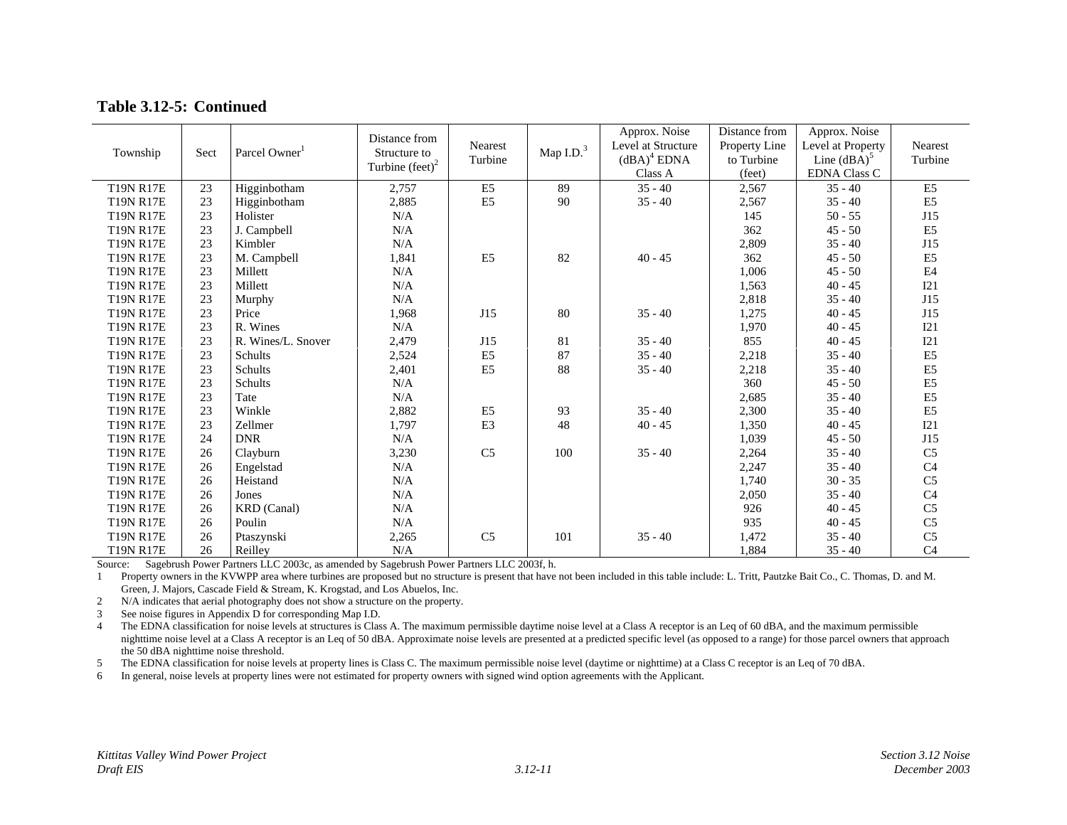**Table 3.12-5: Continued**

| Township | Sect | Parcel Owner[1] | Distance from Structure to Turbine (feet)[2] | Nearest Turbine | Map I.D.[3] | Approx. Noise Level at Structure (dBA)[4] EDNA Class A | Distance from Property Line to Turbine (feet) | Approx. Noise Level at Property Line (dBA)[5] EDNA Class C | Nearest Turbine |
|---|---|---|---|---|---|---|---|---|---|
| T19N R17E | 23 | Higginbotham | 2,757 | E5 | 89 | 35 - 40 | 2,567 | 35 - 40 | E5 |
| T19N R17E | 23 | Higginbotham | 2,885 | E5 | 90 | 35 - 40 | 2,567 | 35 - 40 | E5 |
| T19N R17E | 23 | Holister | N/A | | | | 145 | 50 - 55 | J15 |
| T19N R17E | 23 | J. Campbell | N/A | | | | 362 | 45 - 50 | E5 |
| T19N R17E | 23 | Kimbler | N/A | | | | 2,809 | 35 - 40 | J15 |
| T19N R17E | 23 | M. Campbell | 1,841 | E5 | 82 | 40 - 45 | 362 | 45 - 50 | E5 |
| T19N R17E | 23 | Millett | N/A | | | | 1,006 | 45 - 50 | E4 |
| T19N R17E | 23 | Millett | N/A | | | | 1,563 | 40 - 45 | I21 |
| T19N R17E | 23 | Murphy | N/A | | | | 2,818 | 35 - 40 | J15 |
| T19N R17E | 23 | Price | 1,968 | J15 | 80 | 35 - 40 | 1,275 | 40 - 45 | J15 |
| T19N R17E | 23 | R. Wines | N/A | | | | 1,970 | 40 - 45 | I21 |
| T19N R17E | 23 | R. Wines/L. Snover | 2,479 | J15 | 81 | 35 - 40 | 855 | 40 - 45 | I21 |
| T19N R17E | 23 | Schults | 2,524 | E5 | 87 | 35 - 40 | 2,218 | 35 - 40 | E5 |
| T19N R17E | 23 | Schults | 2,401 | E5 | 88 | 35 - 40 | 2,218 | 35 - 40 | E5 |
| T19N R17E | 23 | Schults | N/A | | | | 360 | 45 - 50 | E5 |
| T19N R17E | 23 | Tate | N/A | | | | 2,685 | 35 - 40 | E5 |
| T19N R17E | 23 | Winkle | 2,882 | E5 | 93 | 35 - 40 | 2,300 | 35 - 40 | E5 |
| T19N R17E | 23 | Zellmer | 1,797 | E3 | 48 | 40 - 45 | 1,350 | 40 - 45 | I21 |
| T19N R17E | 24 | DNR | N/A | | | | 1,039 | 45 - 50 | J15 |
| T19N R17E | 26 | Clayburn | 3,230 | C5 | 100 | 35 - 40 | 2,264 | 35 - 40 | C5 |
| T19N R17E | 26 | Engelstad | N/A | | | | 2,247 | 35 - 40 | C4 |
| T19N R17E | 26 | Heistand | N/A | | | | 1,740 | 30 - 35 | C5 |
| T19N R17E | 26 | Jones | N/A | | | | 2,050 | 35 - 40 | C4 |
| T19N R17E | 26 | KRD (Canal) | N/A | | | | 926 | 40 - 45 | C5 |
| T19N R17E | 26 | Poulin | N/A | | | | 935 | 40 - 45 | C5 |
| T19N R17E | 26 | Ptaszynski | 2,265 | C5 | 101 | 35 - 40 | 1,472 | 35 - 40 | C5 |
| T19N R17E | 26 | Reilley | N/A | | | | 1,884 | 35 - 40 | C4 |

Source: Sagebrush Power Partners LLC 2003c, as amended by Sagebrush Power Partners LLC 2003f, h.

1 Property owners in the KVWPP area where turbines are proposed but no structure is present that have not been included in this table include: L. Tritt, Pautzke Bait Co., C. Thomas, D. and M. Green, J. Majors, Cascade Field & Stream, K. Krogstad, and Los Abuelos, Inc.

2 N/A indicates that aerial photography does not show a structure on the property.

3 See noise figures in Appendix D for corresponding Map I.D.

4 The EDNA classification for noise levels at structures is Class A. The maximum permissible daytime noise level at a Class A receptor is an Leq of 60 dBA, and the maximum permissible nighttime noise level at a Class A receptor is an Leq of 50 dBA. Approximate noise levels are presented at a predicted specific level (as opposed to a range) for those parcel owners that approach the 50 dBA nighttime noise threshold.

5 The EDNA classification for noise levels at property lines is Class C. The maximum permissible noise level (daytime or nighttime) at a Class C receptor is an Leq of 70 dBA.

6 In general, noise levels at property lines were not estimated for property owners with signed wind option agreements with the Applicant.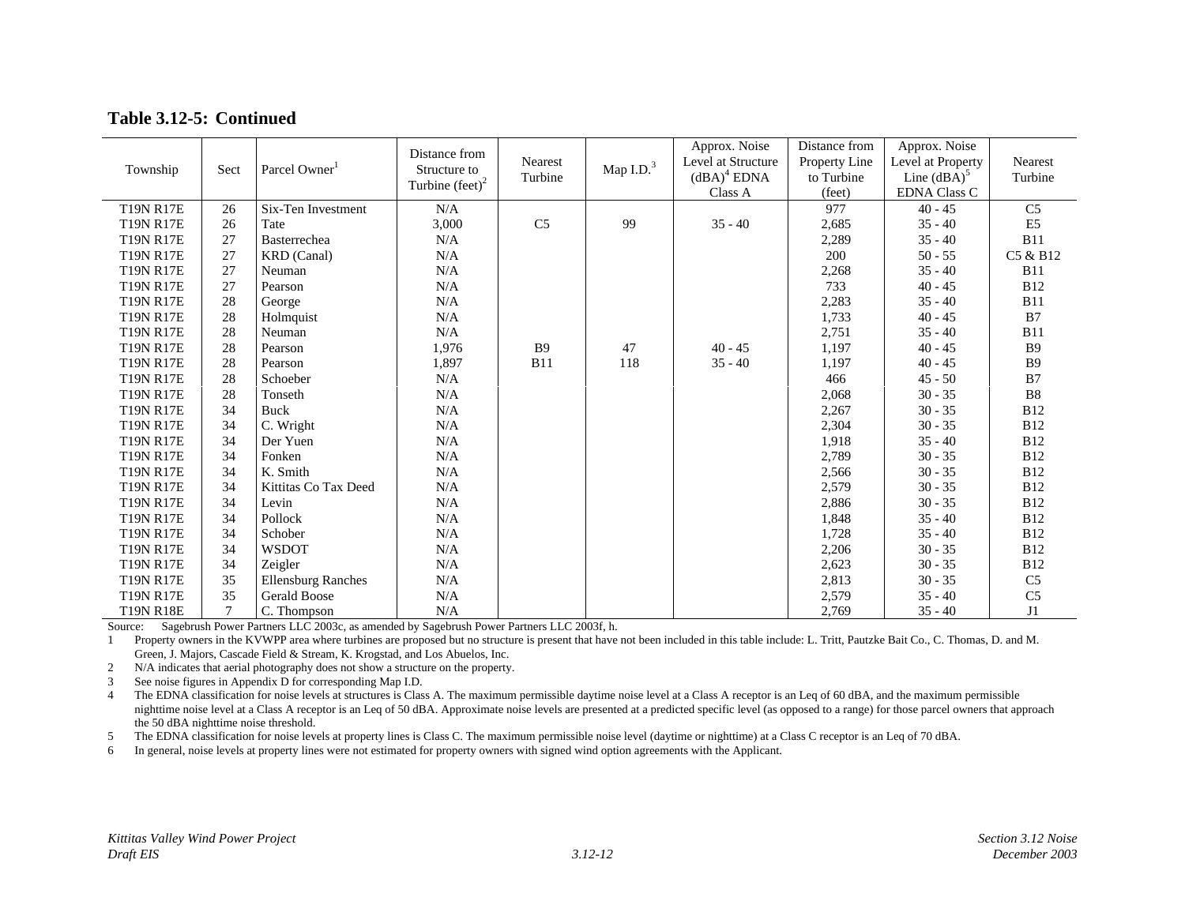**Table 3.12-5: Continued**

| Township | Sect | Parcel Owner[1] | Distance from Structure to Turbine (feet)[2] | Nearest Turbine | Map I.D.[3] | Approx. Noise Level at Structure (dBA)[4] EDNA Class A | Distance from Property Line to Turbine (feet) | Approx. Noise Level at Property Line (dBA)[5] EDNA Class C | Nearest Turbine |
|---|---|---|---|---|---|---|---|---|---|
| T19N R17E | 26 | Six-Ten Investment | N/A | | | | 977 | 40 - 45 | C5 |
| T19N R17E | 26 | Tate | 3,000 | C5 | 99 | 35 - 40 | 2,685 | 35 - 40 | E5 |
| T19N R17E | 27 | Basterrechea | N/A | | | | 2,289 | 35 - 40 | B11 |
| T19N R17E | 27 | KRD (Canal) | N/A | | | | 200 | 50 - 55 | C5 & B12 |
| T19N R17E | 27 | Neuman | N/A | | | | 2,268 | 35 - 40 | B11 |
| T19N R17E | 27 | Pearson | N/A | | | | 733 | 40 - 45 | B12 |
| T19N R17E | 28 | George | N/A | | | | 2,283 | 35 - 40 | B11 |
| T19N R17E | 28 | Holmquist | N/A | | | | 1,733 | 40 - 45 | B7 |
| T19N R17E | 28 | Neuman | N/A | | | | 2,751 | 35 - 40 | B11 |
| T19N R17E | 28 | Pearson | 1,976 | B9 | 47 | 40 - 45 | 1,197 | 40 - 45 | B9 |
| T19N R17E | 28 | Pearson | 1,897 | B11 | 118 | 35 - 40 | 1,197 | 40 - 45 | B9 |
| T19N R17E | 28 | Schoeber | N/A | | | | 466 | 45 - 50 | B7 |
| T19N R17E | 28 | Tonseth | N/A | | | | 2,068 | 30 - 35 | B8 |
| T19N R17E | 34 | Buck | N/A | | | | 2,267 | 30 - 35 | B12 |
| T19N R17E | 34 | C. Wright | N/A | | | | 2,304 | 30 - 35 | B12 |
| T19N R17E | 34 | Der Yuen | N/A | | | | 1,918 | 35 - 40 | B12 |
| T19N R17E | 34 | Fonken | N/A | | | | 2,789 | 30 - 35 | B12 |
| T19N R17E | 34 | K. Smith | N/A | | | | 2,566 | 30 - 35 | B12 |
| T19N R17E | 34 | Kittitas Co Tax Deed | N/A | | | | 2,579 | 30 - 35 | B12 |
| T19N R17E | 34 | Levin | N/A | | | | 2,886 | 30 - 35 | B12 |
| T19N R17E | 34 | Pollock | N/A | | | | 1,848 | 35 - 40 | B12 |
| T19N R17E | 34 | Schober | N/A | | | | 1,728 | 35 - 40 | B12 |
| T19N R17E | 34 | WSDOT | N/A | | | | 2,206 | 30 - 35 | B12 |
| T19N R17E | 34 | Zeigler | N/A | | | | 2,623 | 30 - 35 | B12 |
| T19N R17E | 35 | Ellensburg Ranches | N/A | | | | 2,813 | 30 - 35 | C5 |
| T19N R17E | 35 | Gerald Boose | N/A | | | | 2,579 | 35 - 40 | C5 |
| T19N R18E | 7 | C. Thompson | N/A | | | | 2,769 | 35 - 40 | J1 |

Source: Sagebrush Power Partners LLC 2003c, as amended by Sagebrush Power Partners LLC 2003f, h.

1 Property owners in the KVWPP area where turbines are proposed but no structure is present that have not been included in this table include: L. Tritt, Pautzke Bait Co., C. Thomas, D. and M. Green, J. Majors, Cascade Field & Stream, K. Krogstad, and Los Abuelos, Inc.

2 N/A indicates that aerial photography does not show a structure on the property.

3 See noise figures in Appendix D for corresponding Map I.D.

4 The EDNA classification for noise levels at structures is Class A. The maximum permissible daytime noise level at a Class A receptor is an Leq of 60 dBA, and the maximum permissible nighttime noise level at a Class A receptor is an Leq of 50 dBA. Approximate noise levels are presented at a predicted specific level (as opposed to a range) for those parcel owners that approach the 50 dBA nighttime noise threshold.

5 The EDNA classification for noise levels at property lines is Class C. The maximum permissible noise level (daytime or nighttime) at a Class C receptor is an Leq of 70 dBA.

6 In general, noise levels at property lines were not estimated for property owners with signed wind option agreements with the Applicant.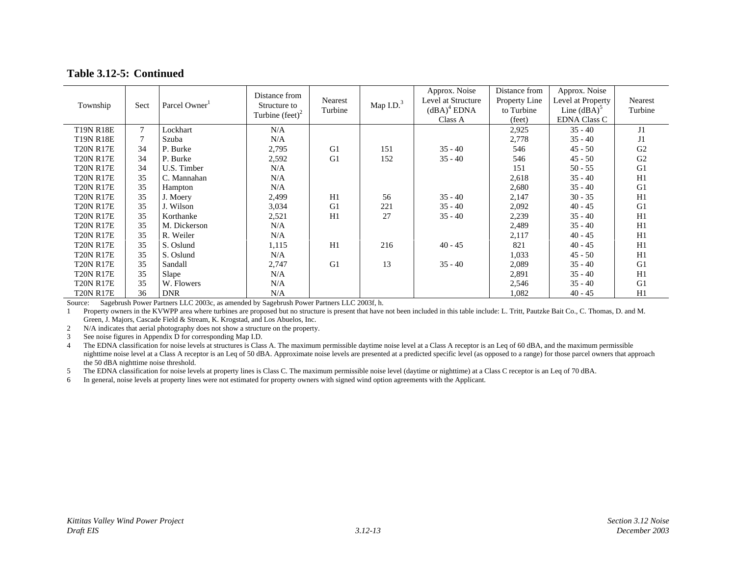**Table 3.12-5: Continued**

| Township | Sect | Parcel Owner[1] | Distance from Structure to Turbine (feet)[2] | Nearest Turbine | Map I.D.[3] | Approx. Noise Level at Structure (dBA)[4] EDNA Class A | Distance from Property Line to Turbine (feet) | Approx. Noise Level at Property Line (dBA)[5] EDNA Class C | Nearest Turbine |
|---|---|---|---|---|---|---|---|---|---|
| T19N R18E | 7 | Lockhart | N/A | | | | 2,925 | 35 - 40 | J1 |
| T19N R18E | 7 | Szuba | N/A | | | | 2,778 | 35 - 40 | J1 |
| T20N R17E | 34 | P. Burke | 2,795 | G1 | 151 | 35 - 40 | 546 | 45 - 50 | G2 |
| T20N R17E | 34 | P. Burke | 2,592 | G1 | 152 | 35 - 40 | 546 | 45 - 50 | G2 |
| T20N R17E | 34 | U.S. Timber | N/A | | | | 151 | 50 - 55 | G1 |
| T20N R17E | 35 | C. Mannahan | N/A | | | | 2,618 | 35 - 40 | H1 |
| T20N R17E | 35 | Hampton | N/A | | | | 2,680 | 35 - 40 | G1 |
| T20N R17E | 35 | J. Moery | 2,499 | H1 | 56 | 35 - 40 | 2,147 | 30 - 35 | H1 |
| T20N R17E | 35 | J. Wilson | 3,034 | G1 | 221 | 35 - 40 | 2,092 | 40 - 45 | G1 |
| T20N R17E | 35 | Korthanke | 2,521 | H1 | 27 | 35 - 40 | 2,239 | 35 - 40 | H1 |
| T20N R17E | 35 | M. Dickerson | N/A | | | | 2,489 | 35 - 40 | H1 |
| T20N R17E | 35 | R. Weiler | N/A | | | | 2,117 | 40 - 45 | H1 |
| T20N R17E | 35 | S. Oslund | 1,115 | H1 | 216 | 40 - 45 | 821 | 40 - 45 | H1 |
| T20N R17E | 35 | S. Oslund | N/A | | | | 1,033 | 45 - 50 | H1 |
| T20N R17E | 35 | Sandall | 2,747 | G1 | 13 | 35 - 40 | 2,089 | 35 - 40 | G1 |
| T20N R17E | 35 | Slape | N/A | | | | 2,891 | 35 - 40 | H1 |
| T20N R17E | 35 | W. Flowers | N/A | | | | 2,546 | 35 - 40 | G1 |
| T20N R17E | 36 | DNR | N/A | | | | 1,082 | 40 - 45 | H1 |

Source: Sagebrush Power Partners LLC 2003c, as amended by Sagebrush Power Partners LLC 2003f, h.

1 Property owners in the KVWPP area where turbines are proposed but no structure is present that have not been included in this table include: L. Tritt, Pautzke Bait Co., C. Thomas, D. and M. Green, J. Majors, Cascade Field & Stream, K. Krogstad, and Los Abuelos, Inc.

2 N/A indicates that aerial photography does not show a structure on the property.

3 See noise figures in Appendix D for corresponding Map I.D.

4 The EDNA classification for noise levels at structures is Class A. The maximum permissible daytime noise level at a Class A receptor is an Leq of 60 dBA, and the maximum permissible nighttime noise level at a Class A receptor is an Leq of 50 dBA. Approximate noise levels are presented at a predicted specific level (as opposed to a range) for those parcel owners that approach the 50 dBA nighttime noise threshold.

5 The EDNA classification for noise levels at property lines is Class C. The maximum permissible noise level (daytime or nighttime) at a Class C receptor is an Leq of 70 dBA.

6 In general, noise levels at property lines were not estimated for property owners with signed wind option agreements with the Applicant.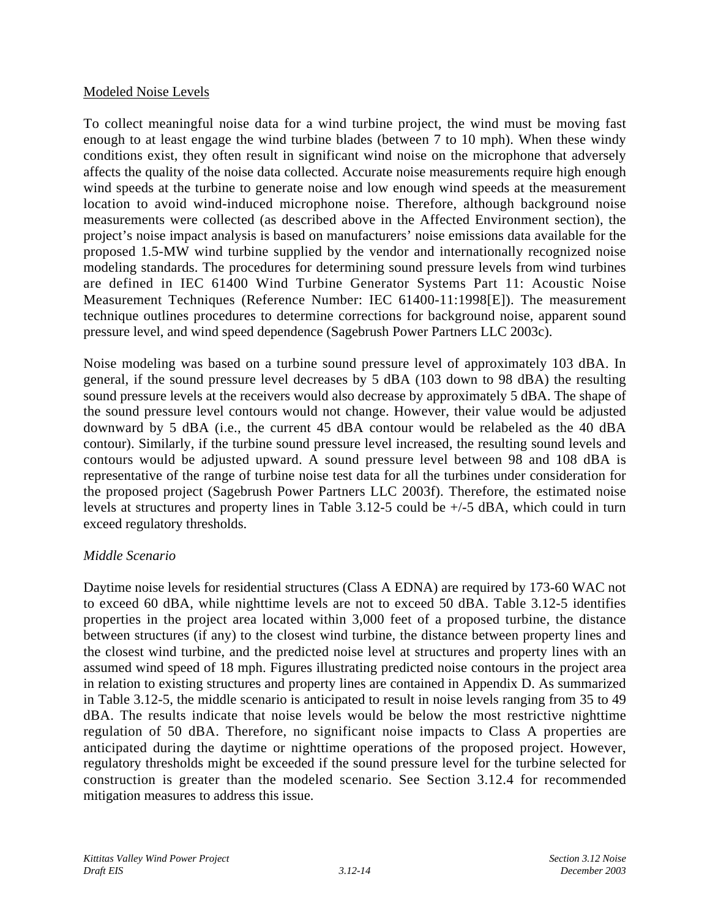Modeled Noise Levels

To collect meaningful noise data for a wind turbine project, the wind must be moving fast enough to at least engage the wind turbine blades (between 7 to 10 mph). When these windy conditions exist, they often result in significant wind noise on the microphone that adversely affects the quality of the noise data collected. Accurate noise measurements require high enough wind speeds at the turbine to generate noise and low enough wind speeds at the measurement location to avoid wind-induced microphone noise. Therefore, although background noise measurements were collected (as described above in the Affected Environment section), the project's noise impact analysis is based on manufacturers' noise emissions data available for the proposed 1.5-MW wind turbine supplied by the vendor and internationally recognized noise modeling standards. The procedures for determining sound pressure levels from wind turbines are defined in IEC 61400 Wind Turbine Generator Systems Part 11: Acoustic Noise Measurement Techniques (Reference Number: IEC 61400-11:1998[E]). The measurement technique outlines procedures to determine corrections for background noise, apparent sound pressure level, and wind speed dependence (Sagebrush Power Partners LLC 2003c).

Noise modeling was based on a turbine sound pressure level of approximately 103 dBA. In general, if the sound pressure level decreases by 5 dBA (103 down to 98 dBA) the resulting sound pressure levels at the receivers would also decrease by approximately 5 dBA. The shape of the sound pressure level contours would not change. However, their value would be adjusted downward by 5 dBA (i.e., the current 45 dBA contour would be relabeled as the 40 dBA contour). Similarly, if the turbine sound pressure level increased, the resulting sound levels and contours would be adjusted upward. A sound pressure level between 98 and 108 dBA is representative of the range of turbine noise test data for all the turbines under consideration for the proposed project (Sagebrush Power Partners LLC 2003f). Therefore, the estimated noise levels at structures and property lines in Table 3.12-5 could be +/-5 dBA, which could in turn exceed regulatory thresholds.

*Middle Scenario*

Daytime noise levels for residential structures (Class A EDNA) are required by 173-60 WAC not to exceed 60 dBA, while nighttime levels are not to exceed 50 dBA. Table 3.12-5 identifies properties in the project area located within 3,000 feet of a proposed turbine, the distance between structures (if any) to the closest wind turbine, the distance between property lines and the closest wind turbine, and the predicted noise level at structures and property lines with an assumed wind speed of 18 mph. Figures illustrating predicted noise contours in the project area in relation to existing structures and property lines are contained in Appendix D. As summarized in Table 3.12-5, the middle scenario is anticipated to result in noise levels ranging from 35 to 49 dBA. The results indicate that noise levels would be below the most restrictive nighttime regulation of 50 dBA. Therefore, no significant noise impacts to Class A properties are anticipated during the daytime or nighttime operations of the proposed project. However, regulatory thresholds might be exceeded if the sound pressure level for the turbine selected for construction is greater than the modeled scenario. See Section 3.12.4 for recommended mitigation measures to address this issue.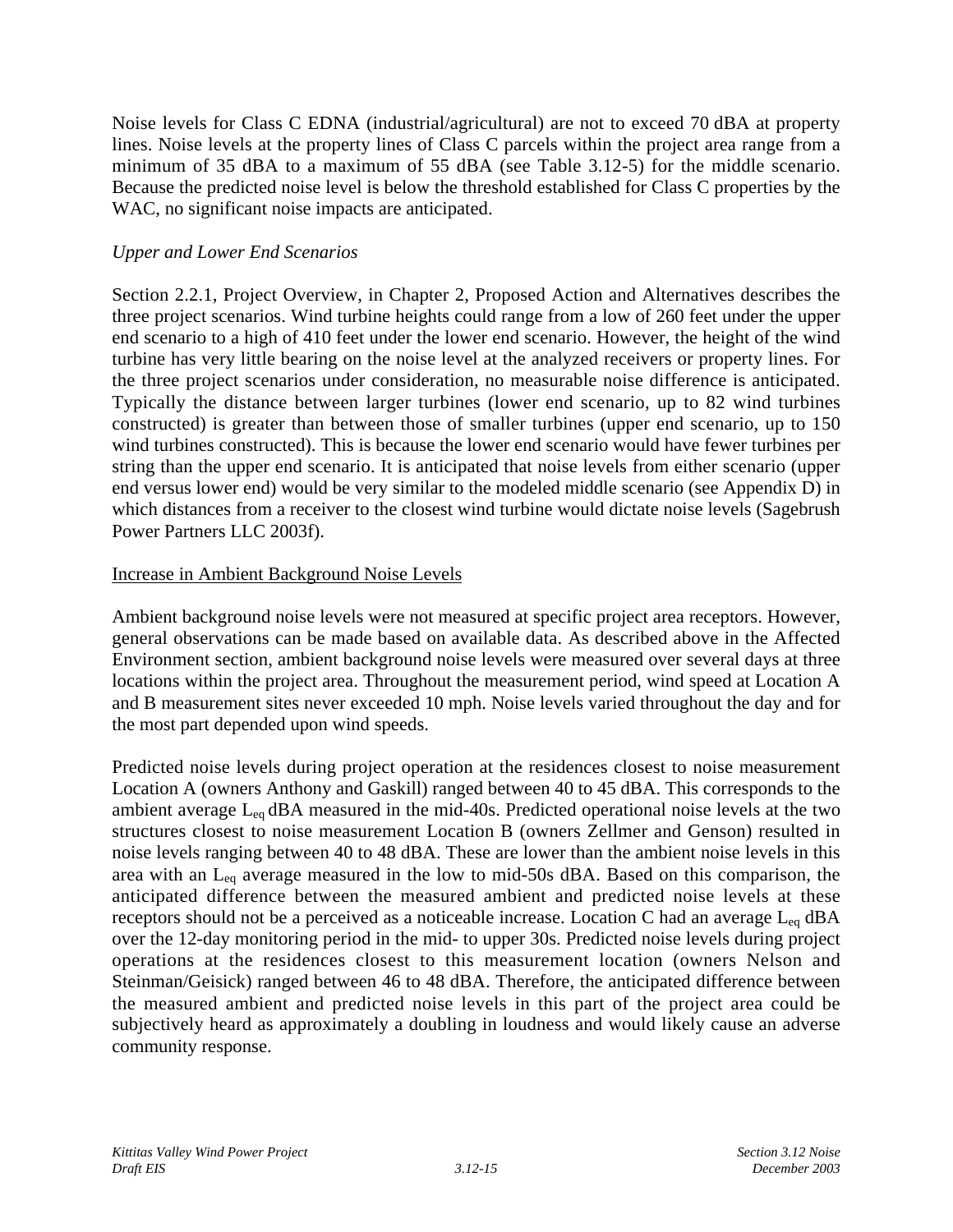Noise levels for Class C EDNA (industrial/agricultural) are not to exceed 70 dBA at property lines. Noise levels at the property lines of Class C parcels within the project area range from a minimum of 35 dBA to a maximum of 55 dBA (see Table 3.12-5) for the middle scenario. Because the predicted noise level is below the threshold established for Class C properties by the WAC, no significant noise impacts are anticipated.

*Upper and Lower End Scenarios*

Section 2.2.1, Project Overview, in Chapter 2, Proposed Action and Alternatives describes the three project scenarios. Wind turbine heights could range from a low of 260 feet under the upper end scenario to a high of 410 feet under the lower end scenario. However, the height of the wind turbine has very little bearing on the noise level at the analyzed receivers or property lines. For the three project scenarios under consideration, no measurable noise difference is anticipated. Typically the distance between larger turbines (lower end scenario, up to 82 wind turbines constructed) is greater than between those of smaller turbines (upper end scenario, up to 150 wind turbines constructed). This is because the lower end scenario would have fewer turbines per string than the upper end scenario. It is anticipated that noise levels from either scenario (upper end versus lower end) would be very similar to the modeled middle scenario (see Appendix D) in which distances from a receiver to the closest wind turbine would dictate noise levels (Sagebrush Power Partners LLC 2003f).

<u>Increase in Ambient Background Noise Levels</u>

Ambient background noise levels were not measured at specific project area receptors. However, general observations can be made based on available data. As described above in the Affected Environment section, ambient background noise levels were measured over several days at three locations within the project area. Throughout the measurement period, wind speed at Location A and B measurement sites never exceeded 10 mph. Noise levels varied throughout the day and for the most part depended upon wind speeds.

Predicted noise levels during project operation at the residences closest to noise measurement Location A (owners Anthony and Gaskill) ranged between 40 to 45 dBA. This corresponds to the ambient average $L_{eq}$ dBA measured in the mid-40s. Predicted operational noise levels at the two structures closest to noise measurement Location B (owners Zellmer and Genson) resulted in noise levels ranging between 40 to 48 dBA. These are lower than the ambient noise levels in this area with an $L_{eq}$ average measured in the low to mid-50s dBA. Based on this comparison, the anticipated difference between the measured ambient and predicted noise levels at these receptors should not be a perceived as a noticeable increase. Location C had an average $L_{eq}$ dBA over the 12-day monitoring period in the mid- to upper 30s. Predicted noise levels during project operations at the residences closest to this measurement location (owners Nelson and Steinman/Geisick) ranged between 46 to 48 dBA. Therefore, the anticipated difference between the measured ambient and predicted noise levels in this part of the project area could be subjectively heard as approximately a doubling in loudness and would likely cause an adverse community response.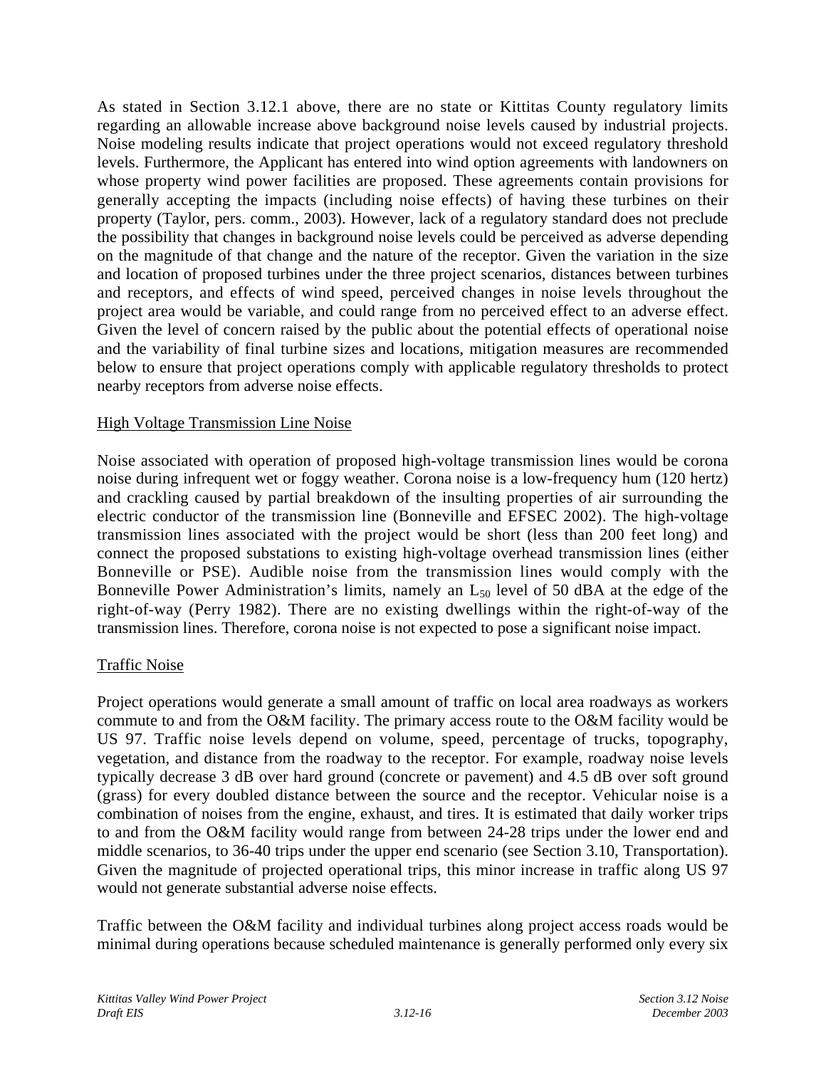As stated in Section 3.12.1 above, there are no state or Kittitas County regulatory limits regarding an allowable increase above background noise levels caused by industrial projects. Noise modeling results indicate that project operations would not exceed regulatory threshold levels. Furthermore, the Applicant has entered into wind option agreements with landowners on whose property wind power facilities are proposed. These agreements contain provisions for generally accepting the impacts (including noise effects) of having these turbines on their property (Taylor, pers. comm., 2003). However, lack of a regulatory standard does not preclude the possibility that changes in background noise levels could be perceived as adverse depending on the magnitude of that change and the nature of the receptor. Given the variation in the size and location of proposed turbines under the three project scenarios, distances between turbines and receptors, and effects of wind speed, perceived changes in noise levels throughout the project area would be variable, and could range from no perceived effect to an adverse effect. Given the level of concern raised by the public about the potential effects of operational noise and the variability of final turbine sizes and locations, mitigation measures are recommended below to ensure that project operations comply with applicable regulatory thresholds to protect nearby receptors from adverse noise effects.

High Voltage Transmission Line Noise

Noise associated with operation of proposed high-voltage transmission lines would be corona noise during infrequent wet or foggy weather. Corona noise is a low-frequency hum (120 hertz) and crackling caused by partial breakdown of the insulting properties of air surrounding the electric conductor of the transmission line (Bonneville and EFSEC 2002). The high-voltage transmission lines associated with the project would be short (less than 200 feet long) and connect the proposed substations to existing high-voltage overhead transmission lines (either Bonneville or PSE). Audible noise from the transmission lines would comply with the Bonneville Power Administration's limits, namely an $L_{50}$ level of 50 dBA at the edge of the right-of-way (Perry 1982). There are no existing dwellings within the right-of-way of the transmission lines. Therefore, corona noise is not expected to pose a significant noise impact.

Traffic Noise

Project operations would generate a small amount of traffic on local area roadways as workers commute to and from the O&M facility. The primary access route to the O&M facility would be US 97. Traffic noise levels depend on volume, speed, percentage of trucks, topography, vegetation, and distance from the roadway to the receptor. For example, roadway noise levels typically decrease 3 dB over hard ground (concrete or pavement) and 4.5 dB over soft ground (grass) for every doubled distance between the source and the receptor. Vehicular noise is a combination of noises from the engine, exhaust, and tires. It is estimated that daily worker trips to and from the O&M facility would range from between 24-28 trips under the lower end and middle scenarios, to 36-40 trips under the upper end scenario (see Section 3.10, Transportation). Given the magnitude of projected operational trips, this minor increase in traffic along US 97 would not generate substantial adverse noise effects.

Traffic between the O&M facility and individual turbines along project access roads would be minimal during operations because scheduled maintenance is generally performed only every six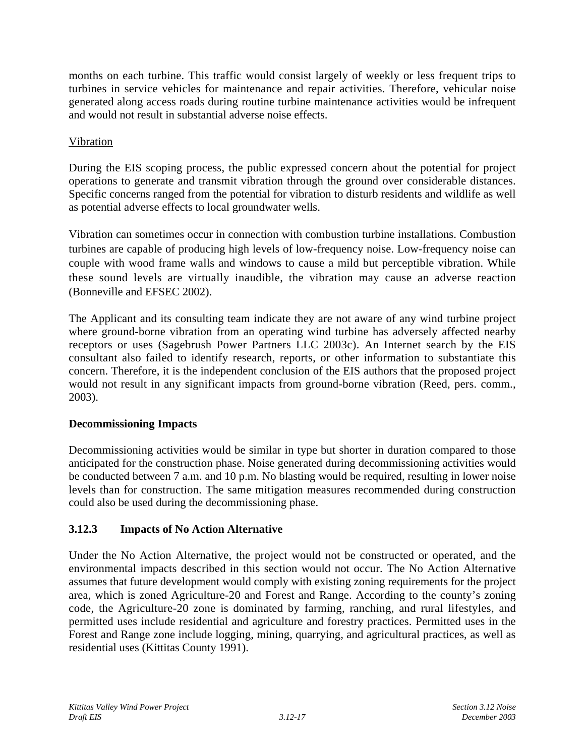months on each turbine. This traffic would consist largely of weekly or less frequent trips to turbines in service vehicles for maintenance and repair activities. Therefore, vehicular noise generated along access roads during routine turbine maintenance activities would be infrequent and would not result in substantial adverse noise effects.

Vibration

During the EIS scoping process, the public expressed concern about the potential for project operations to generate and transmit vibration through the ground over considerable distances. Specific concerns ranged from the potential for vibration to disturb residents and wildlife as well as potential adverse effects to local groundwater wells.

Vibration can sometimes occur in connection with combustion turbine installations. Combustion turbines are capable of producing high levels of low-frequency noise. Low-frequency noise can couple with wood frame walls and windows to cause a mild but perceptible vibration. While these sound levels are virtually inaudible, the vibration may cause an adverse reaction (Bonneville and EFSEC 2002).

The Applicant and its consulting team indicate they are not aware of any wind turbine project where ground-borne vibration from an operating wind turbine has adversely affected nearby receptors or uses (Sagebrush Power Partners LLC 2003c). An Internet search by the EIS consultant also failed to identify research, reports, or other information to substantiate this concern. Therefore, it is the independent conclusion of the EIS authors that the proposed project would not result in any significant impacts from ground-borne vibration (Reed, pers. comm., 2003).

**Decommissioning Impacts**

Decommissioning activities would be similar in type but shorter in duration compared to those anticipated for the construction phase. Noise generated during decommissioning activities would be conducted between 7 a.m. and 10 p.m. No blasting would be required, resulting in lower noise levels than for construction. The same mitigation measures recommended during construction could also be used during the decommissioning phase.

### 3.12.3 Impacts of No Action Alternative

Under the No Action Alternative, the project would not be constructed or operated, and the environmental impacts described in this section would not occur. The No Action Alternative assumes that future development would comply with existing zoning requirements for the project area, which is zoned Agriculture-20 and Forest and Range. According to the county's zoning code, the Agriculture-20 zone is dominated by farming, ranching, and rural lifestyles, and permitted uses include residential and agriculture and forestry practices. Permitted uses in the Forest and Range zone include logging, mining, quarrying, and agricultural practices, as well as residential uses (Kittitas County 1991).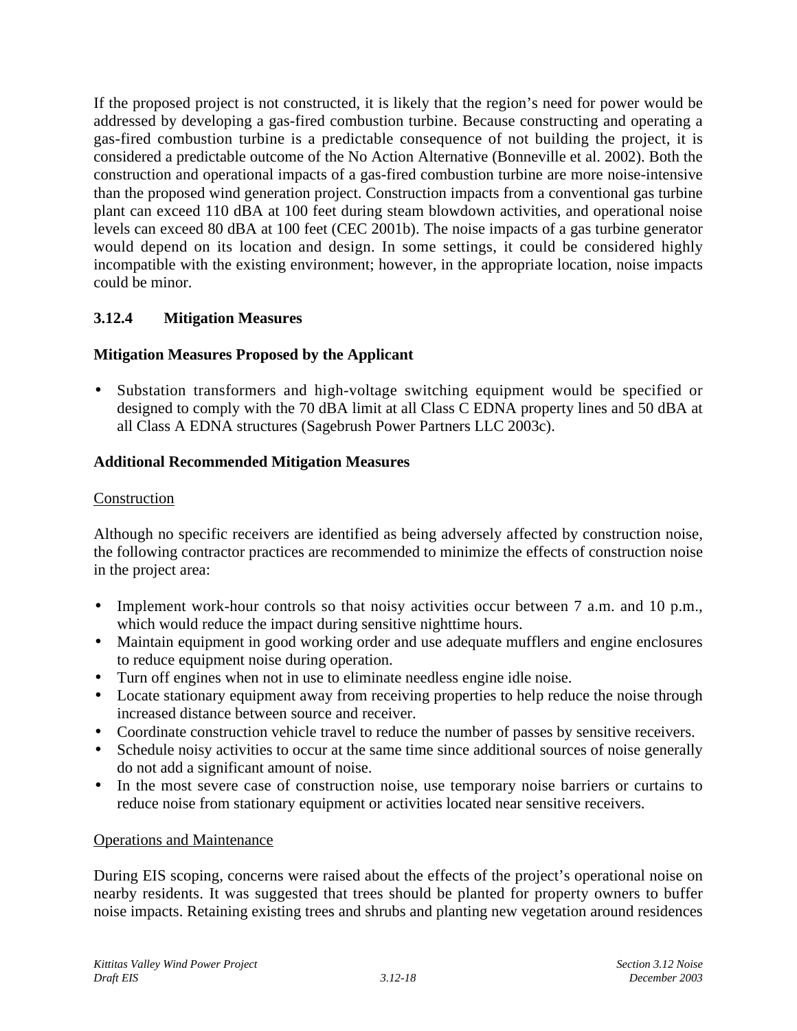If the proposed project is not constructed, it is likely that the region's need for power would be addressed by developing a gas-fired combustion turbine. Because constructing and operating a gas-fired combustion turbine is a predictable consequence of not building the project, it is considered a predictable outcome of the No Action Alternative (Bonneville et al. 2002). Both the construction and operational impacts of a gas-fired combustion turbine are more noise-intensive than the proposed wind generation project. Construction impacts from a conventional gas turbine plant can exceed 110 dBA at 100 feet during steam blowdown activities, and operational noise levels can exceed 80 dBA at 100 feet (CEC 2001b). The noise impacts of a gas turbine generator would depend on its location and design. In some settings, it could be considered highly incompatible with the existing environment; however, in the appropriate location, noise impacts could be minor.

### 3.12.4 Mitigation Measures

**Mitigation Measures Proposed by the Applicant**

- Substation transformers and high-voltage switching equipment would be specified or designed to comply with the 70 dBA limit at all Class C EDNA property lines and 50 dBA at all Class A EDNA structures (Sagebrush Power Partners LLC 2003c).

**Additional Recommended Mitigation Measures**

Construction

Although no specific receivers are identified as being adversely affected by construction noise, the following contractor practices are recommended to minimize the effects of construction noise in the project area:

- Implement work-hour controls so that noisy activities occur between 7 a.m. and 10 p.m., which would reduce the impact during sensitive nighttime hours.
- Maintain equipment in good working order and use adequate mufflers and engine enclosures to reduce equipment noise during operation.
- Turn off engines when not in use to eliminate needless engine idle noise.
- Locate stationary equipment away from receiving properties to help reduce the noise through increased distance between source and receiver.
- Coordinate construction vehicle travel to reduce the number of passes by sensitive receivers.
- Schedule noisy activities to occur at the same time since additional sources of noise generally do not add a significant amount of noise.
- In the most severe case of construction noise, use temporary noise barriers or curtains to reduce noise from stationary equipment or activities located near sensitive receivers.

Operations and Maintenance

During EIS scoping, concerns were raised about the effects of the project's operational noise on nearby residents. It was suggested that trees should be planted for property owners to buffer noise impacts. Retaining existing trees and shrubs and planting new vegetation around residences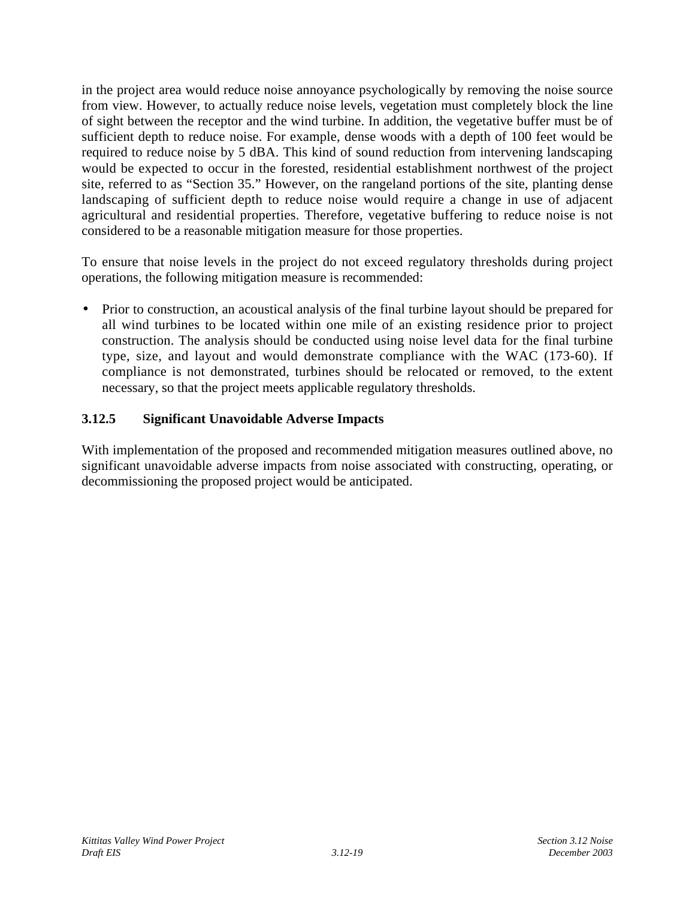in the project area would reduce noise annoyance psychologically by removing the noise source from view. However, to actually reduce noise levels, vegetation must completely block the line of sight between the receptor and the wind turbine. In addition, the vegetative buffer must be of sufficient depth to reduce noise. For example, dense woods with a depth of 100 feet would be required to reduce noise by 5 dBA. This kind of sound reduction from intervening landscaping would be expected to occur in the forested, residential establishment northwest of the project site, referred to as "Section 35." However, on the rangeland portions of the site, planting dense landscaping of sufficient depth to reduce noise would require a change in use of adjacent agricultural and residential properties. Therefore, vegetative buffering to reduce noise is not considered to be a reasonable mitigation measure for those properties.

To ensure that noise levels in the project do not exceed regulatory thresholds during project operations, the following mitigation measure is recommended:

- Prior to construction, an acoustical analysis of the final turbine layout should be prepared for all wind turbines to be located within one mile of an existing residence prior to project construction. The analysis should be conducted using noise level data for the final turbine type, size, and layout and would demonstrate compliance with the WAC (173-60). If compliance is not demonstrated, turbines should be relocated or removed, to the extent necessary, so that the project meets applicable regulatory thresholds.

### 3.12.5 Significant Unavoidable Adverse Impacts

With implementation of the proposed and recommended mitigation measures outlined above, no significant unavoidable adverse impacts from noise associated with constructing, operating, or decommissioning the proposed project would be anticipated.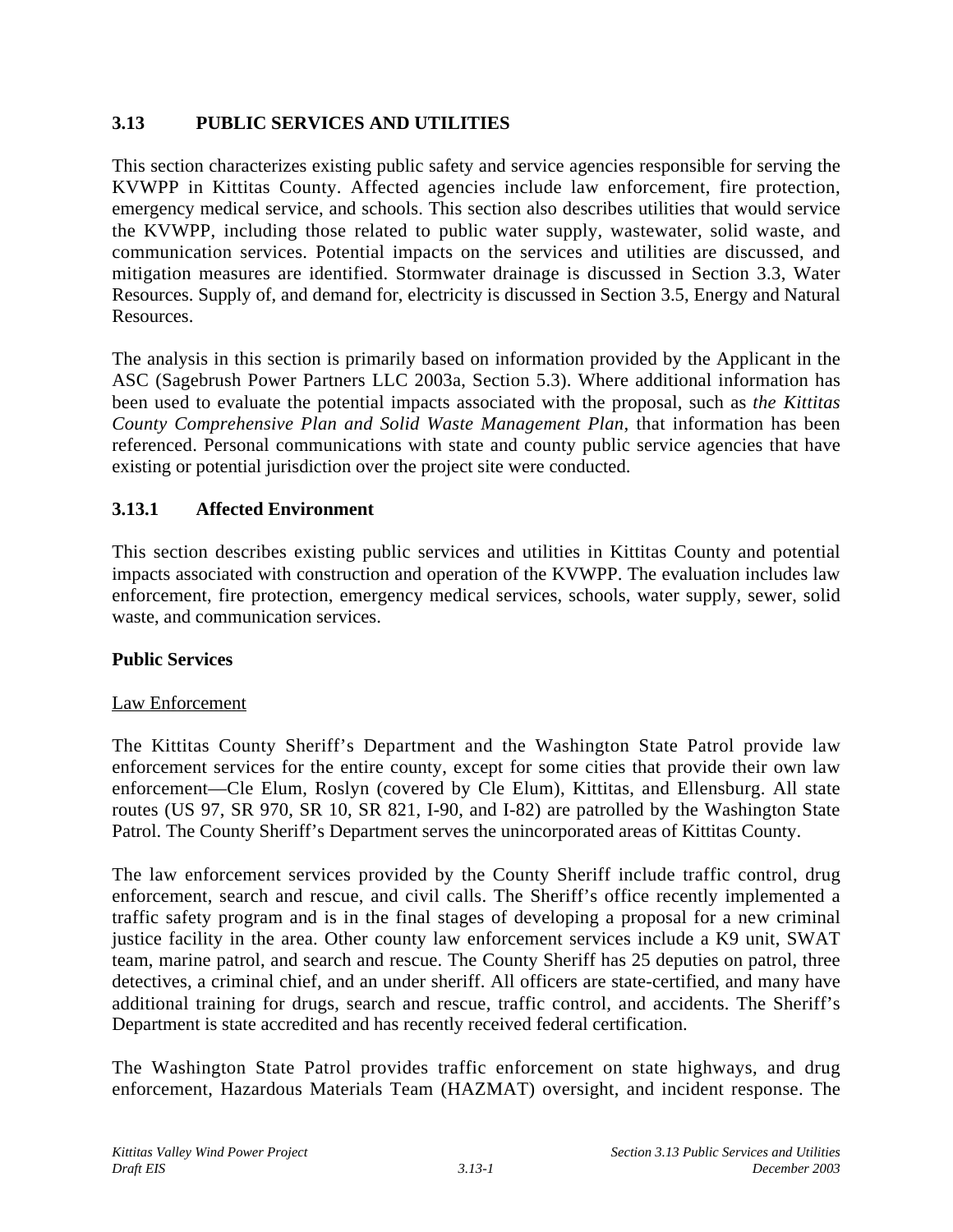## 3.13 PUBLIC SERVICES AND UTILITIES

This section characterizes existing public safety and service agencies responsible for serving the KVWPP in Kittitas County. Affected agencies include law enforcement, fire protection, emergency medical service, and schools. This section also describes utilities that would service the KVWPP, including those related to public water supply, wastewater, solid waste, and communication services. Potential impacts on the services and utilities are discussed, and mitigation measures are identified. Stormwater drainage is discussed in Section 3.3, Water Resources. Supply of, and demand for, electricity is discussed in Section 3.5, Energy and Natural Resources.

The analysis in this section is primarily based on information provided by the Applicant in the ASC (Sagebrush Power Partners LLC 2003a, Section 5.3). Where additional information has been used to evaluate the potential impacts associated with the proposal, such as *the Kittitas County Comprehensive Plan and Solid Waste Management Plan*, that information has been referenced. Personal communications with state and county public service agencies that have existing or potential jurisdiction over the project site were conducted.

### 3.13.1 Affected Environment

This section describes existing public services and utilities in Kittitas County and potential impacts associated with construction and operation of the KVWPP. The evaluation includes law enforcement, fire protection, emergency medical services, schools, water supply, sewer, solid waste, and communication services.

**Public Services**

Law Enforcement

The Kittitas County Sheriff's Department and the Washington State Patrol provide law enforcement services for the entire county, except for some cities that provide their own law enforcement—Cle Elum, Roslyn (covered by Cle Elum), Kittitas, and Ellensburg. All state routes (US 97, SR 970, SR 10, SR 821, I-90, and I-82) are patrolled by the Washington State Patrol. The County Sheriff's Department serves the unincorporated areas of Kittitas County.

The law enforcement services provided by the County Sheriff include traffic control, drug enforcement, search and rescue, and civil calls. The Sheriff's office recently implemented a traffic safety program and is in the final stages of developing a proposal for a new criminal justice facility in the area. Other county law enforcement services include a K9 unit, SWAT team, marine patrol, and search and rescue. The County Sheriff has 25 deputies on patrol, three detectives, a criminal chief, and an under sheriff. All officers are state-certified, and many have additional training for drugs, search and rescue, traffic control, and accidents. The Sheriff's Department is state accredited and has recently received federal certification.

The Washington State Patrol provides traffic enforcement on state highways, and drug enforcement, Hazardous Materials Team (HAZMAT) oversight, and incident response. The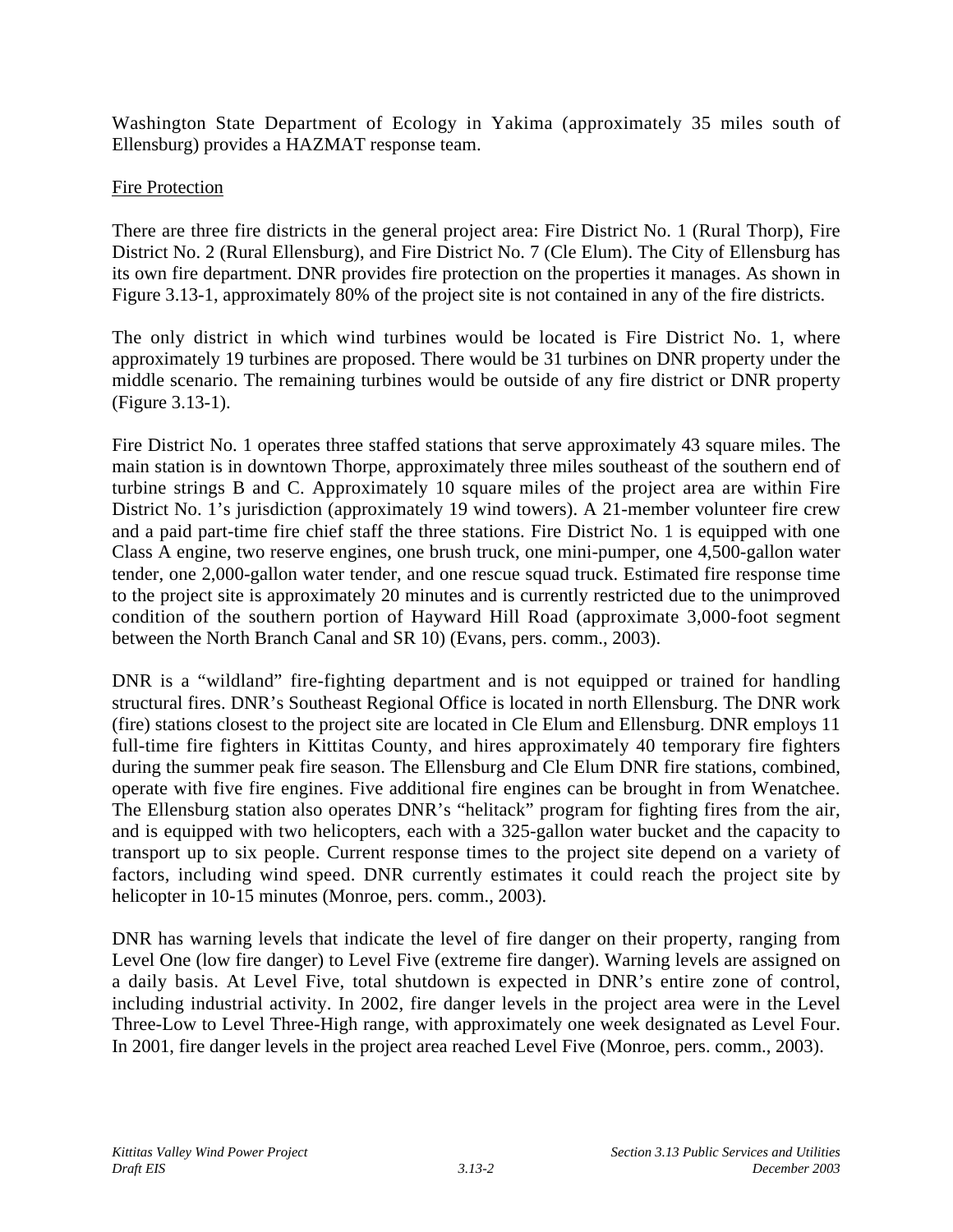Washington State Department of Ecology in Yakima (approximately 35 miles south of Ellensburg) provides a HAZMAT response team.

Fire Protection

There are three fire districts in the general project area: Fire District No. 1 (Rural Thorp), Fire District No. 2 (Rural Ellensburg), and Fire District No. 7 (Cle Elum). The City of Ellensburg has its own fire department. DNR provides fire protection on the properties it manages. As shown in Figure 3.13-1, approximately 80% of the project site is not contained in any of the fire districts.

The only district in which wind turbines would be located is Fire District No. 1, where approximately 19 turbines are proposed. There would be 31 turbines on DNR property under the middle scenario. The remaining turbines would be outside of any fire district or DNR property (Figure 3.13-1).

Fire District No. 1 operates three staffed stations that serve approximately 43 square miles. The main station is in downtown Thorpe, approximately three miles southeast of the southern end of turbine strings B and C. Approximately 10 square miles of the project area are within Fire District No. 1's jurisdiction (approximately 19 wind towers). A 21-member volunteer fire crew and a paid part-time fire chief staff the three stations. Fire District No. 1 is equipped with one Class A engine, two reserve engines, one brush truck, one mini-pumper, one 4,500-gallon water tender, one 2,000-gallon water tender, and one rescue squad truck. Estimated fire response time to the project site is approximately 20 minutes and is currently restricted due to the unimproved condition of the southern portion of Hayward Hill Road (approximate 3,000-foot segment between the North Branch Canal and SR 10) (Evans, pers. comm., 2003).

DNR is a "wildland" fire-fighting department and is not equipped or trained for handling structural fires. DNR's Southeast Regional Office is located in north Ellensburg. The DNR work (fire) stations closest to the project site are located in Cle Elum and Ellensburg. DNR employs 11 full-time fire fighters in Kittitas County, and hires approximately 40 temporary fire fighters during the summer peak fire season. The Ellensburg and Cle Elum DNR fire stations, combined, operate with five fire engines. Five additional fire engines can be brought in from Wenatchee. The Ellensburg station also operates DNR's "helitack" program for fighting fires from the air, and is equipped with two helicopters, each with a 325-gallon water bucket and the capacity to transport up to six people. Current response times to the project site depend on a variety of factors, including wind speed. DNR currently estimates it could reach the project site by helicopter in 10-15 minutes (Monroe, pers. comm., 2003).

DNR has warning levels that indicate the level of fire danger on their property, ranging from Level One (low fire danger) to Level Five (extreme fire danger). Warning levels are assigned on a daily basis. At Level Five, total shutdown is expected in DNR's entire zone of control, including industrial activity. In 2002, fire danger levels in the project area were in the Level Three-Low to Level Three-High range, with approximately one week designated as Level Four. In 2001, fire danger levels in the project area reached Level Five (Monroe, pers. comm., 2003).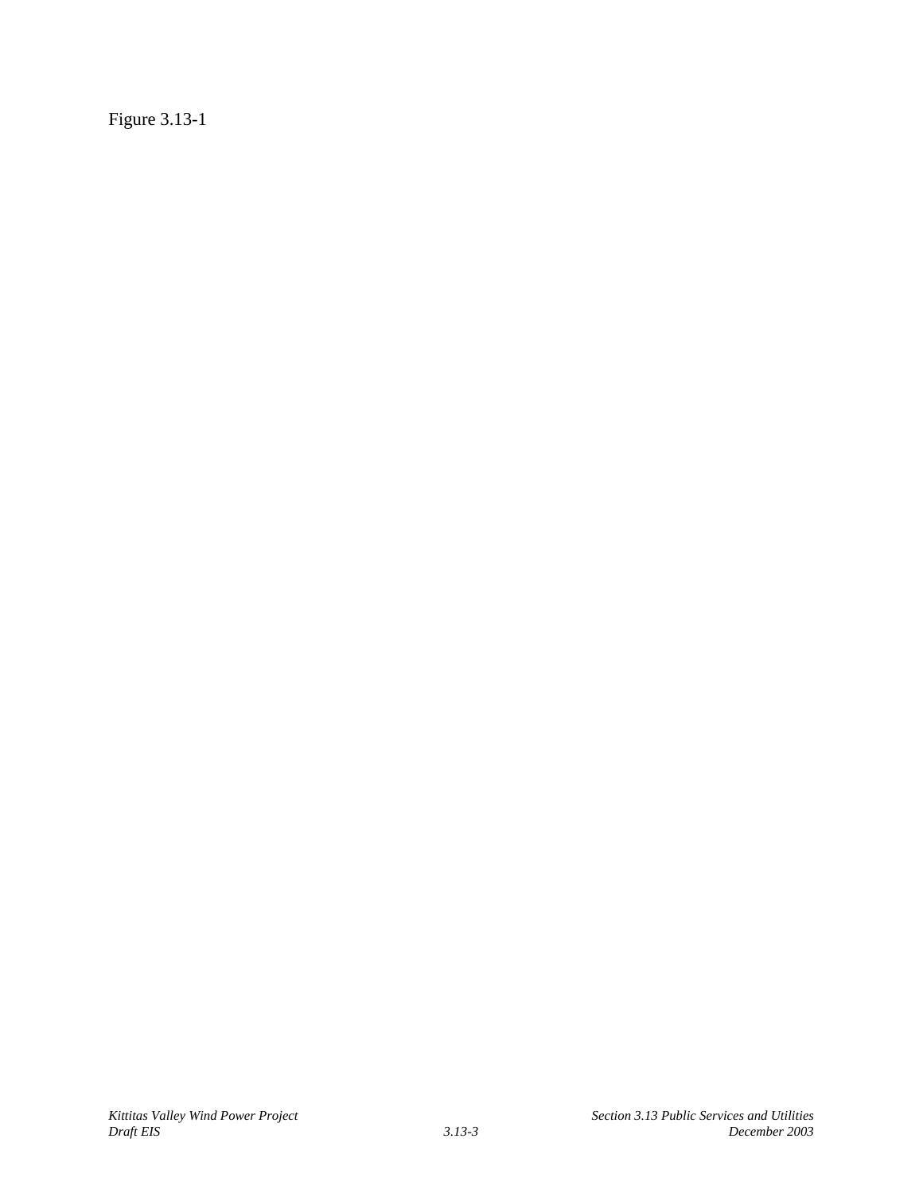Figure 3.13-1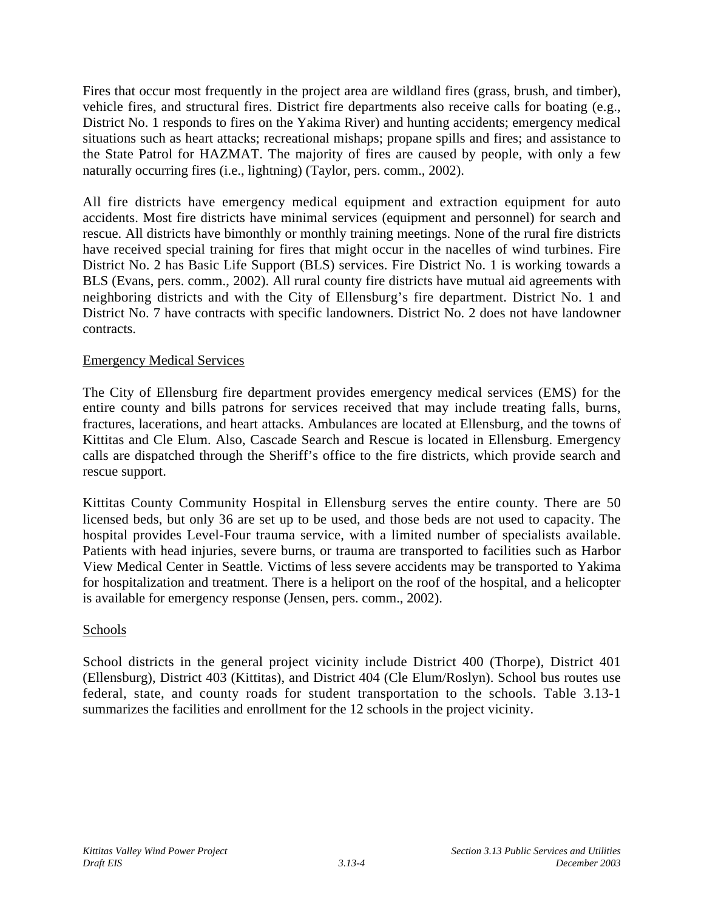Fires that occur most frequently in the project area are wildland fires (grass, brush, and timber), vehicle fires, and structural fires. District fire departments also receive calls for boating (e.g., District No. 1 responds to fires on the Yakima River) and hunting accidents; emergency medical situations such as heart attacks; recreational mishaps; propane spills and fires; and assistance to the State Patrol for HAZMAT. The majority of fires are caused by people, with only a few naturally occurring fires (i.e., lightning) (Taylor, pers. comm., 2002).

All fire districts have emergency medical equipment and extraction equipment for auto accidents. Most fire districts have minimal services (equipment and personnel) for search and rescue. All districts have bimonthly or monthly training meetings. None of the rural fire districts have received special training for fires that might occur in the nacelles of wind turbines. Fire District No. 2 has Basic Life Support (BLS) services. Fire District No. 1 is working towards a BLS (Evans, pers. comm., 2002). All rural county fire districts have mutual aid agreements with neighboring districts and with the City of Ellensburg's fire department. District No. 1 and District No. 7 have contracts with specific landowners. District No. 2 does not have landowner contracts.

Emergency Medical Services

The City of Ellensburg fire department provides emergency medical services (EMS) for the entire county and bills patrons for services received that may include treating falls, burns, fractures, lacerations, and heart attacks. Ambulances are located at Ellensburg, and the towns of Kittitas and Cle Elum. Also, Cascade Search and Rescue is located in Ellensburg. Emergency calls are dispatched through the Sheriff's office to the fire districts, which provide search and rescue support.

Kittitas County Community Hospital in Ellensburg serves the entire county. There are 50 licensed beds, but only 36 are set up to be used, and those beds are not used to capacity. The hospital provides Level-Four trauma service, with a limited number of specialists available. Patients with head injuries, severe burns, or trauma are transported to facilities such as Harbor View Medical Center in Seattle. Victims of less severe accidents may be transported to Yakima for hospitalization and treatment. There is a heliport on the roof of the hospital, and a helicopter is available for emergency response (Jensen, pers. comm., 2002).

Schools

School districts in the general project vicinity include District 400 (Thorpe), District 401 (Ellensburg), District 403 (Kittitas), and District 404 (Cle Elum/Roslyn). School bus routes use federal, state, and county roads for student transportation to the schools. Table 3.13-1 summarizes the facilities and enrollment for the 12 schools in the project vicinity.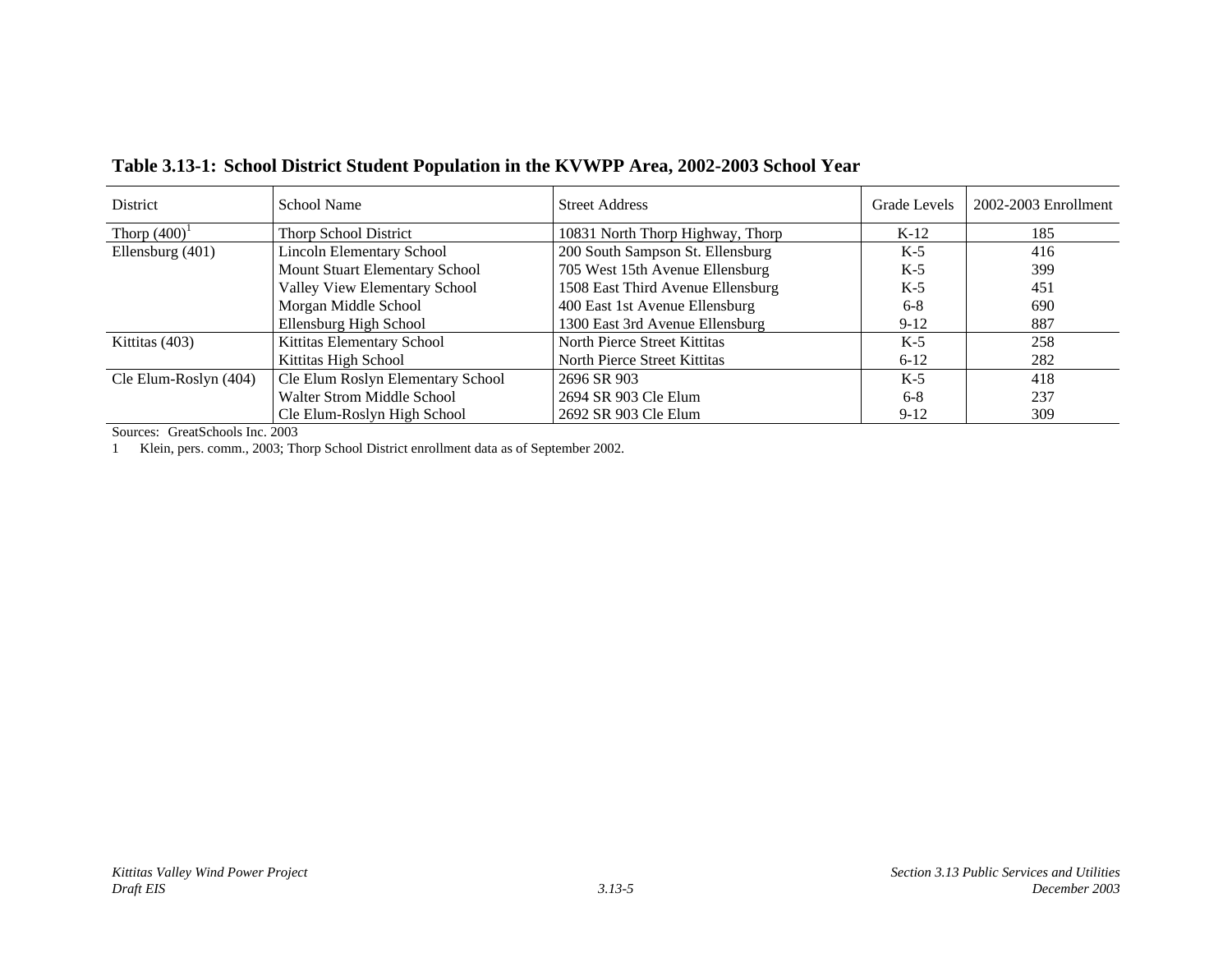**Table 3.13-1: School District Student Population in the KVWPP Area, 2002-2003 School Year**

| District | School Name | Street Address | Grade Levels | 2002-2003 Enrollment |
|---|---|---|---|---|
| Thorp (400)[1] | Thorp School District | 10831 North Thorp Highway, Thorp | K-12 | 185 |
| Ellensburg (401) | Lincoln Elementary School | 200 South Sampson St. Ellensburg | K-5 | 416 |
| | Mount Stuart Elementary School | 705 West 15th Avenue Ellensburg | K-5 | 399 |
| | Valley View Elementary School | 1508 East Third Avenue Ellensburg | K-5 | 451 |
| | Morgan Middle School | 400 East 1st Avenue Ellensburg | 6-8 | 690 |
| | Ellensburg High School | 1300 East 3rd Avenue Ellensburg | 9-12 | 887 |
| Kittitas (403) | Kittitas Elementary School | North Pierce Street Kittitas | K-5 | 258 |
| | Kittitas High School | North Pierce Street Kittitas | 6-12 | 282 |
| Cle Elum-Roslyn (404) | Cle Elum Roslyn Elementary School | 2696 SR 903 | K-5 | 418 |
| | Walter Strom Middle School | 2694 SR 903 Cle Elum | 6-8 | 237 |
| | Cle Elum-Roslyn High School | 2692 SR 903 Cle Elum | 9-12 | 309 |

Sources: GreatSchools Inc. 2003

1 Klein, pers. comm., 2003; Thorp School District enrollment data as of September 2002.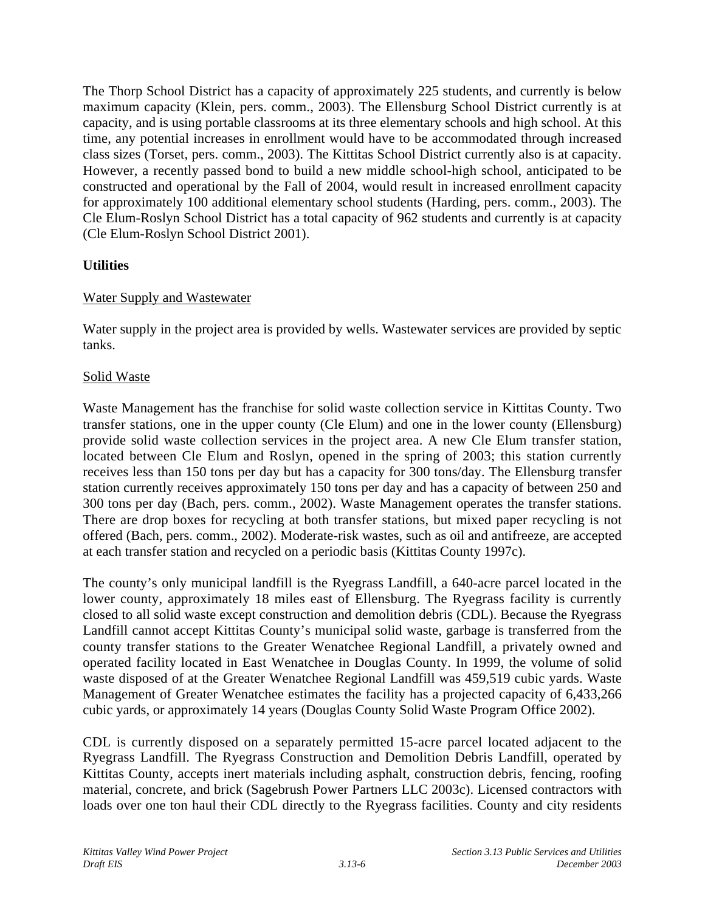The Thorp School District has a capacity of approximately 225 students, and currently is below maximum capacity (Klein, pers. comm., 2003). The Ellensburg School District currently is at capacity, and is using portable classrooms at its three elementary schools and high school. At this time, any potential increases in enrollment would have to be accommodated through increased class sizes (Torset, pers. comm., 2003). The Kittitas School District currently also is at capacity. However, a recently passed bond to build a new middle school-high school, anticipated to be constructed and operational by the Fall of 2004, would result in increased enrollment capacity for approximately 100 additional elementary school students (Harding, pers. comm., 2003). The Cle Elum-Roslyn School District has a total capacity of 962 students and currently is at capacity (Cle Elum-Roslyn School District 2001).

**Utilities**

<u>Water Supply and Wastewater</u>

Water supply in the project area is provided by wells. Wastewater services are provided by septic tanks.

<u>Solid Waste</u>

Waste Management has the franchise for solid waste collection service in Kittitas County. Two transfer stations, one in the upper county (Cle Elum) and one in the lower county (Ellensburg) provide solid waste collection services in the project area. A new Cle Elum transfer station, located between Cle Elum and Roslyn, opened in the spring of 2003; this station currently receives less than 150 tons per day but has a capacity for 300 tons/day. The Ellensburg transfer station currently receives approximately 150 tons per day and has a capacity of between 250 and 300 tons per day (Bach, pers. comm., 2002). Waste Management operates the transfer stations. There are drop boxes for recycling at both transfer stations, but mixed paper recycling is not offered (Bach, pers. comm., 2002). Moderate-risk wastes, such as oil and antifreeze, are accepted at each transfer station and recycled on a periodic basis (Kittitas County 1997c).

The county's only municipal landfill is the Ryegrass Landfill, a 640-acre parcel located in the lower county, approximately 18 miles east of Ellensburg. The Ryegrass facility is currently closed to all solid waste except construction and demolition debris (CDL). Because the Ryegrass Landfill cannot accept Kittitas County's municipal solid waste, garbage is transferred from the county transfer stations to the Greater Wenatchee Regional Landfill, a privately owned and operated facility located in East Wenatchee in Douglas County. In 1999, the volume of solid waste disposed of at the Greater Wenatchee Regional Landfill was 459,519 cubic yards. Waste Management of Greater Wenatchee estimates the facility has a projected capacity of 6,433,266 cubic yards, or approximately 14 years (Douglas County Solid Waste Program Office 2002).

CDL is currently disposed on a separately permitted 15-acre parcel located adjacent to the Ryegrass Landfill. The Ryegrass Construction and Demolition Debris Landfill, operated by Kittitas County, accepts inert materials including asphalt, construction debris, fencing, roofing material, concrete, and brick (Sagebrush Power Partners LLC 2003c). Licensed contractors with loads over one ton haul their CDL directly to the Ryegrass facilities. County and city residents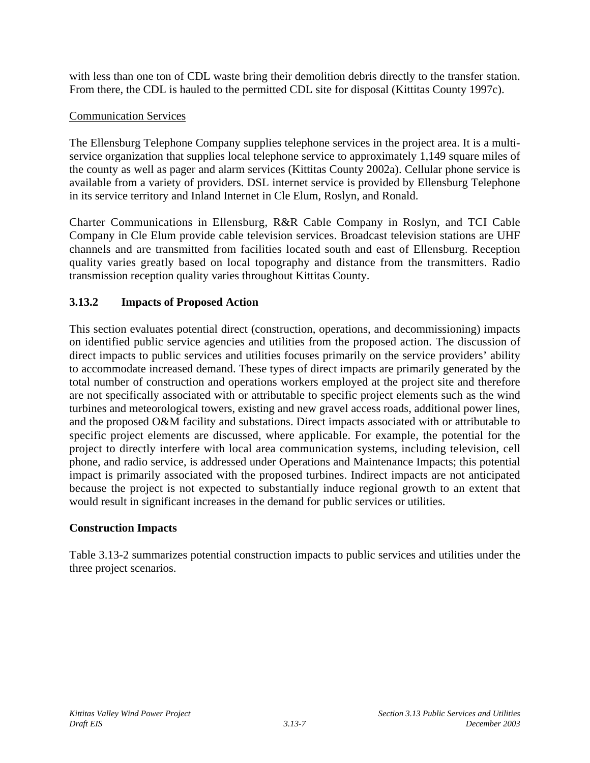with less than one ton of CDL waste bring their demolition debris directly to the transfer station. From there, the CDL is hauled to the permitted CDL site for disposal (Kittitas County 1997c).

Communication Services

The Ellensburg Telephone Company supplies telephone services in the project area. It is a multi-service organization that supplies local telephone service to approximately 1,149 square miles of the county as well as pager and alarm services (Kittitas County 2002a). Cellular phone service is available from a variety of providers. DSL internet service is provided by Ellensburg Telephone in its service territory and Inland Internet in Cle Elum, Roslyn, and Ronald.

Charter Communications in Ellensburg, R&R Cable Company in Roslyn, and TCI Cable Company in Cle Elum provide cable television services. Broadcast television stations are UHF channels and are transmitted from facilities located south and east of Ellensburg. Reception quality varies greatly based on local topography and distance from the transmitters. Radio transmission reception quality varies throughout Kittitas County.

### 3.13.2 Impacts of Proposed Action

This section evaluates potential direct (construction, operations, and decommissioning) impacts on identified public service agencies and utilities from the proposed action. The discussion of direct impacts to public services and utilities focuses primarily on the service providers' ability to accommodate increased demand. These types of direct impacts are primarily generated by the total number of construction and operations workers employed at the project site and therefore are not specifically associated with or attributable to specific project elements such as the wind turbines and meteorological towers, existing and new gravel access roads, additional power lines, and the proposed O&M facility and substations. Direct impacts associated with or attributable to specific project elements are discussed, where applicable. For example, the potential for the project to directly interfere with local area communication systems, including television, cell phone, and radio service, is addressed under Operations and Maintenance Impacts; this potential impact is primarily associated with the proposed turbines. Indirect impacts are not anticipated because the project is not expected to substantially induce regional growth to an extent that would result in significant increases in the demand for public services or utilities.

**Construction Impacts**

Table 3.13-2 summarizes potential construction impacts to public services and utilities under the three project scenarios.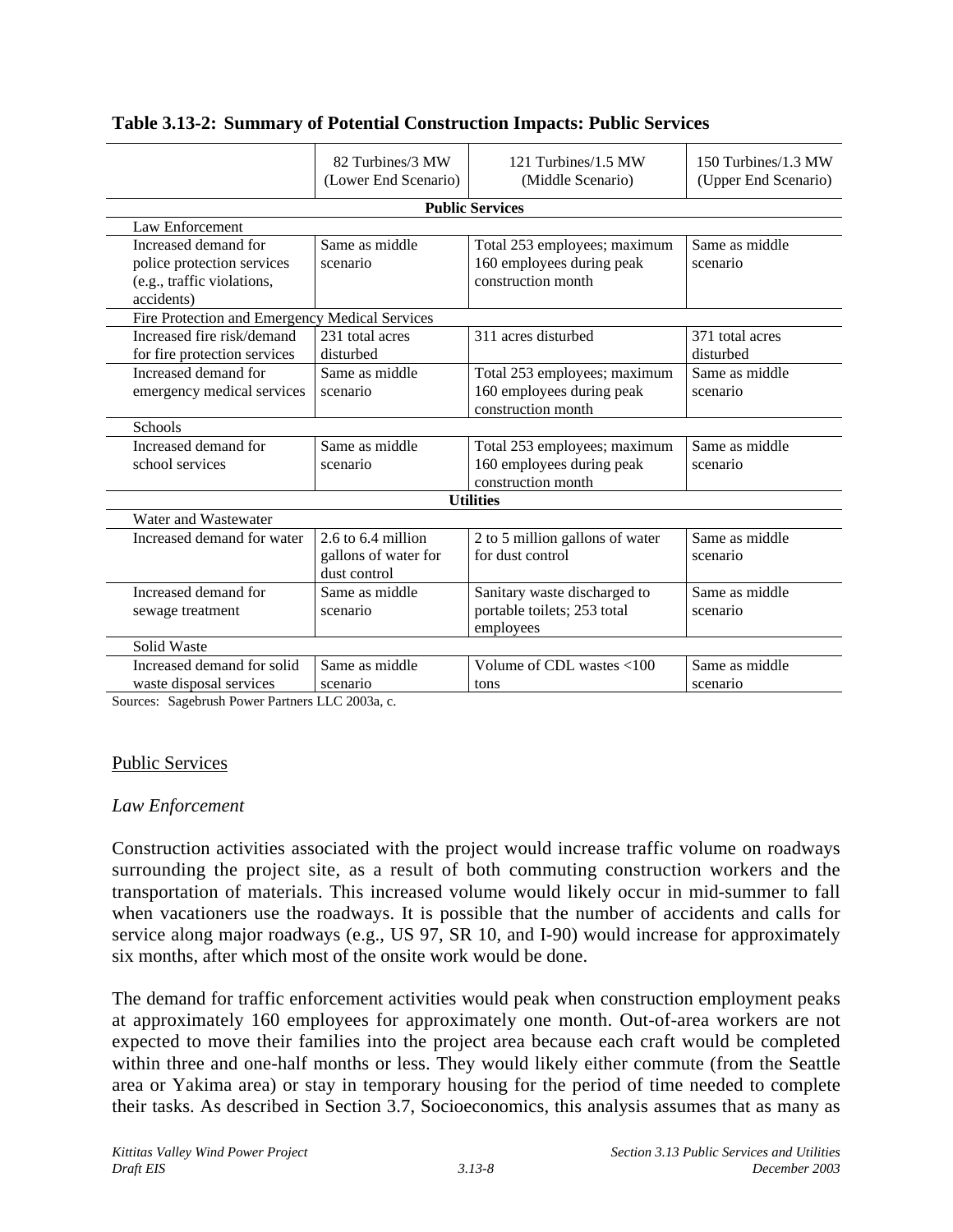**Table 3.13-2: Summary of Potential Construction Impacts: Public Services**

| | 82 Turbines/3 MW (Lower End Scenario) | 121 Turbines/1.5 MW (Middle Scenario) | 150 Turbines/1.3 MW (Upper End Scenario) |
|---|---|---|---|
| **Public Services** | | | |
| Law Enforcement | | | |
| Increased demand for police protection services (e.g., traffic violations, accidents) | Same as middle scenario | Total 253 employees; maximum 160 employees during peak construction month | Same as middle scenario |
| Fire Protection and Emergency Medical Services | | | |
| Increased fire risk/demand for fire protection services | 231 total acres disturbed | 311 acres disturbed | 371 total acres disturbed |
| Increased demand for emergency medical services | Same as middle scenario | Total 253 employees; maximum 160 employees during peak construction month | Same as middle scenario |
| Schools | | | |
| Increased demand for school services | Same as middle scenario | Total 253 employees; maximum 160 employees during peak construction month | Same as middle scenario |
| **Utilities** | | | |
| Water and Wastewater | | | |
| Increased demand for water | 2.6 to 6.4 million gallons of water for dust control | 2 to 5 million gallons of water for dust control | Same as middle scenario |
| Increased demand for sewage treatment | Same as middle scenario | Sanitary waste discharged to portable toilets; 253 total employees | Same as middle scenario |
| Solid Waste | | | |
| Increased demand for solid waste disposal services | Same as middle scenario | Volume of CDL wastes <100 tons | Same as middle scenario |

Sources: Sagebrush Power Partners LLC 2003a, c.

## Public Services

### *Law Enforcement*

Construction activities associated with the project would increase traffic volume on roadways surrounding the project site, as a result of both commuting construction workers and the transportation of materials. This increased volume would likely occur in mid-summer to fall when vacationers use the roadways. It is possible that the number of accidents and calls for service along major roadways (e.g., US 97, SR 10, and I-90) would increase for approximately six months, after which most of the onsite work would be done.

The demand for traffic enforcement activities would peak when construction employment peaks at approximately 160 employees for approximately one month. Out-of-area workers are not expected to move their families into the project area because each craft would be completed within three and one-half months or less. They would likely either commute (from the Seattle area or Yakima area) or stay in temporary housing for the period of time needed to complete their tasks. As described in Section 3.7, Socioeconomics, this analysis assumes that as many as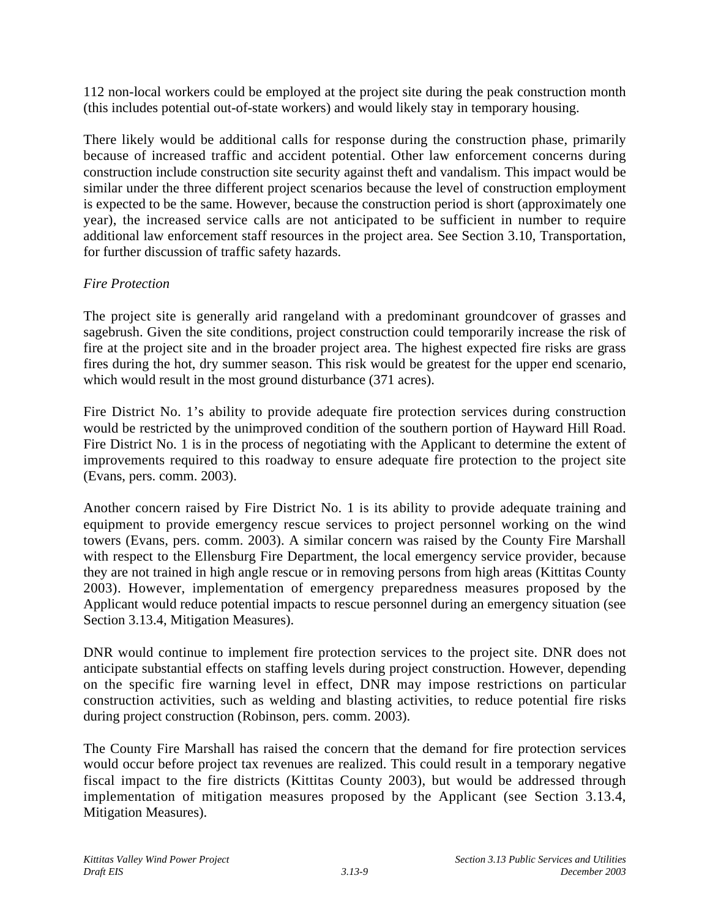112 non-local workers could be employed at the project site during the peak construction month (this includes potential out-of-state workers) and would likely stay in temporary housing.

There likely would be additional calls for response during the construction phase, primarily because of increased traffic and accident potential. Other law enforcement concerns during construction include construction site security against theft and vandalism. This impact would be similar under the three different project scenarios because the level of construction employment is expected to be the same. However, because the construction period is short (approximately one year), the increased service calls are not anticipated to be sufficient in number to require additional law enforcement staff resources in the project area. See Section 3.10, Transportation, for further discussion of traffic safety hazards.

*Fire Protection*

The project site is generally arid rangeland with a predominant groundcover of grasses and sagebrush. Given the site conditions, project construction could temporarily increase the risk of fire at the project site and in the broader project area. The highest expected fire risks are grass fires during the hot, dry summer season. This risk would be greatest for the upper end scenario, which would result in the most ground disturbance (371 acres).

Fire District No. 1's ability to provide adequate fire protection services during construction would be restricted by the unimproved condition of the southern portion of Hayward Hill Road. Fire District No. 1 is in the process of negotiating with the Applicant to determine the extent of improvements required to this roadway to ensure adequate fire protection to the project site (Evans, pers. comm. 2003).

Another concern raised by Fire District No. 1 is its ability to provide adequate training and equipment to provide emergency rescue services to project personnel working on the wind towers (Evans, pers. comm. 2003). A similar concern was raised by the County Fire Marshall with respect to the Ellensburg Fire Department, the local emergency service provider, because they are not trained in high angle rescue or in removing persons from high areas (Kittitas County 2003). However, implementation of emergency preparedness measures proposed by the Applicant would reduce potential impacts to rescue personnel during an emergency situation (see Section 3.13.4, Mitigation Measures).

DNR would continue to implement fire protection services to the project site. DNR does not anticipate substantial effects on staffing levels during project construction. However, depending on the specific fire warning level in effect, DNR may impose restrictions on particular construction activities, such as welding and blasting activities, to reduce potential fire risks during project construction (Robinson, pers. comm. 2003).

The County Fire Marshall has raised the concern that the demand for fire protection services would occur before project tax revenues are realized. This could result in a temporary negative fiscal impact to the fire districts (Kittitas County 2003), but would be addressed through implementation of mitigation measures proposed by the Applicant (see Section 3.13.4, Mitigation Measures).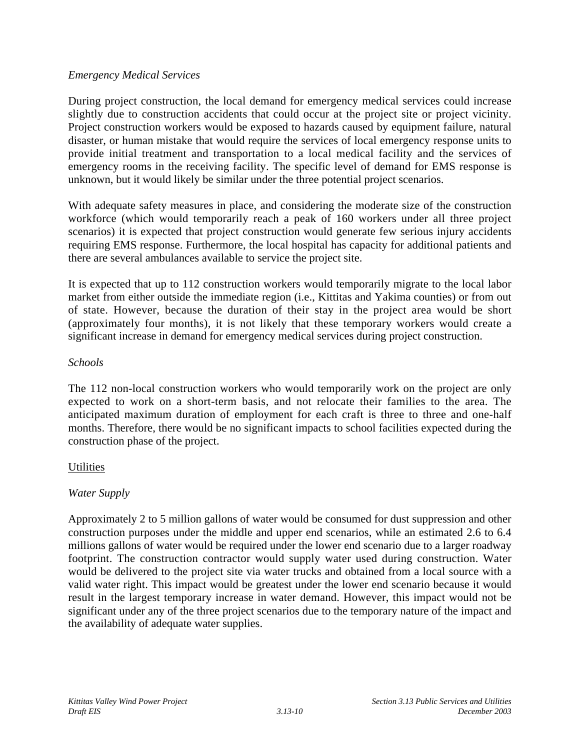*Emergency Medical Services*

During project construction, the local demand for emergency medical services could increase slightly due to construction accidents that could occur at the project site or project vicinity. Project construction workers would be exposed to hazards caused by equipment failure, natural disaster, or human mistake that would require the services of local emergency response units to provide initial treatment and transportation to a local medical facility and the services of emergency rooms in the receiving facility. The specific level of demand for EMS response is unknown, but it would likely be similar under the three potential project scenarios.

With adequate safety measures in place, and considering the moderate size of the construction workforce (which would temporarily reach a peak of 160 workers under all three project scenarios) it is expected that project construction would generate few serious injury accidents requiring EMS response. Furthermore, the local hospital has capacity for additional patients and there are several ambulances available to service the project site.

It is expected that up to 112 construction workers would temporarily migrate to the local labor market from either outside the immediate region (i.e., Kittitas and Yakima counties) or from out of state. However, because the duration of their stay in the project area would be short (approximately four months), it is not likely that these temporary workers would create a significant increase in demand for emergency medical services during project construction.

*Schools*

The 112 non-local construction workers who would temporarily work on the project are only expected to work on a short-term basis, and not relocate their families to the area. The anticipated maximum duration of employment for each craft is three to three and one-half months. Therefore, there would be no significant impacts to school facilities expected during the construction phase of the project.

<u>Utilities</u>

*Water Supply*

Approximately 2 to 5 million gallons of water would be consumed for dust suppression and other construction purposes under the middle and upper end scenarios, while an estimated 2.6 to 6.4 millions gallons of water would be required under the lower end scenario due to a larger roadway footprint. The construction contractor would supply water used during construction. Water would be delivered to the project site via water trucks and obtained from a local source with a valid water right. This impact would be greatest under the lower end scenario because it would result in the largest temporary increase in water demand. However, this impact would not be significant under any of the three project scenarios due to the temporary nature of the impact and the availability of adequate water supplies.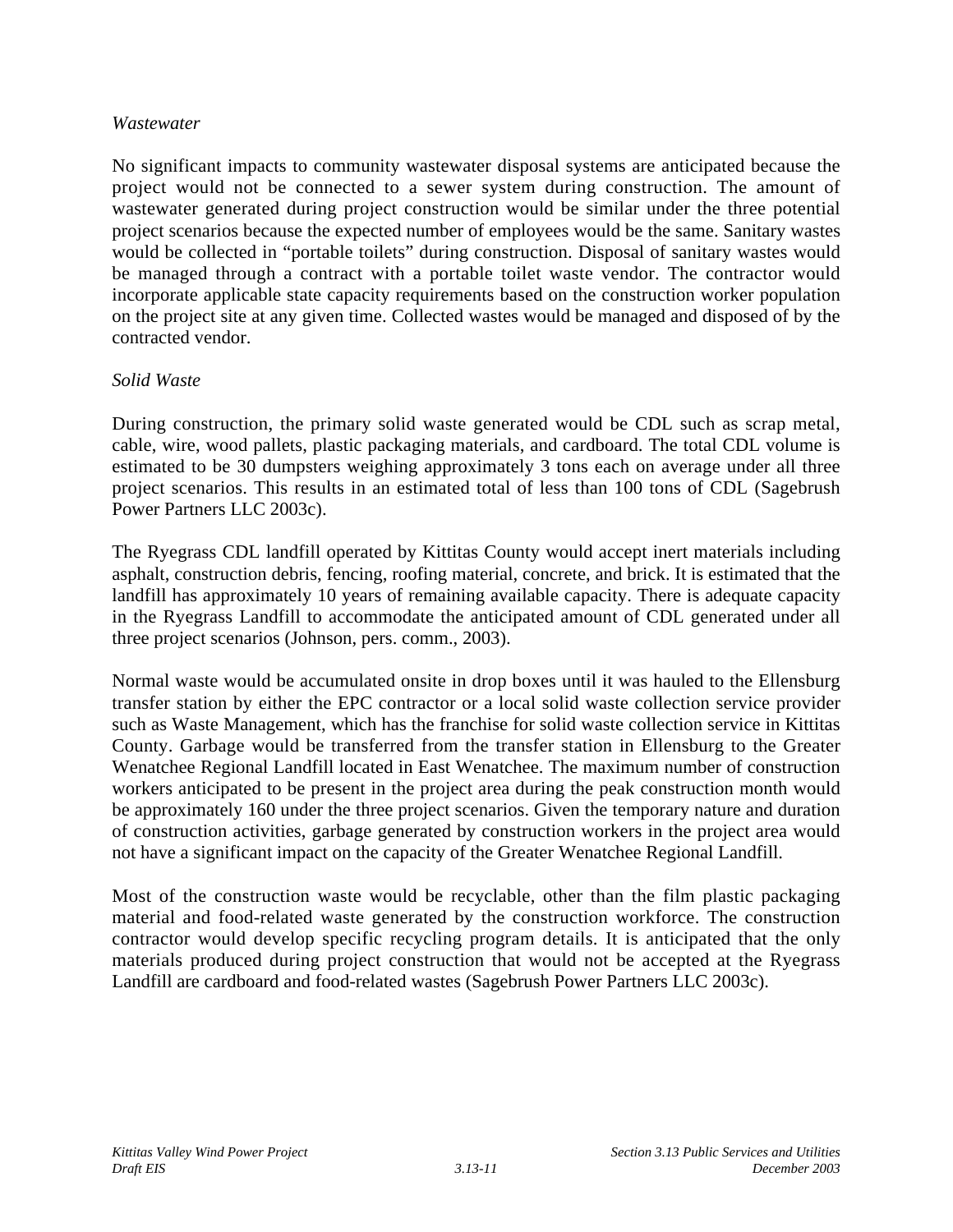*Wastewater*

No significant impacts to community wastewater disposal systems are anticipated because the project would not be connected to a sewer system during construction. The amount of wastewater generated during project construction would be similar under the three potential project scenarios because the expected number of employees would be the same. Sanitary wastes would be collected in “portable toilets” during construction. Disposal of sanitary wastes would be managed through a contract with a portable toilet waste vendor. The contractor would incorporate applicable state capacity requirements based on the construction worker population on the project site at any given time. Collected wastes would be managed and disposed of by the contracted vendor.

*Solid Waste*

During construction, the primary solid waste generated would be CDL such as scrap metal, cable, wire, wood pallets, plastic packaging materials, and cardboard. The total CDL volume is estimated to be 30 dumpsters weighing approximately 3 tons each on average under all three project scenarios. This results in an estimated total of less than 100 tons of CDL (Sagebrush Power Partners LLC 2003c).

The Ryegrass CDL landfill operated by Kittitas County would accept inert materials including asphalt, construction debris, fencing, roofing material, concrete, and brick. It is estimated that the landfill has approximately 10 years of remaining available capacity. There is adequate capacity in the Ryegrass Landfill to accommodate the anticipated amount of CDL generated under all three project scenarios (Johnson, pers. comm., 2003).

Normal waste would be accumulated onsite in drop boxes until it was hauled to the Ellensburg transfer station by either the EPC contractor or a local solid waste collection service provider such as Waste Management, which has the franchise for solid waste collection service in Kittitas County. Garbage would be transferred from the transfer station in Ellensburg to the Greater Wenatchee Regional Landfill located in East Wenatchee. The maximum number of construction workers anticipated to be present in the project area during the peak construction month would be approximately 160 under the three project scenarios. Given the temporary nature and duration of construction activities, garbage generated by construction workers in the project area would not have a significant impact on the capacity of the Greater Wenatchee Regional Landfill.

Most of the construction waste would be recyclable, other than the film plastic packaging material and food-related waste generated by the construction workforce. The construction contractor would develop specific recycling program details. It is anticipated that the only materials produced during project construction that would not be accepted at the Ryegrass Landfill are cardboard and food-related wastes (Sagebrush Power Partners LLC 2003c).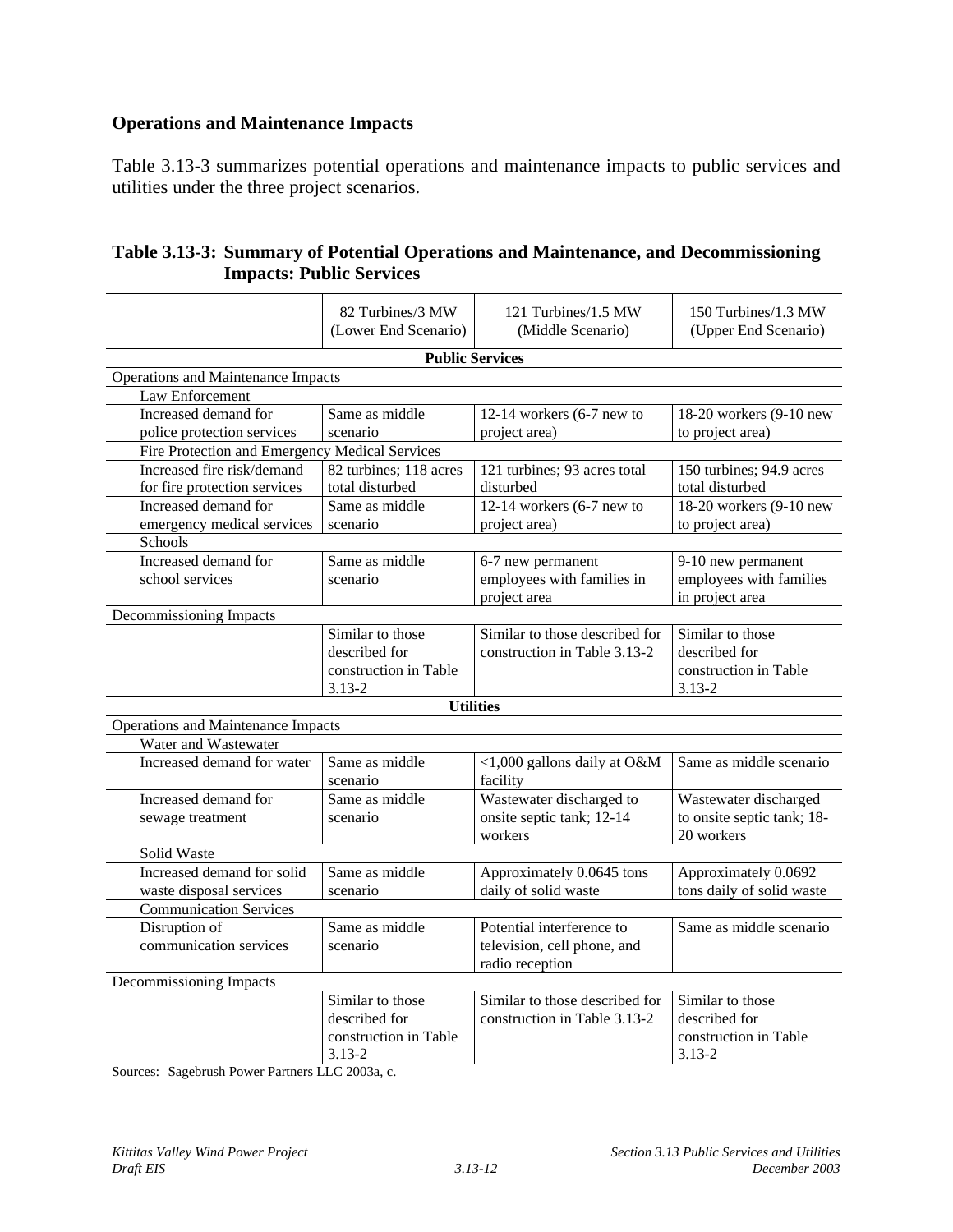### Operations and Maintenance Impacts

Table 3.13-3 summarizes potential operations and maintenance impacts to public services and utilities under the three project scenarios.

**Table 3.13-3: Summary of Potential Operations and Maintenance, and Decommissioning Impacts: Public Services**

| | 82 Turbines/3 MW (Lower End Scenario) | 121 Turbines/1.5 MW (Middle Scenario) | 150 Turbines/1.3 MW (Upper End Scenario) |
|---|---|---|---|
| **Public Services** | | | |
| Operations and Maintenance Impacts | | | |
| Law Enforcement | | | |
| Increased demand for police protection services | Same as middle scenario | 12-14 workers (6-7 new to project area) | 18-20 workers (9-10 new to project area) |
| Fire Protection and Emergency Medical Services | | | |
| Increased fire risk/demand for fire protection services | 82 turbines; 118 acres total disturbed | 121 turbines; 93 acres total disturbed | 150 turbines; 94.9 acres total disturbed |
| Increased demand for emergency medical services | Same as middle scenario | 12-14 workers (6-7 new to project area) | 18-20 workers (9-10 new to project area) |
| Schools | | | |
| Increased demand for school services | Same as middle scenario | 6-7 new permanent employees with families in project area | 9-10 new permanent employees with families in project area |
| Decommissioning Impacts | | | |
| | Similar to those described for construction in Table 3.13-2 | Similar to those described for construction in Table 3.13-2 | Similar to those described for construction in Table 3.13-2 |
| **Utilities** | | | |
| Operations and Maintenance Impacts | | | |
| Water and Wastewater | | | |
| Increased demand for water | Same as middle scenario | <1,000 gallons daily at O&M facility | Same as middle scenario |
| Increased demand for sewage treatment | Same as middle scenario | Wastewater discharged to onsite septic tank; 12-14 workers | Wastewater discharged to onsite septic tank; 18-20 workers |
| Solid Waste | | | |
| Increased demand for solid waste disposal services | Same as middle scenario | Approximately 0.0645 tons daily of solid waste | Approximately 0.0692 tons daily of solid waste |
| Communication Services | | | |
| Disruption of communication services | Same as middle scenario | Potential interference to television, cell phone, and radio reception | Same as middle scenario |
| Decommissioning Impacts | | | |
| | Similar to those described for construction in Table 3.13-2 | Similar to those described for construction in Table 3.13-2 | Similar to those described for construction in Table 3.13-2 |

Sources: Sagebrush Power Partners LLC 2003a, c.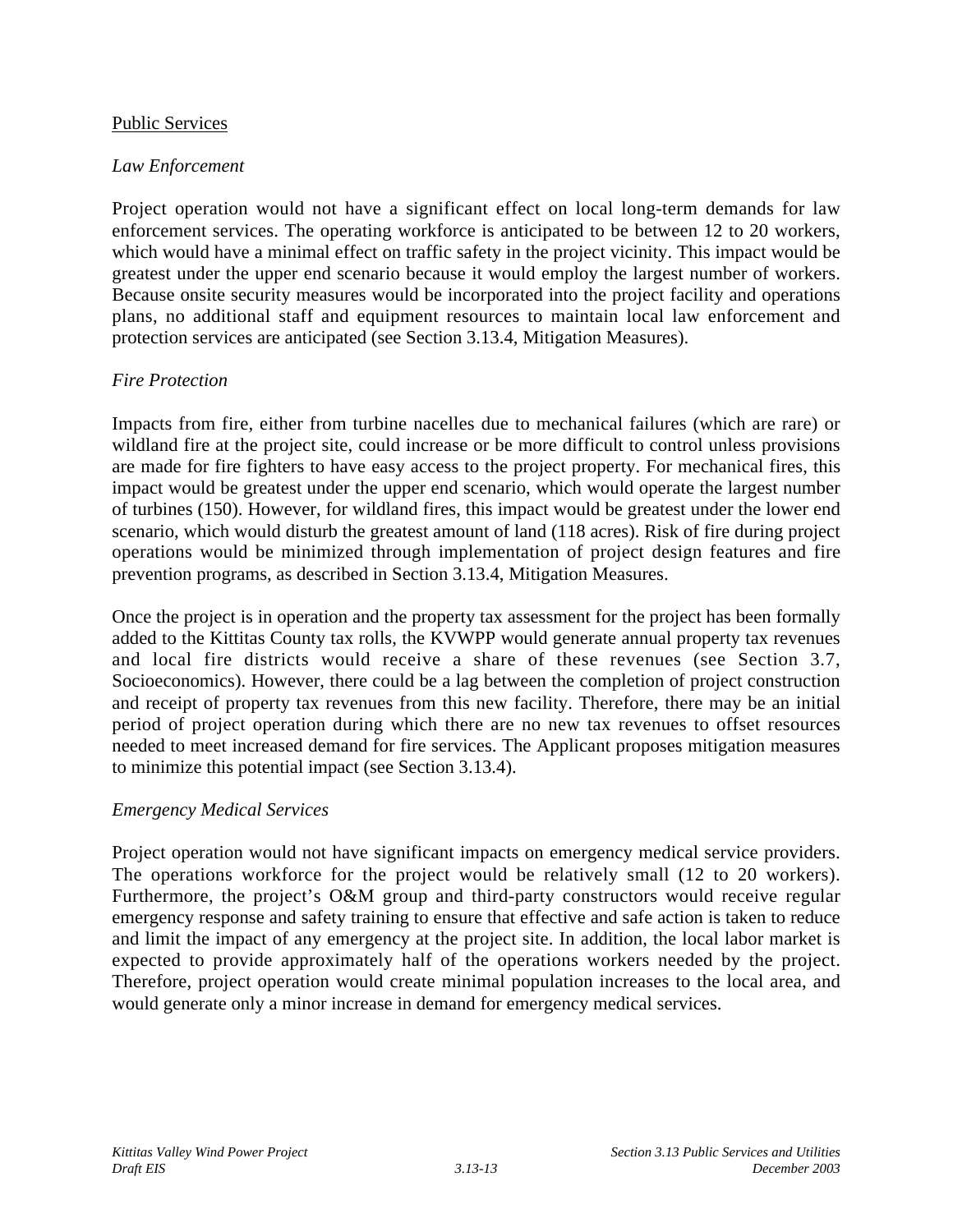Public Services

*Law Enforcement*

Project operation would not have a significant effect on local long-term demands for law enforcement services. The operating workforce is anticipated to be between 12 to 20 workers, which would have a minimal effect on traffic safety in the project vicinity. This impact would be greatest under the upper end scenario because it would employ the largest number of workers. Because onsite security measures would be incorporated into the project facility and operations plans, no additional staff and equipment resources to maintain local law enforcement and protection services are anticipated (see Section 3.13.4, Mitigation Measures).

*Fire Protection*

Impacts from fire, either from turbine nacelles due to mechanical failures (which are rare) or wildland fire at the project site, could increase or be more difficult to control unless provisions are made for fire fighters to have easy access to the project property. For mechanical fires, this impact would be greatest under the upper end scenario, which would operate the largest number of turbines (150). However, for wildland fires, this impact would be greatest under the lower end scenario, which would disturb the greatest amount of land (118 acres). Risk of fire during project operations would be minimized through implementation of project design features and fire prevention programs, as described in Section 3.13.4, Mitigation Measures.

Once the project is in operation and the property tax assessment for the project has been formally added to the Kittitas County tax rolls, the KVWPP would generate annual property tax revenues and local fire districts would receive a share of these revenues (see Section 3.7, Socioeconomics). However, there could be a lag between the completion of project construction and receipt of property tax revenues from this new facility. Therefore, there may be an initial period of project operation during which there are no new tax revenues to offset resources needed to meet increased demand for fire services. The Applicant proposes mitigation measures to minimize this potential impact (see Section 3.13.4).

*Emergency Medical Services*

Project operation would not have significant impacts on emergency medical service providers. The operations workforce for the project would be relatively small (12 to 20 workers). Furthermore, the project's O&M group and third-party constructors would receive regular emergency response and safety training to ensure that effective and safe action is taken to reduce and limit the impact of any emergency at the project site. In addition, the local labor market is expected to provide approximately half of the operations workers needed by the project. Therefore, project operation would create minimal population increases to the local area, and would generate only a minor increase in demand for emergency medical services.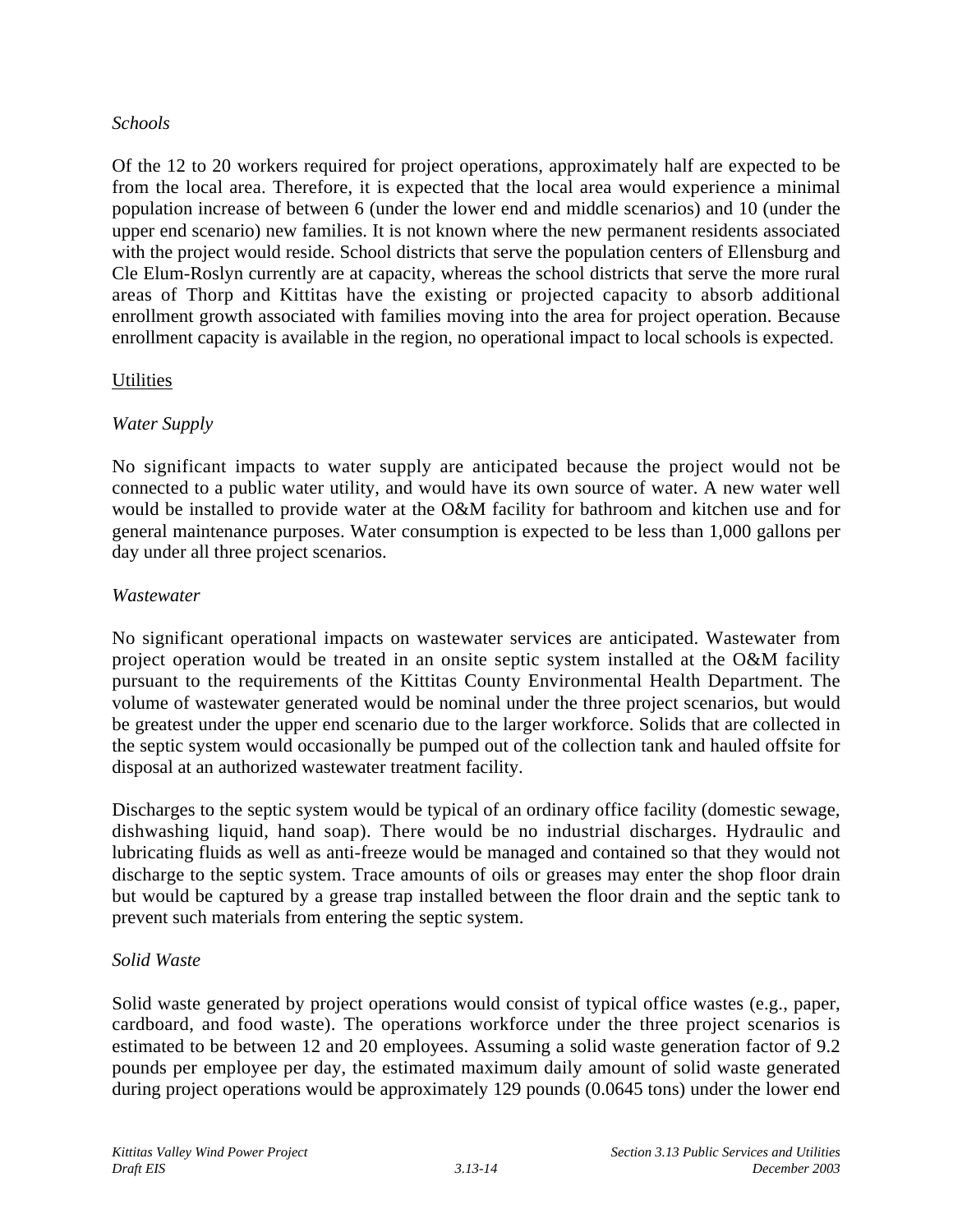*Schools*

Of the 12 to 20 workers required for project operations, approximately half are expected to be from the local area. Therefore, it is expected that the local area would experience a minimal population increase of between 6 (under the lower end and middle scenarios) and 10 (under the upper end scenario) new families. It is not known where the new permanent residents associated with the project would reside. School districts that serve the population centers of Ellensburg and Cle Elum-Roslyn currently are at capacity, whereas the school districts that serve the more rural areas of Thorp and Kittitas have the existing or projected capacity to absorb additional enrollment growth associated with families moving into the area for project operation. Because enrollment capacity is available in the region, no operational impact to local schools is expected.

<u>Utilities</u>

*Water Supply*

No significant impacts to water supply are anticipated because the project would not be connected to a public water utility, and would have its own source of water. A new water well would be installed to provide water at the O&M facility for bathroom and kitchen use and for general maintenance purposes. Water consumption is expected to be less than 1,000 gallons per day under all three project scenarios.

*Wastewater*

No significant operational impacts on wastewater services are anticipated. Wastewater from project operation would be treated in an onsite septic system installed at the O&M facility pursuant to the requirements of the Kittitas County Environmental Health Department. The volume of wastewater generated would be nominal under the three project scenarios, but would be greatest under the upper end scenario due to the larger workforce. Solids that are collected in the septic system would occasionally be pumped out of the collection tank and hauled offsite for disposal at an authorized wastewater treatment facility.

Discharges to the septic system would be typical of an ordinary office facility (domestic sewage, dishwashing liquid, hand soap). There would be no industrial discharges. Hydraulic and lubricating fluids as well as anti-freeze would be managed and contained so that they would not discharge to the septic system. Trace amounts of oils or greases may enter the shop floor drain but would be captured by a grease trap installed between the floor drain and the septic tank to prevent such materials from entering the septic system.

*Solid Waste*

Solid waste generated by project operations would consist of typical office wastes (e.g., paper, cardboard, and food waste). The operations workforce under the three project scenarios is estimated to be between 12 and 20 employees. Assuming a solid waste generation factor of 9.2 pounds per employee per day, the estimated maximum daily amount of solid waste generated during project operations would be approximately 129 pounds (0.0645 tons) under the lower end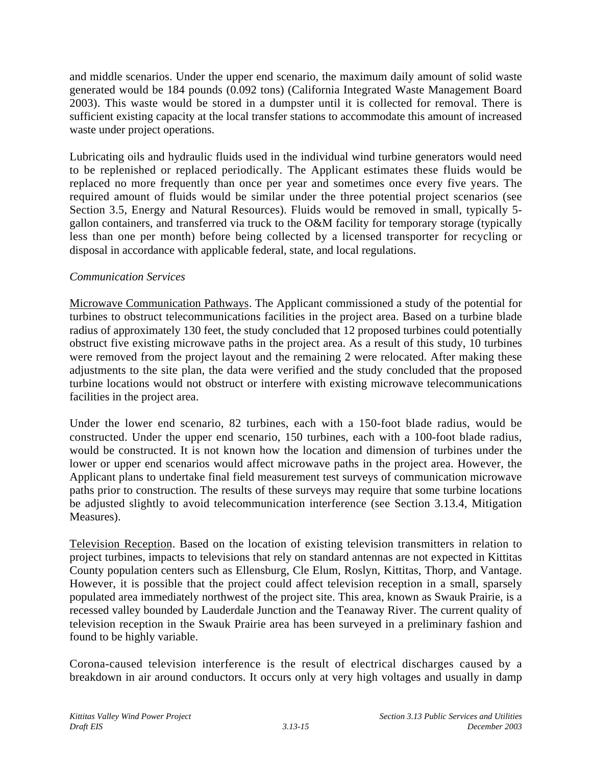and middle scenarios. Under the upper end scenario, the maximum daily amount of solid waste generated would be 184 pounds (0.092 tons) (California Integrated Waste Management Board 2003). This waste would be stored in a dumpster until it is collected for removal. There is sufficient existing capacity at the local transfer stations to accommodate this amount of increased waste under project operations.

Lubricating oils and hydraulic fluids used in the individual wind turbine generators would need to be replenished or replaced periodically. The Applicant estimates these fluids would be replaced no more frequently than once per year and sometimes once every five years. The required amount of fluids would be similar under the three potential project scenarios (see Section 3.5, Energy and Natural Resources). Fluids would be removed in small, typically 5-gallon containers, and transferred via truck to the O&M facility for temporary storage (typically less than one per month) before being collected by a licensed transporter for recycling or disposal in accordance with applicable federal, state, and local regulations.

*Communication Services*

Microwave Communication Pathways. The Applicant commissioned a study of the potential for turbines to obstruct telecommunications facilities in the project area. Based on a turbine blade radius of approximately 130 feet, the study concluded that 12 proposed turbines could potentially obstruct five existing microwave paths in the project area. As a result of this study, 10 turbines were removed from the project layout and the remaining 2 were relocated. After making these adjustments to the site plan, the data were verified and the study concluded that the proposed turbine locations would not obstruct or interfere with existing microwave telecommunications facilities in the project area.

Under the lower end scenario, 82 turbines, each with a 150-foot blade radius, would be constructed. Under the upper end scenario, 150 turbines, each with a 100-foot blade radius, would be constructed. It is not known how the location and dimension of turbines under the lower or upper end scenarios would affect microwave paths in the project area. However, the Applicant plans to undertake final field measurement test surveys of communication microwave paths prior to construction. The results of these surveys may require that some turbine locations be adjusted slightly to avoid telecommunication interference (see Section 3.13.4, Mitigation Measures).

Television Reception. Based on the location of existing television transmitters in relation to project turbines, impacts to televisions that rely on standard antennas are not expected in Kittitas County population centers such as Ellensburg, Cle Elum, Roslyn, Kittitas, Thorp, and Vantage. However, it is possible that the project could affect television reception in a small, sparsely populated area immediately northwest of the project site. This area, known as Swauk Prairie, is a recessed valley bounded by Lauderdale Junction and the Teanaway River. The current quality of television reception in the Swauk Prairie area has been surveyed in a preliminary fashion and found to be highly variable.

Corona-caused television interference is the result of electrical discharges caused by a breakdown in air around conductors. It occurs only at very high voltages and usually in damp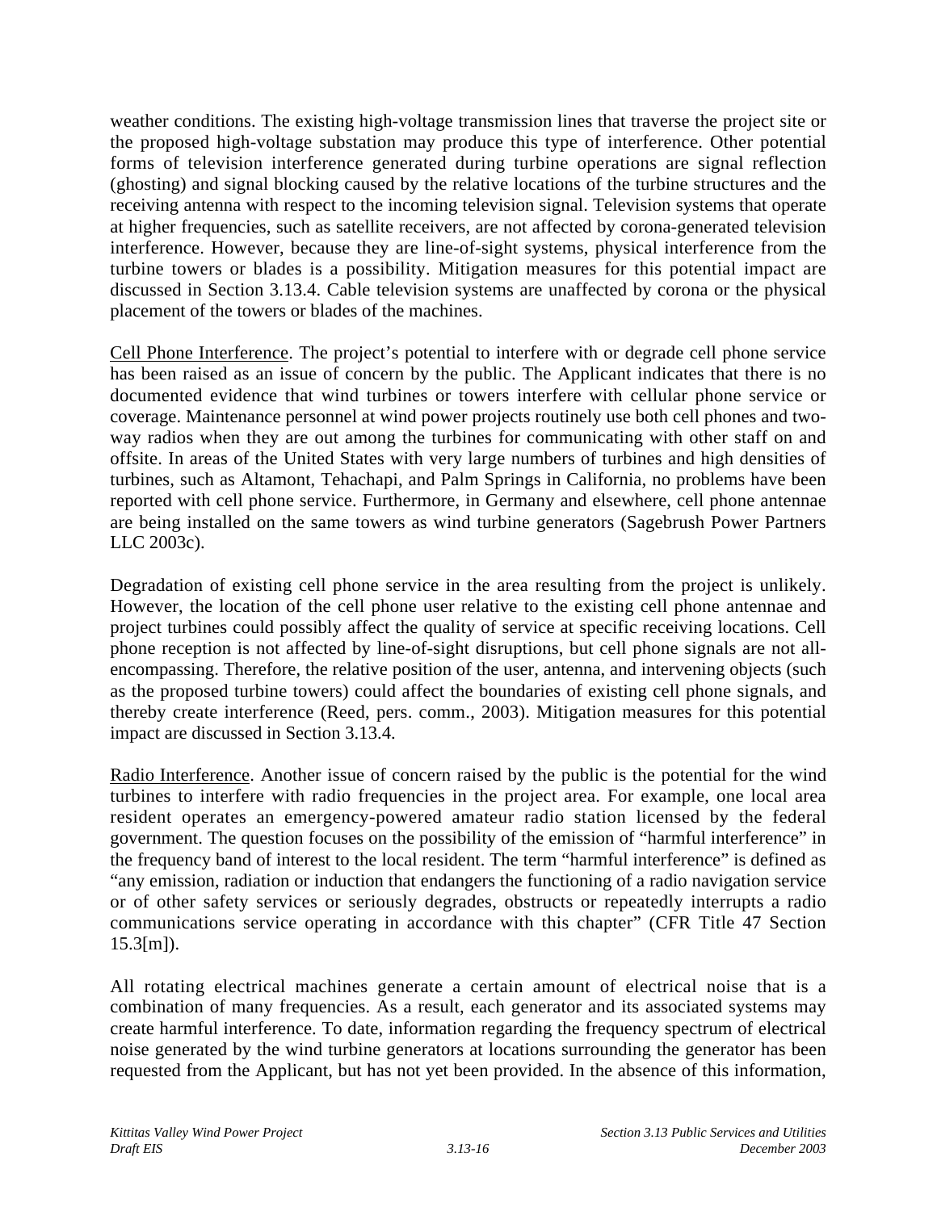weather conditions. The existing high-voltage transmission lines that traverse the project site or the proposed high-voltage substation may produce this type of interference. Other potential forms of television interference generated during turbine operations are signal reflection (ghosting) and signal blocking caused by the relative locations of the turbine structures and the receiving antenna with respect to the incoming television signal. Television systems that operate at higher frequencies, such as satellite receivers, are not affected by corona-generated television interference. However, because they are line-of-sight systems, physical interference from the turbine towers or blades is a possibility. Mitigation measures for this potential impact are discussed in Section 3.13.4. Cable television systems are unaffected by corona or the physical placement of the towers or blades of the machines.

Cell Phone Interference. The project's potential to interfere with or degrade cell phone service has been raised as an issue of concern by the public. The Applicant indicates that there is no documented evidence that wind turbines or towers interfere with cellular phone service or coverage. Maintenance personnel at wind power projects routinely use both cell phones and two-way radios when they are out among the turbines for communicating with other staff on and offsite. In areas of the United States with very large numbers of turbines and high densities of turbines, such as Altamont, Tehachapi, and Palm Springs in California, no problems have been reported with cell phone service. Furthermore, in Germany and elsewhere, cell phone antennae are being installed on the same towers as wind turbine generators (Sagebrush Power Partners LLC 2003c).

Degradation of existing cell phone service in the area resulting from the project is unlikely. However, the location of the cell phone user relative to the existing cell phone antennae and project turbines could possibly affect the quality of service at specific receiving locations. Cell phone reception is not affected by line-of-sight disruptions, but cell phone signals are not all-encompassing. Therefore, the relative position of the user, antenna, and intervening objects (such as the proposed turbine towers) could affect the boundaries of existing cell phone signals, and thereby create interference (Reed, pers. comm., 2003). Mitigation measures for this potential impact are discussed in Section 3.13.4.

Radio Interference. Another issue of concern raised by the public is the potential for the wind turbines to interfere with radio frequencies in the project area. For example, one local area resident operates an emergency-powered amateur radio station licensed by the federal government. The question focuses on the possibility of the emission of "harmful interference" in the frequency band of interest to the local resident. The term "harmful interference" is defined as "any emission, radiation or induction that endangers the functioning of a radio navigation service or of other safety services or seriously degrades, obstructs or repeatedly interrupts a radio communications service operating in accordance with this chapter" (CFR Title 47 Section 15.3[m]).

All rotating electrical machines generate a certain amount of electrical noise that is a combination of many frequencies. As a result, each generator and its associated systems may create harmful interference. To date, information regarding the frequency spectrum of electrical noise generated by the wind turbine generators at locations surrounding the generator has been requested from the Applicant, but has not yet been provided. In the absence of this information,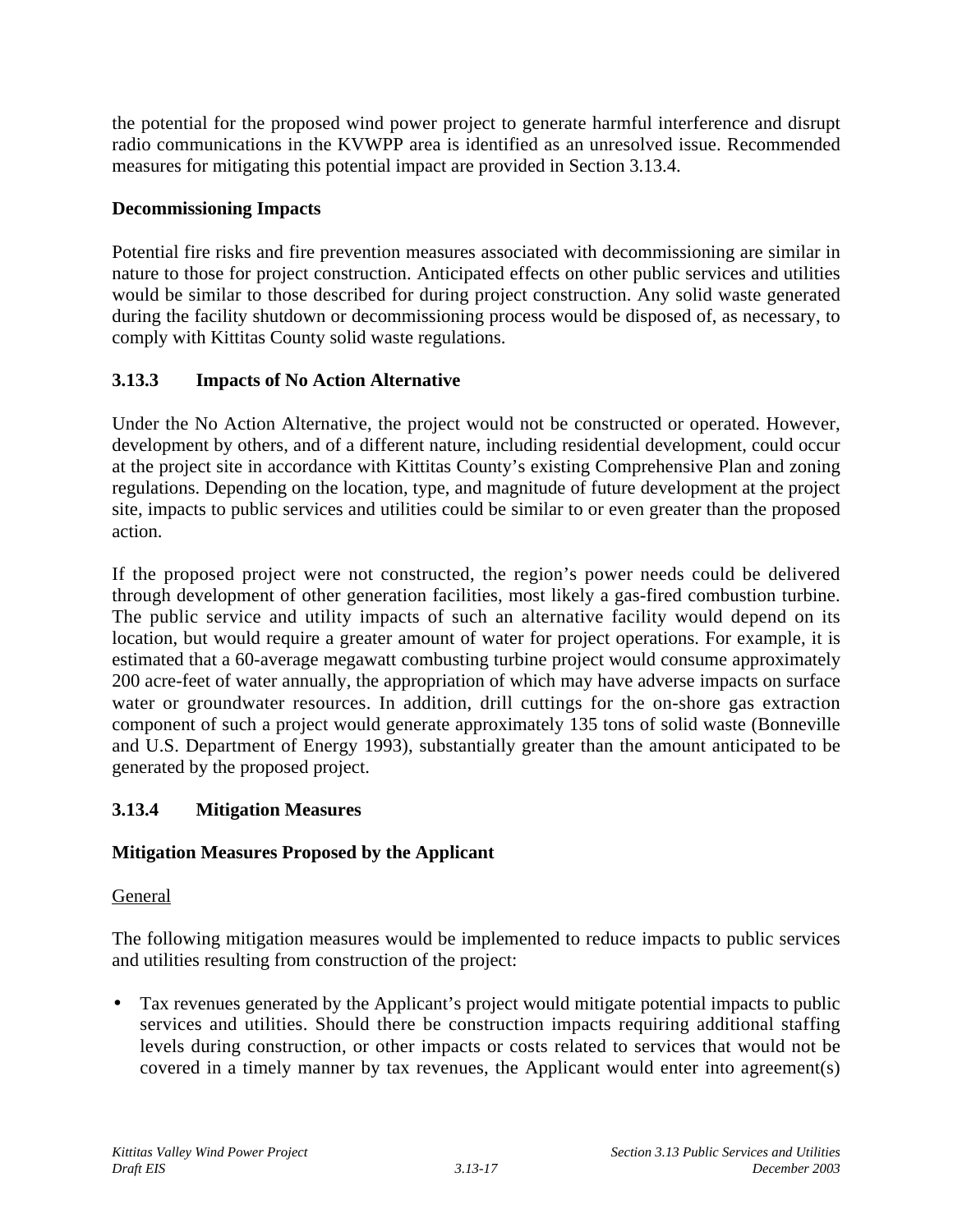the potential for the proposed wind power project to generate harmful interference and disrupt radio communications in the KVWPP area is identified as an unresolved issue. Recommended measures for mitigating this potential impact are provided in Section 3.13.4.

**Decommissioning Impacts**

Potential fire risks and fire prevention measures associated with decommissioning are similar in nature to those for project construction. Anticipated effects on other public services and utilities would be similar to those described for during project construction. Any solid waste generated during the facility shutdown or decommissioning process would be disposed of, as necessary, to comply with Kittitas County solid waste regulations.

### 3.13.3 Impacts of No Action Alternative

Under the No Action Alternative, the project would not be constructed or operated. However, development by others, and of a different nature, including residential development, could occur at the project site in accordance with Kittitas County's existing Comprehensive Plan and zoning regulations. Depending on the location, type, and magnitude of future development at the project site, impacts to public services and utilities could be similar to or even greater than the proposed action.

If the proposed project were not constructed, the region's power needs could be delivered through development of other generation facilities, most likely a gas-fired combustion turbine. The public service and utility impacts of such an alternative facility would depend on its location, but would require a greater amount of water for project operations. For example, it is estimated that a 60-average megawatt combusting turbine project would consume approximately 200 acre-feet of water annually, the appropriation of which may have adverse impacts on surface water or groundwater resources. In addition, drill cuttings for the on-shore gas extraction component of such a project would generate approximately 135 tons of solid waste (Bonneville and U.S. Department of Energy 1993), substantially greater than the amount anticipated to be generated by the proposed project.

### 3.13.4 Mitigation Measures

**Mitigation Measures Proposed by the Applicant**

General

The following mitigation measures would be implemented to reduce impacts to public services and utilities resulting from construction of the project:

- Tax revenues generated by the Applicant's project would mitigate potential impacts to public services and utilities. Should there be construction impacts requiring additional staffing levels during construction, or other impacts or costs related to services that would not be covered in a timely manner by tax revenues, the Applicant would enter into agreement(s)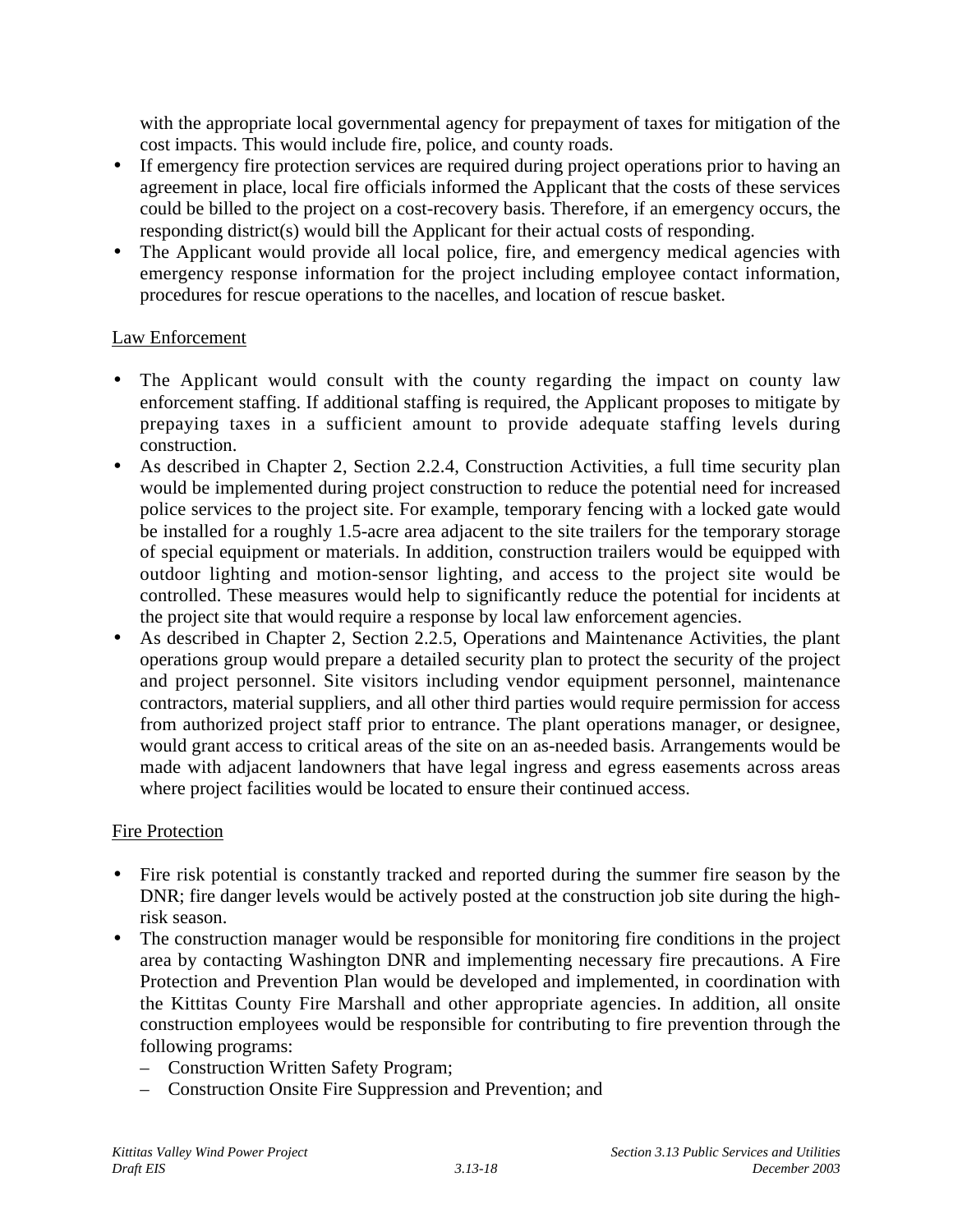with the appropriate local governmental agency for prepayment of taxes for mitigation of the cost impacts. This would include fire, police, and county roads.

- If emergency fire protection services are required during project operations prior to having an agreement in place, local fire officials informed the Applicant that the costs of these services could be billed to the project on a cost-recovery basis. Therefore, if an emergency occurs, the responding district(s) would bill the Applicant for their actual costs of responding.
- The Applicant would provide all local police, fire, and emergency medical agencies with emergency response information for the project including employee contact information, procedures for rescue operations to the nacelles, and location of rescue basket.

Law Enforcement

- The Applicant would consult with the county regarding the impact on county law enforcement staffing. If additional staffing is required, the Applicant proposes to mitigate by prepaying taxes in a sufficient amount to provide adequate staffing levels during construction.
- As described in Chapter 2, Section 2.2.4, Construction Activities, a full time security plan would be implemented during project construction to reduce the potential need for increased police services to the project site. For example, temporary fencing with a locked gate would be installed for a roughly 1.5-acre area adjacent to the site trailers for the temporary storage of special equipment or materials. In addition, construction trailers would be equipped with outdoor lighting and motion-sensor lighting, and access to the project site would be controlled. These measures would help to significantly reduce the potential for incidents at the project site that would require a response by local law enforcement agencies.
- As described in Chapter 2, Section 2.2.5, Operations and Maintenance Activities, the plant operations group would prepare a detailed security plan to protect the security of the project and project personnel. Site visitors including vendor equipment personnel, maintenance contractors, material suppliers, and all other third parties would require permission for access from authorized project staff prior to entrance. The plant operations manager, or designee, would grant access to critical areas of the site on an as-needed basis. Arrangements would be made with adjacent landowners that have legal ingress and egress easements across areas where project facilities would be located to ensure their continued access.

Fire Protection

- Fire risk potential is constantly tracked and reported during the summer fire season by the DNR; fire danger levels would be actively posted at the construction job site during the high-risk season.
- The construction manager would be responsible for monitoring fire conditions in the project area by contacting Washington DNR and implementing necessary fire precautions. A Fire Protection and Prevention Plan would be developed and implemented, in coordination with the Kittitas County Fire Marshall and other appropriate agencies. In addition, all onsite construction employees would be responsible for contributing to fire prevention through the following programs:
  - Construction Written Safety Program;
  - Construction Onsite Fire Suppression and Prevention; and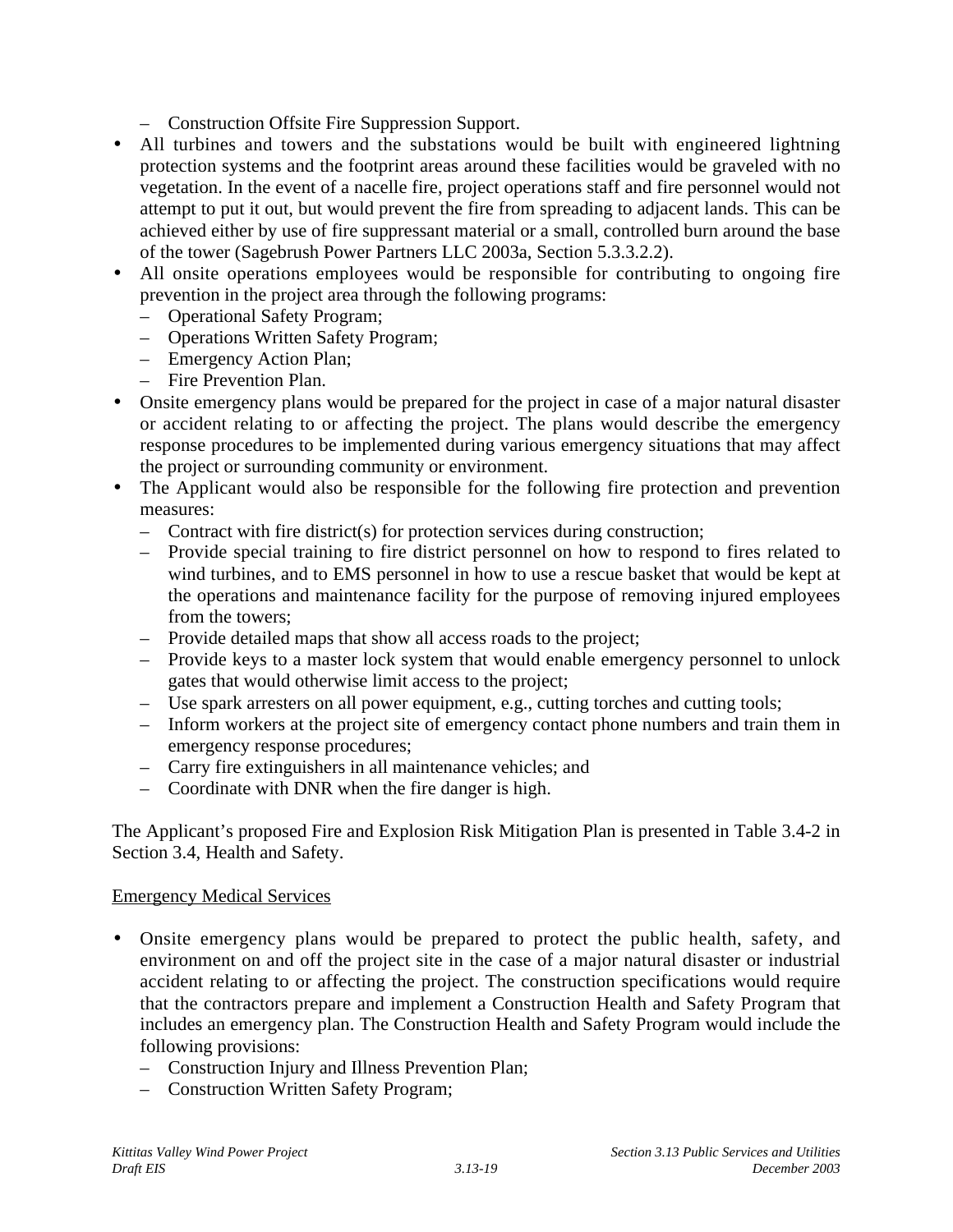- Construction Offsite Fire Suppression Support.
- All turbines and towers and the substations would be built with engineered lightning protection systems and the footprint areas around these facilities would be graveled with no vegetation. In the event of a nacelle fire, project operations staff and fire personnel would not attempt to put it out, but would prevent the fire from spreading to adjacent lands. This can be achieved either by use of fire suppressant material or a small, controlled burn around the base of the tower (Sagebrush Power Partners LLC 2003a, Section 5.3.3.2.2).
- All onsite operations employees would be responsible for contributing to ongoing fire prevention in the project area through the following programs:
  - Operational Safety Program;
  - Operations Written Safety Program;
  - Emergency Action Plan;
  - Fire Prevention Plan.
- Onsite emergency plans would be prepared for the project in case of a major natural disaster or accident relating to or affecting the project. The plans would describe the emergency response procedures to be implemented during various emergency situations that may affect the project or surrounding community or environment.
- The Applicant would also be responsible for the following fire protection and prevention measures:
  - Contract with fire district(s) for protection services during construction;
  - Provide special training to fire district personnel on how to respond to fires related to wind turbines, and to EMS personnel in how to use a rescue basket that would be kept at the operations and maintenance facility for the purpose of removing injured employees from the towers;
  - Provide detailed maps that show all access roads to the project;
  - Provide keys to a master lock system that would enable emergency personnel to unlock gates that would otherwise limit access to the project;
  - Use spark arresters on all power equipment, e.g., cutting torches and cutting tools;
  - Inform workers at the project site of emergency contact phone numbers and train them in emergency response procedures;
  - Carry fire extinguishers in all maintenance vehicles; and
  - Coordinate with DNR when the fire danger is high.

The Applicant's proposed Fire and Explosion Risk Mitigation Plan is presented in Table 3.4-2 in Section 3.4, Health and Safety.

<u>Emergency Medical Services</u>

- Onsite emergency plans would be prepared to protect the public health, safety, and environment on and off the project site in the case of a major natural disaster or industrial accident relating to or affecting the project. The construction specifications would require that the contractors prepare and implement a Construction Health and Safety Program that includes an emergency plan. The Construction Health and Safety Program would include the following provisions:
  - Construction Injury and Illness Prevention Plan;
  - Construction Written Safety Program;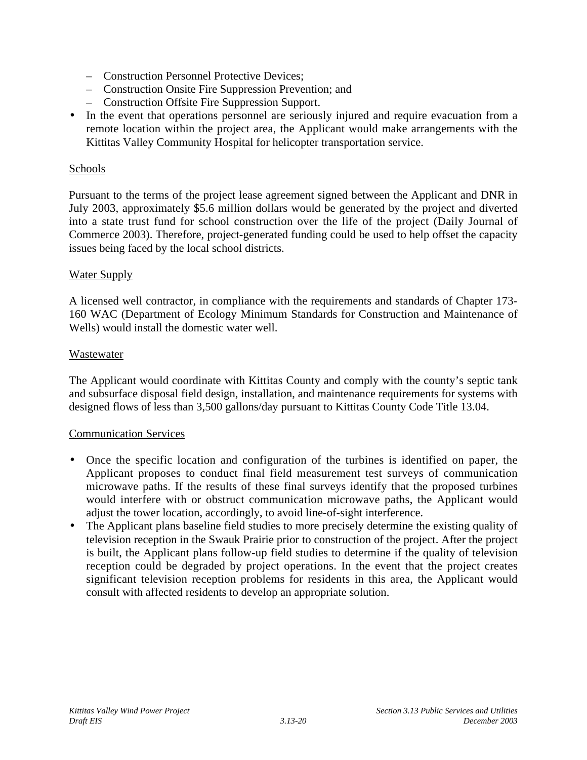- Construction Personnel Protective Devices;
  - Construction Onsite Fire Suppression Prevention; and
  - Construction Offsite Fire Suppression Support.
- In the event that operations personnel are seriously injured and require evacuation from a remote location within the project area, the Applicant would make arrangements with the Kittitas Valley Community Hospital for helicopter transportation service.

Schools

Pursuant to the terms of the project lease agreement signed between the Applicant and DNR in July 2003, approximately $5.6 million dollars would be generated by the project and diverted into a state trust fund for school construction over the life of the project (Daily Journal of Commerce 2003). Therefore, project-generated funding could be used to help offset the capacity issues being faced by the local school districts.

Water Supply

A licensed well contractor, in compliance with the requirements and standards of Chapter 173-160 WAC (Department of Ecology Minimum Standards for Construction and Maintenance of Wells) would install the domestic water well.

Wastewater

The Applicant would coordinate with Kittitas County and comply with the county's septic tank and subsurface disposal field design, installation, and maintenance requirements for systems with designed flows of less than 3,500 gallons/day pursuant to Kittitas County Code Title 13.04.

Communication Services

- Once the specific location and configuration of the turbines is identified on paper, the Applicant proposes to conduct final field measurement test surveys of communication microwave paths. If the results of these final surveys identify that the proposed turbines would interfere with or obstruct communication microwave paths, the Applicant would adjust the tower location, accordingly, to avoid line-of-sight interference.
- The Applicant plans baseline field studies to more precisely determine the existing quality of television reception in the Swauk Prairie prior to construction of the project. After the project is built, the Applicant plans follow-up field studies to determine if the quality of television reception could be degraded by project operations. In the event that the project creates significant television reception problems for residents in this area, the Applicant would consult with affected residents to develop an appropriate solution.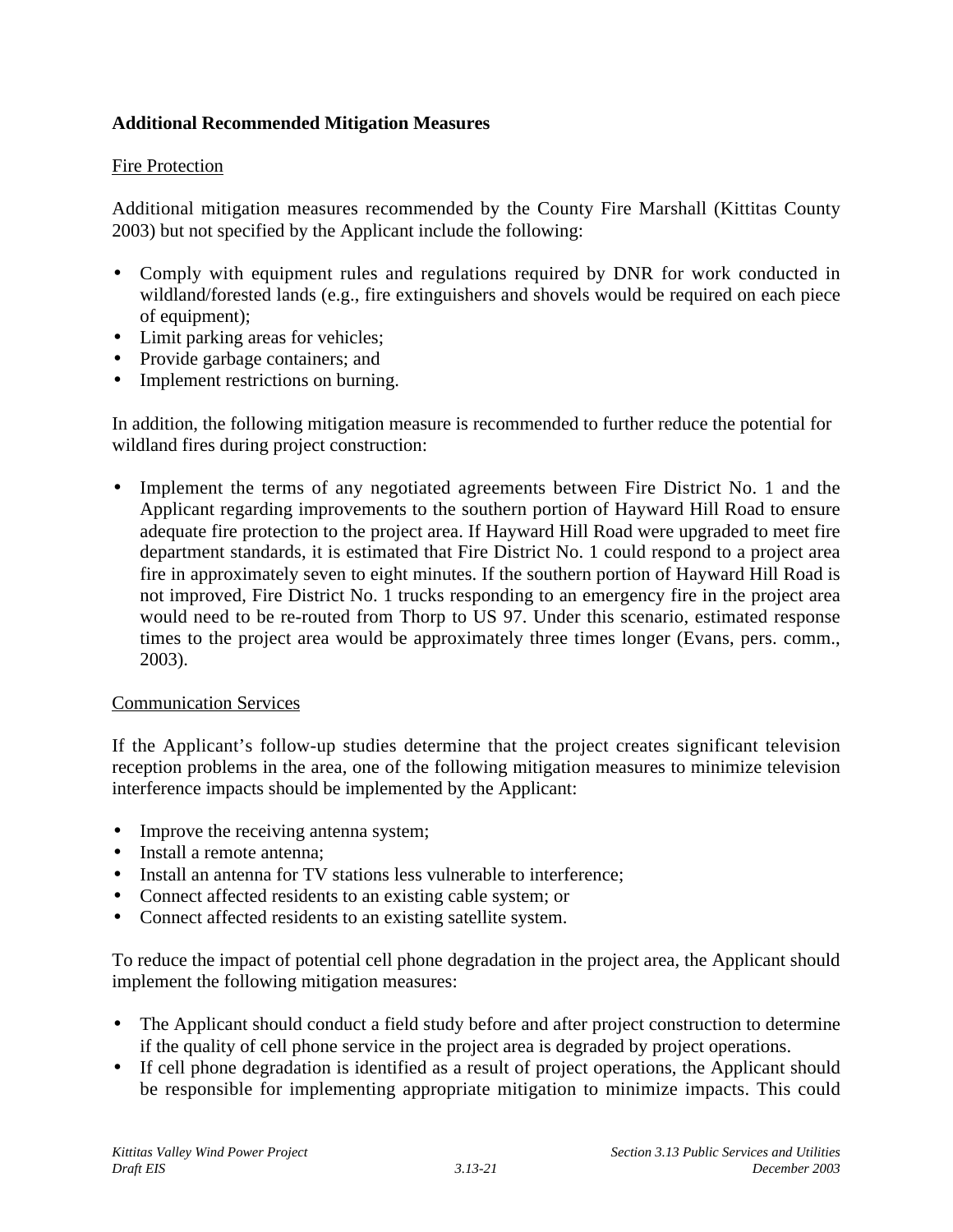**Additional Recommended Mitigation Measures**

Fire Protection

Additional mitigation measures recommended by the County Fire Marshall (Kittitas County 2003) but not specified by the Applicant include the following:

- Comply with equipment rules and regulations required by DNR for work conducted in wildland/forested lands (e.g., fire extinguishers and shovels would be required on each piece of equipment);
- Limit parking areas for vehicles;
- Provide garbage containers; and
- Implement restrictions on burning.

In addition, the following mitigation measure is recommended to further reduce the potential for wildland fires during project construction:

- Implement the terms of any negotiated agreements between Fire District No. 1 and the Applicant regarding improvements to the southern portion of Hayward Hill Road to ensure adequate fire protection to the project area. If Hayward Hill Road were upgraded to meet fire department standards, it is estimated that Fire District No. 1 could respond to a project area fire in approximately seven to eight minutes. If the southern portion of Hayward Hill Road is not improved, Fire District No. 1 trucks responding to an emergency fire in the project area would need to be re-routed from Thorp to US 97. Under this scenario, estimated response times to the project area would be approximately three times longer (Evans, pers. comm., 2003).

Communication Services

If the Applicant's follow-up studies determine that the project creates significant television reception problems in the area, one of the following mitigation measures to minimize television interference impacts should be implemented by the Applicant:

- Improve the receiving antenna system;
- Install a remote antenna;
- Install an antenna for TV stations less vulnerable to interference;
- Connect affected residents to an existing cable system; or
- Connect affected residents to an existing satellite system.

To reduce the impact of potential cell phone degradation in the project area, the Applicant should implement the following mitigation measures:

- The Applicant should conduct a field study before and after project construction to determine if the quality of cell phone service in the project area is degraded by project operations.
- If cell phone degradation is identified as a result of project operations, the Applicant should be responsible for implementing appropriate mitigation to minimize impacts. This could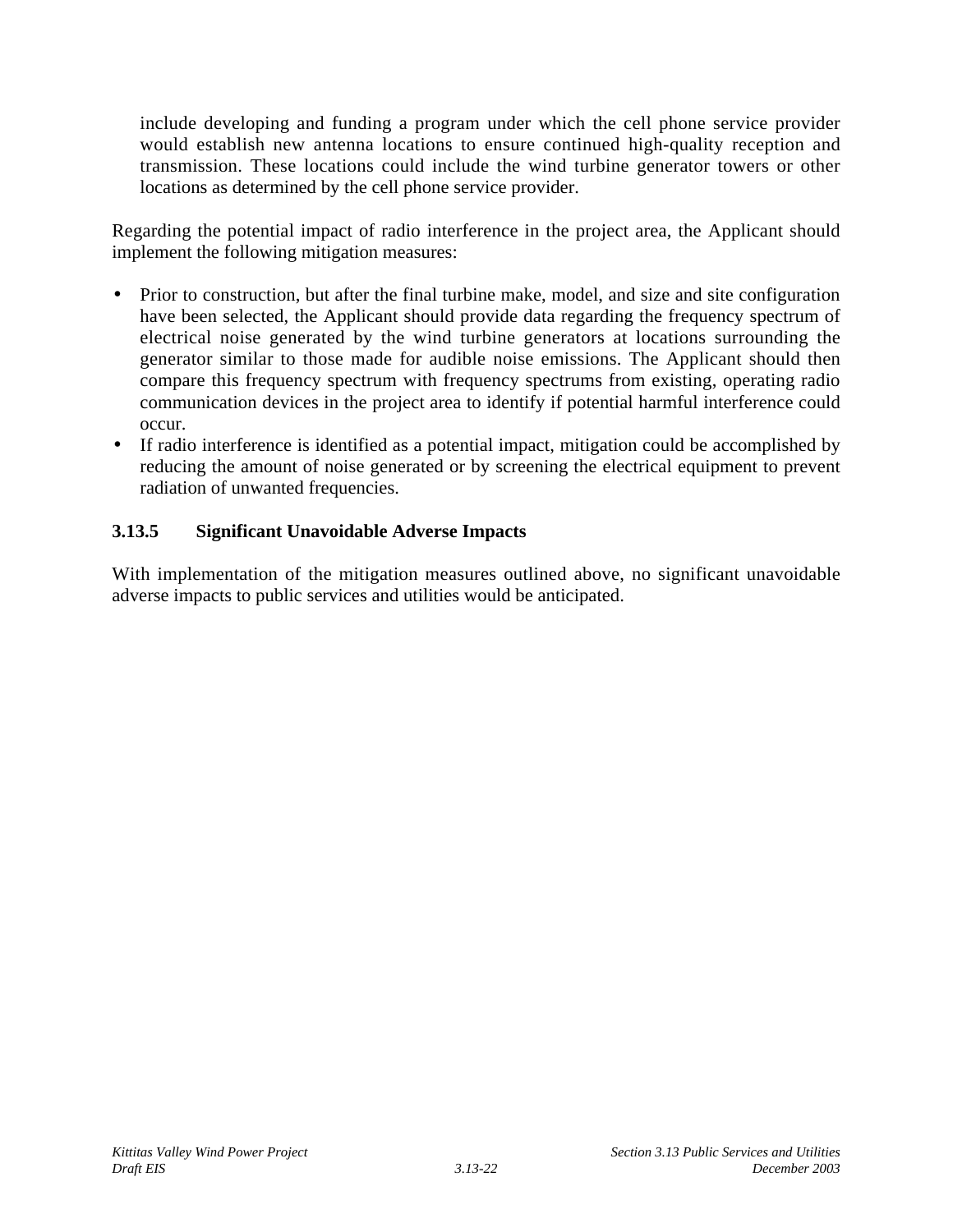include developing and funding a program under which the cell phone service provider would establish new antenna locations to ensure continued high-quality reception and transmission. These locations could include the wind turbine generator towers or other locations as determined by the cell phone service provider.

Regarding the potential impact of radio interference in the project area, the Applicant should implement the following mitigation measures:

- Prior to construction, but after the final turbine make, model, and size and site configuration have been selected, the Applicant should provide data regarding the frequency spectrum of electrical noise generated by the wind turbine generators at locations surrounding the generator similar to those made for audible noise emissions. The Applicant should then compare this frequency spectrum with frequency spectrums from existing, operating radio communication devices in the project area to identify if potential harmful interference could occur.
- If radio interference is identified as a potential impact, mitigation could be accomplished by reducing the amount of noise generated or by screening the electrical equipment to prevent radiation of unwanted frequencies.

### 3.13.5 Significant Unavoidable Adverse Impacts

With implementation of the mitigation measures outlined above, no significant unavoidable adverse impacts to public services and utilities would be anticipated.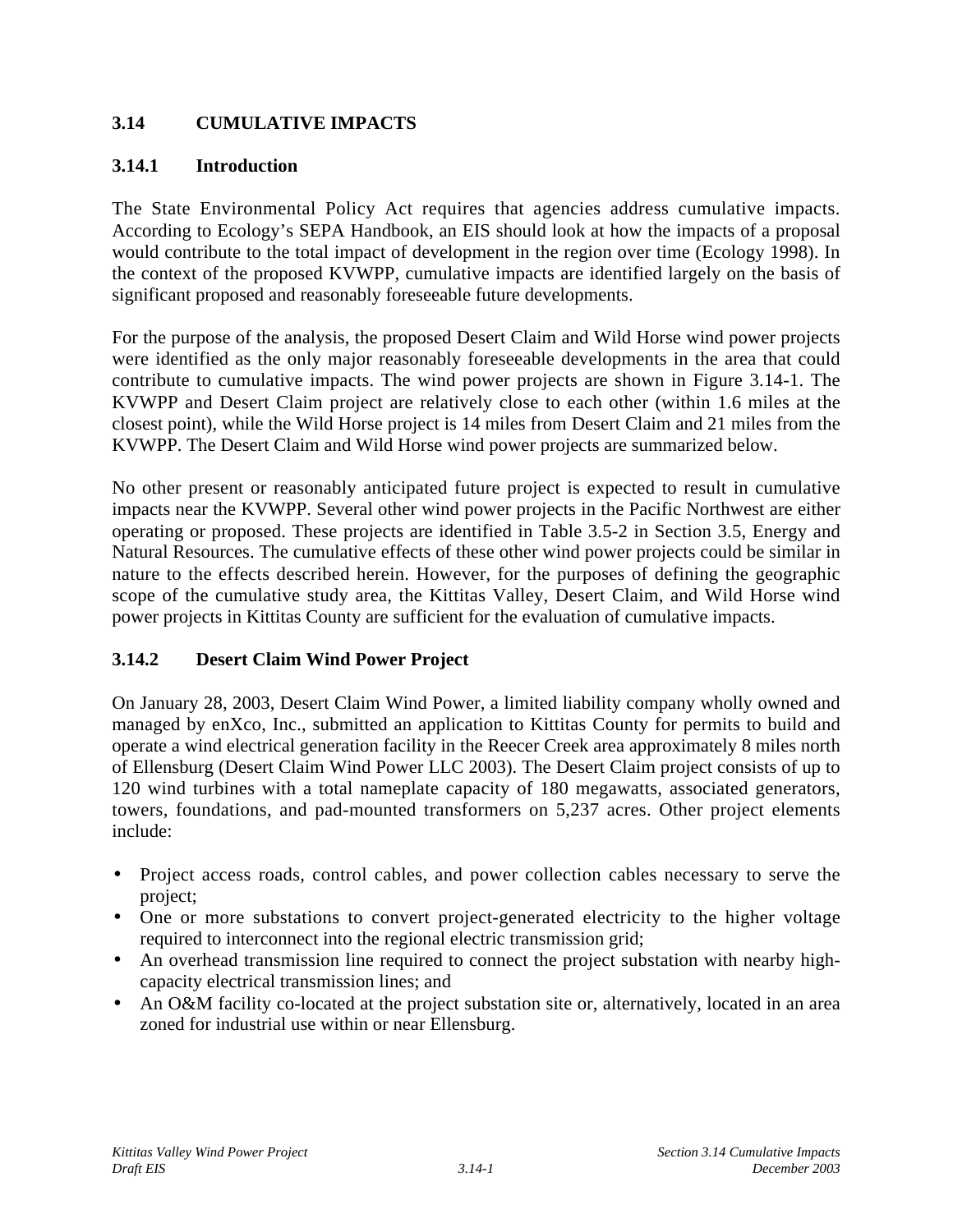## 3.14 CUMULATIVE IMPACTS

### 3.14.1 Introduction

The State Environmental Policy Act requires that agencies address cumulative impacts. According to Ecology's SEPA Handbook, an EIS should look at how the impacts of a proposal would contribute to the total impact of development in the region over time (Ecology 1998). In the context of the proposed KVWPP, cumulative impacts are identified largely on the basis of significant proposed and reasonably foreseeable future developments.

For the purpose of the analysis, the proposed Desert Claim and Wild Horse wind power projects were identified as the only major reasonably foreseeable developments in the area that could contribute to cumulative impacts. The wind power projects are shown in Figure 3.14-1. The KVWPP and Desert Claim project are relatively close to each other (within 1.6 miles at the closest point), while the Wild Horse project is 14 miles from Desert Claim and 21 miles from the KVWPP. The Desert Claim and Wild Horse wind power projects are summarized below.

No other present or reasonably anticipated future project is expected to result in cumulative impacts near the KVWPP. Several other wind power projects in the Pacific Northwest are either operating or proposed. These projects are identified in Table 3.5-2 in Section 3.5, Energy and Natural Resources. The cumulative effects of these other wind power projects could be similar in nature to the effects described herein. However, for the purposes of defining the geographic scope of the cumulative study area, the Kittitas Valley, Desert Claim, and Wild Horse wind power projects in Kittitas County are sufficient for the evaluation of cumulative impacts.

### 3.14.2 Desert Claim Wind Power Project

On January 28, 2003, Desert Claim Wind Power, a limited liability company wholly owned and managed by enXco, Inc., submitted an application to Kittitas County for permits to build and operate a wind electrical generation facility in the Reecer Creek area approximately 8 miles north of Ellensburg (Desert Claim Wind Power LLC 2003). The Desert Claim project consists of up to 120 wind turbines with a total nameplate capacity of 180 megawatts, associated generators, towers, foundations, and pad-mounted transformers on 5,237 acres. Other project elements include:

- Project access roads, control cables, and power collection cables necessary to serve the project;
- One or more substations to convert project-generated electricity to the higher voltage required to interconnect into the regional electric transmission grid;
- An overhead transmission line required to connect the project substation with nearby high-capacity electrical transmission lines; and
- An O&M facility co-located at the project substation site or, alternatively, located in an area zoned for industrial use within or near Ellensburg.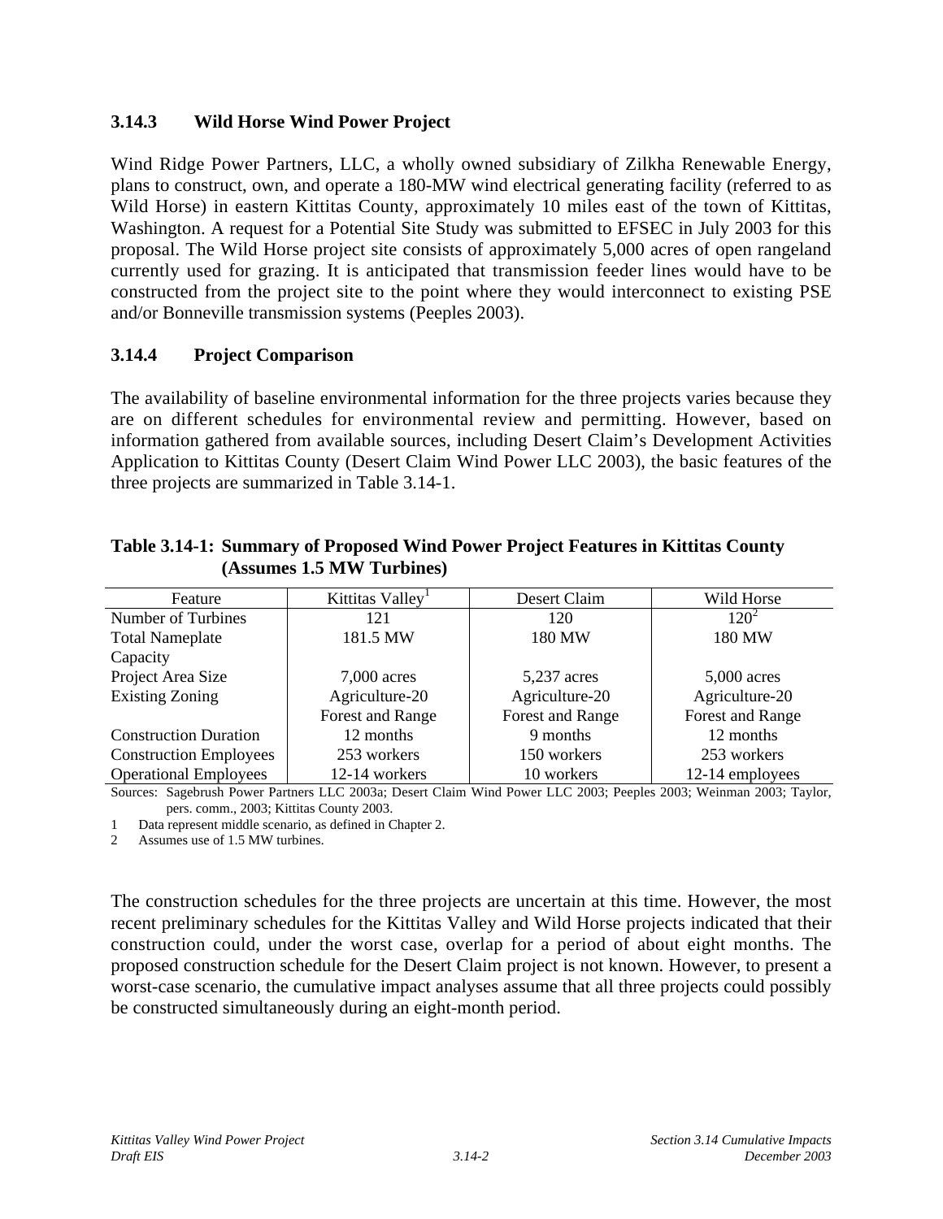### 3.14.3 Wild Horse Wind Power Project

Wind Ridge Power Partners, LLC, a wholly owned subsidiary of Zilkha Renewable Energy, plans to construct, own, and operate a 180-MW wind electrical generating facility (referred to as Wild Horse) in eastern Kittitas County, approximately 10 miles east of the town of Kittitas, Washington. A request for a Potential Site Study was submitted to EFSEC in July 2003 for this proposal. The Wild Horse project site consists of approximately 5,000 acres of open rangeland currently used for grazing. It is anticipated that transmission feeder lines would have to be constructed from the project site to the point where they would interconnect to existing PSE and/or Bonneville transmission systems (Peeples 2003).

### 3.14.4 Project Comparison

The availability of baseline environmental information for the three projects varies because they are on different schedules for environmental review and permitting. However, based on information gathered from available sources, including Desert Claim's Development Activities Application to Kittitas County (Desert Claim Wind Power LLC 2003), the basic features of the three projects are summarized in Table 3.14-1.

**Table 3.14-1: Summary of Proposed Wind Power Project Features in Kittitas County (Assumes 1.5 MW Turbines)**

| Feature | Kittitas Valley[1] | Desert Claim | Wild Horse |
|---|---|---|---|
| Number of Turbines | 121 | 120 | 120[2] |
| Total Nameplate Capacity | 181.5 MW | 180 MW | 180 MW |
| Project Area Size | 7,000 acres | 5,237 acres | 5,000 acres |
| Existing Zoning | Agriculture-20<br>Forest and Range | Agriculture-20<br>Forest and Range | Agriculture-20<br>Forest and Range |
| Construction Duration | 12 months | 9 months | 12 months |
| Construction Employees | 253 workers | 150 workers | 253 workers |
| Operational Employees | 12-14 workers | 10 workers | 12-14 employees |

Sources: Sagebrush Power Partners LLC 2003a; Desert Claim Wind Power LLC 2003; Peeples 2003; Weinman 2003; Taylor, pers. comm., 2003; Kittitas County 2003.

1 Data represent middle scenario, as defined in Chapter 2.

2 Assumes use of 1.5 MW turbines.

The construction schedules for the three projects are uncertain at this time. However, the most recent preliminary schedules for the Kittitas Valley and Wild Horse projects indicated that their construction could, under the worst case, overlap for a period of about eight months. The proposed construction schedule for the Desert Claim project is not known. However, to present a worst-case scenario, the cumulative impact analyses assume that all three projects could possibly be constructed simultaneously during an eight-month period.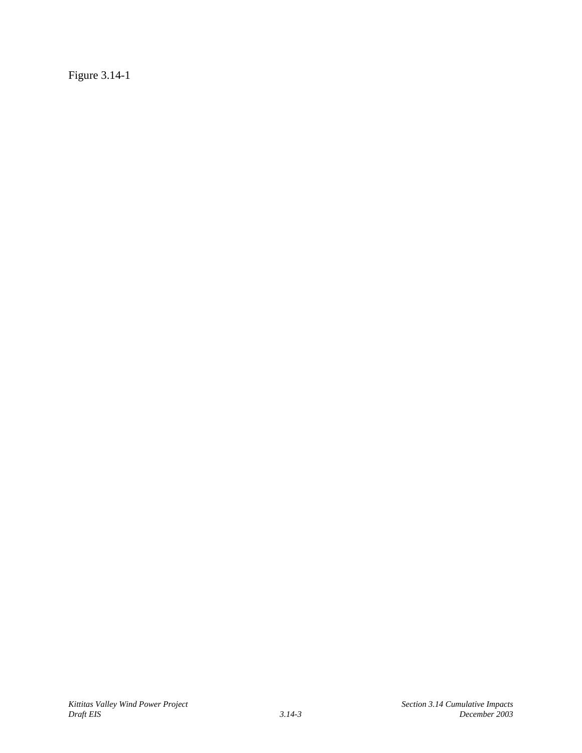Figure 3.14-1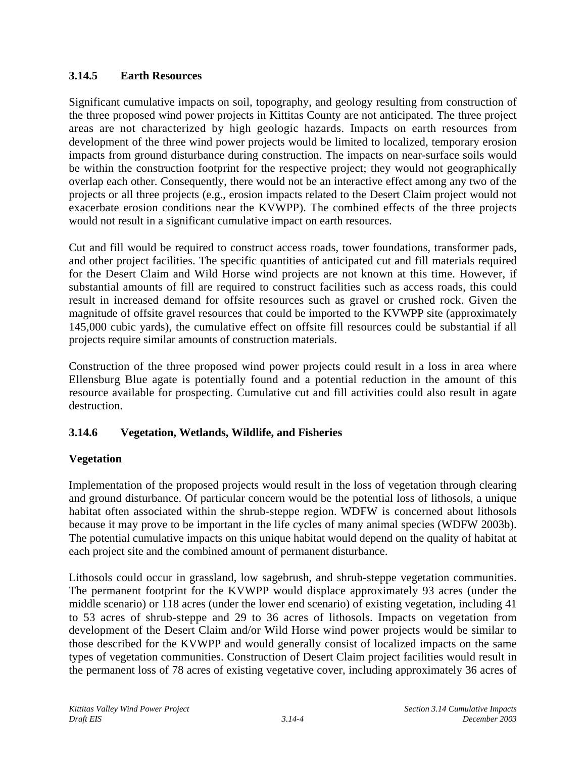### 3.14.5 Earth Resources

Significant cumulative impacts on soil, topography, and geology resulting from construction of the three proposed wind power projects in Kittitas County are not anticipated. The three project areas are not characterized by high geologic hazards. Impacts on earth resources from development of the three wind power projects would be limited to localized, temporary erosion impacts from ground disturbance during construction. The impacts on near-surface soils would be within the construction footprint for the respective project; they would not geographically overlap each other. Consequently, there would not be an interactive effect among any two of the projects or all three projects (e.g., erosion impacts related to the Desert Claim project would not exacerbate erosion conditions near the KVWPP). The combined effects of the three projects would not result in a significant cumulative impact on earth resources.

Cut and fill would be required to construct access roads, tower foundations, transformer pads, and other project facilities. The specific quantities of anticipated cut and fill materials required for the Desert Claim and Wild Horse wind projects are not known at this time. However, if substantial amounts of fill are required to construct facilities such as access roads, this could result in increased demand for offsite resources such as gravel or crushed rock. Given the magnitude of offsite gravel resources that could be imported to the KVWPP site (approximately 145,000 cubic yards), the cumulative effect on offsite fill resources could be substantial if all projects require similar amounts of construction materials.

Construction of the three proposed wind power projects could result in a loss in area where Ellensburg Blue agate is potentially found and a potential reduction in the amount of this resource available for prospecting. Cumulative cut and fill activities could also result in agate destruction.

### 3.14.6 Vegetation, Wetlands, Wildlife, and Fisheries

#### Vegetation

Implementation of the proposed projects would result in the loss of vegetation through clearing and ground disturbance. Of particular concern would be the potential loss of lithosols, a unique habitat often associated within the shrub-steppe region. WDFW is concerned about lithosols because it may prove to be important in the life cycles of many animal species (WDFW 2003b). The potential cumulative impacts on this unique habitat would depend on the quality of habitat at each project site and the combined amount of permanent disturbance.

Lithosols could occur in grassland, low sagebrush, and shrub-steppe vegetation communities. The permanent footprint for the KVWPP would displace approximately 93 acres (under the middle scenario) or 118 acres (under the lower end scenario) of existing vegetation, including 41 to 53 acres of shrub-steppe and 29 to 36 acres of lithosols. Impacts on vegetation from development of the Desert Claim and/or Wild Horse wind power projects would be similar to those described for the KVWPP and would generally consist of localized impacts on the same types of vegetation communities. Construction of Desert Claim project facilities would result in the permanent loss of 78 acres of existing vegetative cover, including approximately 36 acres of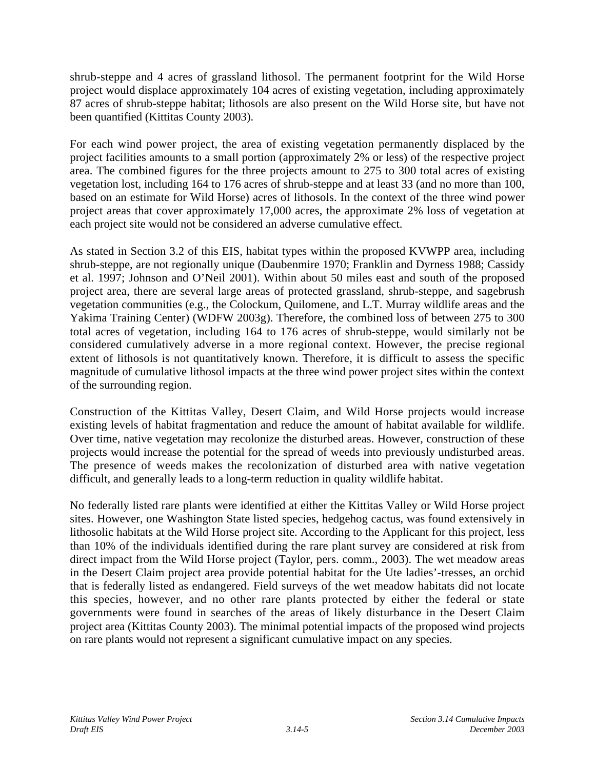shrub-steppe and 4 acres of grassland lithosol. The permanent footprint for the Wild Horse project would displace approximately 104 acres of existing vegetation, including approximately 87 acres of shrub-steppe habitat; lithosols are also present on the Wild Horse site, but have not been quantified (Kittitas County 2003).

For each wind power project, the area of existing vegetation permanently displaced by the project facilities amounts to a small portion (approximately 2% or less) of the respective project area. The combined figures for the three projects amount to 275 to 300 total acres of existing vegetation lost, including 164 to 176 acres of shrub-steppe and at least 33 (and no more than 100, based on an estimate for Wild Horse) acres of lithosols. In the context of the three wind power project areas that cover approximately 17,000 acres, the approximate 2% loss of vegetation at each project site would not be considered an adverse cumulative effect.

As stated in Section 3.2 of this EIS, habitat types within the proposed KVWPP area, including shrub-steppe, are not regionally unique (Daubenmire 1970; Franklin and Dyrness 1988; Cassidy et al. 1997; Johnson and O'Neil 2001). Within about 50 miles east and south of the proposed project area, there are several large areas of protected grassland, shrub-steppe, and sagebrush vegetation communities (e.g., the Colockum, Quilomene, and L.T. Murray wildlife areas and the Yakima Training Center) (WDFW 2003g). Therefore, the combined loss of between 275 to 300 total acres of vegetation, including 164 to 176 acres of shrub-steppe, would similarly not be considered cumulatively adverse in a more regional context. However, the precise regional extent of lithosols is not quantitatively known. Therefore, it is difficult to assess the specific magnitude of cumulative lithosol impacts at the three wind power project sites within the context of the surrounding region.

Construction of the Kittitas Valley, Desert Claim, and Wild Horse projects would increase existing levels of habitat fragmentation and reduce the amount of habitat available for wildlife. Over time, native vegetation may recolonize the disturbed areas. However, construction of these projects would increase the potential for the spread of weeds into previously undisturbed areas. The presence of weeds makes the recolonization of disturbed area with native vegetation difficult, and generally leads to a long-term reduction in quality wildlife habitat.

No federally listed rare plants were identified at either the Kittitas Valley or Wild Horse project sites. However, one Washington State listed species, hedgehog cactus, was found extensively in lithosolic habitats at the Wild Horse project site. According to the Applicant for this project, less than 10% of the individuals identified during the rare plant survey are considered at risk from direct impact from the Wild Horse project (Taylor, pers. comm., 2003). The wet meadow areas in the Desert Claim project area provide potential habitat for the Ute ladies'-tresses, an orchid that is federally listed as endangered. Field surveys of the wet meadow habitats did not locate this species, however, and no other rare plants protected by either the federal or state governments were found in searches of the areas of likely disturbance in the Desert Claim project area (Kittitas County 2003). The minimal potential impacts of the proposed wind projects on rare plants would not represent a significant cumulative impact on any species.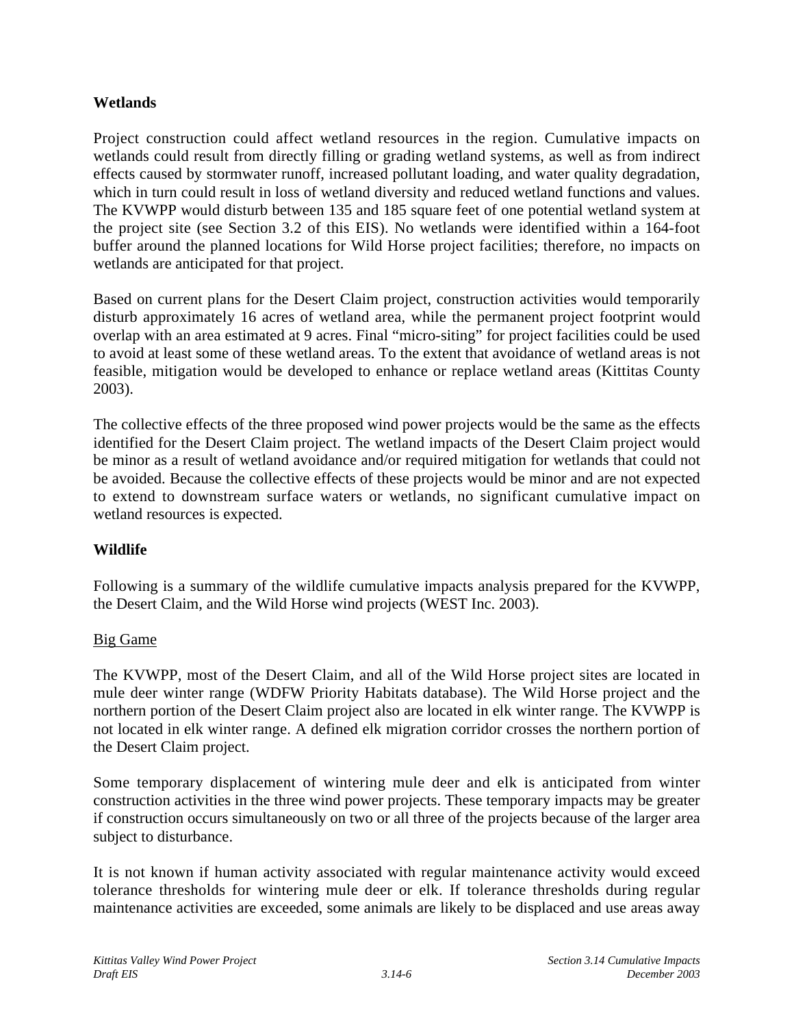## Wetlands

Project construction could affect wetland resources in the region. Cumulative impacts on wetlands could result from directly filling or grading wetland systems, as well as from indirect effects caused by stormwater runoff, increased pollutant loading, and water quality degradation, which in turn could result in loss of wetland diversity and reduced wetland functions and values. The KVWPP would disturb between 135 and 185 square feet of one potential wetland system at the project site (see Section 3.2 of this EIS). No wetlands were identified within a 164-foot buffer around the planned locations for Wild Horse project facilities; therefore, no impacts on wetlands are anticipated for that project.

Based on current plans for the Desert Claim project, construction activities would temporarily disturb approximately 16 acres of wetland area, while the permanent project footprint would overlap with an area estimated at 9 acres. Final "micro-siting" for project facilities could be used to avoid at least some of these wetland areas. To the extent that avoidance of wetland areas is not feasible, mitigation would be developed to enhance or replace wetland areas (Kittitas County 2003).

The collective effects of the three proposed wind power projects would be the same as the effects identified for the Desert Claim project. The wetland impacts of the Desert Claim project would be minor as a result of wetland avoidance and/or required mitigation for wetlands that could not be avoided. Because the collective effects of these projects would be minor and are not expected to extend to downstream surface waters or wetlands, no significant cumulative impact on wetland resources is expected.

## Wildlife

Following is a summary of the wildlife cumulative impacts analysis prepared for the KVWPP, the Desert Claim, and the Wild Horse wind projects (WEST Inc. 2003).

### Big Game

The KVWPP, most of the Desert Claim, and all of the Wild Horse project sites are located in mule deer winter range (WDFW Priority Habitats database). The Wild Horse project and the northern portion of the Desert Claim project also are located in elk winter range. The KVWPP is not located in elk winter range. A defined elk migration corridor crosses the northern portion of the Desert Claim project.

Some temporary displacement of wintering mule deer and elk is anticipated from winter construction activities in the three wind power projects. These temporary impacts may be greater if construction occurs simultaneously on two or all three of the projects because of the larger area subject to disturbance.

It is not known if human activity associated with regular maintenance activity would exceed tolerance thresholds for wintering mule deer or elk. If tolerance thresholds during regular maintenance activities are exceeded, some animals are likely to be displaced and use areas away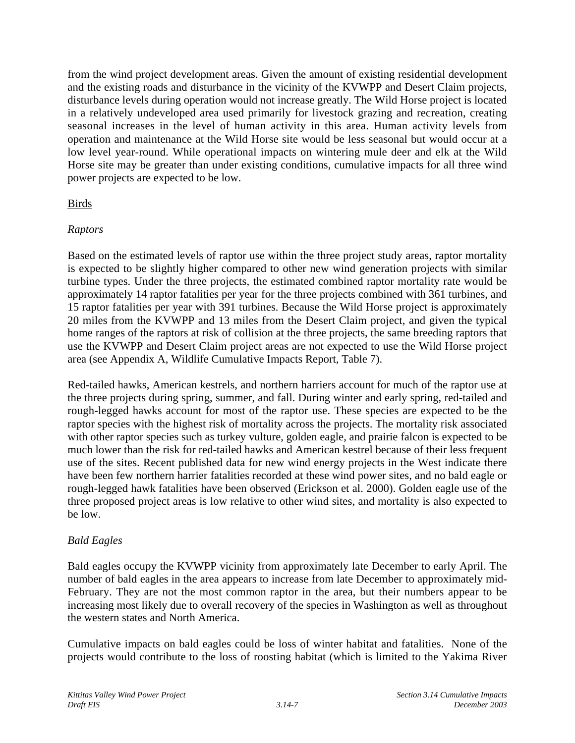from the wind project development areas. Given the amount of existing residential development and the existing roads and disturbance in the vicinity of the KVWPP and Desert Claim projects, disturbance levels during operation would not increase greatly. The Wild Horse project is located in a relatively undeveloped area used primarily for livestock grazing and recreation, creating seasonal increases in the level of human activity in this area. Human activity levels from operation and maintenance at the Wild Horse site would be less seasonal but would occur at a low level year-round. While operational impacts on wintering mule deer and elk at the Wild Horse site may be greater than under existing conditions, cumulative impacts for all three wind power projects are expected to be low.

Birds

*Raptors*

Based on the estimated levels of raptor use within the three project study areas, raptor mortality is expected to be slightly higher compared to other new wind generation projects with similar turbine types. Under the three projects, the estimated combined raptor mortality rate would be approximately 14 raptor fatalities per year for the three projects combined with 361 turbines, and 15 raptor fatalities per year with 391 turbines. Because the Wild Horse project is approximately 20 miles from the KVWPP and 13 miles from the Desert Claim project, and given the typical home ranges of the raptors at risk of collision at the three projects, the same breeding raptors that use the KVWPP and Desert Claim project areas are not expected to use the Wild Horse project area (see Appendix A, Wildlife Cumulative Impacts Report, Table 7).

Red-tailed hawks, American kestrels, and northern harriers account for much of the raptor use at the three projects during spring, summer, and fall. During winter and early spring, red-tailed and rough-legged hawks account for most of the raptor use. These species are expected to be the raptor species with the highest risk of mortality across the projects. The mortality risk associated with other raptor species such as turkey vulture, golden eagle, and prairie falcon is expected to be much lower than the risk for red-tailed hawks and American kestrel because of their less frequent use of the sites. Recent published data for new wind energy projects in the West indicate there have been few northern harrier fatalities recorded at these wind power sites, and no bald eagle or rough-legged hawk fatalities have been observed (Erickson et al. 2000). Golden eagle use of the three proposed project areas is low relative to other wind sites, and mortality is also expected to be low.

*Bald Eagles*

Bald eagles occupy the KVWPP vicinity from approximately late December to early April. The number of bald eagles in the area appears to increase from late December to approximately mid-February. They are not the most common raptor in the area, but their numbers appear to be increasing most likely due to overall recovery of the species in Washington as well as throughout the western states and North America.

Cumulative impacts on bald eagles could be loss of winter habitat and fatalities. None of the projects would contribute to the loss of roosting habitat (which is limited to the Yakima River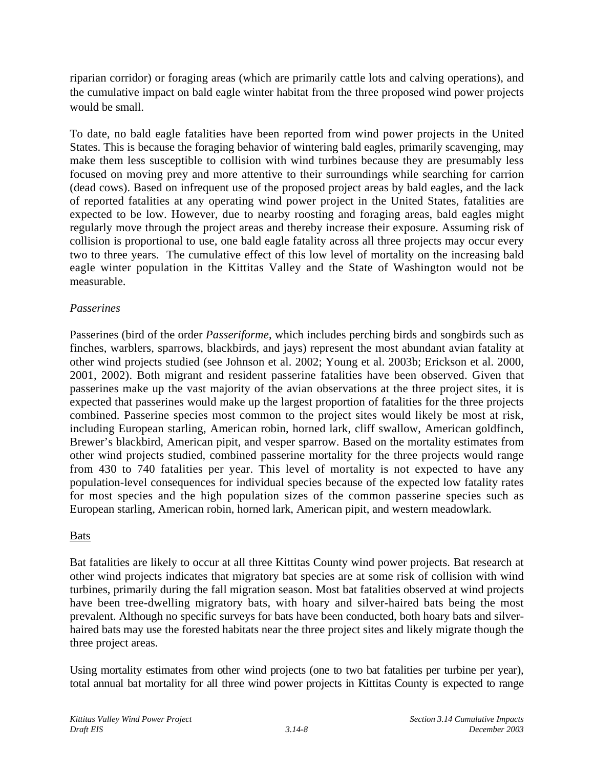riparian corridor) or foraging areas (which are primarily cattle lots and calving operations), and the cumulative impact on bald eagle winter habitat from the three proposed wind power projects would be small.

To date, no bald eagle fatalities have been reported from wind power projects in the United States. This is because the foraging behavior of wintering bald eagles, primarily scavenging, may make them less susceptible to collision with wind turbines because they are presumably less focused on moving prey and more attentive to their surroundings while searching for carrion (dead cows). Based on infrequent use of the proposed project areas by bald eagles, and the lack of reported fatalities at any operating wind power project in the United States, fatalities are expected to be low. However, due to nearby roosting and foraging areas, bald eagles might regularly move through the project areas and thereby increase their exposure. Assuming risk of collision is proportional to use, one bald eagle fatality across all three projects may occur every two to three years. The cumulative effect of this low level of mortality on the increasing bald eagle winter population in the Kittitas Valley and the State of Washington would not be measurable.

*Passerines*

Passerines (bird of the order *Passeriforme*, which includes perching birds and songbirds such as finches, warblers, sparrows, blackbirds, and jays) represent the most abundant avian fatality at other wind projects studied (see Johnson et al. 2002; Young et al. 2003b; Erickson et al. 2000, 2001, 2002). Both migrant and resident passerine fatalities have been observed. Given that passerines make up the vast majority of the avian observations at the three project sites, it is expected that passerines would make up the largest proportion of fatalities for the three projects combined. Passerine species most common to the project sites would likely be most at risk, including European starling, American robin, horned lark, cliff swallow, American goldfinch, Brewer's blackbird, American pipit, and vesper sparrow. Based on the mortality estimates from other wind projects studied, combined passerine mortality for the three projects would range from 430 to 740 fatalities per year. This level of mortality is not expected to have any population-level consequences for individual species because of the expected low fatality rates for most species and the high population sizes of the common passerine species such as European starling, American robin, horned lark, American pipit, and western meadowlark.

Bats

Bat fatalities are likely to occur at all three Kittitas County wind power projects. Bat research at other wind projects indicates that migratory bat species are at some risk of collision with wind turbines, primarily during the fall migration season. Most bat fatalities observed at wind projects have been tree-dwelling migratory bats, with hoary and silver-haired bats being the most prevalent. Although no specific surveys for bats have been conducted, both hoary bats and silver-haired bats may use the forested habitats near the three project sites and likely migrate though the three project areas.

Using mortality estimates from other wind projects (one to two bat fatalities per turbine per year), total annual bat mortality for all three wind power projects in Kittitas County is expected to range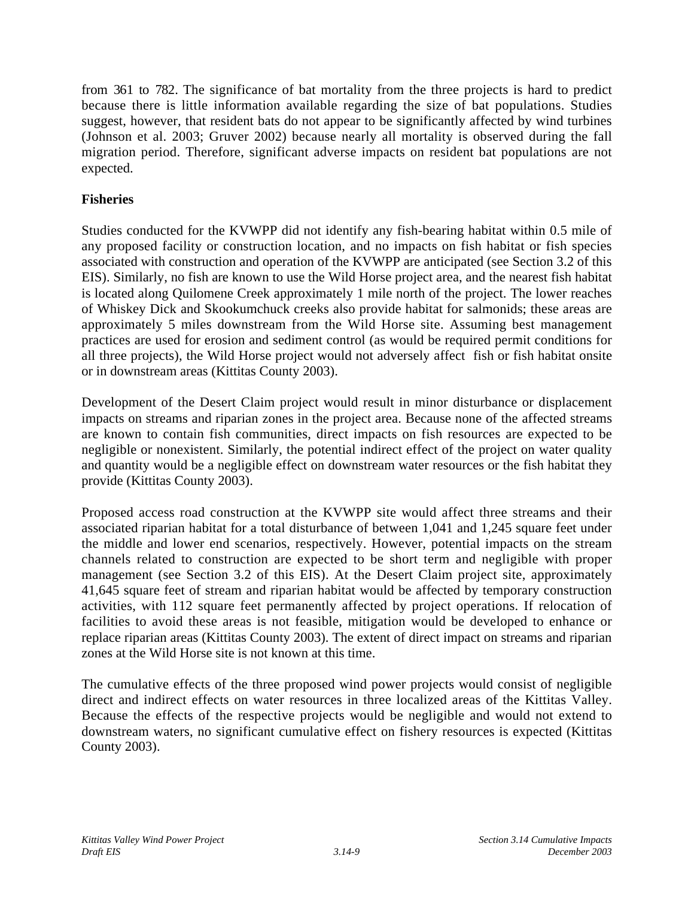from 361 to 782. The significance of bat mortality from the three projects is hard to predict because there is little information available regarding the size of bat populations. Studies suggest, however, that resident bats do not appear to be significantly affected by wind turbines (Johnson et al. 2003; Gruver 2002) because nearly all mortality is observed during the fall migration period. Therefore, significant adverse impacts on resident bat populations are not expected.

**Fisheries**

Studies conducted for the KVWPP did not identify any fish-bearing habitat within 0.5 mile of any proposed facility or construction location, and no impacts on fish habitat or fish species associated with construction and operation of the KVWPP are anticipated (see Section 3.2 of this EIS). Similarly, no fish are known to use the Wild Horse project area, and the nearest fish habitat is located along Quilomene Creek approximately 1 mile north of the project. The lower reaches of Whiskey Dick and Skookumchuck creeks also provide habitat for salmonids; these areas are approximately 5 miles downstream from the Wild Horse site. Assuming best management practices are used for erosion and sediment control (as would be required permit conditions for all three projects), the Wild Horse project would not adversely affect fish or fish habitat onsite or in downstream areas (Kittitas County 2003).

Development of the Desert Claim project would result in minor disturbance or displacement impacts on streams and riparian zones in the project area. Because none of the affected streams are known to contain fish communities, direct impacts on fish resources are expected to be negligible or nonexistent. Similarly, the potential indirect effect of the project on water quality and quantity would be a negligible effect on downstream water resources or the fish habitat they provide (Kittitas County 2003).

Proposed access road construction at the KVWPP site would affect three streams and their associated riparian habitat for a total disturbance of between 1,041 and 1,245 square feet under the middle and lower end scenarios, respectively. However, potential impacts on the stream channels related to construction are expected to be short term and negligible with proper management (see Section 3.2 of this EIS). At the Desert Claim project site, approximately 41,645 square feet of stream and riparian habitat would be affected by temporary construction activities, with 112 square feet permanently affected by project operations. If relocation of facilities to avoid these areas is not feasible, mitigation would be developed to enhance or replace riparian areas (Kittitas County 2003). The extent of direct impact on streams and riparian zones at the Wild Horse site is not known at this time.

The cumulative effects of the three proposed wind power projects would consist of negligible direct and indirect effects on water resources in three localized areas of the Kittitas Valley. Because the effects of the respective projects would be negligible and would not extend to downstream waters, no significant cumulative effect on fishery resources is expected (Kittitas County 2003).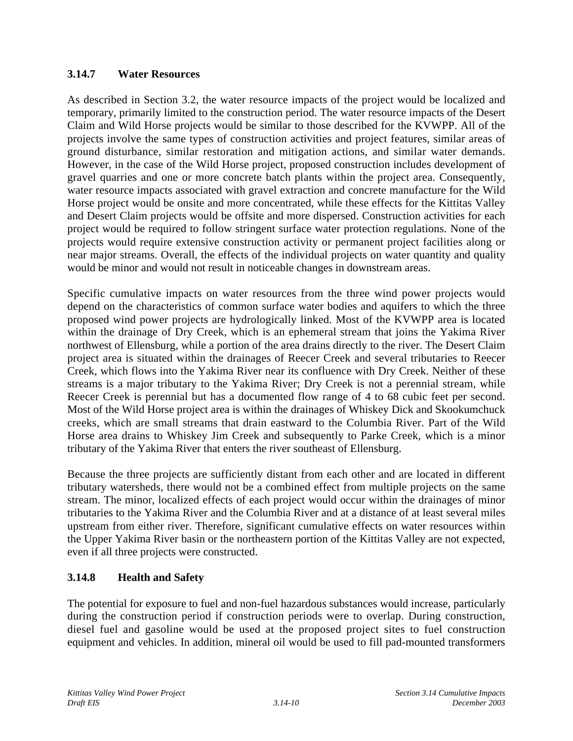### 3.14.7 Water Resources

As described in Section 3.2, the water resource impacts of the project would be localized and temporary, primarily limited to the construction period. The water resource impacts of the Desert Claim and Wild Horse projects would be similar to those described for the KVWPP. All of the projects involve the same types of construction activities and project features, similar areas of ground disturbance, similar restoration and mitigation actions, and similar water demands. However, in the case of the Wild Horse project, proposed construction includes development of gravel quarries and one or more concrete batch plants within the project area. Consequently, water resource impacts associated with gravel extraction and concrete manufacture for the Wild Horse project would be onsite and more concentrated, while these effects for the Kittitas Valley and Desert Claim projects would be offsite and more dispersed. Construction activities for each project would be required to follow stringent surface water protection regulations. None of the projects would require extensive construction activity or permanent project facilities along or near major streams. Overall, the effects of the individual projects on water quantity and quality would be minor and would not result in noticeable changes in downstream areas.

Specific cumulative impacts on water resources from the three wind power projects would depend on the characteristics of common surface water bodies and aquifers to which the three proposed wind power projects are hydrologically linked. Most of the KVWPP area is located within the drainage of Dry Creek, which is an ephemeral stream that joins the Yakima River northwest of Ellensburg, while a portion of the area drains directly to the river. The Desert Claim project area is situated within the drainages of Reecer Creek and several tributaries to Reecer Creek, which flows into the Yakima River near its confluence with Dry Creek. Neither of these streams is a major tributary to the Yakima River; Dry Creek is not a perennial stream, while Reecer Creek is perennial but has a documented flow range of 4 to 68 cubic feet per second. Most of the Wild Horse project area is within the drainages of Whiskey Dick and Skookumchuck creeks, which are small streams that drain eastward to the Columbia River. Part of the Wild Horse area drains to Whiskey Jim Creek and subsequently to Parke Creek, which is a minor tributary of the Yakima River that enters the river southeast of Ellensburg.

Because the three projects are sufficiently distant from each other and are located in different tributary watersheds, there would not be a combined effect from multiple projects on the same stream. The minor, localized effects of each project would occur within the drainages of minor tributaries to the Yakima River and the Columbia River and at a distance of at least several miles upstream from either river. Therefore, significant cumulative effects on water resources within the Upper Yakima River basin or the northeastern portion of the Kittitas Valley are not expected, even if all three projects were constructed.

### 3.14.8 Health and Safety

The potential for exposure to fuel and non-fuel hazardous substances would increase, particularly during the construction period if construction periods were to overlap. During construction, diesel fuel and gasoline would be used at the proposed project sites to fuel construction equipment and vehicles. In addition, mineral oil would be used to fill pad-mounted transformers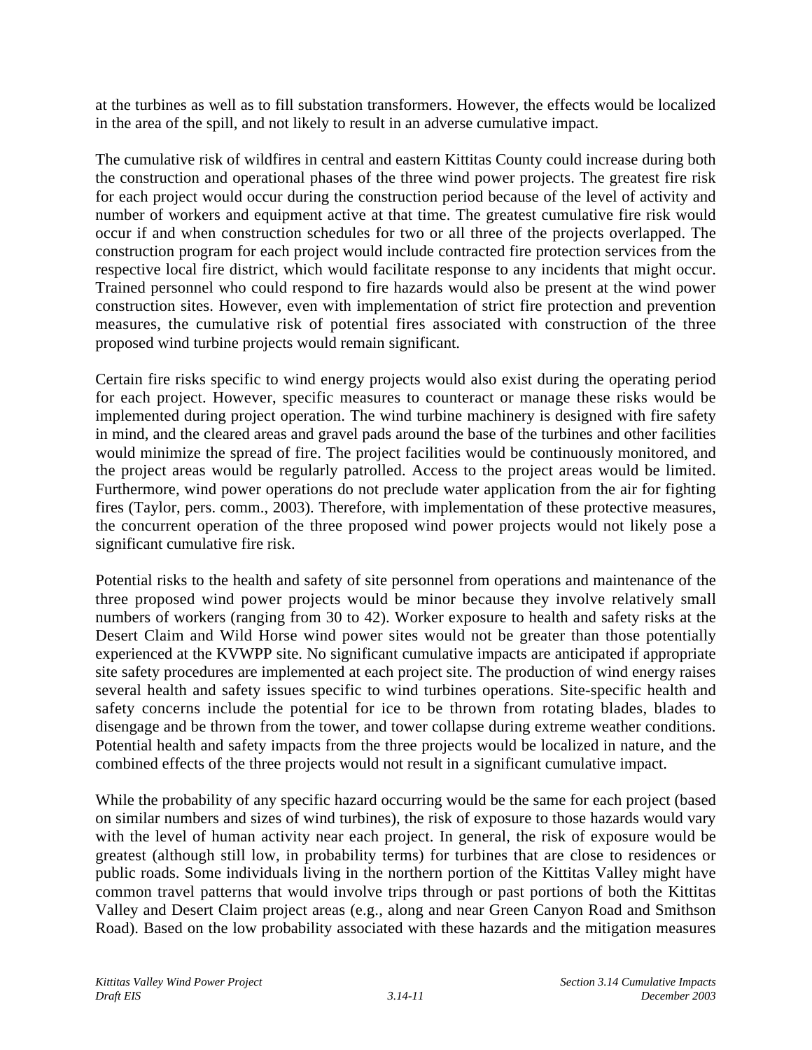at the turbines as well as to fill substation transformers. However, the effects would be localized in the area of the spill, and not likely to result in an adverse cumulative impact.

The cumulative risk of wildfires in central and eastern Kittitas County could increase during both the construction and operational phases of the three wind power projects. The greatest fire risk for each project would occur during the construction period because of the level of activity and number of workers and equipment active at that time. The greatest cumulative fire risk would occur if and when construction schedules for two or all three of the projects overlapped. The construction program for each project would include contracted fire protection services from the respective local fire district, which would facilitate response to any incidents that might occur. Trained personnel who could respond to fire hazards would also be present at the wind power construction sites. However, even with implementation of strict fire protection and prevention measures, the cumulative risk of potential fires associated with construction of the three proposed wind turbine projects would remain significant.

Certain fire risks specific to wind energy projects would also exist during the operating period for each project. However, specific measures to counteract or manage these risks would be implemented during project operation. The wind turbine machinery is designed with fire safety in mind, and the cleared areas and gravel pads around the base of the turbines and other facilities would minimize the spread of fire. The project facilities would be continuously monitored, and the project areas would be regularly patrolled. Access to the project areas would be limited. Furthermore, wind power operations do not preclude water application from the air for fighting fires (Taylor, pers. comm., 2003). Therefore, with implementation of these protective measures, the concurrent operation of the three proposed wind power projects would not likely pose a significant cumulative fire risk.

Potential risks to the health and safety of site personnel from operations and maintenance of the three proposed wind power projects would be minor because they involve relatively small numbers of workers (ranging from 30 to 42). Worker exposure to health and safety risks at the Desert Claim and Wild Horse wind power sites would not be greater than those potentially experienced at the KVWPP site. No significant cumulative impacts are anticipated if appropriate site safety procedures are implemented at each project site. The production of wind energy raises several health and safety issues specific to wind turbines operations. Site-specific health and safety concerns include the potential for ice to be thrown from rotating blades, blades to disengage and be thrown from the tower, and tower collapse during extreme weather conditions. Potential health and safety impacts from the three projects would be localized in nature, and the combined effects of the three projects would not result in a significant cumulative impact.

While the probability of any specific hazard occurring would be the same for each project (based on similar numbers and sizes of wind turbines), the risk of exposure to those hazards would vary with the level of human activity near each project. In general, the risk of exposure would be greatest (although still low, in probability terms) for turbines that are close to residences or public roads. Some individuals living in the northern portion of the Kittitas Valley might have common travel patterns that would involve trips through or past portions of both the Kittitas Valley and Desert Claim project areas (e.g., along and near Green Canyon Road and Smithson Road). Based on the low probability associated with these hazards and the mitigation measures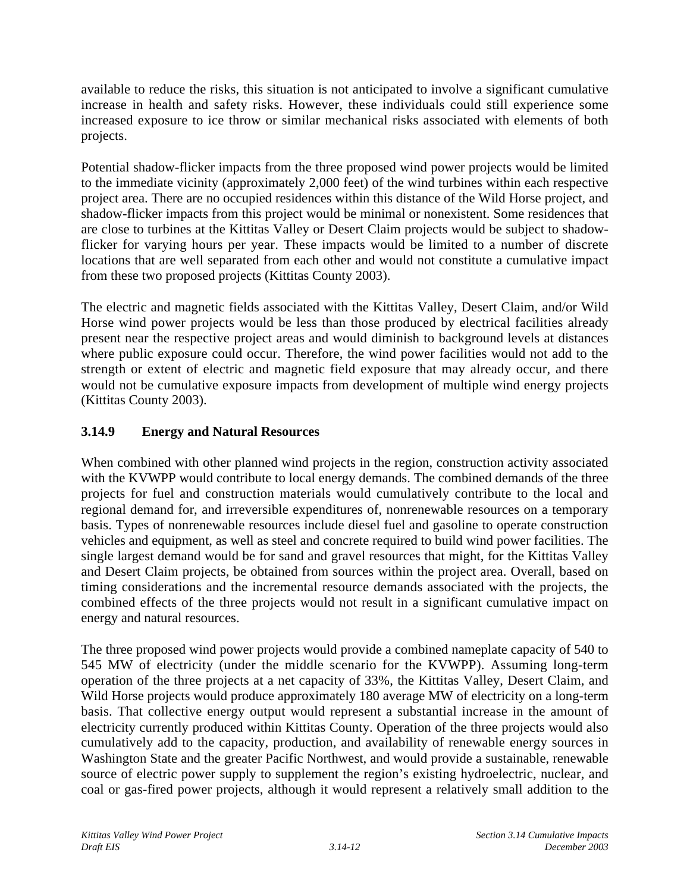available to reduce the risks, this situation is not anticipated to involve a significant cumulative increase in health and safety risks. However, these individuals could still experience some increased exposure to ice throw or similar mechanical risks associated with elements of both projects.

Potential shadow-flicker impacts from the three proposed wind power projects would be limited to the immediate vicinity (approximately 2,000 feet) of the wind turbines within each respective project area. There are no occupied residences within this distance of the Wild Horse project, and shadow-flicker impacts from this project would be minimal or nonexistent. Some residences that are close to turbines at the Kittitas Valley or Desert Claim projects would be subject to shadow-flicker for varying hours per year. These impacts would be limited to a number of discrete locations that are well separated from each other and would not constitute a cumulative impact from these two proposed projects (Kittitas County 2003).

The electric and magnetic fields associated with the Kittitas Valley, Desert Claim, and/or Wild Horse wind power projects would be less than those produced by electrical facilities already present near the respective project areas and would diminish to background levels at distances where public exposure could occur. Therefore, the wind power facilities would not add to the strength or extent of electric and magnetic field exposure that may already occur, and there would not be cumulative exposure impacts from development of multiple wind energy projects (Kittitas County 2003).

### 3.14.9 Energy and Natural Resources

When combined with other planned wind projects in the region, construction activity associated with the KVWPP would contribute to local energy demands. The combined demands of the three projects for fuel and construction materials would cumulatively contribute to the local and regional demand for, and irreversible expenditures of, nonrenewable resources on a temporary basis. Types of nonrenewable resources include diesel fuel and gasoline to operate construction vehicles and equipment, as well as steel and concrete required to build wind power facilities. The single largest demand would be for sand and gravel resources that might, for the Kittitas Valley and Desert Claim projects, be obtained from sources within the project area. Overall, based on timing considerations and the incremental resource demands associated with the projects, the combined effects of the three projects would not result in a significant cumulative impact on energy and natural resources.

The three proposed wind power projects would provide a combined nameplate capacity of 540 to 545 MW of electricity (under the middle scenario for the KVWPP). Assuming long-term operation of the three projects at a net capacity of 33%, the Kittitas Valley, Desert Claim, and Wild Horse projects would produce approximately 180 average MW of electricity on a long-term basis. That collective energy output would represent a substantial increase in the amount of electricity currently produced within Kittitas County. Operation of the three projects would also cumulatively add to the capacity, production, and availability of renewable energy sources in Washington State and the greater Pacific Northwest, and would provide a sustainable, renewable source of electric power supply to supplement the region's existing hydroelectric, nuclear, and coal or gas-fired power projects, although it would represent a relatively small addition to the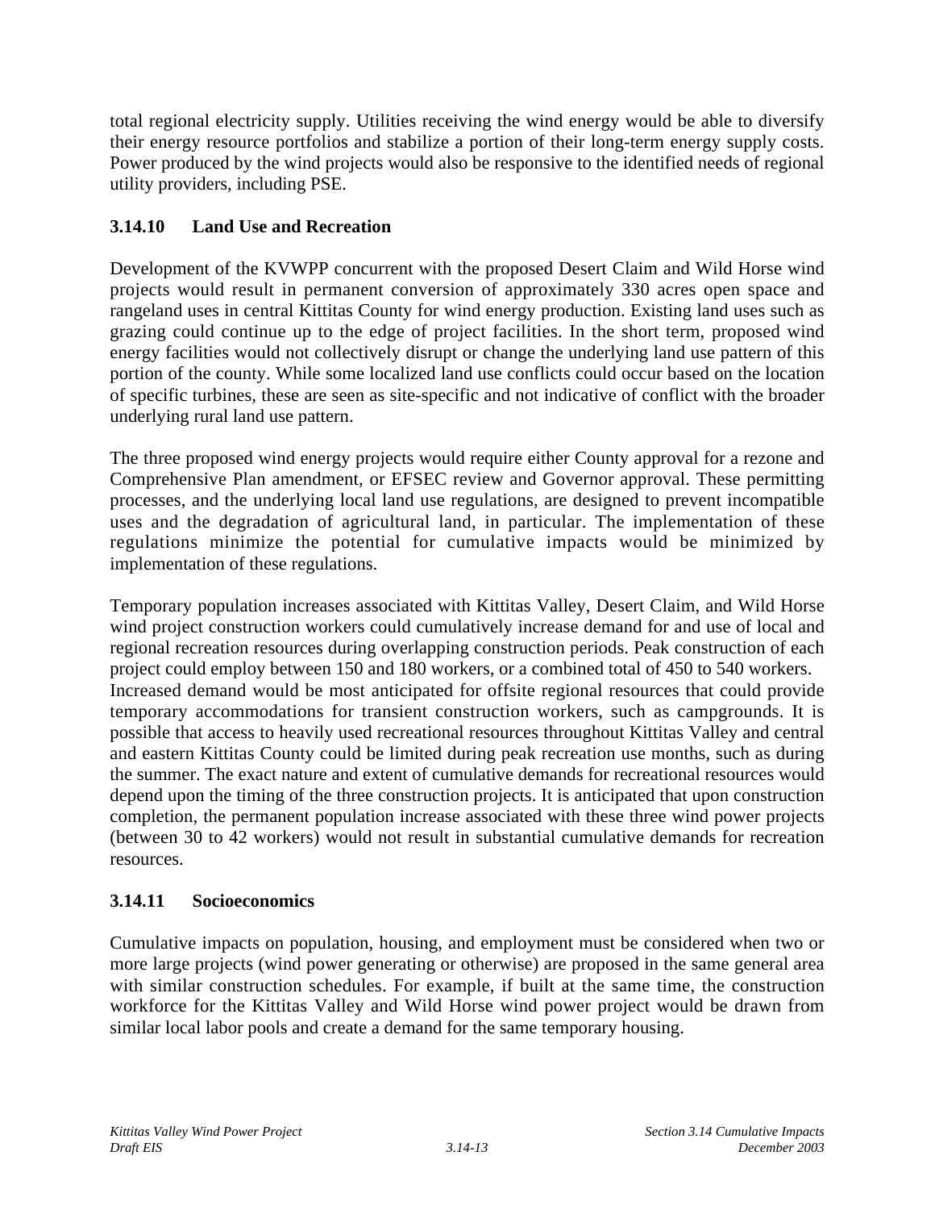total regional electricity supply. Utilities receiving the wind energy would be able to diversify their energy resource portfolios and stabilize a portion of their long-term energy supply costs. Power produced by the wind projects would also be responsive to the identified needs of regional utility providers, including PSE.

### 3.14.10 Land Use and Recreation

Development of the KVWPP concurrent with the proposed Desert Claim and Wild Horse wind projects would result in permanent conversion of approximately 330 acres open space and rangeland uses in central Kittitas County for wind energy production. Existing land uses such as grazing could continue up to the edge of project facilities. In the short term, proposed wind energy facilities would not collectively disrupt or change the underlying land use pattern of this portion of the county. While some localized land use conflicts could occur based on the location of specific turbines, these are seen as site-specific and not indicative of conflict with the broader underlying rural land use pattern.

The three proposed wind energy projects would require either County approval for a rezone and Comprehensive Plan amendment, or EFSEC review and Governor approval. These permitting processes, and the underlying local land use regulations, are designed to prevent incompatible uses and the degradation of agricultural land, in particular. The implementation of these regulations minimize the potential for cumulative impacts would be minimized by implementation of these regulations.

Temporary population increases associated with Kittitas Valley, Desert Claim, and Wild Horse wind project construction workers could cumulatively increase demand for and use of local and regional recreation resources during overlapping construction periods. Peak construction of each project could employ between 150 and 180 workers, or a combined total of 450 to 540 workers. Increased demand would be most anticipated for offsite regional resources that could provide temporary accommodations for transient construction workers, such as campgrounds. It is possible that access to heavily used recreational resources throughout Kittitas Valley and central and eastern Kittitas County could be limited during peak recreation use months, such as during the summer. The exact nature and extent of cumulative demands for recreational resources would depend upon the timing of the three construction projects. It is anticipated that upon construction completion, the permanent population increase associated with these three wind power projects (between 30 to 42 workers) would not result in substantial cumulative demands for recreation resources.

### 3.14.11 Socioeconomics

Cumulative impacts on population, housing, and employment must be considered when two or more large projects (wind power generating or otherwise) are proposed in the same general area with similar construction schedules. For example, if built at the same time, the construction workforce for the Kittitas Valley and Wild Horse wind power project would be drawn from similar local labor pools and create a demand for the same temporary housing.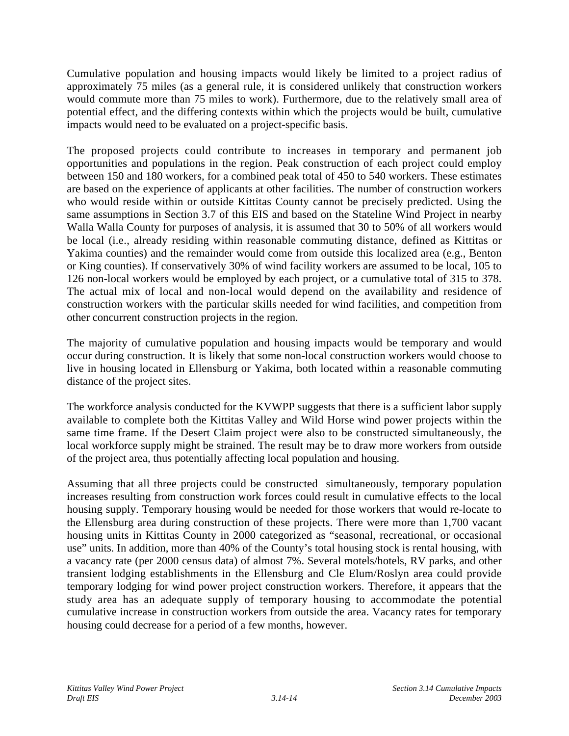Cumulative population and housing impacts would likely be limited to a project radius of approximately 75 miles (as a general rule, it is considered unlikely that construction workers would commute more than 75 miles to work). Furthermore, due to the relatively small area of potential effect, and the differing contexts within which the projects would be built, cumulative impacts would need to be evaluated on a project-specific basis.

The proposed projects could contribute to increases in temporary and permanent job opportunities and populations in the region. Peak construction of each project could employ between 150 and 180 workers, for a combined peak total of 450 to 540 workers. These estimates are based on the experience of applicants at other facilities. The number of construction workers who would reside within or outside Kittitas County cannot be precisely predicted. Using the same assumptions in Section 3.7 of this EIS and based on the Stateline Wind Project in nearby Walla Walla County for purposes of analysis, it is assumed that 30 to 50% of all workers would be local (i.e., already residing within reasonable commuting distance, defined as Kittitas or Yakima counties) and the remainder would come from outside this localized area (e.g., Benton or King counties). If conservatively 30% of wind facility workers are assumed to be local, 105 to 126 non-local workers would be employed by each project, or a cumulative total of 315 to 378. The actual mix of local and non-local would depend on the availability and residence of construction workers with the particular skills needed for wind facilities, and competition from other concurrent construction projects in the region.

The majority of cumulative population and housing impacts would be temporary and would occur during construction. It is likely that some non-local construction workers would choose to live in housing located in Ellensburg or Yakima, both located within a reasonable commuting distance of the project sites.

The workforce analysis conducted for the KVWPP suggests that there is a sufficient labor supply available to complete both the Kittitas Valley and Wild Horse wind power projects within the same time frame. If the Desert Claim project were also to be constructed simultaneously, the local workforce supply might be strained. The result may be to draw more workers from outside of the project area, thus potentially affecting local population and housing.

Assuming that all three projects could be constructed simultaneously, temporary population increases resulting from construction work forces could result in cumulative effects to the local housing supply. Temporary housing would be needed for those workers that would re-locate to the Ellensburg area during construction of these projects. There were more than 1,700 vacant housing units in Kittitas County in 2000 categorized as "seasonal, recreational, or occasional use" units. In addition, more than 40% of the County's total housing stock is rental housing, with a vacancy rate (per 2000 census data) of almost 7%. Several motels/hotels, RV parks, and other transient lodging establishments in the Ellensburg and Cle Elum/Roslyn area could provide temporary lodging for wind power project construction workers. Therefore, it appears that the study area has an adequate supply of temporary housing to accommodate the potential cumulative increase in construction workers from outside the area. Vacancy rates for temporary housing could decrease for a period of a few months, however.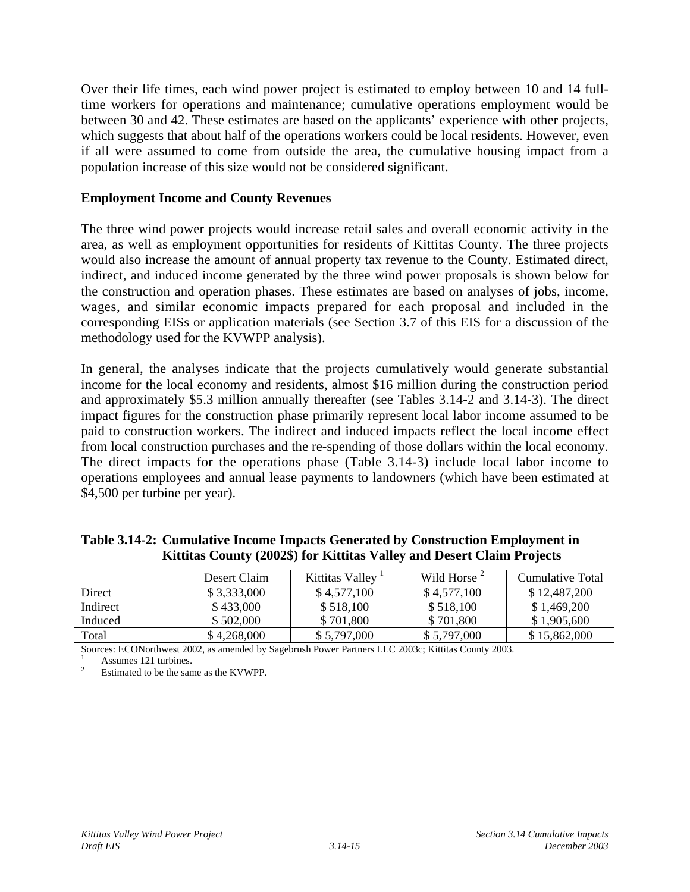Over their life times, each wind power project is estimated to employ between 10 and 14 full-time workers for operations and maintenance; cumulative operations employment would be between 30 and 42. These estimates are based on the applicants' experience with other projects, which suggests that about half of the operations workers could be local residents. However, even if all were assumed to come from outside the area, the cumulative housing impact from a population increase of this size would not be considered significant.

**Employment Income and County Revenues**

The three wind power projects would increase retail sales and overall economic activity in the area, as well as employment opportunities for residents of Kittitas County. The three projects would also increase the amount of annual property tax revenue to the County. Estimated direct, indirect, and induced income generated by the three wind power proposals is shown below for the construction and operation phases. These estimates are based on analyses of jobs, income, wages, and similar economic impacts prepared for each proposal and included in the corresponding EISs or application materials (see Section 3.7 of this EIS for a discussion of the methodology used for the KVWPP analysis).

In general, the analyses indicate that the projects cumulatively would generate substantial income for the local economy and residents, almost $16 million during the construction period and approximately $5.3 million annually thereafter (see Tables 3.14-2 and 3.14-3). The direct impact figures for the construction phase primarily represent local labor income assumed to be paid to construction workers. The indirect and induced impacts reflect the local income effect from local construction purchases and the re-spending of those dollars within the local economy. The direct impacts for the operations phase (Table 3.14-3) include local labor income to operations employees and annual lease payments to landowners (which have been estimated at $4,500 per turbine per year).

**Table 3.14-2: Cumulative Income Impacts Generated by Construction Employment in Kittitas County (2002$) for Kittitas Valley and Desert Claim Projects**

| | Desert Claim | Kittitas Valley [1] | Wild Horse [2] | Cumulative Total |
|---|---|---|---|---|
| Direct | $ 3,333,000 | $ 4,577,100 | $ 4,577,100 | $ 12,487,200 |
| Indirect | $ 433,000 | $ 518,100 | $ 518,100 | $ 1,469,200 |
| Induced | $ 502,000 | $ 701,800 | $ 701,800 | $ 1,905,600 |
| Total | $ 4,268,000 | $ 5,797,000 | $ 5,797,000 | $ 15,862,000 |

Sources: ECONorthwest 2002, as amended by Sagebrush Power Partners LLC 2003c; Kittitas County 2003.

[1] Assumes 121 turbines.

[2] Estimated to be the same as the KVWPP.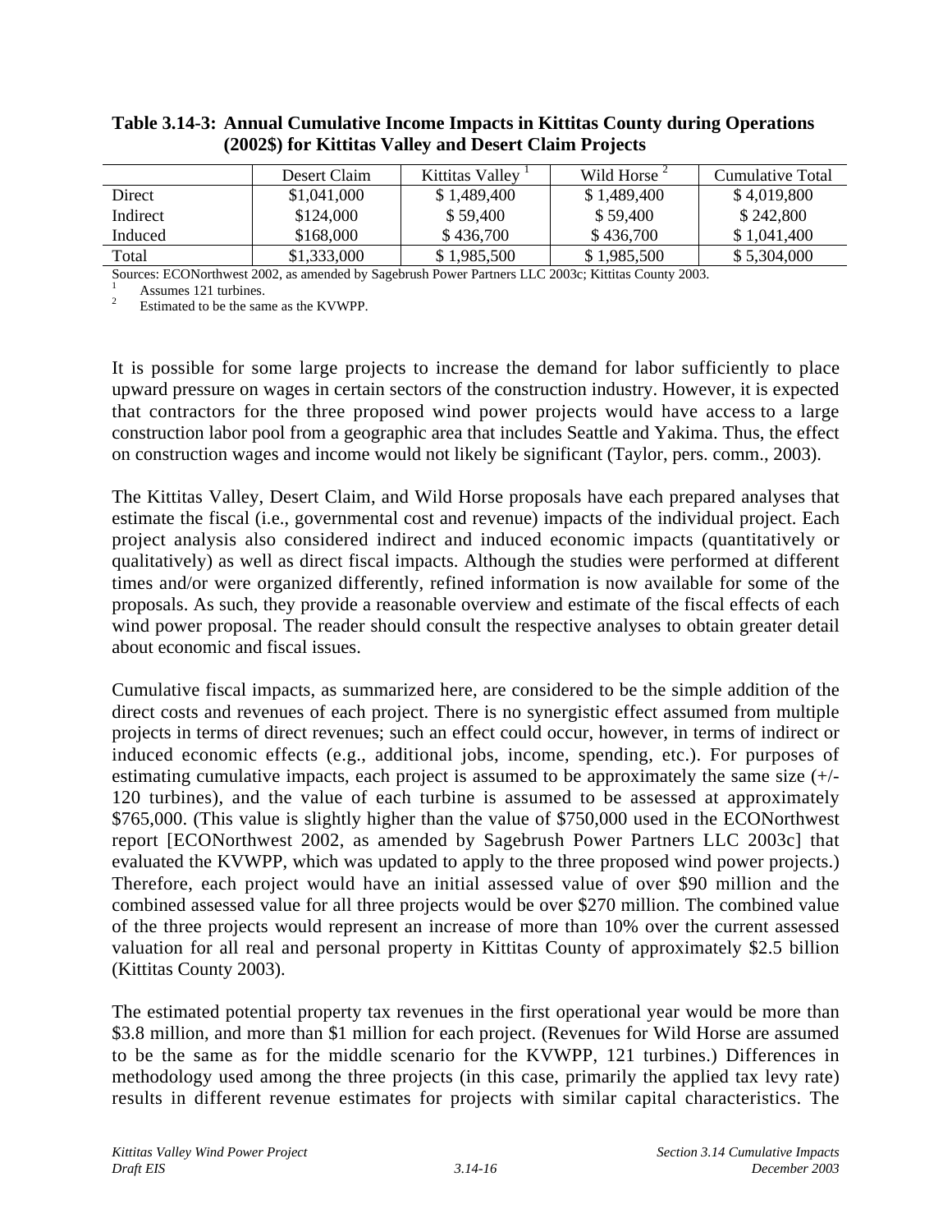**Table 3.14-3: Annual Cumulative Income Impacts in Kittitas County during Operations (2002$) for Kittitas Valley and Desert Claim Projects**

| | Desert Claim | Kittitas Valley [1] | Wild Horse [2] | Cumulative Total |
|---|---|---|---|---|
| Direct | $1,041,000 | $ 1,489,400 | $ 1,489,400 | $ 4,019,800 |
| Indirect | $124,000 | $ 59,400 | $ 59,400 | $ 242,800 |
| Induced | $168,000 | $ 436,700 | $ 436,700 | $ 1,041,400 |
| Total | $1,333,000 | $ 1,985,500 | $ 1,985,500 | $ 5,304,000 |

Sources: ECONorthwest 2002, as amended by Sagebrush Power Partners LLC 2003c; Kittitas County 2003.

[1] Assumes 121 turbines.

[2] Estimated to be the same as the KVWPP.

It is possible for some large projects to increase the demand for labor sufficiently to place upward pressure on wages in certain sectors of the construction industry. However, it is expected that contractors for the three proposed wind power projects would have access to a large construction labor pool from a geographic area that includes Seattle and Yakima. Thus, the effect on construction wages and income would not likely be significant (Taylor, pers. comm., 2003).

The Kittitas Valley, Desert Claim, and Wild Horse proposals have each prepared analyses that estimate the fiscal (i.e., governmental cost and revenue) impacts of the individual project. Each project analysis also considered indirect and induced economic impacts (quantitatively or qualitatively) as well as direct fiscal impacts. Although the studies were performed at different times and/or were organized differently, refined information is now available for some of the proposals. As such, they provide a reasonable overview and estimate of the fiscal effects of each wind power proposal. The reader should consult the respective analyses to obtain greater detail about economic and fiscal issues.

Cumulative fiscal impacts, as summarized here, are considered to be the simple addition of the direct costs and revenues of each project. There is no synergistic effect assumed from multiple projects in terms of direct revenues; such an effect could occur, however, in terms of indirect or induced economic effects (e.g., additional jobs, income, spending, etc.). For purposes of estimating cumulative impacts, each project is assumed to be approximately the same size (+/- 120 turbines), and the value of each turbine is assumed to be assessed at approximately $765,000. (This value is slightly higher than the value of $750,000 used in the ECONorthwest report [ECONorthwest 2002, as amended by Sagebrush Power Partners LLC 2003c] that evaluated the KVWPP, which was updated to apply to the three proposed wind power projects.) Therefore, each project would have an initial assessed value of over $90 million and the combined assessed value for all three projects would be over $270 million. The combined value of the three projects would represent an increase of more than 10% over the current assessed valuation for all real and personal property in Kittitas County of approximately $2.5 billion (Kittitas County 2003).

The estimated potential property tax revenues in the first operational year would be more than $3.8 million, and more than $1 million for each project. (Revenues for Wild Horse are assumed to be the same as for the middle scenario for the KVWPP, 121 turbines.) Differences in methodology used among the three projects (in this case, primarily the applied tax levy rate) results in different revenue estimates for projects with similar capital characteristics. The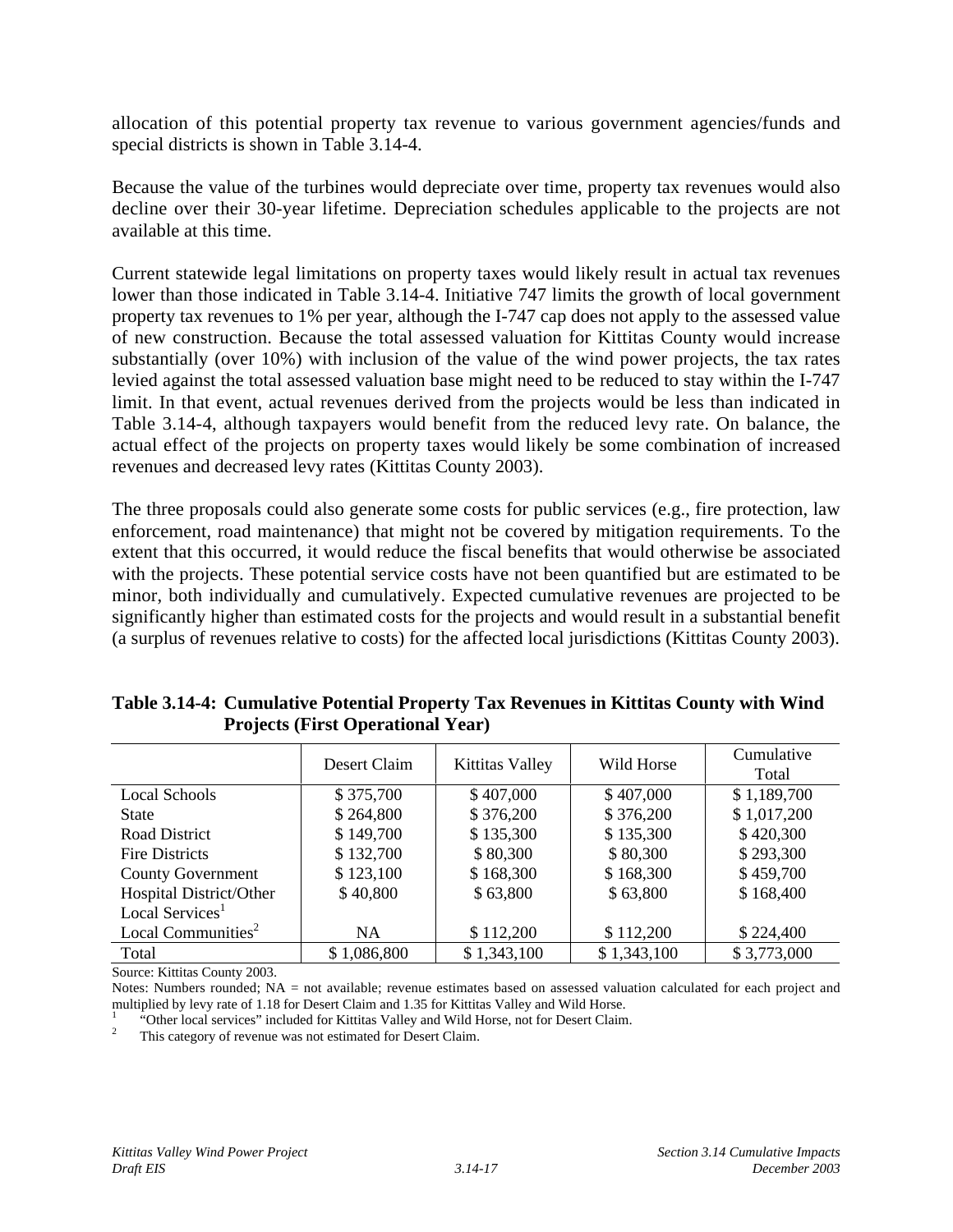allocation of this potential property tax revenue to various government agencies/funds and special districts is shown in Table 3.14-4.

Because the value of the turbines would depreciate over time, property tax revenues would also decline over their 30-year lifetime. Depreciation schedules applicable to the projects are not available at this time.

Current statewide legal limitations on property taxes would likely result in actual tax revenues lower than those indicated in Table 3.14-4. Initiative 747 limits the growth of local government property tax revenues to 1% per year, although the I-747 cap does not apply to the assessed value of new construction. Because the total assessed valuation for Kittitas County would increase substantially (over 10%) with inclusion of the value of the wind power projects, the tax rates levied against the total assessed valuation base might need to be reduced to stay within the I-747 limit. In that event, actual revenues derived from the projects would be less than indicated in Table 3.14-4, although taxpayers would benefit from the reduced levy rate. On balance, the actual effect of the projects on property taxes would likely be some combination of increased revenues and decreased levy rates (Kittitas County 2003).

The three proposals could also generate some costs for public services (e.g., fire protection, law enforcement, road maintenance) that might not be covered by mitigation requirements. To the extent that this occurred, it would reduce the fiscal benefits that would otherwise be associated with the projects. These potential service costs have not been quantified but are estimated to be minor, both individually and cumulatively. Expected cumulative revenues are projected to be significantly higher than estimated costs for the projects and would result in a substantial benefit (a surplus of revenues relative to costs) for the affected local jurisdictions (Kittitas County 2003).

**Table 3.14-4: Cumulative Potential Property Tax Revenues in Kittitas County with Wind Projects (First Operational Year)**

| | Desert Claim | Kittitas Valley | Wild Horse | Cumulative Total |
|---|---|---|---|---|
| Local Schools | \$ 375,700 | \$ 407,000 | \$ 407,000 | \$ 1,189,700 |
| State | \$ 264,800 | \$ 376,200 | \$ 376,200 | \$ 1,017,200 |
| Road District | \$ 149,700 | \$ 135,300 | \$ 135,300 | \$ 420,300 |
| Fire Districts | \$ 132,700 | \$ 80,300 | \$ 80,300 | \$ 293,300 |
| County Government | \$ 123,100 | \$ 168,300 | \$ 168,300 | \$ 459,700 |
| Hospital District/Other Local Services[1] | \$ 40,800 | \$ 63,800 | \$ 63,800 | \$ 168,400 |
| Local Communities[2] | NA | \$ 112,200 | \$ 112,200 | \$ 224,400 |
| Total | \$ 1,086,800 | \$ 1,343,100 | \$ 1,343,100 | \$ 3,773,000 |

Source: Kittitas County 2003.

Notes: Numbers rounded; NA = not available; revenue estimates based on assessed valuation calculated for each project and multiplied by levy rate of 1.18 for Desert Claim and 1.35 for Kittitas Valley and Wild Horse.

[1] "Other local services" included for Kittitas Valley and Wild Horse, not for Desert Claim.

[2] This category of revenue was not estimated for Desert Claim.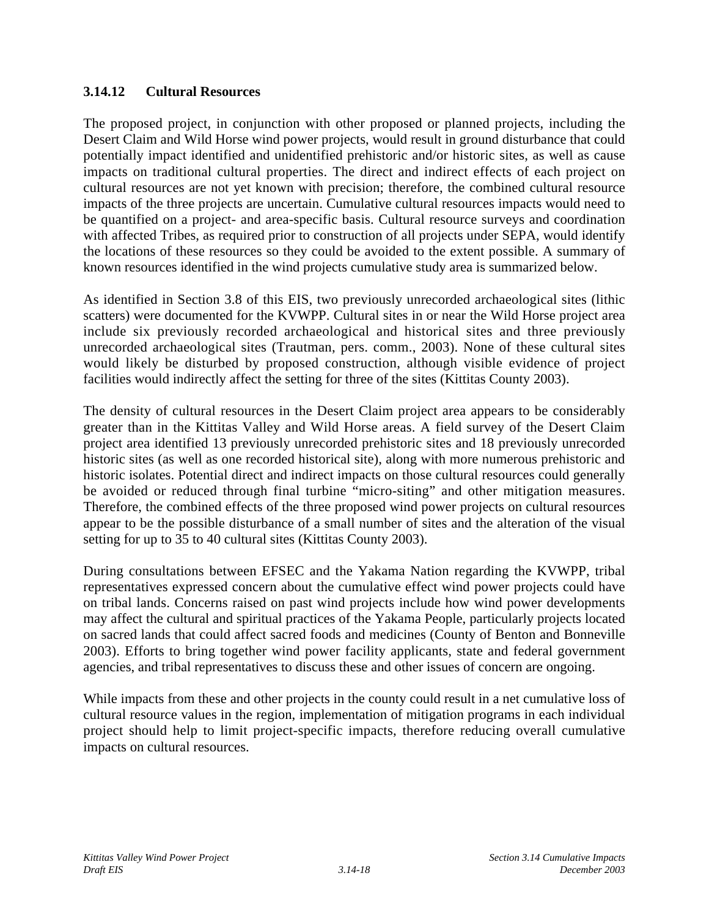### 3.14.12 Cultural Resources

The proposed project, in conjunction with other proposed or planned projects, including the Desert Claim and Wild Horse wind power projects, would result in ground disturbance that could potentially impact identified and unidentified prehistoric and/or historic sites, as well as cause impacts on traditional cultural properties. The direct and indirect effects of each project on cultural resources are not yet known with precision; therefore, the combined cultural resource impacts of the three projects are uncertain. Cumulative cultural resources impacts would need to be quantified on a project- and area-specific basis. Cultural resource surveys and coordination with affected Tribes, as required prior to construction of all projects under SEPA, would identify the locations of these resources so they could be avoided to the extent possible. A summary of known resources identified in the wind projects cumulative study area is summarized below.

As identified in Section 3.8 of this EIS, two previously unrecorded archaeological sites (lithic scatters) were documented for the KVWPP. Cultural sites in or near the Wild Horse project area include six previously recorded archaeological and historical sites and three previously unrecorded archaeological sites (Trautman, pers. comm., 2003). None of these cultural sites would likely be disturbed by proposed construction, although visible evidence of project facilities would indirectly affect the setting for three of the sites (Kittitas County 2003).

The density of cultural resources in the Desert Claim project area appears to be considerably greater than in the Kittitas Valley and Wild Horse areas. A field survey of the Desert Claim project area identified 13 previously unrecorded prehistoric sites and 18 previously unrecorded historic sites (as well as one recorded historical site), along with more numerous prehistoric and historic isolates. Potential direct and indirect impacts on those cultural resources could generally be avoided or reduced through final turbine "micro-siting" and other mitigation measures. Therefore, the combined effects of the three proposed wind power projects on cultural resources appear to be the possible disturbance of a small number of sites and the alteration of the visual setting for up to 35 to 40 cultural sites (Kittitas County 2003).

During consultations between EFSEC and the Yakama Nation regarding the KVWPP, tribal representatives expressed concern about the cumulative effect wind power projects could have on tribal lands. Concerns raised on past wind projects include how wind power developments may affect the cultural and spiritual practices of the Yakama People, particularly projects located on sacred lands that could affect sacred foods and medicines (County of Benton and Bonneville 2003). Efforts to bring together wind power facility applicants, state and federal government agencies, and tribal representatives to discuss these and other issues of concern are ongoing.

While impacts from these and other projects in the county could result in a net cumulative loss of cultural resource values in the region, implementation of mitigation programs in each individual project should help to limit project-specific impacts, therefore reducing overall cumulative impacts on cultural resources.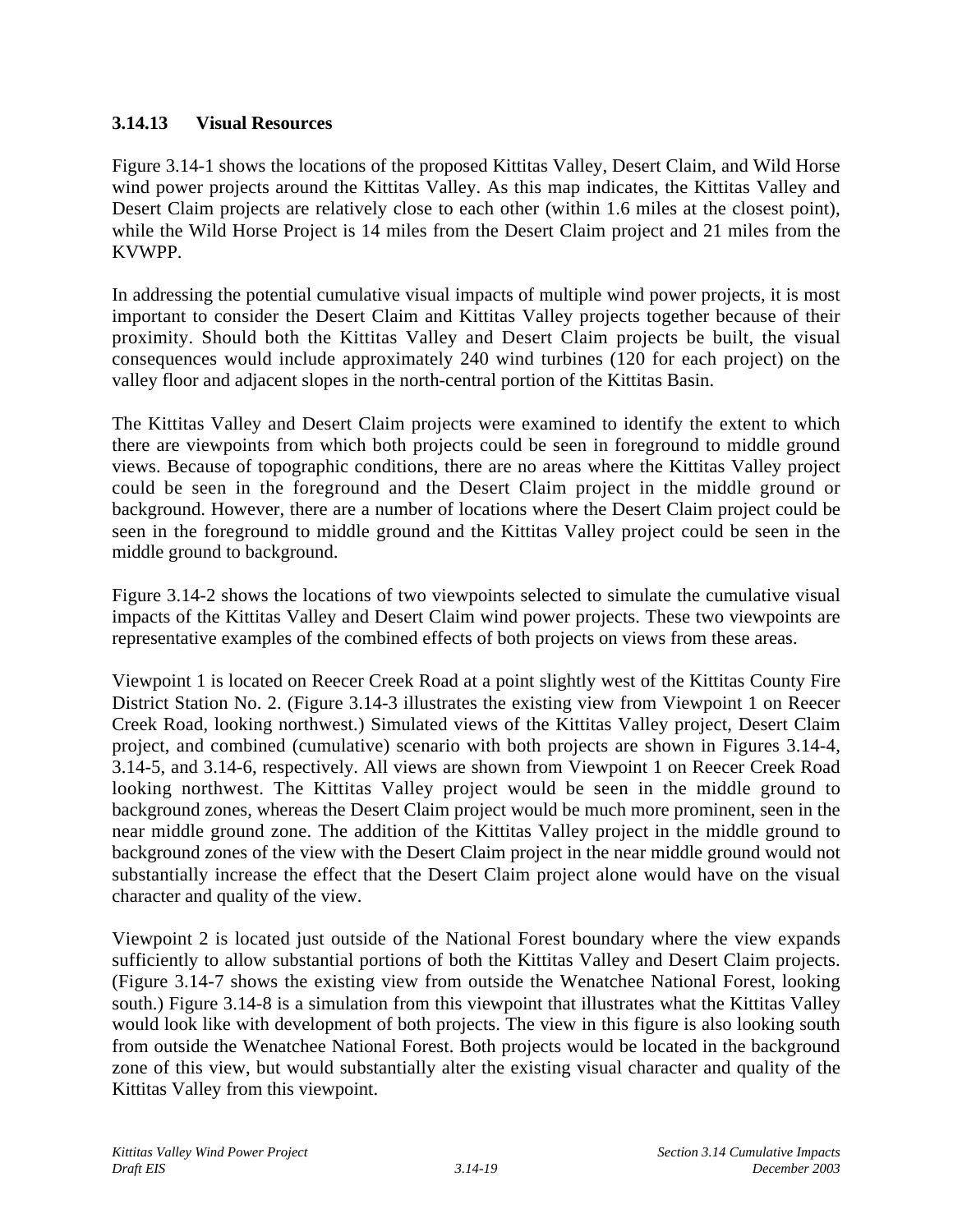### 3.14.13 Visual Resources

Figure 3.14-1 shows the locations of the proposed Kittitas Valley, Desert Claim, and Wild Horse wind power projects around the Kittitas Valley. As this map indicates, the Kittitas Valley and Desert Claim projects are relatively close to each other (within 1.6 miles at the closest point), while the Wild Horse Project is 14 miles from the Desert Claim project and 21 miles from the KVWPP.

In addressing the potential cumulative visual impacts of multiple wind power projects, it is most important to consider the Desert Claim and Kittitas Valley projects together because of their proximity. Should both the Kittitas Valley and Desert Claim projects be built, the visual consequences would include approximately 240 wind turbines (120 for each project) on the valley floor and adjacent slopes in the north-central portion of the Kittitas Basin.

The Kittitas Valley and Desert Claim projects were examined to identify the extent to which there are viewpoints from which both projects could be seen in foreground to middle ground views. Because of topographic conditions, there are no areas where the Kittitas Valley project could be seen in the foreground and the Desert Claim project in the middle ground or background. However, there are a number of locations where the Desert Claim project could be seen in the foreground to middle ground and the Kittitas Valley project could be seen in the middle ground to background.

Figure 3.14-2 shows the locations of two viewpoints selected to simulate the cumulative visual impacts of the Kittitas Valley and Desert Claim wind power projects. These two viewpoints are representative examples of the combined effects of both projects on views from these areas.

Viewpoint 1 is located on Reecer Creek Road at a point slightly west of the Kittitas County Fire District Station No. 2. (Figure 3.14-3 illustrates the existing view from Viewpoint 1 on Reecer Creek Road, looking northwest.) Simulated views of the Kittitas Valley project, Desert Claim project, and combined (cumulative) scenario with both projects are shown in Figures 3.14-4, 3.14-5, and 3.14-6, respectively. All views are shown from Viewpoint 1 on Reecer Creek Road looking northwest. The Kittitas Valley project would be seen in the middle ground to background zones, whereas the Desert Claim project would be much more prominent, seen in the near middle ground zone. The addition of the Kittitas Valley project in the middle ground to background zones of the view with the Desert Claim project in the near middle ground would not substantially increase the effect that the Desert Claim project alone would have on the visual character and quality of the view.

Viewpoint 2 is located just outside of the National Forest boundary where the view expands sufficiently to allow substantial portions of both the Kittitas Valley and Desert Claim projects. (Figure 3.14-7 shows the existing view from outside the Wenatchee National Forest, looking south.) Figure 3.14-8 is a simulation from this viewpoint that illustrates what the Kittitas Valley would look like with development of both projects. The view in this figure is also looking south from outside the Wenatchee National Forest. Both projects would be located in the background zone of this view, but would substantially alter the existing visual character and quality of the Kittitas Valley from this viewpoint.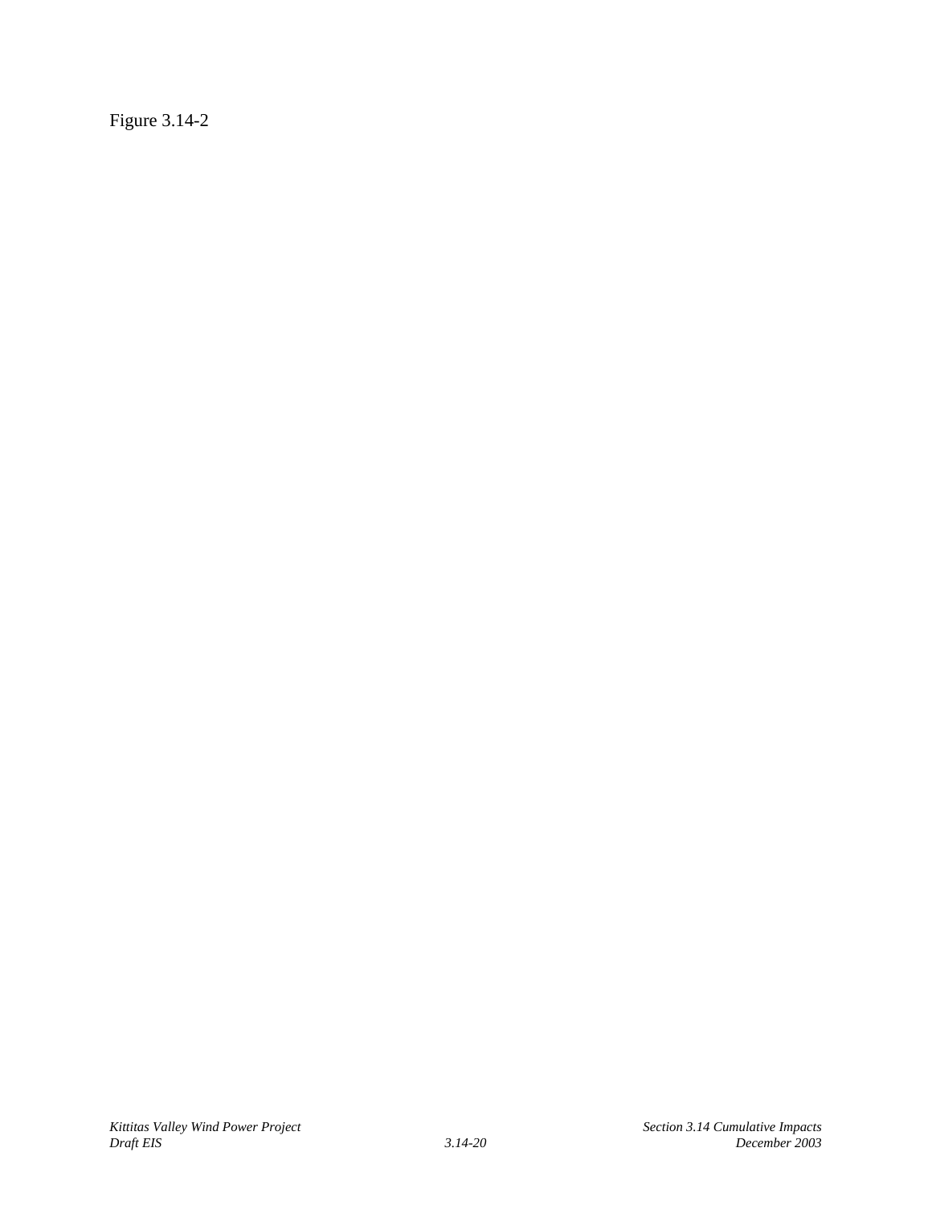Figure 3.14-2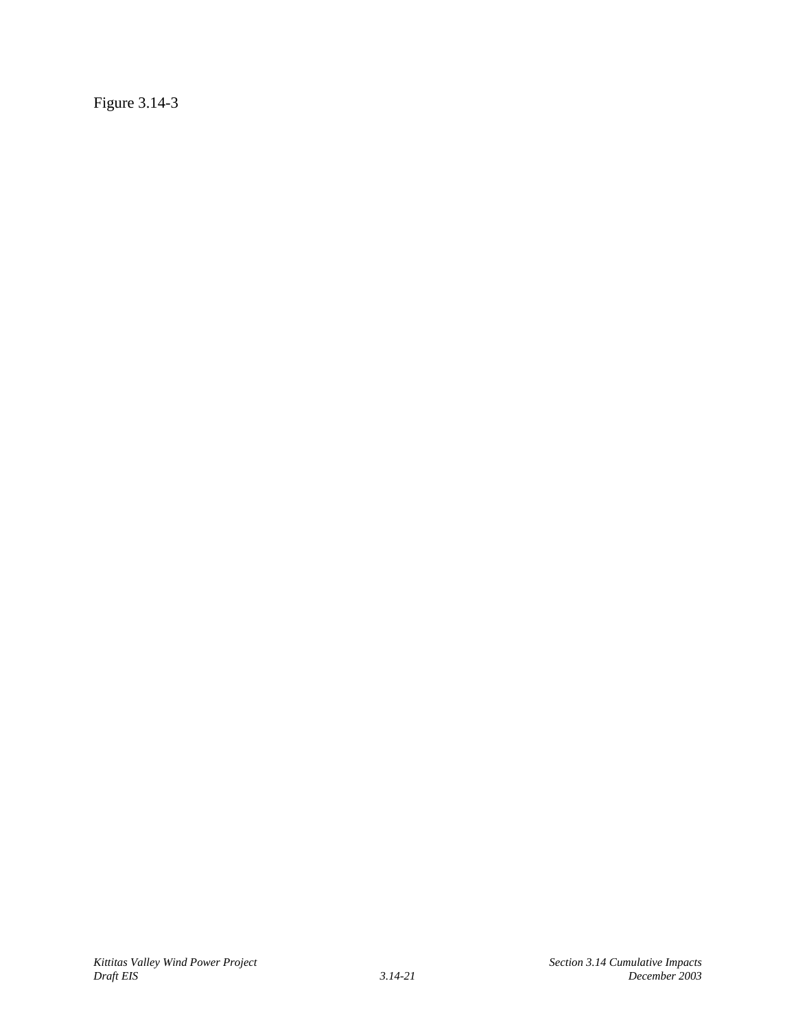Figure 3.14-3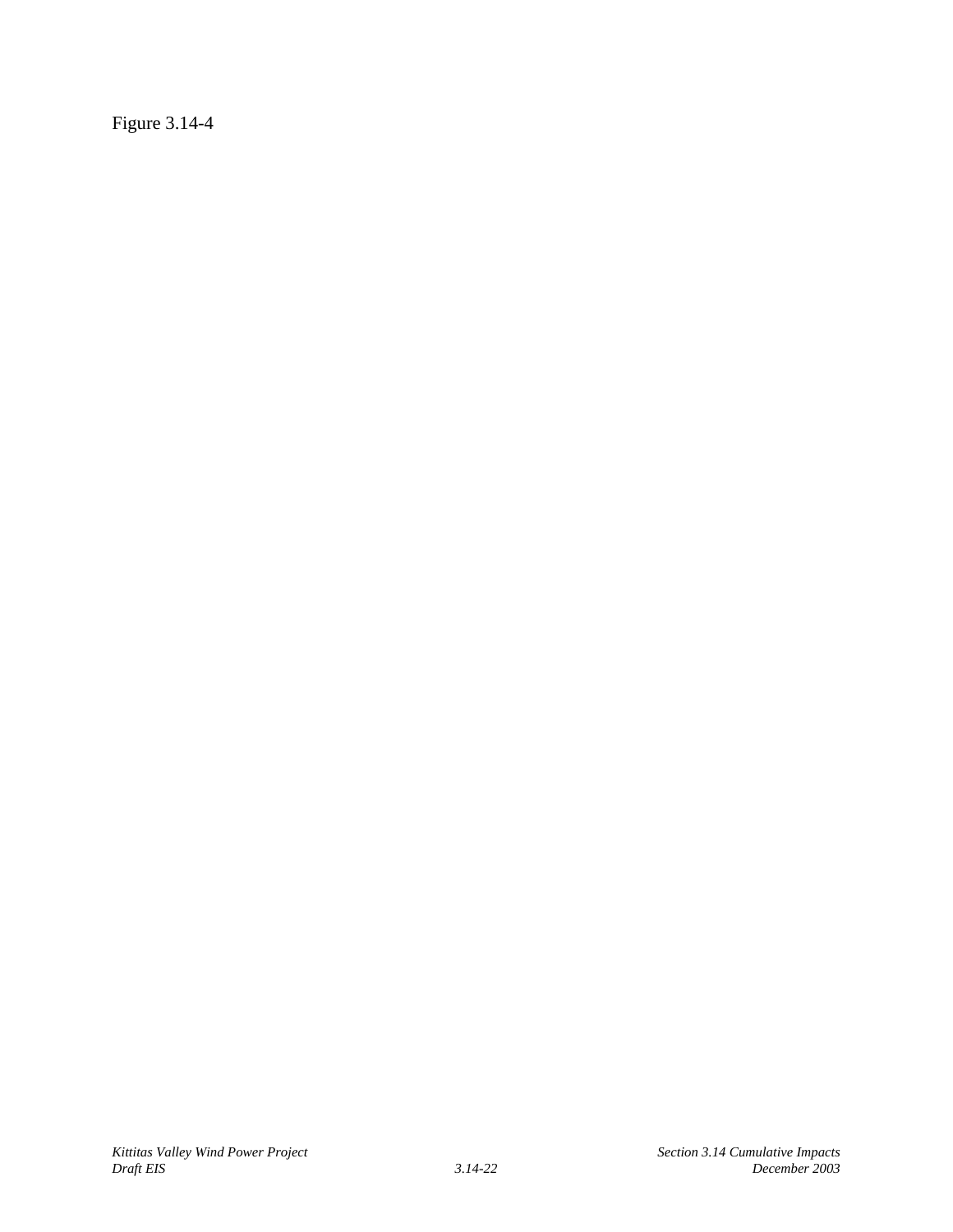Figure 3.14-4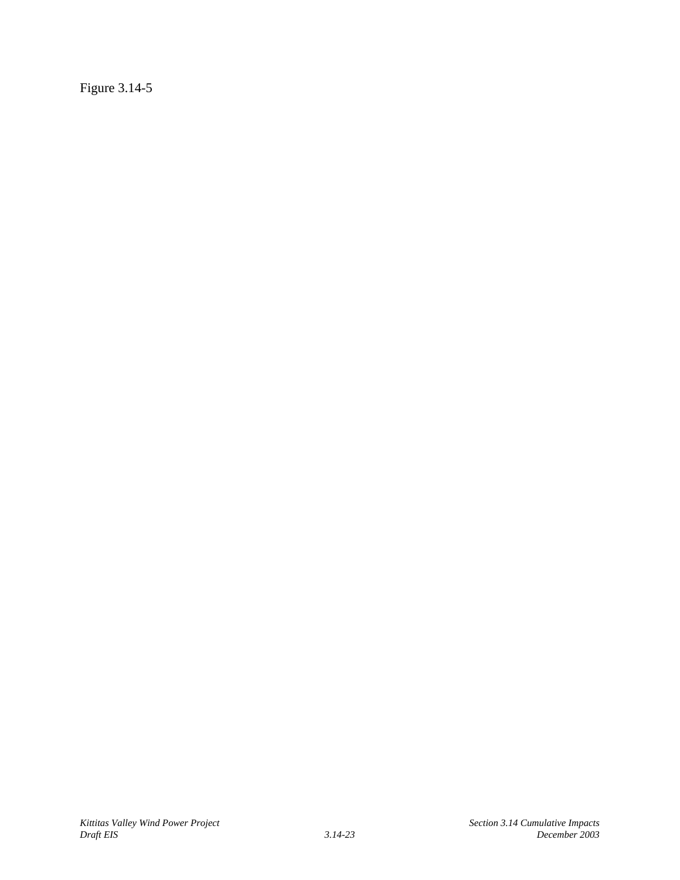Figure 3.14-5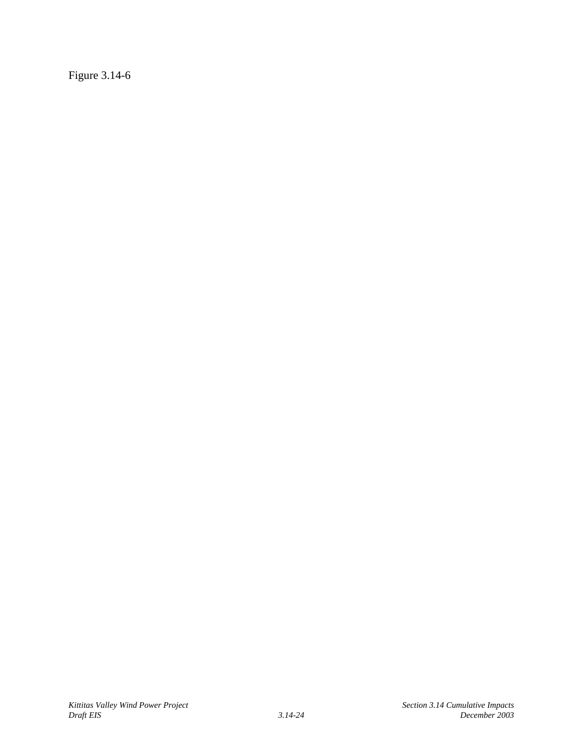Figure 3.14-6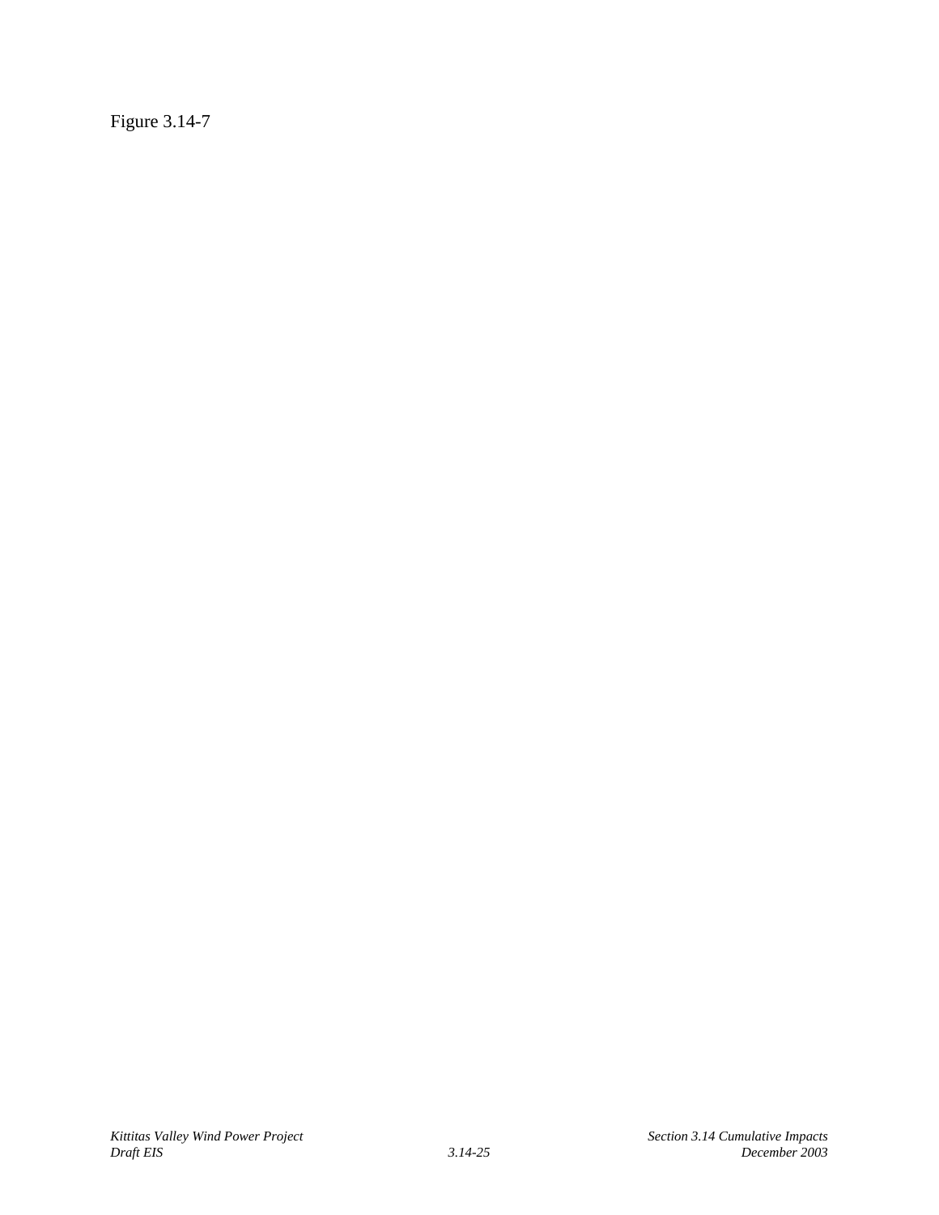Figure 3.14-7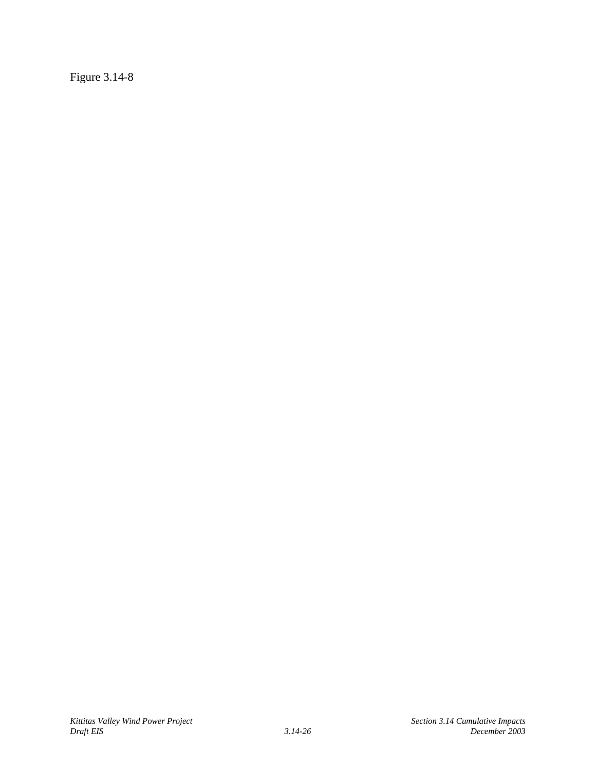Figure 3.14-8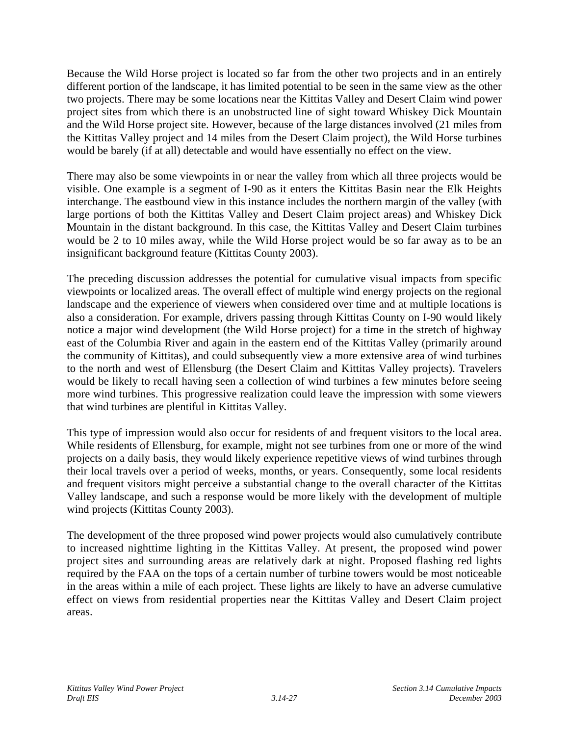Because the Wild Horse project is located so far from the other two projects and in an entirely different portion of the landscape, it has limited potential to be seen in the same view as the other two projects. There may be some locations near the Kittitas Valley and Desert Claim wind power project sites from which there is an unobstructed line of sight toward Whiskey Dick Mountain and the Wild Horse project site. However, because of the large distances involved (21 miles from the Kittitas Valley project and 14 miles from the Desert Claim project), the Wild Horse turbines would be barely (if at all) detectable and would have essentially no effect on the view.

There may also be some viewpoints in or near the valley from which all three projects would be visible. One example is a segment of I-90 as it enters the Kittitas Basin near the Elk Heights interchange. The eastbound view in this instance includes the northern margin of the valley (with large portions of both the Kittitas Valley and Desert Claim project areas) and Whiskey Dick Mountain in the distant background. In this case, the Kittitas Valley and Desert Claim turbines would be 2 to 10 miles away, while the Wild Horse project would be so far away as to be an insignificant background feature (Kittitas County 2003).

The preceding discussion addresses the potential for cumulative visual impacts from specific viewpoints or localized areas. The overall effect of multiple wind energy projects on the regional landscape and the experience of viewers when considered over time and at multiple locations is also a consideration. For example, drivers passing through Kittitas County on I-90 would likely notice a major wind development (the Wild Horse project) for a time in the stretch of highway east of the Columbia River and again in the eastern end of the Kittitas Valley (primarily around the community of Kittitas), and could subsequently view a more extensive area of wind turbines to the north and west of Ellensburg (the Desert Claim and Kittitas Valley projects). Travelers would be likely to recall having seen a collection of wind turbines a few minutes before seeing more wind turbines. This progressive realization could leave the impression with some viewers that wind turbines are plentiful in Kittitas Valley.

This type of impression would also occur for residents of and frequent visitors to the local area. While residents of Ellensburg, for example, might not see turbines from one or more of the wind projects on a daily basis, they would likely experience repetitive views of wind turbines through their local travels over a period of weeks, months, or years. Consequently, some local residents and frequent visitors might perceive a substantial change to the overall character of the Kittitas Valley landscape, and such a response would be more likely with the development of multiple wind projects (Kittitas County 2003).

The development of the three proposed wind power projects would also cumulatively contribute to increased nighttime lighting in the Kittitas Valley. At present, the proposed wind power project sites and surrounding areas are relatively dark at night. Proposed flashing red lights required by the FAA on the tops of a certain number of turbine towers would be most noticeable in the areas within a mile of each project. These lights are likely to have an adverse cumulative effect on views from residential properties near the Kittitas Valley and Desert Claim project areas.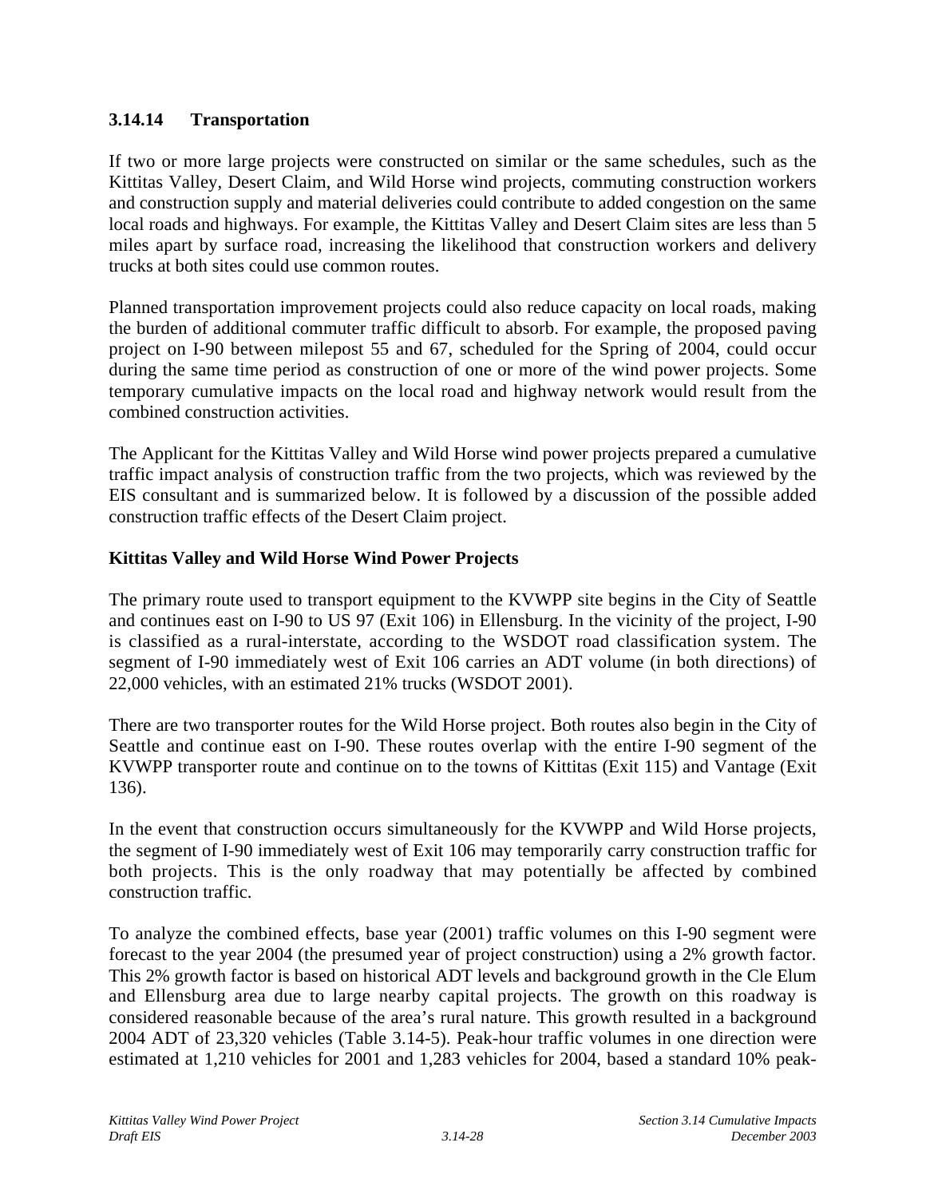### 3.14.14 Transportation

If two or more large projects were constructed on similar or the same schedules, such as the Kittitas Valley, Desert Claim, and Wild Horse wind projects, commuting construction workers and construction supply and material deliveries could contribute to added congestion on the same local roads and highways. For example, the Kittitas Valley and Desert Claim sites are less than 5 miles apart by surface road, increasing the likelihood that construction workers and delivery trucks at both sites could use common routes.

Planned transportation improvement projects could also reduce capacity on local roads, making the burden of additional commuter traffic difficult to absorb. For example, the proposed paving project on I-90 between milepost 55 and 67, scheduled for the Spring of 2004, could occur during the same time period as construction of one or more of the wind power projects. Some temporary cumulative impacts on the local road and highway network would result from the combined construction activities.

The Applicant for the Kittitas Valley and Wild Horse wind power projects prepared a cumulative traffic impact analysis of construction traffic from the two projects, which was reviewed by the EIS consultant and is summarized below. It is followed by a discussion of the possible added construction traffic effects of the Desert Claim project.

**Kittitas Valley and Wild Horse Wind Power Projects**

The primary route used to transport equipment to the KVWPP site begins in the City of Seattle and continues east on I-90 to US 97 (Exit 106) in Ellensburg. In the vicinity of the project, I-90 is classified as a rural-interstate, according to the WSDOT road classification system. The segment of I-90 immediately west of Exit 106 carries an ADT volume (in both directions) of 22,000 vehicles, with an estimated 21% trucks (WSDOT 2001).

There are two transporter routes for the Wild Horse project. Both routes also begin in the City of Seattle and continue east on I-90. These routes overlap with the entire I-90 segment of the KVWPP transporter route and continue on to the towns of Kittitas (Exit 115) and Vantage (Exit 136).

In the event that construction occurs simultaneously for the KVWPP and Wild Horse projects, the segment of I-90 immediately west of Exit 106 may temporarily carry construction traffic for both projects. This is the only roadway that may potentially be affected by combined construction traffic.

To analyze the combined effects, base year (2001) traffic volumes on this I-90 segment were forecast to the year 2004 (the presumed year of project construction) using a 2% growth factor. This 2% growth factor is based on historical ADT levels and background growth in the Cle Elum and Ellensburg area due to large nearby capital projects. The growth on this roadway is considered reasonable because of the area's rural nature. This growth resulted in a background 2004 ADT of 23,320 vehicles (Table 3.14-5). Peak-hour traffic volumes in one direction were estimated at 1,210 vehicles for 2001 and 1,283 vehicles for 2004, based a standard 10% peak-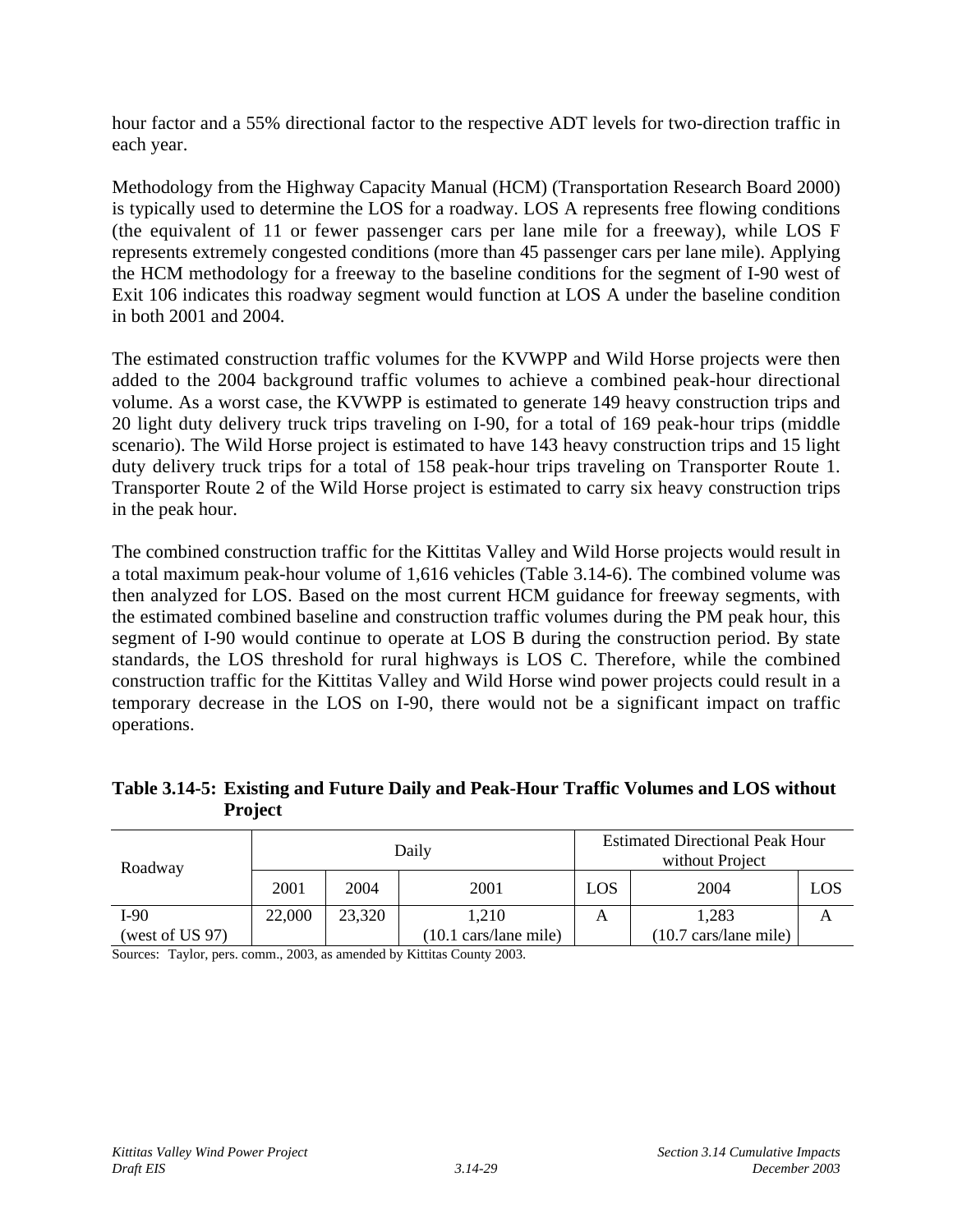hour factor and a 55% directional factor to the respective ADT levels for two-direction traffic in each year.

Methodology from the Highway Capacity Manual (HCM) (Transportation Research Board 2000) is typically used to determine the LOS for a roadway. LOS A represents free flowing conditions (the equivalent of 11 or fewer passenger cars per lane mile for a freeway), while LOS F represents extremely congested conditions (more than 45 passenger cars per lane mile). Applying the HCM methodology for a freeway to the baseline conditions for the segment of I-90 west of Exit 106 indicates this roadway segment would function at LOS A under the baseline condition in both 2001 and 2004.

The estimated construction traffic volumes for the KVWPP and Wild Horse projects were then added to the 2004 background traffic volumes to achieve a combined peak-hour directional volume. As a worst case, the KVWPP is estimated to generate 149 heavy construction trips and 20 light duty delivery truck trips traveling on I-90, for a total of 169 peak-hour trips (middle scenario). The Wild Horse project is estimated to have 143 heavy construction trips and 15 light duty delivery truck trips for a total of 158 peak-hour trips traveling on Transporter Route 1. Transporter Route 2 of the Wild Horse project is estimated to carry six heavy construction trips in the peak hour.

The combined construction traffic for the Kittitas Valley and Wild Horse projects would result in a total maximum peak-hour volume of 1,616 vehicles (Table 3.14-6). The combined volume was then analyzed for LOS. Based on the most current HCM guidance for freeway segments, with the estimated combined baseline and construction traffic volumes during the PM peak hour, this segment of I-90 would continue to operate at LOS B during the construction period. By state standards, the LOS threshold for rural highways is LOS C. Therefore, while the combined construction traffic for the Kittitas Valley and Wild Horse wind power projects could result in a temporary decrease in the LOS on I-90, there would not be a significant impact on traffic operations.

**Table 3.14-5: Existing and Future Daily and Peak-Hour Traffic Volumes and LOS without Project**

| Roadway | Daily | | Estimated Directional Peak Hour without Project | | | |
|---|---|---|---|---|---|---|
| | 2001 | 2004 | 2001 | LOS | 2004 | LOS |
| I-90 (west of US 97) | 22,000 | 23,320 | 1,210 (10.1 cars/lane mile) | A | 1,283 (10.7 cars/lane mile) | A |

Sources: Taylor, pers. comm., 2003, as amended by Kittitas County 2003.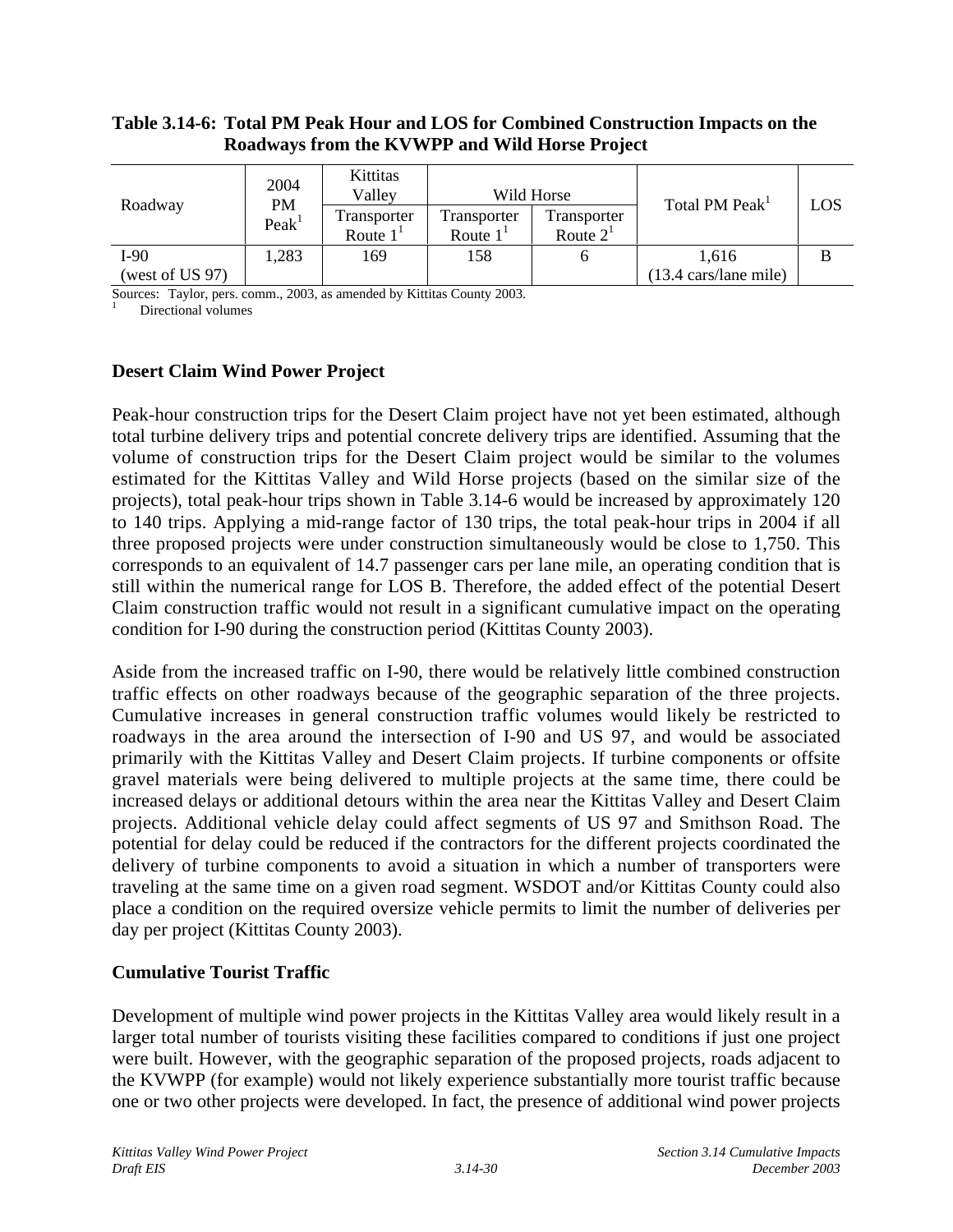**Table 3.14-6: Total PM Peak Hour and LOS for Combined Construction Impacts on the Roadways from the KVWPP and Wild Horse Project**

| Roadway | 2004 PM Peak[1] | Kittitas Valley | Wild Horse | | Total PM Peak[1] | LOS |
|---|---|---|---|---|---|---|
| | | Transporter Route 1[1] | Transporter Route 1[1] | Transporter Route 2[1] | | |
| I-90 (west of US 97) | 1,283 | 169 | 158 | 6 | 1,616 (13.4 cars/lane mile) | B |

Sources: Taylor, pers. comm., 2003, as amended by Kittitas County 2003.
[1] Directional volumes

### Desert Claim Wind Power Project

Peak-hour construction trips for the Desert Claim project have not yet been estimated, although total turbine delivery trips and potential concrete delivery trips are identified. Assuming that the volume of construction trips for the Desert Claim project would be similar to the volumes estimated for the Kittitas Valley and Wild Horse projects (based on the similar size of the projects), total peak-hour trips shown in Table 3.14-6 would be increased by approximately 120 to 140 trips. Applying a mid-range factor of 130 trips, the total peak-hour trips in 2004 if all three proposed projects were under construction simultaneously would be close to 1,750. This corresponds to an equivalent of 14.7 passenger cars per lane mile, an operating condition that is still within the numerical range for LOS B. Therefore, the added effect of the potential Desert Claim construction traffic would not result in a significant cumulative impact on the operating condition for I-90 during the construction period (Kittitas County 2003).

Aside from the increased traffic on I-90, there would be relatively little combined construction traffic effects on other roadways because of the geographic separation of the three projects. Cumulative increases in general construction traffic volumes would likely be restricted to roadways in the area around the intersection of I-90 and US 97, and would be associated primarily with the Kittitas Valley and Desert Claim projects. If turbine components or offsite gravel materials were being delivered to multiple projects at the same time, there could be increased delays or additional detours within the area near the Kittitas Valley and Desert Claim projects. Additional vehicle delay could affect segments of US 97 and Smithson Road. The potential for delay could be reduced if the contractors for the different projects coordinated the delivery of turbine components to avoid a situation in which a number of transporters were traveling at the same time on a given road segment. WSDOT and/or Kittitas County could also place a condition on the required oversize vehicle permits to limit the number of deliveries per day per project (Kittitas County 2003).

### Cumulative Tourist Traffic

Development of multiple wind power projects in the Kittitas Valley area would likely result in a larger total number of tourists visiting these facilities compared to conditions if just one project were built. However, with the geographic separation of the proposed projects, roads adjacent to the KVWPP (for example) would not likely experience substantially more tourist traffic because one or two other projects were developed. In fact, the presence of additional wind power projects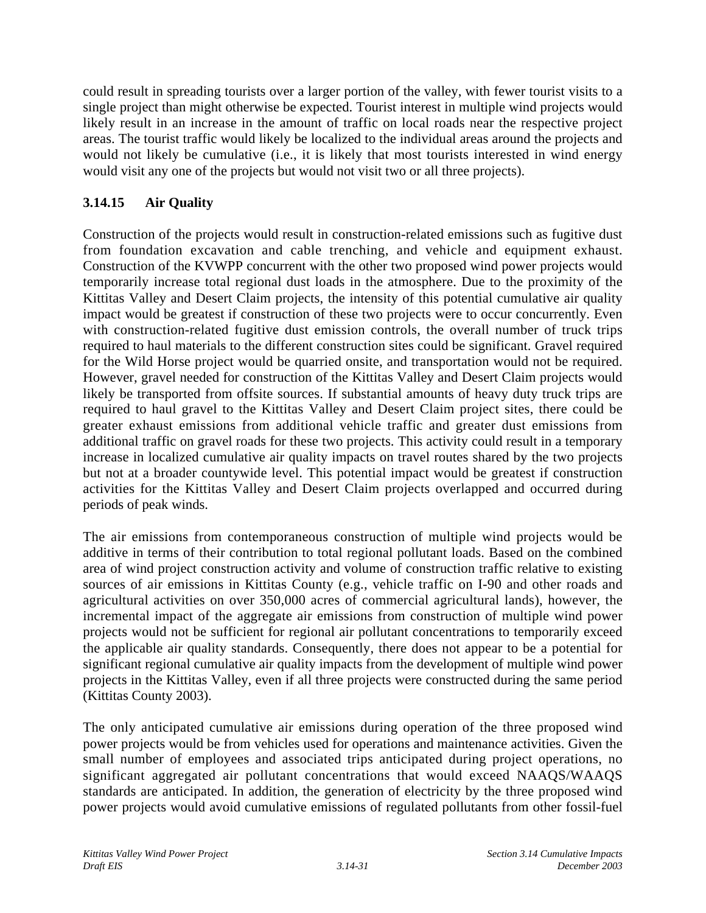could result in spreading tourists over a larger portion of the valley, with fewer tourist visits to a single project than might otherwise be expected. Tourist interest in multiple wind projects would likely result in an increase in the amount of traffic on local roads near the respective project areas. The tourist traffic would likely be localized to the individual areas around the projects and would not likely be cumulative (i.e., it is likely that most tourists interested in wind energy would visit any one of the projects but would not visit two or all three projects).

### 3.14.15 Air Quality

Construction of the projects would result in construction-related emissions such as fugitive dust from foundation excavation and cable trenching, and vehicle and equipment exhaust. Construction of the KVWPP concurrent with the other two proposed wind power projects would temporarily increase total regional dust loads in the atmosphere. Due to the proximity of the Kittitas Valley and Desert Claim projects, the intensity of this potential cumulative air quality impact would be greatest if construction of these two projects were to occur concurrently. Even with construction-related fugitive dust emission controls, the overall number of truck trips required to haul materials to the different construction sites could be significant. Gravel required for the Wild Horse project would be quarried onsite, and transportation would not be required. However, gravel needed for construction of the Kittitas Valley and Desert Claim projects would likely be transported from offsite sources. If substantial amounts of heavy duty truck trips are required to haul gravel to the Kittitas Valley and Desert Claim project sites, there could be greater exhaust emissions from additional vehicle traffic and greater dust emissions from additional traffic on gravel roads for these two projects. This activity could result in a temporary increase in localized cumulative air quality impacts on travel routes shared by the two projects but not at a broader countywide level. This potential impact would be greatest if construction activities for the Kittitas Valley and Desert Claim projects overlapped and occurred during periods of peak winds.

The air emissions from contemporaneous construction of multiple wind projects would be additive in terms of their contribution to total regional pollutant loads. Based on the combined area of wind project construction activity and volume of construction traffic relative to existing sources of air emissions in Kittitas County (e.g., vehicle traffic on I-90 and other roads and agricultural activities on over 350,000 acres of commercial agricultural lands), however, the incremental impact of the aggregate air emissions from construction of multiple wind power projects would not be sufficient for regional air pollutant concentrations to temporarily exceed the applicable air quality standards. Consequently, there does not appear to be a potential for significant regional cumulative air quality impacts from the development of multiple wind power projects in the Kittitas Valley, even if all three projects were constructed during the same period (Kittitas County 2003).

The only anticipated cumulative air emissions during operation of the three proposed wind power projects would be from vehicles used for operations and maintenance activities. Given the small number of employees and associated trips anticipated during project operations, no significant aggregated air pollutant concentrations that would exceed NAAQS/WAAQS standards are anticipated. In addition, the generation of electricity by the three proposed wind power projects would avoid cumulative emissions of regulated pollutants from other fossil-fuel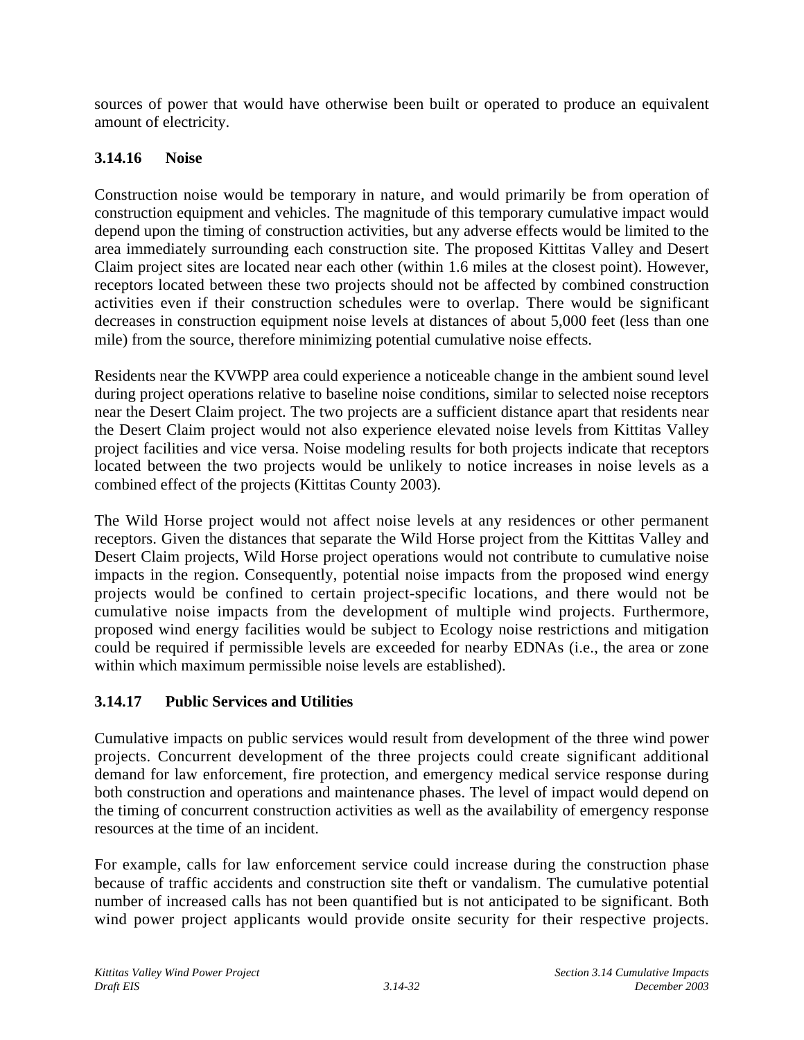sources of power that would have otherwise been built or operated to produce an equivalent amount of electricity.

### 3.14.16 Noise

Construction noise would be temporary in nature, and would primarily be from operation of construction equipment and vehicles. The magnitude of this temporary cumulative impact would depend upon the timing of construction activities, but any adverse effects would be limited to the area immediately surrounding each construction site. The proposed Kittitas Valley and Desert Claim project sites are located near each other (within 1.6 miles at the closest point). However, receptors located between these two projects should not be affected by combined construction activities even if their construction schedules were to overlap. There would be significant decreases in construction equipment noise levels at distances of about 5,000 feet (less than one mile) from the source, therefore minimizing potential cumulative noise effects.

Residents near the KVWPP area could experience a noticeable change in the ambient sound level during project operations relative to baseline noise conditions, similar to selected noise receptors near the Desert Claim project. The two projects are a sufficient distance apart that residents near the Desert Claim project would not also experience elevated noise levels from Kittitas Valley project facilities and vice versa. Noise modeling results for both projects indicate that receptors located between the two projects would be unlikely to notice increases in noise levels as a combined effect of the projects (Kittitas County 2003).

The Wild Horse project would not affect noise levels at any residences or other permanent receptors. Given the distances that separate the Wild Horse project from the Kittitas Valley and Desert Claim projects, Wild Horse project operations would not contribute to cumulative noise impacts in the region. Consequently, potential noise impacts from the proposed wind energy projects would be confined to certain project-specific locations, and there would not be cumulative noise impacts from the development of multiple wind projects. Furthermore, proposed wind energy facilities would be subject to Ecology noise restrictions and mitigation could be required if permissible levels are exceeded for nearby EDNAs (i.e., the area or zone within which maximum permissible noise levels are established).

### 3.14.17 Public Services and Utilities

Cumulative impacts on public services would result from development of the three wind power projects. Concurrent development of the three projects could create significant additional demand for law enforcement, fire protection, and emergency medical service response during both construction and operations and maintenance phases. The level of impact would depend on the timing of concurrent construction activities as well as the availability of emergency response resources at the time of an incident.

For example, calls for law enforcement service could increase during the construction phase because of traffic accidents and construction site theft or vandalism. The cumulative potential number of increased calls has not been quantified but is not anticipated to be significant. Both wind power project applicants would provide onsite security for their respective projects.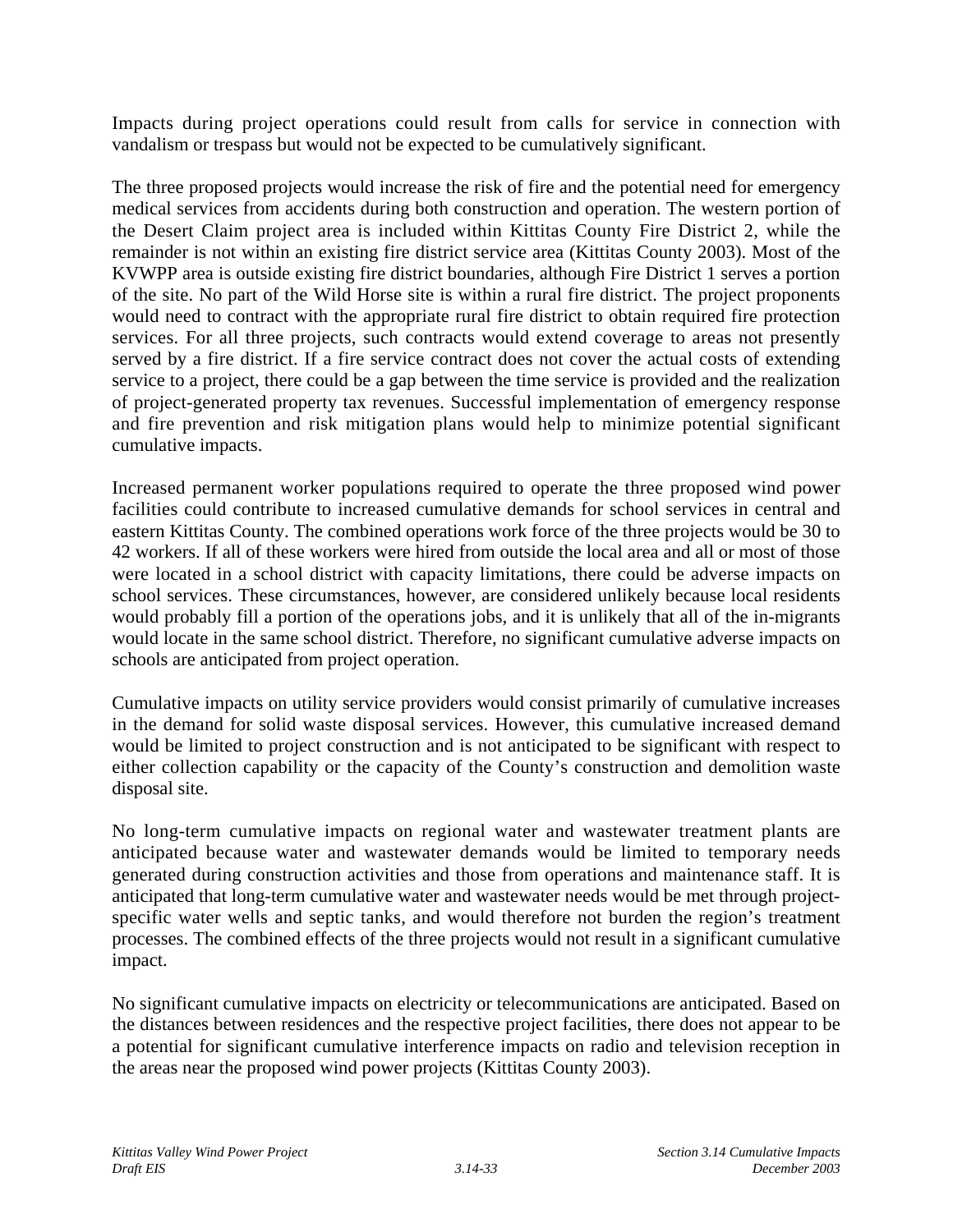Impacts during project operations could result from calls for service in connection with vandalism or trespass but would not be expected to be cumulatively significant.

The three proposed projects would increase the risk of fire and the potential need for emergency medical services from accidents during both construction and operation. The western portion of the Desert Claim project area is included within Kittitas County Fire District 2, while the remainder is not within an existing fire district service area (Kittitas County 2003). Most of the KVWPP area is outside existing fire district boundaries, although Fire District 1 serves a portion of the site. No part of the Wild Horse site is within a rural fire district. The project proponents would need to contract with the appropriate rural fire district to obtain required fire protection services. For all three projects, such contracts would extend coverage to areas not presently served by a fire district. If a fire service contract does not cover the actual costs of extending service to a project, there could be a gap between the time service is provided and the realization of project-generated property tax revenues. Successful implementation of emergency response and fire prevention and risk mitigation plans would help to minimize potential significant cumulative impacts.

Increased permanent worker populations required to operate the three proposed wind power facilities could contribute to increased cumulative demands for school services in central and eastern Kittitas County. The combined operations work force of the three projects would be 30 to 42 workers. If all of these workers were hired from outside the local area and all or most of those were located in a school district with capacity limitations, there could be adverse impacts on school services. These circumstances, however, are considered unlikely because local residents would probably fill a portion of the operations jobs, and it is unlikely that all of the in-migrants would locate in the same school district. Therefore, no significant cumulative adverse impacts on schools are anticipated from project operation.

Cumulative impacts on utility service providers would consist primarily of cumulative increases in the demand for solid waste disposal services. However, this cumulative increased demand would be limited to project construction and is not anticipated to be significant with respect to either collection capability or the capacity of the County's construction and demolition waste disposal site.

No long-term cumulative impacts on regional water and wastewater treatment plants are anticipated because water and wastewater demands would be limited to temporary needs generated during construction activities and those from operations and maintenance staff. It is anticipated that long-term cumulative water and wastewater needs would be met through project-specific water wells and septic tanks, and would therefore not burden the region's treatment processes. The combined effects of the three projects would not result in a significant cumulative impact.

No significant cumulative impacts on electricity or telecommunications are anticipated. Based on the distances between residences and the respective project facilities, there does not appear to be a potential for significant cumulative interference impacts on radio and television reception in the areas near the proposed wind power projects (Kittitas County 2003).